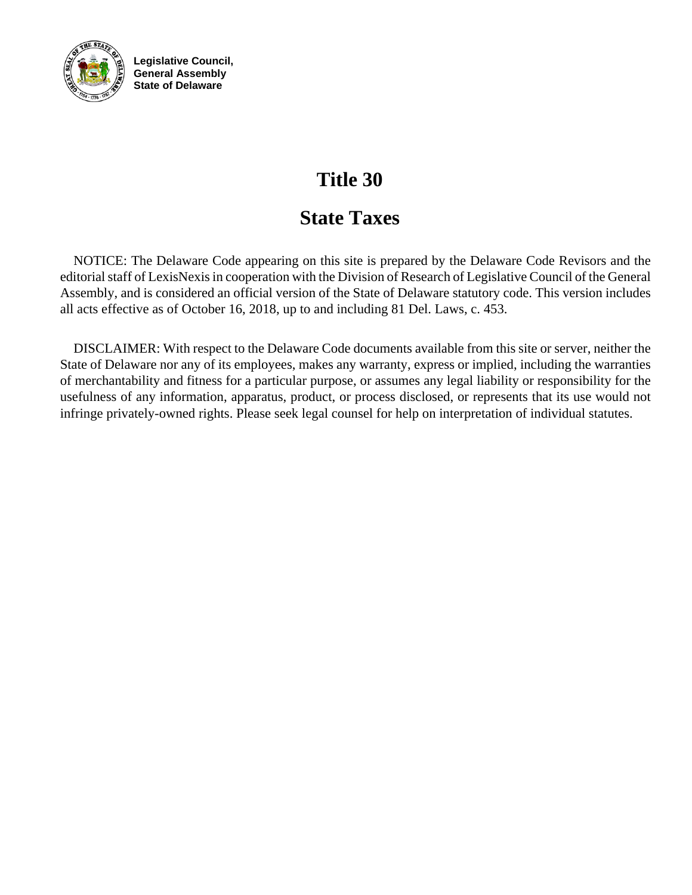Legislative Council,
General Assembly
State of Delaware

# Title 30

# State Taxes

NOTICE: The Delaware Code appearing on this site is prepared by the Delaware Code Revisors and the editorial staff of LexisNexis in cooperation with the Division of Research of Legislative Council of the General Assembly, and is considered an official version of the State of Delaware statutory code. This version includes all acts effective as of October 16, 2018, up to and including 81 Del. Laws, c. 453.

DISCLAIMER: With respect to the Delaware Code documents available from this site or server, neither the State of Delaware nor any of its employees, makes any warranty, express or implied, including the warranties of merchantability and fitness for a particular purpose, or assumes any legal liability or responsibility for the usefulness of any information, apparatus, product, or process disclosed, or represents that its use would not infringe privately-owned rights. Please seek legal counsel for help on interpretation of individual statutes.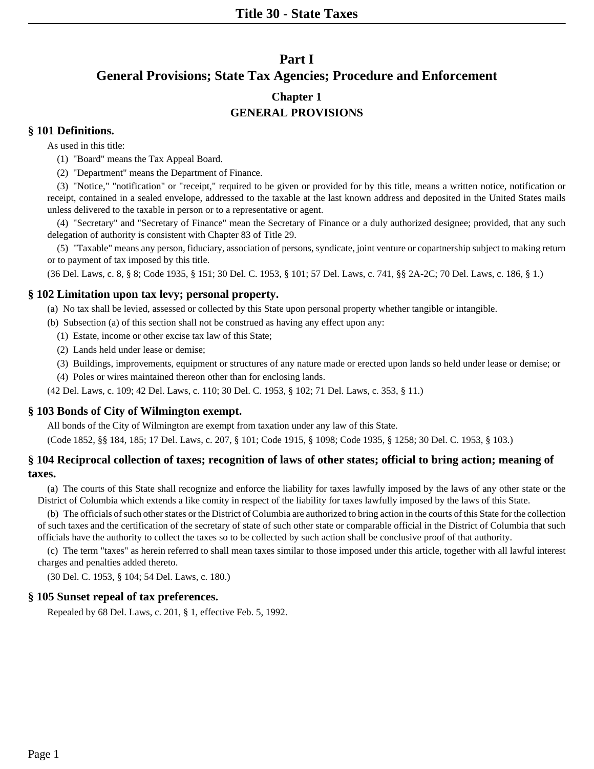# Part I
# General Provisions; State Tax Agencies; Procedure and Enforcement

## Chapter 1
## GENERAL PROVISIONS

### § 101 Definitions.

As used in this title:

(1) "Board" means the Tax Appeal Board.

(2) "Department" means the Department of Finance.

(3) "Notice," "notification" or "receipt," required to be given or provided for by this title, means a written notice, notification or receipt, contained in a sealed envelope, addressed to the taxable at the last known address and deposited in the United States mails unless delivered to the taxable in person or to a representative or agent.

(4) "Secretary" and "Secretary of Finance" mean the Secretary of Finance or a duly authorized designee; provided, that any such delegation of authority is consistent with Chapter 83 of Title 29.

(5) "Taxable" means any person, fiduciary, association of persons, syndicate, joint venture or copartnership subject to making return or to payment of tax imposed by this title.

(36 Del. Laws, c. 8, § 8; Code 1935, § 151; 30 Del. C. 1953, § 101; 57 Del. Laws, c. 741, §§ 2A-2C; 70 Del. Laws, c. 186, § 1.)

### § 102 Limitation upon tax levy; personal property.

(a) No tax shall be levied, assessed or collected by this State upon personal property whether tangible or intangible.

(b) Subsection (a) of this section shall not be construed as having any effect upon any:

(1) Estate, income or other excise tax law of this State;

(2) Lands held under lease or demise;

(3) Buildings, improvements, equipment or structures of any nature made or erected upon lands so held under lease or demise; or

(4) Poles or wires maintained thereon other than for enclosing lands.

(42 Del. Laws, c. 109; 42 Del. Laws, c. 110; 30 Del. C. 1953, § 102; 71 Del. Laws, c. 353, § 11.)

### § 103 Bonds of City of Wilmington exempt.

All bonds of the City of Wilmington are exempt from taxation under any law of this State.

(Code 1852, §§ 184, 185; 17 Del. Laws, c. 207, § 101; Code 1915, § 1098; Code 1935, § 1258; 30 Del. C. 1953, § 103.)

### § 104 Reciprocal collection of taxes; recognition of laws of other states; official to bring action; meaning of taxes.

(a) The courts of this State shall recognize and enforce the liability for taxes lawfully imposed by the laws of any other state or the District of Columbia which extends a like comity in respect of the liability for taxes lawfully imposed by the laws of this State.

(b) The officials of such other states or the District of Columbia are authorized to bring action in the courts of this State for the collection of such taxes and the certification of the secretary of state of such other state or comparable official in the District of Columbia that such officials have the authority to collect the taxes so to be collected by such action shall be conclusive proof of that authority.

(c) The term "taxes" as herein referred to shall mean taxes similar to those imposed under this article, together with all lawful interest charges and penalties added thereto.

(30 Del. C. 1953, § 104; 54 Del. Laws, c. 180.)

### § 105 Sunset repeal of tax preferences.

Repealed by 68 Del. Laws, c. 201, § 1, effective Feb. 5, 1992.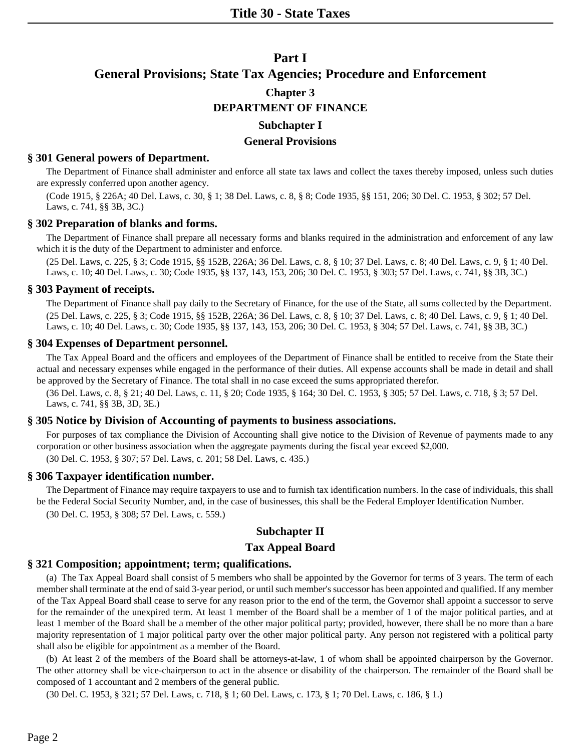# Part I

# General Provisions; State Tax Agencies; Procedure and Enforcement

## Chapter 3

## DEPARTMENT OF FINANCE

### Subchapter I

### General Provisions

#### § 301 General powers of Department.

The Department of Finance shall administer and enforce all state tax laws and collect the taxes thereby imposed, unless such duties are expressly conferred upon another agency.

(Code 1915, § 226A; 40 Del. Laws, c. 30, § 1; 38 Del. Laws, c. 8, § 8; Code 1935, §§ 151, 206; 30 Del. C. 1953, § 302; 57 Del. Laws, c. 741, §§ 3B, 3C.)

#### § 302 Preparation of blanks and forms.

The Department of Finance shall prepare all necessary forms and blanks required in the administration and enforcement of any law which it is the duty of the Department to administer and enforce.

(25 Del. Laws, c. 225, § 3; Code 1915, §§ 152B, 226A; 36 Del. Laws, c. 8, § 10; 37 Del. Laws, c. 8; 40 Del. Laws, c. 9, § 1; 40 Del. Laws, c. 10; 40 Del. Laws, c. 30; Code 1935, §§ 137, 143, 153, 206; 30 Del. C. 1953, § 303; 57 Del. Laws, c. 741, §§ 3B, 3C.)

#### § 303 Payment of receipts.

The Department of Finance shall pay daily to the Secretary of Finance, for the use of the State, all sums collected by the Department.

(25 Del. Laws, c. 225, § 3; Code 1915, §§ 152B, 226A; 36 Del. Laws, c. 8, § 10; 37 Del. Laws, c. 8; 40 Del. Laws, c. 9, § 1; 40 Del. Laws, c. 10; 40 Del. Laws, c. 30; Code 1935, §§ 137, 143, 153, 206; 30 Del. C. 1953, § 304; 57 Del. Laws, c. 741, §§ 3B, 3C.)

#### § 304 Expenses of Department personnel.

The Tax Appeal Board and the officers and employees of the Department of Finance shall be entitled to receive from the State their actual and necessary expenses while engaged in the performance of their duties. All expense accounts shall be made in detail and shall be approved by the Secretary of Finance. The total shall in no case exceed the sums appropriated therefor.

(36 Del. Laws, c. 8, § 21; 40 Del. Laws, c. 11, § 20; Code 1935, § 164; 30 Del. C. 1953, § 305; 57 Del. Laws, c. 718, § 3; 57 Del. Laws, c. 741, §§ 3B, 3D, 3E.)

#### § 305 Notice by Division of Accounting of payments to business associations.

For purposes of tax compliance the Division of Accounting shall give notice to the Division of Revenue of payments made to any corporation or other business association when the aggregate payments during the fiscal year exceed $2,000.

(30 Del. C. 1953, § 307; 57 Del. Laws, c. 201; 58 Del. Laws, c. 435.)

#### § 306 Taxpayer identification number.

The Department of Finance may require taxpayers to use and to furnish tax identification numbers. In the case of individuals, this shall be the Federal Social Security Number, and, in the case of businesses, this shall be the Federal Employer Identification Number.

(30 Del. C. 1953, § 308; 57 Del. Laws, c. 559.)

### Subchapter II

### Tax Appeal Board

#### § 321 Composition; appointment; term; qualifications.

(a) The Tax Appeal Board shall consist of 5 members who shall be appointed by the Governor for terms of 3 years. The term of each member shall terminate at the end of said 3-year period, or until such member's successor has been appointed and qualified. If any member of the Tax Appeal Board shall cease to serve for any reason prior to the end of the term, the Governor shall appoint a successor to serve for the remainder of the unexpired term. At least 1 member of the Board shall be a member of 1 of the major political parties, and at least 1 member of the Board shall be a member of the other major political party; provided, however, there shall be no more than a bare majority representation of 1 major political party over the other major political party. Any person not registered with a political party shall also be eligible for appointment as a member of the Board.

(b) At least 2 of the members of the Board shall be attorneys-at-law, 1 of whom shall be appointed chairperson by the Governor. The other attorney shall be vice-chairperson to act in the absence or disability of the chairperson. The remainder of the Board shall be composed of 1 accountant and 2 members of the general public.

(30 Del. C. 1953, § 321; 57 Del. Laws, c. 718, § 1; 60 Del. Laws, c. 173, § 1; 70 Del. Laws, c. 186, § 1.)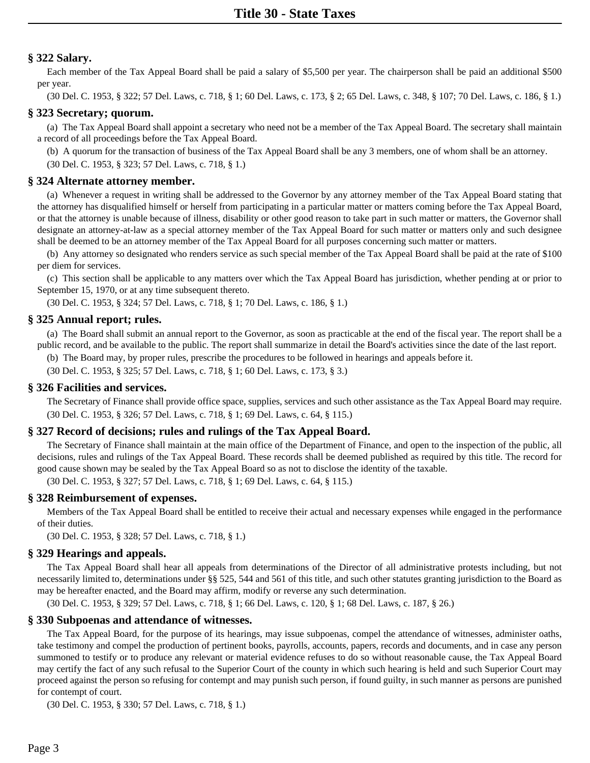### § 322 Salary.

Each member of the Tax Appeal Board shall be paid a salary of $5,500 per year. The chairperson shall be paid an additional $500 per year.

(30 Del. C. 1953, § 322; 57 Del. Laws, c. 718, § 1; 60 Del. Laws, c. 173, § 2; 65 Del. Laws, c. 348, § 107; 70 Del. Laws, c. 186, § 1.)

### § 323 Secretary; quorum.

(a) The Tax Appeal Board shall appoint a secretary who need not be a member of the Tax Appeal Board. The secretary shall maintain a record of all proceedings before the Tax Appeal Board.

(b) A quorum for the transaction of business of the Tax Appeal Board shall be any 3 members, one of whom shall be an attorney.

(30 Del. C. 1953, § 323; 57 Del. Laws, c. 718, § 1.)

### § 324 Alternate attorney member.

(a) Whenever a request in writing shall be addressed to the Governor by any attorney member of the Tax Appeal Board stating that the attorney has disqualified himself or herself from participating in a particular matter or matters coming before the Tax Appeal Board, or that the attorney is unable because of illness, disability or other good reason to take part in such matter or matters, the Governor shall designate an attorney-at-law as a special attorney member of the Tax Appeal Board for such matter or matters only and such designee shall be deemed to be an attorney member of the Tax Appeal Board for all purposes concerning such matter or matters.

(b) Any attorney so designated who renders service as such special member of the Tax Appeal Board shall be paid at the rate of $100 per diem for services.

(c) This section shall be applicable to any matters over which the Tax Appeal Board has jurisdiction, whether pending at or prior to September 15, 1970, or at any time subsequent thereto.

(30 Del. C. 1953, § 324; 57 Del. Laws, c. 718, § 1; 70 Del. Laws, c. 186, § 1.)

### § 325 Annual report; rules.

(a) The Board shall submit an annual report to the Governor, as soon as practicable at the end of the fiscal year. The report shall be a public record, and be available to the public. The report shall summarize in detail the Board's activities since the date of the last report.

(b) The Board may, by proper rules, prescribe the procedures to be followed in hearings and appeals before it.

(30 Del. C. 1953, § 325; 57 Del. Laws, c. 718, § 1; 60 Del. Laws, c. 173, § 3.)

### § 326 Facilities and services.

The Secretary of Finance shall provide office space, supplies, services and such other assistance as the Tax Appeal Board may require.

(30 Del. C. 1953, § 326; 57 Del. Laws, c. 718, § 1; 69 Del. Laws, c. 64, § 115.)

### § 327 Record of decisions; rules and rulings of the Tax Appeal Board.

The Secretary of Finance shall maintain at the main office of the Department of Finance, and open to the inspection of the public, all decisions, rules and rulings of the Tax Appeal Board. These records shall be deemed published as required by this title. The record for good cause shown may be sealed by the Tax Appeal Board so as not to disclose the identity of the taxable.

(30 Del. C. 1953, § 327; 57 Del. Laws, c. 718, § 1; 69 Del. Laws, c. 64, § 115.)

### § 328 Reimbursement of expenses.

Members of the Tax Appeal Board shall be entitled to receive their actual and necessary expenses while engaged in the performance of their duties.

(30 Del. C. 1953, § 328; 57 Del. Laws, c. 718, § 1.)

### § 329 Hearings and appeals.

The Tax Appeal Board shall hear all appeals from determinations of the Director of all administrative protests including, but not necessarily limited to, determinations under §§ 525, 544 and 561 of this title, and such other statutes granting jurisdiction to the Board as may be hereafter enacted, and the Board may affirm, modify or reverse any such determination.

(30 Del. C. 1953, § 329; 57 Del. Laws, c. 718, § 1; 66 Del. Laws, c. 120, § 1; 68 Del. Laws, c. 187, § 26.)

### § 330 Subpoenas and attendance of witnesses.

The Tax Appeal Board, for the purpose of its hearings, may issue subpoenas, compel the attendance of witnesses, administer oaths, take testimony and compel the production of pertinent books, payrolls, accounts, papers, records and documents, and in case any person summoned to testify or to produce any relevant or material evidence refuses to do so without reasonable cause, the Tax Appeal Board may certify the fact of any such refusal to the Superior Court of the county in which such hearing is held and such Superior Court may proceed against the person so refusing for contempt and may punish such person, if found guilty, in such manner as persons are punished for contempt of court.

(30 Del. C. 1953, § 330; 57 Del. Laws, c. 718, § 1.)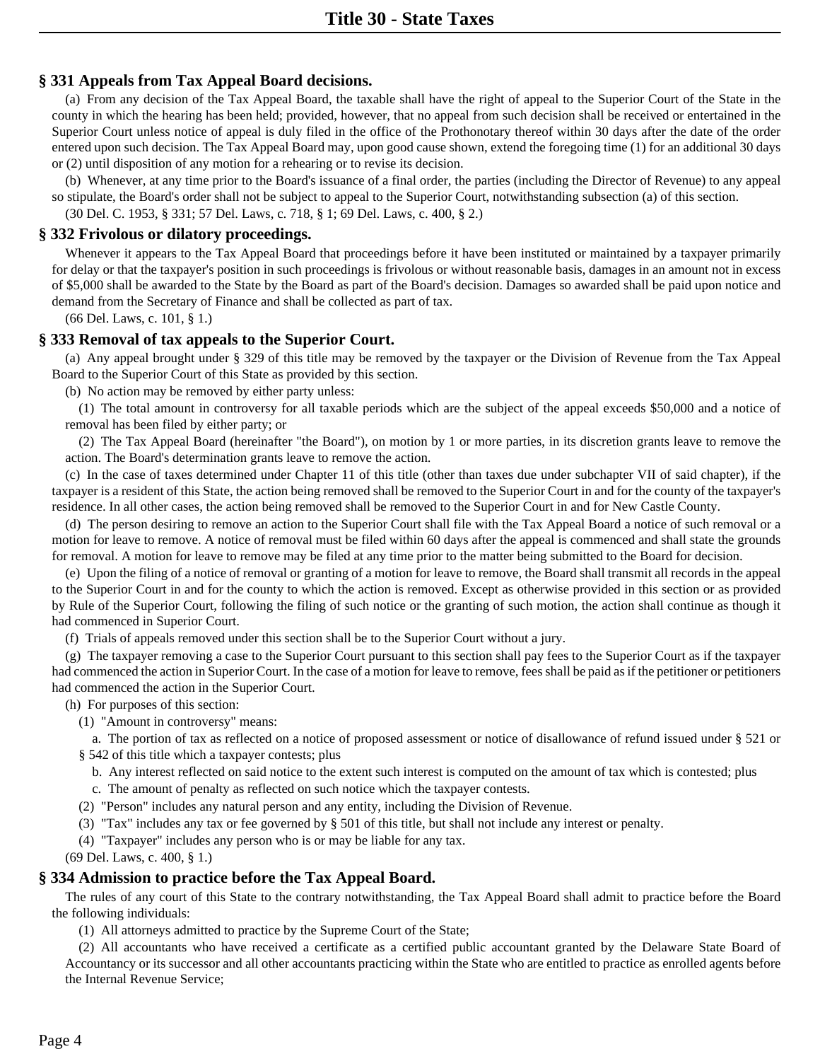### § 331 Appeals from Tax Appeal Board decisions.

(a) From any decision of the Tax Appeal Board, the taxable shall have the right of appeal to the Superior Court of the State in the county in which the hearing has been held; provided, however, that no appeal from such decision shall be received or entertained in the Superior Court unless notice of appeal is duly filed in the office of the Prothonotary thereof within 30 days after the date of the order entered upon such decision. The Tax Appeal Board may, upon good cause shown, extend the foregoing time (1) for an additional 30 days or (2) until disposition of any motion for a rehearing or to revise its decision.

(b) Whenever, at any time prior to the Board's issuance of a final order, the parties (including the Director of Revenue) to any appeal so stipulate, the Board's order shall not be subject to appeal to the Superior Court, notwithstanding subsection (a) of this section.

(30 Del. C. 1953, § 331; 57 Del. Laws, c. 718, § 1; 69 Del. Laws, c. 400, § 2.)

### § 332 Frivolous or dilatory proceedings.

Whenever it appears to the Tax Appeal Board that proceedings before it have been instituted or maintained by a taxpayer primarily for delay or that the taxpayer's position in such proceedings is frivolous or without reasonable basis, damages in an amount not in excess of $5,000 shall be awarded to the State by the Board as part of the Board's decision. Damages so awarded shall be paid upon notice and demand from the Secretary of Finance and shall be collected as part of tax.

(66 Del. Laws, c. 101, § 1.)

### § 333 Removal of tax appeals to the Superior Court.

(a) Any appeal brought under § 329 of this title may be removed by the taxpayer or the Division of Revenue from the Tax Appeal Board to the Superior Court of this State as provided by this section.

(b) No action may be removed by either party unless:

(1) The total amount in controversy for all taxable periods which are the subject of the appeal exceeds $50,000 and a notice of removal has been filed by either party; or

(2) The Tax Appeal Board (hereinafter "the Board"), on motion by 1 or more parties, in its discretion grants leave to remove the action. The Board's determination grants leave to remove the action.

(c) In the case of taxes determined under Chapter 11 of this title (other than taxes due under subchapter VII of said chapter), if the taxpayer is a resident of this State, the action being removed shall be removed to the Superior Court in and for the county of the taxpayer's residence. In all other cases, the action being removed shall be removed to the Superior Court in and for New Castle County.

(d) The person desiring to remove an action to the Superior Court shall file with the Tax Appeal Board a notice of such removal or a motion for leave to remove. A notice of removal must be filed within 60 days after the appeal is commenced and shall state the grounds for removal. A motion for leave to remove may be filed at any time prior to the matter being submitted to the Board for decision.

(e) Upon the filing of a notice of removal or granting of a motion for leave to remove, the Board shall transmit all records in the appeal to the Superior Court in and for the county to which the action is removed. Except as otherwise provided in this section or as provided by Rule of the Superior Court, following the filing of such notice or the granting of such motion, the action shall continue as though it had commenced in Superior Court.

(f) Trials of appeals removed under this section shall be to the Superior Court without a jury.

(g) The taxpayer removing a case to the Superior Court pursuant to this section shall pay fees to the Superior Court as if the taxpayer had commenced the action in Superior Court. In the case of a motion for leave to remove, fees shall be paid as if the petitioner or petitioners had commenced the action in the Superior Court.

(h) For purposes of this section:

(1) "Amount in controversy" means:

a. The portion of tax as reflected on a notice of proposed assessment or notice of disallowance of refund issued under § 521 or § 542 of this title which a taxpayer contests; plus

b. Any interest reflected on said notice to the extent such interest is computed on the amount of tax which is contested; plus

c. The amount of penalty as reflected on such notice which the taxpayer contests.

(2) "Person" includes any natural person and any entity, including the Division of Revenue.

(3) "Tax" includes any tax or fee governed by § 501 of this title, but shall not include any interest or penalty.

(4) "Taxpayer" includes any person who is or may be liable for any tax.

(69 Del. Laws, c. 400, § 1.)

### § 334 Admission to practice before the Tax Appeal Board.

The rules of any court of this State to the contrary notwithstanding, the Tax Appeal Board shall admit to practice before the Board the following individuals:

(1) All attorneys admitted to practice by the Supreme Court of the State;

(2) All accountants who have received a certificate as a certified public accountant granted by the Delaware State Board of Accountancy or its successor and all other accountants practicing within the State who are entitled to practice as enrolled agents before the Internal Revenue Service;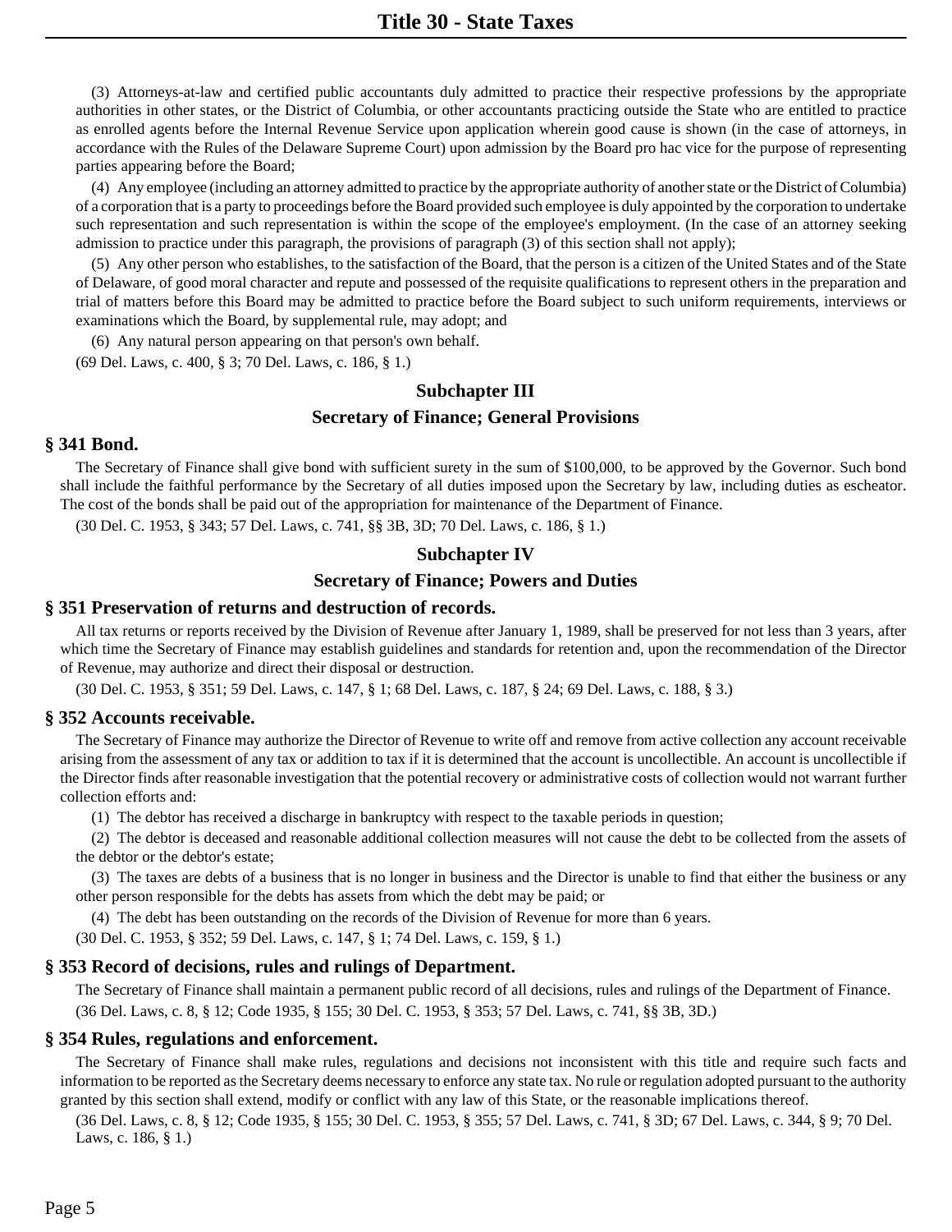(3) Attorneys-at-law and certified public accountants duly admitted to practice their respective professions by the appropriate authorities in other states, or the District of Columbia, or other accountants practicing outside the State who are entitled to practice as enrolled agents before the Internal Revenue Service upon application wherein good cause is shown (in the case of attorneys, in accordance with the Rules of the Delaware Supreme Court) upon admission by the Board pro hac vice for the purpose of representing parties appearing before the Board;

(4) Any employee (including an attorney admitted to practice by the appropriate authority of another state or the District of Columbia) of a corporation that is a party to proceedings before the Board provided such employee is duly appointed by the corporation to undertake such representation and such representation is within the scope of the employee's employment. (In the case of an attorney seeking admission to practice under this paragraph, the provisions of paragraph (3) of this section shall not apply);

(5) Any other person who establishes, to the satisfaction of the Board, that the person is a citizen of the United States and of the State of Delaware, of good moral character and repute and possessed of the requisite qualifications to represent others in the preparation and trial of matters before this Board may be admitted to practice before the Board subject to such uniform requirements, interviews or examinations which the Board, by supplemental rule, may adopt; and

(6) Any natural person appearing on that person's own behalf.

(69 Del. Laws, c. 400, § 3; 70 Del. Laws, c. 186, § 1.)

## Subchapter III

## Secretary of Finance; General Provisions

### § 341 Bond.

The Secretary of Finance shall give bond with sufficient surety in the sum of $100,000, to be approved by the Governor. Such bond shall include the faithful performance by the Secretary of all duties imposed upon the Secretary by law, including duties as escheator. The cost of the bonds shall be paid out of the appropriation for maintenance of the Department of Finance.

(30 Del. C. 1953, § 343; 57 Del. Laws, c. 741, §§ 3B, 3D; 70 Del. Laws, c. 186, § 1.)

## Subchapter IV

## Secretary of Finance; Powers and Duties

### § 351 Preservation of returns and destruction of records.

All tax returns or reports received by the Division of Revenue after January 1, 1989, shall be preserved for not less than 3 years, after which time the Secretary of Finance may establish guidelines and standards for retention and, upon the recommendation of the Director of Revenue, may authorize and direct their disposal or destruction.

(30 Del. C. 1953, § 351; 59 Del. Laws, c. 147, § 1; 68 Del. Laws, c. 187, § 24; 69 Del. Laws, c. 188, § 3.)

### § 352 Accounts receivable.

The Secretary of Finance may authorize the Director of Revenue to write off and remove from active collection any account receivable arising from the assessment of any tax or addition to tax if it is determined that the account is uncollectible. An account is uncollectible if the Director finds after reasonable investigation that the potential recovery or administrative costs of collection would not warrant further collection efforts and:

(1) The debtor has received a discharge in bankruptcy with respect to the taxable periods in question;

(2) The debtor is deceased and reasonable additional collection measures will not cause the debt to be collected from the assets of the debtor or the debtor's estate;

(3) The taxes are debts of a business that is no longer in business and the Director is unable to find that either the business or any other person responsible for the debts has assets from which the debt may be paid; or

(4) The debt has been outstanding on the records of the Division of Revenue for more than 6 years.

(30 Del. C. 1953, § 352; 59 Del. Laws, c. 147, § 1; 74 Del. Laws, c. 159, § 1.)

### § 353 Record of decisions, rules and rulings of Department.

The Secretary of Finance shall maintain a permanent public record of all decisions, rules and rulings of the Department of Finance.

(36 Del. Laws, c. 8, § 12; Code 1935, § 155; 30 Del. C. 1953, § 353; 57 Del. Laws, c. 741, §§ 3B, 3D.)

### § 354 Rules, regulations and enforcement.

The Secretary of Finance shall make rules, regulations and decisions not inconsistent with this title and require such facts and information to be reported as the Secretary deems necessary to enforce any state tax. No rule or regulation adopted pursuant to the authority granted by this section shall extend, modify or conflict with any law of this State, or the reasonable implications thereof.

(36 Del. Laws, c. 8, § 12; Code 1935, § 155; 30 Del. C. 1953, § 355; 57 Del. Laws, c. 741, § 3D; 67 Del. Laws, c. 344, § 9; 70 Del. Laws, c. 186, § 1.)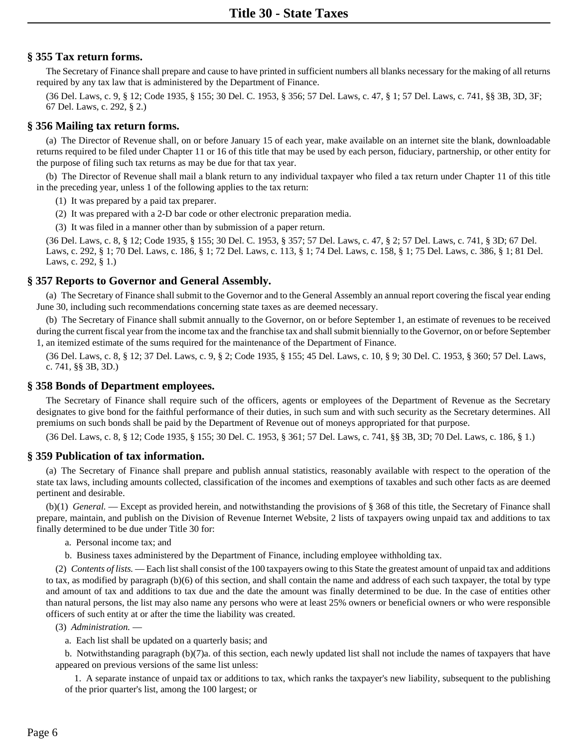### § 355 Tax return forms.

The Secretary of Finance shall prepare and cause to have printed in sufficient numbers all blanks necessary for the making of all returns required by any tax law that is administered by the Department of Finance.

(36 Del. Laws, c. 9, § 12; Code 1935, § 155; 30 Del. C. 1953, § 356; 57 Del. Laws, c. 47, § 1; 57 Del. Laws, c. 741, §§ 3B, 3D, 3F; 67 Del. Laws, c. 292, § 2.)

### § 356 Mailing tax return forms.

(a) The Director of Revenue shall, on or before January 15 of each year, make available on an internet site the blank, downloadable returns required to be filed under Chapter 11 or 16 of this title that may be used by each person, fiduciary, partnership, or other entity for the purpose of filing such tax returns as may be due for that tax year.

(b) The Director of Revenue shall mail a blank return to any individual taxpayer who filed a tax return under Chapter 11 of this title in the preceding year, unless 1 of the following applies to the tax return:

(1) It was prepared by a paid tax preparer.

(2) It was prepared with a 2-D bar code or other electronic preparation media.

(3) It was filed in a manner other than by submission of a paper return.

(36 Del. Laws, c. 8, § 12; Code 1935, § 155; 30 Del. C. 1953, § 357; 57 Del. Laws, c. 47, § 2; 57 Del. Laws, c. 741, § 3D; 67 Del. Laws, c. 292, § 1; 70 Del. Laws, c. 186, § 1; 72 Del. Laws, c. 113, § 1; 74 Del. Laws, c. 158, § 1; 75 Del. Laws, c. 386, § 1; 81 Del. Laws, c. 292, § 1.)

### § 357 Reports to Governor and General Assembly.

(a) The Secretary of Finance shall submit to the Governor and to the General Assembly an annual report covering the fiscal year ending June 30, including such recommendations concerning state taxes as are deemed necessary.

(b) The Secretary of Finance shall submit annually to the Governor, on or before September 1, an estimate of revenues to be received during the current fiscal year from the income tax and the franchise tax and shall submit biennially to the Governor, on or before September 1, an itemized estimate of the sums required for the maintenance of the Department of Finance.

(36 Del. Laws, c. 8, § 12; 37 Del. Laws, c. 9, § 2; Code 1935, § 155; 45 Del. Laws, c. 10, § 9; 30 Del. C. 1953, § 360; 57 Del. Laws, c. 741, §§ 3B, 3D.)

### § 358 Bonds of Department employees.

The Secretary of Finance shall require such of the officers, agents or employees of the Department of Revenue as the Secretary designates to give bond for the faithful performance of their duties, in such sum and with such security as the Secretary determines. All premiums on such bonds shall be paid by the Department of Revenue out of moneys appropriated for that purpose.

(36 Del. Laws, c. 8, § 12; Code 1935, § 155; 30 Del. C. 1953, § 361; 57 Del. Laws, c. 741, §§ 3B, 3D; 70 Del. Laws, c. 186, § 1.)

### § 359 Publication of tax information.

(a) The Secretary of Finance shall prepare and publish annual statistics, reasonably available with respect to the operation of the state tax laws, including amounts collected, classification of the incomes and exemptions of taxables and such other facts as are deemed pertinent and desirable.

(b)(1) *General.* — Except as provided herein, and notwithstanding the provisions of § 368 of this title, the Secretary of Finance shall prepare, maintain, and publish on the Division of Revenue Internet Website, 2 lists of taxpayers owing unpaid tax and additions to tax finally determined to be due under Title 30 for:

a. Personal income tax; and

b. Business taxes administered by the Department of Finance, including employee withholding tax.

(2) *Contents of lists.* — Each list shall consist of the 100 taxpayers owing to this State the greatest amount of unpaid tax and additions to tax, as modified by paragraph (b)(6) of this section, and shall contain the name and address of each such taxpayer, the total by type and amount of tax and additions to tax due and the date the amount was finally determined to be due. In the case of entities other than natural persons, the list may also name any persons who were at least 25% owners or beneficial owners or who were responsible officers of such entity at or after the time the liability was created.

(3) *Administration.* —

a. Each list shall be updated on a quarterly basis; and

b. Notwithstanding paragraph (b)(7)a. of this section, each newly updated list shall not include the names of taxpayers that have appeared on previous versions of the same list unless:

1. A separate instance of unpaid tax or additions to tax, which ranks the taxpayer's new liability, subsequent to the publishing of the prior quarter's list, among the 100 largest; or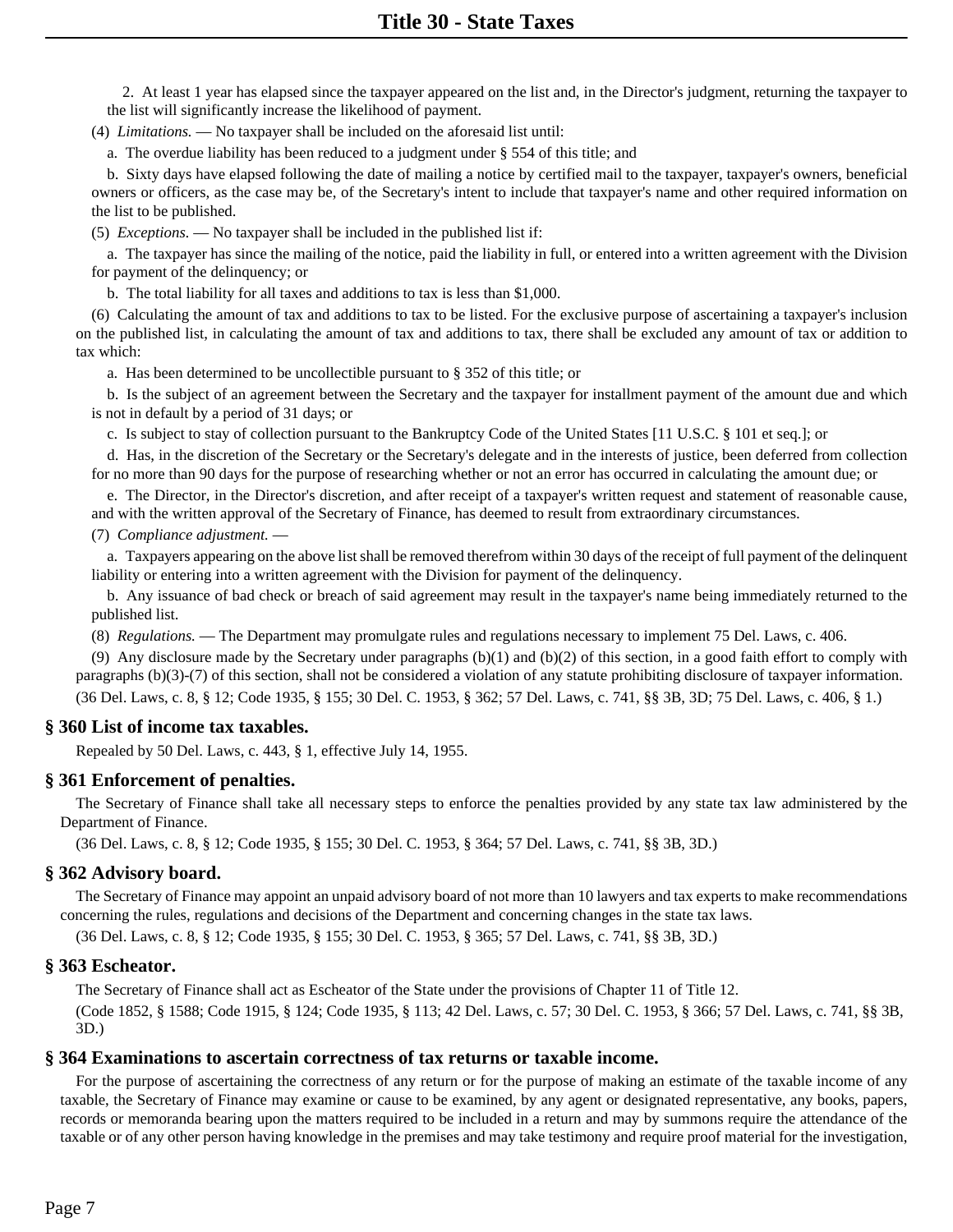2. At least 1 year has elapsed since the taxpayer appeared on the list and, in the Director's judgment, returning the taxpayer to the list will significantly increase the likelihood of payment.

(4) *Limitations.* — No taxpayer shall be included on the aforesaid list until:

a. The overdue liability has been reduced to a judgment under § 554 of this title; and

b. Sixty days have elapsed following the date of mailing a notice by certified mail to the taxpayer, taxpayer's owners, beneficial owners or officers, as the case may be, of the Secretary's intent to include that taxpayer's name and other required information on the list to be published.

(5) *Exceptions.* — No taxpayer shall be included in the published list if:

a. The taxpayer has since the mailing of the notice, paid the liability in full, or entered into a written agreement with the Division for payment of the delinquency; or

b. The total liability for all taxes and additions to tax is less than $1,000.

(6) Calculating the amount of tax and additions to tax to be listed. For the exclusive purpose of ascertaining a taxpayer's inclusion on the published list, in calculating the amount of tax and additions to tax, there shall be excluded any amount of tax or addition to tax which:

a. Has been determined to be uncollectible pursuant to § 352 of this title; or

b. Is the subject of an agreement between the Secretary and the taxpayer for installment payment of the amount due and which is not in default by a period of 31 days; or

c. Is subject to stay of collection pursuant to the Bankruptcy Code of the United States [11 U.S.C. § 101 et seq.]; or

d. Has, in the discretion of the Secretary or the Secretary's delegate and in the interests of justice, been deferred from collection for no more than 90 days for the purpose of researching whether or not an error has occurred in calculating the amount due; or

e. The Director, in the Director's discretion, and after receipt of a taxpayer's written request and statement of reasonable cause, and with the written approval of the Secretary of Finance, has deemed to result from extraordinary circumstances.

(7) *Compliance adjustment.* —

a. Taxpayers appearing on the above list shall be removed therefrom within 30 days of the receipt of full payment of the delinquent liability or entering into a written agreement with the Division for payment of the delinquency.

b. Any issuance of bad check or breach of said agreement may result in the taxpayer's name being immediately returned to the published list.

(8) *Regulations.* — The Department may promulgate rules and regulations necessary to implement 75 Del. Laws, c. 406.

(9) Any disclosure made by the Secretary under paragraphs (b)(1) and (b)(2) of this section, in a good faith effort to comply with paragraphs (b)(3)-(7) of this section, shall not be considered a violation of any statute prohibiting disclosure of taxpayer information.

(36 Del. Laws, c. 8, § 12; Code 1935, § 155; 30 Del. C. 1953, § 362; 57 Del. Laws, c. 741, §§ 3B, 3D; 75 Del. Laws, c. 406, § 1.)

### § 360 List of income tax taxables.

Repealed by 50 Del. Laws, c. 443, § 1, effective July 14, 1955.

### § 361 Enforcement of penalties.

The Secretary of Finance shall take all necessary steps to enforce the penalties provided by any state tax law administered by the Department of Finance.

(36 Del. Laws, c. 8, § 12; Code 1935, § 155; 30 Del. C. 1953, § 364; 57 Del. Laws, c. 741, §§ 3B, 3D.)

### § 362 Advisory board.

The Secretary of Finance may appoint an unpaid advisory board of not more than 10 lawyers and tax experts to make recommendations concerning the rules, regulations and decisions of the Department and concerning changes in the state tax laws.

(36 Del. Laws, c. 8, § 12; Code 1935, § 155; 30 Del. C. 1953, § 365; 57 Del. Laws, c. 741, §§ 3B, 3D.)

### § 363 Escheator.

The Secretary of Finance shall act as Escheator of the State under the provisions of Chapter 11 of Title 12.

(Code 1852, § 1588; Code 1915, § 124; Code 1935, § 113; 42 Del. Laws, c. 57; 30 Del. C. 1953, § 366; 57 Del. Laws, c. 741, §§ 3B, 3D.)

### § 364 Examinations to ascertain correctness of tax returns or taxable income.

For the purpose of ascertaining the correctness of any return or for the purpose of making an estimate of the taxable income of any taxable, the Secretary of Finance may examine or cause to be examined, by any agent or designated representative, any books, papers, records or memoranda bearing upon the matters required to be included in a return and may by summons require the attendance of the taxable or of any other person having knowledge in the premises and may take testimony and require proof material for the investigation,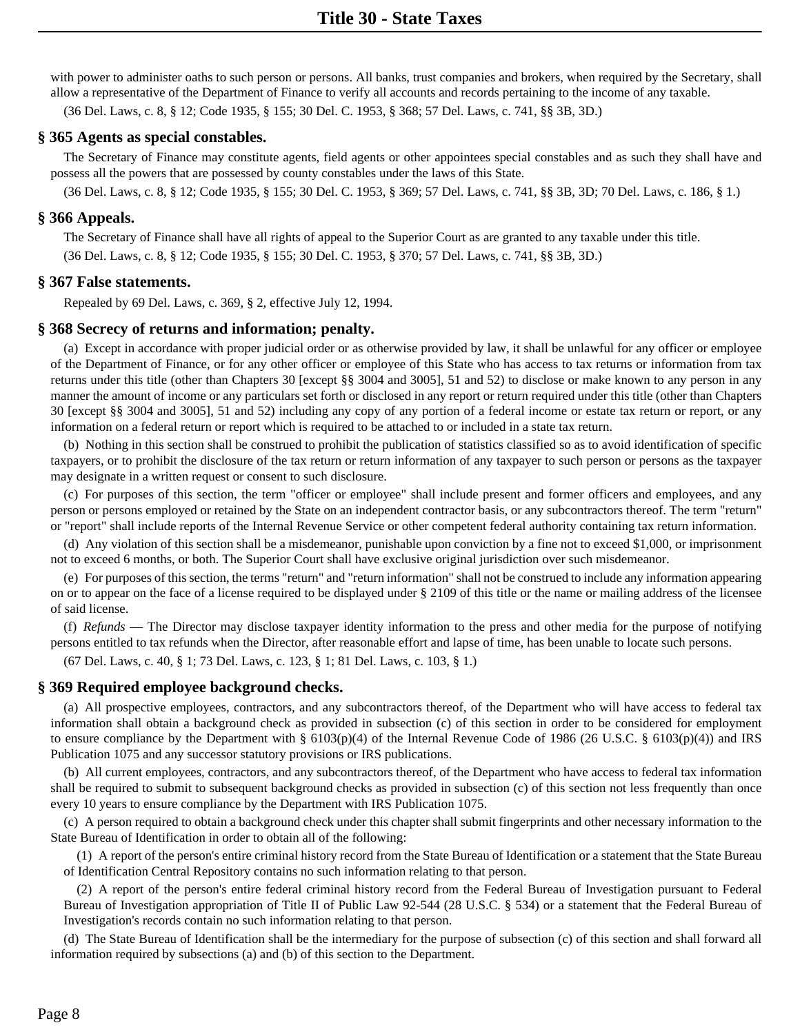with power to administer oaths to such person or persons. All banks, trust companies and brokers, when required by the Secretary, shall allow a representative of the Department of Finance to verify all accounts and records pertaining to the income of any taxable.

(36 Del. Laws, c. 8, § 12; Code 1935, § 155; 30 Del. C. 1953, § 368; 57 Del. Laws, c. 741, §§ 3B, 3D.)

### § 365 Agents as special constables.

The Secretary of Finance may constitute agents, field agents or other appointees special constables and as such they shall have and possess all the powers that are possessed by county constables under the laws of this State.

(36 Del. Laws, c. 8, § 12; Code 1935, § 155; 30 Del. C. 1953, § 369; 57 Del. Laws, c. 741, §§ 3B, 3D; 70 Del. Laws, c. 186, § 1.)

### § 366 Appeals.

The Secretary of Finance shall have all rights of appeal to the Superior Court as are granted to any taxable under this title.

(36 Del. Laws, c. 8, § 12; Code 1935, § 155; 30 Del. C. 1953, § 370; 57 Del. Laws, c. 741, §§ 3B, 3D.)

### § 367 False statements.

Repealed by 69 Del. Laws, c. 369, § 2, effective July 12, 1994.

### § 368 Secrecy of returns and information; penalty.

(a) Except in accordance with proper judicial order or as otherwise provided by law, it shall be unlawful for any officer or employee of the Department of Finance, or for any other officer or employee of this State who has access to tax returns or information from tax returns under this title (other than Chapters 30 [except §§ 3004 and 3005], 51 and 52) to disclose or make known to any person in any manner the amount of income or any particulars set forth or disclosed in any report or return required under this title (other than Chapters 30 [except §§ 3004 and 3005], 51 and 52) including any copy of any portion of a federal income or estate tax return or report, or any information on a federal return or report which is required to be attached to or included in a state tax return.

(b) Nothing in this section shall be construed to prohibit the publication of statistics classified so as to avoid identification of specific taxpayers, or to prohibit the disclosure of the tax return or return information of any taxpayer to such person or persons as the taxpayer may designate in a written request or consent to such disclosure.

(c) For purposes of this section, the term "officer or employee" shall include present and former officers and employees, and any person or persons employed or retained by the State on an independent contractor basis, or any subcontractors thereof. The term "return" or "report" shall include reports of the Internal Revenue Service or other competent federal authority containing tax return information.

(d) Any violation of this section shall be a misdemeanor, punishable upon conviction by a fine not to exceed $1,000, or imprisonment not to exceed 6 months, or both. The Superior Court shall have exclusive original jurisdiction over such misdemeanor.

(e) For purposes of this section, the terms "return" and "return information" shall not be construed to include any information appearing on or to appear on the face of a license required to be displayed under § 2109 of this title or the name or mailing address of the licensee of said license.

(f) *Refunds* — The Director may disclose taxpayer identity information to the press and other media for the purpose of notifying persons entitled to tax refunds when the Director, after reasonable effort and lapse of time, has been unable to locate such persons.

(67 Del. Laws, c. 40, § 1; 73 Del. Laws, c. 123, § 1; 81 Del. Laws, c. 103, § 1.)

### § 369 Required employee background checks.

(a) All prospective employees, contractors, and any subcontractors thereof, of the Department who will have access to federal tax information shall obtain a background check as provided in subsection (c) of this section in order to be considered for employment to ensure compliance by the Department with § 6103(p)(4) of the Internal Revenue Code of 1986 (26 U.S.C. § 6103(p)(4)) and IRS Publication 1075 and any successor statutory provisions or IRS publications.

(b) All current employees, contractors, and any subcontractors thereof, of the Department who have access to federal tax information shall be required to submit to subsequent background checks as provided in subsection (c) of this section not less frequently than once every 10 years to ensure compliance by the Department with IRS Publication 1075.

(c) A person required to obtain a background check under this chapter shall submit fingerprints and other necessary information to the State Bureau of Identification in order to obtain all of the following:

(1) A report of the person's entire criminal history record from the State Bureau of Identification or a statement that the State Bureau of Identification Central Repository contains no such information relating to that person.

(2) A report of the person's entire federal criminal history record from the Federal Bureau of Investigation pursuant to Federal Bureau of Investigation appropriation of Title II of Public Law 92-544 (28 U.S.C. § 534) or a statement that the Federal Bureau of Investigation's records contain no such information relating to that person.

(d) The State Bureau of Identification shall be the intermediary for the purpose of subsection (c) of this section and shall forward all information required by subsections (a) and (b) of this section to the Department.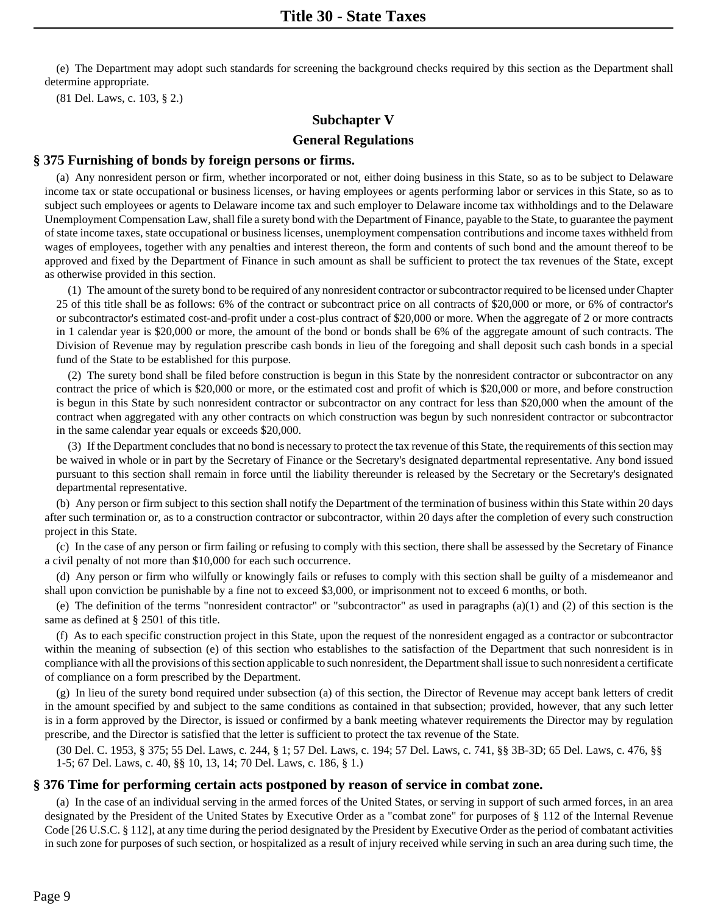(e) The Department may adopt such standards for screening the background checks required by this section as the Department shall determine appropriate.

(81 Del. Laws, c. 103, § 2.)

## Subchapter V

## General Regulations

### § 375 Furnishing of bonds by foreign persons or firms.

(a) Any nonresident person or firm, whether incorporated or not, either doing business in this State, so as to be subject to Delaware income tax or state occupational or business licenses, or having employees or agents performing labor or services in this State, so as to subject such employees or agents to Delaware income tax and such employer to Delaware income tax withholdings and to the Delaware Unemployment Compensation Law, shall file a surety bond with the Department of Finance, payable to the State, to guarantee the payment of state income taxes, state occupational or business licenses, unemployment compensation contributions and income taxes withheld from wages of employees, together with any penalties and interest thereon, the form and contents of such bond and the amount thereof to be approved and fixed by the Department of Finance in such amount as shall be sufficient to protect the tax revenues of the State, except as otherwise provided in this section.

(1) The amount of the surety bond to be required of any nonresident contractor or subcontractor required to be licensed under Chapter 25 of this title shall be as follows: 6% of the contract or subcontract price on all contracts of $20,000 or more, or 6% of contractor's or subcontractor's estimated cost-and-profit under a cost-plus contract of $20,000 or more. When the aggregate of 2 or more contracts in 1 calendar year is $20,000 or more, the amount of the bond or bonds shall be 6% of the aggregate amount of such contracts. The Division of Revenue may by regulation prescribe cash bonds in lieu of the foregoing and shall deposit such cash bonds in a special fund of the State to be established for this purpose.

(2) The surety bond shall be filed before construction is begun in this State by the nonresident contractor or subcontractor on any contract the price of which is $20,000 or more, or the estimated cost and profit of which is $20,000 or more, and before construction is begun in this State by such nonresident contractor or subcontractor on any contract for less than $20,000 when the amount of the contract when aggregated with any other contracts on which construction was begun by such nonresident contractor or subcontractor in the same calendar year equals or exceeds $20,000.

(3) If the Department concludes that no bond is necessary to protect the tax revenue of this State, the requirements of this section may be waived in whole or in part by the Secretary of Finance or the Secretary's designated departmental representative. Any bond issued pursuant to this section shall remain in force until the liability thereunder is released by the Secretary or the Secretary's designated departmental representative.

(b) Any person or firm subject to this section shall notify the Department of the termination of business within this State within 20 days after such termination or, as to a construction contractor or subcontractor, within 20 days after the completion of every such construction project in this State.

(c) In the case of any person or firm failing or refusing to comply with this section, there shall be assessed by the Secretary of Finance a civil penalty of not more than $10,000 for each such occurrence.

(d) Any person or firm who wilfully or knowingly fails or refuses to comply with this section shall be guilty of a misdemeanor and shall upon conviction be punishable by a fine not to exceed $3,000, or imprisonment not to exceed 6 months, or both.

(e) The definition of the terms "nonresident contractor" or "subcontractor" as used in paragraphs (a)(1) and (2) of this section is the same as defined at § 2501 of this title.

(f) As to each specific construction project in this State, upon the request of the nonresident engaged as a contractor or subcontractor within the meaning of subsection (e) of this section who establishes to the satisfaction of the Department that such nonresident is in compliance with all the provisions of this section applicable to such nonresident, the Department shall issue to such nonresident a certificate of compliance on a form prescribed by the Department.

(g) In lieu of the surety bond required under subsection (a) of this section, the Director of Revenue may accept bank letters of credit in the amount specified by and subject to the same conditions as contained in that subsection; provided, however, that any such letter is in a form approved by the Director, is issued or confirmed by a bank meeting whatever requirements the Director may by regulation prescribe, and the Director is satisfied that the letter is sufficient to protect the tax revenue of the State.

(30 Del. C. 1953, § 375; 55 Del. Laws, c. 244, § 1; 57 Del. Laws, c. 194; 57 Del. Laws, c. 741, §§ 3B-3D; 65 Del. Laws, c. 476, §§ 1-5; 67 Del. Laws, c. 40, §§ 10, 13, 14; 70 Del. Laws, c. 186, § 1.)

### § 376 Time for performing certain acts postponed by reason of service in combat zone.

(a) In the case of an individual serving in the armed forces of the United States, or serving in support of such armed forces, in an area designated by the President of the United States by Executive Order as a "combat zone" for purposes of § 112 of the Internal Revenue Code [26 U.S.C. § 112], at any time during the period designated by the President by Executive Order as the period of combatant activities in such zone for purposes of such section, or hospitalized as a result of injury received while serving in such an area during such time, the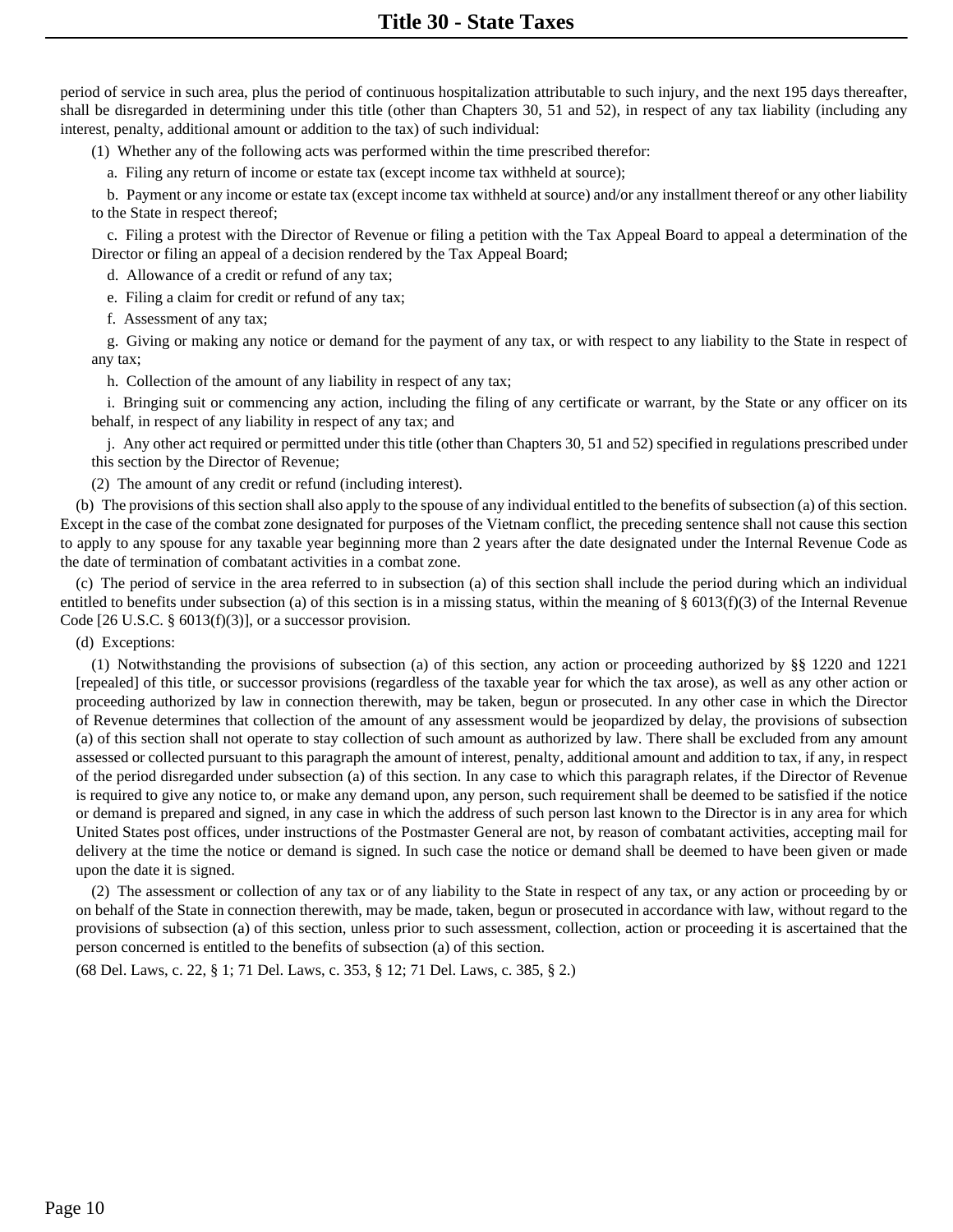period of service in such area, plus the period of continuous hospitalization attributable to such injury, and the next 195 days thereafter, shall be disregarded in determining under this title (other than Chapters 30, 51 and 52), in respect of any tax liability (including any interest, penalty, additional amount or addition to the tax) of such individual:

(1) Whether any of the following acts was performed within the time prescribed therefor:

a. Filing any return of income or estate tax (except income tax withheld at source);

b. Payment or any income or estate tax (except income tax withheld at source) and/or any installment thereof or any other liability to the State in respect thereof;

c. Filing a protest with the Director of Revenue or filing a petition with the Tax Appeal Board to appeal a determination of the Director or filing an appeal of a decision rendered by the Tax Appeal Board;

d. Allowance of a credit or refund of any tax;

e. Filing a claim for credit or refund of any tax;

f. Assessment of any tax;

g. Giving or making any notice or demand for the payment of any tax, or with respect to any liability to the State in respect of any tax;

h. Collection of the amount of any liability in respect of any tax;

i. Bringing suit or commencing any action, including the filing of any certificate or warrant, by the State or any officer on its behalf, in respect of any liability in respect of any tax; and

j. Any other act required or permitted under this title (other than Chapters 30, 51 and 52) specified in regulations prescribed under this section by the Director of Revenue;

(2) The amount of any credit or refund (including interest).

(b) The provisions of this section shall also apply to the spouse of any individual entitled to the benefits of subsection (a) of this section. Except in the case of the combat zone designated for purposes of the Vietnam conflict, the preceding sentence shall not cause this section to apply to any spouse for any taxable year beginning more than 2 years after the date designated under the Internal Revenue Code as the date of termination of combatant activities in a combat zone.

(c) The period of service in the area referred to in subsection (a) of this section shall include the period during which an individual entitled to benefits under subsection (a) of this section is in a missing status, within the meaning of § 6013(f)(3) of the Internal Revenue Code [26 U.S.C. § 6013(f)(3)], or a successor provision.

(d) Exceptions:

(1) Notwithstanding the provisions of subsection (a) of this section, any action or proceeding authorized by §§ 1220 and 1221 [repealed] of this title, or successor provisions (regardless of the taxable year for which the tax arose), as well as any other action or proceeding authorized by law in connection therewith, may be taken, begun or prosecuted. In any other case in which the Director of Revenue determines that collection of the amount of any assessment would be jeopardized by delay, the provisions of subsection (a) of this section shall not operate to stay collection of such amount as authorized by law. There shall be excluded from any amount assessed or collected pursuant to this paragraph the amount of interest, penalty, additional amount and addition to tax, if any, in respect of the period disregarded under subsection (a) of this section. In any case to which this paragraph relates, if the Director of Revenue is required to give any notice to, or make any demand upon, any person, such requirement shall be deemed to be satisfied if the notice or demand is prepared and signed, in any case in which the address of such person last known to the Director is in any area for which United States post offices, under instructions of the Postmaster General are not, by reason of combatant activities, accepting mail for delivery at the time the notice or demand is signed. In such case the notice or demand shall be deemed to have been given or made upon the date it is signed.

(2) The assessment or collection of any tax or of any liability to the State in respect of any tax, or any action or proceeding by or on behalf of the State in connection therewith, may be made, taken, begun or prosecuted in accordance with law, without regard to the provisions of subsection (a) of this section, unless prior to such assessment, collection, action or proceeding it is ascertained that the person concerned is entitled to the benefits of subsection (a) of this section.

(68 Del. Laws, c. 22, § 1; 71 Del. Laws, c. 353, § 12; 71 Del. Laws, c. 385, § 2.)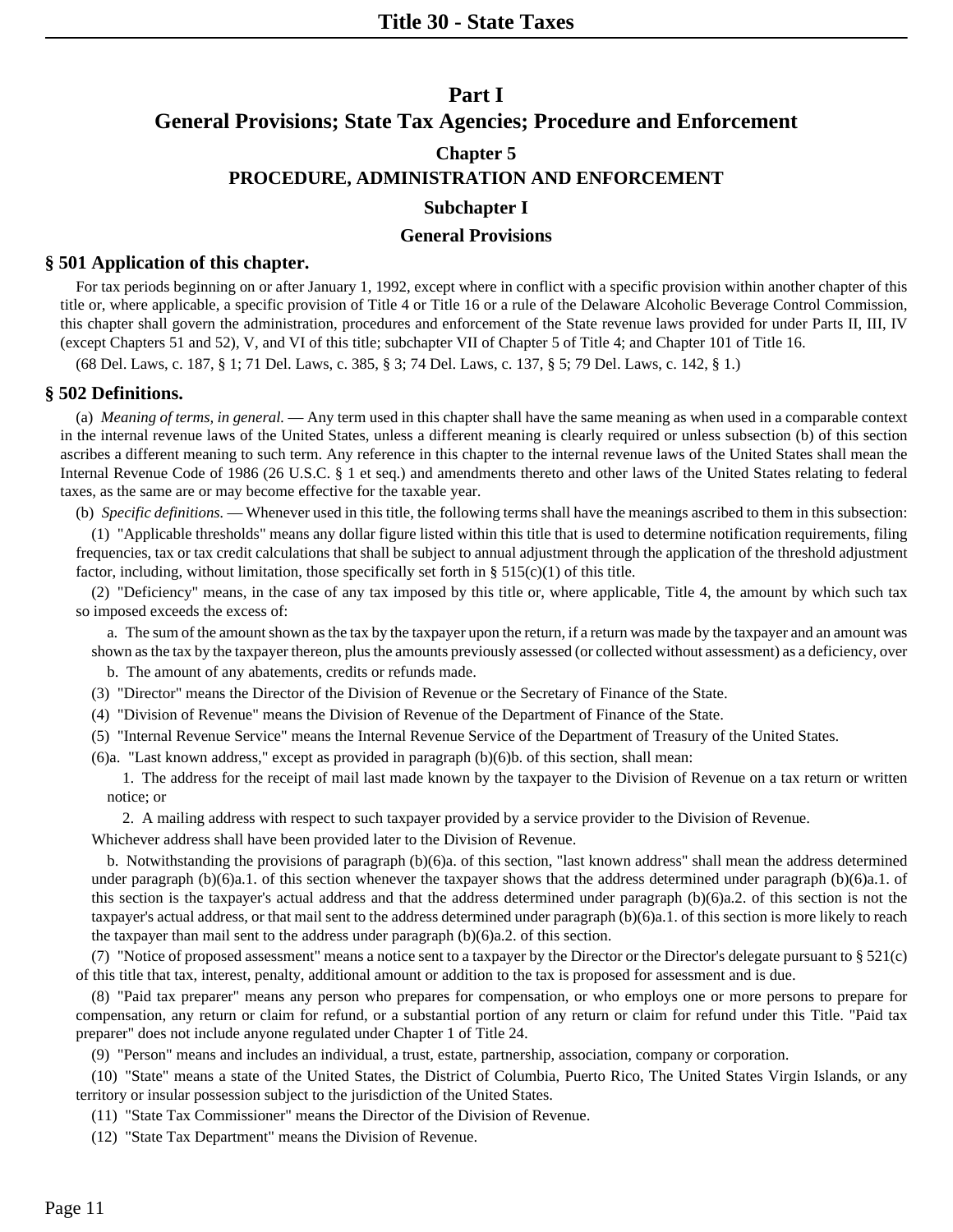# Part I

# General Provisions; State Tax Agencies; Procedure and Enforcement

## Chapter 5

## PROCEDURE, ADMINISTRATION AND ENFORCEMENT

### Subchapter I

### General Provisions

### § 501 Application of this chapter.

For tax periods beginning on or after January 1, 1992, except where in conflict with a specific provision within another chapter of this title or, where applicable, a specific provision of Title 4 or Title 16 or a rule of the Delaware Alcoholic Beverage Control Commission, this chapter shall govern the administration, procedures and enforcement of the State revenue laws provided for under Parts II, III, IV (except Chapters 51 and 52), V, and VI of this title; subchapter VII of Chapter 5 of Title 4; and Chapter 101 of Title 16.

(68 Del. Laws, c. 187, § 1; 71 Del. Laws, c. 385, § 3; 74 Del. Laws, c. 137, § 5; 79 Del. Laws, c. 142, § 1.)

### § 502 Definitions.

(a) *Meaning of terms, in general.* — Any term used in this chapter shall have the same meaning as when used in a comparable context in the internal revenue laws of the United States, unless a different meaning is clearly required or unless subsection (b) of this section ascribes a different meaning to such term. Any reference in this chapter to the internal revenue laws of the United States shall mean the Internal Revenue Code of 1986 (26 U.S.C. § 1 et seq.) and amendments thereto and other laws of the United States relating to federal taxes, as the same are or may become effective for the taxable year.

(b) *Specific definitions.* — Whenever used in this title, the following terms shall have the meanings ascribed to them in this subsection:

(1) "Applicable thresholds" means any dollar figure listed within this title that is used to determine notification requirements, filing frequencies, tax or tax credit calculations that shall be subject to annual adjustment through the application of the threshold adjustment factor, including, without limitation, those specifically set forth in § 515(c)(1) of this title.

(2) "Deficiency" means, in the case of any tax imposed by this title or, where applicable, Title 4, the amount by which such tax so imposed exceeds the excess of:

a. The sum of the amount shown as the tax by the taxpayer upon the return, if a return was made by the taxpayer and an amount was shown as the tax by the taxpayer thereon, plus the amounts previously assessed (or collected without assessment) as a deficiency, over

b. The amount of any abatements, credits or refunds made.

(3) "Director" means the Director of the Division of Revenue or the Secretary of Finance of the State.

(4) "Division of Revenue" means the Division of Revenue of the Department of Finance of the State.

(5) "Internal Revenue Service" means the Internal Revenue Service of the Department of Treasury of the United States.

(6)a. "Last known address," except as provided in paragraph (b)(6)b. of this section, shall mean:

1. The address for the receipt of mail last made known by the taxpayer to the Division of Revenue on a tax return or written notice; or

2. A mailing address with respect to such taxpayer provided by a service provider to the Division of Revenue.

Whichever address shall have been provided later to the Division of Revenue.

b. Notwithstanding the provisions of paragraph (b)(6)a. of this section, "last known address" shall mean the address determined under paragraph (b)(6)a.1. of this section whenever the taxpayer shows that the address determined under paragraph (b)(6)a.1. of this section is the taxpayer's actual address and that the address determined under paragraph (b)(6)a.2. of this section is not the taxpayer's actual address, or that mail sent to the address determined under paragraph (b)(6)a.1. of this section is more likely to reach the taxpayer than mail sent to the address under paragraph (b)(6)a.2. of this section.

(7) "Notice of proposed assessment" means a notice sent to a taxpayer by the Director or the Director's delegate pursuant to § 521(c) of this title that tax, interest, penalty, additional amount or addition to the tax is proposed for assessment and is due.

(8) "Paid tax preparer" means any person who prepares for compensation, or who employs one or more persons to prepare for compensation, any return or claim for refund, or a substantial portion of any return or claim for refund under this Title. "Paid tax preparer" does not include anyone regulated under Chapter 1 of Title 24.

(9) "Person" means and includes an individual, a trust, estate, partnership, association, company or corporation.

(10) "State" means a state of the United States, the District of Columbia, Puerto Rico, The United States Virgin Islands, or any territory or insular possession subject to the jurisdiction of the United States.

(11) "State Tax Commissioner" means the Director of the Division of Revenue.

(12) "State Tax Department" means the Division of Revenue.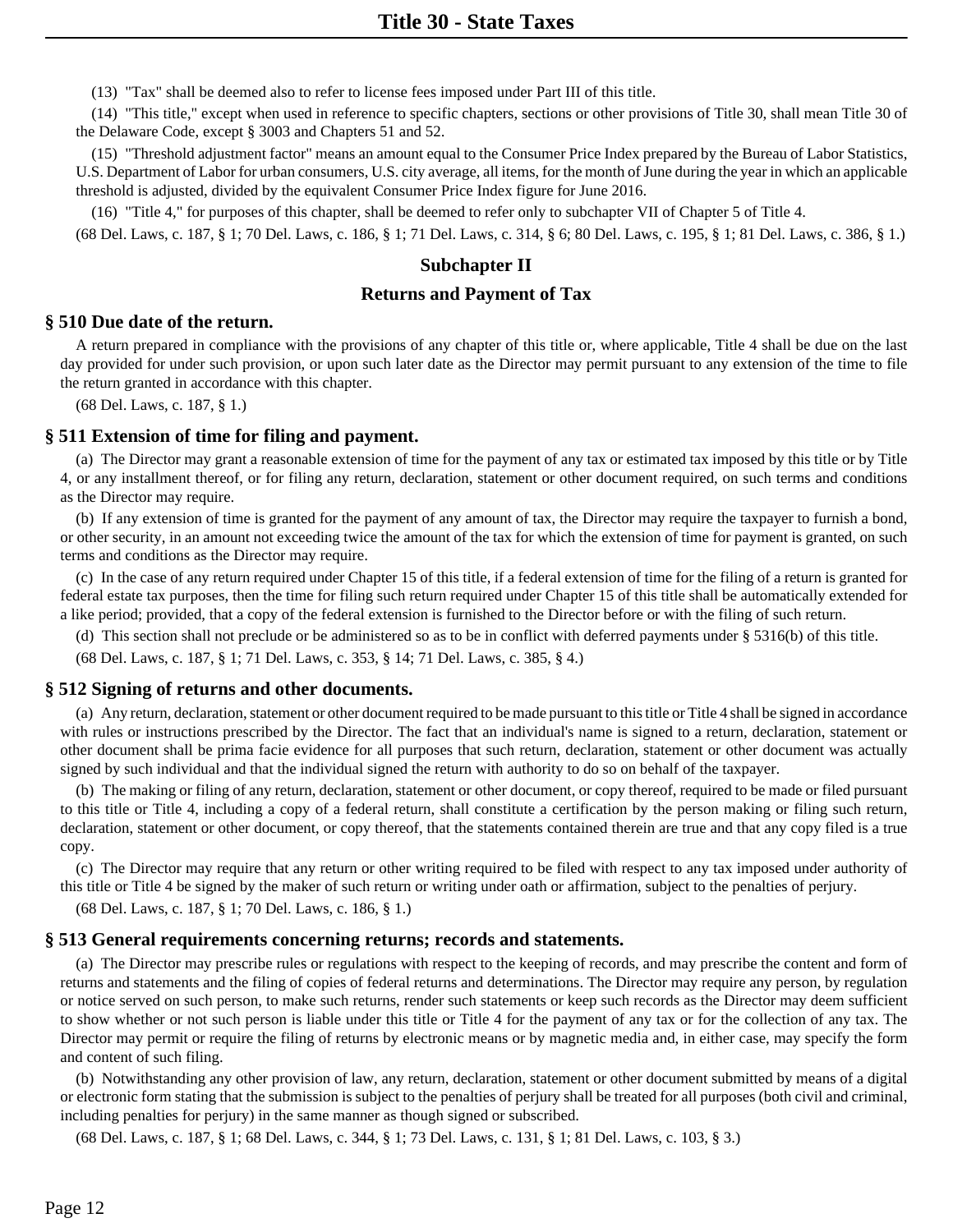(13) "Tax" shall be deemed also to refer to license fees imposed under Part III of this title.

(14) "This title," except when used in reference to specific chapters, sections or other provisions of Title 30, shall mean Title 30 of the Delaware Code, except § 3003 and Chapters 51 and 52.

(15) "Threshold adjustment factor" means an amount equal to the Consumer Price Index prepared by the Bureau of Labor Statistics, U.S. Department of Labor for urban consumers, U.S. city average, all items, for the month of June during the year in which an applicable threshold is adjusted, divided by the equivalent Consumer Price Index figure for June 2016.

(16) "Title 4," for purposes of this chapter, shall be deemed to refer only to subchapter VII of Chapter 5 of Title 4.

(68 Del. Laws, c. 187, § 1; 70 Del. Laws, c. 186, § 1; 71 Del. Laws, c. 314, § 6; 80 Del. Laws, c. 195, § 1; 81 Del. Laws, c. 386, § 1.)

## Subchapter II

## Returns and Payment of Tax

### § 510 Due date of the return.

A return prepared in compliance with the provisions of any chapter of this title or, where applicable, Title 4 shall be due on the last day provided for under such provision, or upon such later date as the Director may permit pursuant to any extension of the time to file the return granted in accordance with this chapter.

(68 Del. Laws, c. 187, § 1.)

### § 511 Extension of time for filing and payment.

(a) The Director may grant a reasonable extension of time for the payment of any tax or estimated tax imposed by this title or by Title 4, or any installment thereof, or for filing any return, declaration, statement or other document required, on such terms and conditions as the Director may require.

(b) If any extension of time is granted for the payment of any amount of tax, the Director may require the taxpayer to furnish a bond, or other security, in an amount not exceeding twice the amount of the tax for which the extension of time for payment is granted, on such terms and conditions as the Director may require.

(c) In the case of any return required under Chapter 15 of this title, if a federal extension of time for the filing of a return is granted for federal estate tax purposes, then the time for filing such return required under Chapter 15 of this title shall be automatically extended for a like period; provided, that a copy of the federal extension is furnished to the Director before or with the filing of such return.

(d) This section shall not preclude or be administered so as to be in conflict with deferred payments under § 5316(b) of this title.

(68 Del. Laws, c. 187, § 1; 71 Del. Laws, c. 353, § 14; 71 Del. Laws, c. 385, § 4.)

### § 512 Signing of returns and other documents.

(a) Any return, declaration, statement or other document required to be made pursuant to this title or Title 4 shall be signed in accordance with rules or instructions prescribed by the Director. The fact that an individual's name is signed to a return, declaration, statement or other document shall be prima facie evidence for all purposes that such return, declaration, statement or other document was actually signed by such individual and that the individual signed the return with authority to do so on behalf of the taxpayer.

(b) The making or filing of any return, declaration, statement or other document, or copy thereof, required to be made or filed pursuant to this title or Title 4, including a copy of a federal return, shall constitute a certification by the person making or filing such return, declaration, statement or other document, or copy thereof, that the statements contained therein are true and that any copy filed is a true copy.

(c) The Director may require that any return or other writing required to be filed with respect to any tax imposed under authority of this title or Title 4 be signed by the maker of such return or writing under oath or affirmation, subject to the penalties of perjury.

(68 Del. Laws, c. 187, § 1; 70 Del. Laws, c. 186, § 1.)

### § 513 General requirements concerning returns; records and statements.

(a) The Director may prescribe rules or regulations with respect to the keeping of records, and may prescribe the content and form of returns and statements and the filing of copies of federal returns and determinations. The Director may require any person, by regulation or notice served on such person, to make such returns, render such statements or keep such records as the Director may deem sufficient to show whether or not such person is liable under this title or Title 4 for the payment of any tax or for the collection of any tax. The Director may permit or require the filing of returns by electronic means or by magnetic media and, in either case, may specify the form and content of such filing.

(b) Notwithstanding any other provision of law, any return, declaration, statement or other document submitted by means of a digital or electronic form stating that the submission is subject to the penalties of perjury shall be treated for all purposes (both civil and criminal, including penalties for perjury) in the same manner as though signed or subscribed.

(68 Del. Laws, c. 187, § 1; 68 Del. Laws, c. 344, § 1; 73 Del. Laws, c. 131, § 1; 81 Del. Laws, c. 103, § 3.)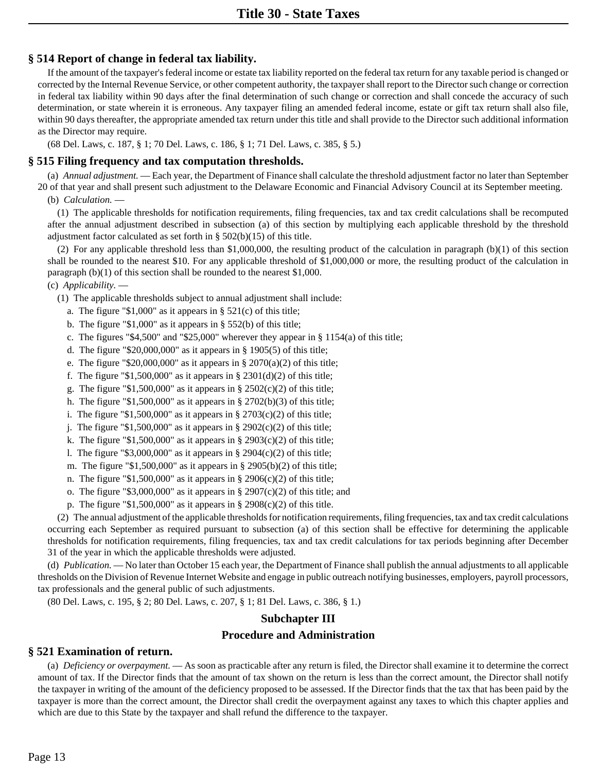## § 514 Report of change in federal tax liability.

If the amount of the taxpayer's federal income or estate tax liability reported on the federal tax return for any taxable period is changed or corrected by the Internal Revenue Service, or other competent authority, the taxpayer shall report to the Director such change or correction in federal tax liability within 90 days after the final determination of such change or correction and shall concede the accuracy of such determination, or state wherein it is erroneous. Any taxpayer filing an amended federal income, estate or gift tax return shall also file, within 90 days thereafter, the appropriate amended tax return under this title and shall provide to the Director such additional information as the Director may require.

(68 Del. Laws, c. 187, § 1; 70 Del. Laws, c. 186, § 1; 71 Del. Laws, c. 385, § 5.)

## § 515 Filing frequency and tax computation thresholds.

(a) *Annual adjustment.* — Each year, the Department of Finance shall calculate the threshold adjustment factor no later than September 20 of that year and shall present such adjustment to the Delaware Economic and Financial Advisory Council at its September meeting.

(b) *Calculation.* —

(1) The applicable thresholds for notification requirements, filing frequencies, tax and tax credit calculations shall be recomputed after the annual adjustment described in subsection (a) of this section by multiplying each applicable threshold by the threshold adjustment factor calculated as set forth in § 502(b)(15) of this title.

(2) For any applicable threshold less than $1,000,000, the resulting product of the calculation in paragraph (b)(1) of this section shall be rounded to the nearest $10. For any applicable threshold of $1,000,000 or more, the resulting product of the calculation in paragraph (b)(1) of this section shall be rounded to the nearest $1,000.

(c) *Applicability.* —

(1) The applicable thresholds subject to annual adjustment shall include:

a. The figure "$1,000" as it appears in § 521(c) of this title;

b. The figure "$1,000" as it appears in § 552(b) of this title;

c. The figures "$4,500" and "$25,000" wherever they appear in § 1154(a) of this title;

d. The figure "$20,000,000" as it appears in § 1905(5) of this title;

e. The figure "$20,000,000" as it appears in § 2070(a)(2) of this title;

f. The figure "$1,500,000" as it appears in § 2301(d)(2) of this title;

g. The figure "$1,500,000" as it appears in § 2502(c)(2) of this title;

h. The figure "$1,500,000" as it appears in § 2702(b)(3) of this title;

i. The figure "$1,500,000" as it appears in § 2703(c)(2) of this title;

j. The figure "$1,500,000" as it appears in § 2902(c)(2) of this title;

k. The figure "$1,500,000" as it appears in § 2903(c)(2) of this title;

l. The figure "$3,000,000" as it appears in § 2904(c)(2) of this title;

m. The figure "$1,500,000" as it appears in § 2905(b)(2) of this title;

n. The figure "$1,500,000" as it appears in § 2906(c)(2) of this title;

o. The figure "$3,000,000" as it appears in § 2907(c)(2) of this title; and

p. The figure "$1,500,000" as it appears in § 2908(c)(2) of this title.

(2) The annual adjustment of the applicable thresholds for notification requirements, filing frequencies, tax and tax credit calculations occurring each September as required pursuant to subsection (a) of this section shall be effective for determining the applicable thresholds for notification requirements, filing frequencies, tax and tax credit calculations for tax periods beginning after December 31 of the year in which the applicable thresholds were adjusted.

(d) *Publication.* — No later than October 15 each year, the Department of Finance shall publish the annual adjustments to all applicable thresholds on the Division of Revenue Internet Website and engage in public outreach notifying businesses, employers, payroll processors, tax professionals and the general public of such adjustments.

(80 Del. Laws, c. 195, § 2; 80 Del. Laws, c. 207, § 1; 81 Del. Laws, c. 386, § 1.)

# Subchapter III

# Procedure and Administration

## § 521 Examination of return.

(a) *Deficiency or overpayment.* — As soon as practicable after any return is filed, the Director shall examine it to determine the correct amount of tax. If the Director finds that the amount of tax shown on the return is less than the correct amount, the Director shall notify the taxpayer in writing of the amount of the deficiency proposed to be assessed. If the Director finds that the tax that has been paid by the taxpayer is more than the correct amount, the Director shall credit the overpayment against any taxes to which this chapter applies and which are due to this State by the taxpayer and shall refund the difference to the taxpayer.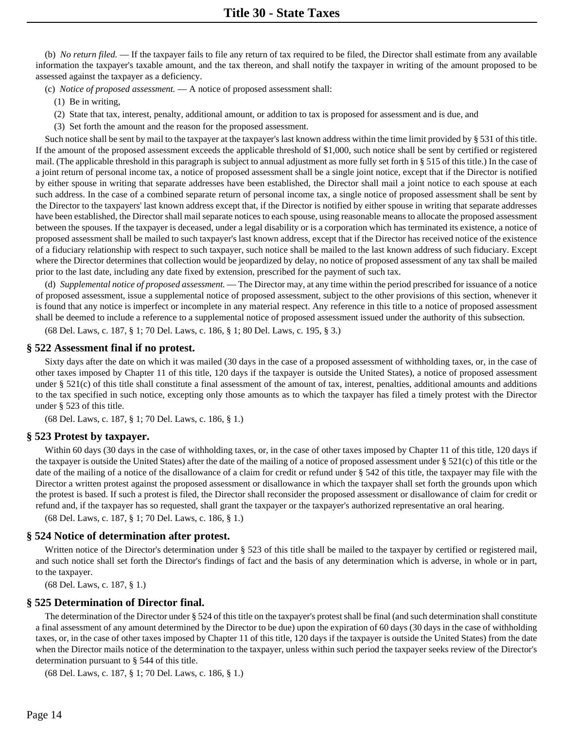(b) *No return filed.* — If the taxpayer fails to file any return of tax required to be filed, the Director shall estimate from any available information the taxpayer's taxable amount, and the tax thereon, and shall notify the taxpayer in writing of the amount proposed to be assessed against the taxpayer as a deficiency.

(c) *Notice of proposed assessment.* — A notice of proposed assessment shall:

(1) Be in writing,

(2) State that tax, interest, penalty, additional amount, or addition to tax is proposed for assessment and is due, and

(3) Set forth the amount and the reason for the proposed assessment.

Such notice shall be sent by mail to the taxpayer at the taxpayer's last known address within the time limit provided by § 531 of this title. If the amount of the proposed assessment exceeds the applicable threshold of $1,000, such notice shall be sent by certified or registered mail. (The applicable threshold in this paragraph is subject to annual adjustment as more fully set forth in § 515 of this title.) In the case of a joint return of personal income tax, a notice of proposed assessment shall be a single joint notice, except that if the Director is notified by either spouse in writing that separate addresses have been established, the Director shall mail a joint notice to each spouse at each such address. In the case of a combined separate return of personal income tax, a single notice of proposed assessment shall be sent by the Director to the taxpayers' last known address except that, if the Director is notified by either spouse in writing that separate addresses have been established, the Director shall mail separate notices to each spouse, using reasonable means to allocate the proposed assessment between the spouses. If the taxpayer is deceased, under a legal disability or is a corporation which has terminated its existence, a notice of proposed assessment shall be mailed to such taxpayer's last known address, except that if the Director has received notice of the existence of a fiduciary relationship with respect to such taxpayer, such notice shall be mailed to the last known address of such fiduciary. Except where the Director determines that collection would be jeopardized by delay, no notice of proposed assessment of any tax shall be mailed prior to the last date, including any date fixed by extension, prescribed for the payment of such tax.

(d) *Supplemental notice of proposed assessment.* — The Director may, at any time within the period prescribed for issuance of a notice of proposed assessment, issue a supplemental notice of proposed assessment, subject to the other provisions of this section, whenever it is found that any notice is imperfect or incomplete in any material respect. Any reference in this title to a notice of proposed assessment shall be deemed to include a reference to a supplemental notice of proposed assessment issued under the authority of this subsection.

(68 Del. Laws, c. 187, § 1; 70 Del. Laws, c. 186, § 1; 80 Del. Laws, c. 195, § 3.)

## § 522 Assessment final if no protest.

Sixty days after the date on which it was mailed (30 days in the case of a proposed assessment of withholding taxes, or, in the case of other taxes imposed by Chapter 11 of this title, 120 days if the taxpayer is outside the United States), a notice of proposed assessment under § 521(c) of this title shall constitute a final assessment of the amount of tax, interest, penalties, additional amounts and additions to the tax specified in such notice, excepting only those amounts as to which the taxpayer has filed a timely protest with the Director under § 523 of this title.

(68 Del. Laws, c. 187, § 1; 70 Del. Laws, c. 186, § 1.)

## § 523 Protest by taxpayer.

Within 60 days (30 days in the case of withholding taxes, or, in the case of other taxes imposed by Chapter 11 of this title, 120 days if the taxpayer is outside the United States) after the date of the mailing of a notice of proposed assessment under § 521(c) of this title or the date of the mailing of a notice of the disallowance of a claim for credit or refund under § 542 of this title, the taxpayer may file with the Director a written protest against the proposed assessment or disallowance in which the taxpayer shall set forth the grounds upon which the protest is based. If such a protest is filed, the Director shall reconsider the proposed assessment or disallowance of claim for credit or refund and, if the taxpayer has so requested, shall grant the taxpayer or the taxpayer's authorized representative an oral hearing.

(68 Del. Laws, c. 187, § 1; 70 Del. Laws, c. 186, § 1.)

## § 524 Notice of determination after protest.

Written notice of the Director's determination under § 523 of this title shall be mailed to the taxpayer by certified or registered mail, and such notice shall set forth the Director's findings of fact and the basis of any determination which is adverse, in whole or in part, to the taxpayer.

(68 Del. Laws, c. 187, § 1.)

## § 525 Determination of Director final.

The determination of the Director under § 524 of this title on the taxpayer's protest shall be final (and such determination shall constitute a final assessment of any amount determined by the Director to be due) upon the expiration of 60 days (30 days in the case of withholding taxes, or, in the case of other taxes imposed by Chapter 11 of this title, 120 days if the taxpayer is outside the United States) from the date when the Director mails notice of the determination to the taxpayer, unless within such period the taxpayer seeks review of the Director's determination pursuant to § 544 of this title.

(68 Del. Laws, c. 187, § 1; 70 Del. Laws, c. 186, § 1.)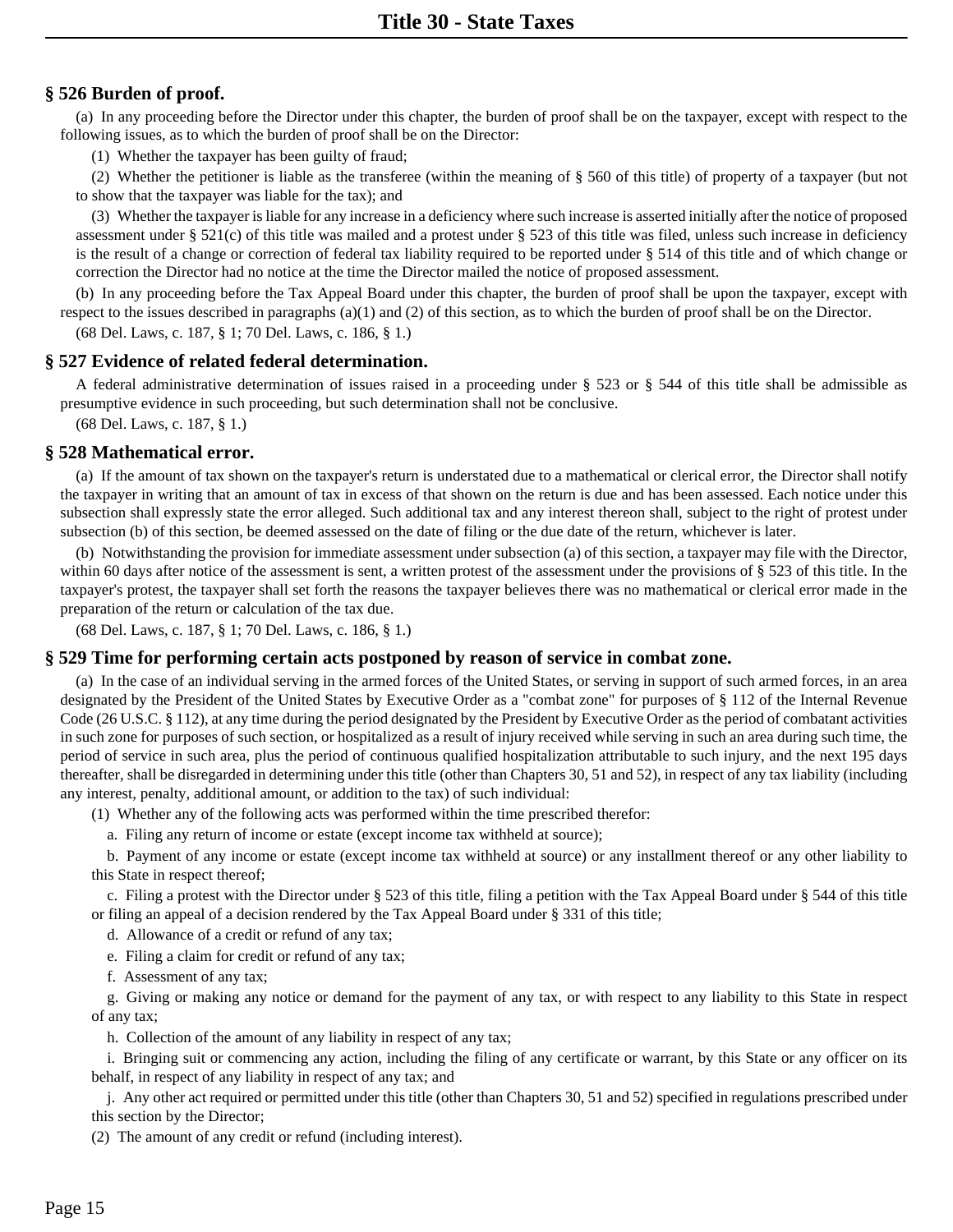### § 526 Burden of proof.

(a) In any proceeding before the Director under this chapter, the burden of proof shall be on the taxpayer, except with respect to the following issues, as to which the burden of proof shall be on the Director:

(1) Whether the taxpayer has been guilty of fraud;

(2) Whether the petitioner is liable as the transferee (within the meaning of § 560 of this title) of property of a taxpayer (but not to show that the taxpayer was liable for the tax); and

(3) Whether the taxpayer is liable for any increase in a deficiency where such increase is asserted initially after the notice of proposed assessment under § 521(c) of this title was mailed and a protest under § 523 of this title was filed, unless such increase in deficiency is the result of a change or correction of federal tax liability required to be reported under § 514 of this title and of which change or correction the Director had no notice at the time the Director mailed the notice of proposed assessment.

(b) In any proceeding before the Tax Appeal Board under this chapter, the burden of proof shall be upon the taxpayer, except with respect to the issues described in paragraphs (a)(1) and (2) of this section, as to which the burden of proof shall be on the Director.

(68 Del. Laws, c. 187, § 1; 70 Del. Laws, c. 186, § 1.)

### § 527 Evidence of related federal determination.

A federal administrative determination of issues raised in a proceeding under § 523 or § 544 of this title shall be admissible as presumptive evidence in such proceeding, but such determination shall not be conclusive.

(68 Del. Laws, c. 187, § 1.)

### § 528 Mathematical error.

(a) If the amount of tax shown on the taxpayer's return is understated due to a mathematical or clerical error, the Director shall notify the taxpayer in writing that an amount of tax in excess of that shown on the return is due and has been assessed. Each notice under this subsection shall expressly state the error alleged. Such additional tax and any interest thereon shall, subject to the right of protest under subsection (b) of this section, be deemed assessed on the date of filing or the due date of the return, whichever is later.

(b) Notwithstanding the provision for immediate assessment under subsection (a) of this section, a taxpayer may file with the Director, within 60 days after notice of the assessment is sent, a written protest of the assessment under the provisions of § 523 of this title. In the taxpayer's protest, the taxpayer shall set forth the reasons the taxpayer believes there was no mathematical or clerical error made in the preparation of the return or calculation of the tax due.

(68 Del. Laws, c. 187, § 1; 70 Del. Laws, c. 186, § 1.)

### § 529 Time for performing certain acts postponed by reason of service in combat zone.

(a) In the case of an individual serving in the armed forces of the United States, or serving in support of such armed forces, in an area designated by the President of the United States by Executive Order as a "combat zone" for purposes of § 112 of the Internal Revenue Code (26 U.S.C. § 112), at any time during the period designated by the President by Executive Order as the period of combatant activities in such zone for purposes of such section, or hospitalized as a result of injury received while serving in such an area during such time, the period of service in such area, plus the period of continuous qualified hospitalization attributable to such injury, and the next 195 days thereafter, shall be disregarded in determining under this title (other than Chapters 30, 51 and 52), in respect of any tax liability (including any interest, penalty, additional amount, or addition to the tax) of such individual:

(1) Whether any of the following acts was performed within the time prescribed therefor:

a. Filing any return of income or estate (except income tax withheld at source);

b. Payment of any income or estate (except income tax withheld at source) or any installment thereof or any other liability to this State in respect thereof;

c. Filing a protest with the Director under § 523 of this title, filing a petition with the Tax Appeal Board under § 544 of this title or filing an appeal of a decision rendered by the Tax Appeal Board under § 331 of this title;

d. Allowance of a credit or refund of any tax;

e. Filing a claim for credit or refund of any tax;

f. Assessment of any tax;

g. Giving or making any notice or demand for the payment of any tax, or with respect to any liability to this State in respect of any tax;

h. Collection of the amount of any liability in respect of any tax;

i. Bringing suit or commencing any action, including the filing of any certificate or warrant, by this State or any officer on its behalf, in respect of any liability in respect of any tax; and

j. Any other act required or permitted under this title (other than Chapters 30, 51 and 52) specified in regulations prescribed under this section by the Director;

(2) The amount of any credit or refund (including interest).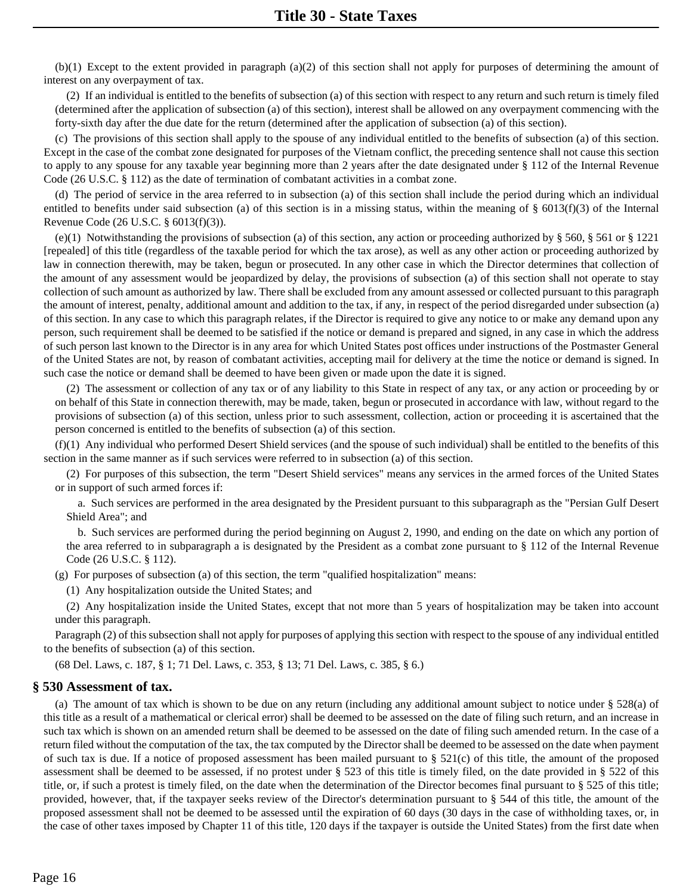(b)(1) Except to the extent provided in paragraph (a)(2) of this section shall not apply for purposes of determining the amount of interest on any overpayment of tax.

(2) If an individual is entitled to the benefits of subsection (a) of this section with respect to any return and such return is timely filed (determined after the application of subsection (a) of this section), interest shall be allowed on any overpayment commencing with the forty-sixth day after the due date for the return (determined after the application of subsection (a) of this section).

(c) The provisions of this section shall apply to the spouse of any individual entitled to the benefits of subsection (a) of this section. Except in the case of the combat zone designated for purposes of the Vietnam conflict, the preceding sentence shall not cause this section to apply to any spouse for any taxable year beginning more than 2 years after the date designated under § 112 of the Internal Revenue Code (26 U.S.C. § 112) as the date of termination of combatant activities in a combat zone.

(d) The period of service in the area referred to in subsection (a) of this section shall include the period during which an individual entitled to benefits under said subsection (a) of this section is in a missing status, within the meaning of § 6013(f)(3) of the Internal Revenue Code (26 U.S.C. § 6013(f)(3)).

(e)(1) Notwithstanding the provisions of subsection (a) of this section, any action or proceeding authorized by § 560, § 561 or § 1221 [repealed] of this title (regardless of the taxable period for which the tax arose), as well as any other action or proceeding authorized by law in connection therewith, may be taken, begun or prosecuted. In any other case in which the Director determines that collection of the amount of any assessment would be jeopardized by delay, the provisions of subsection (a) of this section shall not operate to stay collection of such amount as authorized by law. There shall be excluded from any amount assessed or collected pursuant to this paragraph the amount of interest, penalty, additional amount and addition to the tax, if any, in respect of the period disregarded under subsection (a) of this section. In any case to which this paragraph relates, if the Director is required to give any notice to or make any demand upon any person, such requirement shall be deemed to be satisfied if the notice or demand is prepared and signed, in any case in which the address of such person last known to the Director is in any area for which United States post offices under instructions of the Postmaster General of the United States are not, by reason of combatant activities, accepting mail for delivery at the time the notice or demand is signed. In such case the notice or demand shall be deemed to have been given or made upon the date it is signed.

(2) The assessment or collection of any tax or of any liability to this State in respect of any tax, or any action or proceeding by or on behalf of this State in connection therewith, may be made, taken, begun or prosecuted in accordance with law, without regard to the provisions of subsection (a) of this section, unless prior to such assessment, collection, action or proceeding it is ascertained that the person concerned is entitled to the benefits of subsection (a) of this section.

(f)(1) Any individual who performed Desert Shield services (and the spouse of such individual) shall be entitled to the benefits of this section in the same manner as if such services were referred to in subsection (a) of this section.

(2) For purposes of this subsection, the term "Desert Shield services" means any services in the armed forces of the United States or in support of such armed forces if:

a. Such services are performed in the area designated by the President pursuant to this subparagraph as the "Persian Gulf Desert Shield Area"; and

b. Such services are performed during the period beginning on August 2, 1990, and ending on the date on which any portion of the area referred to in subparagraph a is designated by the President as a combat zone pursuant to § 112 of the Internal Revenue Code (26 U.S.C. § 112).

(g) For purposes of subsection (a) of this section, the term "qualified hospitalization" means:

(1) Any hospitalization outside the United States; and

(2) Any hospitalization inside the United States, except that not more than 5 years of hospitalization may be taken into account under this paragraph.

Paragraph (2) of this subsection shall not apply for purposes of applying this section with respect to the spouse of any individual entitled to the benefits of subsection (a) of this section.

(68 Del. Laws, c. 187, § 1; 71 Del. Laws, c. 353, § 13; 71 Del. Laws, c. 385, § 6.)

### § 530 Assessment of tax.

(a) The amount of tax which is shown to be due on any return (including any additional amount subject to notice under § 528(a) of this title as a result of a mathematical or clerical error) shall be deemed to be assessed on the date of filing such return, and an increase in such tax which is shown on an amended return shall be deemed to be assessed on the date of filing such amended return. In the case of a return filed without the computation of the tax, the tax computed by the Director shall be deemed to be assessed on the date when payment of such tax is due. If a notice of proposed assessment has been mailed pursuant to § 521(c) of this title, the amount of the proposed assessment shall be deemed to be assessed, if no protest under § 523 of this title is timely filed, on the date provided in § 522 of this title, or, if such a protest is timely filed, on the date when the determination of the Director becomes final pursuant to § 525 of this title; provided, however, that, if the taxpayer seeks review of the Director's determination pursuant to § 544 of this title, the amount of the proposed assessment shall not be deemed to be assessed until the expiration of 60 days (30 days in the case of withholding taxes, or, in the case of other taxes imposed by Chapter 11 of this title, 120 days if the taxpayer is outside the United States) from the first date when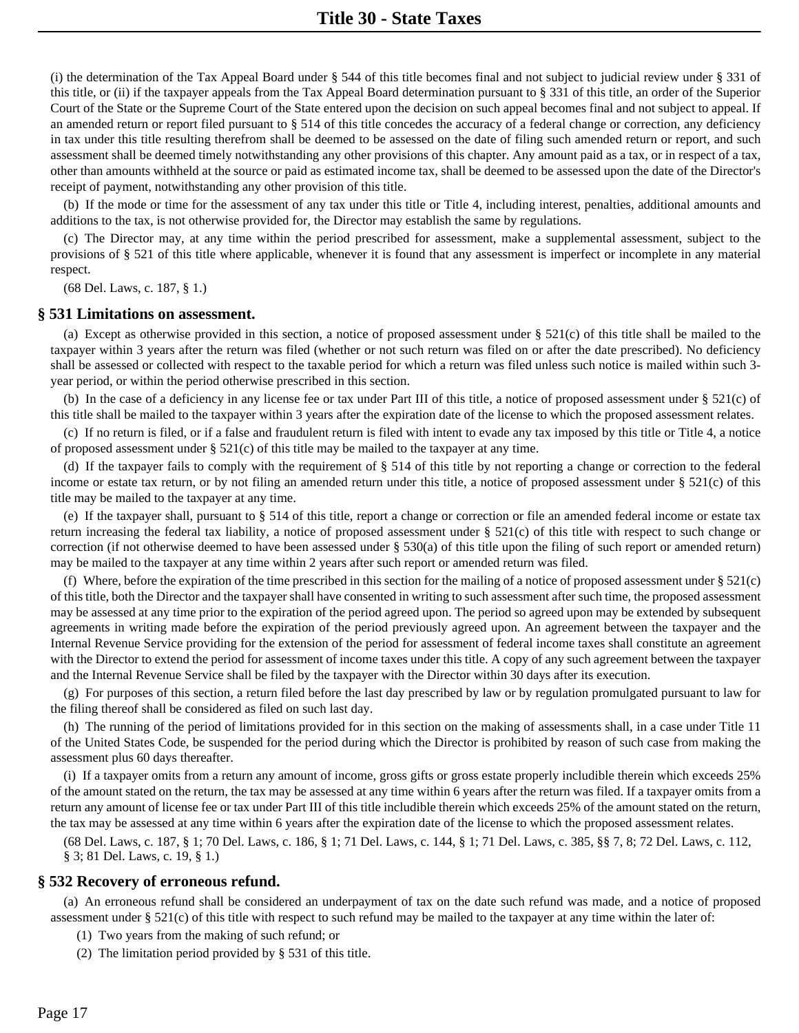(i) the determination of the Tax Appeal Board under § 544 of this title becomes final and not subject to judicial review under § 331 of this title, or (ii) if the taxpayer appeals from the Tax Appeal Board determination pursuant to § 331 of this title, an order of the Superior Court of the State or the Supreme Court of the State entered upon the decision on such appeal becomes final and not subject to appeal. If an amended return or report filed pursuant to § 514 of this title concedes the accuracy of a federal change or correction, any deficiency in tax under this title resulting therefrom shall be deemed to be assessed on the date of filing such amended return or report, and such assessment shall be deemed timely notwithstanding any other provisions of this chapter. Any amount paid as a tax, or in respect of a tax, other than amounts withheld at the source or paid as estimated income tax, shall be deemed to be assessed upon the date of the Director's receipt of payment, notwithstanding any other provision of this title.

(b) If the mode or time for the assessment of any tax under this title or Title 4, including interest, penalties, additional amounts and additions to the tax, is not otherwise provided for, the Director may establish the same by regulations.

(c) The Director may, at any time within the period prescribed for assessment, make a supplemental assessment, subject to the provisions of § 521 of this title where applicable, whenever it is found that any assessment is imperfect or incomplete in any material respect.

(68 Del. Laws, c. 187, § 1.)

## § 531 Limitations on assessment.

(a) Except as otherwise provided in this section, a notice of proposed assessment under § 521(c) of this title shall be mailed to the taxpayer within 3 years after the return was filed (whether or not such return was filed on or after the date prescribed). No deficiency shall be assessed or collected with respect to the taxable period for which a return was filed unless such notice is mailed within such 3-year period, or within the period otherwise prescribed in this section.

(b) In the case of a deficiency in any license fee or tax under Part III of this title, a notice of proposed assessment under § 521(c) of this title shall be mailed to the taxpayer within 3 years after the expiration date of the license to which the proposed assessment relates.

(c) If no return is filed, or if a false and fraudulent return is filed with intent to evade any tax imposed by this title or Title 4, a notice of proposed assessment under § 521(c) of this title may be mailed to the taxpayer at any time.

(d) If the taxpayer fails to comply with the requirement of § 514 of this title by not reporting a change or correction to the federal income or estate tax return, or by not filing an amended return under this title, a notice of proposed assessment under § 521(c) of this title may be mailed to the taxpayer at any time.

(e) If the taxpayer shall, pursuant to § 514 of this title, report a change or correction or file an amended federal income or estate tax return increasing the federal tax liability, a notice of proposed assessment under § 521(c) of this title with respect to such change or correction (if not otherwise deemed to have been assessed under § 530(a) of this title upon the filing of such report or amended return) may be mailed to the taxpayer at any time within 2 years after such report or amended return was filed.

(f) Where, before the expiration of the time prescribed in this section for the mailing of a notice of proposed assessment under § 521(c) of this title, both the Director and the taxpayer shall have consented in writing to such assessment after such time, the proposed assessment may be assessed at any time prior to the expiration of the period agreed upon. The period so agreed upon may be extended by subsequent agreements in writing made before the expiration of the period previously agreed upon. An agreement between the taxpayer and the Internal Revenue Service providing for the extension of the period for assessment of federal income taxes shall constitute an agreement with the Director to extend the period for assessment of income taxes under this title. A copy of any such agreement between the taxpayer and the Internal Revenue Service shall be filed by the taxpayer with the Director within 30 days after its execution.

(g) For purposes of this section, a return filed before the last day prescribed by law or by regulation promulgated pursuant to law for the filing thereof shall be considered as filed on such last day.

(h) The running of the period of limitations provided for in this section on the making of assessments shall, in a case under Title 11 of the United States Code, be suspended for the period during which the Director is prohibited by reason of such case from making the assessment plus 60 days thereafter.

(i) If a taxpayer omits from a return any amount of income, gross gifts or gross estate properly includible therein which exceeds 25% of the amount stated on the return, the tax may be assessed at any time within 6 years after the return was filed. If a taxpayer omits from a return any amount of license fee or tax under Part III of this title includible therein which exceeds 25% of the amount stated on the return, the tax may be assessed at any time within 6 years after the expiration date of the license to which the proposed assessment relates.

(68 Del. Laws, c. 187, § 1; 70 Del. Laws, c. 186, § 1; 71 Del. Laws, c. 144, § 1; 71 Del. Laws, c. 385, §§ 7, 8; 72 Del. Laws, c. 112, § 3; 81 Del. Laws, c. 19, § 1.)

## § 532 Recovery of erroneous refund.

(a) An erroneous refund shall be considered an underpayment of tax on the date such refund was made, and a notice of proposed assessment under § 521(c) of this title with respect to such refund may be mailed to the taxpayer at any time within the later of:

(1) Two years from the making of such refund; or

(2) The limitation period provided by § 531 of this title.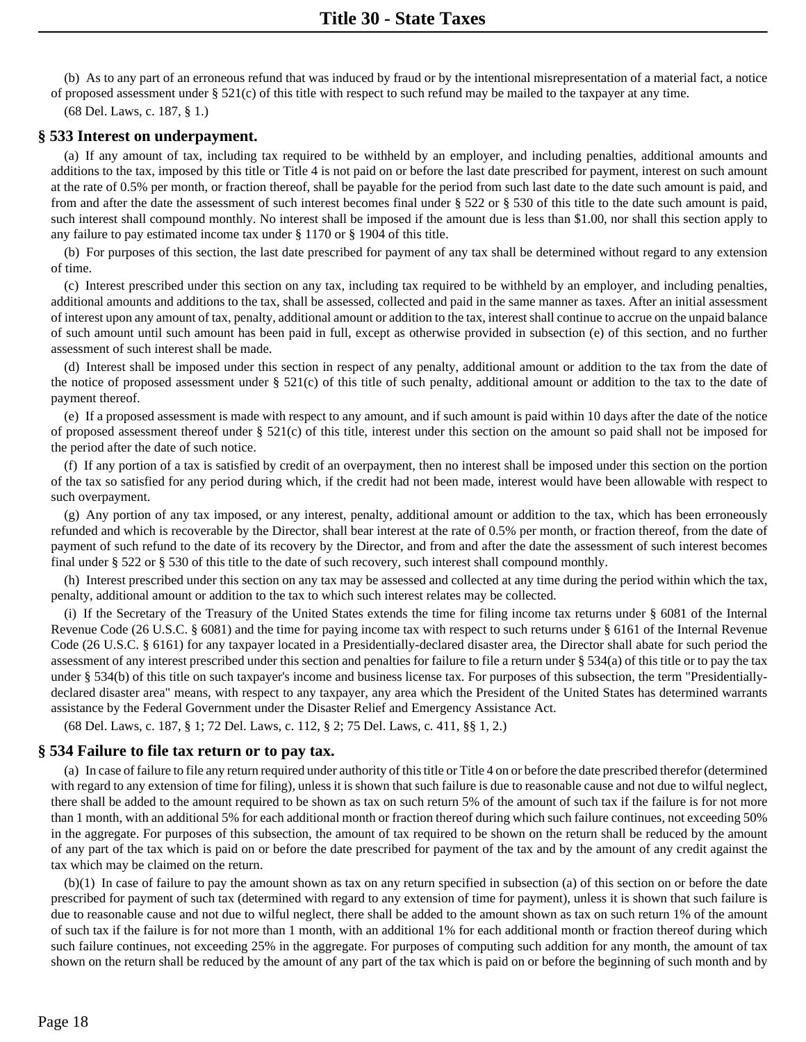(b) As to any part of an erroneous refund that was induced by fraud or by the intentional misrepresentation of a material fact, a notice of proposed assessment under § 521(c) of this title with respect to such refund may be mailed to the taxpayer at any time.

(68 Del. Laws, c. 187, § 1.)

## § 533 Interest on underpayment.

(a) If any amount of tax, including tax required to be withheld by an employer, and including penalties, additional amounts and additions to the tax, imposed by this title or Title 4 is not paid on or before the last date prescribed for payment, interest on such amount at the rate of 0.5% per month, or fraction thereof, shall be payable for the period from such last date to the date such amount is paid, and from and after the date the assessment of such interest becomes final under § 522 or § 530 of this title to the date such amount is paid, such interest shall compound monthly. No interest shall be imposed if the amount due is less than $1.00, nor shall this section apply to any failure to pay estimated income tax under § 1170 or § 1904 of this title.

(b) For purposes of this section, the last date prescribed for payment of any tax shall be determined without regard to any extension of time.

(c) Interest prescribed under this section on any tax, including tax required to be withheld by an employer, and including penalties, additional amounts and additions to the tax, shall be assessed, collected and paid in the same manner as taxes. After an initial assessment of interest upon any amount of tax, penalty, additional amount or addition to the tax, interest shall continue to accrue on the unpaid balance of such amount until such amount has been paid in full, except as otherwise provided in subsection (e) of this section, and no further assessment of such interest shall be made.

(d) Interest shall be imposed under this section in respect of any penalty, additional amount or addition to the tax from the date of the notice of proposed assessment under § 521(c) of this title of such penalty, additional amount or addition to the tax to the date of payment thereof.

(e) If a proposed assessment is made with respect to any amount, and if such amount is paid within 10 days after the date of the notice of proposed assessment thereof under § 521(c) of this title, interest under this section on the amount so paid shall not be imposed for the period after the date of such notice.

(f) If any portion of a tax is satisfied by credit of an overpayment, then no interest shall be imposed under this section on the portion of the tax so satisfied for any period during which, if the credit had not been made, interest would have been allowable with respect to such overpayment.

(g) Any portion of any tax imposed, or any interest, penalty, additional amount or addition to the tax, which has been erroneously refunded and which is recoverable by the Director, shall bear interest at the rate of 0.5% per month, or fraction thereof, from the date of payment of such refund to the date of its recovery by the Director, and from and after the date the assessment of such interest becomes final under § 522 or § 530 of this title to the date of such recovery, such interest shall compound monthly.

(h) Interest prescribed under this section on any tax may be assessed and collected at any time during the period within which the tax, penalty, additional amount or addition to the tax to which such interest relates may be collected.

(i) If the Secretary of the Treasury of the United States extends the time for filing income tax returns under § 6081 of the Internal Revenue Code (26 U.S.C. § 6081) and the time for paying income tax with respect to such returns under § 6161 of the Internal Revenue Code (26 U.S.C. § 6161) for any taxpayer located in a Presidentially-declared disaster area, the Director shall abate for such period the assessment of any interest prescribed under this section and penalties for failure to file a return under § 534(a) of this title or to pay the tax under § 534(b) of this title on such taxpayer's income and business license tax. For purposes of this subsection, the term "Presidentially-declared disaster area" means, with respect to any taxpayer, any area which the President of the United States has determined warrants assistance by the Federal Government under the Disaster Relief and Emergency Assistance Act.

(68 Del. Laws, c. 187, § 1; 72 Del. Laws, c. 112, § 2; 75 Del. Laws, c. 411, §§ 1, 2.)

## § 534 Failure to file tax return or to pay tax.

(a) In case of failure to file any return required under authority of this title or Title 4 on or before the date prescribed therefor (determined with regard to any extension of time for filing), unless it is shown that such failure is due to reasonable cause and not due to wilful neglect, there shall be added to the amount required to be shown as tax on such return 5% of the amount of such tax if the failure is for not more than 1 month, with an additional 5% for each additional month or fraction thereof during which such failure continues, not exceeding 50% in the aggregate. For purposes of this subsection, the amount of tax required to be shown on the return shall be reduced by the amount of any part of the tax which is paid on or before the date prescribed for payment of the tax and by the amount of any credit against the tax which may be claimed on the return.

(b)(1) In case of failure to pay the amount shown as tax on any return specified in subsection (a) of this section on or before the date prescribed for payment of such tax (determined with regard to any extension of time for payment), unless it is shown that such failure is due to reasonable cause and not due to wilful neglect, there shall be added to the amount shown as tax on such return 1% of the amount of such tax if the failure is for not more than 1 month, with an additional 1% for each additional month or fraction thereof during which such failure continues, not exceeding 25% in the aggregate. For purposes of computing such addition for any month, the amount of tax shown on the return shall be reduced by the amount of any part of the tax which is paid on or before the beginning of such month and by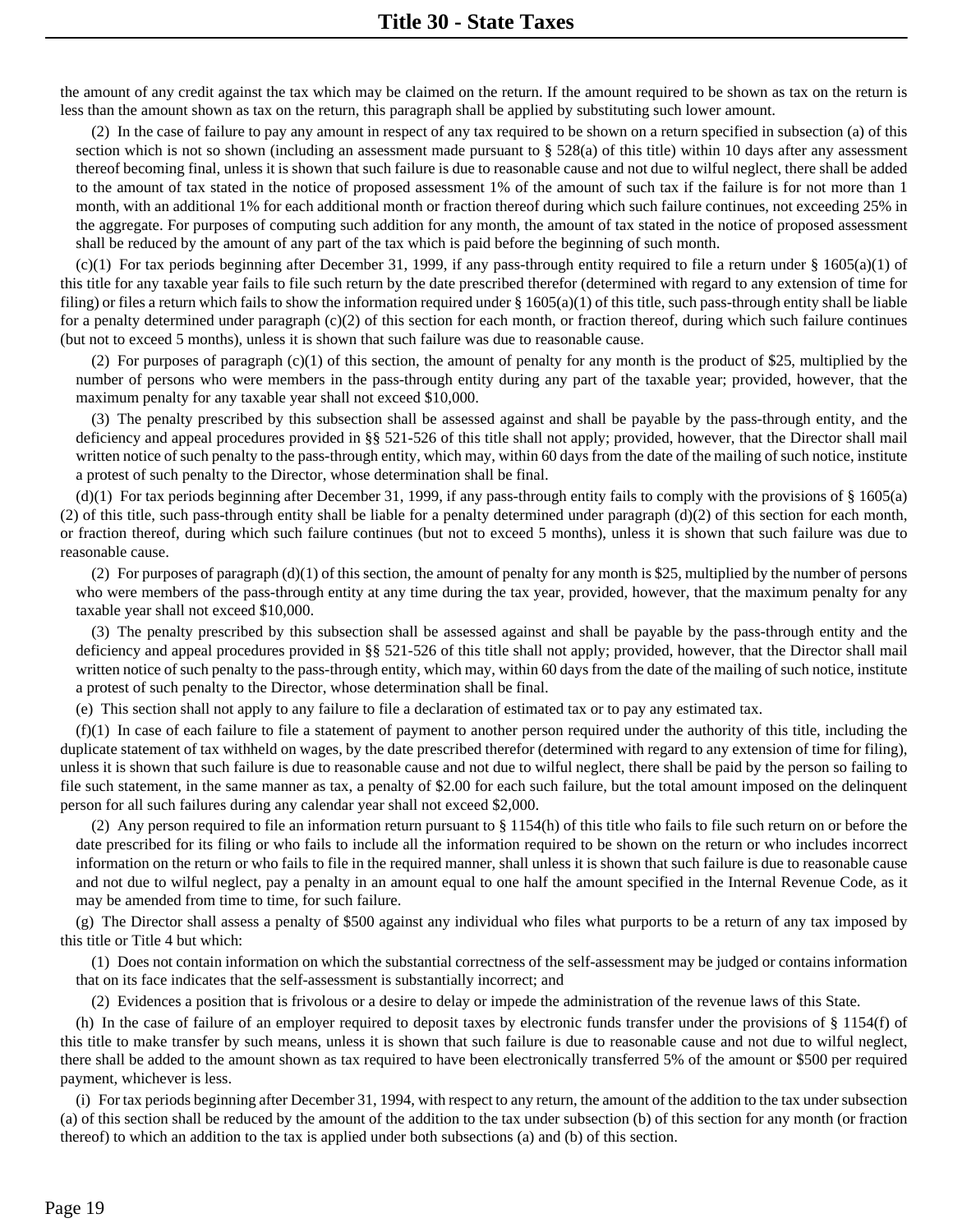the amount of any credit against the tax which may be claimed on the return. If the amount required to be shown as tax on the return is less than the amount shown as tax on the return, this paragraph shall be applied by substituting such lower amount.

(2) In the case of failure to pay any amount in respect of any tax required to be shown on a return specified in subsection (a) of this section which is not so shown (including an assessment made pursuant to § 528(a) of this title) within 10 days after any assessment thereof becoming final, unless it is shown that such failure is due to reasonable cause and not due to wilful neglect, there shall be added to the amount of tax stated in the notice of proposed assessment 1% of the amount of such tax if the failure is for not more than 1 month, with an additional 1% for each additional month or fraction thereof during which such failure continues, not exceeding 25% in the aggregate. For purposes of computing such addition for any month, the amount of tax stated in the notice of proposed assessment shall be reduced by the amount of any part of the tax which is paid before the beginning of such month.

(c)(1) For tax periods beginning after December 31, 1999, if any pass-through entity required to file a return under § 1605(a)(1) of this title for any taxable year fails to file such return by the date prescribed therefor (determined with regard to any extension of time for filing) or files a return which fails to show the information required under § 1605(a)(1) of this title, such pass-through entity shall be liable for a penalty determined under paragraph (c)(2) of this section for each month, or fraction thereof, during which such failure continues (but not to exceed 5 months), unless it is shown that such failure was due to reasonable cause.

(2) For purposes of paragraph (c)(1) of this section, the amount of penalty for any month is the product of $25, multiplied by the number of persons who were members in the pass-through entity during any part of the taxable year; provided, however, that the maximum penalty for any taxable year shall not exceed $10,000.

(3) The penalty prescribed by this subsection shall be assessed against and shall be payable by the pass-through entity, and the deficiency and appeal procedures provided in §§ 521-526 of this title shall not apply; provided, however, that the Director shall mail written notice of such penalty to the pass-through entity, which may, within 60 days from the date of the mailing of such notice, institute a protest of such penalty to the Director, whose determination shall be final.

(d)(1) For tax periods beginning after December 31, 1999, if any pass-through entity fails to comply with the provisions of § 1605(a)(2) of this title, such pass-through entity shall be liable for a penalty determined under paragraph (d)(2) of this section for each month, or fraction thereof, during which such failure continues (but not to exceed 5 months), unless it is shown that such failure was due to reasonable cause.

(2) For purposes of paragraph (d)(1) of this section, the amount of penalty for any month is $25, multiplied by the number of persons who were members of the pass-through entity at any time during the tax year, provided, however, that the maximum penalty for any taxable year shall not exceed $10,000.

(3) The penalty prescribed by this subsection shall be assessed against and shall be payable by the pass-through entity and the deficiency and appeal procedures provided in §§ 521-526 of this title shall not apply; provided, however, that the Director shall mail written notice of such penalty to the pass-through entity, which may, within 60 days from the date of the mailing of such notice, institute a protest of such penalty to the Director, whose determination shall be final.

(e) This section shall not apply to any failure to file a declaration of estimated tax or to pay any estimated tax.

(f)(1) In case of each failure to file a statement of payment to another person required under the authority of this title, including the duplicate statement of tax withheld on wages, by the date prescribed therefor (determined with regard to any extension of time for filing), unless it is shown that such failure is due to reasonable cause and not due to wilful neglect, there shall be paid by the person so failing to file such statement, in the same manner as tax, a penalty of $2.00 for each such failure, but the total amount imposed on the delinquent person for all such failures during any calendar year shall not exceed $2,000.

(2) Any person required to file an information return pursuant to § 1154(h) of this title who fails to file such return on or before the date prescribed for its filing or who fails to include all the information required to be shown on the return or who includes incorrect information on the return or who fails to file in the required manner, shall unless it is shown that such failure is due to reasonable cause and not due to wilful neglect, pay a penalty in an amount equal to one half the amount specified in the Internal Revenue Code, as it may be amended from time to time, for such failure.

(g) The Director shall assess a penalty of $500 against any individual who files what purports to be a return of any tax imposed by this title or Title 4 but which:

(1) Does not contain information on which the substantial correctness of the self-assessment may be judged or contains information that on its face indicates that the self-assessment is substantially incorrect; and

(2) Evidences a position that is frivolous or a desire to delay or impede the administration of the revenue laws of this State.

(h) In the case of failure of an employer required to deposit taxes by electronic funds transfer under the provisions of § 1154(f) of this title to make transfer by such means, unless it is shown that such failure is due to reasonable cause and not due to wilful neglect, there shall be added to the amount shown as tax required to have been electronically transferred 5% of the amount or $500 per required payment, whichever is less.

(i) For tax periods beginning after December 31, 1994, with respect to any return, the amount of the addition to the tax under subsection (a) of this section shall be reduced by the amount of the addition to the tax under subsection (b) of this section for any month (or fraction thereof) to which an addition to the tax is applied under both subsections (a) and (b) of this section.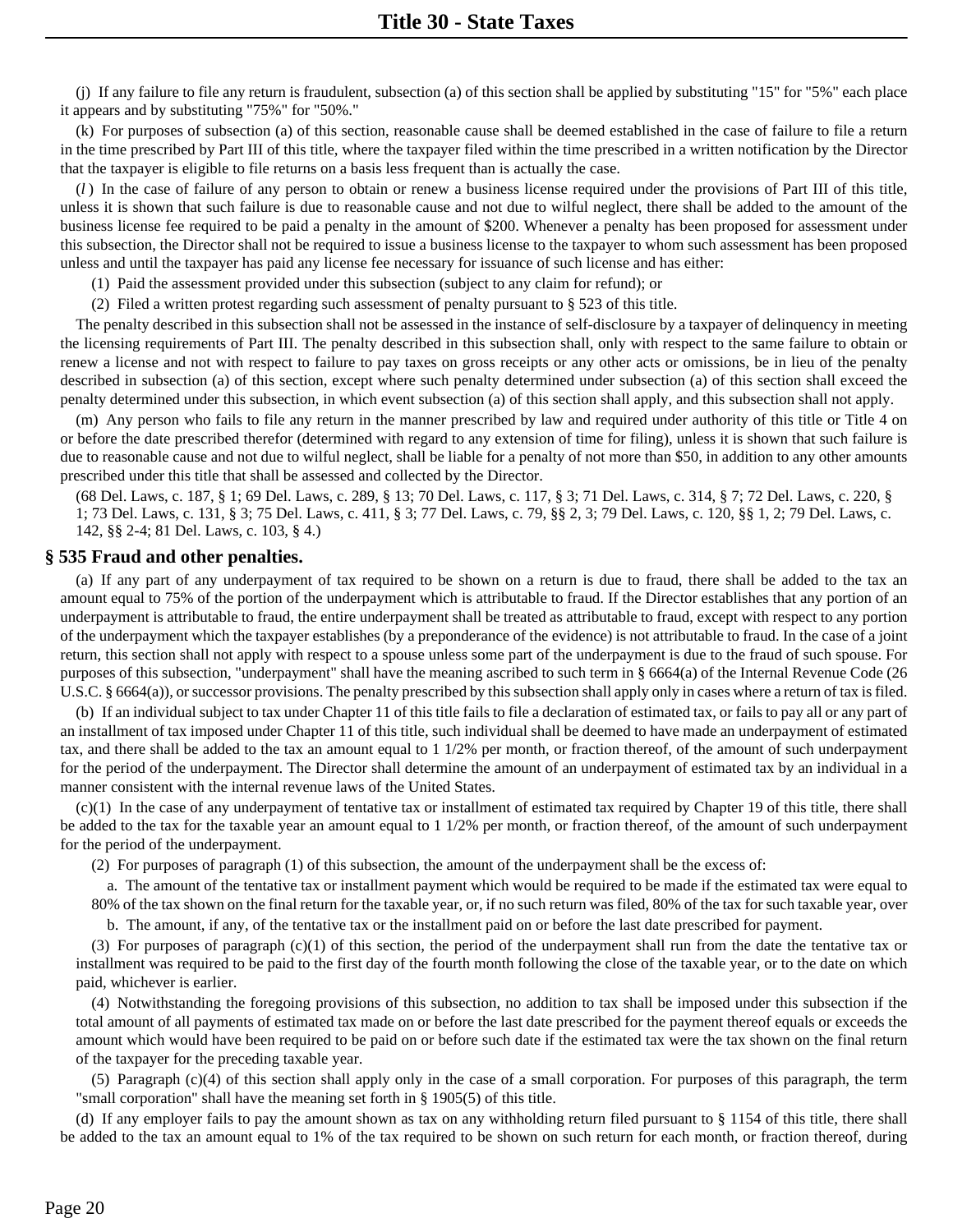(j) If any failure to file any return is fraudulent, subsection (a) of this section shall be applied by substituting "15" for "5%" each place it appears and by substituting "75%" for "50%."

(k) For purposes of subsection (a) of this section, reasonable cause shall be deemed established in the case of failure to file a return in the time prescribed by Part III of this title, where the taxpayer filed within the time prescribed in a written notification by the Director that the taxpayer is eligible to file returns on a basis less frequent than is actually the case.

(*l*) In the case of failure of any person to obtain or renew a business license required under the provisions of Part III of this title, unless it is shown that such failure is due to reasonable cause and not due to wilful neglect, there shall be added to the amount of the business license fee required to be paid a penalty in the amount of $200. Whenever a penalty has been proposed for assessment under this subsection, the Director shall not be required to issue a business license to the taxpayer to whom such assessment has been proposed unless and until the taxpayer has paid any license fee necessary for issuance of such license and has either:

(1) Paid the assessment provided under this subsection (subject to any claim for refund); or

(2) Filed a written protest regarding such assessment of penalty pursuant to § 523 of this title.

The penalty described in this subsection shall not be assessed in the instance of self-disclosure by a taxpayer of delinquency in meeting the licensing requirements of Part III. The penalty described in this subsection shall, only with respect to the same failure to obtain or renew a license and not with respect to failure to pay taxes on gross receipts or any other acts or omissions, be in lieu of the penalty described in subsection (a) of this section, except where such penalty determined under subsection (a) of this section shall exceed the penalty determined under this subsection, in which event subsection (a) of this section shall apply, and this subsection shall not apply.

(m) Any person who fails to file any return in the manner prescribed by law and required under authority of this title or Title 4 on or before the date prescribed therefor (determined with regard to any extension of time for filing), unless it is shown that such failure is due to reasonable cause and not due to wilful neglect, shall be liable for a penalty of not more than $50, in addition to any other amounts prescribed under this title that shall be assessed and collected by the Director.

(68 Del. Laws, c. 187, § 1; 69 Del. Laws, c. 289, § 13; 70 Del. Laws, c. 117, § 3; 71 Del. Laws, c. 314, § 7; 72 Del. Laws, c. 220, § 1; 73 Del. Laws, c. 131, § 3; 75 Del. Laws, c. 411, § 3; 77 Del. Laws, c. 79, §§ 2, 3; 79 Del. Laws, c. 120, §§ 1, 2; 79 Del. Laws, c. 142, §§ 2-4; 81 Del. Laws, c. 103, § 4.)

## § 535 Fraud and other penalties.

(a) If any part of any underpayment of tax required to be shown on a return is due to fraud, there shall be added to the tax an amount equal to 75% of the portion of the underpayment which is attributable to fraud. If the Director establishes that any portion of an underpayment is attributable to fraud, the entire underpayment shall be treated as attributable to fraud, except with respect to any portion of the underpayment which the taxpayer establishes (by a preponderance of the evidence) is not attributable to fraud. In the case of a joint return, this section shall not apply with respect to a spouse unless some part of the underpayment is due to the fraud of such spouse. For purposes of this subsection, "underpayment" shall have the meaning ascribed to such term in § 6664(a) of the Internal Revenue Code (26 U.S.C. § 6664(a)), or successor provisions. The penalty prescribed by this subsection shall apply only in cases where a return of tax is filed.

(b) If an individual subject to tax under Chapter 11 of this title fails to file a declaration of estimated tax, or fails to pay all or any part of an installment of tax imposed under Chapter 11 of this title, such individual shall be deemed to have made an underpayment of estimated tax, and there shall be added to the tax an amount equal to 1 1/2% per month, or fraction thereof, of the amount of such underpayment for the period of the underpayment. The Director shall determine the amount of an underpayment of estimated tax by an individual in a manner consistent with the internal revenue laws of the United States.

(c)(1) In the case of any underpayment of tentative tax or installment of estimated tax required by Chapter 19 of this title, there shall be added to the tax for the taxable year an amount equal to 1 1/2% per month, or fraction thereof, of the amount of such underpayment for the period of the underpayment.

(2) For purposes of paragraph (1) of this subsection, the amount of the underpayment shall be the excess of:

a. The amount of the tentative tax or installment payment which would be required to be made if the estimated tax were equal to 80% of the tax shown on the final return for the taxable year, or, if no such return was filed, 80% of the tax for such taxable year, over

b. The amount, if any, of the tentative tax or the installment paid on or before the last date prescribed for payment.

(3) For purposes of paragraph (c)(1) of this section, the period of the underpayment shall run from the date the tentative tax or installment was required to be paid to the first day of the fourth month following the close of the taxable year, or to the date on which paid, whichever is earlier.

(4) Notwithstanding the foregoing provisions of this subsection, no addition to tax shall be imposed under this subsection if the total amount of all payments of estimated tax made on or before the last date prescribed for the payment thereof equals or exceeds the amount which would have been required to be paid on or before such date if the estimated tax were the tax shown on the final return of the taxpayer for the preceding taxable year.

(5) Paragraph (c)(4) of this section shall apply only in the case of a small corporation. For purposes of this paragraph, the term "small corporation" shall have the meaning set forth in § 1905(5) of this title.

(d) If any employer fails to pay the amount shown as tax on any withholding return filed pursuant to § 1154 of this title, there shall be added to the tax an amount equal to 1% of the tax required to be shown on such return for each month, or fraction thereof, during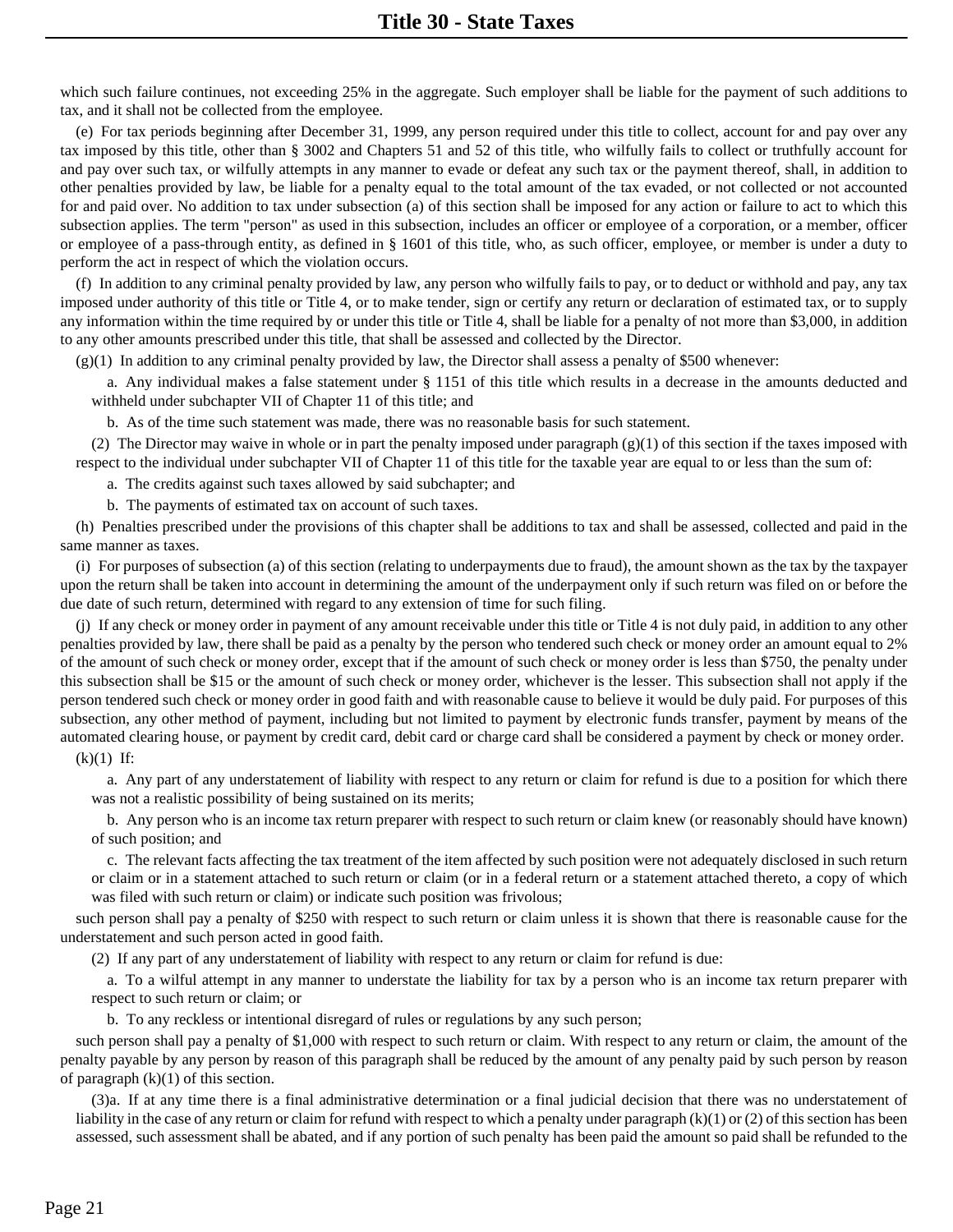which such failure continues, not exceeding 25% in the aggregate. Such employer shall be liable for the payment of such additions to tax, and it shall not be collected from the employee.

(e) For tax periods beginning after December 31, 1999, any person required under this title to collect, account for and pay over any tax imposed by this title, other than § 3002 and Chapters 51 and 52 of this title, who wilfully fails to collect or truthfully account for and pay over such tax, or wilfully attempts in any manner to evade or defeat any such tax or the payment thereof, shall, in addition to other penalties provided by law, be liable for a penalty equal to the total amount of the tax evaded, or not collected or not accounted for and paid over. No addition to tax under subsection (a) of this section shall be imposed for any action or failure to act to which this subsection applies. The term "person" as used in this subsection, includes an officer or employee of a corporation, or a member, officer or employee of a pass-through entity, as defined in § 1601 of this title, who, as such officer, employee, or member is under a duty to perform the act in respect of which the violation occurs.

(f) In addition to any criminal penalty provided by law, any person who wilfully fails to pay, or to deduct or withhold and pay, any tax imposed under authority of this title or Title 4, or to make tender, sign or certify any return or declaration of estimated tax, or to supply any information within the time required by or under this title or Title 4, shall be liable for a penalty of not more than $3,000, in addition to any other amounts prescribed under this title, that shall be assessed and collected by the Director.

(g)(1) In addition to any criminal penalty provided by law, the Director shall assess a penalty of $500 whenever:

a. Any individual makes a false statement under § 1151 of this title which results in a decrease in the amounts deducted and withheld under subchapter VII of Chapter 11 of this title; and

b. As of the time such statement was made, there was no reasonable basis for such statement.

(2) The Director may waive in whole or in part the penalty imposed under paragraph (g)(1) of this section if the taxes imposed with respect to the individual under subchapter VII of Chapter 11 of this title for the taxable year are equal to or less than the sum of:

a. The credits against such taxes allowed by said subchapter; and

b. The payments of estimated tax on account of such taxes.

(h) Penalties prescribed under the provisions of this chapter shall be additions to tax and shall be assessed, collected and paid in the same manner as taxes.

(i) For purposes of subsection (a) of this section (relating to underpayments due to fraud), the amount shown as the tax by the taxpayer upon the return shall be taken into account in determining the amount of the underpayment only if such return was filed on or before the due date of such return, determined with regard to any extension of time for such filing.

(j) If any check or money order in payment of any amount receivable under this title or Title 4 is not duly paid, in addition to any other penalties provided by law, there shall be paid as a penalty by the person who tendered such check or money order an amount equal to 2% of the amount of such check or money order, except that if the amount of such check or money order is less than $750, the penalty under this subsection shall be $15 or the amount of such check or money order, whichever is the lesser. This subsection shall not apply if the person tendered such check or money order in good faith and with reasonable cause to believe it would be duly paid. For purposes of this subsection, any other method of payment, including but not limited to payment by electronic funds transfer, payment by means of the automated clearing house, or payment by credit card, debit card or charge card shall be considered a payment by check or money order.

(k)(1) If:

a. Any part of any understatement of liability with respect to any return or claim for refund is due to a position for which there was not a realistic possibility of being sustained on its merits;

b. Any person who is an income tax return preparer with respect to such return or claim knew (or reasonably should have known) of such position; and

c. The relevant facts affecting the tax treatment of the item affected by such position were not adequately disclosed in such return or claim or in a statement attached to such return or claim (or in a federal return or a statement attached thereto, a copy of which was filed with such return or claim) or indicate such position was frivolous;

such person shall pay a penalty of $250 with respect to such return or claim unless it is shown that there is reasonable cause for the understatement and such person acted in good faith.

(2) If any part of any understatement of liability with respect to any return or claim for refund is due:

a. To a wilful attempt in any manner to understate the liability for tax by a person who is an income tax return preparer with respect to such return or claim; or

b. To any reckless or intentional disregard of rules or regulations by any such person;

such person shall pay a penalty of $1,000 with respect to such return or claim. With respect to any return or claim, the amount of the penalty payable by any person by reason of this paragraph shall be reduced by the amount of any penalty paid by such person by reason of paragraph (k)(1) of this section.

(3)a. If at any time there is a final administrative determination or a final judicial decision that there was no understatement of liability in the case of any return or claim for refund with respect to which a penalty under paragraph (k)(1) or (2) of this section has been assessed, such assessment shall be abated, and if any portion of such penalty has been paid the amount so paid shall be refunded to the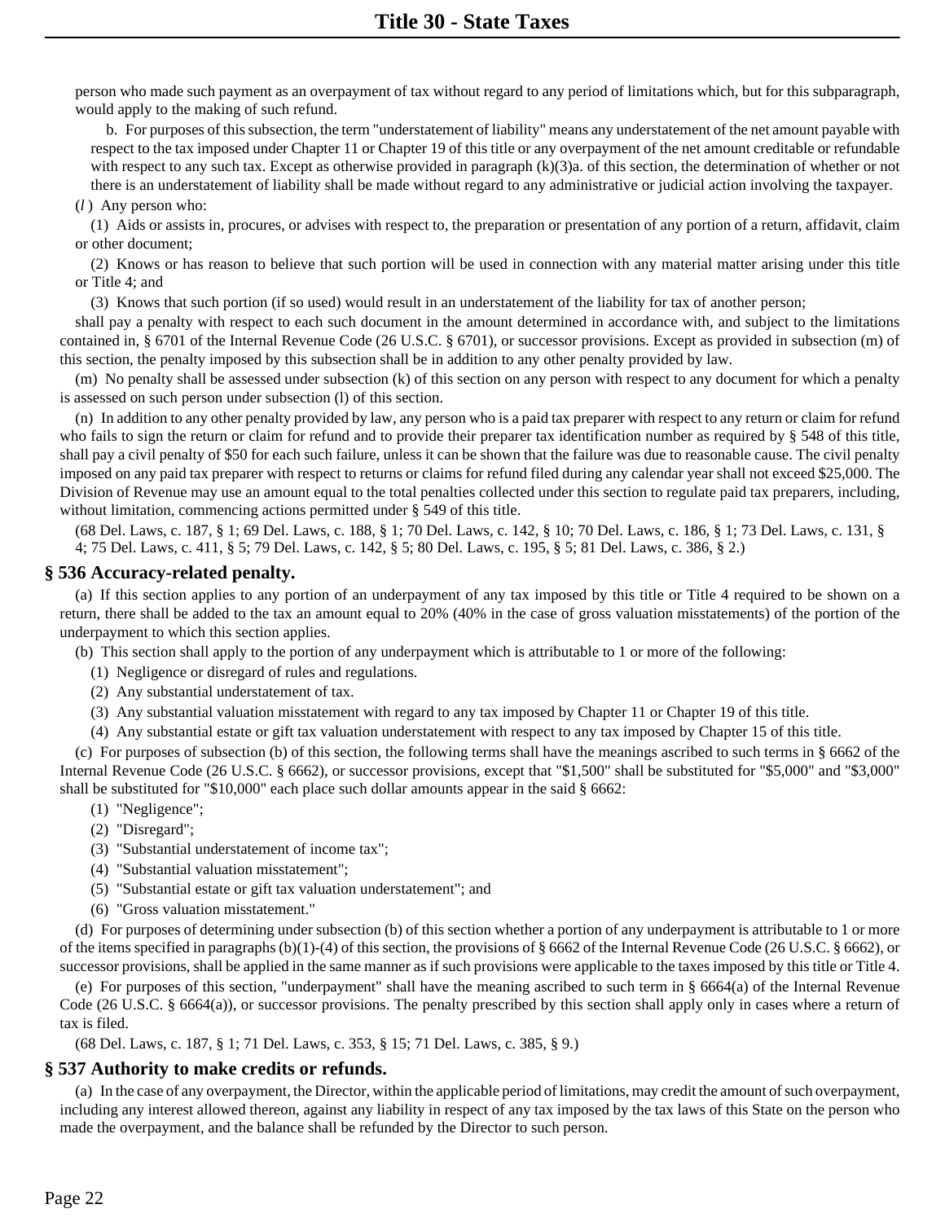person who made such payment as an overpayment of tax without regard to any period of limitations which, but for this subparagraph, would apply to the making of such refund.

b. For purposes of this subsection, the term "understatement of liability" means any understatement of the net amount payable with respect to the tax imposed under Chapter 11 or Chapter 19 of this title or any overpayment of the net amount creditable or refundable with respect to any such tax. Except as otherwise provided in paragraph (k)(3)a. of this section, the determination of whether or not there is an understatement of liability shall be made without regard to any administrative or judicial action involving the taxpayer.

(*l*) Any person who:

(1) Aids or assists in, procures, or advises with respect to, the preparation or presentation of any portion of a return, affidavit, claim or other document;

(2) Knows or has reason to believe that such portion will be used in connection with any material matter arising under this title or Title 4; and

(3) Knows that such portion (if so used) would result in an understatement of the liability for tax of another person;

shall pay a penalty with respect to each such document in the amount determined in accordance with, and subject to the limitations contained in, § 6701 of the Internal Revenue Code (26 U.S.C. § 6701), or successor provisions. Except as provided in subsection (m) of this section, the penalty imposed by this subsection shall be in addition to any other penalty provided by law.

(m) No penalty shall be assessed under subsection (k) of this section on any person with respect to any document for which a penalty is assessed on such person under subsection (l) of this section.

(n) In addition to any other penalty provided by law, any person who is a paid tax preparer with respect to any return or claim for refund who fails to sign the return or claim for refund and to provide their preparer tax identification number as required by § 548 of this title, shall pay a civil penalty of $50 for each such failure, unless it can be shown that the failure was due to reasonable cause. The civil penalty imposed on any paid tax preparer with respect to returns or claims for refund filed during any calendar year shall not exceed $25,000. The Division of Revenue may use an amount equal to the total penalties collected under this section to regulate paid tax preparers, including, without limitation, commencing actions permitted under § 549 of this title.

(68 Del. Laws, c. 187, § 1; 69 Del. Laws, c. 188, § 1; 70 Del. Laws, c. 142, § 10; 70 Del. Laws, c. 186, § 1; 73 Del. Laws, c. 131, § 4; 75 Del. Laws, c. 411, § 5; 79 Del. Laws, c. 142, § 5; 80 Del. Laws, c. 195, § 5; 81 Del. Laws, c. 386, § 2.)

## § 536 Accuracy-related penalty.

(a) If this section applies to any portion of an underpayment of any tax imposed by this title or Title 4 required to be shown on a return, there shall be added to the tax an amount equal to 20% (40% in the case of gross valuation misstatements) of the portion of the underpayment to which this section applies.

(b) This section shall apply to the portion of any underpayment which is attributable to 1 or more of the following:

(1) Negligence or disregard of rules and regulations.

(2) Any substantial understatement of tax.

(3) Any substantial valuation misstatement with regard to any tax imposed by Chapter 11 or Chapter 19 of this title.

(4) Any substantial estate or gift tax valuation understatement with respect to any tax imposed by Chapter 15 of this title.

(c) For purposes of subsection (b) of this section, the following terms shall have the meanings ascribed to such terms in § 6662 of the Internal Revenue Code (26 U.S.C. § 6662), or successor provisions, except that "$1,500" shall be substituted for "$5,000" and "$3,000" shall be substituted for "$10,000" each place such dollar amounts appear in the said § 6662:

(1) "Negligence";

(2) "Disregard";

(3) "Substantial understatement of income tax";

(4) "Substantial valuation misstatement";

(5) "Substantial estate or gift tax valuation understatement"; and

(6) "Gross valuation misstatement."

(d) For purposes of determining under subsection (b) of this section whether a portion of any underpayment is attributable to 1 or more of the items specified in paragraphs (b)(1)-(4) of this section, the provisions of § 6662 of the Internal Revenue Code (26 U.S.C. § 6662), or successor provisions, shall be applied in the same manner as if such provisions were applicable to the taxes imposed by this title or Title 4.

(e) For purposes of this section, "underpayment" shall have the meaning ascribed to such term in § 6664(a) of the Internal Revenue Code (26 U.S.C. § 6664(a)), or successor provisions. The penalty prescribed by this section shall apply only in cases where a return of tax is filed.

(68 Del. Laws, c. 187, § 1; 71 Del. Laws, c. 353, § 15; 71 Del. Laws, c. 385, § 9.)

## § 537 Authority to make credits or refunds.

(a) In the case of any overpayment, the Director, within the applicable period of limitations, may credit the amount of such overpayment, including any interest allowed thereon, against any liability in respect of any tax imposed by the tax laws of this State on the person who made the overpayment, and the balance shall be refunded by the Director to such person.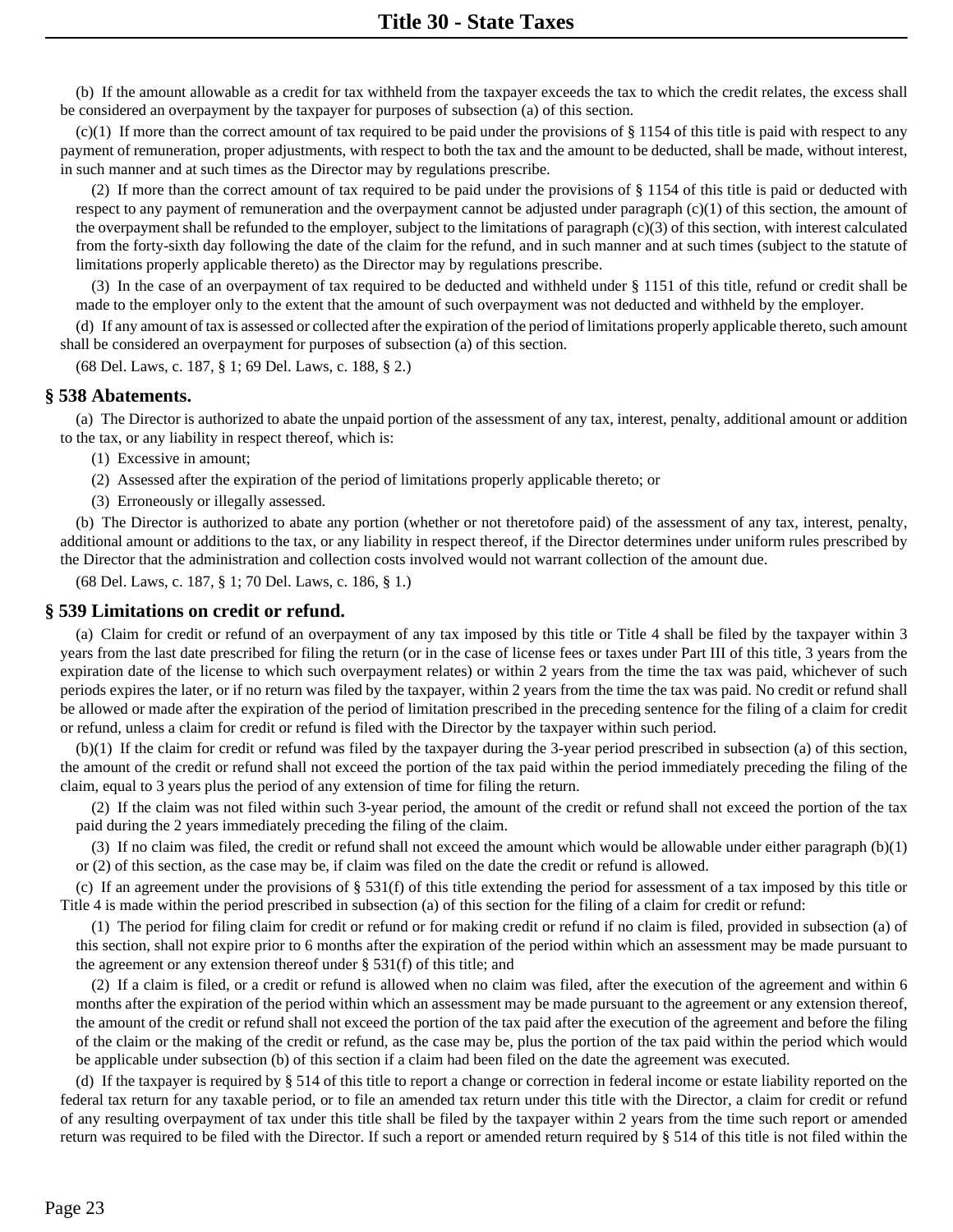(b) If the amount allowable as a credit for tax withheld from the taxpayer exceeds the tax to which the credit relates, the excess shall be considered an overpayment by the taxpayer for purposes of subsection (a) of this section.

(c)(1) If more than the correct amount of tax required to be paid under the provisions of § 1154 of this title is paid with respect to any payment of remuneration, proper adjustments, with respect to both the tax and the amount to be deducted, shall be made, without interest, in such manner and at such times as the Director may by regulations prescribe.

(2) If more than the correct amount of tax required to be paid under the provisions of § 1154 of this title is paid or deducted with respect to any payment of remuneration and the overpayment cannot be adjusted under paragraph (c)(1) of this section, the amount of the overpayment shall be refunded to the employer, subject to the limitations of paragraph (c)(3) of this section, with interest calculated from the forty-sixth day following the date of the claim for the refund, and in such manner and at such times (subject to the statute of limitations properly applicable thereto) as the Director may by regulations prescribe.

(3) In the case of an overpayment of tax required to be deducted and withheld under § 1151 of this title, refund or credit shall be made to the employer only to the extent that the amount of such overpayment was not deducted and withheld by the employer.

(d) If any amount of tax is assessed or collected after the expiration of the period of limitations properly applicable thereto, such amount shall be considered an overpayment for purposes of subsection (a) of this section.

(68 Del. Laws, c. 187, § 1; 69 Del. Laws, c. 188, § 2.)

### § 538 Abatements.

(a) The Director is authorized to abate the unpaid portion of the assessment of any tax, interest, penalty, additional amount or addition to the tax, or any liability in respect thereof, which is:

(1) Excessive in amount;

(2) Assessed after the expiration of the period of limitations properly applicable thereto; or

(3) Erroneously or illegally assessed.

(b) The Director is authorized to abate any portion (whether or not theretofore paid) of the assessment of any tax, interest, penalty, additional amount or additions to the tax, or any liability in respect thereof, if the Director determines under uniform rules prescribed by the Director that the administration and collection costs involved would not warrant collection of the amount due.

(68 Del. Laws, c. 187, § 1; 70 Del. Laws, c. 186, § 1.)

### § 539 Limitations on credit or refund.

(a) Claim for credit or refund of an overpayment of any tax imposed by this title or Title 4 shall be filed by the taxpayer within 3 years from the last date prescribed for filing the return (or in the case of license fees or taxes under Part III of this title, 3 years from the expiration date of the license to which such overpayment relates) or within 2 years from the time the tax was paid, whichever of such periods expires the later, or if no return was filed by the taxpayer, within 2 years from the time the tax was paid. No credit or refund shall be allowed or made after the expiration of the period of limitation prescribed in the preceding sentence for the filing of a claim for credit or refund, unless a claim for credit or refund is filed with the Director by the taxpayer within such period.

(b)(1) If the claim for credit or refund was filed by the taxpayer during the 3-year period prescribed in subsection (a) of this section, the amount of the credit or refund shall not exceed the portion of the tax paid within the period immediately preceding the filing of the claim, equal to 3 years plus the period of any extension of time for filing the return.

(2) If the claim was not filed within such 3-year period, the amount of the credit or refund shall not exceed the portion of the tax paid during the 2 years immediately preceding the filing of the claim.

(3) If no claim was filed, the credit or refund shall not exceed the amount which would be allowable under either paragraph (b)(1) or (2) of this section, as the case may be, if claim was filed on the date the credit or refund is allowed.

(c) If an agreement under the provisions of § 531(f) of this title extending the period for assessment of a tax imposed by this title or Title 4 is made within the period prescribed in subsection (a) of this section for the filing of a claim for credit or refund:

(1) The period for filing claim for credit or refund or for making credit or refund if no claim is filed, provided in subsection (a) of this section, shall not expire prior to 6 months after the expiration of the period within which an assessment may be made pursuant to the agreement or any extension thereof under § 531(f) of this title; and

(2) If a claim is filed, or a credit or refund is allowed when no claim was filed, after the execution of the agreement and within 6 months after the expiration of the period within which an assessment may be made pursuant to the agreement or any extension thereof, the amount of the credit or refund shall not exceed the portion of the tax paid after the execution of the agreement and before the filing of the claim or the making of the credit or refund, as the case may be, plus the portion of the tax paid within the period which would be applicable under subsection (b) of this section if a claim had been filed on the date the agreement was executed.

(d) If the taxpayer is required by § 514 of this title to report a change or correction in federal income or estate liability reported on the federal tax return for any taxable period, or to file an amended tax return under this title with the Director, a claim for credit or refund of any resulting overpayment of tax under this title shall be filed by the taxpayer within 2 years from the time such report or amended return was required to be filed with the Director. If such a report or amended return required by § 514 of this title is not filed within the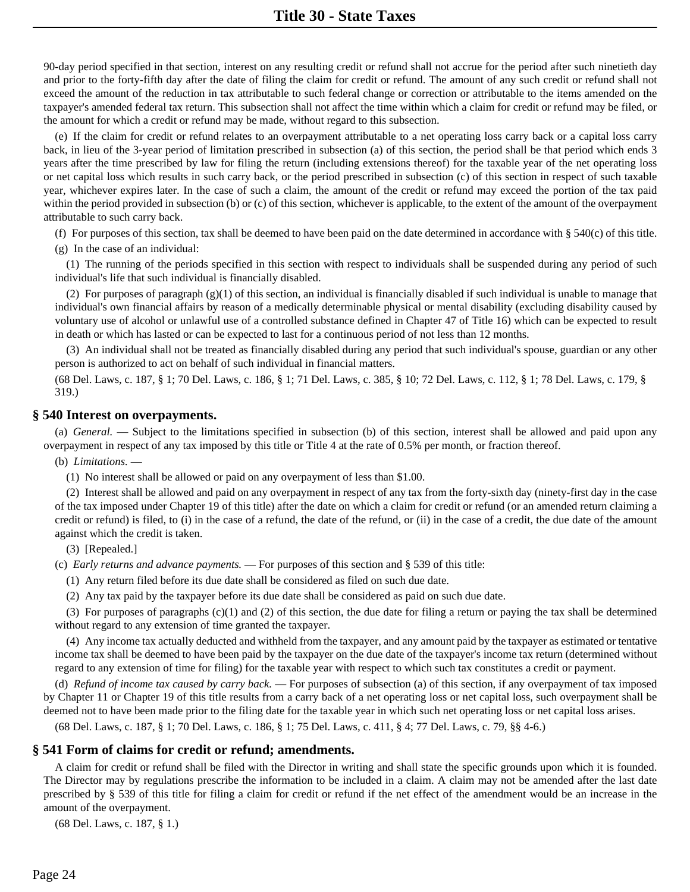90-day period specified in that section, interest on any resulting credit or refund shall not accrue for the period after such ninetieth day and prior to the forty-fifth day after the date of filing the claim for credit or refund. The amount of any such credit or refund shall not exceed the amount of the reduction in tax attributable to such federal change or correction or attributable to the items amended on the taxpayer's amended federal tax return. This subsection shall not affect the time within which a claim for credit or refund may be filed, or the amount for which a credit or refund may be made, without regard to this subsection.

(e) If the claim for credit or refund relates to an overpayment attributable to a net operating loss carry back or a capital loss carry back, in lieu of the 3-year period of limitation prescribed in subsection (a) of this section, the period shall be that period which ends 3 years after the time prescribed by law for filing the return (including extensions thereof) for the taxable year of the net operating loss or net capital loss which results in such carry back, or the period prescribed in subsection (c) of this section in respect of such taxable year, whichever expires later. In the case of such a claim, the amount of the credit or refund may exceed the portion of the tax paid within the period provided in subsection (b) or (c) of this section, whichever is applicable, to the extent of the amount of the overpayment attributable to such carry back.

(f) For purposes of this section, tax shall be deemed to have been paid on the date determined in accordance with § 540(c) of this title.

(g) In the case of an individual:

(1) The running of the periods specified in this section with respect to individuals shall be suspended during any period of such individual's life that such individual is financially disabled.

(2) For purposes of paragraph (g)(1) of this section, an individual is financially disabled if such individual is unable to manage that individual's own financial affairs by reason of a medically determinable physical or mental disability (excluding disability caused by voluntary use of alcohol or unlawful use of a controlled substance defined in Chapter 47 of Title 16) which can be expected to result in death or which has lasted or can be expected to last for a continuous period of not less than 12 months.

(3) An individual shall not be treated as financially disabled during any period that such individual's spouse, guardian or any other person is authorized to act on behalf of such individual in financial matters.

(68 Del. Laws, c. 187, § 1; 70 Del. Laws, c. 186, § 1; 71 Del. Laws, c. 385, § 10; 72 Del. Laws, c. 112, § 1; 78 Del. Laws, c. 179, § 319.)

## § 540 Interest on overpayments.

(a) *General.* — Subject to the limitations specified in subsection (b) of this section, interest shall be allowed and paid upon any overpayment in respect of any tax imposed by this title or Title 4 at the rate of 0.5% per month, or fraction thereof.

(b) *Limitations.* —

(1) No interest shall be allowed or paid on any overpayment of less than $1.00.

(2) Interest shall be allowed and paid on any overpayment in respect of any tax from the forty-sixth day (ninety-first day in the case of the tax imposed under Chapter 19 of this title) after the date on which a claim for credit or refund (or an amended return claiming a credit or refund) is filed, to (i) in the case of a refund, the date of the refund, or (ii) in the case of a credit, the due date of the amount against which the credit is taken.

(3) [Repealed.]

(c) *Early returns and advance payments.* — For purposes of this section and § 539 of this title:

(1) Any return filed before its due date shall be considered as filed on such due date.

(2) Any tax paid by the taxpayer before its due date shall be considered as paid on such due date.

(3) For purposes of paragraphs (c)(1) and (2) of this section, the due date for filing a return or paying the tax shall be determined without regard to any extension of time granted the taxpayer.

(4) Any income tax actually deducted and withheld from the taxpayer, and any amount paid by the taxpayer as estimated or tentative income tax shall be deemed to have been paid by the taxpayer on the due date of the taxpayer's income tax return (determined without regard to any extension of time for filing) for the taxable year with respect to which such tax constitutes a credit or payment.

(d) *Refund of income tax caused by carry back.* — For purposes of subsection (a) of this section, if any overpayment of tax imposed by Chapter 11 or Chapter 19 of this title results from a carry back of a net operating loss or net capital loss, such overpayment shall be deemed not to have been made prior to the filing date for the taxable year in which such net operating loss or net capital loss arises.

(68 Del. Laws, c. 187, § 1; 70 Del. Laws, c. 186, § 1; 75 Del. Laws, c. 411, § 4; 77 Del. Laws, c. 79, §§ 4-6.)

## § 541 Form of claims for credit or refund; amendments.

A claim for credit or refund shall be filed with the Director in writing and shall state the specific grounds upon which it is founded. The Director may by regulations prescribe the information to be included in a claim. A claim may not be amended after the last date prescribed by § 539 of this title for filing a claim for credit or refund if the net effect of the amendment would be an increase in the amount of the overpayment.

(68 Del. Laws, c. 187, § 1.)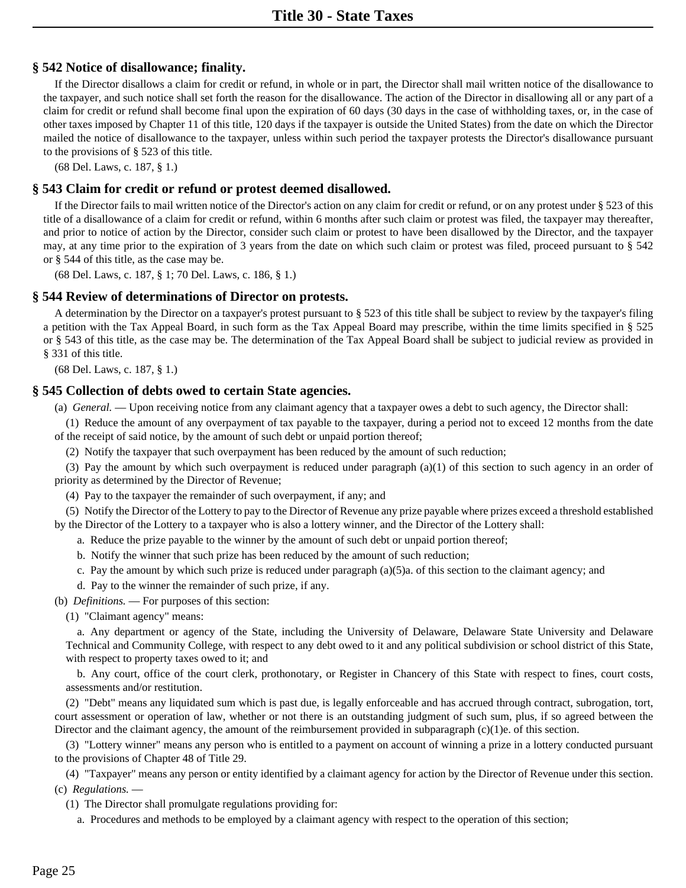### § 542 Notice of disallowance; finality.

If the Director disallows a claim for credit or refund, in whole or in part, the Director shall mail written notice of the disallowance to the taxpayer, and such notice shall set forth the reason for the disallowance. The action of the Director in disallowing all or any part of a claim for credit or refund shall become final upon the expiration of 60 days (30 days in the case of withholding taxes, or, in the case of other taxes imposed by Chapter 11 of this title, 120 days if the taxpayer is outside the United States) from the date on which the Director mailed the notice of disallowance to the taxpayer, unless within such period the taxpayer protests the Director's disallowance pursuant to the provisions of § 523 of this title.

(68 Del. Laws, c. 187, § 1.)

### § 543 Claim for credit or refund or protest deemed disallowed.

If the Director fails to mail written notice of the Director's action on any claim for credit or refund, or on any protest under § 523 of this title of a disallowance of a claim for credit or refund, within 6 months after such claim or protest was filed, the taxpayer may thereafter, and prior to notice of action by the Director, consider such claim or protest to have been disallowed by the Director, and the taxpayer may, at any time prior to the expiration of 3 years from the date on which such claim or protest was filed, proceed pursuant to § 542 or § 544 of this title, as the case may be.

(68 Del. Laws, c. 187, § 1; 70 Del. Laws, c. 186, § 1.)

### § 544 Review of determinations of Director on protests.

A determination by the Director on a taxpayer's protest pursuant to § 523 of this title shall be subject to review by the taxpayer's filing a petition with the Tax Appeal Board, in such form as the Tax Appeal Board may prescribe, within the time limits specified in § 525 or § 543 of this title, as the case may be. The determination of the Tax Appeal Board shall be subject to judicial review as provided in § 331 of this title.

(68 Del. Laws, c. 187, § 1.)

### § 545 Collection of debts owed to certain State agencies.

(a) *General.* — Upon receiving notice from any claimant agency that a taxpayer owes a debt to such agency, the Director shall:

(1) Reduce the amount of any overpayment of tax payable to the taxpayer, during a period not to exceed 12 months from the date of the receipt of said notice, by the amount of such debt or unpaid portion thereof;

(2) Notify the taxpayer that such overpayment has been reduced by the amount of such reduction;

(3) Pay the amount by which such overpayment is reduced under paragraph (a)(1) of this section to such agency in an order of priority as determined by the Director of Revenue;

(4) Pay to the taxpayer the remainder of such overpayment, if any; and

(5) Notify the Director of the Lottery to pay to the Director of Revenue any prize payable where prizes exceed a threshold established by the Director of the Lottery to a taxpayer who is also a lottery winner, and the Director of the Lottery shall:

a. Reduce the prize payable to the winner by the amount of such debt or unpaid portion thereof;

b. Notify the winner that such prize has been reduced by the amount of such reduction;

c. Pay the amount by which such prize is reduced under paragraph (a)(5)a. of this section to the claimant agency; and

d. Pay to the winner the remainder of such prize, if any.

(b) *Definitions.* — For purposes of this section:

(1) "Claimant agency" means:

a. Any department or agency of the State, including the University of Delaware, Delaware State University and Delaware Technical and Community College, with respect to any debt owed to it and any political subdivision or school district of this State, with respect to property taxes owed to it; and

b. Any court, office of the court clerk, prothonotary, or Register in Chancery of this State with respect to fines, court costs, assessments and/or restitution.

(2) "Debt" means any liquidated sum which is past due, is legally enforceable and has accrued through contract, subrogation, tort, court assessment or operation of law, whether or not there is an outstanding judgment of such sum, plus, if so agreed between the Director and the claimant agency, the amount of the reimbursement provided in subparagraph (c)(1)e. of this section.

(3) "Lottery winner" means any person who is entitled to a payment on account of winning a prize in a lottery conducted pursuant to the provisions of Chapter 48 of Title 29.

(4) "Taxpayer" means any person or entity identified by a claimant agency for action by the Director of Revenue under this section.

(c) *Regulations.* —

(1) The Director shall promulgate regulations providing for:

a. Procedures and methods to be employed by a claimant agency with respect to the operation of this section;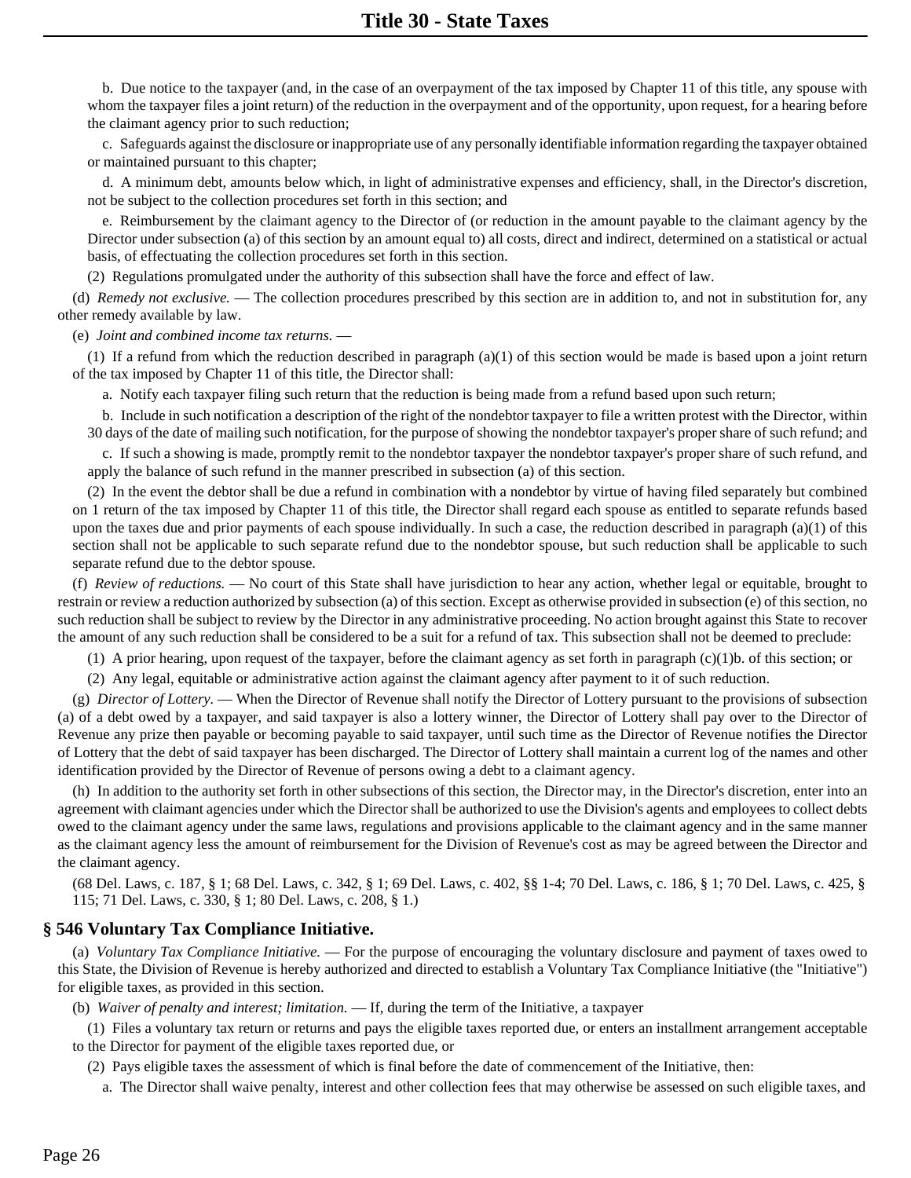b. Due notice to the taxpayer (and, in the case of an overpayment of the tax imposed by Chapter 11 of this title, any spouse with whom the taxpayer files a joint return) of the reduction in the overpayment and of the opportunity, upon request, for a hearing before the claimant agency prior to such reduction;

c. Safeguards against the disclosure or inappropriate use of any personally identifiable information regarding the taxpayer obtained or maintained pursuant to this chapter;

d. A minimum debt, amounts below which, in light of administrative expenses and efficiency, shall, in the Director's discretion, not be subject to the collection procedures set forth in this section; and

e. Reimbursement by the claimant agency to the Director of (or reduction in the amount payable to the claimant agency by the Director under subsection (a) of this section by an amount equal to) all costs, direct and indirect, determined on a statistical or actual basis, of effectuating the collection procedures set forth in this section.

(2) Regulations promulgated under the authority of this subsection shall have the force and effect of law.

(d) *Remedy not exclusive.* — The collection procedures prescribed by this section are in addition to, and not in substitution for, any other remedy available by law.

(e) *Joint and combined income tax returns.* —

(1) If a refund from which the reduction described in paragraph (a)(1) of this section would be made is based upon a joint return of the tax imposed by Chapter 11 of this title, the Director shall:

a. Notify each taxpayer filing such return that the reduction is being made from a refund based upon such return;

b. Include in such notification a description of the right of the nondebtor taxpayer to file a written protest with the Director, within 30 days of the date of mailing such notification, for the purpose of showing the nondebtor taxpayer's proper share of such refund; and

c. If such a showing is made, promptly remit to the nondebtor taxpayer the nondebtor taxpayer's proper share of such refund, and apply the balance of such refund in the manner prescribed in subsection (a) of this section.

(2) In the event the debtor shall be due a refund in combination with a nondebtor by virtue of having filed separately but combined on 1 return of the tax imposed by Chapter 11 of this title, the Director shall regard each spouse as entitled to separate refunds based upon the taxes due and prior payments of each spouse individually. In such a case, the reduction described in paragraph (a)(1) of this section shall not be applicable to such separate refund due to the nondebtor spouse, but such reduction shall be applicable to such separate refund due to the debtor spouse.

(f) *Review of reductions.* — No court of this State shall have jurisdiction to hear any action, whether legal or equitable, brought to restrain or review a reduction authorized by subsection (a) of this section. Except as otherwise provided in subsection (e) of this section, no such reduction shall be subject to review by the Director in any administrative proceeding. No action brought against this State to recover the amount of any such reduction shall be considered to be a suit for a refund of tax. This subsection shall not be deemed to preclude:

(1) A prior hearing, upon request of the taxpayer, before the claimant agency as set forth in paragraph (c)(1)b. of this section; or

(2) Any legal, equitable or administrative action against the claimant agency after payment to it of such reduction.

(g) *Director of Lottery.* — When the Director of Revenue shall notify the Director of Lottery pursuant to the provisions of subsection (a) of a debt owed by a taxpayer, and said taxpayer is also a lottery winner, the Director of Lottery shall pay over to the Director of Revenue any prize then payable or becoming payable to said taxpayer, until such time as the Director of Revenue notifies the Director of Lottery that the debt of said taxpayer has been discharged. The Director of Lottery shall maintain a current log of the names and other identification provided by the Director of Revenue of persons owing a debt to a claimant agency.

(h) In addition to the authority set forth in other subsections of this section, the Director may, in the Director's discretion, enter into an agreement with claimant agencies under which the Director shall be authorized to use the Division's agents and employees to collect debts owed to the claimant agency under the same laws, regulations and provisions applicable to the claimant agency and in the same manner as the claimant agency less the amount of reimbursement for the Division of Revenue's cost as may be agreed between the Director and the claimant agency.

(68 Del. Laws, c. 187, § 1; 68 Del. Laws, c. 342, § 1; 69 Del. Laws, c. 402, §§ 1-4; 70 Del. Laws, c. 186, § 1; 70 Del. Laws, c. 425, § 115; 71 Del. Laws, c. 330, § 1; 80 Del. Laws, c. 208, § 1.)

## § 546 Voluntary Tax Compliance Initiative.

(a) *Voluntary Tax Compliance Initiative.* — For the purpose of encouraging the voluntary disclosure and payment of taxes owed to this State, the Division of Revenue is hereby authorized and directed to establish a Voluntary Tax Compliance Initiative (the "Initiative") for eligible taxes, as provided in this section.

(b) *Waiver of penalty and interest; limitation.* — If, during the term of the Initiative, a taxpayer

(1) Files a voluntary tax return or returns and pays the eligible taxes reported due, or enters an installment arrangement acceptable to the Director for payment of the eligible taxes reported due, or

(2) Pays eligible taxes the assessment of which is final before the date of commencement of the Initiative, then:

a. The Director shall waive penalty, interest and other collection fees that may otherwise be assessed on such eligible taxes, and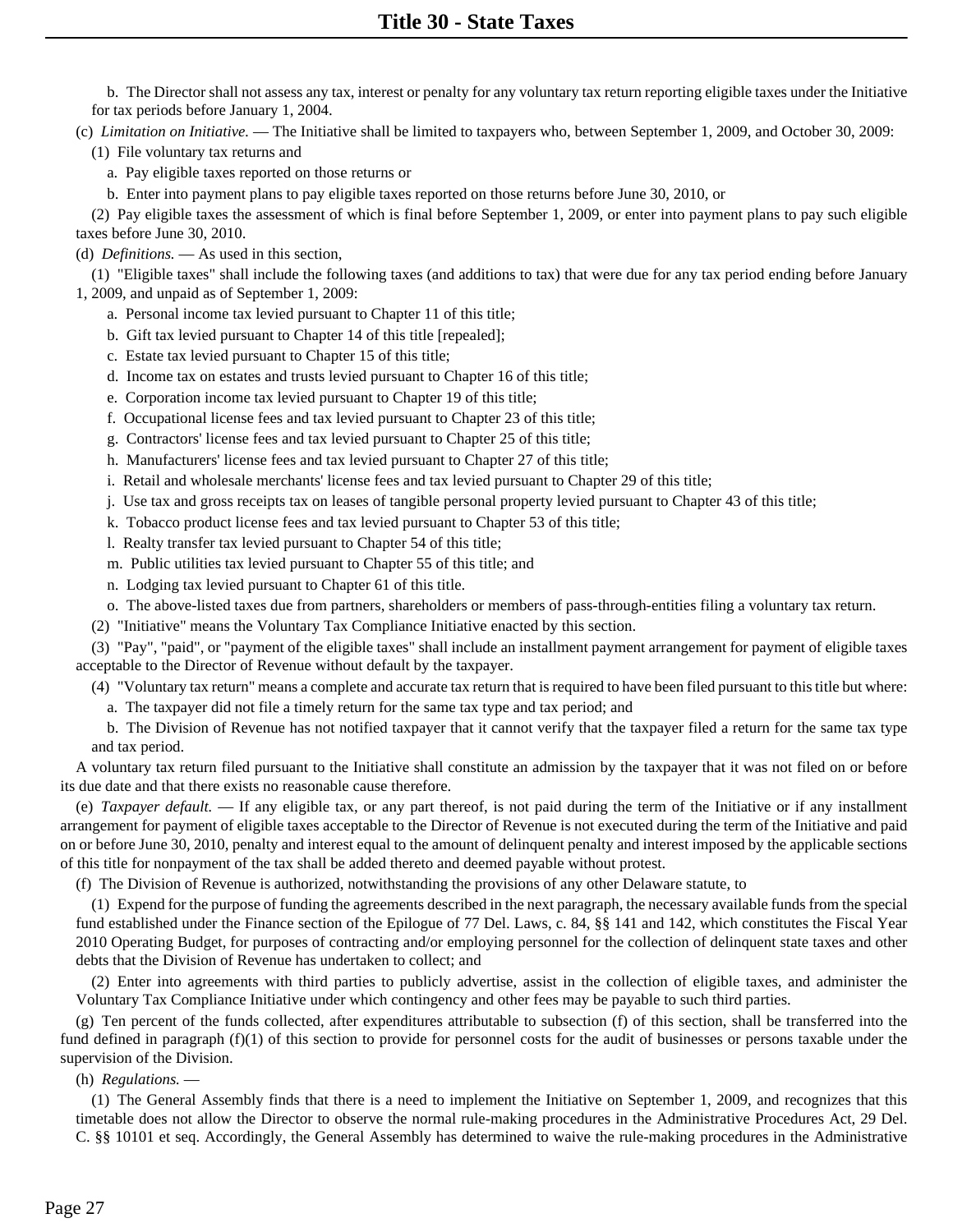b. The Director shall not assess any tax, interest or penalty for any voluntary tax return reporting eligible taxes under the Initiative for tax periods before January 1, 2004.

(c) *Limitation on Initiative.* — The Initiative shall be limited to taxpayers who, between September 1, 2009, and October 30, 2009:

(1) File voluntary tax returns and

a. Pay eligible taxes reported on those returns or

b. Enter into payment plans to pay eligible taxes reported on those returns before June 30, 2010, or

(2) Pay eligible taxes the assessment of which is final before September 1, 2009, or enter into payment plans to pay such eligible taxes before June 30, 2010.

(d) *Definitions.* — As used in this section,

(1) "Eligible taxes" shall include the following taxes (and additions to tax) that were due for any tax period ending before January 1, 2009, and unpaid as of September 1, 2009:

a. Personal income tax levied pursuant to Chapter 11 of this title;

b. Gift tax levied pursuant to Chapter 14 of this title [repealed];

c. Estate tax levied pursuant to Chapter 15 of this title;

d. Income tax on estates and trusts levied pursuant to Chapter 16 of this title;

e. Corporation income tax levied pursuant to Chapter 19 of this title;

f. Occupational license fees and tax levied pursuant to Chapter 23 of this title;

g. Contractors' license fees and tax levied pursuant to Chapter 25 of this title;

h. Manufacturers' license fees and tax levied pursuant to Chapter 27 of this title;

i. Retail and wholesale merchants' license fees and tax levied pursuant to Chapter 29 of this title;

j. Use tax and gross receipts tax on leases of tangible personal property levied pursuant to Chapter 43 of this title;

k. Tobacco product license fees and tax levied pursuant to Chapter 53 of this title;

l. Realty transfer tax levied pursuant to Chapter 54 of this title;

m. Public utilities tax levied pursuant to Chapter 55 of this title; and

n. Lodging tax levied pursuant to Chapter 61 of this title.

o. The above-listed taxes due from partners, shareholders or members of pass-through-entities filing a voluntary tax return.

(2) "Initiative" means the Voluntary Tax Compliance Initiative enacted by this section.

(3) "Pay", "paid", or "payment of the eligible taxes" shall include an installment payment arrangement for payment of eligible taxes acceptable to the Director of Revenue without default by the taxpayer.

(4) "Voluntary tax return" means a complete and accurate tax return that is required to have been filed pursuant to this title but where:

a. The taxpayer did not file a timely return for the same tax type and tax period; and

b. The Division of Revenue has not notified taxpayer that it cannot verify that the taxpayer filed a return for the same tax type and tax period.

A voluntary tax return filed pursuant to the Initiative shall constitute an admission by the taxpayer that it was not filed on or before its due date and that there exists no reasonable cause therefore.

(e) *Taxpayer default.* — If any eligible tax, or any part thereof, is not paid during the term of the Initiative or if any installment arrangement for payment of eligible taxes acceptable to the Director of Revenue is not executed during the term of the Initiative and paid on or before June 30, 2010, penalty and interest equal to the amount of delinquent penalty and interest imposed by the applicable sections of this title for nonpayment of the tax shall be added thereto and deemed payable without protest.

(f) The Division of Revenue is authorized, notwithstanding the provisions of any other Delaware statute, to

(1) Expend for the purpose of funding the agreements described in the next paragraph, the necessary available funds from the special fund established under the Finance section of the Epilogue of 77 Del. Laws, c. 84, §§ 141 and 142, which constitutes the Fiscal Year 2010 Operating Budget, for purposes of contracting and/or employing personnel for the collection of delinquent state taxes and other debts that the Division of Revenue has undertaken to collect; and

(2) Enter into agreements with third parties to publicly advertise, assist in the collection of eligible taxes, and administer the Voluntary Tax Compliance Initiative under which contingency and other fees may be payable to such third parties.

(g) Ten percent of the funds collected, after expenditures attributable to subsection (f) of this section, shall be transferred into the fund defined in paragraph (f)(1) of this section to provide for personnel costs for the audit of businesses or persons taxable under the supervision of the Division.

(h) *Regulations.* —

(1) The General Assembly finds that there is a need to implement the Initiative on September 1, 2009, and recognizes that this timetable does not allow the Director to observe the normal rule-making procedures in the Administrative Procedures Act, 29 Del. C. §§ 10101 et seq. Accordingly, the General Assembly has determined to waive the rule-making procedures in the Administrative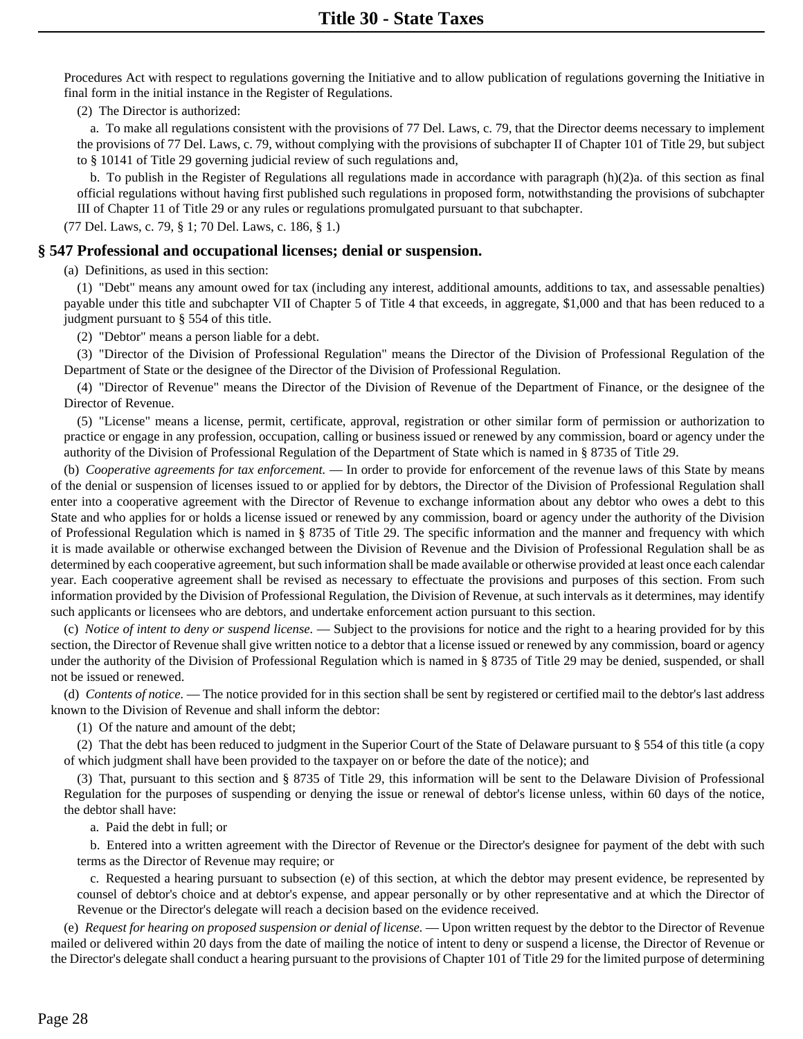Procedures Act with respect to regulations governing the Initiative and to allow publication of regulations governing the Initiative in final form in the initial instance in the Register of Regulations.

(2) The Director is authorized:

a. To make all regulations consistent with the provisions of 77 Del. Laws, c. 79, that the Director deems necessary to implement the provisions of 77 Del. Laws, c. 79, without complying with the provisions of subchapter II of Chapter 101 of Title 29, but subject to § 10141 of Title 29 governing judicial review of such regulations and,

b. To publish in the Register of Regulations all regulations made in accordance with paragraph (h)(2)a. of this section as final official regulations without having first published such regulations in proposed form, notwithstanding the provisions of subchapter III of Chapter 11 of Title 29 or any rules or regulations promulgated pursuant to that subchapter.

(77 Del. Laws, c. 79, § 1; 70 Del. Laws, c. 186, § 1.)

## § 547 Professional and occupational licenses; denial or suspension.

(a) Definitions, as used in this section:

(1) "Debt" means any amount owed for tax (including any interest, additional amounts, additions to tax, and assessable penalties) payable under this title and subchapter VII of Chapter 5 of Title 4 that exceeds, in aggregate, $1,000 and that has been reduced to a judgment pursuant to § 554 of this title.

(2) "Debtor" means a person liable for a debt.

(3) "Director of the Division of Professional Regulation" means the Director of the Division of Professional Regulation of the Department of State or the designee of the Director of the Division of Professional Regulation.

(4) "Director of Revenue" means the Director of the Division of Revenue of the Department of Finance, or the designee of the Director of Revenue.

(5) "License" means a license, permit, certificate, approval, registration or other similar form of permission or authorization to practice or engage in any profession, occupation, calling or business issued or renewed by any commission, board or agency under the authority of the Division of Professional Regulation of the Department of State which is named in § 8735 of Title 29.

(b) *Cooperative agreements for tax enforcement.* — In order to provide for enforcement of the revenue laws of this State by means of the denial or suspension of licenses issued to or applied for by debtors, the Director of the Division of Professional Regulation shall enter into a cooperative agreement with the Director of Revenue to exchange information about any debtor who owes a debt to this State and who applies for or holds a license issued or renewed by any commission, board or agency under the authority of the Division of Professional Regulation which is named in § 8735 of Title 29. The specific information and the manner and frequency with which it is made available or otherwise exchanged between the Division of Revenue and the Division of Professional Regulation shall be as determined by each cooperative agreement, but such information shall be made available or otherwise provided at least once each calendar year. Each cooperative agreement shall be revised as necessary to effectuate the provisions and purposes of this section. From such information provided by the Division of Professional Regulation, the Division of Revenue, at such intervals as it determines, may identify such applicants or licensees who are debtors, and undertake enforcement action pursuant to this section.

(c) *Notice of intent to deny or suspend license.* — Subject to the provisions for notice and the right to a hearing provided for by this section, the Director of Revenue shall give written notice to a debtor that a license issued or renewed by any commission, board or agency under the authority of the Division of Professional Regulation which is named in § 8735 of Title 29 may be denied, suspended, or shall not be issued or renewed.

(d) *Contents of notice.* — The notice provided for in this section shall be sent by registered or certified mail to the debtor's last address known to the Division of Revenue and shall inform the debtor:

(1) Of the nature and amount of the debt;

(2) That the debt has been reduced to judgment in the Superior Court of the State of Delaware pursuant to § 554 of this title (a copy of which judgment shall have been provided to the taxpayer on or before the date of the notice); and

(3) That, pursuant to this section and § 8735 of Title 29, this information will be sent to the Delaware Division of Professional Regulation for the purposes of suspending or denying the issue or renewal of debtor's license unless, within 60 days of the notice, the debtor shall have:

a. Paid the debt in full; or

b. Entered into a written agreement with the Director of Revenue or the Director's designee for payment of the debt with such terms as the Director of Revenue may require; or

c. Requested a hearing pursuant to subsection (e) of this section, at which the debtor may present evidence, be represented by counsel of debtor's choice and at debtor's expense, and appear personally or by other representative and at which the Director of Revenue or the Director's delegate will reach a decision based on the evidence received.

(e) *Request for hearing on proposed suspension or denial of license.* — Upon written request by the debtor to the Director of Revenue mailed or delivered within 20 days from the date of mailing the notice of intent to deny or suspend a license, the Director of Revenue or the Director's delegate shall conduct a hearing pursuant to the provisions of Chapter 101 of Title 29 for the limited purpose of determining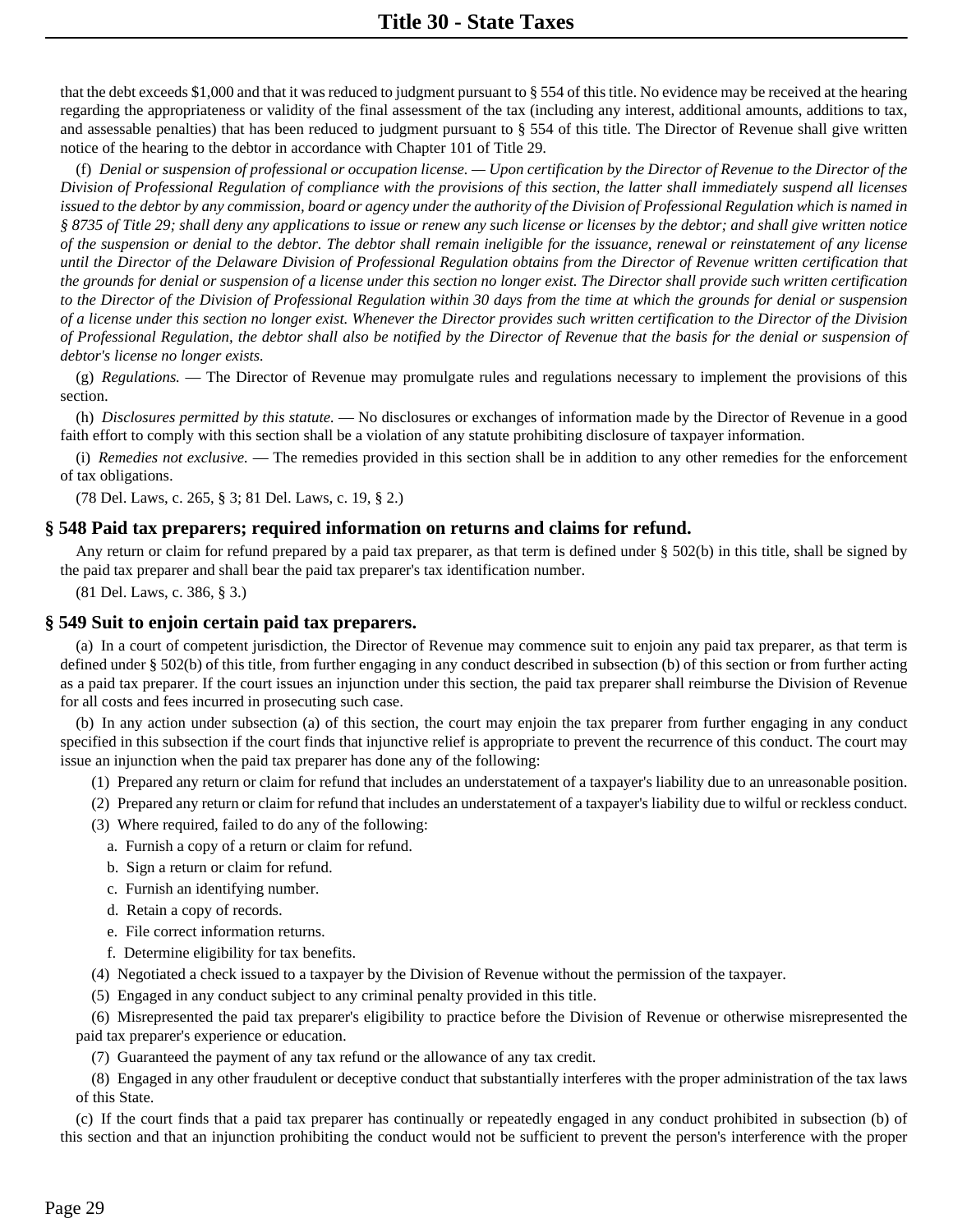that the debt exceeds $1,000 and that it was reduced to judgment pursuant to § 554 of this title. No evidence may be received at the hearing regarding the appropriateness or validity of the final assessment of the tax (including any interest, additional amounts, additions to tax, and assessable penalties) that has been reduced to judgment pursuant to § 554 of this title. The Director of Revenue shall give written notice of the hearing to the debtor in accordance with Chapter 101 of Title 29.

(f) *Denial or suspension of professional or occupation license. — Upon certification by the Director of Revenue to the Director of the Division of Professional Regulation of compliance with the provisions of this section, the latter shall immediately suspend all licenses issued to the debtor by any commission, board or agency under the authority of the Division of Professional Regulation which is named in § 8735 of Title 29; shall deny any applications to issue or renew any such license or licenses by the debtor; and shall give written notice of the suspension or denial to the debtor. The debtor shall remain ineligible for the issuance, renewal or reinstatement of any license until the Director of the Delaware Division of Professional Regulation obtains from the Director of Revenue written certification that the grounds for denial or suspension of a license under this section no longer exist. The Director shall provide such written certification to the Director of the Division of Professional Regulation within 30 days from the time at which the grounds for denial or suspension of a license under this section no longer exist. Whenever the Director provides such written certification to the Director of the Division of Professional Regulation, the debtor shall also be notified by the Director of Revenue that the basis for the denial or suspension of debtor's license no longer exists.*

(g) *Regulations.* — The Director of Revenue may promulgate rules and regulations necessary to implement the provisions of this section.

(h) *Disclosures permitted by this statute.* — No disclosures or exchanges of information made by the Director of Revenue in a good faith effort to comply with this section shall be a violation of any statute prohibiting disclosure of taxpayer information.

(i) *Remedies not exclusive.* — The remedies provided in this section shall be in addition to any other remedies for the enforcement of tax obligations.

(78 Del. Laws, c. 265, § 3; 81 Del. Laws, c. 19, § 2.)

### § 548 Paid tax preparers; required information on returns and claims for refund.

Any return or claim for refund prepared by a paid tax preparer, as that term is defined under § 502(b) in this title, shall be signed by the paid tax preparer and shall bear the paid tax preparer's tax identification number.

(81 Del. Laws, c. 386, § 3.)

### § 549 Suit to enjoin certain paid tax preparers.

(a) In a court of competent jurisdiction, the Director of Revenue may commence suit to enjoin any paid tax preparer, as that term is defined under § 502(b) of this title, from further engaging in any conduct described in subsection (b) of this section or from further acting as a paid tax preparer. If the court issues an injunction under this section, the paid tax preparer shall reimburse the Division of Revenue for all costs and fees incurred in prosecuting such case.

(b) In any action under subsection (a) of this section, the court may enjoin the tax preparer from further engaging in any conduct specified in this subsection if the court finds that injunctive relief is appropriate to prevent the recurrence of this conduct. The court may issue an injunction when the paid tax preparer has done any of the following:

(1) Prepared any return or claim for refund that includes an understatement of a taxpayer's liability due to an unreasonable position.

(2) Prepared any return or claim for refund that includes an understatement of a taxpayer's liability due to wilful or reckless conduct.

(3) Where required, failed to do any of the following:

a. Furnish a copy of a return or claim for refund.

b. Sign a return or claim for refund.

c. Furnish an identifying number.

d. Retain a copy of records.

e. File correct information returns.

f. Determine eligibility for tax benefits.

(4) Negotiated a check issued to a taxpayer by the Division of Revenue without the permission of the taxpayer.

(5) Engaged in any conduct subject to any criminal penalty provided in this title.

(6) Misrepresented the paid tax preparer's eligibility to practice before the Division of Revenue or otherwise misrepresented the paid tax preparer's experience or education.

(7) Guaranteed the payment of any tax refund or the allowance of any tax credit.

(8) Engaged in any other fraudulent or deceptive conduct that substantially interferes with the proper administration of the tax laws of this State.

(c) If the court finds that a paid tax preparer has continually or repeatedly engaged in any conduct prohibited in subsection (b) of this section and that an injunction prohibiting the conduct would not be sufficient to prevent the person's interference with the proper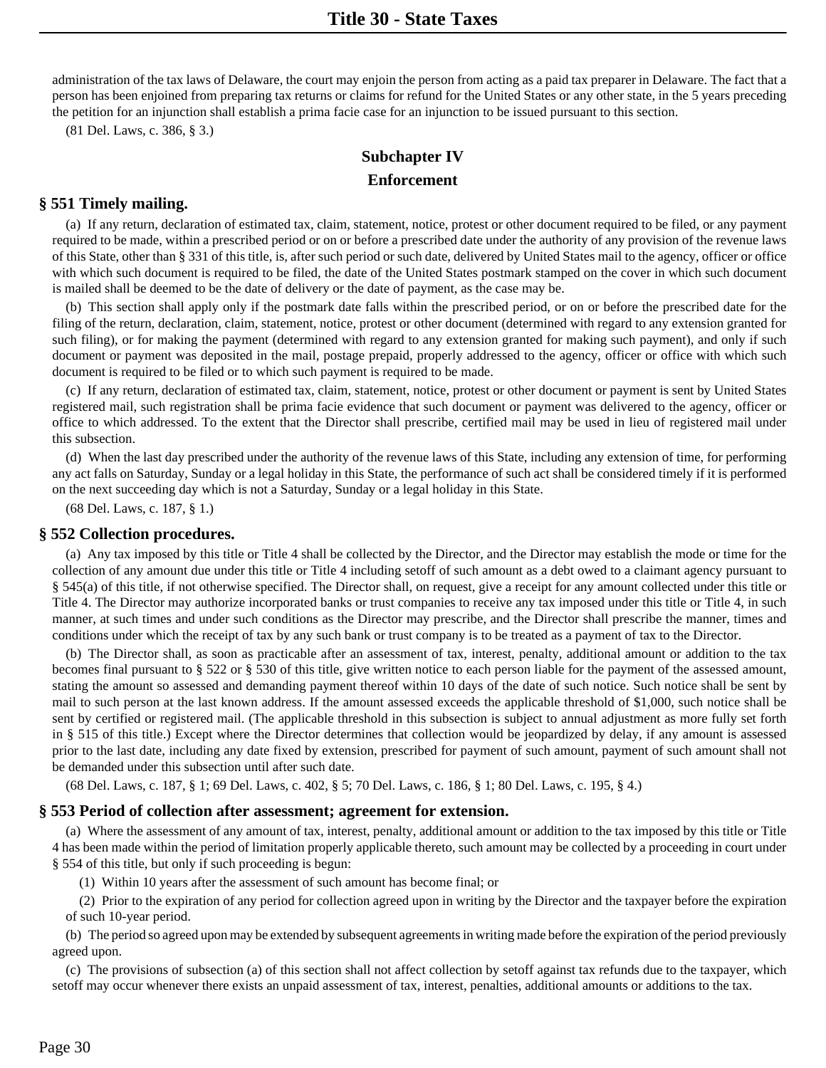administration of the tax laws of Delaware, the court may enjoin the person from acting as a paid tax preparer in Delaware. The fact that a person has been enjoined from preparing tax returns or claims for refund for the United States or any other state, in the 5 years preceding the petition for an injunction shall establish a prima facie case for an injunction to be issued pursuant to this section.

(81 Del. Laws, c. 386, § 3.)

## Subchapter IV

## Enforcement

### § 551 Timely mailing.

(a) If any return, declaration of estimated tax, claim, statement, notice, protest or other document required to be filed, or any payment required to be made, within a prescribed period or on or before a prescribed date under the authority of any provision of the revenue laws of this State, other than § 331 of this title, is, after such period or such date, delivered by United States mail to the agency, officer or office with which such document is required to be filed, the date of the United States postmark stamped on the cover in which such document is mailed shall be deemed to be the date of delivery or the date of payment, as the case may be.

(b) This section shall apply only if the postmark date falls within the prescribed period, or on or before the prescribed date for the filing of the return, declaration, claim, statement, notice, protest or other document (determined with regard to any extension granted for such filing), or for making the payment (determined with regard to any extension granted for making such payment), and only if such document or payment was deposited in the mail, postage prepaid, properly addressed to the agency, officer or office with which such document is required to be filed or to which such payment is required to be made.

(c) If any return, declaration of estimated tax, claim, statement, notice, protest or other document or payment is sent by United States registered mail, such registration shall be prima facie evidence that such document or payment was delivered to the agency, officer or office to which addressed. To the extent that the Director shall prescribe, certified mail may be used in lieu of registered mail under this subsection.

(d) When the last day prescribed under the authority of the revenue laws of this State, including any extension of time, for performing any act falls on Saturday, Sunday or a legal holiday in this State, the performance of such act shall be considered timely if it is performed on the next succeeding day which is not a Saturday, Sunday or a legal holiday in this State.

(68 Del. Laws, c. 187, § 1.)

### § 552 Collection procedures.

(a) Any tax imposed by this title or Title 4 shall be collected by the Director, and the Director may establish the mode or time for the collection of any amount due under this title or Title 4 including setoff of such amount as a debt owed to a claimant agency pursuant to § 545(a) of this title, if not otherwise specified. The Director shall, on request, give a receipt for any amount collected under this title or Title 4. The Director may authorize incorporated banks or trust companies to receive any tax imposed under this title or Title 4, in such manner, at such times and under such conditions as the Director may prescribe, and the Director shall prescribe the manner, times and conditions under which the receipt of tax by any such bank or trust company is to be treated as a payment of tax to the Director.

(b) The Director shall, as soon as practicable after an assessment of tax, interest, penalty, additional amount or addition to the tax becomes final pursuant to § 522 or § 530 of this title, give written notice to each person liable for the payment of the assessed amount, stating the amount so assessed and demanding payment thereof within 10 days of the date of such notice. Such notice shall be sent by mail to such person at the last known address. If the amount assessed exceeds the applicable threshold of $1,000, such notice shall be sent by certified or registered mail. (The applicable threshold in this subsection is subject to annual adjustment as more fully set forth in § 515 of this title.) Except where the Director determines that collection would be jeopardized by delay, if any amount is assessed prior to the last date, including any date fixed by extension, prescribed for payment of such amount, payment of such amount shall not be demanded under this subsection until after such date.

(68 Del. Laws, c. 187, § 1; 69 Del. Laws, c. 402, § 5; 70 Del. Laws, c. 186, § 1; 80 Del. Laws, c. 195, § 4.)

### § 553 Period of collection after assessment; agreement for extension.

(a) Where the assessment of any amount of tax, interest, penalty, additional amount or addition to the tax imposed by this title or Title 4 has been made within the period of limitation properly applicable thereto, such amount may be collected by a proceeding in court under § 554 of this title, but only if such proceeding is begun:

(1) Within 10 years after the assessment of such amount has become final; or

(2) Prior to the expiration of any period for collection agreed upon in writing by the Director and the taxpayer before the expiration of such 10-year period.

(b) The period so agreed upon may be extended by subsequent agreements in writing made before the expiration of the period previously agreed upon.

(c) The provisions of subsection (a) of this section shall not affect collection by setoff against tax refunds due to the taxpayer, which setoff may occur whenever there exists an unpaid assessment of tax, interest, penalties, additional amounts or additions to the tax.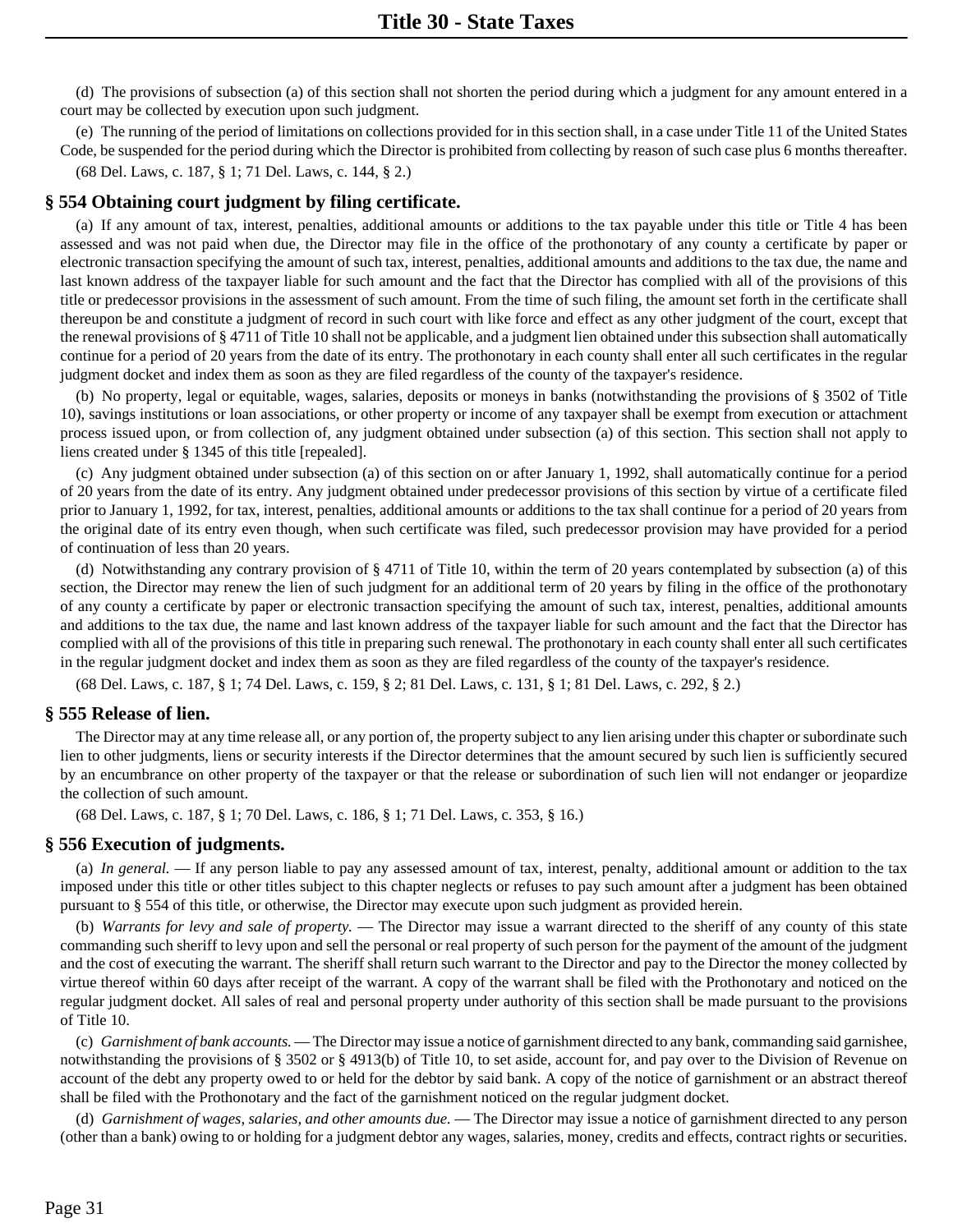(d) The provisions of subsection (a) of this section shall not shorten the period during which a judgment for any amount entered in a court may be collected by execution upon such judgment.

(e) The running of the period of limitations on collections provided for in this section shall, in a case under Title 11 of the United States Code, be suspended for the period during which the Director is prohibited from collecting by reason of such case plus 6 months thereafter.

(68 Del. Laws, c. 187, § 1; 71 Del. Laws, c. 144, § 2.)

### § 554 Obtaining court judgment by filing certificate.

(a) If any amount of tax, interest, penalties, additional amounts or additions to the tax payable under this title or Title 4 has been assessed and was not paid when due, the Director may file in the office of the prothonotary of any county a certificate by paper or electronic transaction specifying the amount of such tax, interest, penalties, additional amounts and additions to the tax due, the name and last known address of the taxpayer liable for such amount and the fact that the Director has complied with all of the provisions of this title or predecessor provisions in the assessment of such amount. From the time of such filing, the amount set forth in the certificate shall thereupon be and constitute a judgment of record in such court with like force and effect as any other judgment of the court, except that the renewal provisions of § 4711 of Title 10 shall not be applicable, and a judgment lien obtained under this subsection shall automatically continue for a period of 20 years from the date of its entry. The prothonotary in each county shall enter all such certificates in the regular judgment docket and index them as soon as they are filed regardless of the county of the taxpayer's residence.

(b) No property, legal or equitable, wages, salaries, deposits or moneys in banks (notwithstanding the provisions of § 3502 of Title 10), savings institutions or loan associations, or other property or income of any taxpayer shall be exempt from execution or attachment process issued upon, or from collection of, any judgment obtained under subsection (a) of this section. This section shall not apply to liens created under § 1345 of this title [repealed].

(c) Any judgment obtained under subsection (a) of this section on or after January 1, 1992, shall automatically continue for a period of 20 years from the date of its entry. Any judgment obtained under predecessor provisions of this section by virtue of a certificate filed prior to January 1, 1992, for tax, interest, penalties, additional amounts or additions to the tax shall continue for a period of 20 years from the original date of its entry even though, when such certificate was filed, such predecessor provision may have provided for a period of continuation of less than 20 years.

(d) Notwithstanding any contrary provision of § 4711 of Title 10, within the term of 20 years contemplated by subsection (a) of this section, the Director may renew the lien of such judgment for an additional term of 20 years by filing in the office of the prothonotary of any county a certificate by paper or electronic transaction specifying the amount of such tax, interest, penalties, additional amounts and additions to the tax due, the name and last known address of the taxpayer liable for such amount and the fact that the Director has complied with all of the provisions of this title in preparing such renewal. The prothonotary in each county shall enter all such certificates in the regular judgment docket and index them as soon as they are filed regardless of the county of the taxpayer's residence.

(68 Del. Laws, c. 187, § 1; 74 Del. Laws, c. 159, § 2; 81 Del. Laws, c. 131, § 1; 81 Del. Laws, c. 292, § 2.)

### § 555 Release of lien.

The Director may at any time release all, or any portion of, the property subject to any lien arising under this chapter or subordinate such lien to other judgments, liens or security interests if the Director determines that the amount secured by such lien is sufficiently secured by an encumbrance on other property of the taxpayer or that the release or subordination of such lien will not endanger or jeopardize the collection of such amount.

(68 Del. Laws, c. 187, § 1; 70 Del. Laws, c. 186, § 1; 71 Del. Laws, c. 353, § 16.)

### § 556 Execution of judgments.

(a) *In general.* — If any person liable to pay any assessed amount of tax, interest, penalty, additional amount or addition to the tax imposed under this title or other titles subject to this chapter neglects or refuses to pay such amount after a judgment has been obtained pursuant to § 554 of this title, or otherwise, the Director may execute upon such judgment as provided herein.

(b) *Warrants for levy and sale of property.* — The Director may issue a warrant directed to the sheriff of any county of this state commanding such sheriff to levy upon and sell the personal or real property of such person for the payment of the amount of the judgment and the cost of executing the warrant. The sheriff shall return such warrant to the Director and pay to the Director the money collected by virtue thereof within 60 days after receipt of the warrant. A copy of the warrant shall be filed with the Prothonotary and noticed on the regular judgment docket. All sales of real and personal property under authority of this section shall be made pursuant to the provisions of Title 10.

(c) *Garnishment of bank accounts.* — The Director may issue a notice of garnishment directed to any bank, commanding said garnishee, notwithstanding the provisions of § 3502 or § 4913(b) of Title 10, to set aside, account for, and pay over to the Division of Revenue on account of the debt any property owed to or held for the debtor by said bank. A copy of the notice of garnishment or an abstract thereof shall be filed with the Prothonotary and the fact of the garnishment noticed on the regular judgment docket.

(d) *Garnishment of wages, salaries, and other amounts due.* — The Director may issue a notice of garnishment directed to any person (other than a bank) owing to or holding for a judgment debtor any wages, salaries, money, credits and effects, contract rights or securities.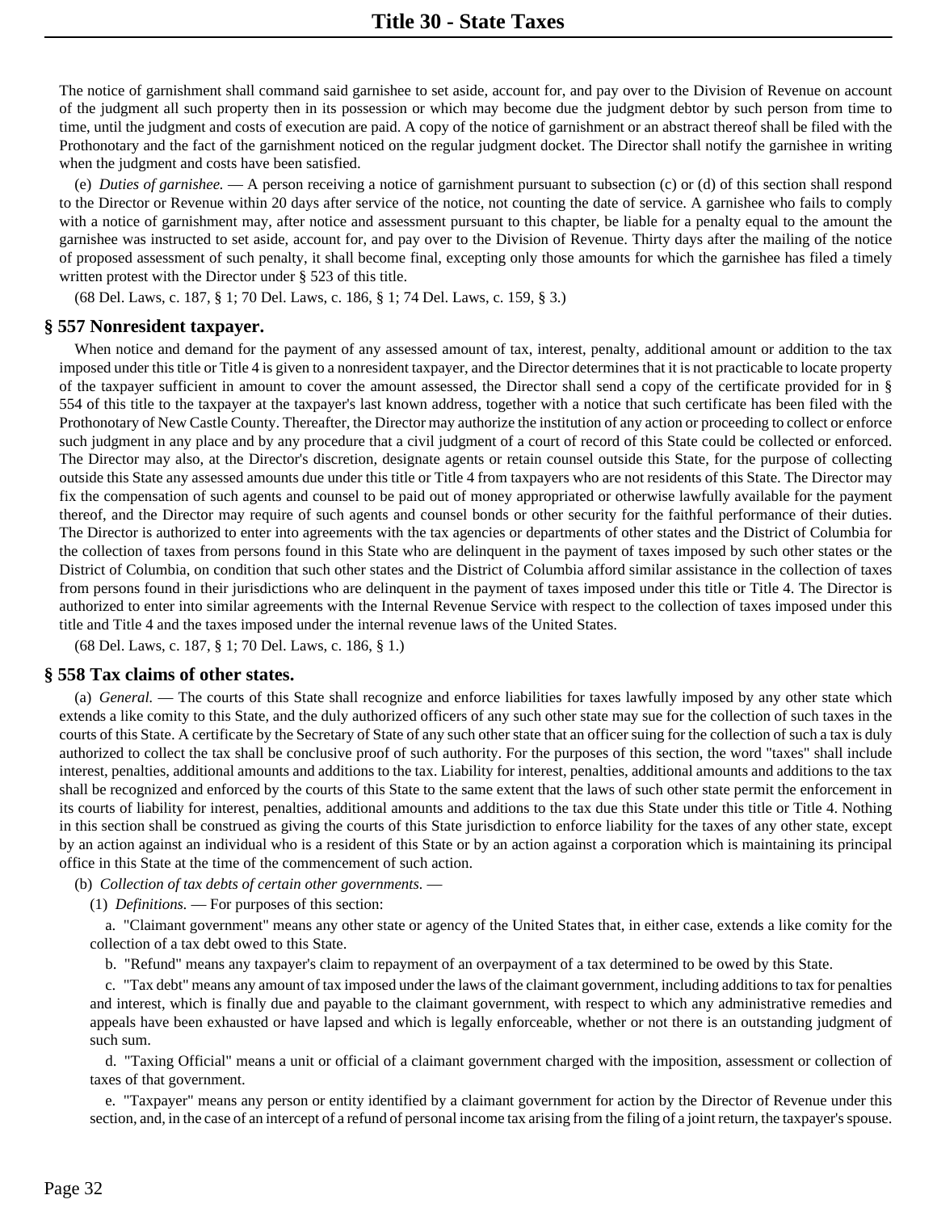The notice of garnishment shall command said garnishee to set aside, account for, and pay over to the Division of Revenue on account of the judgment all such property then in its possession or which may become due the judgment debtor by such person from time to time, until the judgment and costs of execution are paid. A copy of the notice of garnishment or an abstract thereof shall be filed with the Prothonotary and the fact of the garnishment noticed on the regular judgment docket. The Director shall notify the garnishee in writing when the judgment and costs have been satisfied.

(e) *Duties of garnishee.* — A person receiving a notice of garnishment pursuant to subsection (c) or (d) of this section shall respond to the Director or Revenue within 20 days after service of the notice, not counting the date of service. A garnishee who fails to comply with a notice of garnishment may, after notice and assessment pursuant to this chapter, be liable for a penalty equal to the amount the garnishee was instructed to set aside, account for, and pay over to the Division of Revenue. Thirty days after the mailing of the notice of proposed assessment of such penalty, it shall become final, excepting only those amounts for which the garnishee has filed a timely written protest with the Director under § 523 of this title.

(68 Del. Laws, c. 187, § 1; 70 Del. Laws, c. 186, § 1; 74 Del. Laws, c. 159, § 3.)

## § 557 Nonresident taxpayer.

When notice and demand for the payment of any assessed amount of tax, interest, penalty, additional amount or addition to the tax imposed under this title or Title 4 is given to a nonresident taxpayer, and the Director determines that it is not practicable to locate property of the taxpayer sufficient in amount to cover the amount assessed, the Director shall send a copy of the certificate provided for in § 554 of this title to the taxpayer at the taxpayer's last known address, together with a notice that such certificate has been filed with the Prothonotary of New Castle County. Thereafter, the Director may authorize the institution of any action or proceeding to collect or enforce such judgment in any place and by any procedure that a civil judgment of a court of record of this State could be collected or enforced. The Director may also, at the Director's discretion, designate agents or retain counsel outside this State, for the purpose of collecting outside this State any assessed amounts due under this title or Title 4 from taxpayers who are not residents of this State. The Director may fix the compensation of such agents and counsel to be paid out of money appropriated or otherwise lawfully available for the payment thereof, and the Director may require of such agents and counsel bonds or other security for the faithful performance of their duties. The Director is authorized to enter into agreements with the tax agencies or departments of other states and the District of Columbia for the collection of taxes from persons found in this State who are delinquent in the payment of taxes imposed by such other states or the District of Columbia, on condition that such other states and the District of Columbia afford similar assistance in the collection of taxes from persons found in their jurisdictions who are delinquent in the payment of taxes imposed under this title or Title 4. The Director is authorized to enter into similar agreements with the Internal Revenue Service with respect to the collection of taxes imposed under this title and Title 4 and the taxes imposed under the internal revenue laws of the United States.

(68 Del. Laws, c. 187, § 1; 70 Del. Laws, c. 186, § 1.)

## § 558 Tax claims of other states.

(a) *General.* — The courts of this State shall recognize and enforce liabilities for taxes lawfully imposed by any other state which extends a like comity to this State, and the duly authorized officers of any such other state may sue for the collection of such taxes in the courts of this State. A certificate by the Secretary of State of any such other state that an officer suing for the collection of such a tax is duly authorized to collect the tax shall be conclusive proof of such authority. For the purposes of this section, the word "taxes" shall include interest, penalties, additional amounts and additions to the tax. Liability for interest, penalties, additional amounts and additions to the tax shall be recognized and enforced by the courts of this State to the same extent that the laws of such other state permit the enforcement in its courts of liability for interest, penalties, additional amounts and additions to the tax due this State under this title or Title 4. Nothing in this section shall be construed as giving the courts of this State jurisdiction to enforce liability for the taxes of any other state, except by an action against an individual who is a resident of this State or by an action against a corporation which is maintaining its principal office in this State at the time of the commencement of such action.

(b) *Collection of tax debts of certain other governments.* —

(1) *Definitions.* — For purposes of this section:

a. "Claimant government" means any other state or agency of the United States that, in either case, extends a like comity for the collection of a tax debt owed to this State.

b. "Refund" means any taxpayer's claim to repayment of an overpayment of a tax determined to be owed by this State.

c. "Tax debt" means any amount of tax imposed under the laws of the claimant government, including additions to tax for penalties and interest, which is finally due and payable to the claimant government, with respect to which any administrative remedies and appeals have been exhausted or have lapsed and which is legally enforceable, whether or not there is an outstanding judgment of such sum.

d. "Taxing Official" means a unit or official of a claimant government charged with the imposition, assessment or collection of taxes of that government.

e. "Taxpayer" means any person or entity identified by a claimant government for action by the Director of Revenue under this section, and, in the case of an intercept of a refund of personal income tax arising from the filing of a joint return, the taxpayer's spouse.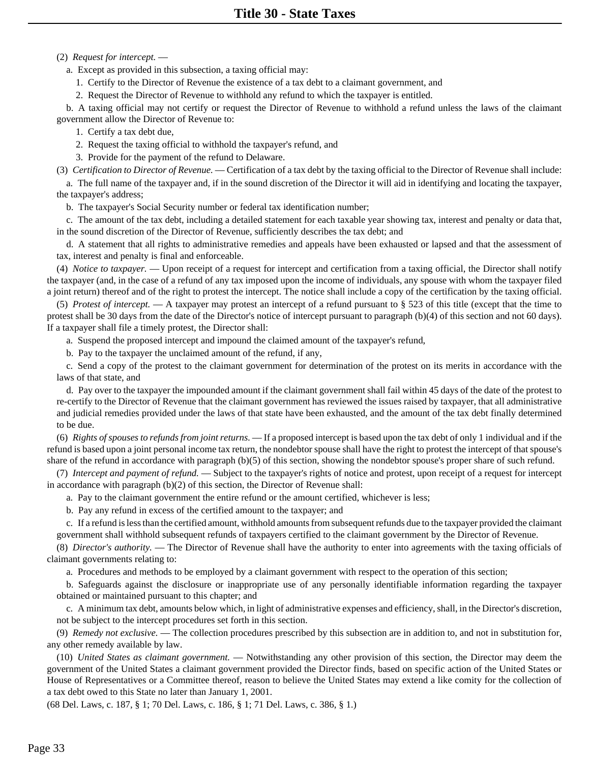(2) *Request for intercept.* —

a. Except as provided in this subsection, a taxing official may:

1. Certify to the Director of Revenue the existence of a tax debt to a claimant government, and

2. Request the Director of Revenue to withhold any refund to which the taxpayer is entitled.

b. A taxing official may not certify or request the Director of Revenue to withhold a refund unless the laws of the claimant government allow the Director of Revenue to:

1. Certify a tax debt due,

2. Request the taxing official to withhold the taxpayer's refund, and

3. Provide for the payment of the refund to Delaware.

(3) *Certification to Director of Revenue.* — Certification of a tax debt by the taxing official to the Director of Revenue shall include:

a. The full name of the taxpayer and, if in the sound discretion of the Director it will aid in identifying and locating the taxpayer, the taxpayer's address;

b. The taxpayer's Social Security number or federal tax identification number;

c. The amount of the tax debt, including a detailed statement for each taxable year showing tax, interest and penalty or data that, in the sound discretion of the Director of Revenue, sufficiently describes the tax debt; and

d. A statement that all rights to administrative remedies and appeals have been exhausted or lapsed and that the assessment of tax, interest and penalty is final and enforceable.

(4) *Notice to taxpayer.* — Upon receipt of a request for intercept and certification from a taxing official, the Director shall notify the taxpayer (and, in the case of a refund of any tax imposed upon the income of individuals, any spouse with whom the taxpayer filed a joint return) thereof and of the right to protest the intercept. The notice shall include a copy of the certification by the taxing official.

(5) *Protest of intercept.* — A taxpayer may protest an intercept of a refund pursuant to § 523 of this title (except that the time to protest shall be 30 days from the date of the Director's notice of intercept pursuant to paragraph (b)(4) of this section and not 60 days). If a taxpayer shall file a timely protest, the Director shall:

a. Suspend the proposed intercept and impound the claimed amount of the taxpayer's refund,

b. Pay to the taxpayer the unclaimed amount of the refund, if any,

c. Send a copy of the protest to the claimant government for determination of the protest on its merits in accordance with the laws of that state, and

d. Pay over to the taxpayer the impounded amount if the claimant government shall fail within 45 days of the date of the protest to re-certify to the Director of Revenue that the claimant government has reviewed the issues raised by taxpayer, that all administrative and judicial remedies provided under the laws of that state have been exhausted, and the amount of the tax debt finally determined to be due.

(6) *Rights of spouses to refunds from joint returns.* — If a proposed intercept is based upon the tax debt of only 1 individual and if the refund is based upon a joint personal income tax return, the nondebtor spouse shall have the right to protest the intercept of that spouse's share of the refund in accordance with paragraph (b)(5) of this section, showing the nondebtor spouse's proper share of such refund.

(7) *Intercept and payment of refund.* — Subject to the taxpayer's rights of notice and protest, upon receipt of a request for intercept in accordance with paragraph (b)(2) of this section, the Director of Revenue shall:

a. Pay to the claimant government the entire refund or the amount certified, whichever is less;

b. Pay any refund in excess of the certified amount to the taxpayer; and

c. If a refund is less than the certified amount, withhold amounts from subsequent refunds due to the taxpayer provided the claimant government shall withhold subsequent refunds of taxpayers certified to the claimant government by the Director of Revenue.

(8) *Director's authority.* — The Director of Revenue shall have the authority to enter into agreements with the taxing officials of claimant governments relating to:

a. Procedures and methods to be employed by a claimant government with respect to the operation of this section;

b. Safeguards against the disclosure or inappropriate use of any personally identifiable information regarding the taxpayer obtained or maintained pursuant to this chapter; and

c. A minimum tax debt, amounts below which, in light of administrative expenses and efficiency, shall, in the Director's discretion, not be subject to the intercept procedures set forth in this section.

(9) *Remedy not exclusive.* — The collection procedures prescribed by this subsection are in addition to, and not in substitution for, any other remedy available by law.

(10) *United States as claimant government.* — Notwithstanding any other provision of this section, the Director may deem the government of the United States a claimant government provided the Director finds, based on specific action of the United States or House of Representatives or a Committee thereof, reason to believe the United States may extend a like comity for the collection of a tax debt owed to this State no later than January 1, 2001.

(68 Del. Laws, c. 187, § 1; 70 Del. Laws, c. 186, § 1; 71 Del. Laws, c. 386, § 1.)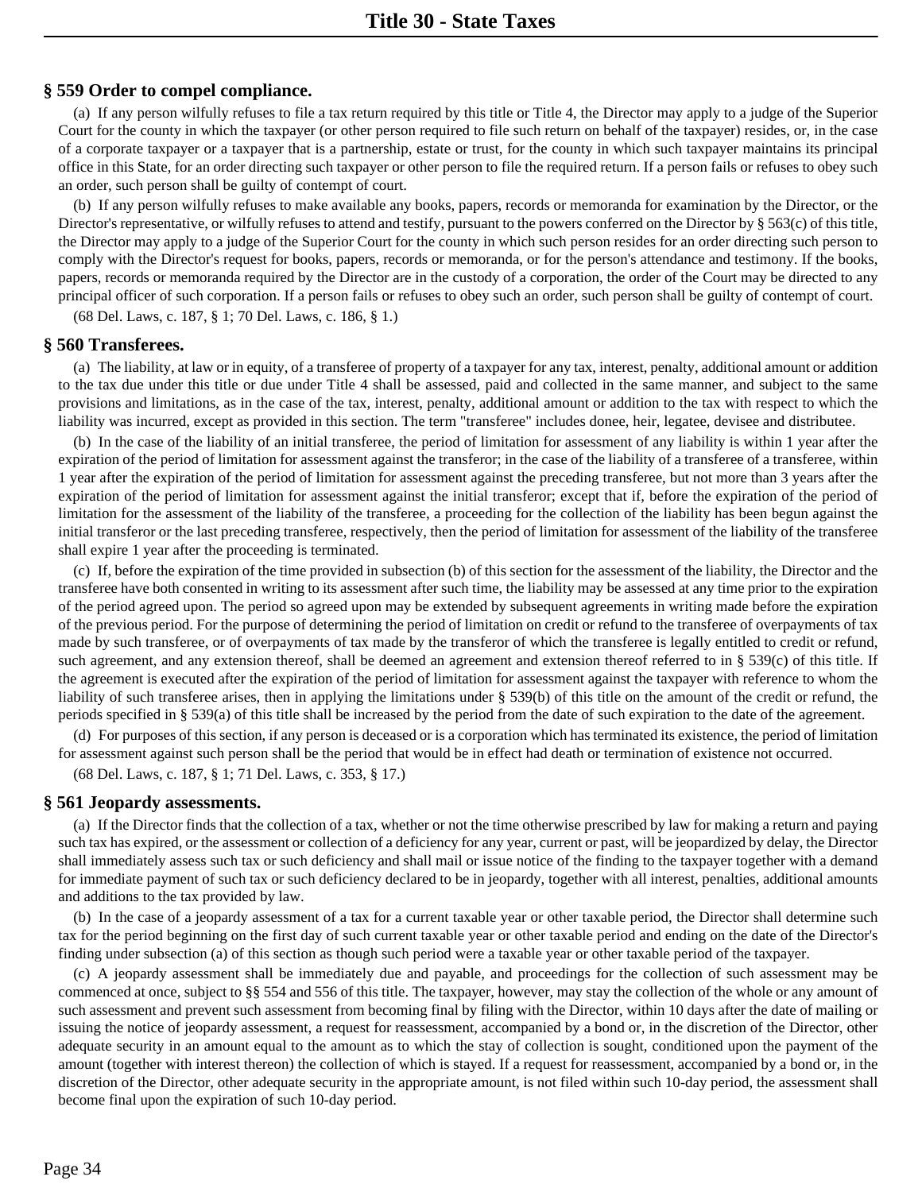### § 559 Order to compel compliance.

(a) If any person wilfully refuses to file a tax return required by this title or Title 4, the Director may apply to a judge of the Superior Court for the county in which the taxpayer (or other person required to file such return on behalf of the taxpayer) resides, or, in the case of a corporate taxpayer or a taxpayer that is a partnership, estate or trust, for the county in which such taxpayer maintains its principal office in this State, for an order directing such taxpayer or other person to file the required return. If a person fails or refuses to obey such an order, such person shall be guilty of contempt of court.

(b) If any person wilfully refuses to make available any books, papers, records or memoranda for examination by the Director, or the Director's representative, or wilfully refuses to attend and testify, pursuant to the powers conferred on the Director by § 563(c) of this title, the Director may apply to a judge of the Superior Court for the county in which such person resides for an order directing such person to comply with the Director's request for books, papers, records or memoranda, or for the person's attendance and testimony. If the books, papers, records or memoranda required by the Director are in the custody of a corporation, the order of the Court may be directed to any principal officer of such corporation. If a person fails or refuses to obey such an order, such person shall be guilty of contempt of court.

(68 Del. Laws, c. 187, § 1; 70 Del. Laws, c. 186, § 1.)

### § 560 Transferees.

(a) The liability, at law or in equity, of a transferee of property of a taxpayer for any tax, interest, penalty, additional amount or addition to the tax due under this title or due under Title 4 shall be assessed, paid and collected in the same manner, and subject to the same provisions and limitations, as in the case of the tax, interest, penalty, additional amount or addition to the tax with respect to which the liability was incurred, except as provided in this section. The term "transferee" includes donee, heir, legatee, devisee and distributee.

(b) In the case of the liability of an initial transferee, the period of limitation for assessment of any liability is within 1 year after the expiration of the period of limitation for assessment against the transferor; in the case of the liability of a transferee of a transferee, within 1 year after the expiration of the period of limitation for assessment against the preceding transferee, but not more than 3 years after the expiration of the period of limitation for assessment against the initial transferor; except that if, before the expiration of the period of limitation for the assessment of the liability of the transferee, a proceeding for the collection of the liability has been begun against the initial transferor or the last preceding transferee, respectively, then the period of limitation for assessment of the liability of the transferee shall expire 1 year after the proceeding is terminated.

(c) If, before the expiration of the time provided in subsection (b) of this section for the assessment of the liability, the Director and the transferee have both consented in writing to its assessment after such time, the liability may be assessed at any time prior to the expiration of the period agreed upon. The period so agreed upon may be extended by subsequent agreements in writing made before the expiration of the previous period. For the purpose of determining the period of limitation on credit or refund to the transferee of overpayments of tax made by such transferee, or of overpayments of tax made by the transferor of which the transferee is legally entitled to credit or refund, such agreement, and any extension thereof, shall be deemed an agreement and extension thereof referred to in § 539(c) of this title. If the agreement is executed after the expiration of the period of limitation for assessment against the taxpayer with reference to whom the liability of such transferee arises, then in applying the limitations under § 539(b) of this title on the amount of the credit or refund, the periods specified in § 539(a) of this title shall be increased by the period from the date of such expiration to the date of the agreement.

(d) For purposes of this section, if any person is deceased or is a corporation which has terminated its existence, the period of limitation for assessment against such person shall be the period that would be in effect had death or termination of existence not occurred.

(68 Del. Laws, c. 187, § 1; 71 Del. Laws, c. 353, § 17.)

### § 561 Jeopardy assessments.

(a) If the Director finds that the collection of a tax, whether or not the time otherwise prescribed by law for making a return and paying such tax has expired, or the assessment or collection of a deficiency for any year, current or past, will be jeopardized by delay, the Director shall immediately assess such tax or such deficiency and shall mail or issue notice of the finding to the taxpayer together with a demand for immediate payment of such tax or such deficiency declared to be in jeopardy, together with all interest, penalties, additional amounts and additions to the tax provided by law.

(b) In the case of a jeopardy assessment of a tax for a current taxable year or other taxable period, the Director shall determine such tax for the period beginning on the first day of such current taxable year or other taxable period and ending on the date of the Director's finding under subsection (a) of this section as though such period were a taxable year or other taxable period of the taxpayer.

(c) A jeopardy assessment shall be immediately due and payable, and proceedings for the collection of such assessment may be commenced at once, subject to §§ 554 and 556 of this title. The taxpayer, however, may stay the collection of the whole or any amount of such assessment and prevent such assessment from becoming final by filing with the Director, within 10 days after the date of mailing or issuing the notice of jeopardy assessment, a request for reassessment, accompanied by a bond or, in the discretion of the Director, other adequate security in an amount equal to the amount as to which the stay of collection is sought, conditioned upon the payment of the amount (together with interest thereon) the collection of which is stayed. If a request for reassessment, accompanied by a bond or, in the discretion of the Director, other adequate security in the appropriate amount, is not filed within such 10-day period, the assessment shall become final upon the expiration of such 10-day period.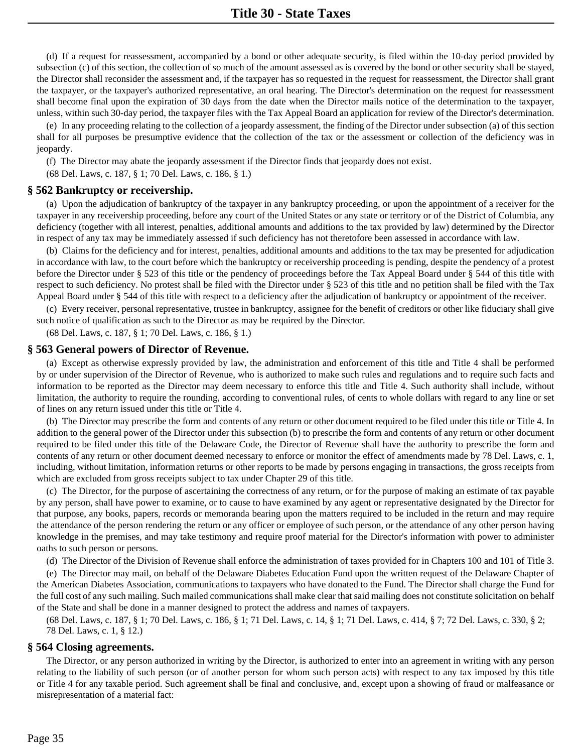(d) If a request for reassessment, accompanied by a bond or other adequate security, is filed within the 10-day period provided by subsection (c) of this section, the collection of so much of the amount assessed as is covered by the bond or other security shall be stayed, the Director shall reconsider the assessment and, if the taxpayer has so requested in the request for reassessment, the Director shall grant the taxpayer, or the taxpayer's authorized representative, an oral hearing. The Director's determination on the request for reassessment shall become final upon the expiration of 30 days from the date when the Director mails notice of the determination to the taxpayer, unless, within such 30-day period, the taxpayer files with the Tax Appeal Board an application for review of the Director's determination.

(e) In any proceeding relating to the collection of a jeopardy assessment, the finding of the Director under subsection (a) of this section shall for all purposes be presumptive evidence that the collection of the tax or the assessment or collection of the deficiency was in jeopardy.

(f) The Director may abate the jeopardy assessment if the Director finds that jeopardy does not exist.

(68 Del. Laws, c. 187, § 1; 70 Del. Laws, c. 186, § 1.)

### § 562 Bankruptcy or receivership.

(a) Upon the adjudication of bankruptcy of the taxpayer in any bankruptcy proceeding, or upon the appointment of a receiver for the taxpayer in any receivership proceeding, before any court of the United States or any state or territory or of the District of Columbia, any deficiency (together with all interest, penalties, additional amounts and additions to the tax provided by law) determined by the Director in respect of any tax may be immediately assessed if such deficiency has not theretofore been assessed in accordance with law.

(b) Claims for the deficiency and for interest, penalties, additional amounts and additions to the tax may be presented for adjudication in accordance with law, to the court before which the bankruptcy or receivership proceeding is pending, despite the pendency of a protest before the Director under § 523 of this title or the pendency of proceedings before the Tax Appeal Board under § 544 of this title with respect to such deficiency. No protest shall be filed with the Director under § 523 of this title and no petition shall be filed with the Tax Appeal Board under § 544 of this title with respect to a deficiency after the adjudication of bankruptcy or appointment of the receiver.

(c) Every receiver, personal representative, trustee in bankruptcy, assignee for the benefit of creditors or other like fiduciary shall give such notice of qualification as such to the Director as may be required by the Director.

(68 Del. Laws, c. 187, § 1; 70 Del. Laws, c. 186, § 1.)

### § 563 General powers of Director of Revenue.

(a) Except as otherwise expressly provided by law, the administration and enforcement of this title and Title 4 shall be performed by or under supervision of the Director of Revenue, who is authorized to make such rules and regulations and to require such facts and information to be reported as the Director may deem necessary to enforce this title and Title 4. Such authority shall include, without limitation, the authority to require the rounding, according to conventional rules, of cents to whole dollars with regard to any line or set of lines on any return issued under this title or Title 4.

(b) The Director may prescribe the form and contents of any return or other document required to be filed under this title or Title 4. In addition to the general power of the Director under this subsection (b) to prescribe the form and contents of any return or other document required to be filed under this title of the Delaware Code, the Director of Revenue shall have the authority to prescribe the form and contents of any return or other document deemed necessary to enforce or monitor the effect of amendments made by 78 Del. Laws, c. 1, including, without limitation, information returns or other reports to be made by persons engaging in transactions, the gross receipts from which are excluded from gross receipts subject to tax under Chapter 29 of this title.

(c) The Director, for the purpose of ascertaining the correctness of any return, or for the purpose of making an estimate of tax payable by any person, shall have power to examine, or to cause to have examined by any agent or representative designated by the Director for that purpose, any books, papers, records or memoranda bearing upon the matters required to be included in the return and may require the attendance of the person rendering the return or any officer or employee of such person, or the attendance of any other person having knowledge in the premises, and may take testimony and require proof material for the Director's information with power to administer oaths to such person or persons.

(d) The Director of the Division of Revenue shall enforce the administration of taxes provided for in Chapters 100 and 101 of Title 3.

(e) The Director may mail, on behalf of the Delaware Diabetes Education Fund upon the written request of the Delaware Chapter of the American Diabetes Association, communications to taxpayers who have donated to the Fund. The Director shall charge the Fund for the full cost of any such mailing. Such mailed communications shall make clear that said mailing does not constitute solicitation on behalf of the State and shall be done in a manner designed to protect the address and names of taxpayers.

(68 Del. Laws, c. 187, § 1; 70 Del. Laws, c. 186, § 1; 71 Del. Laws, c. 14, § 1; 71 Del. Laws, c. 414, § 7; 72 Del. Laws, c. 330, § 2; 78 Del. Laws, c. 1, § 12.)

### § 564 Closing agreements.

The Director, or any person authorized in writing by the Director, is authorized to enter into an agreement in writing with any person relating to the liability of such person (or of another person for whom such person acts) with respect to any tax imposed by this title or Title 4 for any taxable period. Such agreement shall be final and conclusive, and, except upon a showing of fraud or malfeasance or misrepresentation of a material fact: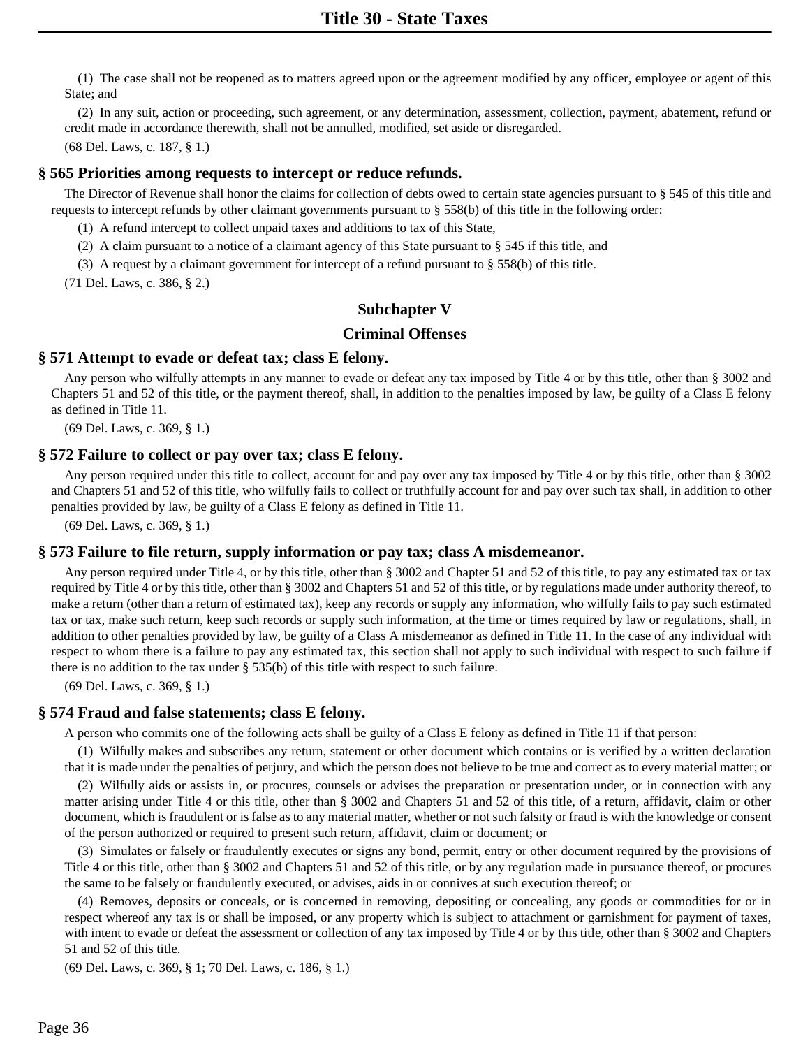(1) The case shall not be reopened as to matters agreed upon or the agreement modified by any officer, employee or agent of this State; and

(2) In any suit, action or proceeding, such agreement, or any determination, assessment, collection, payment, abatement, refund or credit made in accordance therewith, shall not be annulled, modified, set aside or disregarded.

(68 Del. Laws, c. 187, § 1.)

### § 565 Priorities among requests to intercept or reduce refunds.

The Director of Revenue shall honor the claims for collection of debts owed to certain state agencies pursuant to § 545 of this title and requests to intercept refunds by other claimant governments pursuant to § 558(b) of this title in the following order:

(1) A refund intercept to collect unpaid taxes and additions to tax of this State,

(2) A claim pursuant to a notice of a claimant agency of this State pursuant to § 545 if this title, and

(3) A request by a claimant government for intercept of a refund pursuant to § 558(b) of this title.

(71 Del. Laws, c. 386, § 2.)

## Subchapter V

## Criminal Offenses

### § 571 Attempt to evade or defeat tax; class E felony.

Any person who wilfully attempts in any manner to evade or defeat any tax imposed by Title 4 or by this title, other than § 3002 and Chapters 51 and 52 of this title, or the payment thereof, shall, in addition to the penalties imposed by law, be guilty of a Class E felony as defined in Title 11.

(69 Del. Laws, c. 369, § 1.)

### § 572 Failure to collect or pay over tax; class E felony.

Any person required under this title to collect, account for and pay over any tax imposed by Title 4 or by this title, other than § 3002 and Chapters 51 and 52 of this title, who wilfully fails to collect or truthfully account for and pay over such tax shall, in addition to other penalties provided by law, be guilty of a Class E felony as defined in Title 11.

(69 Del. Laws, c. 369, § 1.)

### § 573 Failure to file return, supply information or pay tax; class A misdemeanor.

Any person required under Title 4, or by this title, other than § 3002 and Chapter 51 and 52 of this title, to pay any estimated tax or tax required by Title 4 or by this title, other than § 3002 and Chapters 51 and 52 of this title, or by regulations made under authority thereof, to make a return (other than a return of estimated tax), keep any records or supply any information, who wilfully fails to pay such estimated tax or tax, make such return, keep such records or supply such information, at the time or times required by law or regulations, shall, in addition to other penalties provided by law, be guilty of a Class A misdemeanor as defined in Title 11. In the case of any individual with respect to whom there is a failure to pay any estimated tax, this section shall not apply to such individual with respect to such failure if there is no addition to the tax under § 535(b) of this title with respect to such failure.

(69 Del. Laws, c. 369, § 1.)

### § 574 Fraud and false statements; class E felony.

A person who commits one of the following acts shall be guilty of a Class E felony as defined in Title 11 if that person:

(1) Wilfully makes and subscribes any return, statement or other document which contains or is verified by a written declaration that it is made under the penalties of perjury, and which the person does not believe to be true and correct as to every material matter; or

(2) Wilfully aids or assists in, or procures, counsels or advises the preparation or presentation under, or in connection with any matter arising under Title 4 or this title, other than § 3002 and Chapters 51 and 52 of this title, of a return, affidavit, claim or other document, which is fraudulent or is false as to any material matter, whether or not such falsity or fraud is with the knowledge or consent of the person authorized or required to present such return, affidavit, claim or document; or

(3) Simulates or falsely or fraudulently executes or signs any bond, permit, entry or other document required by the provisions of Title 4 or this title, other than § 3002 and Chapters 51 and 52 of this title, or by any regulation made in pursuance thereof, or procures the same to be falsely or fraudulently executed, or advises, aids in or connives at such execution thereof; or

(4) Removes, deposits or conceals, or is concerned in removing, depositing or concealing, any goods or commodities for or in respect whereof any tax is or shall be imposed, or any property which is subject to attachment or garnishment for payment of taxes, with intent to evade or defeat the assessment or collection of any tax imposed by Title 4 or by this title, other than § 3002 and Chapters 51 and 52 of this title.

(69 Del. Laws, c. 369, § 1; 70 Del. Laws, c. 186, § 1.)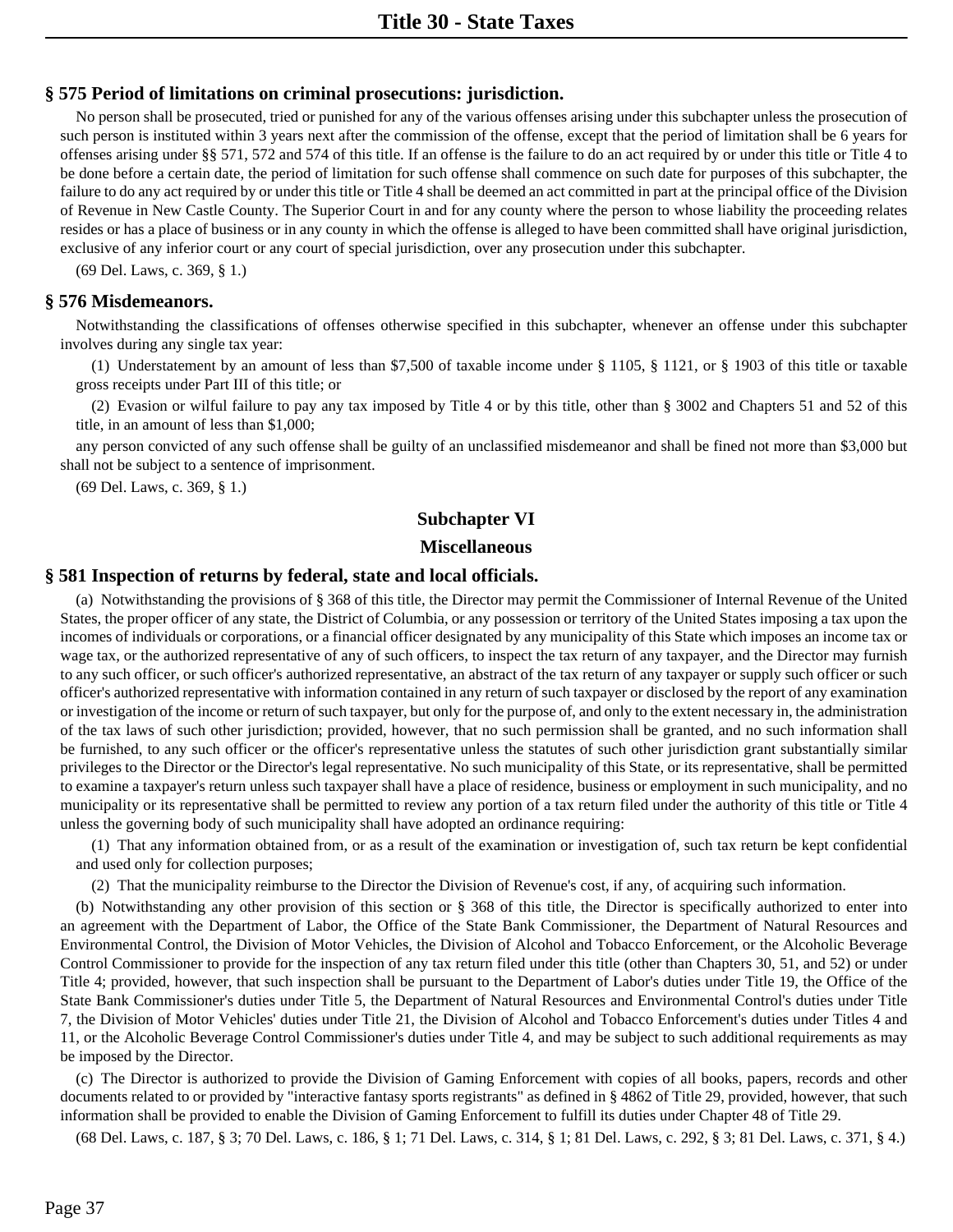### § 575 Period of limitations on criminal prosecutions: jurisdiction.

No person shall be prosecuted, tried or punished for any of the various offenses arising under this subchapter unless the prosecution of such person is instituted within 3 years next after the commission of the offense, except that the period of limitation shall be 6 years for offenses arising under §§ 571, 572 and 574 of this title. If an offense is the failure to do an act required by or under this title or Title 4 to be done before a certain date, the period of limitation for such offense shall commence on such date for purposes of this subchapter, the failure to do any act required by or under this title or Title 4 shall be deemed an act committed in part at the principal office of the Division of Revenue in New Castle County. The Superior Court in and for any county where the person to whose liability the proceeding relates resides or has a place of business or in any county in which the offense is alleged to have been committed shall have original jurisdiction, exclusive of any inferior court or any court of special jurisdiction, over any prosecution under this subchapter.

(69 Del. Laws, c. 369, § 1.)

### § 576 Misdemeanors.

Notwithstanding the classifications of offenses otherwise specified in this subchapter, whenever an offense under this subchapter involves during any single tax year:

(1) Understatement by an amount of less than $7,500 of taxable income under § 1105, § 1121, or § 1903 of this title or taxable gross receipts under Part III of this title; or

(2) Evasion or wilful failure to pay any tax imposed by Title 4 or by this title, other than § 3002 and Chapters 51 and 52 of this title, in an amount of less than $1,000;

any person convicted of any such offense shall be guilty of an unclassified misdemeanor and shall be fined not more than $3,000 but shall not be subject to a sentence of imprisonment.

(69 Del. Laws, c. 369, § 1.)

## Subchapter VI

## Miscellaneous

### § 581 Inspection of returns by federal, state and local officials.

(a) Notwithstanding the provisions of § 368 of this title, the Director may permit the Commissioner of Internal Revenue of the United States, the proper officer of any state, the District of Columbia, or any possession or territory of the United States imposing a tax upon the incomes of individuals or corporations, or a financial officer designated by any municipality of this State which imposes an income tax or wage tax, or the authorized representative of any of such officers, to inspect the tax return of any taxpayer, and the Director may furnish to any such officer, or such officer's authorized representative, an abstract of the tax return of any taxpayer or supply such officer or such officer's authorized representative with information contained in any return of such taxpayer or disclosed by the report of any examination or investigation of the income or return of such taxpayer, but only for the purpose of, and only to the extent necessary in, the administration of the tax laws of such other jurisdiction; provided, however, that no such permission shall be granted, and no such information shall be furnished, to any such officer or the officer's representative unless the statutes of such other jurisdiction grant substantially similar privileges to the Director or the Director's legal representative. No such municipality of this State, or its representative, shall be permitted to examine a taxpayer's return unless such taxpayer shall have a place of residence, business or employment in such municipality, and no municipality or its representative shall be permitted to review any portion of a tax return filed under the authority of this title or Title 4 unless the governing body of such municipality shall have adopted an ordinance requiring:

(1) That any information obtained from, or as a result of the examination or investigation of, such tax return be kept confidential and used only for collection purposes;

(2) That the municipality reimburse to the Director the Division of Revenue's cost, if any, of acquiring such information.

(b) Notwithstanding any other provision of this section or § 368 of this title, the Director is specifically authorized to enter into an agreement with the Department of Labor, the Office of the State Bank Commissioner, the Department of Natural Resources and Environmental Control, the Division of Motor Vehicles, the Division of Alcohol and Tobacco Enforcement, or the Alcoholic Beverage Control Commissioner to provide for the inspection of any tax return filed under this title (other than Chapters 30, 51, and 52) or under Title 4; provided, however, that such inspection shall be pursuant to the Department of Labor's duties under Title 19, the Office of the State Bank Commissioner's duties under Title 5, the Department of Natural Resources and Environmental Control's duties under Title 7, the Division of Motor Vehicles' duties under Title 21, the Division of Alcohol and Tobacco Enforcement's duties under Titles 4 and 11, or the Alcoholic Beverage Control Commissioner's duties under Title 4, and may be subject to such additional requirements as may be imposed by the Director.

(c) The Director is authorized to provide the Division of Gaming Enforcement with copies of all books, papers, records and other documents related to or provided by "interactive fantasy sports registrants" as defined in § 4862 of Title 29, provided, however, that such information shall be provided to enable the Division of Gaming Enforcement to fulfill its duties under Chapter 48 of Title 29.

(68 Del. Laws, c. 187, § 3; 70 Del. Laws, c. 186, § 1; 71 Del. Laws, c. 314, § 1; 81 Del. Laws, c. 292, § 3; 81 Del. Laws, c. 371, § 4.)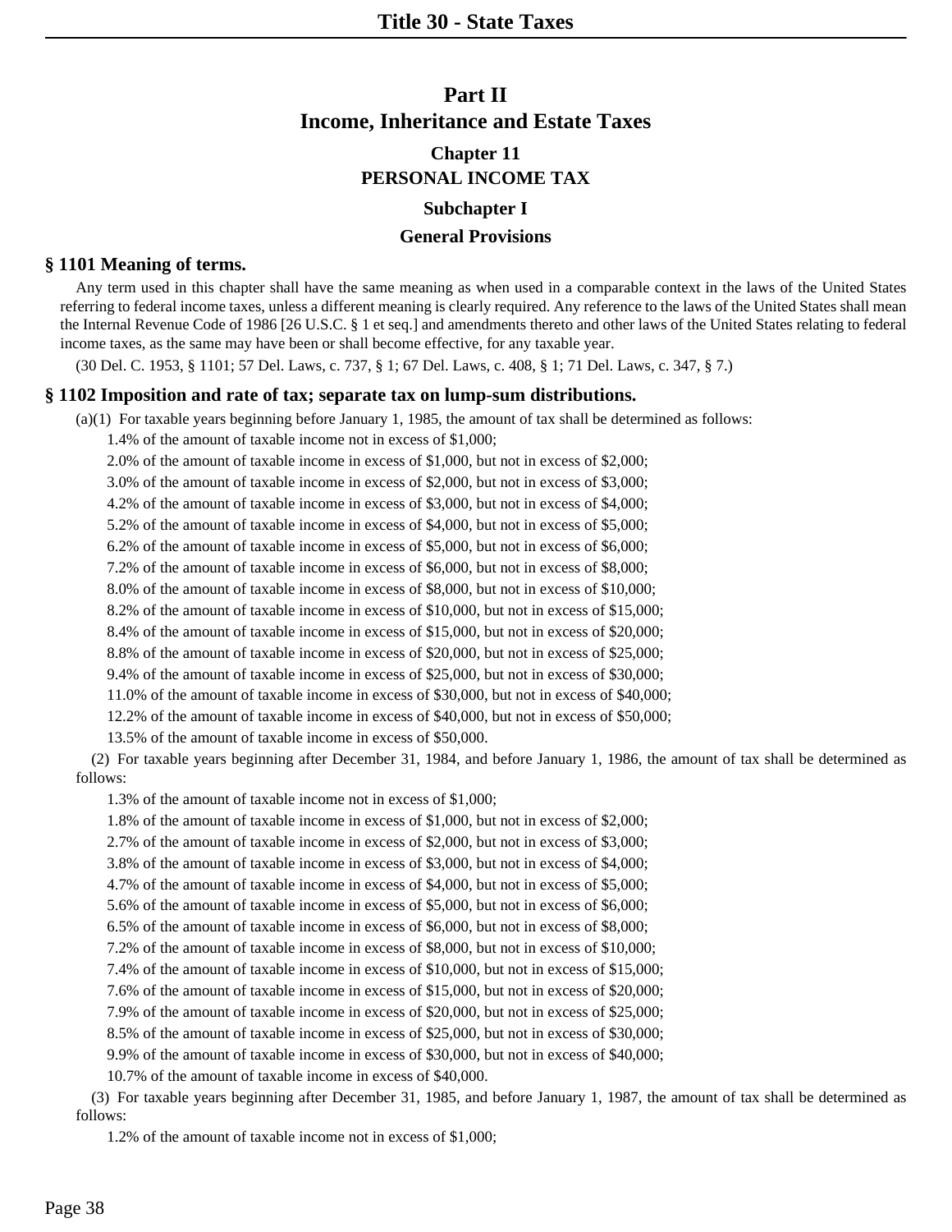# Part II
# Income, Inheritance and Estate Taxes

## Chapter 11
## PERSONAL INCOME TAX

### Subchapter I
### General Provisions

### § 1101 Meaning of terms.

Any term used in this chapter shall have the same meaning as when used in a comparable context in the laws of the United States referring to federal income taxes, unless a different meaning is clearly required. Any reference to the laws of the United States shall mean the Internal Revenue Code of 1986 [26 U.S.C. § 1 et seq.] and amendments thereto and other laws of the United States relating to federal income taxes, as the same may have been or shall become effective, for any taxable year.

(30 Del. C. 1953, § 1101; 57 Del. Laws, c. 737, § 1; 67 Del. Laws, c. 408, § 1; 71 Del. Laws, c. 347, § 7.)

### § 1102 Imposition and rate of tax; separate tax on lump-sum distributions.

(a)(1) For taxable years beginning before January 1, 1985, the amount of tax shall be determined as follows:

1.4% of the amount of taxable income not in excess of $1,000;

2.0% of the amount of taxable income in excess of $1,000, but not in excess of $2,000;

3.0% of the amount of taxable income in excess of $2,000, but not in excess of $3,000;

4.2% of the amount of taxable income in excess of $3,000, but not in excess of $4,000;

5.2% of the amount of taxable income in excess of $4,000, but not in excess of $5,000;

6.2% of the amount of taxable income in excess of $5,000, but not in excess of $6,000;

7.2% of the amount of taxable income in excess of $6,000, but not in excess of $8,000;

8.0% of the amount of taxable income in excess of $8,000, but not in excess of $10,000;

8.2% of the amount of taxable income in excess of $10,000, but not in excess of $15,000;

8.4% of the amount of taxable income in excess of $15,000, but not in excess of $20,000;

8.8% of the amount of taxable income in excess of $20,000, but not in excess of $25,000;

9.4% of the amount of taxable income in excess of $25,000, but not in excess of $30,000;

11.0% of the amount of taxable income in excess of $30,000, but not in excess of $40,000;

12.2% of the amount of taxable income in excess of $40,000, but not in excess of $50,000;

13.5% of the amount of taxable income in excess of $50,000.

(2) For taxable years beginning after December 31, 1984, and before January 1, 1986, the amount of tax shall be determined as follows:

1.3% of the amount of taxable income not in excess of $1,000;

1.8% of the amount of taxable income in excess of $1,000, but not in excess of $2,000;

2.7% of the amount of taxable income in excess of $2,000, but not in excess of $3,000;

3.8% of the amount of taxable income in excess of $3,000, but not in excess of $4,000;

4.7% of the amount of taxable income in excess of $4,000, but not in excess of $5,000;

5.6% of the amount of taxable income in excess of $5,000, but not in excess of $6,000;

6.5% of the amount of taxable income in excess of $6,000, but not in excess of $8,000;

7.2% of the amount of taxable income in excess of $8,000, but not in excess of $10,000;

7.4% of the amount of taxable income in excess of $10,000, but not in excess of $15,000;

7.6% of the amount of taxable income in excess of $15,000, but not in excess of $20,000;

7.9% of the amount of taxable income in excess of $20,000, but not in excess of $25,000;

8.5% of the amount of taxable income in excess of $25,000, but not in excess of $30,000;

9.9% of the amount of taxable income in excess of $30,000, but not in excess of $40,000;

10.7% of the amount of taxable income in excess of $40,000.

(3) For taxable years beginning after December 31, 1985, and before January 1, 1987, the amount of tax shall be determined as follows:

1.2% of the amount of taxable income not in excess of $1,000;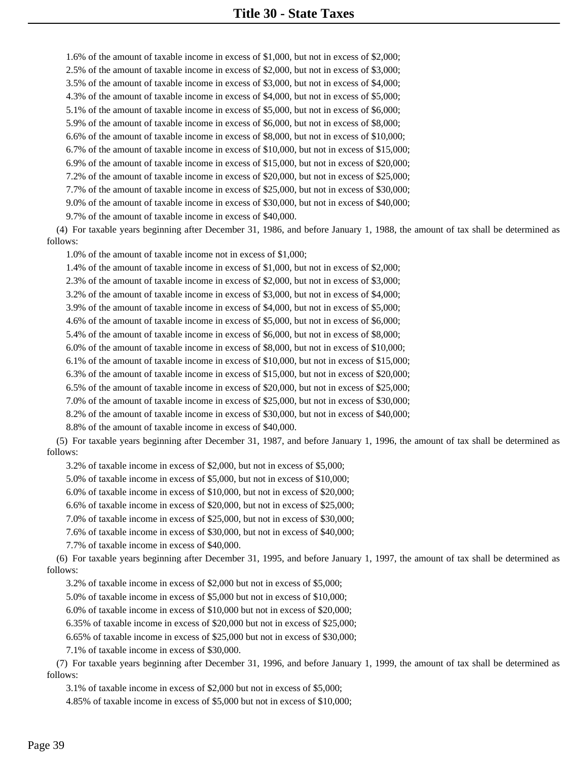1.6% of the amount of taxable income in excess of $1,000, but not in excess of $2,000;

2.5% of the amount of taxable income in excess of $2,000, but not in excess of $3,000;

3.5% of the amount of taxable income in excess of $3,000, but not in excess of $4,000;

4.3% of the amount of taxable income in excess of $4,000, but not in excess of $5,000;

5.1% of the amount of taxable income in excess of $5,000, but not in excess of $6,000;

5.9% of the amount of taxable income in excess of $6,000, but not in excess of $8,000;

6.6% of the amount of taxable income in excess of $8,000, but not in excess of $10,000;

6.7% of the amount of taxable income in excess of $10,000, but not in excess of $15,000;

6.9% of the amount of taxable income in excess of $15,000, but not in excess of $20,000;

7.2% of the amount of taxable income in excess of $20,000, but not in excess of $25,000;

7.7% of the amount of taxable income in excess of $25,000, but not in excess of $30,000;

9.0% of the amount of taxable income in excess of $30,000, but not in excess of $40,000;

9.7% of the amount of taxable income in excess of $40,000.

(4) For taxable years beginning after December 31, 1986, and before January 1, 1988, the amount of tax shall be determined as follows:

1.0% of the amount of taxable income not in excess of $1,000;

1.4% of the amount of taxable income in excess of $1,000, but not in excess of $2,000;

2.3% of the amount of taxable income in excess of $2,000, but not in excess of $3,000;

3.2% of the amount of taxable income in excess of $3,000, but not in excess of $4,000;

3.9% of the amount of taxable income in excess of $4,000, but not in excess of $5,000;

4.6% of the amount of taxable income in excess of $5,000, but not in excess of $6,000;

5.4% of the amount of taxable income in excess of $6,000, but not in excess of $8,000;

6.0% of the amount of taxable income in excess of $8,000, but not in excess of $10,000;

6.1% of the amount of taxable income in excess of $10,000, but not in excess of $15,000;

6.3% of the amount of taxable income in excess of $15,000, but not in excess of $20,000;

6.5% of the amount of taxable income in excess of $20,000, but not in excess of $25,000;

7.0% of the amount of taxable income in excess of $25,000, but not in excess of $30,000;

8.2% of the amount of taxable income in excess of $30,000, but not in excess of $40,000;

8.8% of the amount of taxable income in excess of $40,000.

(5) For taxable years beginning after December 31, 1987, and before January 1, 1996, the amount of tax shall be determined as follows:

3.2% of taxable income in excess of $2,000, but not in excess of $5,000;

5.0% of taxable income in excess of $5,000, but not in excess of $10,000;

6.0% of taxable income in excess of $10,000, but not in excess of $20,000;

6.6% of taxable income in excess of $20,000, but not in excess of $25,000;

7.0% of taxable income in excess of $25,000, but not in excess of $30,000;

7.6% of taxable income in excess of $30,000, but not in excess of $40,000;

7.7% of taxable income in excess of $40,000.

(6) For taxable years beginning after December 31, 1995, and before January 1, 1997, the amount of tax shall be determined as follows:

3.2% of taxable income in excess of $2,000 but not in excess of $5,000;

5.0% of taxable income in excess of $5,000 but not in excess of $10,000;

6.0% of taxable income in excess of $10,000 but not in excess of $20,000;

6.35% of taxable income in excess of $20,000 but not in excess of $25,000;

6.65% of taxable income in excess of $25,000 but not in excess of $30,000;

7.1% of taxable income in excess of $30,000.

(7) For taxable years beginning after December 31, 1996, and before January 1, 1999, the amount of tax shall be determined as follows:

3.1% of taxable income in excess of $2,000 but not in excess of $5,000;

4.85% of taxable income in excess of $5,000 but not in excess of $10,000;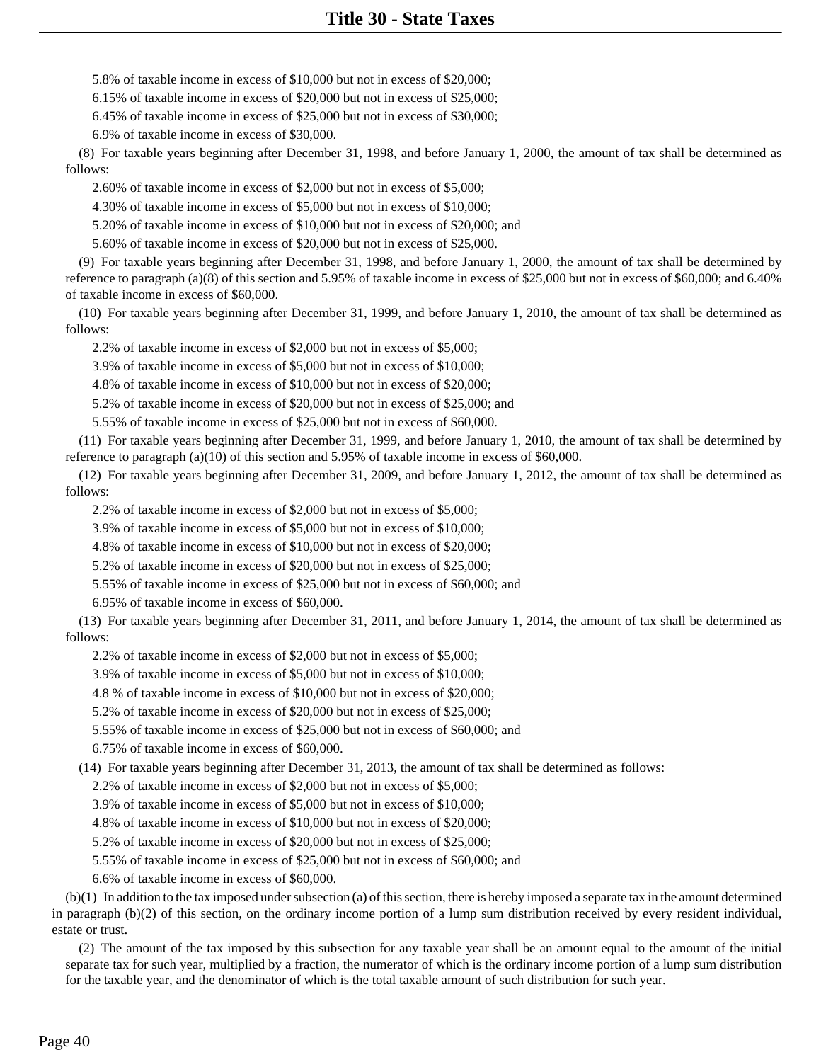5.8% of taxable income in excess of $10,000 but not in excess of $20,000;

6.15% of taxable income in excess of $20,000 but not in excess of $25,000;

6.45% of taxable income in excess of $25,000 but not in excess of $30,000;

6.9% of taxable income in excess of $30,000.

(8) For taxable years beginning after December 31, 1998, and before January 1, 2000, the amount of tax shall be determined as follows:

2.60% of taxable income in excess of $2,000 but not in excess of $5,000;

4.30% of taxable income in excess of $5,000 but not in excess of $10,000;

5.20% of taxable income in excess of $10,000 but not in excess of $20,000; and

5.60% of taxable income in excess of $20,000 but not in excess of $25,000.

(9) For taxable years beginning after December 31, 1998, and before January 1, 2000, the amount of tax shall be determined by reference to paragraph (a)(8) of this section and 5.95% of taxable income in excess of $25,000 but not in excess of $60,000; and 6.40% of taxable income in excess of $60,000.

(10) For taxable years beginning after December 31, 1999, and before January 1, 2010, the amount of tax shall be determined as follows:

2.2% of taxable income in excess of $2,000 but not in excess of $5,000;

3.9% of taxable income in excess of $5,000 but not in excess of $10,000;

4.8% of taxable income in excess of $10,000 but not in excess of $20,000;

5.2% of taxable income in excess of $20,000 but not in excess of $25,000; and

5.55% of taxable income in excess of $25,000 but not in excess of $60,000.

(11) For taxable years beginning after December 31, 1999, and before January 1, 2010, the amount of tax shall be determined by reference to paragraph (a)(10) of this section and 5.95% of taxable income in excess of $60,000.

(12) For taxable years beginning after December 31, 2009, and before January 1, 2012, the amount of tax shall be determined as follows:

2.2% of taxable income in excess of $2,000 but not in excess of $5,000;

3.9% of taxable income in excess of $5,000 but not in excess of $10,000;

4.8% of taxable income in excess of $10,000 but not in excess of $20,000;

5.2% of taxable income in excess of $20,000 but not in excess of $25,000;

5.55% of taxable income in excess of $25,000 but not in excess of $60,000; and

6.95% of taxable income in excess of $60,000.

(13) For taxable years beginning after December 31, 2011, and before January 1, 2014, the amount of tax shall be determined as follows:

2.2% of taxable income in excess of $2,000 but not in excess of $5,000;

3.9% of taxable income in excess of $5,000 but not in excess of $10,000;

4.8 % of taxable income in excess of $10,000 but not in excess of $20,000;

5.2% of taxable income in excess of $20,000 but not in excess of $25,000;

5.55% of taxable income in excess of $25,000 but not in excess of $60,000; and

6.75% of taxable income in excess of $60,000.

(14) For taxable years beginning after December 31, 2013, the amount of tax shall be determined as follows:

2.2% of taxable income in excess of $2,000 but not in excess of $5,000;

3.9% of taxable income in excess of $5,000 but not in excess of $10,000;

4.8% of taxable income in excess of $10,000 but not in excess of $20,000;

5.2% of taxable income in excess of $20,000 but not in excess of $25,000;

5.55% of taxable income in excess of $25,000 but not in excess of $60,000; and

6.6% of taxable income in excess of $60,000.

(b)(1) In addition to the tax imposed under subsection (a) of this section, there is hereby imposed a separate tax in the amount determined in paragraph (b)(2) of this section, on the ordinary income portion of a lump sum distribution received by every resident individual, estate or trust.

(2) The amount of the tax imposed by this subsection for any taxable year shall be an amount equal to the amount of the initial separate tax for such year, multiplied by a fraction, the numerator of which is the ordinary income portion of a lump sum distribution for the taxable year, and the denominator of which is the total taxable amount of such distribution for such year.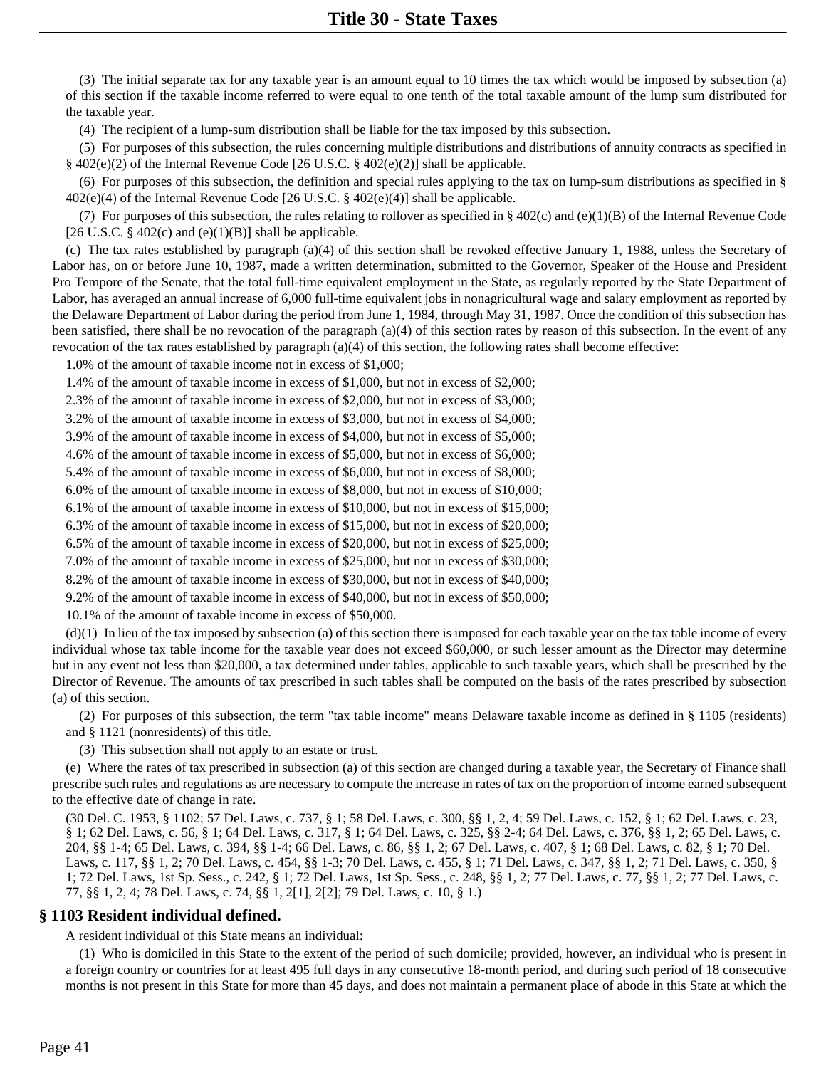(3) The initial separate tax for any taxable year is an amount equal to 10 times the tax which would be imposed by subsection (a) of this section if the taxable income referred to were equal to one tenth of the total taxable amount of the lump sum distributed for the taxable year.

(4) The recipient of a lump-sum distribution shall be liable for the tax imposed by this subsection.

(5) For purposes of this subsection, the rules concerning multiple distributions and distributions of annuity contracts as specified in § 402(e)(2) of the Internal Revenue Code [26 U.S.C. § 402(e)(2)] shall be applicable.

(6) For purposes of this subsection, the definition and special rules applying to the tax on lump-sum distributions as specified in § 402(e)(4) of the Internal Revenue Code [26 U.S.C. § 402(e)(4)] shall be applicable.

(7) For purposes of this subsection, the rules relating to rollover as specified in § 402(c) and (e)(1)(B) of the Internal Revenue Code [26 U.S.C. § 402(c) and (e)(1)(B)] shall be applicable.

(c) The tax rates established by paragraph (a)(4) of this section shall be revoked effective January 1, 1988, unless the Secretary of Labor has, on or before June 10, 1987, made a written determination, submitted to the Governor, Speaker of the House and President Pro Tempore of the Senate, that the total full-time equivalent employment in the State, as regularly reported by the State Department of Labor, has averaged an annual increase of 6,000 full-time equivalent jobs in nonagricultural wage and salary employment as reported by the Delaware Department of Labor during the period from June 1, 1984, through May 31, 1987. Once the condition of this subsection has been satisfied, there shall be no revocation of the paragraph (a)(4) of this section rates by reason of this subsection. In the event of any revocation of the tax rates established by paragraph (a)(4) of this section, the following rates shall become effective:

1.0% of the amount of taxable income not in excess of $1,000;

1.4% of the amount of taxable income in excess of $1,000, but not in excess of $2,000;

2.3% of the amount of taxable income in excess of $2,000, but not in excess of $3,000;

3.2% of the amount of taxable income in excess of $3,000, but not in excess of $4,000;

3.9% of the amount of taxable income in excess of $4,000, but not in excess of $5,000;

4.6% of the amount of taxable income in excess of $5,000, but not in excess of $6,000;

5.4% of the amount of taxable income in excess of $6,000, but not in excess of $8,000;

6.0% of the amount of taxable income in excess of $8,000, but not in excess of $10,000;

6.1% of the amount of taxable income in excess of $10,000, but not in excess of $15,000;

6.3% of the amount of taxable income in excess of $15,000, but not in excess of $20,000;

6.5% of the amount of taxable income in excess of $20,000, but not in excess of $25,000;

7.0% of the amount of taxable income in excess of $25,000, but not in excess of $30,000;

8.2% of the amount of taxable income in excess of $30,000, but not in excess of $40,000;

9.2% of the amount of taxable income in excess of $40,000, but not in excess of $50,000;

10.1% of the amount of taxable income in excess of $50,000.

(d)(1) In lieu of the tax imposed by subsection (a) of this section there is imposed for each taxable year on the tax table income of every individual whose tax table income for the taxable year does not exceed $60,000, or such lesser amount as the Director may determine but in any event not less than $20,000, a tax determined under tables, applicable to such taxable years, which shall be prescribed by the Director of Revenue. The amounts of tax prescribed in such tables shall be computed on the basis of the rates prescribed by subsection (a) of this section.

(2) For purposes of this subsection, the term "tax table income" means Delaware taxable income as defined in § 1105 (residents) and § 1121 (nonresidents) of this title.

(3) This subsection shall not apply to an estate or trust.

(e) Where the rates of tax prescribed in subsection (a) of this section are changed during a taxable year, the Secretary of Finance shall prescribe such rules and regulations as are necessary to compute the increase in rates of tax on the proportion of income earned subsequent to the effective date of change in rate.

(30 Del. C. 1953, § 1102; 57 Del. Laws, c. 737, § 1; 58 Del. Laws, c. 300, §§ 1, 2, 4; 59 Del. Laws, c. 152, § 1; 62 Del. Laws, c. 23, § 1; 62 Del. Laws, c. 56, § 1; 64 Del. Laws, c. 317, § 1; 64 Del. Laws, c. 325, §§ 2-4; 64 Del. Laws, c. 376, §§ 1, 2; 65 Del. Laws, c. 204, §§ 1-4; 65 Del. Laws, c. 394, §§ 1-4; 66 Del. Laws, c. 86, §§ 1, 2; 67 Del. Laws, c. 407, § 1; 68 Del. Laws, c. 82, § 1; 70 Del. Laws, c. 117, §§ 1, 2; 70 Del. Laws, c. 454, §§ 1-3; 70 Del. Laws, c. 455, § 1; 71 Del. Laws, c. 347, §§ 1, 2; 71 Del. Laws, c. 350, § 1; 72 Del. Laws, 1st Sp. Sess., c. 242, § 1; 72 Del. Laws, 1st Sp. Sess., c. 248, §§ 1, 2; 77 Del. Laws, c. 77, §§ 1, 2; 77 Del. Laws, c. 77, §§ 1, 2, 4; 78 Del. Laws, c. 74, §§ 1, 2[1], 2[2]; 79 Del. Laws, c. 10, § 1.)

## § 1103 Resident individual defined.

A resident individual of this State means an individual:

(1) Who is domiciled in this State to the extent of the period of such domicile; provided, however, an individual who is present in a foreign country or countries for at least 495 full days in any consecutive 18-month period, and during such period of 18 consecutive months is not present in this State for more than 45 days, and does not maintain a permanent place of abode in this State at which the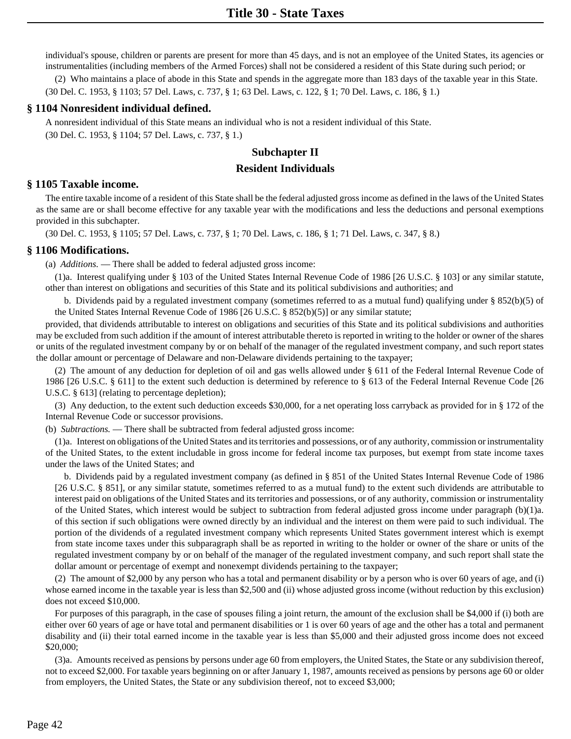individual's spouse, children or parents are present for more than 45 days, and is not an employee of the United States, its agencies or instrumentalities (including members of the Armed Forces) shall not be considered a resident of this State during such period; or

(2) Who maintains a place of abode in this State and spends in the aggregate more than 183 days of the taxable year in this State.

(30 Del. C. 1953, § 1103; 57 Del. Laws, c. 737, § 1; 63 Del. Laws, c. 122, § 1; 70 Del. Laws, c. 186, § 1.)

### § 1104 Nonresident individual defined.

A nonresident individual of this State means an individual who is not a resident individual of this State.

(30 Del. C. 1953, § 1104; 57 Del. Laws, c. 737, § 1.)

## Subchapter II

## Resident Individuals

### § 1105 Taxable income.

The entire taxable income of a resident of this State shall be the federal adjusted gross income as defined in the laws of the United States as the same are or shall become effective for any taxable year with the modifications and less the deductions and personal exemptions provided in this subchapter.

(30 Del. C. 1953, § 1105; 57 Del. Laws, c. 737, § 1; 70 Del. Laws, c. 186, § 1; 71 Del. Laws, c. 347, § 8.)

### § 1106 Modifications.

(a) *Additions.* — There shall be added to federal adjusted gross income:

(1)a. Interest qualifying under § 103 of the United States Internal Revenue Code of 1986 [26 U.S.C. § 103] or any similar statute, other than interest on obligations and securities of this State and its political subdivisions and authorities; and

b. Dividends paid by a regulated investment company (sometimes referred to as a mutual fund) qualifying under § 852(b)(5) of the United States Internal Revenue Code of 1986 [26 U.S.C. § 852(b)(5)] or any similar statute;

provided, that dividends attributable to interest on obligations and securities of this State and its political subdivisions and authorities may be excluded from such addition if the amount of interest attributable thereto is reported in writing to the holder or owner of the shares or units of the regulated investment company by or on behalf of the manager of the regulated investment company, and such report states the dollar amount or percentage of Delaware and non-Delaware dividends pertaining to the taxpayer;

(2) The amount of any deduction for depletion of oil and gas wells allowed under § 611 of the Federal Internal Revenue Code of 1986 [26 U.S.C. § 611] to the extent such deduction is determined by reference to § 613 of the Federal Internal Revenue Code [26 U.S.C. § 613] (relating to percentage depletion);

(3) Any deduction, to the extent such deduction exceeds $30,000, for a net operating loss carryback as provided for in § 172 of the Internal Revenue Code or successor provisions.

(b) *Subtractions.* — There shall be subtracted from federal adjusted gross income:

(1)a. Interest on obligations of the United States and its territories and possessions, or of any authority, commission or instrumentality of the United States, to the extent includable in gross income for federal income tax purposes, but exempt from state income taxes under the laws of the United States; and

b. Dividends paid by a regulated investment company (as defined in § 851 of the United States Internal Revenue Code of 1986 [26 U.S.C. § 851], or any similar statute, sometimes referred to as a mutual fund) to the extent such dividends are attributable to interest paid on obligations of the United States and its territories and possessions, or of any authority, commission or instrumentality of the United States, which interest would be subject to subtraction from federal adjusted gross income under paragraph (b)(1)a. of this section if such obligations were owned directly by an individual and the interest on them were paid to such individual. The portion of the dividends of a regulated investment company which represents United States government interest which is exempt from state income taxes under this subparagraph shall be as reported in writing to the holder or owner of the share or units of the regulated investment company by or on behalf of the manager of the regulated investment company, and such report shall state the dollar amount or percentage of exempt and nonexempt dividends pertaining to the taxpayer;

(2) The amount of $2,000 by any person who has a total and permanent disability or by a person who is over 60 years of age, and (i) whose earned income in the taxable year is less than $2,500 and (ii) whose adjusted gross income (without reduction by this exclusion) does not exceed $10,000.

For purposes of this paragraph, in the case of spouses filing a joint return, the amount of the exclusion shall be $4,000 if (i) both are either over 60 years of age or have total and permanent disabilities or 1 is over 60 years of age and the other has a total and permanent disability and (ii) their total earned income in the taxable year is less than $5,000 and their adjusted gross income does not exceed $20,000;

(3)a. Amounts received as pensions by persons under age 60 from employers, the United States, the State or any subdivision thereof, not to exceed $2,000. For taxable years beginning on or after January 1, 1987, amounts received as pensions by persons age 60 or older from employers, the United States, the State or any subdivision thereof, not to exceed $3,000;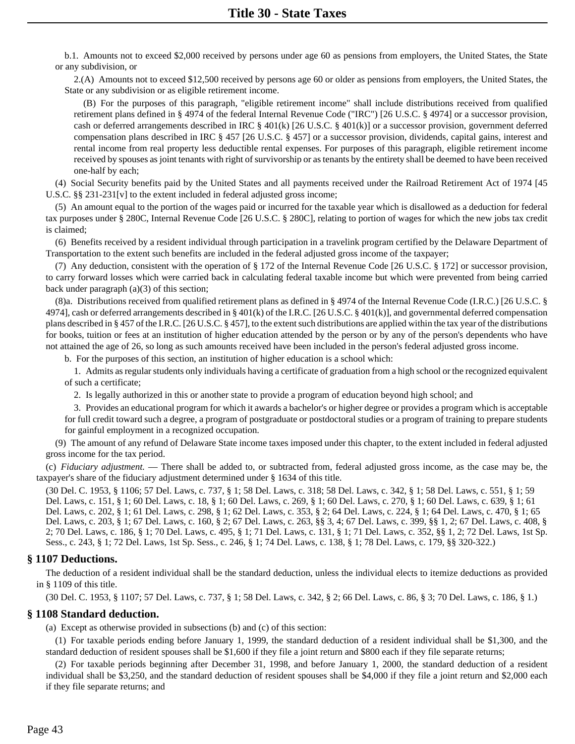b.1. Amounts not to exceed $2,000 received by persons under age 60 as pensions from employers, the United States, the State or any subdivision, or

2.(A) Amounts not to exceed $12,500 received by persons age 60 or older as pensions from employers, the United States, the State or any subdivision or as eligible retirement income.

(B) For the purposes of this paragraph, "eligible retirement income" shall include distributions received from qualified retirement plans defined in § 4974 of the federal Internal Revenue Code ("IRC") [26 U.S.C. § 4974] or a successor provision, cash or deferred arrangements described in IRC § 401(k) [26 U.S.C. § 401(k)] or a successor provision, government deferred compensation plans described in IRC § 457 [26 U.S.C. § 457] or a successor provision, dividends, capital gains, interest and rental income from real property less deductible rental expenses. For purposes of this paragraph, eligible retirement income received by spouses as joint tenants with right of survivorship or as tenants by the entirety shall be deemed to have been received one-half by each;

(4) Social Security benefits paid by the United States and all payments received under the Railroad Retirement Act of 1974 [45 U.S.C. §§ 231-231[v] to the extent included in federal adjusted gross income;

(5) An amount equal to the portion of the wages paid or incurred for the taxable year which is disallowed as a deduction for federal tax purposes under § 280C, Internal Revenue Code [26 U.S.C. § 280C], relating to portion of wages for which the new jobs tax credit is claimed;

(6) Benefits received by a resident individual through participation in a travelink program certified by the Delaware Department of Transportation to the extent such benefits are included in the federal adjusted gross income of the taxpayer;

(7) Any deduction, consistent with the operation of § 172 of the Internal Revenue Code [26 U.S.C. § 172] or successor provision, to carry forward losses which were carried back in calculating federal taxable income but which were prevented from being carried back under paragraph (a)(3) of this section;

(8)a. Distributions received from qualified retirement plans as defined in § 4974 of the Internal Revenue Code (I.R.C.) [26 U.S.C. § 4974], cash or deferred arrangements described in § 401(k) of the I.R.C. [26 U.S.C. § 401(k)], and governmental deferred compensation plans described in § 457 of the I.R.C. [26 U.S.C. § 457], to the extent such distributions are applied within the tax year of the distributions for books, tuition or fees at an institution of higher education attended by the person or by any of the person's dependents who have not attained the age of 26, so long as such amounts received have been included in the person's federal adjusted gross income.

b. For the purposes of this section, an institution of higher education is a school which:

1. Admits as regular students only individuals having a certificate of graduation from a high school or the recognized equivalent of such a certificate;

2. Is legally authorized in this or another state to provide a program of education beyond high school; and

3. Provides an educational program for which it awards a bachelor's or higher degree or provides a program which is acceptable for full credit toward such a degree, a program of postgraduate or postdoctoral studies or a program of training to prepare students for gainful employment in a recognized occupation.

(9) The amount of any refund of Delaware State income taxes imposed under this chapter, to the extent included in federal adjusted gross income for the tax period.

(c) *Fiduciary adjustment.* — There shall be added to, or subtracted from, federal adjusted gross income, as the case may be, the taxpayer's share of the fiduciary adjustment determined under § 1634 of this title.

(30 Del. C. 1953, § 1106; 57 Del. Laws, c. 737, § 1; 58 Del. Laws, c. 318; 58 Del. Laws, c. 342, § 1; 58 Del. Laws, c. 551, § 1; 59 Del. Laws, c. 151, § 1; 60 Del. Laws, c. 18, § 1; 60 Del. Laws, c. 269, § 1; 60 Del. Laws, c. 270, § 1; 60 Del. Laws, c. 639, § 1; 61 Del. Laws, c. 202, § 1; 61 Del. Laws, c. 298, § 1; 62 Del. Laws, c. 353, § 2; 64 Del. Laws, c. 224, § 1; 64 Del. Laws, c. 470, § 1; 65 Del. Laws, c. 203, § 1; 67 Del. Laws, c. 160, § 2; 67 Del. Laws, c. 263, §§ 3, 4; 67 Del. Laws, c. 399, §§ 1, 2; 67 Del. Laws, c. 408, § 2; 70 Del. Laws, c. 186, § 1; 70 Del. Laws, c. 495, § 1; 71 Del. Laws, c. 131, § 1; 71 Del. Laws, c. 352, §§ 1, 2; 72 Del. Laws, 1st Sp. Sess., c. 243, § 1; 72 Del. Laws, 1st Sp. Sess., c. 246, § 1; 74 Del. Laws, c. 138, § 1; 78 Del. Laws, c. 179, §§ 320-322.)

## § 1107 Deductions.

The deduction of a resident individual shall be the standard deduction, unless the individual elects to itemize deductions as provided in § 1109 of this title.

(30 Del. C. 1953, § 1107; 57 Del. Laws, c. 737, § 1; 58 Del. Laws, c. 342, § 2; 66 Del. Laws, c. 86, § 3; 70 Del. Laws, c. 186, § 1.)

## § 1108 Standard deduction.

(a) Except as otherwise provided in subsections (b) and (c) of this section:

(1) For taxable periods ending before January 1, 1999, the standard deduction of a resident individual shall be $1,300, and the standard deduction of resident spouses shall be $1,600 if they file a joint return and $800 each if they file separate returns;

(2) For taxable periods beginning after December 31, 1998, and before January 1, 2000, the standard deduction of a resident individual shall be $3,250, and the standard deduction of resident spouses shall be $4,000 if they file a joint return and $2,000 each if they file separate returns; and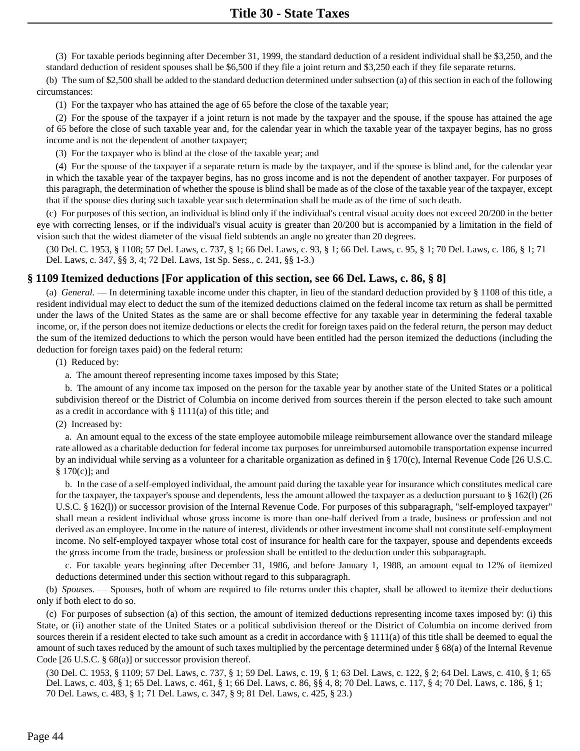(3) For taxable periods beginning after December 31, 1999, the standard deduction of a resident individual shall be $3,250, and the standard deduction of resident spouses shall be $6,500 if they file a joint return and $3,250 each if they file separate returns.

(b) The sum of $2,500 shall be added to the standard deduction determined under subsection (a) of this section in each of the following circumstances:

(1) For the taxpayer who has attained the age of 65 before the close of the taxable year;

(2) For the spouse of the taxpayer if a joint return is not made by the taxpayer and the spouse, if the spouse has attained the age of 65 before the close of such taxable year and, for the calendar year in which the taxable year of the taxpayer begins, has no gross income and is not the dependent of another taxpayer;

(3) For the taxpayer who is blind at the close of the taxable year; and

(4) For the spouse of the taxpayer if a separate return is made by the taxpayer, and if the spouse is blind and, for the calendar year in which the taxable year of the taxpayer begins, has no gross income and is not the dependent of another taxpayer. For purposes of this paragraph, the determination of whether the spouse is blind shall be made as of the close of the taxable year of the taxpayer, except that if the spouse dies during such taxable year such determination shall be made as of the time of such death.

(c) For purposes of this section, an individual is blind only if the individual's central visual acuity does not exceed 20/200 in the better eye with correcting lenses, or if the individual's visual acuity is greater than 20/200 but is accompanied by a limitation in the field of vision such that the widest diameter of the visual field subtends an angle no greater than 20 degrees.

(30 Del. C. 1953, § 1108; 57 Del. Laws, c. 737, § 1; 66 Del. Laws, c. 93, § 1; 66 Del. Laws, c. 95, § 1; 70 Del. Laws, c. 186, § 1; 71 Del. Laws, c. 347, §§ 3, 4; 72 Del. Laws, 1st Sp. Sess., c. 241, §§ 1-3.)

## § 1109 Itemized deductions [For application of this section, see 66 Del. Laws, c. 86, § 8]

(a) *General.* — In determining taxable income under this chapter, in lieu of the standard deduction provided by § 1108 of this title, a resident individual may elect to deduct the sum of the itemized deductions claimed on the federal income tax return as shall be permitted under the laws of the United States as the same are or shall become effective for any taxable year in determining the federal taxable income, or, if the person does not itemize deductions or elects the credit for foreign taxes paid on the federal return, the person may deduct the sum of the itemized deductions to which the person would have been entitled had the person itemized the deductions (including the deduction for foreign taxes paid) on the federal return:

(1) Reduced by:

a. The amount thereof representing income taxes imposed by this State;

b. The amount of any income tax imposed on the person for the taxable year by another state of the United States or a political subdivision thereof or the District of Columbia on income derived from sources therein if the person elected to take such amount as a credit in accordance with § 1111(a) of this title; and

(2) Increased by:

a. An amount equal to the excess of the state employee automobile mileage reimbursement allowance over the standard mileage rate allowed as a charitable deduction for federal income tax purposes for unreimbursed automobile transportation expense incurred by an individual while serving as a volunteer for a charitable organization as defined in § 170(c), Internal Revenue Code [26 U.S.C. § 170(c)]; and

b. In the case of a self-employed individual, the amount paid during the taxable year for insurance which constitutes medical care for the taxpayer, the taxpayer's spouse and dependents, less the amount allowed the taxpayer as a deduction pursuant to § 162(l) (26 U.S.C. § 162(l)) or successor provision of the Internal Revenue Code. For purposes of this subparagraph, "self-employed taxpayer" shall mean a resident individual whose gross income is more than one-half derived from a trade, business or profession and not derived as an employee. Income in the nature of interest, dividends or other investment income shall not constitute self-employment income. No self-employed taxpayer whose total cost of insurance for health care for the taxpayer, spouse and dependents exceeds the gross income from the trade, business or profession shall be entitled to the deduction under this subparagraph.

c. For taxable years beginning after December 31, 1986, and before January 1, 1988, an amount equal to 12% of itemized deductions determined under this section without regard to this subparagraph.

(b) *Spouses.* — Spouses, both of whom are required to file returns under this chapter, shall be allowed to itemize their deductions only if both elect to do so.

(c) For purposes of subsection (a) of this section, the amount of itemized deductions representing income taxes imposed by: (i) this State, or (ii) another state of the United States or a political subdivision thereof or the District of Columbia on income derived from sources therein if a resident elected to take such amount as a credit in accordance with § 1111(a) of this title shall be deemed to equal the amount of such taxes reduced by the amount of such taxes multiplied by the percentage determined under § 68(a) of the Internal Revenue Code [26 U.S.C. § 68(a)] or successor provision thereof.

(30 Del. C. 1953, § 1109; 57 Del. Laws, c. 737, § 1; 59 Del. Laws, c. 19, § 1; 63 Del. Laws, c. 122, § 2; 64 Del. Laws, c. 410, § 1; 65 Del. Laws, c. 403, § 1; 65 Del. Laws, c. 461, § 1; 66 Del. Laws, c. 86, §§ 4, 8; 70 Del. Laws, c. 117, § 4; 70 Del. Laws, c. 186, § 1; 70 Del. Laws, c. 483, § 1; 71 Del. Laws, c. 347, § 9; 81 Del. Laws, c. 425, § 23.)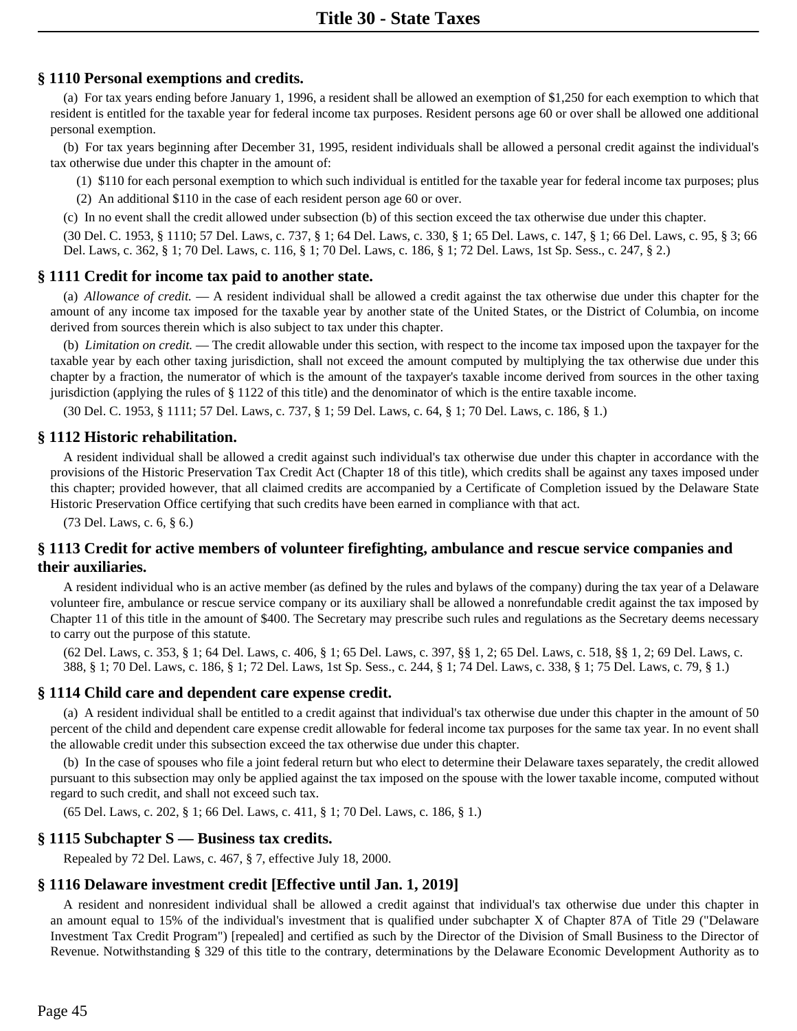### § 1110 Personal exemptions and credits.

(a) For tax years ending before January 1, 1996, a resident shall be allowed an exemption of $1,250 for each exemption to which that resident is entitled for the taxable year for federal income tax purposes. Resident persons age 60 or over shall be allowed one additional personal exemption.

(b) For tax years beginning after December 31, 1995, resident individuals shall be allowed a personal credit against the individual's tax otherwise due under this chapter in the amount of:

(1) $110 for each personal exemption to which such individual is entitled for the taxable year for federal income tax purposes; plus

(2) An additional $110 in the case of each resident person age 60 or over.

(c) In no event shall the credit allowed under subsection (b) of this section exceed the tax otherwise due under this chapter.

(30 Del. C. 1953, § 1110; 57 Del. Laws, c. 737, § 1; 64 Del. Laws, c. 330, § 1; 65 Del. Laws, c. 147, § 1; 66 Del. Laws, c. 95, § 3; 66 Del. Laws, c. 362, § 1; 70 Del. Laws, c. 116, § 1; 70 Del. Laws, c. 186, § 1; 72 Del. Laws, 1st Sp. Sess., c. 247, § 2.)

### § 1111 Credit for income tax paid to another state.

(a) *Allowance of credit.* — A resident individual shall be allowed a credit against the tax otherwise due under this chapter for the amount of any income tax imposed for the taxable year by another state of the United States, or the District of Columbia, on income derived from sources therein which is also subject to tax under this chapter.

(b) *Limitation on credit.* — The credit allowable under this section, with respect to the income tax imposed upon the taxpayer for the taxable year by each other taxing jurisdiction, shall not exceed the amount computed by multiplying the tax otherwise due under this chapter by a fraction, the numerator of which is the amount of the taxpayer's taxable income derived from sources in the other taxing jurisdiction (applying the rules of § 1122 of this title) and the denominator of which is the entire taxable income.

(30 Del. C. 1953, § 1111; 57 Del. Laws, c. 737, § 1; 59 Del. Laws, c. 64, § 1; 70 Del. Laws, c. 186, § 1.)

### § 1112 Historic rehabilitation.

A resident individual shall be allowed a credit against such individual's tax otherwise due under this chapter in accordance with the provisions of the Historic Preservation Tax Credit Act (Chapter 18 of this title), which credits shall be against any taxes imposed under this chapter; provided however, that all claimed credits are accompanied by a Certificate of Completion issued by the Delaware State Historic Preservation Office certifying that such credits have been earned in compliance with that act.

(73 Del. Laws, c. 6, § 6.)

### § 1113 Credit for active members of volunteer firefighting, ambulance and rescue service companies and their auxiliaries.

A resident individual who is an active member (as defined by the rules and bylaws of the company) during the tax year of a Delaware volunteer fire, ambulance or rescue service company or its auxiliary shall be allowed a nonrefundable credit against the tax imposed by Chapter 11 of this title in the amount of $400. The Secretary may prescribe such rules and regulations as the Secretary deems necessary to carry out the purpose of this statute.

(62 Del. Laws, c. 353, § 1; 64 Del. Laws, c. 406, § 1; 65 Del. Laws, c. 397, §§ 1, 2; 65 Del. Laws, c. 518, §§ 1, 2; 69 Del. Laws, c. 388, § 1; 70 Del. Laws, c. 186, § 1; 72 Del. Laws, 1st Sp. Sess., c. 244, § 1; 74 Del. Laws, c. 338, § 1; 75 Del. Laws, c. 79, § 1.)

### § 1114 Child care and dependent care expense credit.

(a) A resident individual shall be entitled to a credit against that individual's tax otherwise due under this chapter in the amount of 50 percent of the child and dependent care expense credit allowable for federal income tax purposes for the same tax year. In no event shall the allowable credit under this subsection exceed the tax otherwise due under this chapter.

(b) In the case of spouses who file a joint federal return but who elect to determine their Delaware taxes separately, the credit allowed pursuant to this subsection may only be applied against the tax imposed on the spouse with the lower taxable income, computed without regard to such credit, and shall not exceed such tax.

(65 Del. Laws, c. 202, § 1; 66 Del. Laws, c. 411, § 1; 70 Del. Laws, c. 186, § 1.)

### § 1115 Subchapter S — Business tax credits.

Repealed by 72 Del. Laws, c. 467, § 7, effective July 18, 2000.

### § 1116 Delaware investment credit [Effective until Jan. 1, 2019]

A resident and nonresident individual shall be allowed a credit against that individual's tax otherwise due under this chapter in an amount equal to 15% of the individual's investment that is qualified under subchapter X of Chapter 87A of Title 29 ("Delaware Investment Tax Credit Program") [repealed] and certified as such by the Director of the Division of Small Business to the Director of Revenue. Notwithstanding § 329 of this title to the contrary, determinations by the Delaware Economic Development Authority as to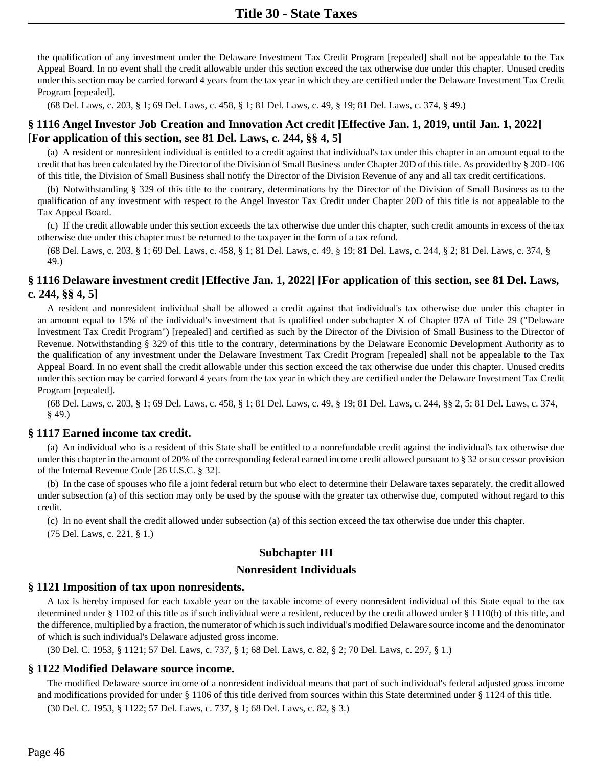the qualification of any investment under the Delaware Investment Tax Credit Program [repealed] shall not be appealable to the Tax Appeal Board. In no event shall the credit allowable under this section exceed the tax otherwise due under this chapter. Unused credits under this section may be carried forward 4 years from the tax year in which they are certified under the Delaware Investment Tax Credit Program [repealed].

(68 Del. Laws, c. 203, § 1; 69 Del. Laws, c. 458, § 1; 81 Del. Laws, c. 49, § 19; 81 Del. Laws, c. 374, § 49.)

### § 1116 Angel Investor Job Creation and Innovation Act credit [Effective Jan. 1, 2019, until Jan. 1, 2022] [For application of this section, see 81 Del. Laws, c. 244, §§ 4, 5]

(a) A resident or nonresident individual is entitled to a credit against that individual's tax under this chapter in an amount equal to the credit that has been calculated by the Director of the Division of Small Business under Chapter 20D of this title. As provided by § 20D-106 of this title, the Division of Small Business shall notify the Director of the Division Revenue of any and all tax credit certifications.

(b) Notwithstanding § 329 of this title to the contrary, determinations by the Director of the Division of Small Business as to the qualification of any investment with respect to the Angel Investor Tax Credit under Chapter 20D of this title is not appealable to the Tax Appeal Board.

(c) If the credit allowable under this section exceeds the tax otherwise due under this chapter, such credit amounts in excess of the tax otherwise due under this chapter must be returned to the taxpayer in the form of a tax refund.

(68 Del. Laws, c. 203, § 1; 69 Del. Laws, c. 458, § 1; 81 Del. Laws, c. 49, § 19; 81 Del. Laws, c. 244, § 2; 81 Del. Laws, c. 374, § 49.)

### § 1116 Delaware investment credit [Effective Jan. 1, 2022] [For application of this section, see 81 Del. Laws, c. 244, §§ 4, 5]

A resident and nonresident individual shall be allowed a credit against that individual's tax otherwise due under this chapter in an amount equal to 15% of the individual's investment that is qualified under subchapter X of Chapter 87A of Title 29 ("Delaware Investment Tax Credit Program") [repealed] and certified as such by the Director of the Division of Small Business to the Director of Revenue. Notwithstanding § 329 of this title to the contrary, determinations by the Delaware Economic Development Authority as to the qualification of any investment under the Delaware Investment Tax Credit Program [repealed] shall not be appealable to the Tax Appeal Board. In no event shall the credit allowable under this section exceed the tax otherwise due under this chapter. Unused credits under this section may be carried forward 4 years from the tax year in which they are certified under the Delaware Investment Tax Credit Program [repealed].

(68 Del. Laws, c. 203, § 1; 69 Del. Laws, c. 458, § 1; 81 Del. Laws, c. 49, § 19; 81 Del. Laws, c. 244, §§ 2, 5; 81 Del. Laws, c. 374, § 49.)

### § 1117 Earned income tax credit.

(a) An individual who is a resident of this State shall be entitled to a nonrefundable credit against the individual's tax otherwise due under this chapter in the amount of 20% of the corresponding federal earned income credit allowed pursuant to § 32 or successor provision of the Internal Revenue Code [26 U.S.C. § 32].

(b) In the case of spouses who file a joint federal return but who elect to determine their Delaware taxes separately, the credit allowed under subsection (a) of this section may only be used by the spouse with the greater tax otherwise due, computed without regard to this credit.

(c) In no event shall the credit allowed under subsection (a) of this section exceed the tax otherwise due under this chapter.

(75 Del. Laws, c. 221, § 1.)

## Subchapter III

## Nonresident Individuals

### § 1121 Imposition of tax upon nonresidents.

A tax is hereby imposed for each taxable year on the taxable income of every nonresident individual of this State equal to the tax determined under § 1102 of this title as if such individual were a resident, reduced by the credit allowed under § 1110(b) of this title, and the difference, multiplied by a fraction, the numerator of which is such individual's modified Delaware source income and the denominator of which is such individual's Delaware adjusted gross income.

(30 Del. C. 1953, § 1121; 57 Del. Laws, c. 737, § 1; 68 Del. Laws, c. 82, § 2; 70 Del. Laws, c. 297, § 1.)

### § 1122 Modified Delaware source income.

The modified Delaware source income of a nonresident individual means that part of such individual's federal adjusted gross income and modifications provided for under § 1106 of this title derived from sources within this State determined under § 1124 of this title.

(30 Del. C. 1953, § 1122; 57 Del. Laws, c. 737, § 1; 68 Del. Laws, c. 82, § 3.)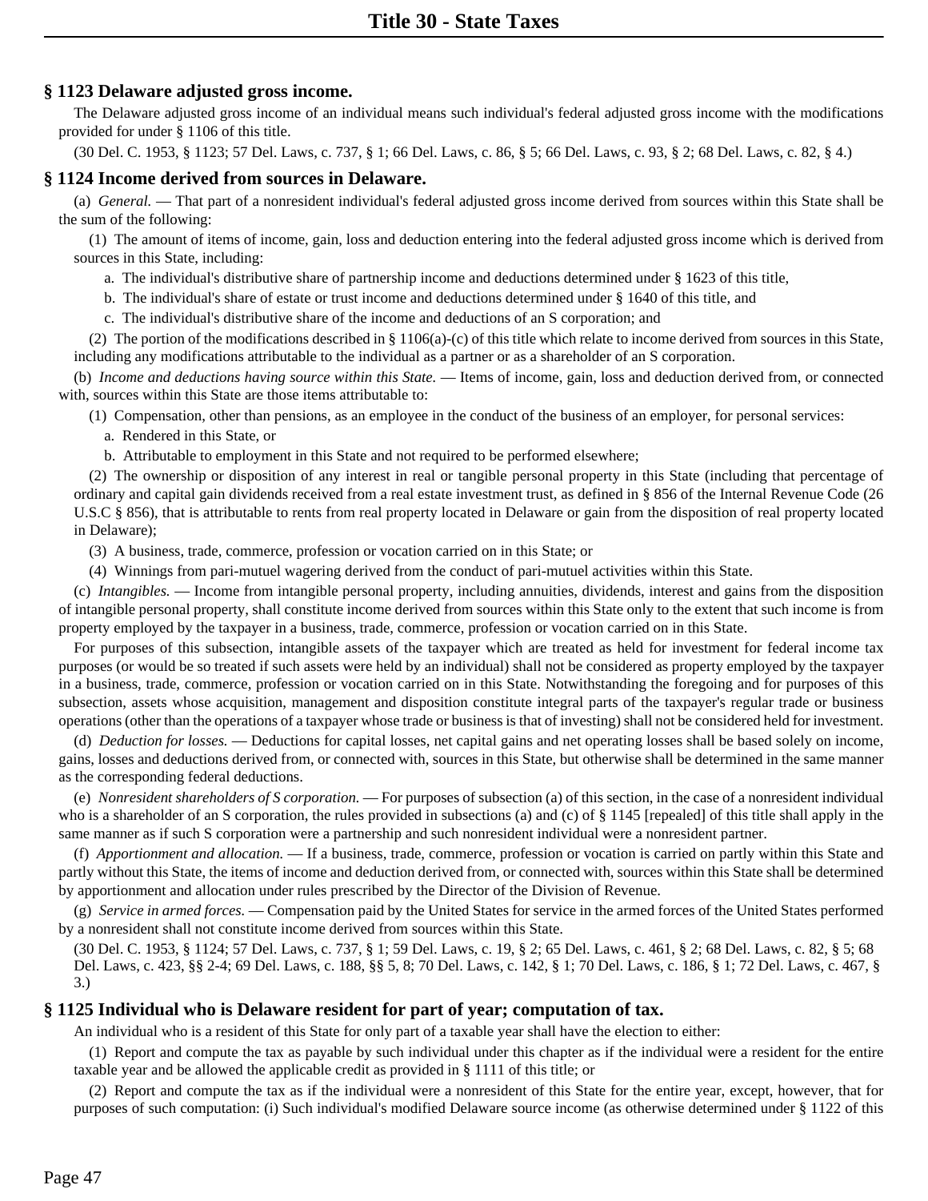### § 1123 Delaware adjusted gross income.

The Delaware adjusted gross income of an individual means such individual's federal adjusted gross income with the modifications provided for under § 1106 of this title.

(30 Del. C. 1953, § 1123; 57 Del. Laws, c. 737, § 1; 66 Del. Laws, c. 86, § 5; 66 Del. Laws, c. 93, § 2; 68 Del. Laws, c. 82, § 4.)

### § 1124 Income derived from sources in Delaware.

(a) *General.* — That part of a nonresident individual's federal adjusted gross income derived from sources within this State shall be the sum of the following:

(1) The amount of items of income, gain, loss and deduction entering into the federal adjusted gross income which is derived from sources in this State, including:

a. The individual's distributive share of partnership income and deductions determined under § 1623 of this title,

b. The individual's share of estate or trust income and deductions determined under § 1640 of this title, and

c. The individual's distributive share of the income and deductions of an S corporation; and

(2) The portion of the modifications described in § 1106(a)-(c) of this title which relate to income derived from sources in this State, including any modifications attributable to the individual as a partner or as a shareholder of an S corporation.

(b) *Income and deductions having source within this State.* — Items of income, gain, loss and deduction derived from, or connected with, sources within this State are those items attributable to:

(1) Compensation, other than pensions, as an employee in the conduct of the business of an employer, for personal services:

a. Rendered in this State, or

b. Attributable to employment in this State and not required to be performed elsewhere;

(2) The ownership or disposition of any interest in real or tangible personal property in this State (including that percentage of ordinary and capital gain dividends received from a real estate investment trust, as defined in § 856 of the Internal Revenue Code (26 U.S.C § 856), that is attributable to rents from real property located in Delaware or gain from the disposition of real property located in Delaware);

(3) A business, trade, commerce, profession or vocation carried on in this State; or

(4) Winnings from pari-mutuel wagering derived from the conduct of pari-mutuel activities within this State.

(c) *Intangibles.* — Income from intangible personal property, including annuities, dividends, interest and gains from the disposition of intangible personal property, shall constitute income derived from sources within this State only to the extent that such income is from property employed by the taxpayer in a business, trade, commerce, profession or vocation carried on in this State.

For purposes of this subsection, intangible assets of the taxpayer which are treated as held for investment for federal income tax purposes (or would be so treated if such assets were held by an individual) shall not be considered as property employed by the taxpayer in a business, trade, commerce, profession or vocation carried on in this State. Notwithstanding the foregoing and for purposes of this subsection, assets whose acquisition, management and disposition constitute integral parts of the taxpayer's regular trade or business operations (other than the operations of a taxpayer whose trade or business is that of investing) shall not be considered held for investment.

(d) *Deduction for losses.* — Deductions for capital losses, net capital gains and net operating losses shall be based solely on income, gains, losses and deductions derived from, or connected with, sources in this State, but otherwise shall be determined in the same manner as the corresponding federal deductions.

(e) *Nonresident shareholders of S corporation.* — For purposes of subsection (a) of this section, in the case of a nonresident individual who is a shareholder of an S corporation, the rules provided in subsections (a) and (c) of § 1145 [repealed] of this title shall apply in the same manner as if such S corporation were a partnership and such nonresident individual were a nonresident partner.

(f) *Apportionment and allocation.* — If a business, trade, commerce, profession or vocation is carried on partly within this State and partly without this State, the items of income and deduction derived from, or connected with, sources within this State shall be determined by apportionment and allocation under rules prescribed by the Director of the Division of Revenue.

(g) *Service in armed forces.* — Compensation paid by the United States for service in the armed forces of the United States performed by a nonresident shall not constitute income derived from sources within this State.

(30 Del. C. 1953, § 1124; 57 Del. Laws, c. 737, § 1; 59 Del. Laws, c. 19, § 2; 65 Del. Laws, c. 461, § 2; 68 Del. Laws, c. 82, § 5; 68 Del. Laws, c. 423, §§ 2-4; 69 Del. Laws, c. 188, §§ 5, 8; 70 Del. Laws, c. 142, § 1; 70 Del. Laws, c. 186, § 1; 72 Del. Laws, c. 467, § 3.)

### § 1125 Individual who is Delaware resident for part of year; computation of tax.

An individual who is a resident of this State for only part of a taxable year shall have the election to either:

(1) Report and compute the tax as payable by such individual under this chapter as if the individual were a resident for the entire taxable year and be allowed the applicable credit as provided in § 1111 of this title; or

(2) Report and compute the tax as if the individual were a nonresident of this State for the entire year, except, however, that for purposes of such computation: (i) Such individual's modified Delaware source income (as otherwise determined under § 1122 of this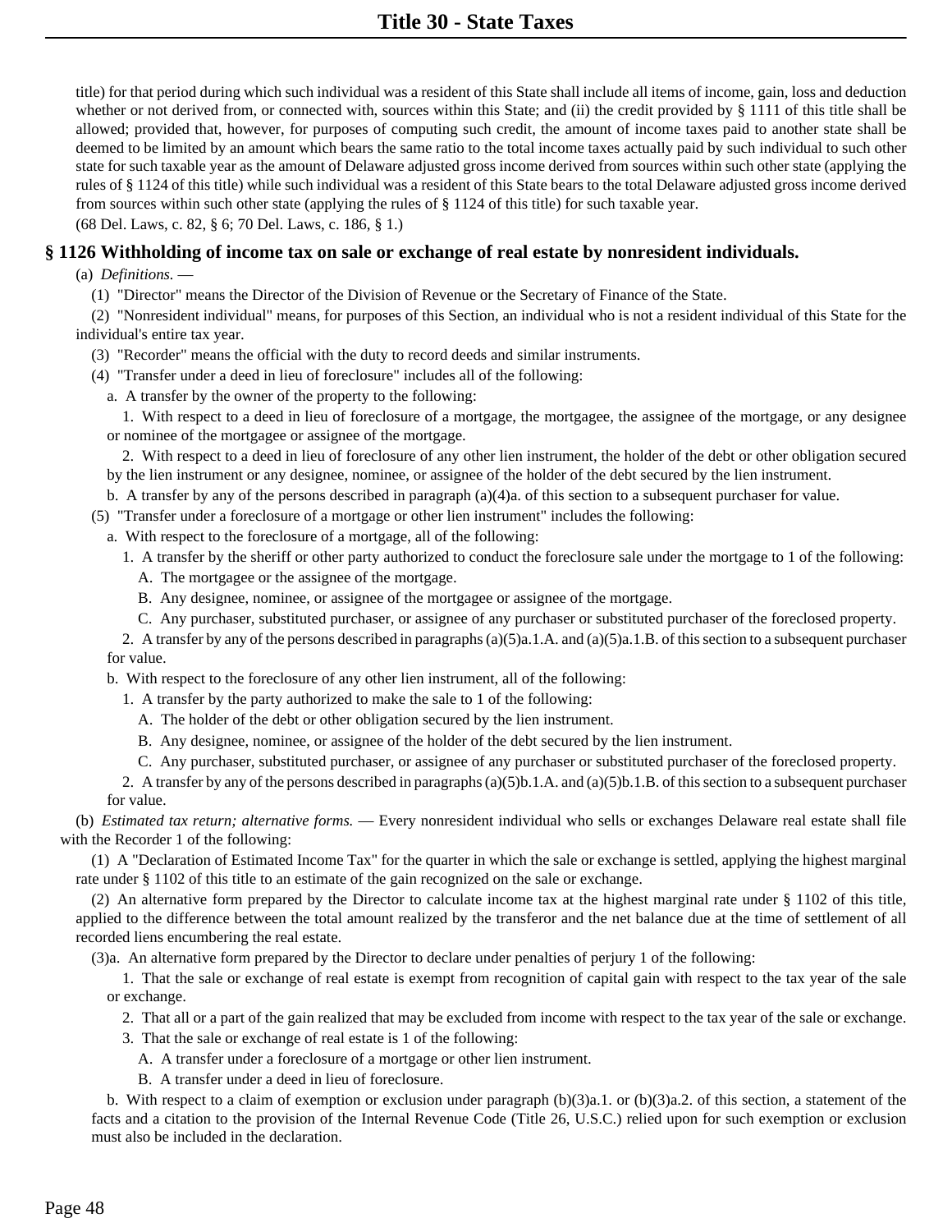title) for that period during which such individual was a resident of this State shall include all items of income, gain, loss and deduction whether or not derived from, or connected with, sources within this State; and (ii) the credit provided by § 1111 of this title shall be allowed; provided that, however, for purposes of computing such credit, the amount of income taxes paid to another state shall be deemed to be limited by an amount which bears the same ratio to the total income taxes actually paid by such individual to such other state for such taxable year as the amount of Delaware adjusted gross income derived from sources within such other state (applying the rules of § 1124 of this title) while such individual was a resident of this State bears to the total Delaware adjusted gross income derived from sources within such other state (applying the rules of § 1124 of this title) for such taxable year.

(68 Del. Laws, c. 82, § 6; 70 Del. Laws, c. 186, § 1.)

### § 1126 Withholding of income tax on sale or exchange of real estate by nonresident individuals.

(a) *Definitions.* —

(1) "Director" means the Director of the Division of Revenue or the Secretary of Finance of the State.

(2) "Nonresident individual" means, for purposes of this Section, an individual who is not a resident individual of this State for the individual's entire tax year.

(3) "Recorder" means the official with the duty to record deeds and similar instruments.

(4) "Transfer under a deed in lieu of foreclosure" includes all of the following:

a. A transfer by the owner of the property to the following:

1. With respect to a deed in lieu of foreclosure of a mortgage, the mortgagee, the assignee of the mortgage, or any designee or nominee of the mortgagee or assignee of the mortgage.

2. With respect to a deed in lieu of foreclosure of any other lien instrument, the holder of the debt or other obligation secured by the lien instrument or any designee, nominee, or assignee of the holder of the debt secured by the lien instrument.

b. A transfer by any of the persons described in paragraph (a)(4)a. of this section to a subsequent purchaser for value.

(5) "Transfer under a foreclosure of a mortgage or other lien instrument" includes the following:

a. With respect to the foreclosure of a mortgage, all of the following:

1. A transfer by the sheriff or other party authorized to conduct the foreclosure sale under the mortgage to 1 of the following:

A. The mortgagee or the assignee of the mortgage.

B. Any designee, nominee, or assignee of the mortgagee or assignee of the mortgage.

C. Any purchaser, substituted purchaser, or assignee of any purchaser or substituted purchaser of the foreclosed property.

2. A transfer by any of the persons described in paragraphs (a)(5)a.1.A. and (a)(5)a.1.B. of this section to a subsequent purchaser for value.

b. With respect to the foreclosure of any other lien instrument, all of the following:

1. A transfer by the party authorized to make the sale to 1 of the following:

A. The holder of the debt or other obligation secured by the lien instrument.

B. Any designee, nominee, or assignee of the holder of the debt secured by the lien instrument.

C. Any purchaser, substituted purchaser, or assignee of any purchaser or substituted purchaser of the foreclosed property.

2. A transfer by any of the persons described in paragraphs (a)(5)b.1.A. and (a)(5)b.1.B. of this section to a subsequent purchaser for value.

(b) *Estimated tax return; alternative forms.* — Every nonresident individual who sells or exchanges Delaware real estate shall file with the Recorder 1 of the following:

(1) A "Declaration of Estimated Income Tax" for the quarter in which the sale or exchange is settled, applying the highest marginal rate under § 1102 of this title to an estimate of the gain recognized on the sale or exchange.

(2) An alternative form prepared by the Director to calculate income tax at the highest marginal rate under § 1102 of this title, applied to the difference between the total amount realized by the transferor and the net balance due at the time of settlement of all recorded liens encumbering the real estate.

(3)a. An alternative form prepared by the Director to declare under penalties of perjury 1 of the following:

1. That the sale or exchange of real estate is exempt from recognition of capital gain with respect to the tax year of the sale or exchange.

2. That all or a part of the gain realized that may be excluded from income with respect to the tax year of the sale or exchange.

3. That the sale or exchange of real estate is 1 of the following:

A. A transfer under a foreclosure of a mortgage or other lien instrument.

B. A transfer under a deed in lieu of foreclosure.

b. With respect to a claim of exemption or exclusion under paragraph (b)(3)a.1. or (b)(3)a.2. of this section, a statement of the facts and a citation to the provision of the Internal Revenue Code (Title 26, U.S.C.) relied upon for such exemption or exclusion must also be included in the declaration.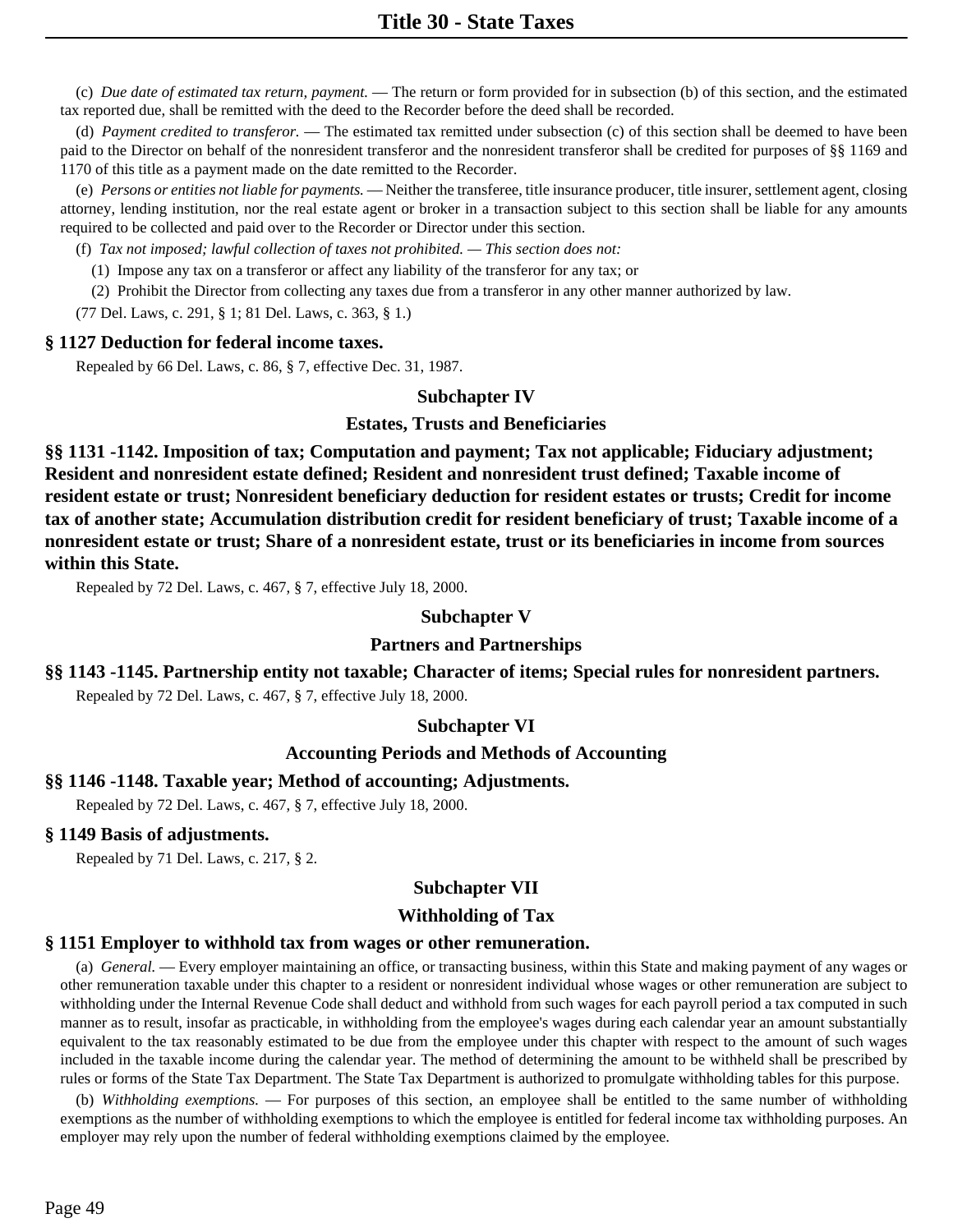(c) *Due date of estimated tax return, payment.* — The return or form provided for in subsection (b) of this section, and the estimated tax reported due, shall be remitted with the deed to the Recorder before the deed shall be recorded.

(d) *Payment credited to transferor.* — The estimated tax remitted under subsection (c) of this section shall be deemed to have been paid to the Director on behalf of the nonresident transferor and the nonresident transferor shall be credited for purposes of §§ 1169 and 1170 of this title as a payment made on the date remitted to the Recorder.

(e) *Persons or entities not liable for payments.* — Neither the transferee, title insurance producer, title insurer, settlement agent, closing attorney, lending institution, nor the real estate agent or broker in a transaction subject to this section shall be liable for any amounts required to be collected and paid over to the Recorder or Director under this section.

(f) *Tax not imposed; lawful collection of taxes not prohibited. — This section does not:*

(1) Impose any tax on a transferor or affect any liability of the transferor for any tax; or

(2) Prohibit the Director from collecting any taxes due from a transferor in any other manner authorized by law.

(77 Del. Laws, c. 291, § 1; 81 Del. Laws, c. 363, § 1.)

### § 1127 Deduction for federal income taxes.

Repealed by 66 Del. Laws, c. 86, § 7, effective Dec. 31, 1987.

## Subchapter IV

## Estates, Trusts and Beneficiaries

### §§ 1131 -1142. Imposition of tax; Computation and payment; Tax not applicable; Fiduciary adjustment; Resident and nonresident estate defined; Resident and nonresident trust defined; Taxable income of resident estate or trust; Nonresident beneficiary deduction for resident estates or trusts; Credit for income tax of another state; Accumulation distribution credit for resident beneficiary of trust; Taxable income of a nonresident estate or trust; Share of a nonresident estate, trust or its beneficiaries in income from sources within this State.

Repealed by 72 Del. Laws, c. 467, § 7, effective July 18, 2000.

## Subchapter V

## Partners and Partnerships

### §§ 1143 -1145. Partnership entity not taxable; Character of items; Special rules for nonresident partners.

Repealed by 72 Del. Laws, c. 467, § 7, effective July 18, 2000.

## Subchapter VI

## Accounting Periods and Methods of Accounting

### §§ 1146 -1148. Taxable year; Method of accounting; Adjustments.

Repealed by 72 Del. Laws, c. 467, § 7, effective July 18, 2000.

### § 1149 Basis of adjustments.

Repealed by 71 Del. Laws, c. 217, § 2.

## Subchapter VII

## Withholding of Tax

### § 1151 Employer to withhold tax from wages or other remuneration.

(a) *General.* — Every employer maintaining an office, or transacting business, within this State and making payment of any wages or other remuneration taxable under this chapter to a resident or nonresident individual whose wages or other remuneration are subject to withholding under the Internal Revenue Code shall deduct and withhold from such wages for each payroll period a tax computed in such manner as to result, insofar as practicable, in withholding from the employee's wages during each calendar year an amount substantially equivalent to the tax reasonably estimated to be due from the employee under this chapter with respect to the amount of such wages included in the taxable income during the calendar year. The method of determining the amount to be withheld shall be prescribed by rules or forms of the State Tax Department. The State Tax Department is authorized to promulgate withholding tables for this purpose.

(b) *Withholding exemptions.* — For purposes of this section, an employee shall be entitled to the same number of withholding exemptions as the number of withholding exemptions to which the employee is entitled for federal income tax withholding purposes. An employer may rely upon the number of federal withholding exemptions claimed by the employee.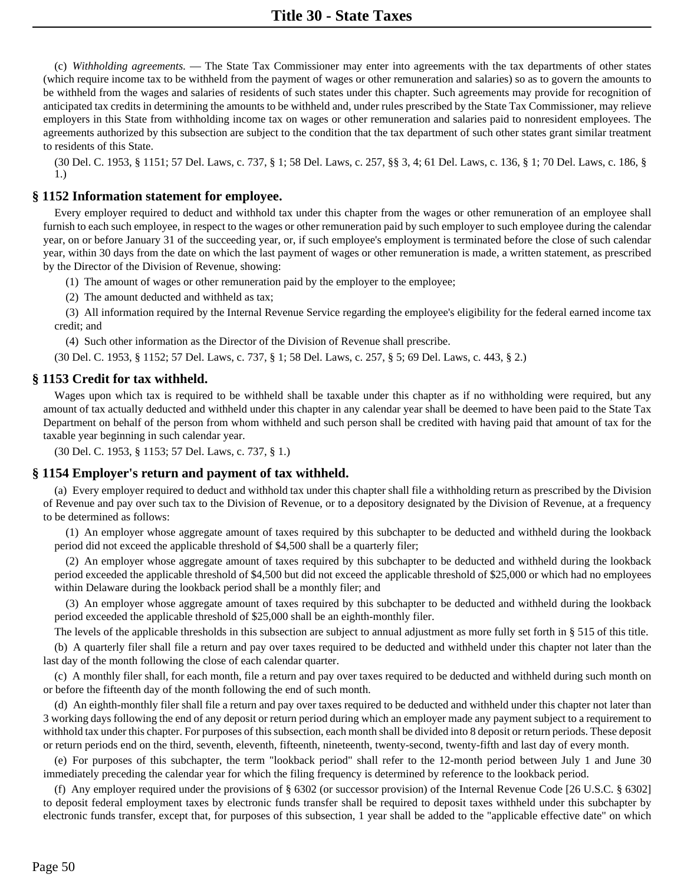(c) *Withholding agreements.* — The State Tax Commissioner may enter into agreements with the tax departments of other states (which require income tax to be withheld from the payment of wages or other remuneration and salaries) so as to govern the amounts to be withheld from the wages and salaries of residents of such states under this chapter. Such agreements may provide for recognition of anticipated tax credits in determining the amounts to be withheld and, under rules prescribed by the State Tax Commissioner, may relieve employers in this State from withholding income tax on wages or other remuneration and salaries paid to nonresident employees. The agreements authorized by this subsection are subject to the condition that the tax department of such other states grant similar treatment to residents of this State.

(30 Del. C. 1953, § 1151; 57 Del. Laws, c. 737, § 1; 58 Del. Laws, c. 257, §§ 3, 4; 61 Del. Laws, c. 136, § 1; 70 Del. Laws, c. 186, § 1.)

## § 1152 Information statement for employee.

Every employer required to deduct and withhold tax under this chapter from the wages or other remuneration of an employee shall furnish to each such employee, in respect to the wages or other remuneration paid by such employer to such employee during the calendar year, on or before January 31 of the succeeding year, or, if such employee's employment is terminated before the close of such calendar year, within 30 days from the date on which the last payment of wages or other remuneration is made, a written statement, as prescribed by the Director of the Division of Revenue, showing:

(1) The amount of wages or other remuneration paid by the employer to the employee;

(2) The amount deducted and withheld as tax;

(3) All information required by the Internal Revenue Service regarding the employee's eligibility for the federal earned income tax credit; and

(4) Such other information as the Director of the Division of Revenue shall prescribe.

(30 Del. C. 1953, § 1152; 57 Del. Laws, c. 737, § 1; 58 Del. Laws, c. 257, § 5; 69 Del. Laws, c. 443, § 2.)

## § 1153 Credit for tax withheld.

Wages upon which tax is required to be withheld shall be taxable under this chapter as if no withholding were required, but any amount of tax actually deducted and withheld under this chapter in any calendar year shall be deemed to have been paid to the State Tax Department on behalf of the person from whom withheld and such person shall be credited with having paid that amount of tax for the taxable year beginning in such calendar year.

(30 Del. C. 1953, § 1153; 57 Del. Laws, c. 737, § 1.)

## § 1154 Employer's return and payment of tax withheld.

(a) Every employer required to deduct and withhold tax under this chapter shall file a withholding return as prescribed by the Division of Revenue and pay over such tax to the Division of Revenue, or to a depository designated by the Division of Revenue, at a frequency to be determined as follows:

(1) An employer whose aggregate amount of taxes required by this subchapter to be deducted and withheld during the lookback period did not exceed the applicable threshold of $4,500 shall be a quarterly filer;

(2) An employer whose aggregate amount of taxes required by this subchapter to be deducted and withheld during the lookback period exceeded the applicable threshold of $4,500 but did not exceed the applicable threshold of $25,000 or which had no employees within Delaware during the lookback period shall be a monthly filer; and

(3) An employer whose aggregate amount of taxes required by this subchapter to be deducted and withheld during the lookback period exceeded the applicable threshold of $25,000 shall be an eighth-monthly filer.

The levels of the applicable thresholds in this subsection are subject to annual adjustment as more fully set forth in § 515 of this title.

(b) A quarterly filer shall file a return and pay over taxes required to be deducted and withheld under this chapter not later than the last day of the month following the close of each calendar quarter.

(c) A monthly filer shall, for each month, file a return and pay over taxes required to be deducted and withheld during such month on or before the fifteenth day of the month following the end of such month.

(d) An eighth-monthly filer shall file a return and pay over taxes required to be deducted and withheld under this chapter not later than 3 working days following the end of any deposit or return period during which an employer made any payment subject to a requirement to withhold tax under this chapter. For purposes of this subsection, each month shall be divided into 8 deposit or return periods. These deposit or return periods end on the third, seventh, eleventh, fifteenth, nineteenth, twenty-second, twenty-fifth and last day of every month.

(e) For purposes of this subchapter, the term "lookback period" shall refer to the 12-month period between July 1 and June 30 immediately preceding the calendar year for which the filing frequency is determined by reference to the lookback period.

(f) Any employer required under the provisions of § 6302 (or successor provision) of the Internal Revenue Code [26 U.S.C. § 6302] to deposit federal employment taxes by electronic funds transfer shall be required to deposit taxes withheld under this subchapter by electronic funds transfer, except that, for purposes of this subsection, 1 year shall be added to the "applicable effective date" on which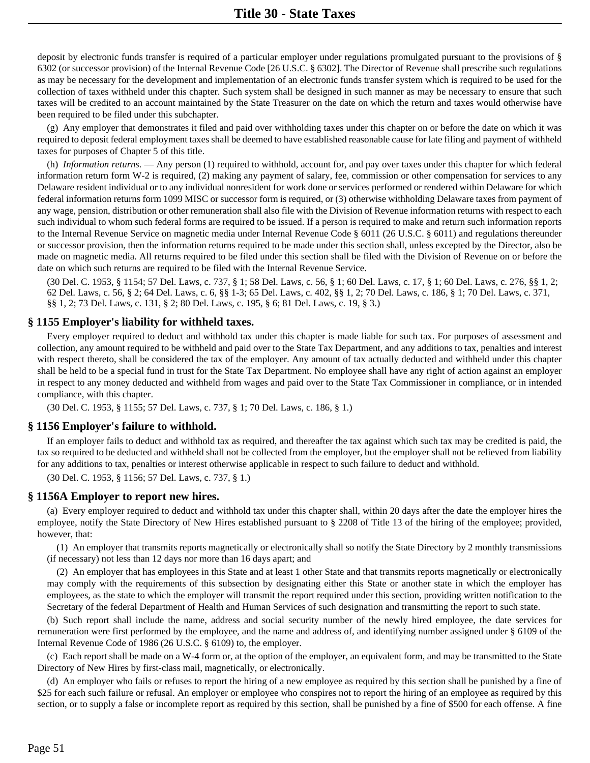deposit by electronic funds transfer is required of a particular employer under regulations promulgated pursuant to the provisions of § 6302 (or successor provision) of the Internal Revenue Code [26 U.S.C. § 6302]. The Director of Revenue shall prescribe such regulations as may be necessary for the development and implementation of an electronic funds transfer system which is required to be used for the collection of taxes withheld under this chapter. Such system shall be designed in such manner as may be necessary to ensure that such taxes will be credited to an account maintained by the State Treasurer on the date on which the return and taxes would otherwise have been required to be filed under this subchapter.

(g) Any employer that demonstrates it filed and paid over withholding taxes under this chapter on or before the date on which it was required to deposit federal employment taxes shall be deemed to have established reasonable cause for late filing and payment of withheld taxes for purposes of Chapter 5 of this title.

(h) *Information returns.* — Any person (1) required to withhold, account for, and pay over taxes under this chapter for which federal information return form W-2 is required, (2) making any payment of salary, fee, commission or other compensation for services to any Delaware resident individual or to any individual nonresident for work done or services performed or rendered within Delaware for which federal information returns form 1099 MISC or successor form is required, or (3) otherwise withholding Delaware taxes from payment of any wage, pension, distribution or other remuneration shall also file with the Division of Revenue information returns with respect to each such individual to whom such federal forms are required to be issued. If a person is required to make and return such information reports to the Internal Revenue Service on magnetic media under Internal Revenue Code § 6011 (26 U.S.C. § 6011) and regulations thereunder or successor provision, then the information returns required to be made under this section shall, unless excepted by the Director, also be made on magnetic media. All returns required to be filed under this section shall be filed with the Division of Revenue on or before the date on which such returns are required to be filed with the Internal Revenue Service.

(30 Del. C. 1953, § 1154; 57 Del. Laws, c. 737, § 1; 58 Del. Laws, c. 56, § 1; 60 Del. Laws, c. 17, § 1; 60 Del. Laws, c. 276, §§ 1, 2; 62 Del. Laws, c. 56, § 2; 64 Del. Laws, c. 6, §§ 1-3; 65 Del. Laws, c. 402, §§ 1, 2; 70 Del. Laws, c. 186, § 1; 70 Del. Laws, c. 371, §§ 1, 2; 73 Del. Laws, c. 131, § 2; 80 Del. Laws, c. 195, § 6; 81 Del. Laws, c. 19, § 3.)

### § 1155 Employer's liability for withheld taxes.

Every employer required to deduct and withhold tax under this chapter is made liable for such tax. For purposes of assessment and collection, any amount required to be withheld and paid over to the State Tax Department, and any additions to tax, penalties and interest with respect thereto, shall be considered the tax of the employer. Any amount of tax actually deducted and withheld under this chapter shall be held to be a special fund in trust for the State Tax Department. No employee shall have any right of action against an employer in respect to any money deducted and withheld from wages and paid over to the State Tax Commissioner in compliance, or in intended compliance, with this chapter.

(30 Del. C. 1953, § 1155; 57 Del. Laws, c. 737, § 1; 70 Del. Laws, c. 186, § 1.)

### § 1156 Employer's failure to withhold.

If an employer fails to deduct and withhold tax as required, and thereafter the tax against which such tax may be credited is paid, the tax so required to be deducted and withheld shall not be collected from the employer, but the employer shall not be relieved from liability for any additions to tax, penalties or interest otherwise applicable in respect to such failure to deduct and withhold.

(30 Del. C. 1953, § 1156; 57 Del. Laws, c. 737, § 1.)

### § 1156A Employer to report new hires.

(a) Every employer required to deduct and withhold tax under this chapter shall, within 20 days after the date the employer hires the employee, notify the State Directory of New Hires established pursuant to § 2208 of Title 13 of the hiring of the employee; provided, however, that:

(1) An employer that transmits reports magnetically or electronically shall so notify the State Directory by 2 monthly transmissions (if necessary) not less than 12 days nor more than 16 days apart; and

(2) An employer that has employees in this State and at least 1 other State and that transmits reports magnetically or electronically may comply with the requirements of this subsection by designating either this State or another state in which the employer has employees, as the state to which the employer will transmit the report required under this section, providing written notification to the Secretary of the federal Department of Health and Human Services of such designation and transmitting the report to such state.

(b) Such report shall include the name, address and social security number of the newly hired employee, the date services for remuneration were first performed by the employee, and the name and address of, and identifying number assigned under § 6109 of the Internal Revenue Code of 1986 (26 U.S.C. § 6109) to, the employer.

(c) Each report shall be made on a W-4 form or, at the option of the employer, an equivalent form, and may be transmitted to the State Directory of New Hires by first-class mail, magnetically, or electronically.

(d) An employer who fails or refuses to report the hiring of a new employee as required by this section shall be punished by a fine of $25 for each such failure or refusal. An employer or employee who conspires not to report the hiring of an employee as required by this section, or to supply a false or incomplete report as required by this section, shall be punished by a fine of $500 for each offense. A fine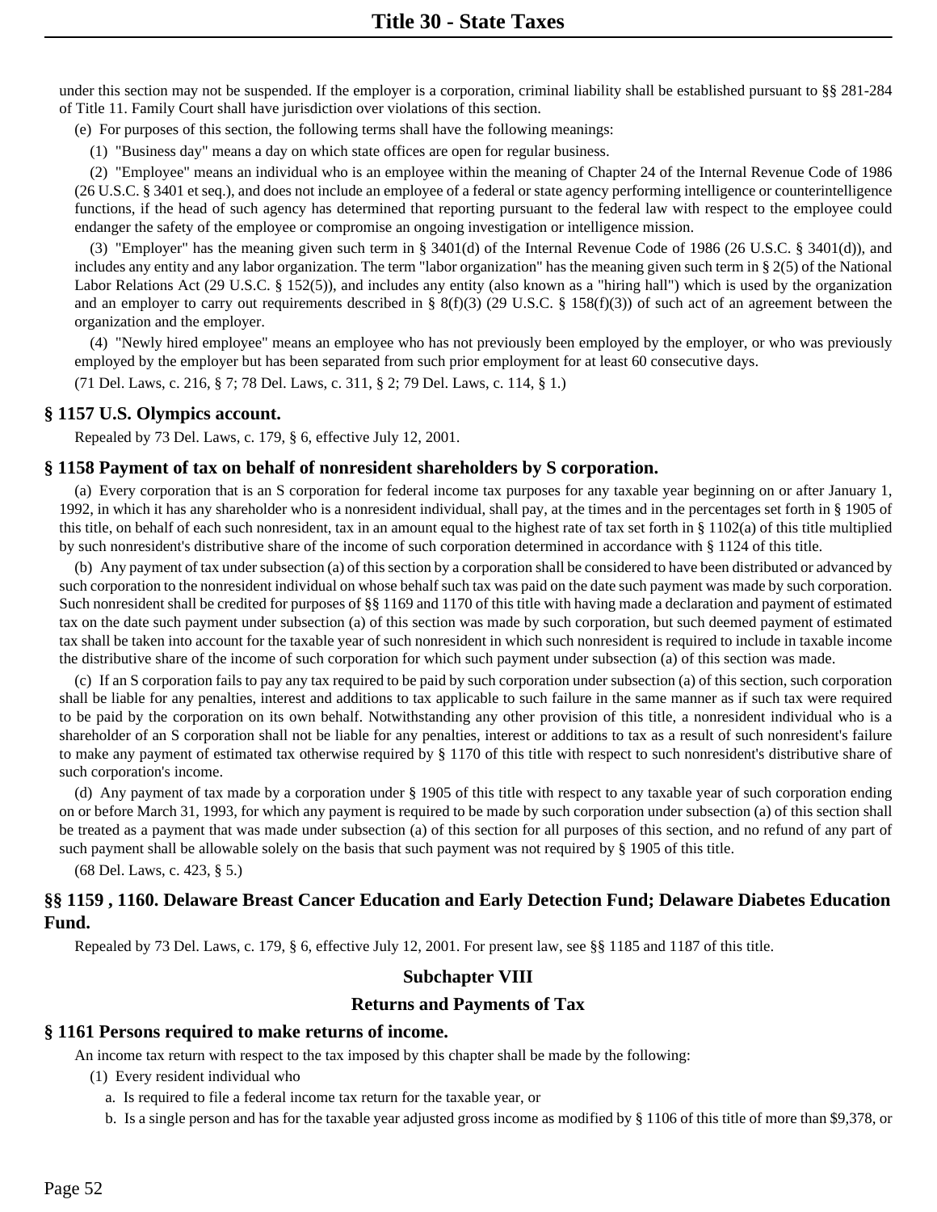under this section may not be suspended. If the employer is a corporation, criminal liability shall be established pursuant to §§ 281-284 of Title 11. Family Court shall have jurisdiction over violations of this section.

(e) For purposes of this section, the following terms shall have the following meanings:

(1) "Business day" means a day on which state offices are open for regular business.

(2) "Employee" means an individual who is an employee within the meaning of Chapter 24 of the Internal Revenue Code of 1986 (26 U.S.C. § 3401 et seq.), and does not include an employee of a federal or state agency performing intelligence or counterintelligence functions, if the head of such agency has determined that reporting pursuant to the federal law with respect to the employee could endanger the safety of the employee or compromise an ongoing investigation or intelligence mission.

(3) "Employer" has the meaning given such term in § 3401(d) of the Internal Revenue Code of 1986 (26 U.S.C. § 3401(d)), and includes any entity and any labor organization. The term "labor organization" has the meaning given such term in § 2(5) of the National Labor Relations Act (29 U.S.C. § 152(5)), and includes any entity (also known as a "hiring hall") which is used by the organization and an employer to carry out requirements described in § 8(f)(3) (29 U.S.C. § 158(f)(3)) of such act of an agreement between the organization and the employer.

(4) "Newly hired employee" means an employee who has not previously been employed by the employer, or who was previously employed by the employer but has been separated from such prior employment for at least 60 consecutive days.

(71 Del. Laws, c. 216, § 7; 78 Del. Laws, c. 311, § 2; 79 Del. Laws, c. 114, § 1.)

### § 1157 U.S. Olympics account.

Repealed by 73 Del. Laws, c. 179, § 6, effective July 12, 2001.

### § 1158 Payment of tax on behalf of nonresident shareholders by S corporation.

(a) Every corporation that is an S corporation for federal income tax purposes for any taxable year beginning on or after January 1, 1992, in which it has any shareholder who is a nonresident individual, shall pay, at the times and in the percentages set forth in § 1905 of this title, on behalf of each such nonresident, tax in an amount equal to the highest rate of tax set forth in § 1102(a) of this title multiplied by such nonresident's distributive share of the income of such corporation determined in accordance with § 1124 of this title.

(b) Any payment of tax under subsection (a) of this section by a corporation shall be considered to have been distributed or advanced by such corporation to the nonresident individual on whose behalf such tax was paid on the date such payment was made by such corporation. Such nonresident shall be credited for purposes of §§ 1169 and 1170 of this title with having made a declaration and payment of estimated tax on the date such payment under subsection (a) of this section was made by such corporation, but such deemed payment of estimated tax shall be taken into account for the taxable year of such nonresident in which such nonresident is required to include in taxable income the distributive share of the income of such corporation for which such payment under subsection (a) of this section was made.

(c) If an S corporation fails to pay any tax required to be paid by such corporation under subsection (a) of this section, such corporation shall be liable for any penalties, interest and additions to tax applicable to such failure in the same manner as if such tax were required to be paid by the corporation on its own behalf. Notwithstanding any other provision of this title, a nonresident individual who is a shareholder of an S corporation shall not be liable for any penalties, interest or additions to tax as a result of such nonresident's failure to make any payment of estimated tax otherwise required by § 1170 of this title with respect to such nonresident's distributive share of such corporation's income.

(d) Any payment of tax made by a corporation under § 1905 of this title with respect to any taxable year of such corporation ending on or before March 31, 1993, for which any payment is required to be made by such corporation under subsection (a) of this section shall be treated as a payment that was made under subsection (a) of this section for all purposes of this section, and no refund of any part of such payment shall be allowable solely on the basis that such payment was not required by § 1905 of this title.

(68 Del. Laws, c. 423, § 5.)

### §§ 1159 , 1160. Delaware Breast Cancer Education and Early Detection Fund; Delaware Diabetes Education Fund.

Repealed by 73 Del. Laws, c. 179, § 6, effective July 12, 2001. For present law, see §§ 1185 and 1187 of this title.

## Subchapter VIII

## Returns and Payments of Tax

### § 1161 Persons required to make returns of income.

An income tax return with respect to the tax imposed by this chapter shall be made by the following:

(1) Every resident individual who

a. Is required to file a federal income tax return for the taxable year, or

b. Is a single person and has for the taxable year adjusted gross income as modified by § 1106 of this title of more than $9,378, or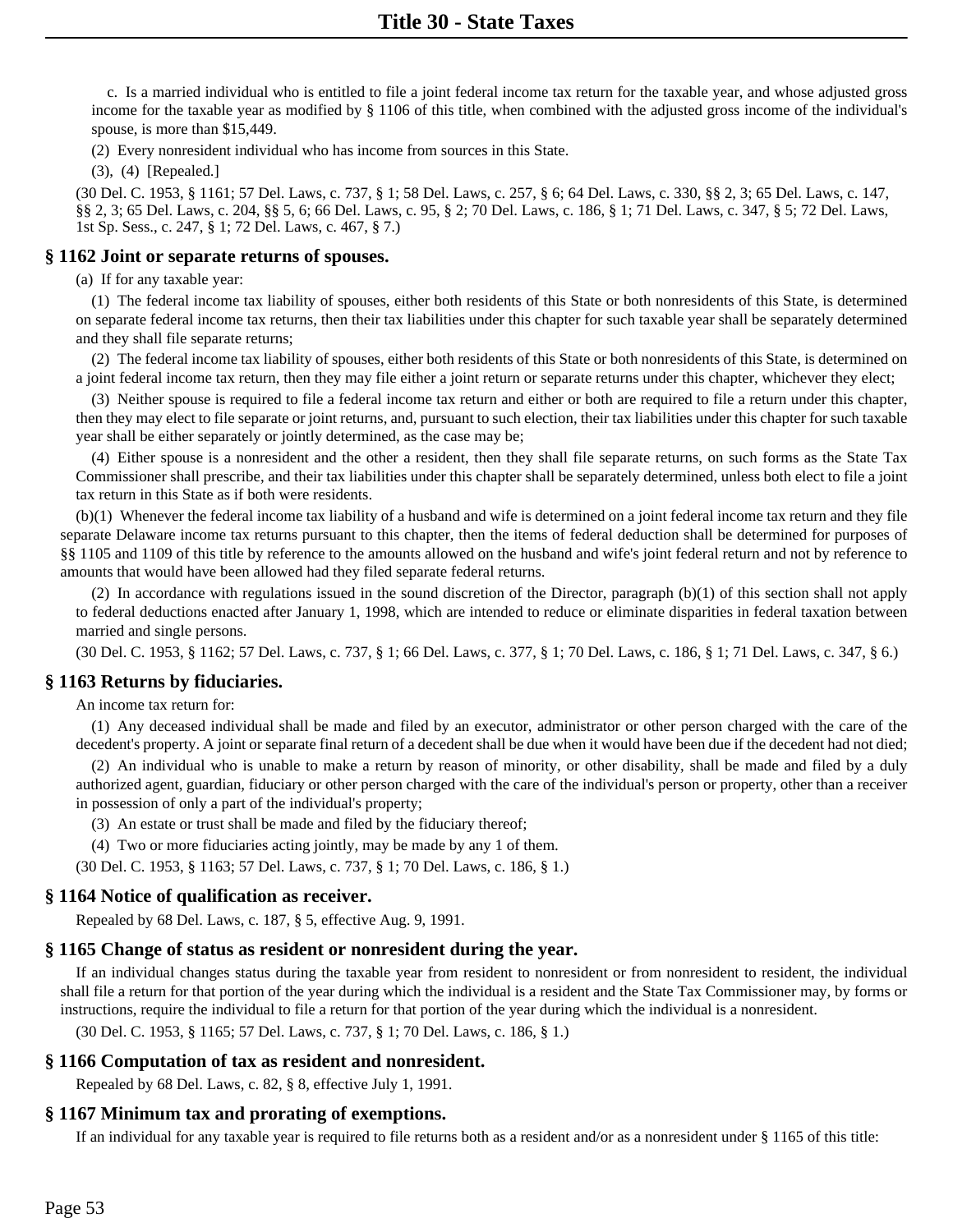c. Is a married individual who is entitled to file a joint federal income tax return for the taxable year, and whose adjusted gross income for the taxable year as modified by § 1106 of this title, when combined with the adjusted gross income of the individual's spouse, is more than $15,449.

(2) Every nonresident individual who has income from sources in this State.

(3), (4) [Repealed.]

(30 Del. C. 1953, § 1161; 57 Del. Laws, c. 737, § 1; 58 Del. Laws, c. 257, § 6; 64 Del. Laws, c. 330, §§ 2, 3; 65 Del. Laws, c. 147, §§ 2, 3; 65 Del. Laws, c. 204, §§ 5, 6; 66 Del. Laws, c. 95, § 2; 70 Del. Laws, c. 186, § 1; 71 Del. Laws, c. 347, § 5; 72 Del. Laws, 1st Sp. Sess., c. 247, § 1; 72 Del. Laws, c. 467, § 7.)

### § 1162 Joint or separate returns of spouses.

(a) If for any taxable year:

(1) The federal income tax liability of spouses, either both residents of this State or both nonresidents of this State, is determined on separate federal income tax returns, then their tax liabilities under this chapter for such taxable year shall be separately determined and they shall file separate returns;

(2) The federal income tax liability of spouses, either both residents of this State or both nonresidents of this State, is determined on a joint federal income tax return, then they may file either a joint return or separate returns under this chapter, whichever they elect;

(3) Neither spouse is required to file a federal income tax return and either or both are required to file a return under this chapter, then they may elect to file separate or joint returns, and, pursuant to such election, their tax liabilities under this chapter for such taxable year shall be either separately or jointly determined, as the case may be;

(4) Either spouse is a nonresident and the other a resident, then they shall file separate returns, on such forms as the State Tax Commissioner shall prescribe, and their tax liabilities under this chapter shall be separately determined, unless both elect to file a joint tax return in this State as if both were residents.

(b)(1) Whenever the federal income tax liability of a husband and wife is determined on a joint federal income tax return and they file separate Delaware income tax returns pursuant to this chapter, then the items of federal deduction shall be determined for purposes of §§ 1105 and 1109 of this title by reference to the amounts allowed on the husband and wife's joint federal return and not by reference to amounts that would have been allowed had they filed separate federal returns.

(2) In accordance with regulations issued in the sound discretion of the Director, paragraph (b)(1) of this section shall not apply to federal deductions enacted after January 1, 1998, which are intended to reduce or eliminate disparities in federal taxation between married and single persons.

(30 Del. C. 1953, § 1162; 57 Del. Laws, c. 737, § 1; 66 Del. Laws, c. 377, § 1; 70 Del. Laws, c. 186, § 1; 71 Del. Laws, c. 347, § 6.)

### § 1163 Returns by fiduciaries.

An income tax return for:

(1) Any deceased individual shall be made and filed by an executor, administrator or other person charged with the care of the decedent's property. A joint or separate final return of a decedent shall be due when it would have been due if the decedent had not died;

(2) An individual who is unable to make a return by reason of minority, or other disability, shall be made and filed by a duly authorized agent, guardian, fiduciary or other person charged with the care of the individual's person or property, other than a receiver in possession of only a part of the individual's property;

(3) An estate or trust shall be made and filed by the fiduciary thereof;

(4) Two or more fiduciaries acting jointly, may be made by any 1 of them.

(30 Del. C. 1953, § 1163; 57 Del. Laws, c. 737, § 1; 70 Del. Laws, c. 186, § 1.)

### § 1164 Notice of qualification as receiver.

Repealed by 68 Del. Laws, c. 187, § 5, effective Aug. 9, 1991.

### § 1165 Change of status as resident or nonresident during the year.

If an individual changes status during the taxable year from resident to nonresident or from nonresident to resident, the individual shall file a return for that portion of the year during which the individual is a resident and the State Tax Commissioner may, by forms or instructions, require the individual to file a return for that portion of the year during which the individual is a nonresident.

(30 Del. C. 1953, § 1165; 57 Del. Laws, c. 737, § 1; 70 Del. Laws, c. 186, § 1.)

### § 1166 Computation of tax as resident and nonresident.

Repealed by 68 Del. Laws, c. 82, § 8, effective July 1, 1991.

### § 1167 Minimum tax and prorating of exemptions.

If an individual for any taxable year is required to file returns both as a resident and/or as a nonresident under § 1165 of this title: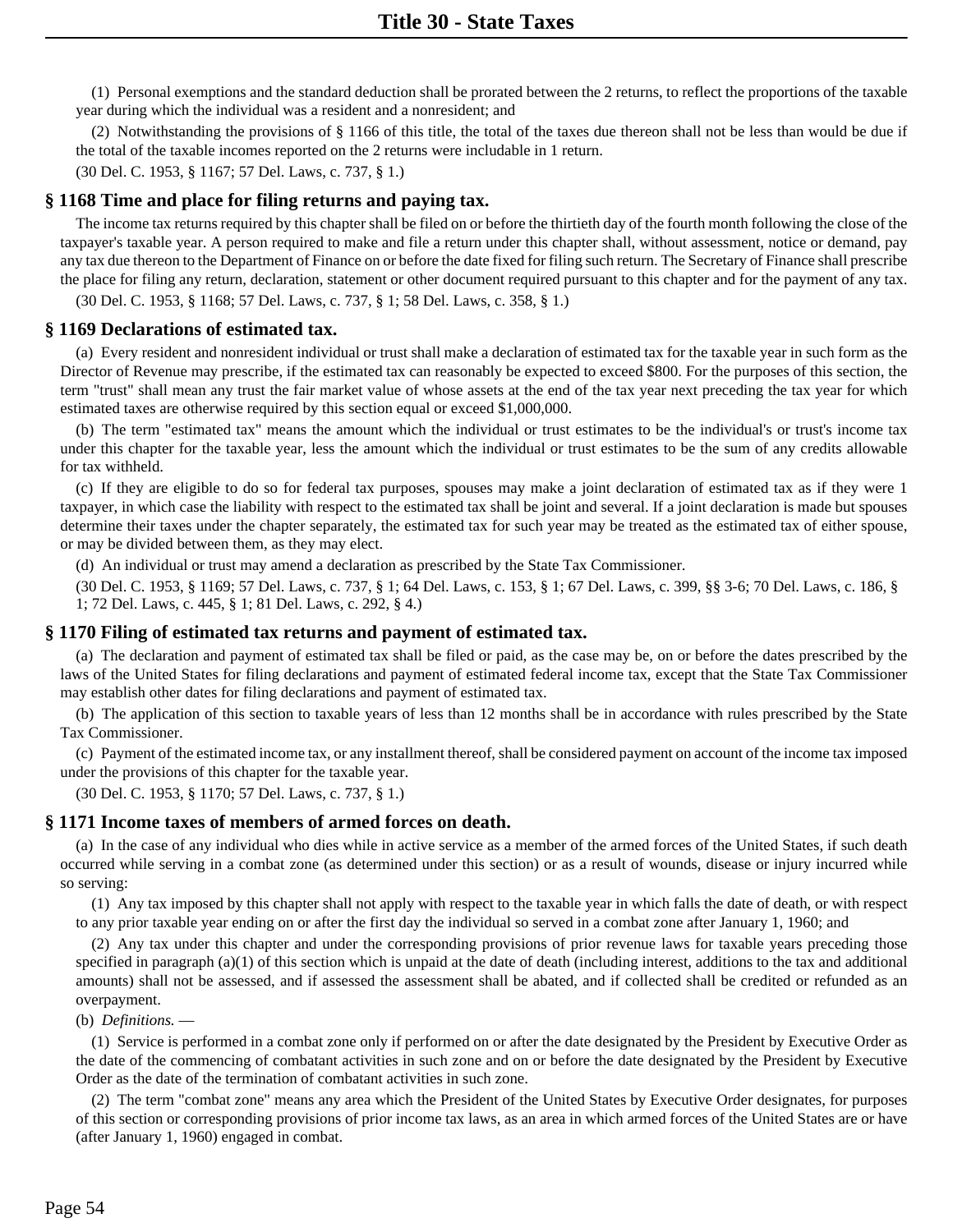(1) Personal exemptions and the standard deduction shall be prorated between the 2 returns, to reflect the proportions of the taxable year during which the individual was a resident and a nonresident; and

(2) Notwithstanding the provisions of § 1166 of this title, the total of the taxes due thereon shall not be less than would be due if the total of the taxable incomes reported on the 2 returns were includable in 1 return.

(30 Del. C. 1953, § 1167; 57 Del. Laws, c. 737, § 1.)

### § 1168 Time and place for filing returns and paying tax.

The income tax returns required by this chapter shall be filed on or before the thirtieth day of the fourth month following the close of the taxpayer's taxable year. A person required to make and file a return under this chapter shall, without assessment, notice or demand, pay any tax due thereon to the Department of Finance on or before the date fixed for filing such return. The Secretary of Finance shall prescribe the place for filing any return, declaration, statement or other document required pursuant to this chapter and for the payment of any tax.

(30 Del. C. 1953, § 1168; 57 Del. Laws, c. 737, § 1; 58 Del. Laws, c. 358, § 1.)

### § 1169 Declarations of estimated tax.

(a) Every resident and nonresident individual or trust shall make a declaration of estimated tax for the taxable year in such form as the Director of Revenue may prescribe, if the estimated tax can reasonably be expected to exceed $800. For the purposes of this section, the term "trust" shall mean any trust the fair market value of whose assets at the end of the tax year next preceding the tax year for which estimated taxes are otherwise required by this section equal or exceed $1,000,000.

(b) The term "estimated tax" means the amount which the individual or trust estimates to be the individual's or trust's income tax under this chapter for the taxable year, less the amount which the individual or trust estimates to be the sum of any credits allowable for tax withheld.

(c) If they are eligible to do so for federal tax purposes, spouses may make a joint declaration of estimated tax as if they were 1 taxpayer, in which case the liability with respect to the estimated tax shall be joint and several. If a joint declaration is made but spouses determine their taxes under the chapter separately, the estimated tax for such year may be treated as the estimated tax of either spouse, or may be divided between them, as they may elect.

(d) An individual or trust may amend a declaration as prescribed by the State Tax Commissioner.

(30 Del. C. 1953, § 1169; 57 Del. Laws, c. 737, § 1; 64 Del. Laws, c. 153, § 1; 67 Del. Laws, c. 399, §§ 3-6; 70 Del. Laws, c. 186, § 1; 72 Del. Laws, c. 445, § 1; 81 Del. Laws, c. 292, § 4.)

### § 1170 Filing of estimated tax returns and payment of estimated tax.

(a) The declaration and payment of estimated tax shall be filed or paid, as the case may be, on or before the dates prescribed by the laws of the United States for filing declarations and payment of estimated federal income tax, except that the State Tax Commissioner may establish other dates for filing declarations and payment of estimated tax.

(b) The application of this section to taxable years of less than 12 months shall be in accordance with rules prescribed by the State Tax Commissioner.

(c) Payment of the estimated income tax, or any installment thereof, shall be considered payment on account of the income tax imposed under the provisions of this chapter for the taxable year.

(30 Del. C. 1953, § 1170; 57 Del. Laws, c. 737, § 1.)

### § 1171 Income taxes of members of armed forces on death.

(a) In the case of any individual who dies while in active service as a member of the armed forces of the United States, if such death occurred while serving in a combat zone (as determined under this section) or as a result of wounds, disease or injury incurred while so serving:

(1) Any tax imposed by this chapter shall not apply with respect to the taxable year in which falls the date of death, or with respect to any prior taxable year ending on or after the first day the individual so served in a combat zone after January 1, 1960; and

(2) Any tax under this chapter and under the corresponding provisions of prior revenue laws for taxable years preceding those specified in paragraph (a)(1) of this section which is unpaid at the date of death (including interest, additions to the tax and additional amounts) shall not be assessed, and if assessed the assessment shall be abated, and if collected shall be credited or refunded as an overpayment.

(b) *Definitions.* —

(1) Service is performed in a combat zone only if performed on or after the date designated by the President by Executive Order as the date of the commencing of combatant activities in such zone and on or before the date designated by the President by Executive Order as the date of the termination of combatant activities in such zone.

(2) The term "combat zone" means any area which the President of the United States by Executive Order designates, for purposes of this section or corresponding provisions of prior income tax laws, as an area in which armed forces of the United States are or have (after January 1, 1960) engaged in combat.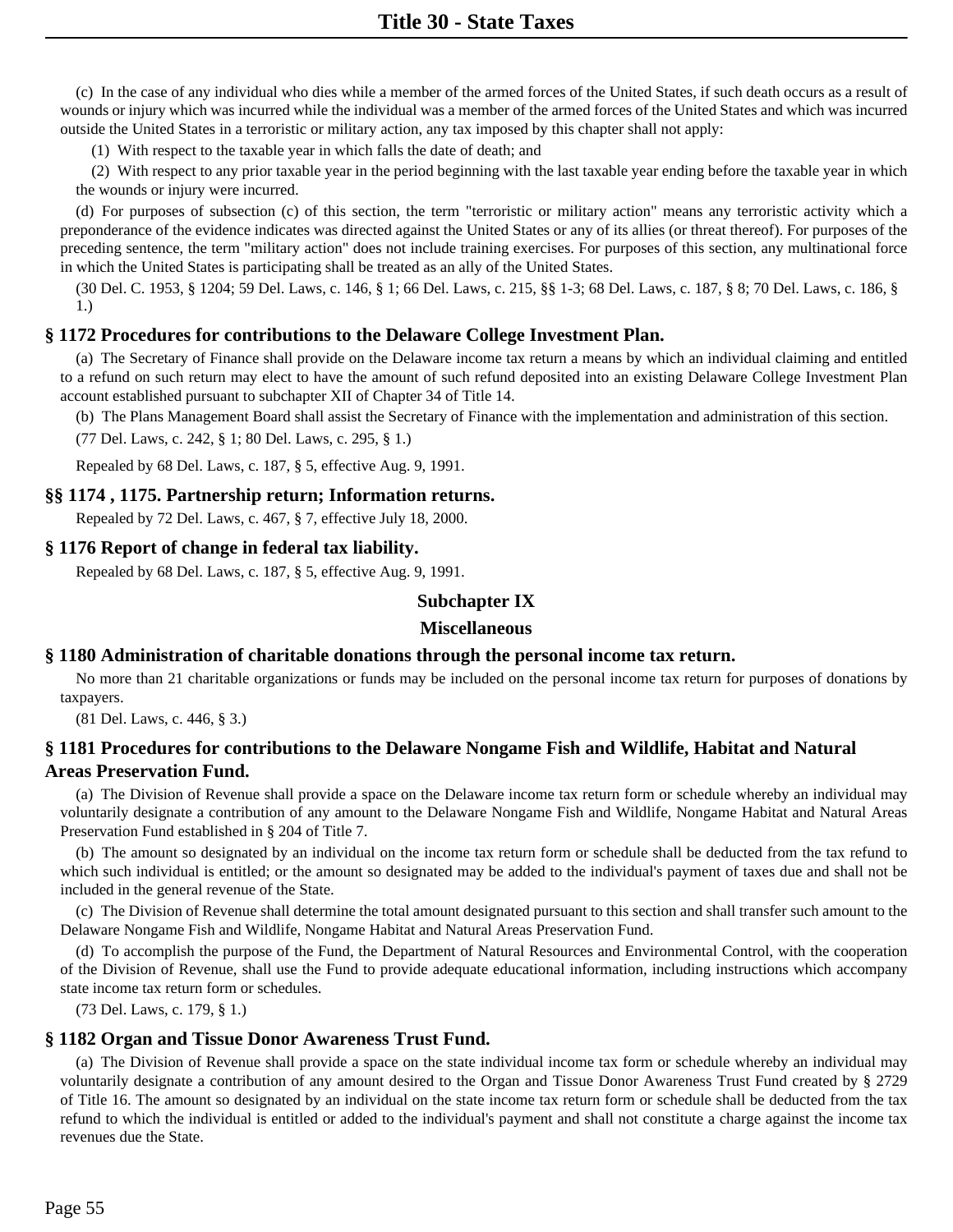(c) In the case of any individual who dies while a member of the armed forces of the United States, if such death occurs as a result of wounds or injury which was incurred while the individual was a member of the armed forces of the United States and which was incurred outside the United States in a terroristic or military action, any tax imposed by this chapter shall not apply:

(1) With respect to the taxable year in which falls the date of death; and

(2) With respect to any prior taxable year in the period beginning with the last taxable year ending before the taxable year in which the wounds or injury were incurred.

(d) For purposes of subsection (c) of this section, the term "terroristic or military action" means any terroristic activity which a preponderance of the evidence indicates was directed against the United States or any of its allies (or threat thereof). For purposes of the preceding sentence, the term "military action" does not include training exercises. For purposes of this section, any multinational force in which the United States is participating shall be treated as an ally of the United States.

(30 Del. C. 1953, § 1204; 59 Del. Laws, c. 146, § 1; 66 Del. Laws, c. 215, §§ 1-3; 68 Del. Laws, c. 187, § 8; 70 Del. Laws, c. 186, § 1.)

### § 1172 Procedures for contributions to the Delaware College Investment Plan.

(a) The Secretary of Finance shall provide on the Delaware income tax return a means by which an individual claiming and entitled to a refund on such return may elect to have the amount of such refund deposited into an existing Delaware College Investment Plan account established pursuant to subchapter XII of Chapter 34 of Title 14.

(b) The Plans Management Board shall assist the Secretary of Finance with the implementation and administration of this section.

(77 Del. Laws, c. 242, § 1; 80 Del. Laws, c. 295, § 1.)

Repealed by 68 Del. Laws, c. 187, § 5, effective Aug. 9, 1991.

### §§ 1174 , 1175. Partnership return; Information returns.

Repealed by 72 Del. Laws, c. 467, § 7, effective July 18, 2000.

### § 1176 Report of change in federal tax liability.

Repealed by 68 Del. Laws, c. 187, § 5, effective Aug. 9, 1991.

## Subchapter IX

## Miscellaneous

### § 1180 Administration of charitable donations through the personal income tax return.

No more than 21 charitable organizations or funds may be included on the personal income tax return for purposes of donations by taxpayers.

(81 Del. Laws, c. 446, § 3.)

### § 1181 Procedures for contributions to the Delaware Nongame Fish and Wildlife, Habitat and Natural Areas Preservation Fund.

(a) The Division of Revenue shall provide a space on the Delaware income tax return form or schedule whereby an individual may voluntarily designate a contribution of any amount to the Delaware Nongame Fish and Wildlife, Nongame Habitat and Natural Areas Preservation Fund established in § 204 of Title 7.

(b) The amount so designated by an individual on the income tax return form or schedule shall be deducted from the tax refund to which such individual is entitled; or the amount so designated may be added to the individual's payment of taxes due and shall not be included in the general revenue of the State.

(c) The Division of Revenue shall determine the total amount designated pursuant to this section and shall transfer such amount to the Delaware Nongame Fish and Wildlife, Nongame Habitat and Natural Areas Preservation Fund.

(d) To accomplish the purpose of the Fund, the Department of Natural Resources and Environmental Control, with the cooperation of the Division of Revenue, shall use the Fund to provide adequate educational information, including instructions which accompany state income tax return form or schedules.

(73 Del. Laws, c. 179, § 1.)

### § 1182 Organ and Tissue Donor Awareness Trust Fund.

(a) The Division of Revenue shall provide a space on the state individual income tax form or schedule whereby an individual may voluntarily designate a contribution of any amount desired to the Organ and Tissue Donor Awareness Trust Fund created by § 2729 of Title 16. The amount so designated by an individual on the state income tax return form or schedule shall be deducted from the tax refund to which the individual is entitled or added to the individual's payment and shall not constitute a charge against the income tax revenues due the State.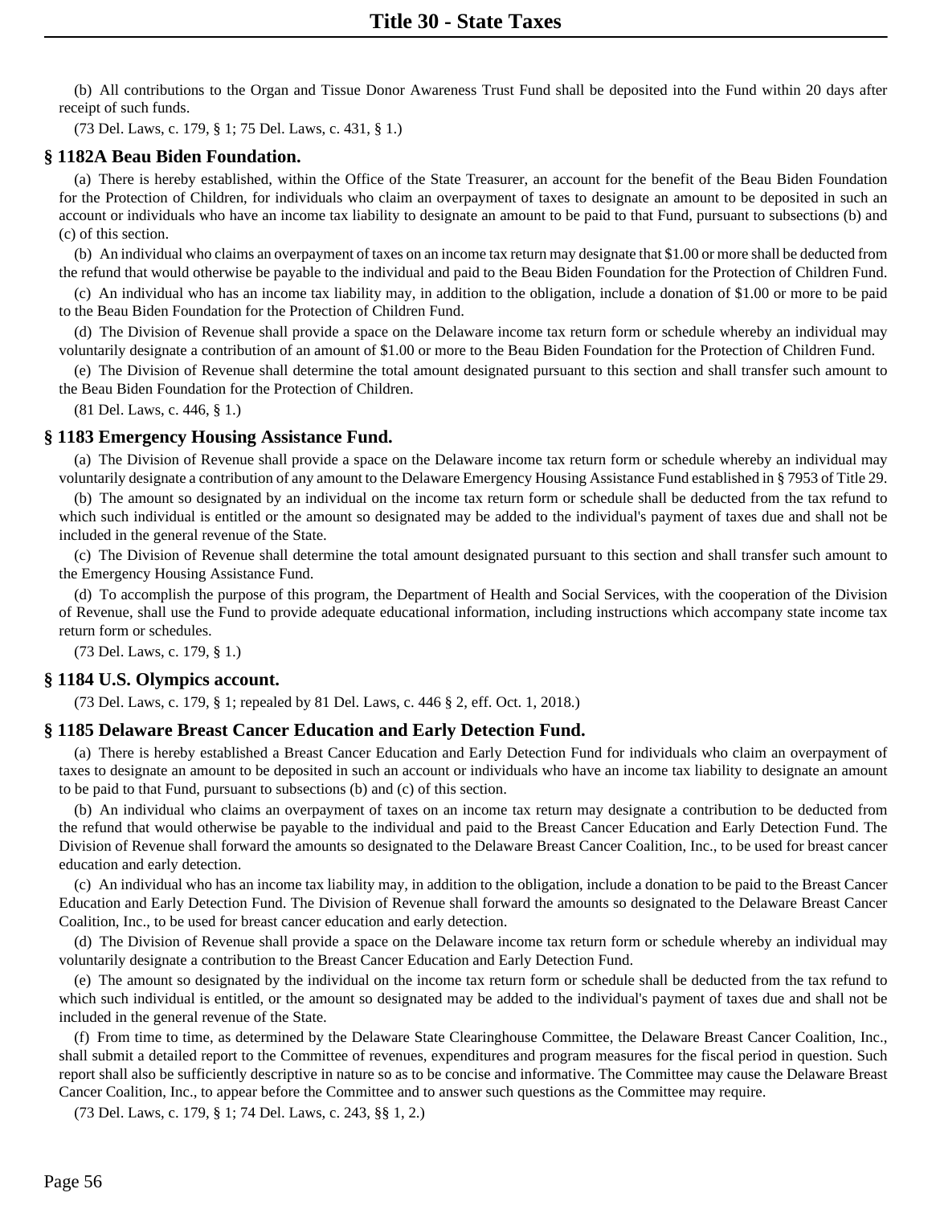(b) All contributions to the Organ and Tissue Donor Awareness Trust Fund shall be deposited into the Fund within 20 days after receipt of such funds.

(73 Del. Laws, c. 179, § 1; 75 Del. Laws, c. 431, § 1.)

### § 1182A Beau Biden Foundation.

(a) There is hereby established, within the Office of the State Treasurer, an account for the benefit of the Beau Biden Foundation for the Protection of Children, for individuals who claim an overpayment of taxes to designate an amount to be deposited in such an account or individuals who have an income tax liability to designate an amount to be paid to that Fund, pursuant to subsections (b) and (c) of this section.

(b) An individual who claims an overpayment of taxes on an income tax return may designate that $1.00 or more shall be deducted from the refund that would otherwise be payable to the individual and paid to the Beau Biden Foundation for the Protection of Children Fund.

(c) An individual who has an income tax liability may, in addition to the obligation, include a donation of $1.00 or more to be paid to the Beau Biden Foundation for the Protection of Children Fund.

(d) The Division of Revenue shall provide a space on the Delaware income tax return form or schedule whereby an individual may voluntarily designate a contribution of an amount of $1.00 or more to the Beau Biden Foundation for the Protection of Children Fund.

(e) The Division of Revenue shall determine the total amount designated pursuant to this section and shall transfer such amount to the Beau Biden Foundation for the Protection of Children.

(81 Del. Laws, c. 446, § 1.)

### § 1183 Emergency Housing Assistance Fund.

(a) The Division of Revenue shall provide a space on the Delaware income tax return form or schedule whereby an individual may voluntarily designate a contribution of any amount to the Delaware Emergency Housing Assistance Fund established in § 7953 of Title 29.

(b) The amount so designated by an individual on the income tax return form or schedule shall be deducted from the tax refund to which such individual is entitled or the amount so designated may be added to the individual's payment of taxes due and shall not be included in the general revenue of the State.

(c) The Division of Revenue shall determine the total amount designated pursuant to this section and shall transfer such amount to the Emergency Housing Assistance Fund.

(d) To accomplish the purpose of this program, the Department of Health and Social Services, with the cooperation of the Division of Revenue, shall use the Fund to provide adequate educational information, including instructions which accompany state income tax return form or schedules.

(73 Del. Laws, c. 179, § 1.)

### § 1184 U.S. Olympics account.

(73 Del. Laws, c. 179, § 1; repealed by 81 Del. Laws, c. 446 § 2, eff. Oct. 1, 2018.)

### § 1185 Delaware Breast Cancer Education and Early Detection Fund.

(a) There is hereby established a Breast Cancer Education and Early Detection Fund for individuals who claim an overpayment of taxes to designate an amount to be deposited in such an account or individuals who have an income tax liability to designate an amount to be paid to that Fund, pursuant to subsections (b) and (c) of this section.

(b) An individual who claims an overpayment of taxes on an income tax return may designate a contribution to be deducted from the refund that would otherwise be payable to the individual and paid to the Breast Cancer Education and Early Detection Fund. The Division of Revenue shall forward the amounts so designated to the Delaware Breast Cancer Coalition, Inc., to be used for breast cancer education and early detection.

(c) An individual who has an income tax liability may, in addition to the obligation, include a donation to be paid to the Breast Cancer Education and Early Detection Fund. The Division of Revenue shall forward the amounts so designated to the Delaware Breast Cancer Coalition, Inc., to be used for breast cancer education and early detection.

(d) The Division of Revenue shall provide a space on the Delaware income tax return form or schedule whereby an individual may voluntarily designate a contribution to the Breast Cancer Education and Early Detection Fund.

(e) The amount so designated by the individual on the income tax return form or schedule shall be deducted from the tax refund to which such individual is entitled, or the amount so designated may be added to the individual's payment of taxes due and shall not be included in the general revenue of the State.

(f) From time to time, as determined by the Delaware State Clearinghouse Committee, the Delaware Breast Cancer Coalition, Inc., shall submit a detailed report to the Committee of revenues, expenditures and program measures for the fiscal period in question. Such report shall also be sufficiently descriptive in nature so as to be concise and informative. The Committee may cause the Delaware Breast Cancer Coalition, Inc., to appear before the Committee and to answer such questions as the Committee may require.

(73 Del. Laws, c. 179, § 1; 74 Del. Laws, c. 243, §§ 1, 2.)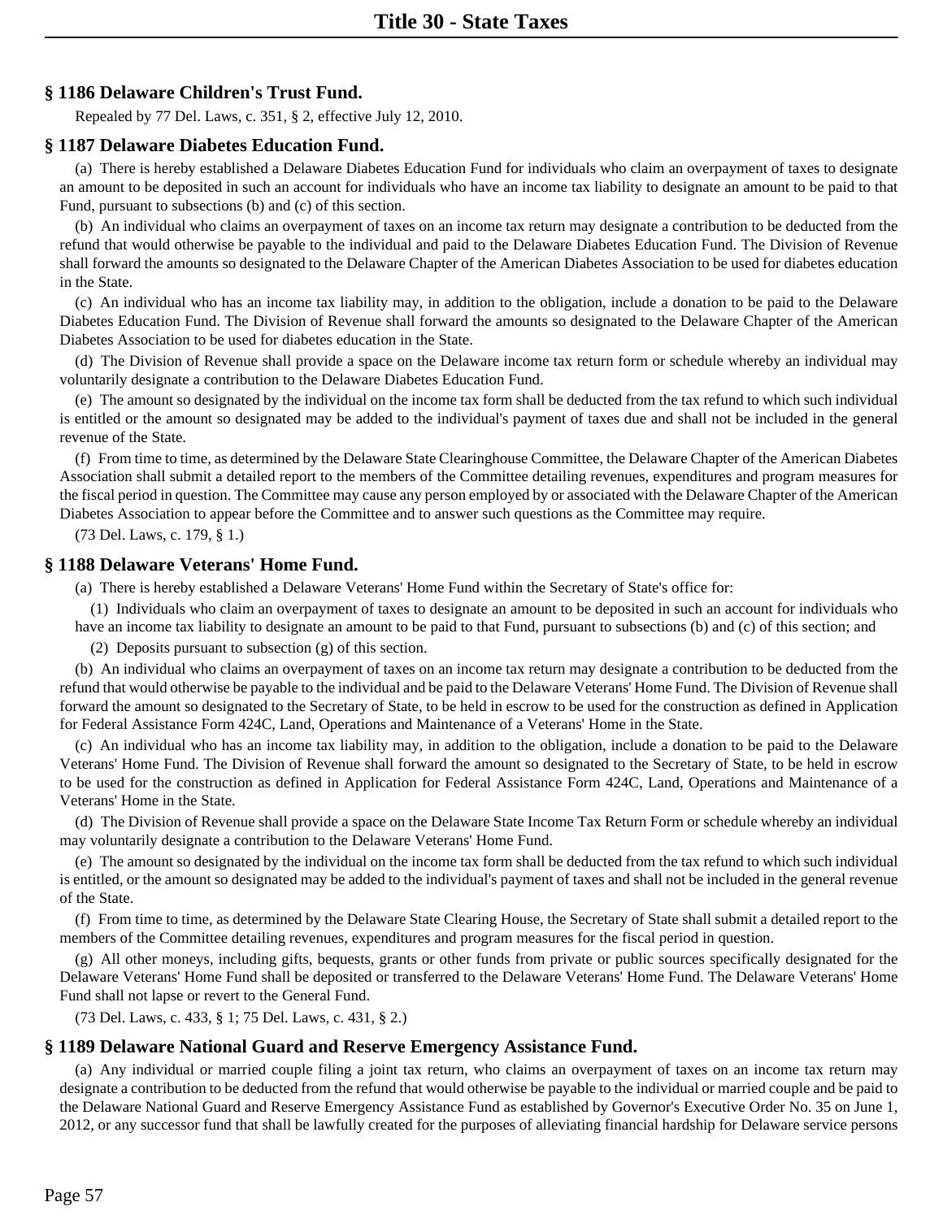## § 1186 Delaware Children's Trust Fund.

Repealed by 77 Del. Laws, c. 351, § 2, effective July 12, 2010.

## § 1187 Delaware Diabetes Education Fund.

(a) There is hereby established a Delaware Diabetes Education Fund for individuals who claim an overpayment of taxes to designate an amount to be deposited in such an account for individuals who have an income tax liability to designate an amount to be paid to that Fund, pursuant to subsections (b) and (c) of this section.

(b) An individual who claims an overpayment of taxes on an income tax return may designate a contribution to be deducted from the refund that would otherwise be payable to the individual and paid to the Delaware Diabetes Education Fund. The Division of Revenue shall forward the amounts so designated to the Delaware Chapter of the American Diabetes Association to be used for diabetes education in the State.

(c) An individual who has an income tax liability may, in addition to the obligation, include a donation to be paid to the Delaware Diabetes Education Fund. The Division of Revenue shall forward the amounts so designated to the Delaware Chapter of the American Diabetes Association to be used for diabetes education in the State.

(d) The Division of Revenue shall provide a space on the Delaware income tax return form or schedule whereby an individual may voluntarily designate a contribution to the Delaware Diabetes Education Fund.

(e) The amount so designated by the individual on the income tax form shall be deducted from the tax refund to which such individual is entitled or the amount so designated may be added to the individual's payment of taxes due and shall not be included in the general revenue of the State.

(f) From time to time, as determined by the Delaware State Clearinghouse Committee, the Delaware Chapter of the American Diabetes Association shall submit a detailed report to the members of the Committee detailing revenues, expenditures and program measures for the fiscal period in question. The Committee may cause any person employed by or associated with the Delaware Chapter of the American Diabetes Association to appear before the Committee and to answer such questions as the Committee may require.

(73 Del. Laws, c. 179, § 1.)

## § 1188 Delaware Veterans' Home Fund.

(a) There is hereby established a Delaware Veterans' Home Fund within the Secretary of State's office for:

(1) Individuals who claim an overpayment of taxes to designate an amount to be deposited in such an account for individuals who have an income tax liability to designate an amount to be paid to that Fund, pursuant to subsections (b) and (c) of this section; and

(2) Deposits pursuant to subsection (g) of this section.

(b) An individual who claims an overpayment of taxes on an income tax return may designate a contribution to be deducted from the refund that would otherwise be payable to the individual and be paid to the Delaware Veterans' Home Fund. The Division of Revenue shall forward the amount so designated to the Secretary of State, to be held in escrow to be used for the construction as defined in Application for Federal Assistance Form 424C, Land, Operations and Maintenance of a Veterans' Home in the State.

(c) An individual who has an income tax liability may, in addition to the obligation, include a donation to be paid to the Delaware Veterans' Home Fund. The Division of Revenue shall forward the amount so designated to the Secretary of State, to be held in escrow to be used for the construction as defined in Application for Federal Assistance Form 424C, Land, Operations and Maintenance of a Veterans' Home in the State.

(d) The Division of Revenue shall provide a space on the Delaware State Income Tax Return Form or schedule whereby an individual may voluntarily designate a contribution to the Delaware Veterans' Home Fund.

(e) The amount so designated by the individual on the income tax form shall be deducted from the tax refund to which such individual is entitled, or the amount so designated may be added to the individual's payment of taxes and shall not be included in the general revenue of the State.

(f) From time to time, as determined by the Delaware State Clearing House, the Secretary of State shall submit a detailed report to the members of the Committee detailing revenues, expenditures and program measures for the fiscal period in question.

(g) All other moneys, including gifts, bequests, grants or other funds from private or public sources specifically designated for the Delaware Veterans' Home Fund shall be deposited or transferred to the Delaware Veterans' Home Fund. The Delaware Veterans' Home Fund shall not lapse or revert to the General Fund.

(73 Del. Laws, c. 433, § 1; 75 Del. Laws, c. 431, § 2.)

## § 1189 Delaware National Guard and Reserve Emergency Assistance Fund.

(a) Any individual or married couple filing a joint tax return, who claims an overpayment of taxes on an income tax return may designate a contribution to be deducted from the refund that would otherwise be payable to the individual or married couple and be paid to the Delaware National Guard and Reserve Emergency Assistance Fund as established by Governor's Executive Order No. 35 on June 1, 2012, or any successor fund that shall be lawfully created for the purposes of alleviating financial hardship for Delaware service persons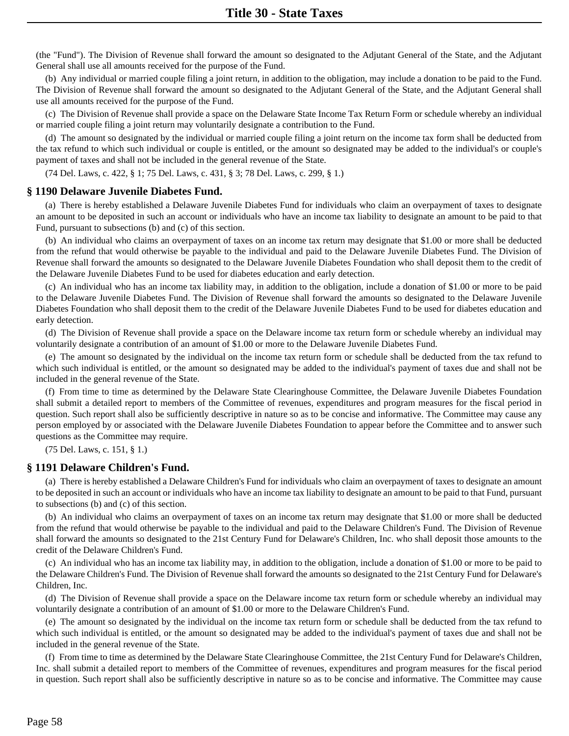(the "Fund"). The Division of Revenue shall forward the amount so designated to the Adjutant General of the State, and the Adjutant General shall use all amounts received for the purpose of the Fund.

(b) Any individual or married couple filing a joint return, in addition to the obligation, may include a donation to be paid to the Fund. The Division of Revenue shall forward the amount so designated to the Adjutant General of the State, and the Adjutant General shall use all amounts received for the purpose of the Fund.

(c) The Division of Revenue shall provide a space on the Delaware State Income Tax Return Form or schedule whereby an individual or married couple filing a joint return may voluntarily designate a contribution to the Fund.

(d) The amount so designated by the individual or married couple filing a joint return on the income tax form shall be deducted from the tax refund to which such individual or couple is entitled, or the amount so designated may be added to the individual's or couple's payment of taxes and shall not be included in the general revenue of the State.

(74 Del. Laws, c. 422, § 1; 75 Del. Laws, c. 431, § 3; 78 Del. Laws, c. 299, § 1.)

### § 1190 Delaware Juvenile Diabetes Fund.

(a) There is hereby established a Delaware Juvenile Diabetes Fund for individuals who claim an overpayment of taxes to designate an amount to be deposited in such an account or individuals who have an income tax liability to designate an amount to be paid to that Fund, pursuant to subsections (b) and (c) of this section.

(b) An individual who claims an overpayment of taxes on an income tax return may designate that $1.00 or more shall be deducted from the refund that would otherwise be payable to the individual and paid to the Delaware Juvenile Diabetes Fund. The Division of Revenue shall forward the amounts so designated to the Delaware Juvenile Diabetes Foundation who shall deposit them to the credit of the Delaware Juvenile Diabetes Fund to be used for diabetes education and early detection.

(c) An individual who has an income tax liability may, in addition to the obligation, include a donation of $1.00 or more to be paid to the Delaware Juvenile Diabetes Fund. The Division of Revenue shall forward the amounts so designated to the Delaware Juvenile Diabetes Foundation who shall deposit them to the credit of the Delaware Juvenile Diabetes Fund to be used for diabetes education and early detection.

(d) The Division of Revenue shall provide a space on the Delaware income tax return form or schedule whereby an individual may voluntarily designate a contribution of an amount of $1.00 or more to the Delaware Juvenile Diabetes Fund.

(e) The amount so designated by the individual on the income tax return form or schedule shall be deducted from the tax refund to which such individual is entitled, or the amount so designated may be added to the individual's payment of taxes due and shall not be included in the general revenue of the State.

(f) From time to time as determined by the Delaware State Clearinghouse Committee, the Delaware Juvenile Diabetes Foundation shall submit a detailed report to members of the Committee of revenues, expenditures and program measures for the fiscal period in question. Such report shall also be sufficiently descriptive in nature so as to be concise and informative. The Committee may cause any person employed by or associated with the Delaware Juvenile Diabetes Foundation to appear before the Committee and to answer such questions as the Committee may require.

(75 Del. Laws, c. 151, § 1.)

### § 1191 Delaware Children's Fund.

(a) There is hereby established a Delaware Children's Fund for individuals who claim an overpayment of taxes to designate an amount to be deposited in such an account or individuals who have an income tax liability to designate an amount to be paid to that Fund, pursuant to subsections (b) and (c) of this section.

(b) An individual who claims an overpayment of taxes on an income tax return may designate that $1.00 or more shall be deducted from the refund that would otherwise be payable to the individual and paid to the Delaware Children's Fund. The Division of Revenue shall forward the amounts so designated to the 21st Century Fund for Delaware's Children, Inc. who shall deposit those amounts to the credit of the Delaware Children's Fund.

(c) An individual who has an income tax liability may, in addition to the obligation, include a donation of $1.00 or more to be paid to the Delaware Children's Fund. The Division of Revenue shall forward the amounts so designated to the 21st Century Fund for Delaware's Children, Inc.

(d) The Division of Revenue shall provide a space on the Delaware income tax return form or schedule whereby an individual may voluntarily designate a contribution of an amount of $1.00 or more to the Delaware Children's Fund.

(e) The amount so designated by the individual on the income tax return form or schedule shall be deducted from the tax refund to which such individual is entitled, or the amount so designated may be added to the individual's payment of taxes due and shall not be included in the general revenue of the State.

(f) From time to time as determined by the Delaware State Clearinghouse Committee, the 21st Century Fund for Delaware's Children, Inc. shall submit a detailed report to members of the Committee of revenues, expenditures and program measures for the fiscal period in question. Such report shall also be sufficiently descriptive in nature so as to be concise and informative. The Committee may cause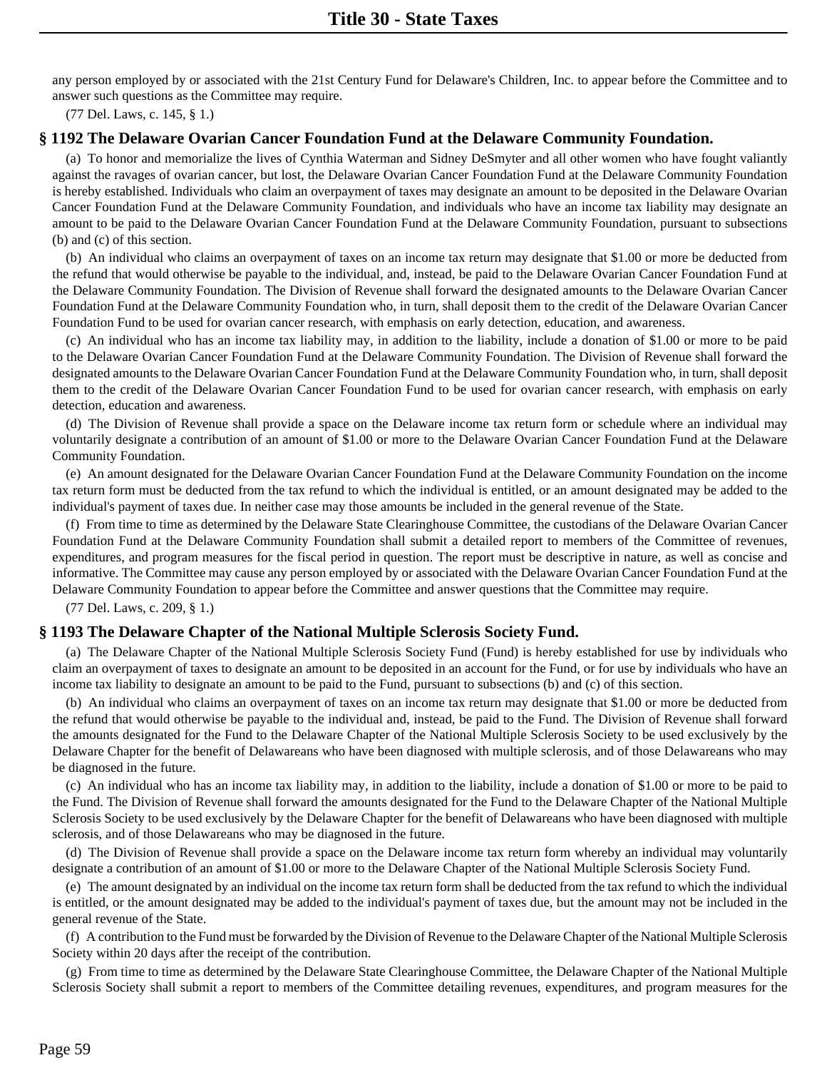any person employed by or associated with the 21st Century Fund for Delaware's Children, Inc. to appear before the Committee and to answer such questions as the Committee may require.

(77 Del. Laws, c. 145, § 1.)

### § 1192 The Delaware Ovarian Cancer Foundation Fund at the Delaware Community Foundation.

(a) To honor and memorialize the lives of Cynthia Waterman and Sidney DeSmyter and all other women who have fought valiantly against the ravages of ovarian cancer, but lost, the Delaware Ovarian Cancer Foundation Fund at the Delaware Community Foundation is hereby established. Individuals who claim an overpayment of taxes may designate an amount to be deposited in the Delaware Ovarian Cancer Foundation Fund at the Delaware Community Foundation, and individuals who have an income tax liability may designate an amount to be paid to the Delaware Ovarian Cancer Foundation Fund at the Delaware Community Foundation, pursuant to subsections (b) and (c) of this section.

(b) An individual who claims an overpayment of taxes on an income tax return may designate that $1.00 or more be deducted from the refund that would otherwise be payable to the individual, and, instead, be paid to the Delaware Ovarian Cancer Foundation Fund at the Delaware Community Foundation. The Division of Revenue shall forward the designated amounts to the Delaware Ovarian Cancer Foundation Fund at the Delaware Community Foundation who, in turn, shall deposit them to the credit of the Delaware Ovarian Cancer Foundation Fund to be used for ovarian cancer research, with emphasis on early detection, education, and awareness.

(c) An individual who has an income tax liability may, in addition to the liability, include a donation of $1.00 or more to be paid to the Delaware Ovarian Cancer Foundation Fund at the Delaware Community Foundation. The Division of Revenue shall forward the designated amounts to the Delaware Ovarian Cancer Foundation Fund at the Delaware Community Foundation who, in turn, shall deposit them to the credit of the Delaware Ovarian Cancer Foundation Fund to be used for ovarian cancer research, with emphasis on early detection, education and awareness.

(d) The Division of Revenue shall provide a space on the Delaware income tax return form or schedule where an individual may voluntarily designate a contribution of an amount of $1.00 or more to the Delaware Ovarian Cancer Foundation Fund at the Delaware Community Foundation.

(e) An amount designated for the Delaware Ovarian Cancer Foundation Fund at the Delaware Community Foundation on the income tax return form must be deducted from the tax refund to which the individual is entitled, or an amount designated may be added to the individual's payment of taxes due. In neither case may those amounts be included in the general revenue of the State.

(f) From time to time as determined by the Delaware State Clearinghouse Committee, the custodians of the Delaware Ovarian Cancer Foundation Fund at the Delaware Community Foundation shall submit a detailed report to members of the Committee of revenues, expenditures, and program measures for the fiscal period in question. The report must be descriptive in nature, as well as concise and informative. The Committee may cause any person employed by or associated with the Delaware Ovarian Cancer Foundation Fund at the Delaware Community Foundation to appear before the Committee and answer questions that the Committee may require.

(77 Del. Laws, c. 209, § 1.)

### § 1193 The Delaware Chapter of the National Multiple Sclerosis Society Fund.

(a) The Delaware Chapter of the National Multiple Sclerosis Society Fund (Fund) is hereby established for use by individuals who claim an overpayment of taxes to designate an amount to be deposited in an account for the Fund, or for use by individuals who have an income tax liability to designate an amount to be paid to the Fund, pursuant to subsections (b) and (c) of this section.

(b) An individual who claims an overpayment of taxes on an income tax return may designate that $1.00 or more be deducted from the refund that would otherwise be payable to the individual and, instead, be paid to the Fund. The Division of Revenue shall forward the amounts designated for the Fund to the Delaware Chapter of the National Multiple Sclerosis Society to be used exclusively by the Delaware Chapter for the benefit of Delawareans who have been diagnosed with multiple sclerosis, and of those Delawareans who may be diagnosed in the future.

(c) An individual who has an income tax liability may, in addition to the liability, include a donation of $1.00 or more to be paid to the Fund. The Division of Revenue shall forward the amounts designated for the Fund to the Delaware Chapter of the National Multiple Sclerosis Society to be used exclusively by the Delaware Chapter for the benefit of Delawareans who have been diagnosed with multiple sclerosis, and of those Delawareans who may be diagnosed in the future.

(d) The Division of Revenue shall provide a space on the Delaware income tax return form whereby an individual may voluntarily designate a contribution of an amount of $1.00 or more to the Delaware Chapter of the National Multiple Sclerosis Society Fund.

(e) The amount designated by an individual on the income tax return form shall be deducted from the tax refund to which the individual is entitled, or the amount designated may be added to the individual's payment of taxes due, but the amount may not be included in the general revenue of the State.

(f) A contribution to the Fund must be forwarded by the Division of Revenue to the Delaware Chapter of the National Multiple Sclerosis Society within 20 days after the receipt of the contribution.

(g) From time to time as determined by the Delaware State Clearinghouse Committee, the Delaware Chapter of the National Multiple Sclerosis Society shall submit a report to members of the Committee detailing revenues, expenditures, and program measures for the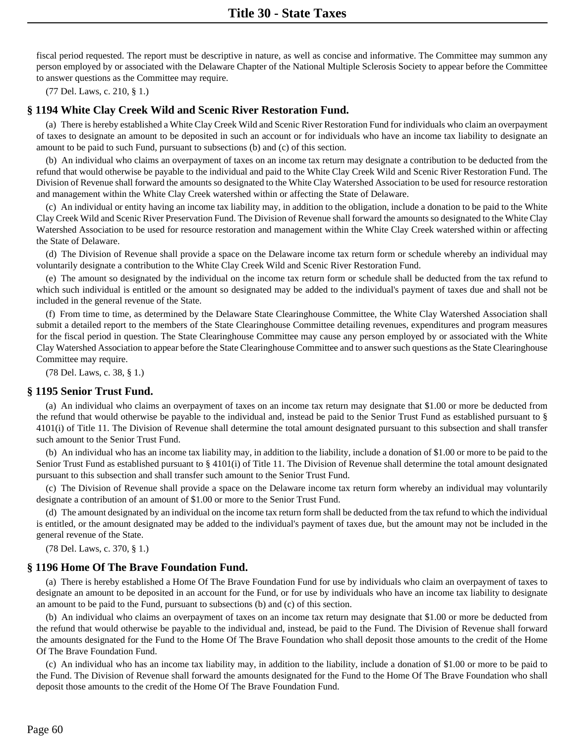fiscal period requested. The report must be descriptive in nature, as well as concise and informative. The Committee may summon any person employed by or associated with the Delaware Chapter of the National Multiple Sclerosis Society to appear before the Committee to answer questions as the Committee may require.

(77 Del. Laws, c. 210, § 1.)

### § 1194 White Clay Creek Wild and Scenic River Restoration Fund.

(a) There is hereby established a White Clay Creek Wild and Scenic River Restoration Fund for individuals who claim an overpayment of taxes to designate an amount to be deposited in such an account or for individuals who have an income tax liability to designate an amount to be paid to such Fund, pursuant to subsections (b) and (c) of this section.

(b) An individual who claims an overpayment of taxes on an income tax return may designate a contribution to be deducted from the refund that would otherwise be payable to the individual and paid to the White Clay Creek Wild and Scenic River Restoration Fund. The Division of Revenue shall forward the amounts so designated to the White Clay Watershed Association to be used for resource restoration and management within the White Clay Creek watershed within or affecting the State of Delaware.

(c) An individual or entity having an income tax liability may, in addition to the obligation, include a donation to be paid to the White Clay Creek Wild and Scenic River Preservation Fund. The Division of Revenue shall forward the amounts so designated to the White Clay Watershed Association to be used for resource restoration and management within the White Clay Creek watershed within or affecting the State of Delaware.

(d) The Division of Revenue shall provide a space on the Delaware income tax return form or schedule whereby an individual may voluntarily designate a contribution to the White Clay Creek Wild and Scenic River Restoration Fund.

(e) The amount so designated by the individual on the income tax return form or schedule shall be deducted from the tax refund to which such individual is entitled or the amount so designated may be added to the individual's payment of taxes due and shall not be included in the general revenue of the State.

(f) From time to time, as determined by the Delaware State Clearinghouse Committee, the White Clay Watershed Association shall submit a detailed report to the members of the State Clearinghouse Committee detailing revenues, expenditures and program measures for the fiscal period in question. The State Clearinghouse Committee may cause any person employed by or associated with the White Clay Watershed Association to appear before the State Clearinghouse Committee and to answer such questions as the State Clearinghouse Committee may require.

(78 Del. Laws, c. 38, § 1.)

### § 1195 Senior Trust Fund.

(a) An individual who claims an overpayment of taxes on an income tax return may designate that $1.00 or more be deducted from the refund that would otherwise be payable to the individual and, instead be paid to the Senior Trust Fund as established pursuant to § 4101(i) of Title 11. The Division of Revenue shall determine the total amount designated pursuant to this subsection and shall transfer such amount to the Senior Trust Fund.

(b) An individual who has an income tax liability may, in addition to the liability, include a donation of $1.00 or more to be paid to the Senior Trust Fund as established pursuant to § 4101(i) of Title 11. The Division of Revenue shall determine the total amount designated pursuant to this subsection and shall transfer such amount to the Senior Trust Fund.

(c) The Division of Revenue shall provide a space on the Delaware income tax return form whereby an individual may voluntarily designate a contribution of an amount of $1.00 or more to the Senior Trust Fund.

(d) The amount designated by an individual on the income tax return form shall be deducted from the tax refund to which the individual is entitled, or the amount designated may be added to the individual's payment of taxes due, but the amount may not be included in the general revenue of the State.

(78 Del. Laws, c. 370, § 1.)

### § 1196 Home Of The Brave Foundation Fund.

(a) There is hereby established a Home Of The Brave Foundation Fund for use by individuals who claim an overpayment of taxes to designate an amount to be deposited in an account for the Fund, or for use by individuals who have an income tax liability to designate an amount to be paid to the Fund, pursuant to subsections (b) and (c) of this section.

(b) An individual who claims an overpayment of taxes on an income tax return may designate that $1.00 or more be deducted from the refund that would otherwise be payable to the individual and, instead, be paid to the Fund. The Division of Revenue shall forward the amounts designated for the Fund to the Home Of The Brave Foundation who shall deposit those amounts to the credit of the Home Of The Brave Foundation Fund.

(c) An individual who has an income tax liability may, in addition to the liability, include a donation of $1.00 or more to be paid to the Fund. The Division of Revenue shall forward the amounts designated for the Fund to the Home Of The Brave Foundation who shall deposit those amounts to the credit of the Home Of The Brave Foundation Fund.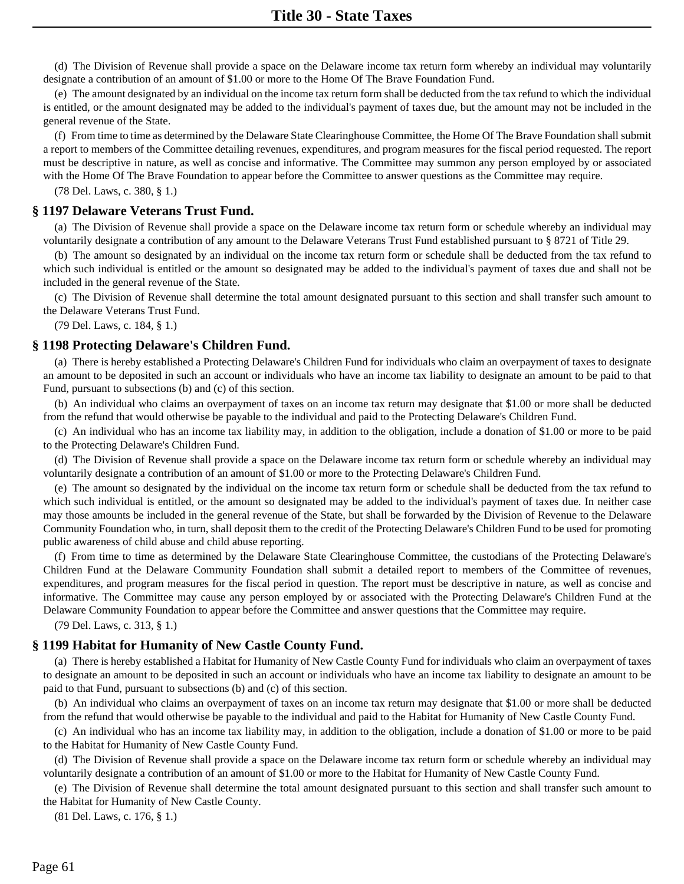(d) The Division of Revenue shall provide a space on the Delaware income tax return form whereby an individual may voluntarily designate a contribution of an amount of $1.00 or more to the Home Of The Brave Foundation Fund.

(e) The amount designated by an individual on the income tax return form shall be deducted from the tax refund to which the individual is entitled, or the amount designated may be added to the individual's payment of taxes due, but the amount may not be included in the general revenue of the State.

(f) From time to time as determined by the Delaware State Clearinghouse Committee, the Home Of The Brave Foundation shall submit a report to members of the Committee detailing revenues, expenditures, and program measures for the fiscal period requested. The report must be descriptive in nature, as well as concise and informative. The Committee may summon any person employed by or associated with the Home Of The Brave Foundation to appear before the Committee to answer questions as the Committee may require.

(78 Del. Laws, c. 380, § 1.)

### § 1197 Delaware Veterans Trust Fund.

(a) The Division of Revenue shall provide a space on the Delaware income tax return form or schedule whereby an individual may voluntarily designate a contribution of any amount to the Delaware Veterans Trust Fund established pursuant to § 8721 of Title 29.

(b) The amount so designated by an individual on the income tax return form or schedule shall be deducted from the tax refund to which such individual is entitled or the amount so designated may be added to the individual's payment of taxes due and shall not be included in the general revenue of the State.

(c) The Division of Revenue shall determine the total amount designated pursuant to this section and shall transfer such amount to the Delaware Veterans Trust Fund.

(79 Del. Laws, c. 184, § 1.)

### § 1198 Protecting Delaware's Children Fund.

(a) There is hereby established a Protecting Delaware's Children Fund for individuals who claim an overpayment of taxes to designate an amount to be deposited in such an account or individuals who have an income tax liability to designate an amount to be paid to that Fund, pursuant to subsections (b) and (c) of this section.

(b) An individual who claims an overpayment of taxes on an income tax return may designate that $1.00 or more shall be deducted from the refund that would otherwise be payable to the individual and paid to the Protecting Delaware's Children Fund.

(c) An individual who has an income tax liability may, in addition to the obligation, include a donation of $1.00 or more to be paid to the Protecting Delaware's Children Fund.

(d) The Division of Revenue shall provide a space on the Delaware income tax return form or schedule whereby an individual may voluntarily designate a contribution of an amount of $1.00 or more to the Protecting Delaware's Children Fund.

(e) The amount so designated by the individual on the income tax return form or schedule shall be deducted from the tax refund to which such individual is entitled, or the amount so designated may be added to the individual's payment of taxes due. In neither case may those amounts be included in the general revenue of the State, but shall be forwarded by the Division of Revenue to the Delaware Community Foundation who, in turn, shall deposit them to the credit of the Protecting Delaware's Children Fund to be used for promoting public awareness of child abuse and child abuse reporting.

(f) From time to time as determined by the Delaware State Clearinghouse Committee, the custodians of the Protecting Delaware's Children Fund at the Delaware Community Foundation shall submit a detailed report to members of the Committee of revenues, expenditures, and program measures for the fiscal period in question. The report must be descriptive in nature, as well as concise and informative. The Committee may cause any person employed by or associated with the Protecting Delaware's Children Fund at the Delaware Community Foundation to appear before the Committee and answer questions that the Committee may require.

(79 Del. Laws, c. 313, § 1.)

### § 1199 Habitat for Humanity of New Castle County Fund.

(a) There is hereby established a Habitat for Humanity of New Castle County Fund for individuals who claim an overpayment of taxes to designate an amount to be deposited in such an account or individuals who have an income tax liability to designate an amount to be paid to that Fund, pursuant to subsections (b) and (c) of this section.

(b) An individual who claims an overpayment of taxes on an income tax return may designate that $1.00 or more shall be deducted from the refund that would otherwise be payable to the individual and paid to the Habitat for Humanity of New Castle County Fund.

(c) An individual who has an income tax liability may, in addition to the obligation, include a donation of $1.00 or more to be paid to the Habitat for Humanity of New Castle County Fund.

(d) The Division of Revenue shall provide a space on the Delaware income tax return form or schedule whereby an individual may voluntarily designate a contribution of an amount of $1.00 or more to the Habitat for Humanity of New Castle County Fund.

(e) The Division of Revenue shall determine the total amount designated pursuant to this section and shall transfer such amount to the Habitat for Humanity of New Castle County.

(81 Del. Laws, c. 176, § 1.)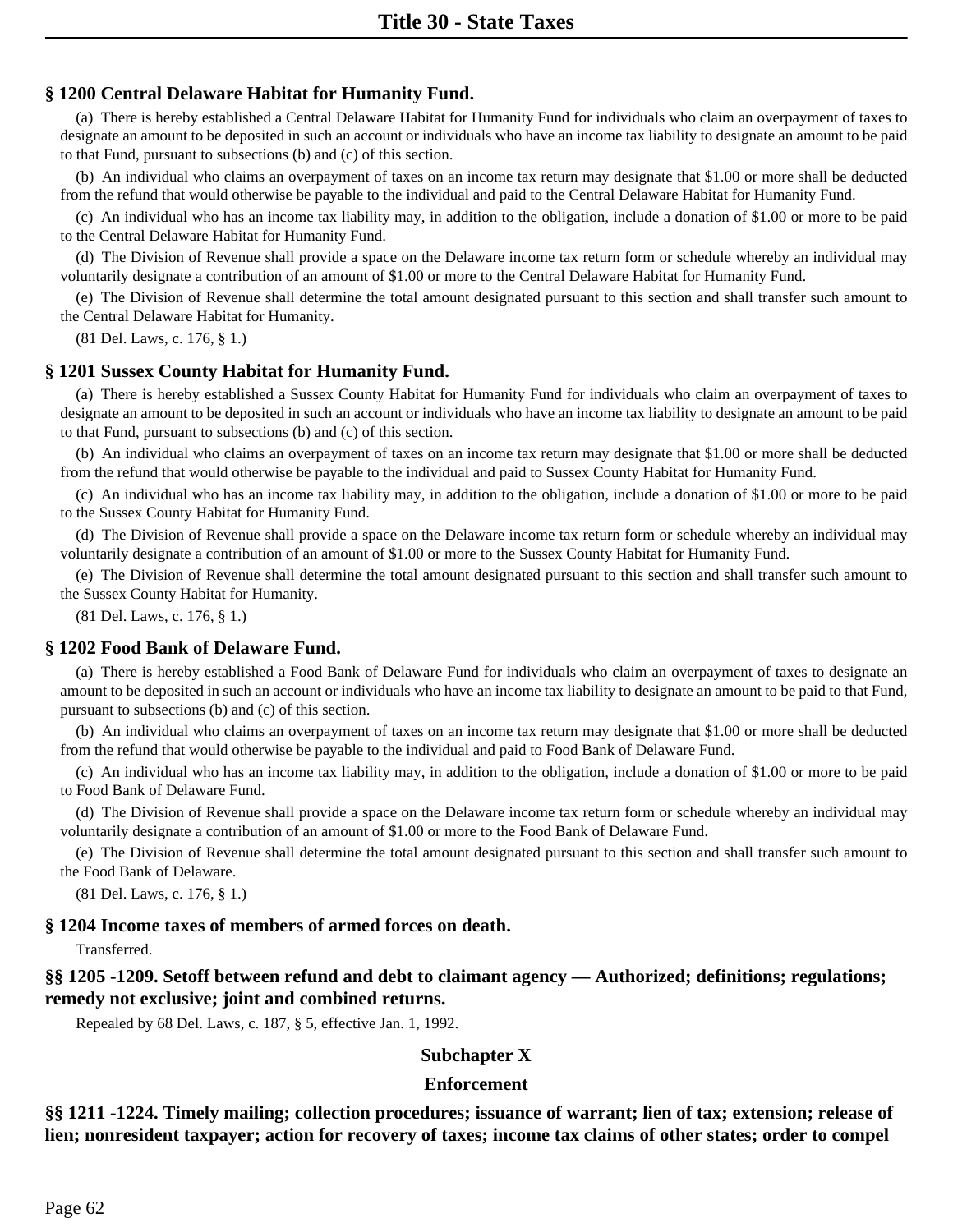### § 1200 Central Delaware Habitat for Humanity Fund.

(a) There is hereby established a Central Delaware Habitat for Humanity Fund for individuals who claim an overpayment of taxes to designate an amount to be deposited in such an account or individuals who have an income tax liability to designate an amount to be paid to that Fund, pursuant to subsections (b) and (c) of this section.

(b) An individual who claims an overpayment of taxes on an income tax return may designate that $1.00 or more shall be deducted from the refund that would otherwise be payable to the individual and paid to the Central Delaware Habitat for Humanity Fund.

(c) An individual who has an income tax liability may, in addition to the obligation, include a donation of $1.00 or more to be paid to the Central Delaware Habitat for Humanity Fund.

(d) The Division of Revenue shall provide a space on the Delaware income tax return form or schedule whereby an individual may voluntarily designate a contribution of an amount of $1.00 or more to the Central Delaware Habitat for Humanity Fund.

(e) The Division of Revenue shall determine the total amount designated pursuant to this section and shall transfer such amount to the Central Delaware Habitat for Humanity.

(81 Del. Laws, c. 176, § 1.)

### § 1201 Sussex County Habitat for Humanity Fund.

(a) There is hereby established a Sussex County Habitat for Humanity Fund for individuals who claim an overpayment of taxes to designate an amount to be deposited in such an account or individuals who have an income tax liability to designate an amount to be paid to that Fund, pursuant to subsections (b) and (c) of this section.

(b) An individual who claims an overpayment of taxes on an income tax return may designate that $1.00 or more shall be deducted from the refund that would otherwise be payable to the individual and paid to Sussex County Habitat for Humanity Fund.

(c) An individual who has an income tax liability may, in addition to the obligation, include a donation of $1.00 or more to be paid to the Sussex County Habitat for Humanity Fund.

(d) The Division of Revenue shall provide a space on the Delaware income tax return form or schedule whereby an individual may voluntarily designate a contribution of an amount of $1.00 or more to the Sussex County Habitat for Humanity Fund.

(e) The Division of Revenue shall determine the total amount designated pursuant to this section and shall transfer such amount to the Sussex County Habitat for Humanity.

(81 Del. Laws, c. 176, § 1.)

### § 1202 Food Bank of Delaware Fund.

(a) There is hereby established a Food Bank of Delaware Fund for individuals who claim an overpayment of taxes to designate an amount to be deposited in such an account or individuals who have an income tax liability to designate an amount to be paid to that Fund, pursuant to subsections (b) and (c) of this section.

(b) An individual who claims an overpayment of taxes on an income tax return may designate that $1.00 or more shall be deducted from the refund that would otherwise be payable to the individual and paid to Food Bank of Delaware Fund.

(c) An individual who has an income tax liability may, in addition to the obligation, include a donation of $1.00 or more to be paid to Food Bank of Delaware Fund.

(d) The Division of Revenue shall provide a space on the Delaware income tax return form or schedule whereby an individual may voluntarily designate a contribution of an amount of $1.00 or more to the Food Bank of Delaware Fund.

(e) The Division of Revenue shall determine the total amount designated pursuant to this section and shall transfer such amount to the Food Bank of Delaware.

(81 Del. Laws, c. 176, § 1.)

### § 1204 Income taxes of members of armed forces on death.

Transferred.

### §§ 1205 -1209. Setoff between refund and debt to claimant agency — Authorized; definitions; regulations; remedy not exclusive; joint and combined returns.

Repealed by 68 Del. Laws, c. 187, § 5, effective Jan. 1, 1992.

## Subchapter X

## Enforcement

### §§ 1211 -1224. Timely mailing; collection procedures; issuance of warrant; lien of tax; extension; release of lien; nonresident taxpayer; action for recovery of taxes; income tax claims of other states; order to compel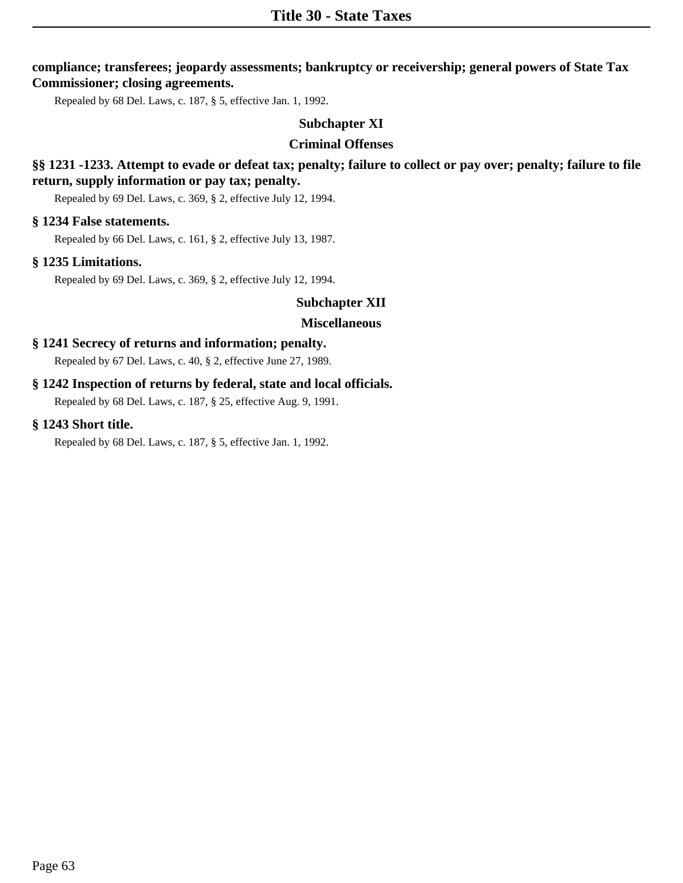**compliance; transferees; jeopardy assessments; bankruptcy or receivership; general powers of State Tax Commissioner; closing agreements.**

Repealed by 68 Del. Laws, c. 187, § 5, effective Jan. 1, 1992.

## Subchapter XI

## Criminal Offenses

### §§ 1231 -1233. Attempt to evade or defeat tax; penalty; failure to collect or pay over; penalty; failure to file return, supply information or pay tax; penalty.

Repealed by 69 Del. Laws, c. 369, § 2, effective July 12, 1994.

### § 1234 False statements.

Repealed by 66 Del. Laws, c. 161, § 2, effective July 13, 1987.

### § 1235 Limitations.

Repealed by 69 Del. Laws, c. 369, § 2, effective July 12, 1994.

## Subchapter XII

## Miscellaneous

### § 1241 Secrecy of returns and information; penalty.

Repealed by 67 Del. Laws, c. 40, § 2, effective June 27, 1989.

### § 1242 Inspection of returns by federal, state and local officials.

Repealed by 68 Del. Laws, c. 187, § 25, effective Aug. 9, 1991.

### § 1243 Short title.

Repealed by 68 Del. Laws, c. 187, § 5, effective Jan. 1, 1992.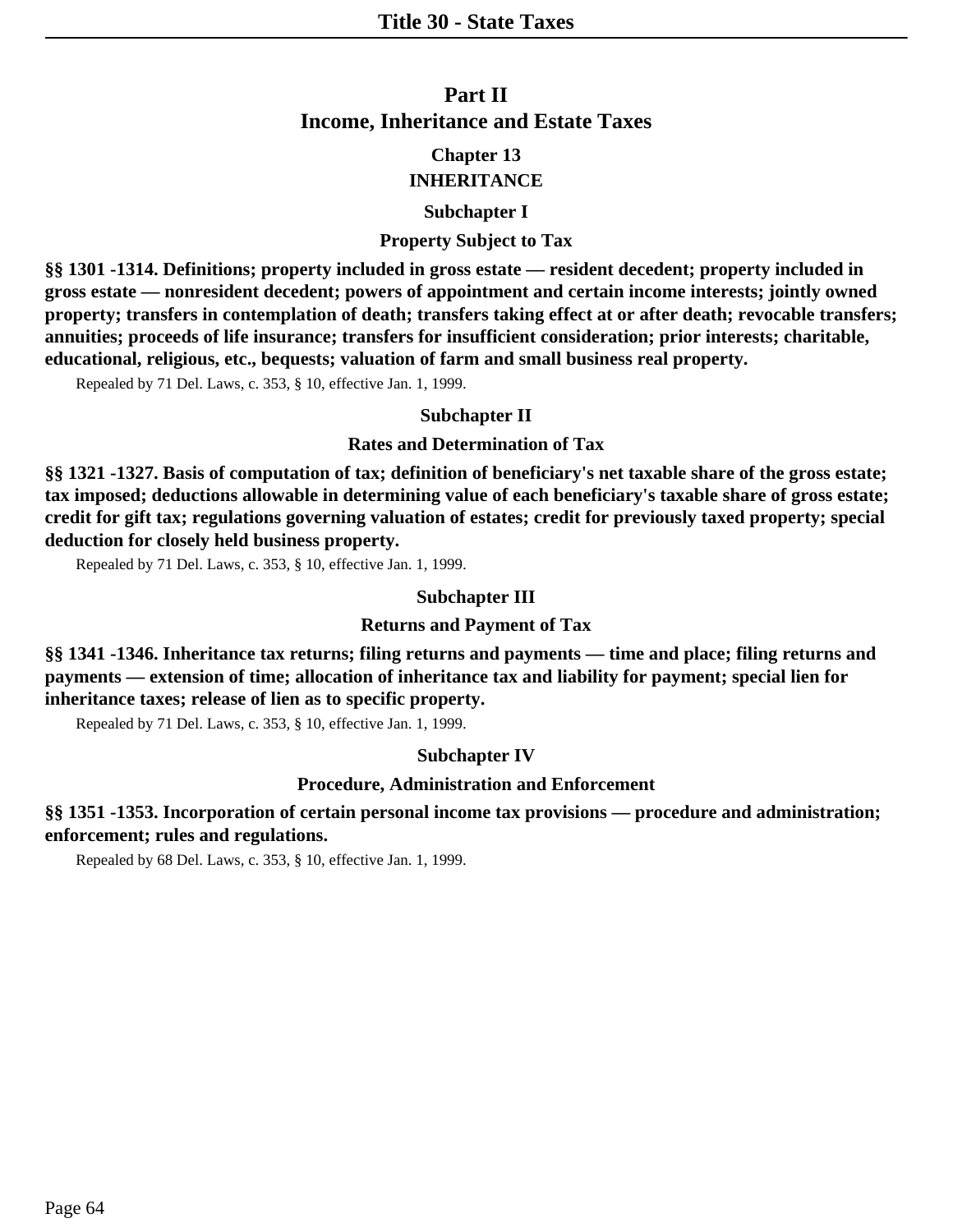# Part II
# Income, Inheritance and Estate Taxes

## Chapter 13
## INHERITANCE

### Subchapter I

### Property Subject to Tax

**§§ 1301 -1314. Definitions; property included in gross estate — resident decedent; property included in gross estate — nonresident decedent; powers of appointment and certain income interests; jointly owned property; transfers in contemplation of death; transfers taking effect at or after death; revocable transfers; annuities; proceeds of life insurance; transfers for insufficient consideration; prior interests; charitable, educational, religious, etc., bequests; valuation of farm and small business real property.**

Repealed by 71 Del. Laws, c. 353, § 10, effective Jan. 1, 1999.

### Subchapter II

### Rates and Determination of Tax

**§§ 1321 -1327. Basis of computation of tax; definition of beneficiary's net taxable share of the gross estate; tax imposed; deductions allowable in determining value of each beneficiary's taxable share of gross estate; credit for gift tax; regulations governing valuation of estates; credit for previously taxed property; special deduction for closely held business property.**

Repealed by 71 Del. Laws, c. 353, § 10, effective Jan. 1, 1999.

### Subchapter III

### Returns and Payment of Tax

**§§ 1341 -1346. Inheritance tax returns; filing returns and payments — time and place; filing returns and payments — extension of time; allocation of inheritance tax and liability for payment; special lien for inheritance taxes; release of lien as to specific property.**

Repealed by 71 Del. Laws, c. 353, § 10, effective Jan. 1, 1999.

### Subchapter IV

### Procedure, Administration and Enforcement

**§§ 1351 -1353. Incorporation of certain personal income tax provisions — procedure and administration; enforcement; rules and regulations.**

Repealed by 68 Del. Laws, c. 353, § 10, effective Jan. 1, 1999.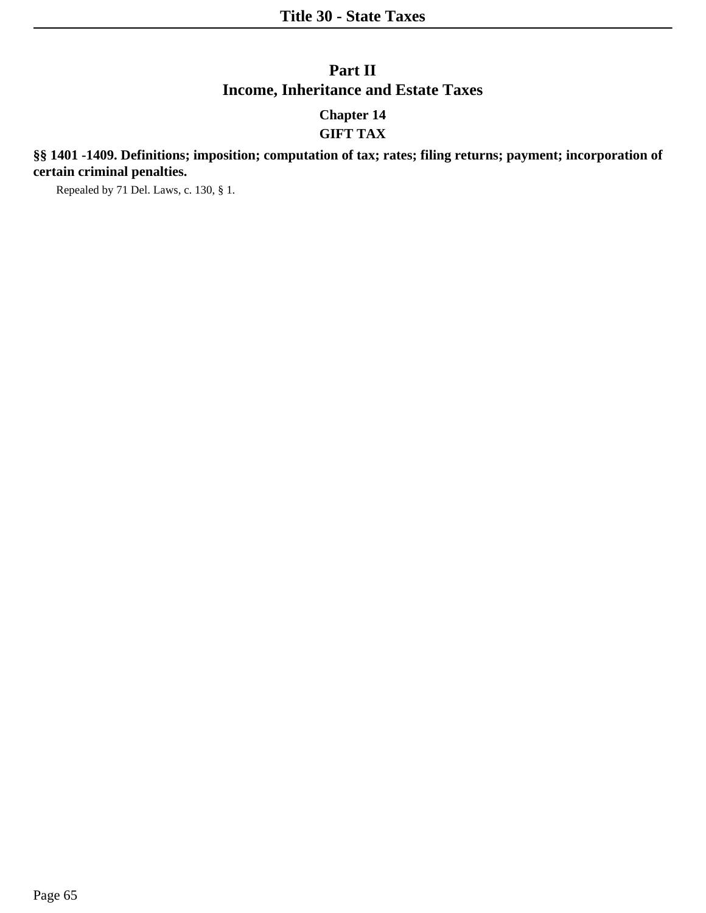# Part II
# Income, Inheritance and Estate Taxes

## Chapter 14
## GIFT TAX

**§§ 1401 -1409. Definitions; imposition; computation of tax; rates; filing returns; payment; incorporation of certain criminal penalties.**

Repealed by 71 Del. Laws, c. 130, § 1.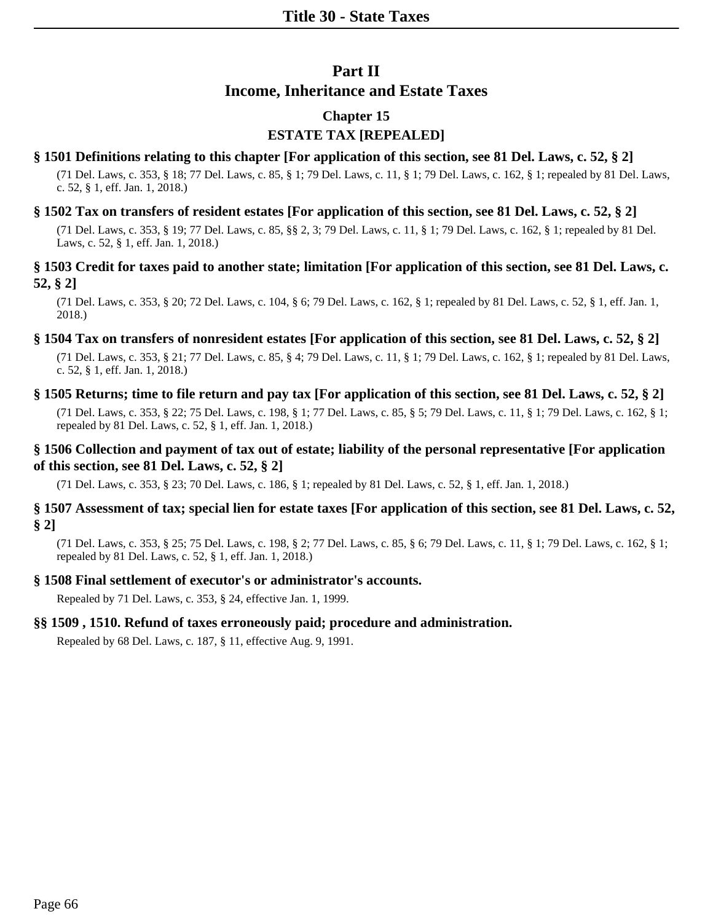# Part II
# Income, Inheritance and Estate Taxes

## Chapter 15
## ESTATE TAX [REPEALED]

### § 1501 Definitions relating to this chapter [For application of this section, see 81 Del. Laws, c. 52, § 2]

(71 Del. Laws, c. 353, § 18; 77 Del. Laws, c. 85, § 1; 79 Del. Laws, c. 11, § 1; 79 Del. Laws, c. 162, § 1; repealed by 81 Del. Laws, c. 52, § 1, eff. Jan. 1, 2018.)

### § 1502 Tax on transfers of resident estates [For application of this section, see 81 Del. Laws, c. 52, § 2]

(71 Del. Laws, c. 353, § 19; 77 Del. Laws, c. 85, §§ 2, 3; 79 Del. Laws, c. 11, § 1; 79 Del. Laws, c. 162, § 1; repealed by 81 Del. Laws, c. 52, § 1, eff. Jan. 1, 2018.)

### § 1503 Credit for taxes paid to another state; limitation [For application of this section, see 81 Del. Laws, c. 52, § 2]

(71 Del. Laws, c. 353, § 20; 72 Del. Laws, c. 104, § 6; 79 Del. Laws, c. 162, § 1; repealed by 81 Del. Laws, c. 52, § 1, eff. Jan. 1, 2018.)

### § 1504 Tax on transfers of nonresident estates [For application of this section, see 81 Del. Laws, c. 52, § 2]

(71 Del. Laws, c. 353, § 21; 77 Del. Laws, c. 85, § 4; 79 Del. Laws, c. 11, § 1; 79 Del. Laws, c. 162, § 1; repealed by 81 Del. Laws, c. 52, § 1, eff. Jan. 1, 2018.)

### § 1505 Returns; time to file return and pay tax [For application of this section, see 81 Del. Laws, c. 52, § 2]

(71 Del. Laws, c. 353, § 22; 75 Del. Laws, c. 198, § 1; 77 Del. Laws, c. 85, § 5; 79 Del. Laws, c. 11, § 1; 79 Del. Laws, c. 162, § 1; repealed by 81 Del. Laws, c. 52, § 1, eff. Jan. 1, 2018.)

### § 1506 Collection and payment of tax out of estate; liability of the personal representative [For application of this section, see 81 Del. Laws, c. 52, § 2]

(71 Del. Laws, c. 353, § 23; 70 Del. Laws, c. 186, § 1; repealed by 81 Del. Laws, c. 52, § 1, eff. Jan. 1, 2018.)

### § 1507 Assessment of tax; special lien for estate taxes [For application of this section, see 81 Del. Laws, c. 52, § 2]

(71 Del. Laws, c. 353, § 25; 75 Del. Laws, c. 198, § 2; 77 Del. Laws, c. 85, § 6; 79 Del. Laws, c. 11, § 1; 79 Del. Laws, c. 162, § 1; repealed by 81 Del. Laws, c. 52, § 1, eff. Jan. 1, 2018.)

### § 1508 Final settlement of executor's or administrator's accounts.

Repealed by 71 Del. Laws, c. 353, § 24, effective Jan. 1, 1999.

### §§ 1509 , 1510. Refund of taxes erroneously paid; procedure and administration.

Repealed by 68 Del. Laws, c. 187, § 11, effective Aug. 9, 1991.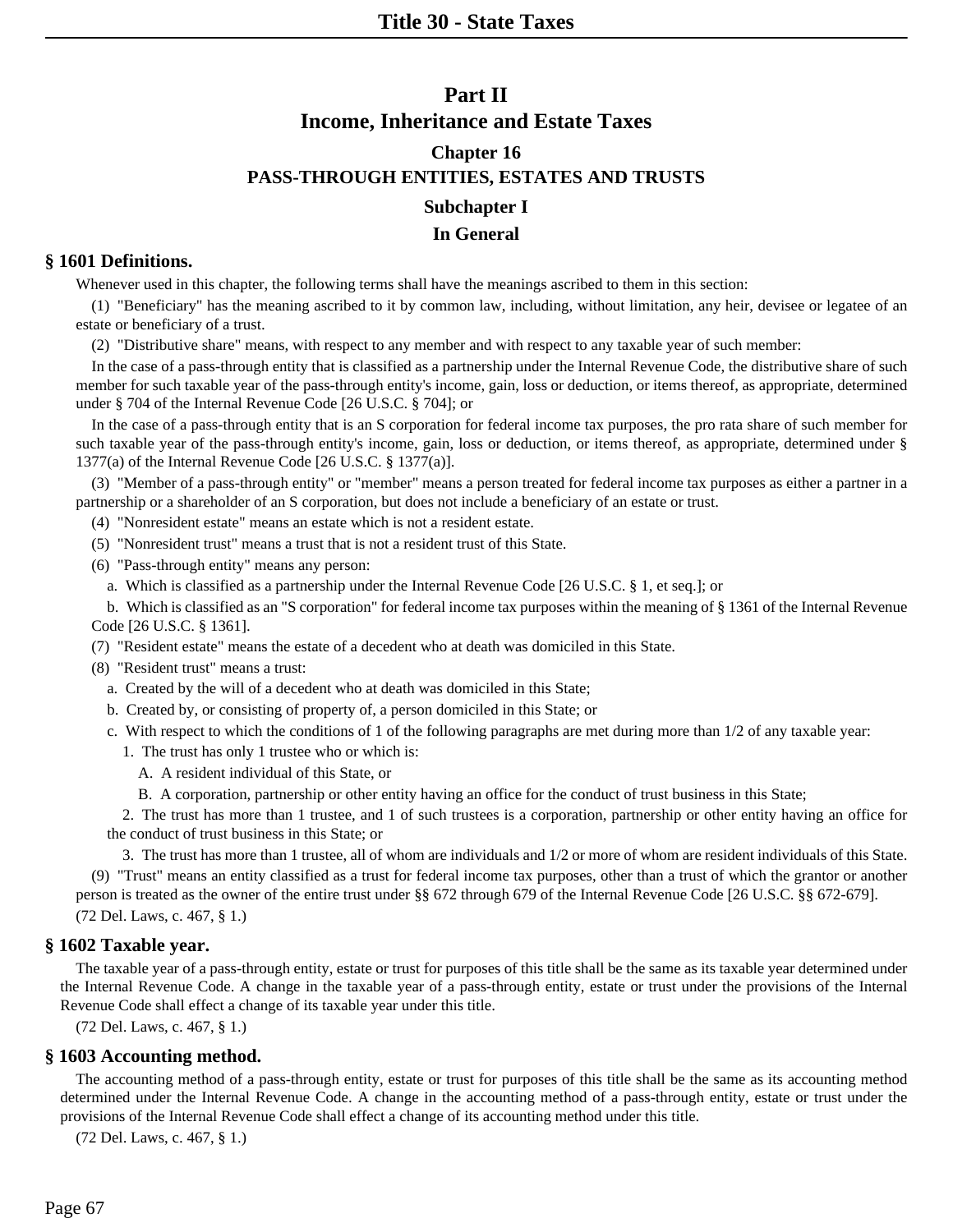# Part II
# Income, Inheritance and Estate Taxes

## Chapter 16
## PASS-THROUGH ENTITIES, ESTATES AND TRUSTS

### Subchapter I
### In General

#### § 1601 Definitions.

Whenever used in this chapter, the following terms shall have the meanings ascribed to them in this section:

(1) "Beneficiary" has the meaning ascribed to it by common law, including, without limitation, any heir, devisee or legatee of an estate or beneficiary of a trust.

(2) "Distributive share" means, with respect to any member and with respect to any taxable year of such member:

In the case of a pass-through entity that is classified as a partnership under the Internal Revenue Code, the distributive share of such member for such taxable year of the pass-through entity's income, gain, loss or deduction, or items thereof, as appropriate, determined under § 704 of the Internal Revenue Code [26 U.S.C. § 704]; or

In the case of a pass-through entity that is an S corporation for federal income tax purposes, the pro rata share of such member for such taxable year of the pass-through entity's income, gain, loss or deduction, or items thereof, as appropriate, determined under § 1377(a) of the Internal Revenue Code [26 U.S.C. § 1377(a)].

(3) "Member of a pass-through entity" or "member" means a person treated for federal income tax purposes as either a partner in a partnership or a shareholder of an S corporation, but does not include a beneficiary of an estate or trust.

(4) "Nonresident estate" means an estate which is not a resident estate.

(5) "Nonresident trust" means a trust that is not a resident trust of this State.

(6) "Pass-through entity" means any person:

a. Which is classified as a partnership under the Internal Revenue Code [26 U.S.C. § 1, et seq.]; or

b. Which is classified as an "S corporation" for federal income tax purposes within the meaning of § 1361 of the Internal Revenue Code [26 U.S.C. § 1361].

(7) "Resident estate" means the estate of a decedent who at death was domiciled in this State.

(8) "Resident trust" means a trust:

a. Created by the will of a decedent who at death was domiciled in this State;

b. Created by, or consisting of property of, a person domiciled in this State; or

c. With respect to which the conditions of 1 of the following paragraphs are met during more than 1/2 of any taxable year:

1. The trust has only 1 trustee who or which is:

A. A resident individual of this State, or

B. A corporation, partnership or other entity having an office for the conduct of trust business in this State;

2. The trust has more than 1 trustee, and 1 of such trustees is a corporation, partnership or other entity having an office for the conduct of trust business in this State; or

3. The trust has more than 1 trustee, all of whom are individuals and 1/2 or more of whom are resident individuals of this State.

(9) "Trust" means an entity classified as a trust for federal income tax purposes, other than a trust of which the grantor or another person is treated as the owner of the entire trust under §§ 672 through 679 of the Internal Revenue Code [26 U.S.C. §§ 672-679].

(72 Del. Laws, c. 467, § 1.)

#### § 1602 Taxable year.

The taxable year of a pass-through entity, estate or trust for purposes of this title shall be the same as its taxable year determined under the Internal Revenue Code. A change in the taxable year of a pass-through entity, estate or trust under the provisions of the Internal Revenue Code shall effect a change of its taxable year under this title.

(72 Del. Laws, c. 467, § 1.)

#### § 1603 Accounting method.

The accounting method of a pass-through entity, estate or trust for purposes of this title shall be the same as its accounting method determined under the Internal Revenue Code. A change in the accounting method of a pass-through entity, estate or trust under the provisions of the Internal Revenue Code shall effect a change of its accounting method under this title.

(72 Del. Laws, c. 467, § 1.)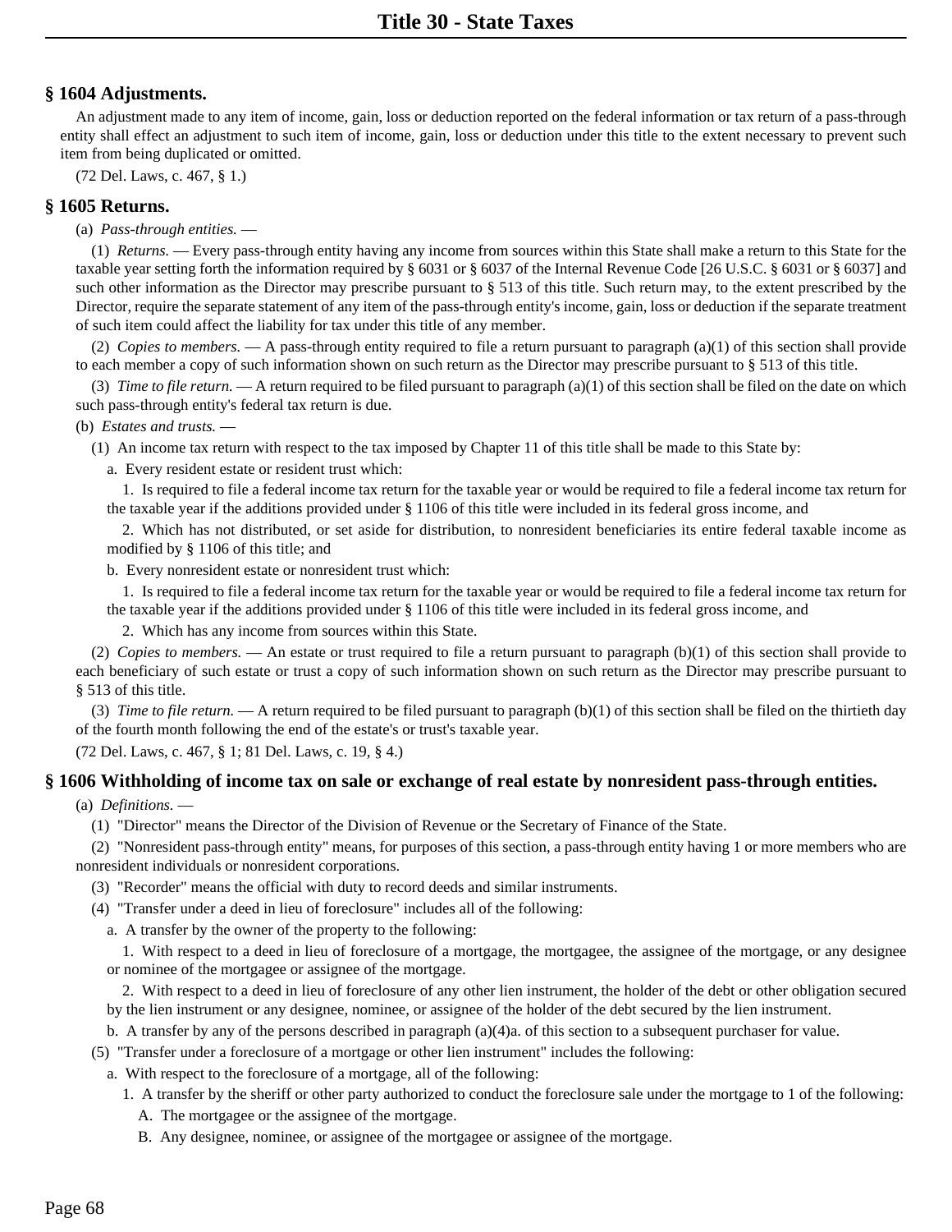### § 1604 Adjustments.

An adjustment made to any item of income, gain, loss or deduction reported on the federal information or tax return of a pass-through entity shall effect an adjustment to such item of income, gain, loss or deduction under this title to the extent necessary to prevent such item from being duplicated or omitted.

(72 Del. Laws, c. 467, § 1.)

### § 1605 Returns.

(a) *Pass-through entities.* —

(1) *Returns.* — Every pass-through entity having any income from sources within this State shall make a return to this State for the taxable year setting forth the information required by § 6031 or § 6037 of the Internal Revenue Code [26 U.S.C. § 6031 or § 6037] and such other information as the Director may prescribe pursuant to § 513 of this title. Such return may, to the extent prescribed by the Director, require the separate statement of any item of the pass-through entity's income, gain, loss or deduction if the separate treatment of such item could affect the liability for tax under this title of any member.

(2) *Copies to members.* — A pass-through entity required to file a return pursuant to paragraph (a)(1) of this section shall provide to each member a copy of such information shown on such return as the Director may prescribe pursuant to § 513 of this title.

(3) *Time to file return.* — A return required to be filed pursuant to paragraph (a)(1) of this section shall be filed on the date on which such pass-through entity's federal tax return is due.

(b) *Estates and trusts.* —

(1) An income tax return with respect to the tax imposed by Chapter 11 of this title shall be made to this State by:

a. Every resident estate or resident trust which:

1. Is required to file a federal income tax return for the taxable year or would be required to file a federal income tax return for the taxable year if the additions provided under § 1106 of this title were included in its federal gross income, and

2. Which has not distributed, or set aside for distribution, to nonresident beneficiaries its entire federal taxable income as modified by § 1106 of this title; and

b. Every nonresident estate or nonresident trust which:

1. Is required to file a federal income tax return for the taxable year or would be required to file a federal income tax return for the taxable year if the additions provided under § 1106 of this title were included in its federal gross income, and

2. Which has any income from sources within this State.

(2) *Copies to members.* — An estate or trust required to file a return pursuant to paragraph (b)(1) of this section shall provide to each beneficiary of such estate or trust a copy of such information shown on such return as the Director may prescribe pursuant to § 513 of this title.

(3) *Time to file return.* — A return required to be filed pursuant to paragraph (b)(1) of this section shall be filed on the thirtieth day of the fourth month following the end of the estate's or trust's taxable year.

(72 Del. Laws, c. 467, § 1; 81 Del. Laws, c. 19, § 4.)

### § 1606 Withholding of income tax on sale or exchange of real estate by nonresident pass-through entities.

(a) *Definitions.* —

(1) "Director" means the Director of the Division of Revenue or the Secretary of Finance of the State.

(2) "Nonresident pass-through entity" means, for purposes of this section, a pass-through entity having 1 or more members who are nonresident individuals or nonresident corporations.

(3) "Recorder" means the official with duty to record deeds and similar instruments.

(4) "Transfer under a deed in lieu of foreclosure" includes all of the following:

a. A transfer by the owner of the property to the following:

1. With respect to a deed in lieu of foreclosure of a mortgage, the mortgagee, the assignee of the mortgage, or any designee or nominee of the mortgagee or assignee of the mortgage.

2. With respect to a deed in lieu of foreclosure of any other lien instrument, the holder of the debt or other obligation secured by the lien instrument or any designee, nominee, or assignee of the holder of the debt secured by the lien instrument.

b. A transfer by any of the persons described in paragraph (a)(4)a. of this section to a subsequent purchaser for value.

(5) "Transfer under a foreclosure of a mortgage or other lien instrument" includes the following:

a. With respect to the foreclosure of a mortgage, all of the following:

1. A transfer by the sheriff or other party authorized to conduct the foreclosure sale under the mortgage to 1 of the following:

A. The mortgagee or the assignee of the mortgage.

B. Any designee, nominee, or assignee of the mortgagee or assignee of the mortgage.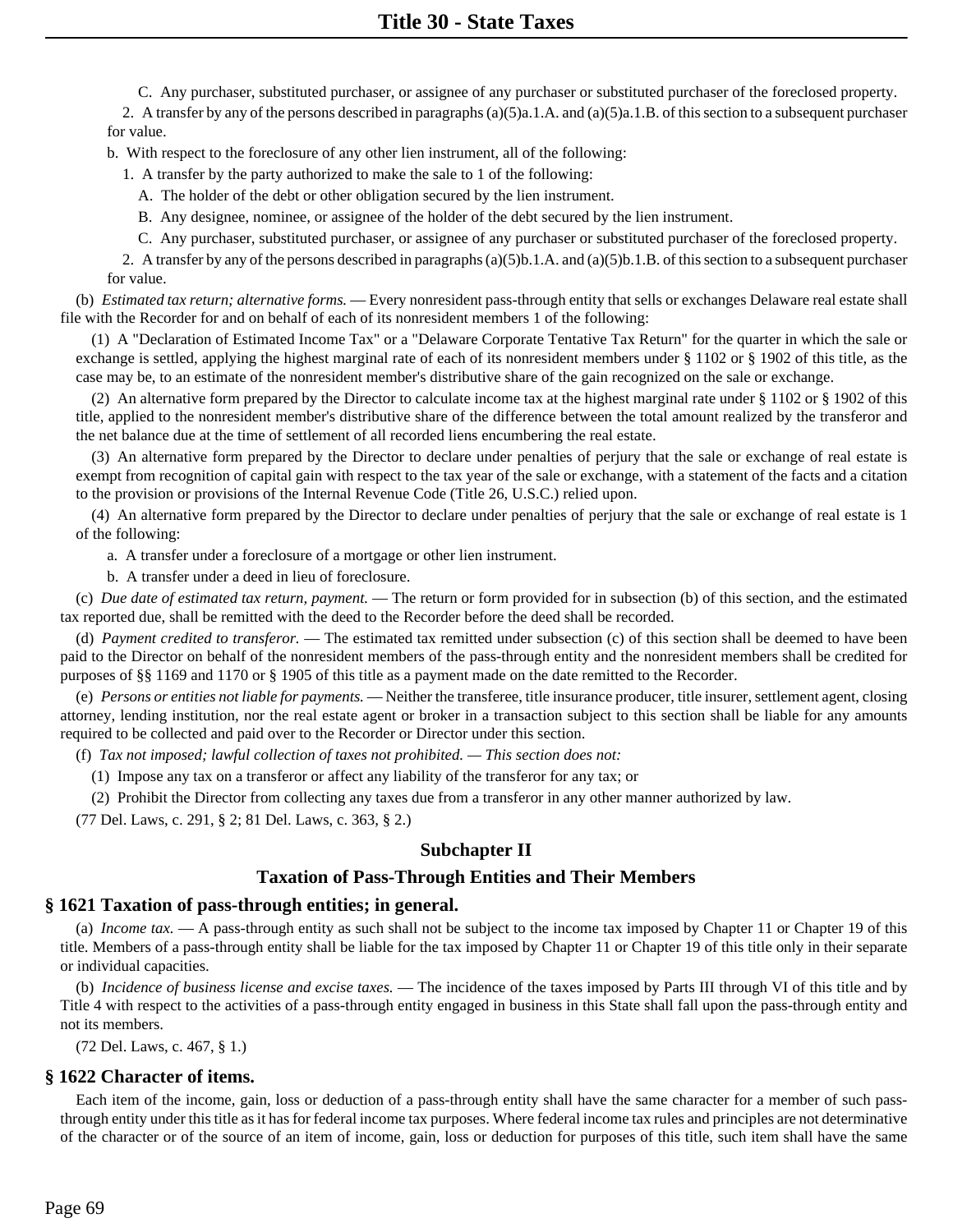C. Any purchaser, substituted purchaser, or assignee of any purchaser or substituted purchaser of the foreclosed property.

2. A transfer by any of the persons described in paragraphs (a)(5)a.1.A. and (a)(5)a.1.B. of this section to a subsequent purchaser for value.

b. With respect to the foreclosure of any other lien instrument, all of the following:

1. A transfer by the party authorized to make the sale to 1 of the following:

A. The holder of the debt or other obligation secured by the lien instrument.

B. Any designee, nominee, or assignee of the holder of the debt secured by the lien instrument.

C. Any purchaser, substituted purchaser, or assignee of any purchaser or substituted purchaser of the foreclosed property.

2. A transfer by any of the persons described in paragraphs (a)(5)b.1.A. and (a)(5)b.1.B. of this section to a subsequent purchaser for value.

(b) *Estimated tax return; alternative forms.* — Every nonresident pass-through entity that sells or exchanges Delaware real estate shall file with the Recorder for and on behalf of each of its nonresident members 1 of the following:

(1) A "Declaration of Estimated Income Tax" or a "Delaware Corporate Tentative Tax Return" for the quarter in which the sale or exchange is settled, applying the highest marginal rate of each of its nonresident members under § 1102 or § 1902 of this title, as the case may be, to an estimate of the nonresident member's distributive share of the gain recognized on the sale or exchange.

(2) An alternative form prepared by the Director to calculate income tax at the highest marginal rate under § 1102 or § 1902 of this title, applied to the nonresident member's distributive share of the difference between the total amount realized by the transferor and the net balance due at the time of settlement of all recorded liens encumbering the real estate.

(3) An alternative form prepared by the Director to declare under penalties of perjury that the sale or exchange of real estate is exempt from recognition of capital gain with respect to the tax year of the sale or exchange, with a statement of the facts and a citation to the provision or provisions of the Internal Revenue Code (Title 26, U.S.C.) relied upon.

(4) An alternative form prepared by the Director to declare under penalties of perjury that the sale or exchange of real estate is 1 of the following:

a. A transfer under a foreclosure of a mortgage or other lien instrument.

b. A transfer under a deed in lieu of foreclosure.

(c) *Due date of estimated tax return, payment.* — The return or form provided for in subsection (b) of this section, and the estimated tax reported due, shall be remitted with the deed to the Recorder before the deed shall be recorded.

(d) *Payment credited to transferor.* — The estimated tax remitted under subsection (c) of this section shall be deemed to have been paid to the Director on behalf of the nonresident members of the pass-through entity and the nonresident members shall be credited for purposes of §§ 1169 and 1170 or § 1905 of this title as a payment made on the date remitted to the Recorder.

(e) *Persons or entities not liable for payments.* — Neither the transferee, title insurance producer, title insurer, settlement agent, closing attorney, lending institution, nor the real estate agent or broker in a transaction subject to this section shall be liable for any amounts required to be collected and paid over to the Recorder or Director under this section.

(f) *Tax not imposed; lawful collection of taxes not prohibited. — This section does not:*

(1) Impose any tax on a transferor or affect any liability of the transferor for any tax; or

(2) Prohibit the Director from collecting any taxes due from a transferor in any other manner authorized by law.

(77 Del. Laws, c. 291, § 2; 81 Del. Laws, c. 363, § 2.)

## Subchapter II

## Taxation of Pass-Through Entities and Their Members

### § 1621 Taxation of pass-through entities; in general.

(a) *Income tax.* — A pass-through entity as such shall not be subject to the income tax imposed by Chapter 11 or Chapter 19 of this title. Members of a pass-through entity shall be liable for the tax imposed by Chapter 11 or Chapter 19 of this title only in their separate or individual capacities.

(b) *Incidence of business license and excise taxes.* — The incidence of the taxes imposed by Parts III through VI of this title and by Title 4 with respect to the activities of a pass-through entity engaged in business in this State shall fall upon the pass-through entity and not its members.

(72 Del. Laws, c. 467, § 1.)

### § 1622 Character of items.

Each item of the income, gain, loss or deduction of a pass-through entity shall have the same character for a member of such pass-through entity under this title as it has for federal income tax purposes. Where federal income tax rules and principles are not determinative of the character or of the source of an item of income, gain, loss or deduction for purposes of this title, such item shall have the same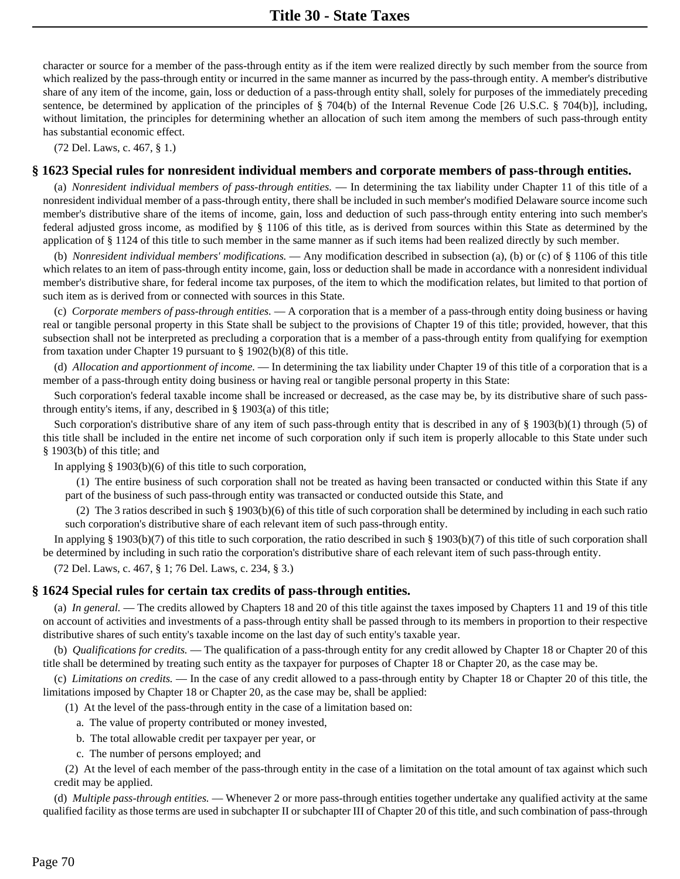character or source for a member of the pass-through entity as if the item were realized directly by such member from the source from which realized by the pass-through entity or incurred in the same manner as incurred by the pass-through entity. A member's distributive share of any item of the income, gain, loss or deduction of a pass-through entity shall, solely for purposes of the immediately preceding sentence, be determined by application of the principles of § 704(b) of the Internal Revenue Code [26 U.S.C. § 704(b)], including, without limitation, the principles for determining whether an allocation of such item among the members of such pass-through entity has substantial economic effect.

(72 Del. Laws, c. 467, § 1.)

### § 1623 Special rules for nonresident individual members and corporate members of pass-through entities.

(a) *Nonresident individual members of pass-through entities.* — In determining the tax liability under Chapter 11 of this title of a nonresident individual member of a pass-through entity, there shall be included in such member's modified Delaware source income such member's distributive share of the items of income, gain, loss and deduction of such pass-through entity entering into such member's federal adjusted gross income, as modified by § 1106 of this title, as is derived from sources within this State as determined by the application of § 1124 of this title to such member in the same manner as if such items had been realized directly by such member.

(b) *Nonresident individual members' modifications.* — Any modification described in subsection (a), (b) or (c) of § 1106 of this title which relates to an item of pass-through entity income, gain, loss or deduction shall be made in accordance with a nonresident individual member's distributive share, for federal income tax purposes, of the item to which the modification relates, but limited to that portion of such item as is derived from or connected with sources in this State.

(c) *Corporate members of pass-through entities.* — A corporation that is a member of a pass-through entity doing business or having real or tangible personal property in this State shall be subject to the provisions of Chapter 19 of this title; provided, however, that this subsection shall not be interpreted as precluding a corporation that is a member of a pass-through entity from qualifying for exemption from taxation under Chapter 19 pursuant to § 1902(b)(8) of this title.

(d) *Allocation and apportionment of income.* — In determining the tax liability under Chapter 19 of this title of a corporation that is a member of a pass-through entity doing business or having real or tangible personal property in this State:

Such corporation's federal taxable income shall be increased or decreased, as the case may be, by its distributive share of such pass-through entity's items, if any, described in § 1903(a) of this title;

Such corporation's distributive share of any item of such pass-through entity that is described in any of § 1903(b)(1) through (5) of this title shall be included in the entire net income of such corporation only if such item is properly allocable to this State under such § 1903(b) of this title; and

In applying § 1903(b)(6) of this title to such corporation,

(1) The entire business of such corporation shall not be treated as having been transacted or conducted within this State if any part of the business of such pass-through entity was transacted or conducted outside this State, and

(2) The 3 ratios described in such § 1903(b)(6) of this title of such corporation shall be determined by including in each such ratio such corporation's distributive share of each relevant item of such pass-through entity.

In applying § 1903(b)(7) of this title to such corporation, the ratio described in such § 1903(b)(7) of this title of such corporation shall be determined by including in such ratio the corporation's distributive share of each relevant item of such pass-through entity.

(72 Del. Laws, c. 467, § 1; 76 Del. Laws, c. 234, § 3.)

### § 1624 Special rules for certain tax credits of pass-through entities.

(a) *In general.* — The credits allowed by Chapters 18 and 20 of this title against the taxes imposed by Chapters 11 and 19 of this title on account of activities and investments of a pass-through entity shall be passed through to its members in proportion to their respective distributive shares of such entity's taxable income on the last day of such entity's taxable year.

(b) *Qualifications for credits.* — The qualification of a pass-through entity for any credit allowed by Chapter 18 or Chapter 20 of this title shall be determined by treating such entity as the taxpayer for purposes of Chapter 18 or Chapter 20, as the case may be.

(c) *Limitations on credits.* — In the case of any credit allowed to a pass-through entity by Chapter 18 or Chapter 20 of this title, the limitations imposed by Chapter 18 or Chapter 20, as the case may be, shall be applied:

(1) At the level of the pass-through entity in the case of a limitation based on:

a. The value of property contributed or money invested,

b. The total allowable credit per taxpayer per year, or

c. The number of persons employed; and

(2) At the level of each member of the pass-through entity in the case of a limitation on the total amount of tax against which such credit may be applied.

(d) *Multiple pass-through entities.* — Whenever 2 or more pass-through entities together undertake any qualified activity at the same qualified facility as those terms are used in subchapter II or subchapter III of Chapter 20 of this title, and such combination of pass-through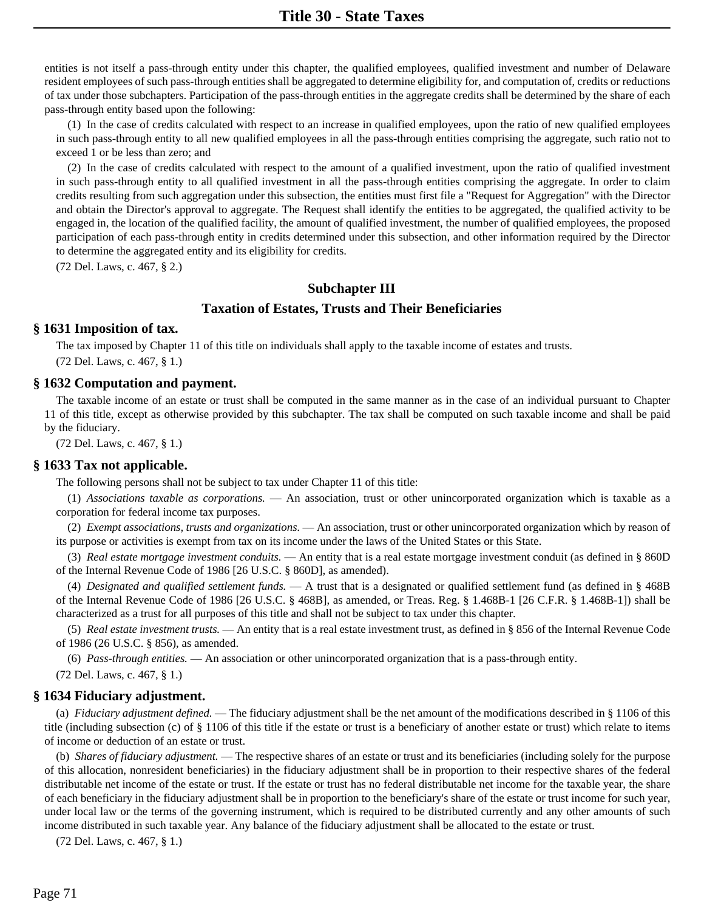entities is not itself a pass-through entity under this chapter, the qualified employees, qualified investment and number of Delaware resident employees of such pass-through entities shall be aggregated to determine eligibility for, and computation of, credits or reductions of tax under those subchapters. Participation of the pass-through entities in the aggregate credits shall be determined by the share of each pass-through entity based upon the following:

(1) In the case of credits calculated with respect to an increase in qualified employees, upon the ratio of new qualified employees in such pass-through entity to all new qualified employees in all the pass-through entities comprising the aggregate, such ratio not to exceed 1 or be less than zero; and

(2) In the case of credits calculated with respect to the amount of a qualified investment, upon the ratio of qualified investment in such pass-through entity to all qualified investment in all the pass-through entities comprising the aggregate. In order to claim credits resulting from such aggregation under this subsection, the entities must first file a "Request for Aggregation" with the Director and obtain the Director's approval to aggregate. The Request shall identify the entities to be aggregated, the qualified activity to be engaged in, the location of the qualified facility, the amount of qualified investment, the number of qualified employees, the proposed participation of each pass-through entity in credits determined under this subsection, and other information required by the Director to determine the aggregated entity and its eligibility for credits.

(72 Del. Laws, c. 467, § 2.)

## Subchapter III

## Taxation of Estates, Trusts and Their Beneficiaries

### § 1631 Imposition of tax.

The tax imposed by Chapter 11 of this title on individuals shall apply to the taxable income of estates and trusts.

(72 Del. Laws, c. 467, § 1.)

### § 1632 Computation and payment.

The taxable income of an estate or trust shall be computed in the same manner as in the case of an individual pursuant to Chapter 11 of this title, except as otherwise provided by this subchapter. The tax shall be computed on such taxable income and shall be paid by the fiduciary.

(72 Del. Laws, c. 467, § 1.)

### § 1633 Tax not applicable.

The following persons shall not be subject to tax under Chapter 11 of this title:

(1) *Associations taxable as corporations.* — An association, trust or other unincorporated organization which is taxable as a corporation for federal income tax purposes.

(2) *Exempt associations, trusts and organizations.* — An association, trust or other unincorporated organization which by reason of its purpose or activities is exempt from tax on its income under the laws of the United States or this State.

(3) *Real estate mortgage investment conduits.* — An entity that is a real estate mortgage investment conduit (as defined in § 860D of the Internal Revenue Code of 1986 [26 U.S.C. § 860D], as amended).

(4) *Designated and qualified settlement funds.* — A trust that is a designated or qualified settlement fund (as defined in § 468B of the Internal Revenue Code of 1986 [26 U.S.C. § 468B], as amended, or Treas. Reg. § 1.468B-1 [26 C.F.R. § 1.468B-1]) shall be characterized as a trust for all purposes of this title and shall not be subject to tax under this chapter.

(5) *Real estate investment trusts.* — An entity that is a real estate investment trust, as defined in § 856 of the Internal Revenue Code of 1986 (26 U.S.C. § 856), as amended.

(6) *Pass-through entities.* — An association or other unincorporated organization that is a pass-through entity.

(72 Del. Laws, c. 467, § 1.)

### § 1634 Fiduciary adjustment.

(a) *Fiduciary adjustment defined.* — The fiduciary adjustment shall be the net amount of the modifications described in § 1106 of this title (including subsection (c) of § 1106 of this title if the estate or trust is a beneficiary of another estate or trust) which relate to items of income or deduction of an estate or trust.

(b) *Shares of fiduciary adjustment.* — The respective shares of an estate or trust and its beneficiaries (including solely for the purpose of this allocation, nonresident beneficiaries) in the fiduciary adjustment shall be in proportion to their respective shares of the federal distributable net income of the estate or trust. If the estate or trust has no federal distributable net income for the taxable year, the share of each beneficiary in the fiduciary adjustment shall be in proportion to the beneficiary's share of the estate or trust income for such year, under local law or the terms of the governing instrument, which is required to be distributed currently and any other amounts of such income distributed in such taxable year. Any balance of the fiduciary adjustment shall be allocated to the estate or trust.

(72 Del. Laws, c. 467, § 1.)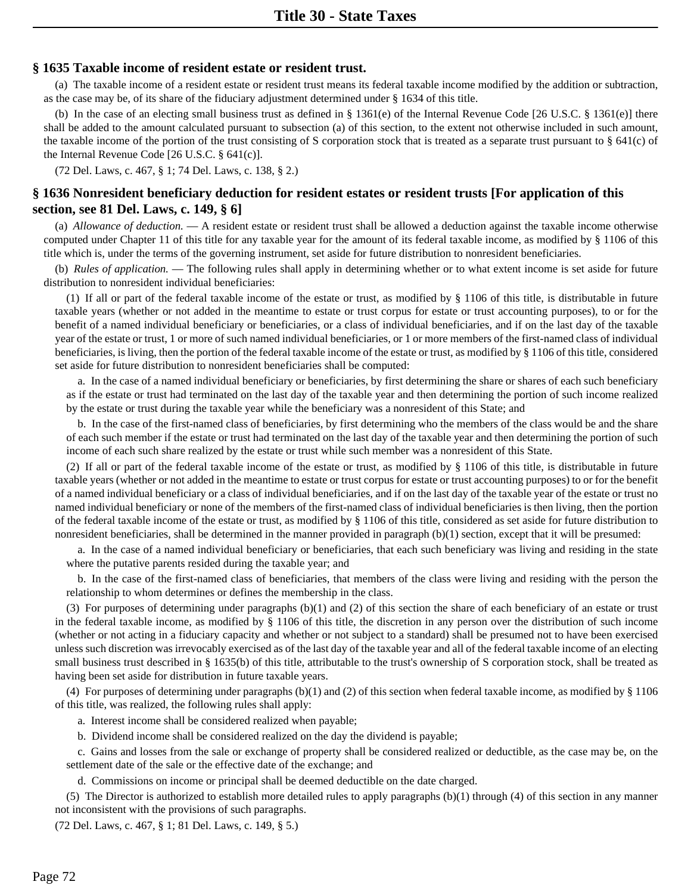### § 1635 Taxable income of resident estate or resident trust.

(a) The taxable income of a resident estate or resident trust means its federal taxable income modified by the addition or subtraction, as the case may be, of its share of the fiduciary adjustment determined under § 1634 of this title.

(b) In the case of an electing small business trust as defined in § 1361(e) of the Internal Revenue Code [26 U.S.C. § 1361(e)] there shall be added to the amount calculated pursuant to subsection (a) of this section, to the extent not otherwise included in such amount, the taxable income of the portion of the trust consisting of S corporation stock that is treated as a separate trust pursuant to § 641(c) of the Internal Revenue Code [26 U.S.C. § 641(c)].

(72 Del. Laws, c. 467, § 1; 74 Del. Laws, c. 138, § 2.)

### § 1636 Nonresident beneficiary deduction for resident estates or resident trusts [For application of this section, see 81 Del. Laws, c. 149, § 6]

(a) *Allowance of deduction.* — A resident estate or resident trust shall be allowed a deduction against the taxable income otherwise computed under Chapter 11 of this title for any taxable year for the amount of its federal taxable income, as modified by § 1106 of this title which is, under the terms of the governing instrument, set aside for future distribution to nonresident beneficiaries.

(b) *Rules of application.* — The following rules shall apply in determining whether or to what extent income is set aside for future distribution to nonresident individual beneficiaries:

(1) If all or part of the federal taxable income of the estate or trust, as modified by § 1106 of this title, is distributable in future taxable years (whether or not added in the meantime to estate or trust corpus for estate or trust accounting purposes), to or for the benefit of a named individual beneficiary or beneficiaries, or a class of individual beneficiaries, and if on the last day of the taxable year of the estate or trust, 1 or more of such named individual beneficiaries, or 1 or more members of the first-named class of individual beneficiaries, is living, then the portion of the federal taxable income of the estate or trust, as modified by § 1106 of this title, considered set aside for future distribution to nonresident beneficiaries shall be computed:

a. In the case of a named individual beneficiary or beneficiaries, by first determining the share or shares of each such beneficiary as if the estate or trust had terminated on the last day of the taxable year and then determining the portion of such income realized by the estate or trust during the taxable year while the beneficiary was a nonresident of this State; and

b. In the case of the first-named class of beneficiaries, by first determining who the members of the class would be and the share of each such member if the estate or trust had terminated on the last day of the taxable year and then determining the portion of such income of each such share realized by the estate or trust while such member was a nonresident of this State.

(2) If all or part of the federal taxable income of the estate or trust, as modified by § 1106 of this title, is distributable in future taxable years (whether or not added in the meantime to estate or trust corpus for estate or trust accounting purposes) to or for the benefit of a named individual beneficiary or a class of individual beneficiaries, and if on the last day of the taxable year of the estate or trust no named individual beneficiary or none of the members of the first-named class of individual beneficiaries is then living, then the portion of the federal taxable income of the estate or trust, as modified by § 1106 of this title, considered as set aside for future distribution to nonresident beneficiaries, shall be determined in the manner provided in paragraph (b)(1) section, except that it will be presumed:

a. In the case of a named individual beneficiary or beneficiaries, that each such beneficiary was living and residing in the state where the putative parents resided during the taxable year; and

b. In the case of the first-named class of beneficiaries, that members of the class were living and residing with the person the relationship to whom determines or defines the membership in the class.

(3) For purposes of determining under paragraphs (b)(1) and (2) of this section the share of each beneficiary of an estate or trust in the federal taxable income, as modified by § 1106 of this title, the discretion in any person over the distribution of such income (whether or not acting in a fiduciary capacity and whether or not subject to a standard) shall be presumed not to have been exercised unless such discretion was irrevocably exercised as of the last day of the taxable year and all of the federal taxable income of an electing small business trust described in § 1635(b) of this title, attributable to the trust's ownership of S corporation stock, shall be treated as having been set aside for distribution in future taxable years.

(4) For purposes of determining under paragraphs (b)(1) and (2) of this section when federal taxable income, as modified by § 1106 of this title, was realized, the following rules shall apply:

a. Interest income shall be considered realized when payable;

b. Dividend income shall be considered realized on the day the dividend is payable;

c. Gains and losses from the sale or exchange of property shall be considered realized or deductible, as the case may be, on the settlement date of the sale or the effective date of the exchange; and

d. Commissions on income or principal shall be deemed deductible on the date charged.

(5) The Director is authorized to establish more detailed rules to apply paragraphs (b)(1) through (4) of this section in any manner not inconsistent with the provisions of such paragraphs.

(72 Del. Laws, c. 467, § 1; 81 Del. Laws, c. 149, § 5.)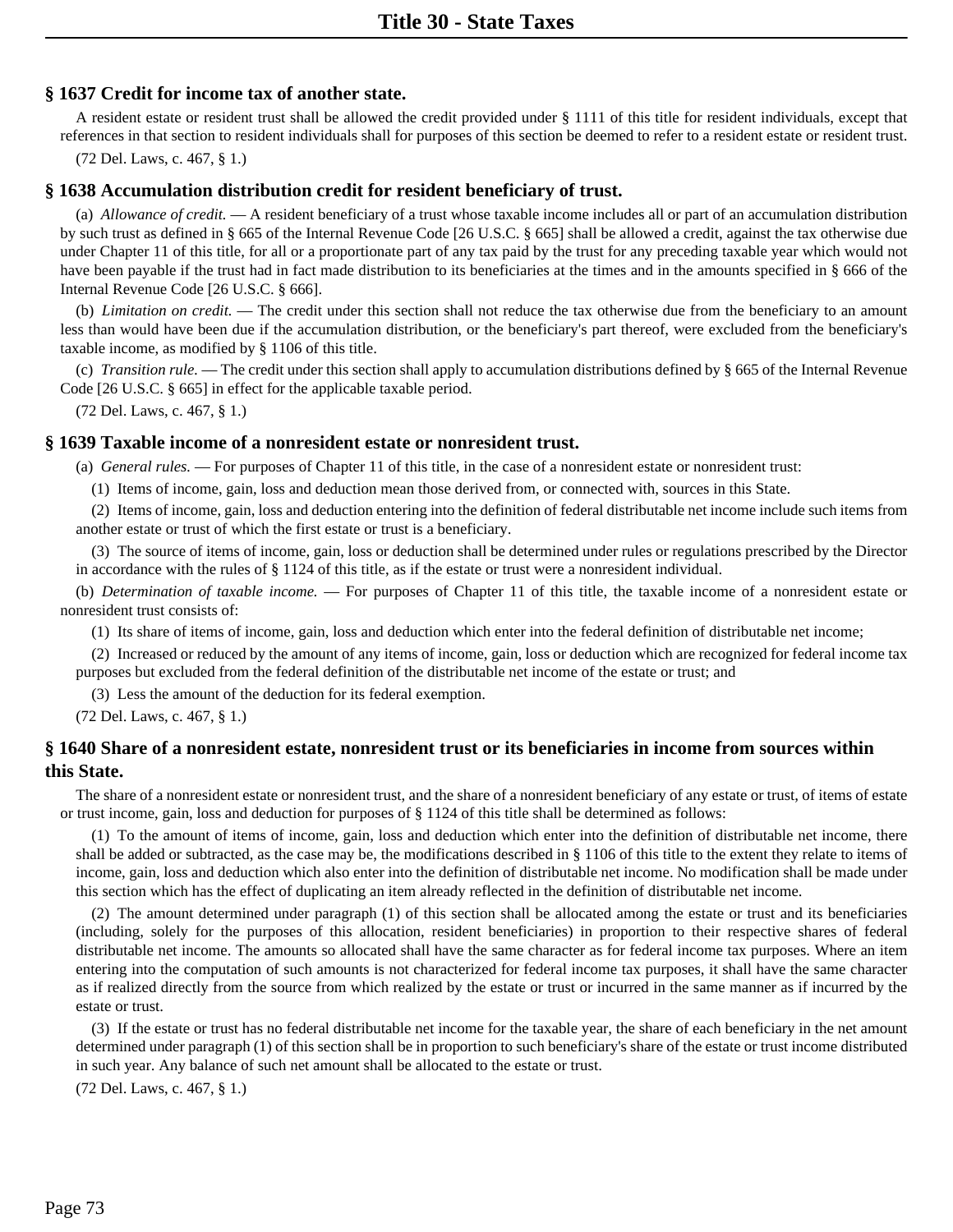### § 1637 Credit for income tax of another state.

A resident estate or resident trust shall be allowed the credit provided under § 1111 of this title for resident individuals, except that references in that section to resident individuals shall for purposes of this section be deemed to refer to a resident estate or resident trust.

(72 Del. Laws, c. 467, § 1.)

### § 1638 Accumulation distribution credit for resident beneficiary of trust.

(a) *Allowance of credit.* — A resident beneficiary of a trust whose taxable income includes all or part of an accumulation distribution by such trust as defined in § 665 of the Internal Revenue Code [26 U.S.C. § 665] shall be allowed a credit, against the tax otherwise due under Chapter 11 of this title, for all or a proportionate part of any tax paid by the trust for any preceding taxable year which would not have been payable if the trust had in fact made distribution to its beneficiaries at the times and in the amounts specified in § 666 of the Internal Revenue Code [26 U.S.C. § 666].

(b) *Limitation on credit.* — The credit under this section shall not reduce the tax otherwise due from the beneficiary to an amount less than would have been due if the accumulation distribution, or the beneficiary's part thereof, were excluded from the beneficiary's taxable income, as modified by § 1106 of this title.

(c) *Transition rule.* — The credit under this section shall apply to accumulation distributions defined by § 665 of the Internal Revenue Code [26 U.S.C. § 665] in effect for the applicable taxable period.

(72 Del. Laws, c. 467, § 1.)

### § 1639 Taxable income of a nonresident estate or nonresident trust.

(a) *General rules.* — For purposes of Chapter 11 of this title, in the case of a nonresident estate or nonresident trust:

(1) Items of income, gain, loss and deduction mean those derived from, or connected with, sources in this State.

(2) Items of income, gain, loss and deduction entering into the definition of federal distributable net income include such items from another estate or trust of which the first estate or trust is a beneficiary.

(3) The source of items of income, gain, loss or deduction shall be determined under rules or regulations prescribed by the Director in accordance with the rules of § 1124 of this title, as if the estate or trust were a nonresident individual.

(b) *Determination of taxable income.* — For purposes of Chapter 11 of this title, the taxable income of a nonresident estate or nonresident trust consists of:

(1) Its share of items of income, gain, loss and deduction which enter into the federal definition of distributable net income;

(2) Increased or reduced by the amount of any items of income, gain, loss or deduction which are recognized for federal income tax purposes but excluded from the federal definition of the distributable net income of the estate or trust; and

(3) Less the amount of the deduction for its federal exemption.

(72 Del. Laws, c. 467, § 1.)

### § 1640 Share of a nonresident estate, nonresident trust or its beneficiaries in income from sources within this State.

The share of a nonresident estate or nonresident trust, and the share of a nonresident beneficiary of any estate or trust, of items of estate or trust income, gain, loss and deduction for purposes of § 1124 of this title shall be determined as follows:

(1) To the amount of items of income, gain, loss and deduction which enter into the definition of distributable net income, there shall be added or subtracted, as the case may be, the modifications described in § 1106 of this title to the extent they relate to items of income, gain, loss and deduction which also enter into the definition of distributable net income. No modification shall be made under this section which has the effect of duplicating an item already reflected in the definition of distributable net income.

(2) The amount determined under paragraph (1) of this section shall be allocated among the estate or trust and its beneficiaries (including, solely for the purposes of this allocation, resident beneficiaries) in proportion to their respective shares of federal distributable net income. The amounts so allocated shall have the same character as for federal income tax purposes. Where an item entering into the computation of such amounts is not characterized for federal income tax purposes, it shall have the same character as if realized directly from the source from which realized by the estate or trust or incurred in the same manner as if incurred by the estate or trust.

(3) If the estate or trust has no federal distributable net income for the taxable year, the share of each beneficiary in the net amount determined under paragraph (1) of this section shall be in proportion to such beneficiary's share of the estate or trust income distributed in such year. Any balance of such net amount shall be allocated to the estate or trust.

(72 Del. Laws, c. 467, § 1.)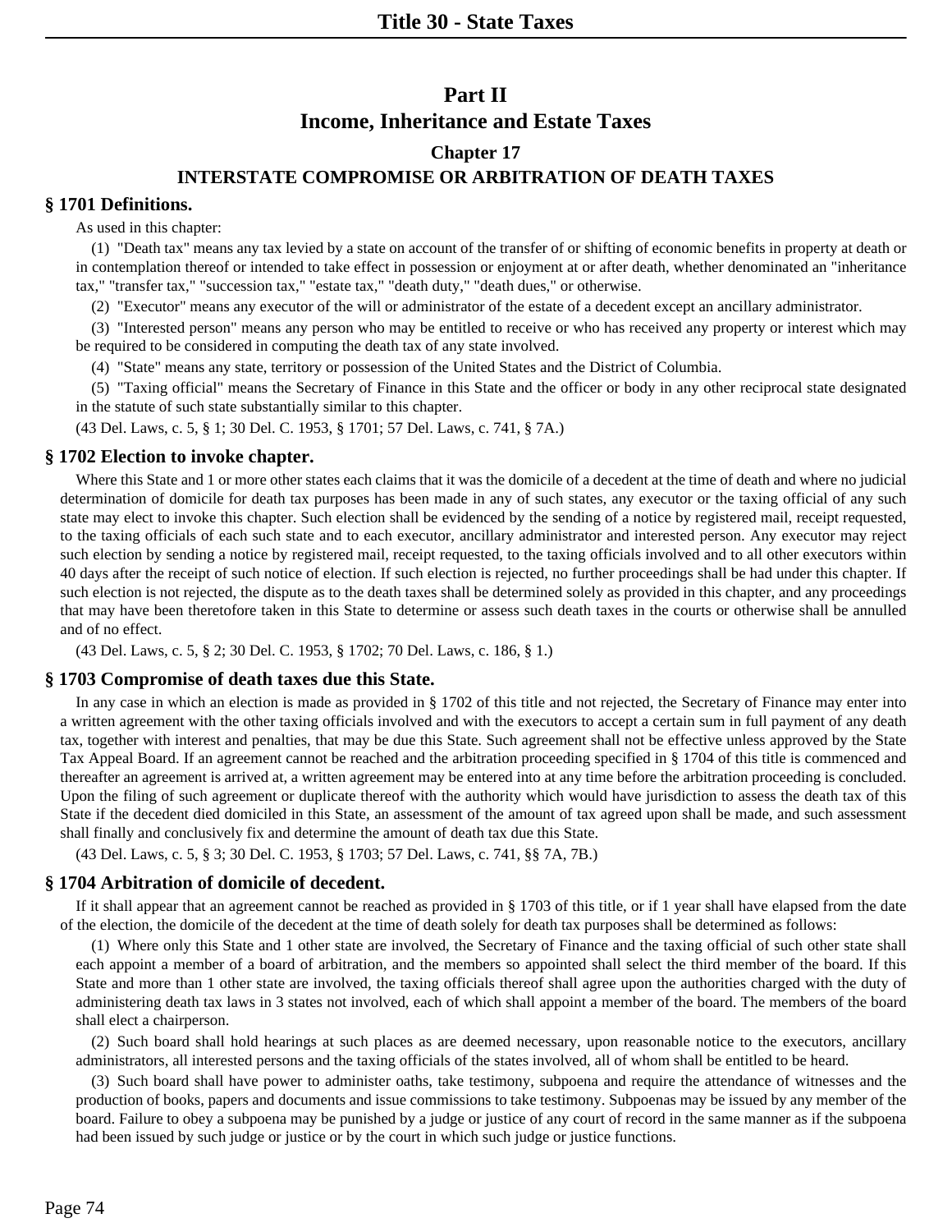# Part II
# Income, Inheritance and Estate Taxes

## Chapter 17
## INTERSTATE COMPROMISE OR ARBITRATION OF DEATH TAXES

### § 1701 Definitions.

As used in this chapter:

(1) "Death tax" means any tax levied by a state on account of the transfer of or shifting of economic benefits in property at death or in contemplation thereof or intended to take effect in possession or enjoyment at or after death, whether denominated an "inheritance tax," "transfer tax," "succession tax," "estate tax," "death duty," "death dues," or otherwise.

(2) "Executor" means any executor of the will or administrator of the estate of a decedent except an ancillary administrator.

(3) "Interested person" means any person who may be entitled to receive or who has received any property or interest which may be required to be considered in computing the death tax of any state involved.

(4) "State" means any state, territory or possession of the United States and the District of Columbia.

(5) "Taxing official" means the Secretary of Finance in this State and the officer or body in any other reciprocal state designated in the statute of such state substantially similar to this chapter.

(43 Del. Laws, c. 5, § 1; 30 Del. C. 1953, § 1701; 57 Del. Laws, c. 741, § 7A.)

### § 1702 Election to invoke chapter.

Where this State and 1 or more other states each claims that it was the domicile of a decedent at the time of death and where no judicial determination of domicile for death tax purposes has been made in any of such states, any executor or the taxing official of any such state may elect to invoke this chapter. Such election shall be evidenced by the sending of a notice by registered mail, receipt requested, to the taxing officials of each such state and to each executor, ancillary administrator and interested person. Any executor may reject such election by sending a notice by registered mail, receipt requested, to the taxing officials involved and to all other executors within 40 days after the receipt of such notice of election. If such election is rejected, no further proceedings shall be had under this chapter. If such election is not rejected, the dispute as to the death taxes shall be determined solely as provided in this chapter, and any proceedings that may have been theretofore taken in this State to determine or assess such death taxes in the courts or otherwise shall be annulled and of no effect.

(43 Del. Laws, c. 5, § 2; 30 Del. C. 1953, § 1702; 70 Del. Laws, c. 186, § 1.)

### § 1703 Compromise of death taxes due this State.

In any case in which an election is made as provided in § 1702 of this title and not rejected, the Secretary of Finance may enter into a written agreement with the other taxing officials involved and with the executors to accept a certain sum in full payment of any death tax, together with interest and penalties, that may be due this State. Such agreement shall not be effective unless approved by the State Tax Appeal Board. If an agreement cannot be reached and the arbitration proceeding specified in § 1704 of this title is commenced and thereafter an agreement is arrived at, a written agreement may be entered into at any time before the arbitration proceeding is concluded. Upon the filing of such agreement or duplicate thereof with the authority which would have jurisdiction to assess the death tax of this State if the decedent died domiciled in this State, an assessment of the amount of tax agreed upon shall be made, and such assessment shall finally and conclusively fix and determine the amount of death tax due this State.

(43 Del. Laws, c. 5, § 3; 30 Del. C. 1953, § 1703; 57 Del. Laws, c. 741, §§ 7A, 7B.)

### § 1704 Arbitration of domicile of decedent.

If it shall appear that an agreement cannot be reached as provided in § 1703 of this title, or if 1 year shall have elapsed from the date of the election, the domicile of the decedent at the time of death solely for death tax purposes shall be determined as follows:

(1) Where only this State and 1 other state are involved, the Secretary of Finance and the taxing official of such other state shall each appoint a member of a board of arbitration, and the members so appointed shall select the third member of the board. If this State and more than 1 other state are involved, the taxing officials thereof shall agree upon the authorities charged with the duty of administering death tax laws in 3 states not involved, each of which shall appoint a member of the board. The members of the board shall elect a chairperson.

(2) Such board shall hold hearings at such places as are deemed necessary, upon reasonable notice to the executors, ancillary administrators, all interested persons and the taxing officials of the states involved, all of whom shall be entitled to be heard.

(3) Such board shall have power to administer oaths, take testimony, subpoena and require the attendance of witnesses and the production of books, papers and documents and issue commissions to take testimony. Subpoenas may be issued by any member of the board. Failure to obey a subpoena may be punished by a judge or justice of any court of record in the same manner as if the subpoena had been issued by such judge or justice or by the court in which such judge or justice functions.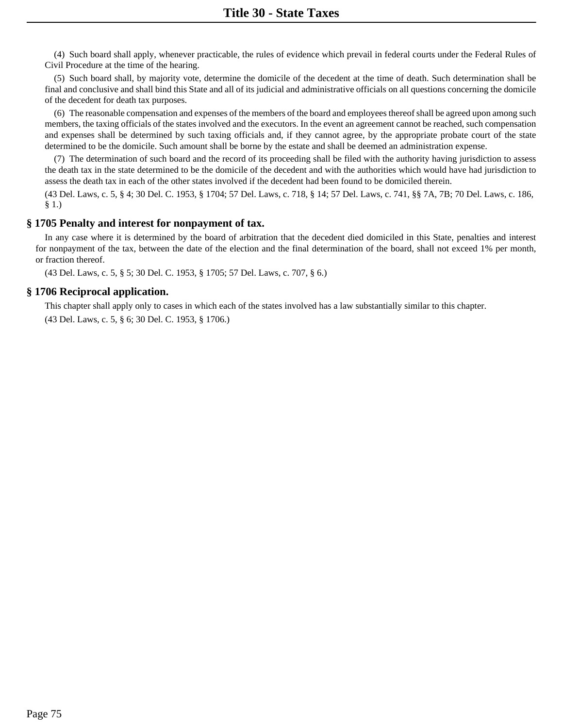(4) Such board shall apply, whenever practicable, the rules of evidence which prevail in federal courts under the Federal Rules of Civil Procedure at the time of the hearing.

(5) Such board shall, by majority vote, determine the domicile of the decedent at the time of death. Such determination shall be final and conclusive and shall bind this State and all of its judicial and administrative officials on all questions concerning the domicile of the decedent for death tax purposes.

(6) The reasonable compensation and expenses of the members of the board and employees thereof shall be agreed upon among such members, the taxing officials of the states involved and the executors. In the event an agreement cannot be reached, such compensation and expenses shall be determined by such taxing officials and, if they cannot agree, by the appropriate probate court of the state determined to be the domicile. Such amount shall be borne by the estate and shall be deemed an administration expense.

(7) The determination of such board and the record of its proceeding shall be filed with the authority having jurisdiction to assess the death tax in the state determined to be the domicile of the decedent and with the authorities which would have had jurisdiction to assess the death tax in each of the other states involved if the decedent had been found to be domiciled therein.

(43 Del. Laws, c. 5, § 4; 30 Del. C. 1953, § 1704; 57 Del. Laws, c. 718, § 14; 57 Del. Laws, c. 741, §§ 7A, 7B; 70 Del. Laws, c. 186, § 1.)

### § 1705 Penalty and interest for nonpayment of tax.

In any case where it is determined by the board of arbitration that the decedent died domiciled in this State, penalties and interest for nonpayment of the tax, between the date of the election and the final determination of the board, shall not exceed 1% per month, or fraction thereof.

(43 Del. Laws, c. 5, § 5; 30 Del. C. 1953, § 1705; 57 Del. Laws, c. 707, § 6.)

### § 1706 Reciprocal application.

This chapter shall apply only to cases in which each of the states involved has a law substantially similar to this chapter.

(43 Del. Laws, c. 5, § 6; 30 Del. C. 1953, § 1706.)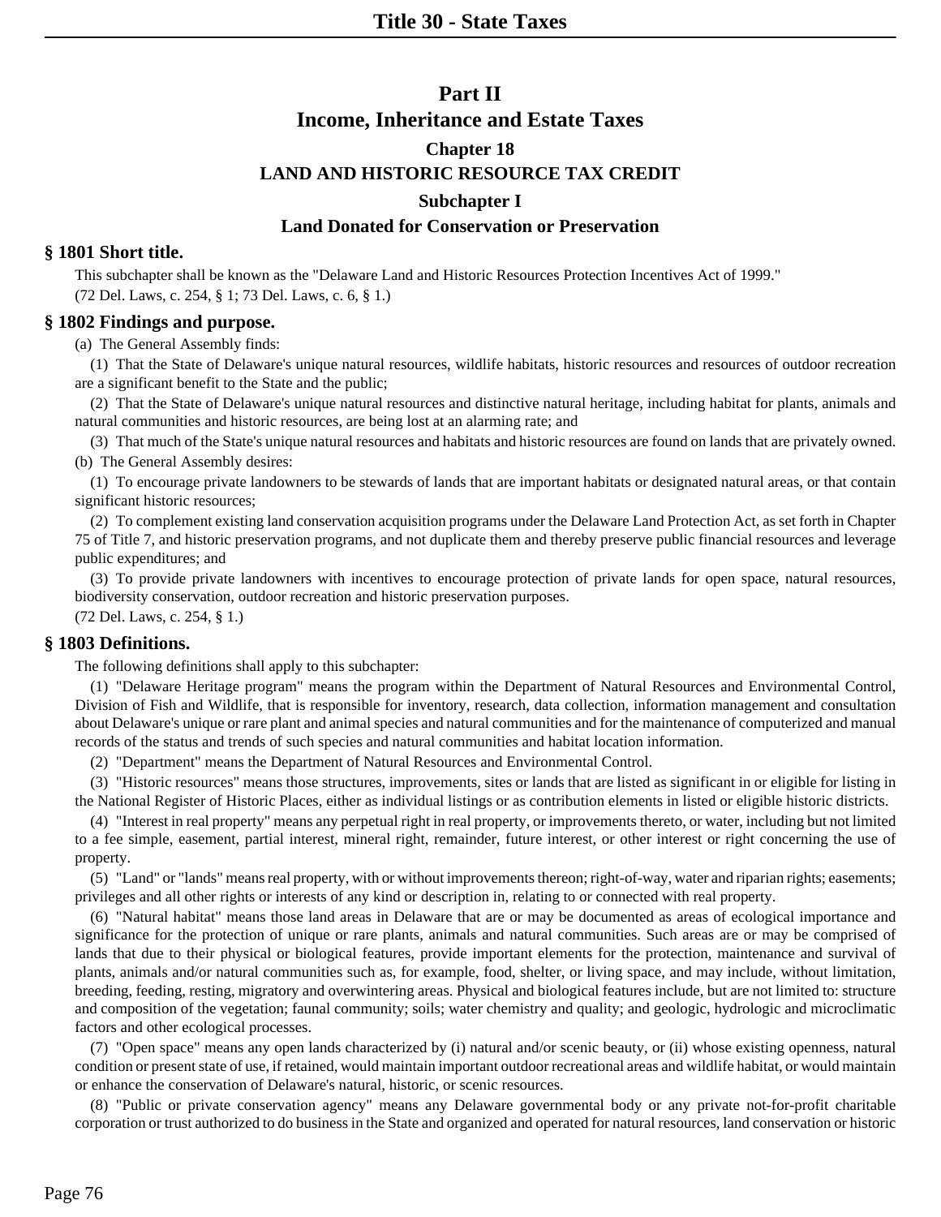# Part II

# Income, Inheritance and Estate Taxes

## Chapter 18

## LAND AND HISTORIC RESOURCE TAX CREDIT

### Subchapter I

### Land Donated for Conservation or Preservation

#### § 1801 Short title.

This subchapter shall be known as the "Delaware Land and Historic Resources Protection Incentives Act of 1999."

(72 Del. Laws, c. 254, § 1; 73 Del. Laws, c. 6, § 1.)

#### § 1802 Findings and purpose.

(a) The General Assembly finds:

(1) That the State of Delaware's unique natural resources, wildlife habitats, historic resources and resources of outdoor recreation are a significant benefit to the State and the public;

(2) That the State of Delaware's unique natural resources and distinctive natural heritage, including habitat for plants, animals and natural communities and historic resources, are being lost at an alarming rate; and

(3) That much of the State's unique natural resources and habitats and historic resources are found on lands that are privately owned.

(b) The General Assembly desires:

(1) To encourage private landowners to be stewards of lands that are important habitats or designated natural areas, or that contain significant historic resources;

(2) To complement existing land conservation acquisition programs under the Delaware Land Protection Act, as set forth in Chapter 75 of Title 7, and historic preservation programs, and not duplicate them and thereby preserve public financial resources and leverage public expenditures; and

(3) To provide private landowners with incentives to encourage protection of private lands for open space, natural resources, biodiversity conservation, outdoor recreation and historic preservation purposes.

(72 Del. Laws, c. 254, § 1.)

#### § 1803 Definitions.

The following definitions shall apply to this subchapter:

(1) "Delaware Heritage program" means the program within the Department of Natural Resources and Environmental Control, Division of Fish and Wildlife, that is responsible for inventory, research, data collection, information management and consultation about Delaware's unique or rare plant and animal species and natural communities and for the maintenance of computerized and manual records of the status and trends of such species and natural communities and habitat location information.

(2) "Department" means the Department of Natural Resources and Environmental Control.

(3) "Historic resources" means those structures, improvements, sites or lands that are listed as significant in or eligible for listing in the National Register of Historic Places, either as individual listings or as contribution elements in listed or eligible historic districts.

(4) "Interest in real property" means any perpetual right in real property, or improvements thereto, or water, including but not limited to a fee simple, easement, partial interest, mineral right, remainder, future interest, or other interest or right concerning the use of property.

(5) "Land" or "lands" means real property, with or without improvements thereon; right-of-way, water and riparian rights; easements; privileges and all other rights or interests of any kind or description in, relating to or connected with real property.

(6) "Natural habitat" means those land areas in Delaware that are or may be documented as areas of ecological importance and significance for the protection of unique or rare plants, animals and natural communities. Such areas are or may be comprised of lands that due to their physical or biological features, provide important elements for the protection, maintenance and survival of plants, animals and/or natural communities such as, for example, food, shelter, or living space, and may include, without limitation, breeding, feeding, resting, migratory and overwintering areas. Physical and biological features include, but are not limited to: structure and composition of the vegetation; faunal community; soils; water chemistry and quality; and geologic, hydrologic and microclimatic factors and other ecological processes.

(7) "Open space" means any open lands characterized by (i) natural and/or scenic beauty, or (ii) whose existing openness, natural condition or present state of use, if retained, would maintain important outdoor recreational areas and wildlife habitat, or would maintain or enhance the conservation of Delaware's natural, historic, or scenic resources.

(8) "Public or private conservation agency" means any Delaware governmental body or any private not-for-profit charitable corporation or trust authorized to do business in the State and organized and operated for natural resources, land conservation or historic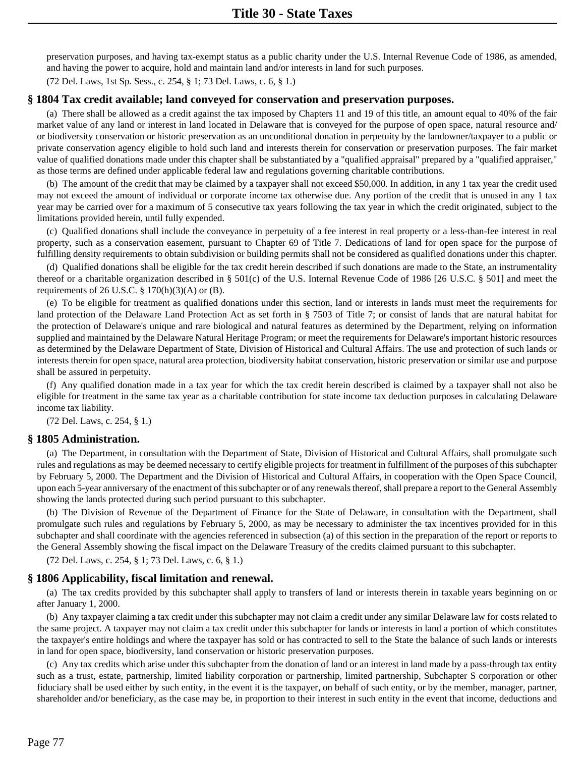preservation purposes, and having tax-exempt status as a public charity under the U.S. Internal Revenue Code of 1986, as amended, and having the power to acquire, hold and maintain land and/or interests in land for such purposes.

(72 Del. Laws, 1st Sp. Sess., c. 254, § 1; 73 Del. Laws, c. 6, § 1.)

### § 1804 Tax credit available; land conveyed for conservation and preservation purposes.

(a) There shall be allowed as a credit against the tax imposed by Chapters 11 and 19 of this title, an amount equal to 40% of the fair market value of any land or interest in land located in Delaware that is conveyed for the purpose of open space, natural resource and/or biodiversity conservation or historic preservation as an unconditional donation in perpetuity by the landowner/taxpayer to a public or private conservation agency eligible to hold such land and interests therein for conservation or preservation purposes. The fair market value of qualified donations made under this chapter shall be substantiated by a "qualified appraisal" prepared by a "qualified appraiser," as those terms are defined under applicable federal law and regulations governing charitable contributions.

(b) The amount of the credit that may be claimed by a taxpayer shall not exceed $50,000. In addition, in any 1 tax year the credit used may not exceed the amount of individual or corporate income tax otherwise due. Any portion of the credit that is unused in any 1 tax year may be carried over for a maximum of 5 consecutive tax years following the tax year in which the credit originated, subject to the limitations provided herein, until fully expended.

(c) Qualified donations shall include the conveyance in perpetuity of a fee interest in real property or a less-than-fee interest in real property, such as a conservation easement, pursuant to Chapter 69 of Title 7. Dedications of land for open space for the purpose of fulfilling density requirements to obtain subdivision or building permits shall not be considered as qualified donations under this chapter.

(d) Qualified donations shall be eligible for the tax credit herein described if such donations are made to the State, an instrumentality thereof or a charitable organization described in § 501(c) of the U.S. Internal Revenue Code of 1986 [26 U.S.C. § 501] and meet the requirements of 26 U.S.C. § 170(h)(3)(A) or (B).

(e) To be eligible for treatment as qualified donations under this section, land or interests in lands must meet the requirements for land protection of the Delaware Land Protection Act as set forth in § 7503 of Title 7; or consist of lands that are natural habitat for the protection of Delaware's unique and rare biological and natural features as determined by the Department, relying on information supplied and maintained by the Delaware Natural Heritage Program; or meet the requirements for Delaware's important historic resources as determined by the Delaware Department of State, Division of Historical and Cultural Affairs. The use and protection of such lands or interests therein for open space, natural area protection, biodiversity habitat conservation, historic preservation or similar use and purpose shall be assured in perpetuity.

(f) Any qualified donation made in a tax year for which the tax credit herein described is claimed by a taxpayer shall not also be eligible for treatment in the same tax year as a charitable contribution for state income tax deduction purposes in calculating Delaware income tax liability.

(72 Del. Laws, c. 254, § 1.)

### § 1805 Administration.

(a) The Department, in consultation with the Department of State, Division of Historical and Cultural Affairs, shall promulgate such rules and regulations as may be deemed necessary to certify eligible projects for treatment in fulfillment of the purposes of this subchapter by February 5, 2000. The Department and the Division of Historical and Cultural Affairs, in cooperation with the Open Space Council, upon each 5-year anniversary of the enactment of this subchapter or of any renewals thereof, shall prepare a report to the General Assembly showing the lands protected during such period pursuant to this subchapter.

(b) The Division of Revenue of the Department of Finance for the State of Delaware, in consultation with the Department, shall promulgate such rules and regulations by February 5, 2000, as may be necessary to administer the tax incentives provided for in this subchapter and shall coordinate with the agencies referenced in subsection (a) of this section in the preparation of the report or reports to the General Assembly showing the fiscal impact on the Delaware Treasury of the credits claimed pursuant to this subchapter.

(72 Del. Laws, c. 254, § 1; 73 Del. Laws, c. 6, § 1.)

### § 1806 Applicability, fiscal limitation and renewal.

(a) The tax credits provided by this subchapter shall apply to transfers of land or interests therein in taxable years beginning on or after January 1, 2000.

(b) Any taxpayer claiming a tax credit under this subchapter may not claim a credit under any similar Delaware law for costs related to the same project. A taxpayer may not claim a tax credit under this subchapter for lands or interests in land a portion of which constitutes the taxpayer's entire holdings and where the taxpayer has sold or has contracted to sell to the State the balance of such lands or interests in land for open space, biodiversity, land conservation or historic preservation purposes.

(c) Any tax credits which arise under this subchapter from the donation of land or an interest in land made by a pass-through tax entity such as a trust, estate, partnership, limited liability corporation or partnership, limited partnership, Subchapter S corporation or other fiduciary shall be used either by such entity, in the event it is the taxpayer, on behalf of such entity, or by the member, manager, partner, shareholder and/or beneficiary, as the case may be, in proportion to their interest in such entity in the event that income, deductions and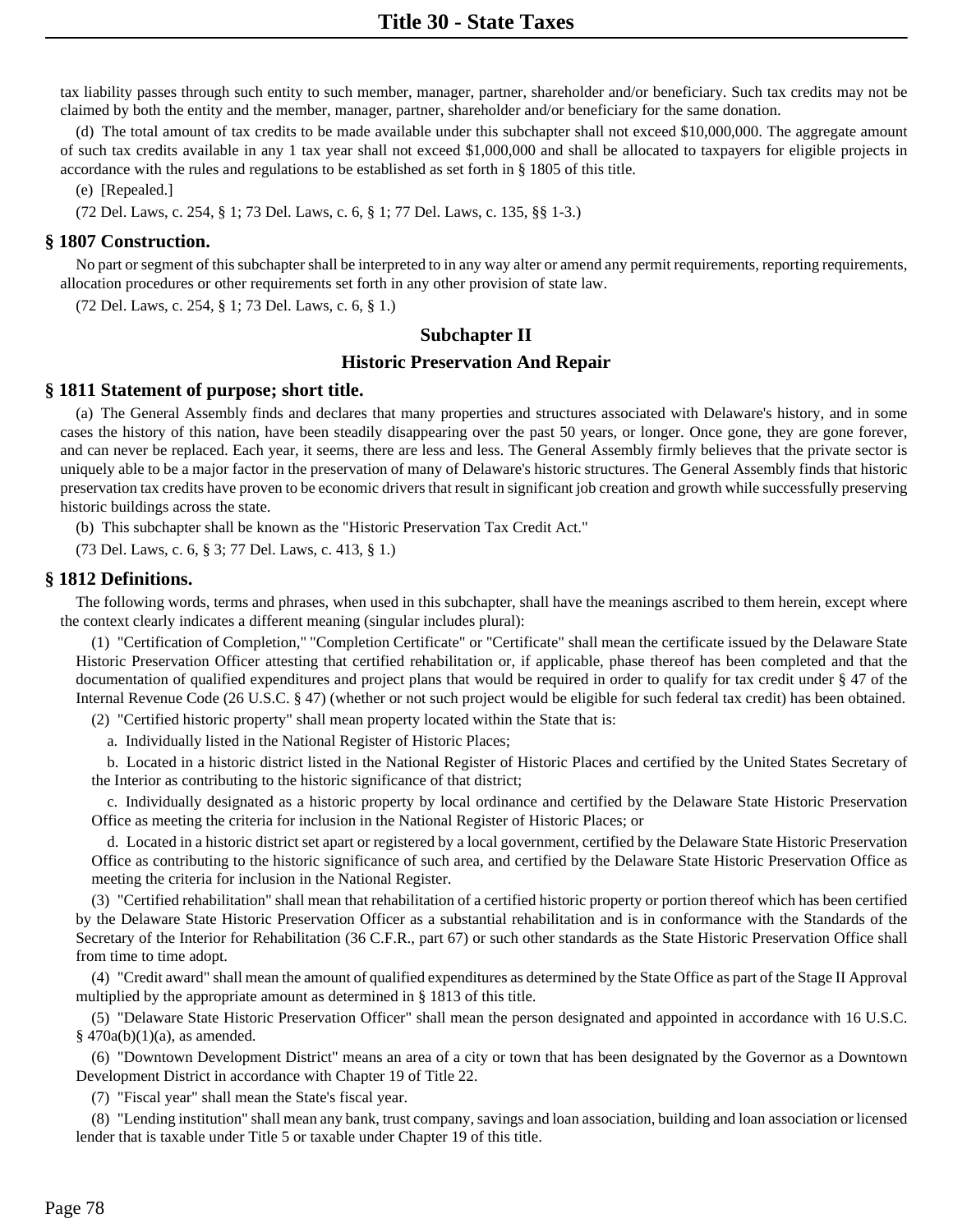tax liability passes through such entity to such member, manager, partner, shareholder and/or beneficiary. Such tax credits may not be claimed by both the entity and the member, manager, partner, shareholder and/or beneficiary for the same donation.

(d) The total amount of tax credits to be made available under this subchapter shall not exceed $10,000,000. The aggregate amount of such tax credits available in any 1 tax year shall not exceed $1,000,000 and shall be allocated to taxpayers for eligible projects in accordance with the rules and regulations to be established as set forth in § 1805 of this title.

(e) [Repealed.]

(72 Del. Laws, c. 254, § 1; 73 Del. Laws, c. 6, § 1; 77 Del. Laws, c. 135, §§ 1-3.)

### § 1807 Construction.

No part or segment of this subchapter shall be interpreted to in any way alter or amend any permit requirements, reporting requirements, allocation procedures or other requirements set forth in any other provision of state law.

(72 Del. Laws, c. 254, § 1; 73 Del. Laws, c. 6, § 1.)

## Subchapter II

## Historic Preservation And Repair

### § 1811 Statement of purpose; short title.

(a) The General Assembly finds and declares that many properties and structures associated with Delaware's history, and in some cases the history of this nation, have been steadily disappearing over the past 50 years, or longer. Once gone, they are gone forever, and can never be replaced. Each year, it seems, there are less and less. The General Assembly firmly believes that the private sector is uniquely able to be a major factor in the preservation of many of Delaware's historic structures. The General Assembly finds that historic preservation tax credits have proven to be economic drivers that result in significant job creation and growth while successfully preserving historic buildings across the state.

(b) This subchapter shall be known as the "Historic Preservation Tax Credit Act."

(73 Del. Laws, c. 6, § 3; 77 Del. Laws, c. 413, § 1.)

### § 1812 Definitions.

The following words, terms and phrases, when used in this subchapter, shall have the meanings ascribed to them herein, except where the context clearly indicates a different meaning (singular includes plural):

(1) "Certification of Completion," "Completion Certificate" or "Certificate" shall mean the certificate issued by the Delaware State Historic Preservation Officer attesting that certified rehabilitation or, if applicable, phase thereof has been completed and that the documentation of qualified expenditures and project plans that would be required in order to qualify for tax credit under § 47 of the Internal Revenue Code (26 U.S.C. § 47) (whether or not such project would be eligible for such federal tax credit) has been obtained.

(2) "Certified historic property" shall mean property located within the State that is:

a. Individually listed in the National Register of Historic Places;

b. Located in a historic district listed in the National Register of Historic Places and certified by the United States Secretary of the Interior as contributing to the historic significance of that district;

c. Individually designated as a historic property by local ordinance and certified by the Delaware State Historic Preservation Office as meeting the criteria for inclusion in the National Register of Historic Places; or

d. Located in a historic district set apart or registered by a local government, certified by the Delaware State Historic Preservation Office as contributing to the historic significance of such area, and certified by the Delaware State Historic Preservation Office as meeting the criteria for inclusion in the National Register.

(3) "Certified rehabilitation" shall mean that rehabilitation of a certified historic property or portion thereof which has been certified by the Delaware State Historic Preservation Officer as a substantial rehabilitation and is in conformance with the Standards of the Secretary of the Interior for Rehabilitation (36 C.F.R., part 67) or such other standards as the State Historic Preservation Office shall from time to time adopt.

(4) "Credit award" shall mean the amount of qualified expenditures as determined by the State Office as part of the Stage II Approval multiplied by the appropriate amount as determined in § 1813 of this title.

(5) "Delaware State Historic Preservation Officer" shall mean the person designated and appointed in accordance with 16 U.S.C. § 470a(b)(1)(a), as amended.

(6) "Downtown Development District" means an area of a city or town that has been designated by the Governor as a Downtown Development District in accordance with Chapter 19 of Title 22.

(7) "Fiscal year" shall mean the State's fiscal year.

(8) "Lending institution" shall mean any bank, trust company, savings and loan association, building and loan association or licensed lender that is taxable under Title 5 or taxable under Chapter 19 of this title.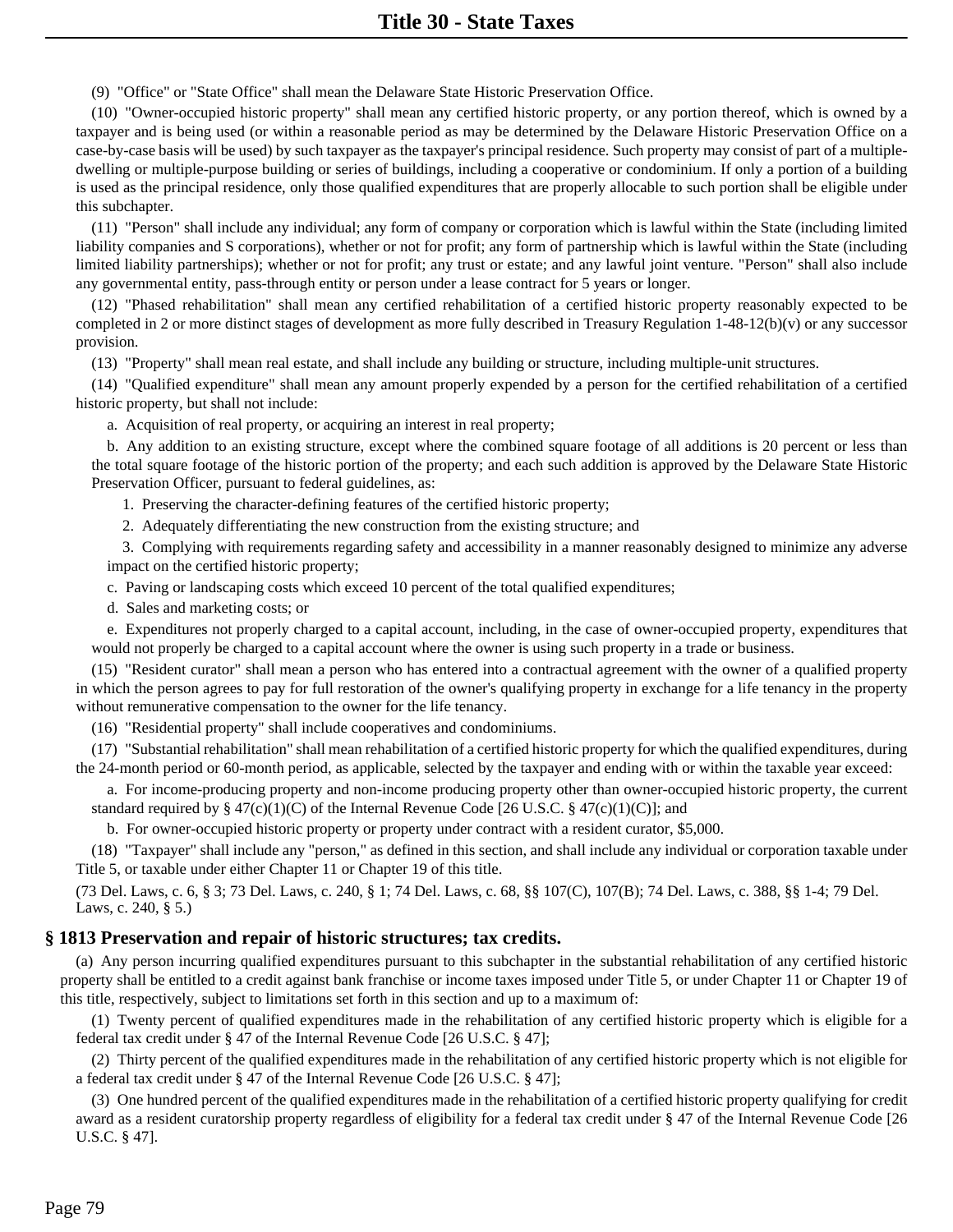(9) "Office" or "State Office" shall mean the Delaware State Historic Preservation Office.

(10) "Owner-occupied historic property" shall mean any certified historic property, or any portion thereof, which is owned by a taxpayer and is being used (or within a reasonable period as may be determined by the Delaware Historic Preservation Office on a case-by-case basis will be used) by such taxpayer as the taxpayer's principal residence. Such property may consist of part of a multiple-dwelling or multiple-purpose building or series of buildings, including a cooperative or condominium. If only a portion of a building is used as the principal residence, only those qualified expenditures that are properly allocable to such portion shall be eligible under this subchapter.

(11) "Person" shall include any individual; any form of company or corporation which is lawful within the State (including limited liability companies and S corporations), whether or not for profit; any form of partnership which is lawful within the State (including limited liability partnerships); whether or not for profit; any trust or estate; and any lawful joint venture. "Person" shall also include any governmental entity, pass-through entity or person under a lease contract for 5 years or longer.

(12) "Phased rehabilitation" shall mean any certified rehabilitation of a certified historic property reasonably expected to be completed in 2 or more distinct stages of development as more fully described in Treasury Regulation 1-48-12(b)(v) or any successor provision.

(13) "Property" shall mean real estate, and shall include any building or structure, including multiple-unit structures.

(14) "Qualified expenditure" shall mean any amount properly expended by a person for the certified rehabilitation of a certified historic property, but shall not include:

a. Acquisition of real property, or acquiring an interest in real property;

b. Any addition to an existing structure, except where the combined square footage of all additions is 20 percent or less than the total square footage of the historic portion of the property; and each such addition is approved by the Delaware State Historic Preservation Officer, pursuant to federal guidelines, as:

1. Preserving the character-defining features of the certified historic property;

2. Adequately differentiating the new construction from the existing structure; and

3. Complying with requirements regarding safety and accessibility in a manner reasonably designed to minimize any adverse impact on the certified historic property;

c. Paving or landscaping costs which exceed 10 percent of the total qualified expenditures;

d. Sales and marketing costs; or

e. Expenditures not properly charged to a capital account, including, in the case of owner-occupied property, expenditures that would not properly be charged to a capital account where the owner is using such property in a trade or business.

(15) "Resident curator" shall mean a person who has entered into a contractual agreement with the owner of a qualified property in which the person agrees to pay for full restoration of the owner's qualifying property in exchange for a life tenancy in the property without remunerative compensation to the owner for the life tenancy.

(16) "Residential property" shall include cooperatives and condominiums.

(17) "Substantial rehabilitation" shall mean rehabilitation of a certified historic property for which the qualified expenditures, during the 24-month period or 60-month period, as applicable, selected by the taxpayer and ending with or within the taxable year exceed:

a. For income-producing property and non-income producing property other than owner-occupied historic property, the current standard required by § 47(c)(1)(C) of the Internal Revenue Code [26 U.S.C. § 47(c)(1)(C)]; and

b. For owner-occupied historic property or property under contract with a resident curator, $5,000.

(18) "Taxpayer" shall include any "person," as defined in this section, and shall include any individual or corporation taxable under Title 5, or taxable under either Chapter 11 or Chapter 19 of this title.

(73 Del. Laws, c. 6, § 3; 73 Del. Laws, c. 240, § 1; 74 Del. Laws, c. 68, §§ 107(C), 107(B); 74 Del. Laws, c. 388, §§ 1-4; 79 Del. Laws, c. 240, § 5.)

### § 1813 Preservation and repair of historic structures; tax credits.

(a) Any person incurring qualified expenditures pursuant to this subchapter in the substantial rehabilitation of any certified historic property shall be entitled to a credit against bank franchise or income taxes imposed under Title 5, or under Chapter 11 or Chapter 19 of this title, respectively, subject to limitations set forth in this section and up to a maximum of:

(1) Twenty percent of qualified expenditures made in the rehabilitation of any certified historic property which is eligible for a federal tax credit under § 47 of the Internal Revenue Code [26 U.S.C. § 47];

(2) Thirty percent of the qualified expenditures made in the rehabilitation of any certified historic property which is not eligible for a federal tax credit under § 47 of the Internal Revenue Code [26 U.S.C. § 47];

(3) One hundred percent of the qualified expenditures made in the rehabilitation of a certified historic property qualifying for credit award as a resident curatorship property regardless of eligibility for a federal tax credit under § 47 of the Internal Revenue Code [26 U.S.C. § 47].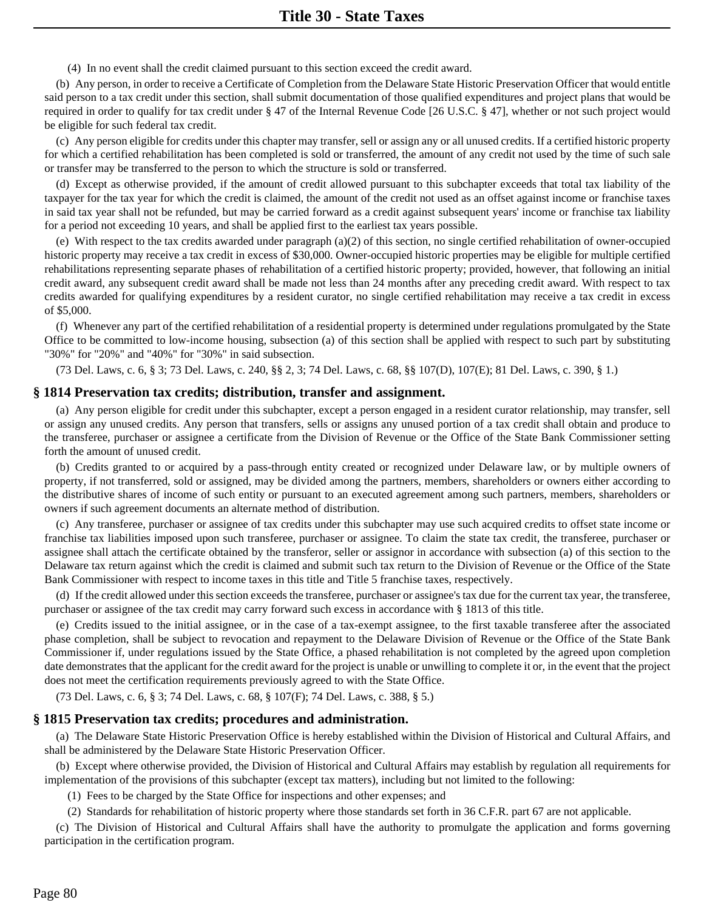(4) In no event shall the credit claimed pursuant to this section exceed the credit award.

(b) Any person, in order to receive a Certificate of Completion from the Delaware State Historic Preservation Officer that would entitle said person to a tax credit under this section, shall submit documentation of those qualified expenditures and project plans that would be required in order to qualify for tax credit under § 47 of the Internal Revenue Code [26 U.S.C. § 47], whether or not such project would be eligible for such federal tax credit.

(c) Any person eligible for credits under this chapter may transfer, sell or assign any or all unused credits. If a certified historic property for which a certified rehabilitation has been completed is sold or transferred, the amount of any credit not used by the time of such sale or transfer may be transferred to the person to which the structure is sold or transferred.

(d) Except as otherwise provided, if the amount of credit allowed pursuant to this subchapter exceeds that total tax liability of the taxpayer for the tax year for which the credit is claimed, the amount of the credit not used as an offset against income or franchise taxes in said tax year shall not be refunded, but may be carried forward as a credit against subsequent years' income or franchise tax liability for a period not exceeding 10 years, and shall be applied first to the earliest tax years possible.

(e) With respect to the tax credits awarded under paragraph (a)(2) of this section, no single certified rehabilitation of owner-occupied historic property may receive a tax credit in excess of $30,000. Owner-occupied historic properties may be eligible for multiple certified rehabilitations representing separate phases of rehabilitation of a certified historic property; provided, however, that following an initial credit award, any subsequent credit award shall be made not less than 24 months after any preceding credit award. With respect to tax credits awarded for qualifying expenditures by a resident curator, no single certified rehabilitation may receive a tax credit in excess of $5,000.

(f) Whenever any part of the certified rehabilitation of a residential property is determined under regulations promulgated by the State Office to be committed to low-income housing, subsection (a) of this section shall be applied with respect to such part by substituting "30%" for "20%" and "40%" for "30%" in said subsection.

(73 Del. Laws, c. 6, § 3; 73 Del. Laws, c. 240, §§ 2, 3; 74 Del. Laws, c. 68, §§ 107(D), 107(E); 81 Del. Laws, c. 390, § 1.)

## § 1814 Preservation tax credits; distribution, transfer and assignment.

(a) Any person eligible for credit under this subchapter, except a person engaged in a resident curator relationship, may transfer, sell or assign any unused credits. Any person that transfers, sells or assigns any unused portion of a tax credit shall obtain and produce to the transferee, purchaser or assignee a certificate from the Division of Revenue or the Office of the State Bank Commissioner setting forth the amount of unused credit.

(b) Credits granted to or acquired by a pass-through entity created or recognized under Delaware law, or by multiple owners of property, if not transferred, sold or assigned, may be divided among the partners, members, shareholders or owners either according to the distributive shares of income of such entity or pursuant to an executed agreement among such partners, members, shareholders or owners if such agreement documents an alternate method of distribution.

(c) Any transferee, purchaser or assignee of tax credits under this subchapter may use such acquired credits to offset state income or franchise tax liabilities imposed upon such transferee, purchaser or assignee. To claim the state tax credit, the transferee, purchaser or assignee shall attach the certificate obtained by the transferor, seller or assignor in accordance with subsection (a) of this section to the Delaware tax return against which the credit is claimed and submit such tax return to the Division of Revenue or the Office of the State Bank Commissioner with respect to income taxes in this title and Title 5 franchise taxes, respectively.

(d) If the credit allowed under this section exceeds the transferee, purchaser or assignee's tax due for the current tax year, the transferee, purchaser or assignee of the tax credit may carry forward such excess in accordance with § 1813 of this title.

(e) Credits issued to the initial assignee, or in the case of a tax-exempt assignee, to the first taxable transferee after the associated phase completion, shall be subject to revocation and repayment to the Delaware Division of Revenue or the Office of the State Bank Commissioner if, under regulations issued by the State Office, a phased rehabilitation is not completed by the agreed upon completion date demonstrates that the applicant for the credit award for the project is unable or unwilling to complete it or, in the event that the project does not meet the certification requirements previously agreed to with the State Office.

(73 Del. Laws, c. 6, § 3; 74 Del. Laws, c. 68, § 107(F); 74 Del. Laws, c. 388, § 5.)

## § 1815 Preservation tax credits; procedures and administration.

(a) The Delaware State Historic Preservation Office is hereby established within the Division of Historical and Cultural Affairs, and shall be administered by the Delaware State Historic Preservation Officer.

(b) Except where otherwise provided, the Division of Historical and Cultural Affairs may establish by regulation all requirements for implementation of the provisions of this subchapter (except tax matters), including but not limited to the following:

(1) Fees to be charged by the State Office for inspections and other expenses; and

(2) Standards for rehabilitation of historic property where those standards set forth in 36 C.F.R. part 67 are not applicable.

(c) The Division of Historical and Cultural Affairs shall have the authority to promulgate the application and forms governing participation in the certification program.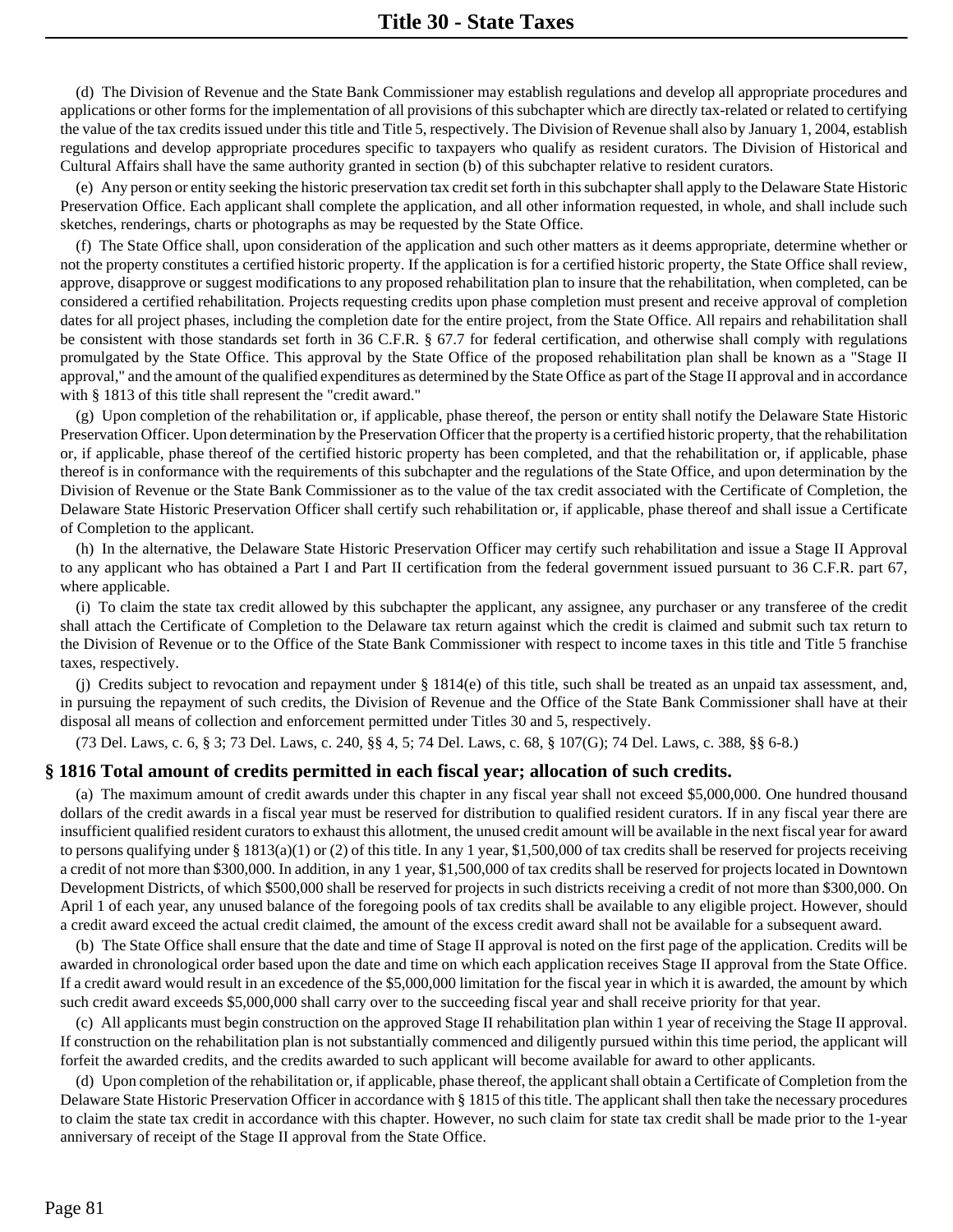(d) The Division of Revenue and the State Bank Commissioner may establish regulations and develop all appropriate procedures and applications or other forms for the implementation of all provisions of this subchapter which are directly tax-related or related to certifying the value of the tax credits issued under this title and Title 5, respectively. The Division of Revenue shall also by January 1, 2004, establish regulations and develop appropriate procedures specific to taxpayers who qualify as resident curators. The Division of Historical and Cultural Affairs shall have the same authority granted in section (b) of this subchapter relative to resident curators.

(e) Any person or entity seeking the historic preservation tax credit set forth in this subchapter shall apply to the Delaware State Historic Preservation Office. Each applicant shall complete the application, and all other information requested, in whole, and shall include such sketches, renderings, charts or photographs as may be requested by the State Office.

(f) The State Office shall, upon consideration of the application and such other matters as it deems appropriate, determine whether or not the property constitutes a certified historic property. If the application is for a certified historic property, the State Office shall review, approve, disapprove or suggest modifications to any proposed rehabilitation plan to insure that the rehabilitation, when completed, can be considered a certified rehabilitation. Projects requesting credits upon phase completion must present and receive approval of completion dates for all project phases, including the completion date for the entire project, from the State Office. All repairs and rehabilitation shall be consistent with those standards set forth in 36 C.F.R. § 67.7 for federal certification, and otherwise shall comply with regulations promulgated by the State Office. This approval by the State Office of the proposed rehabilitation plan shall be known as a "Stage II approval," and the amount of the qualified expenditures as determined by the State Office as part of the Stage II approval and in accordance with § 1813 of this title shall represent the "credit award."

(g) Upon completion of the rehabilitation or, if applicable, phase thereof, the person or entity shall notify the Delaware State Historic Preservation Officer. Upon determination by the Preservation Officer that the property is a certified historic property, that the rehabilitation or, if applicable, phase thereof of the certified historic property has been completed, and that the rehabilitation or, if applicable, phase thereof is in conformance with the requirements of this subchapter and the regulations of the State Office, and upon determination by the Division of Revenue or the State Bank Commissioner as to the value of the tax credit associated with the Certificate of Completion, the Delaware State Historic Preservation Officer shall certify such rehabilitation or, if applicable, phase thereof and shall issue a Certificate of Completion to the applicant.

(h) In the alternative, the Delaware State Historic Preservation Officer may certify such rehabilitation and issue a Stage II Approval to any applicant who has obtained a Part I and Part II certification from the federal government issued pursuant to 36 C.F.R. part 67, where applicable.

(i) To claim the state tax credit allowed by this subchapter the applicant, any assignee, any purchaser or any transferee of the credit shall attach the Certificate of Completion to the Delaware tax return against which the credit is claimed and submit such tax return to the Division of Revenue or to the Office of the State Bank Commissioner with respect to income taxes in this title and Title 5 franchise taxes, respectively.

(j) Credits subject to revocation and repayment under § 1814(e) of this title, such shall be treated as an unpaid tax assessment, and, in pursuing the repayment of such credits, the Division of Revenue and the Office of the State Bank Commissioner shall have at their disposal all means of collection and enforcement permitted under Titles 30 and 5, respectively.

(73 Del. Laws, c. 6, § 3; 73 Del. Laws, c. 240, §§ 4, 5; 74 Del. Laws, c. 68, § 107(G); 74 Del. Laws, c. 388, §§ 6-8.)

## § 1816 Total amount of credits permitted in each fiscal year; allocation of such credits.

(a) The maximum amount of credit awards under this chapter in any fiscal year shall not exceed $5,000,000. One hundred thousand dollars of the credit awards in a fiscal year must be reserved for distribution to qualified resident curators. If in any fiscal year there are insufficient qualified resident curators to exhaust this allotment, the unused credit amount will be available in the next fiscal year for award to persons qualifying under § 1813(a)(1) or (2) of this title. In any 1 year, $1,500,000 of tax credits shall be reserved for projects receiving a credit of not more than $300,000. In addition, in any 1 year, $1,500,000 of tax credits shall be reserved for projects located in Downtown Development Districts, of which $500,000 shall be reserved for projects in such districts receiving a credit of not more than $300,000. On April 1 of each year, any unused balance of the foregoing pools of tax credits shall be available to any eligible project. However, should a credit award exceed the actual credit claimed, the amount of the excess credit award shall not be available for a subsequent award.

(b) The State Office shall ensure that the date and time of Stage II approval is noted on the first page of the application. Credits will be awarded in chronological order based upon the date and time on which each application receives Stage II approval from the State Office. If a credit award would result in an excedence of the $5,000,000 limitation for the fiscal year in which it is awarded, the amount by which such credit award exceeds $5,000,000 shall carry over to the succeeding fiscal year and shall receive priority for that year.

(c) All applicants must begin construction on the approved Stage II rehabilitation plan within 1 year of receiving the Stage II approval. If construction on the rehabilitation plan is not substantially commenced and diligently pursued within this time period, the applicant will forfeit the awarded credits, and the credits awarded to such applicant will become available for award to other applicants.

(d) Upon completion of the rehabilitation or, if applicable, phase thereof, the applicant shall obtain a Certificate of Completion from the Delaware State Historic Preservation Officer in accordance with § 1815 of this title. The applicant shall then take the necessary procedures to claim the state tax credit in accordance with this chapter. However, no such claim for state tax credit shall be made prior to the 1-year anniversary of receipt of the Stage II approval from the State Office.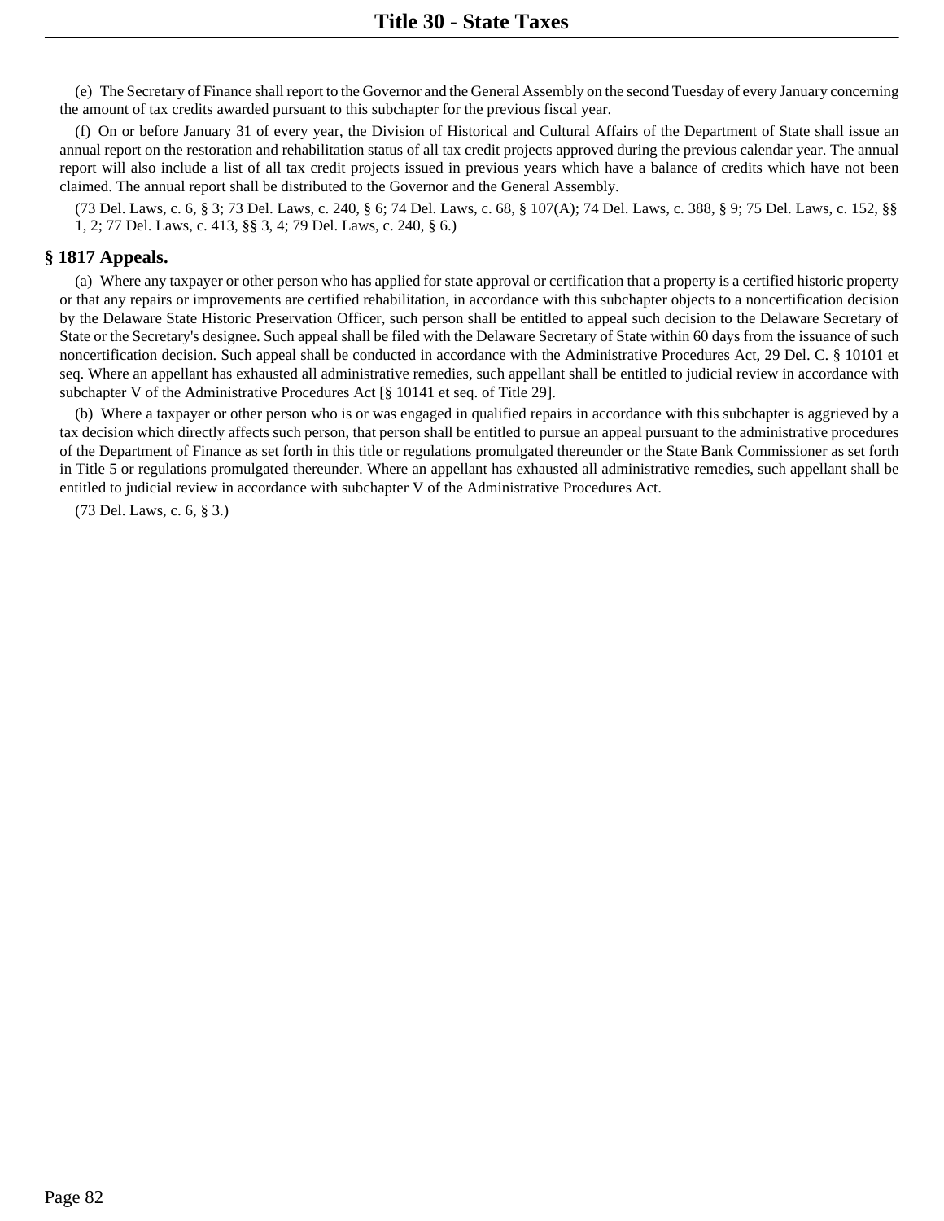(e) The Secretary of Finance shall report to the Governor and the General Assembly on the second Tuesday of every January concerning the amount of tax credits awarded pursuant to this subchapter for the previous fiscal year.

(f) On or before January 31 of every year, the Division of Historical and Cultural Affairs of the Department of State shall issue an annual report on the restoration and rehabilitation status of all tax credit projects approved during the previous calendar year. The annual report will also include a list of all tax credit projects issued in previous years which have a balance of credits which have not been claimed. The annual report shall be distributed to the Governor and the General Assembly.

(73 Del. Laws, c. 6, § 3; 73 Del. Laws, c. 240, § 6; 74 Del. Laws, c. 68, § 107(A); 74 Del. Laws, c. 388, § 9; 75 Del. Laws, c. 152, §§ 1, 2; 77 Del. Laws, c. 413, §§ 3, 4; 79 Del. Laws, c. 240, § 6.)

## § 1817 Appeals.

(a) Where any taxpayer or other person who has applied for state approval or certification that a property is a certified historic property or that any repairs or improvements are certified rehabilitation, in accordance with this subchapter objects to a noncertification decision by the Delaware State Historic Preservation Officer, such person shall be entitled to appeal such decision to the Delaware Secretary of State or the Secretary's designee. Such appeal shall be filed with the Delaware Secretary of State within 60 days from the issuance of such noncertification decision. Such appeal shall be conducted in accordance with the Administrative Procedures Act, 29 Del. C. § 10101 et seq. Where an appellant has exhausted all administrative remedies, such appellant shall be entitled to judicial review in accordance with subchapter V of the Administrative Procedures Act [§ 10141 et seq. of Title 29].

(b) Where a taxpayer or other person who is or was engaged in qualified repairs in accordance with this subchapter is aggrieved by a tax decision which directly affects such person, that person shall be entitled to pursue an appeal pursuant to the administrative procedures of the Department of Finance as set forth in this title or regulations promulgated thereunder or the State Bank Commissioner as set forth in Title 5 or regulations promulgated thereunder. Where an appellant has exhausted all administrative remedies, such appellant shall be entitled to judicial review in accordance with subchapter V of the Administrative Procedures Act.

(73 Del. Laws, c. 6, § 3.)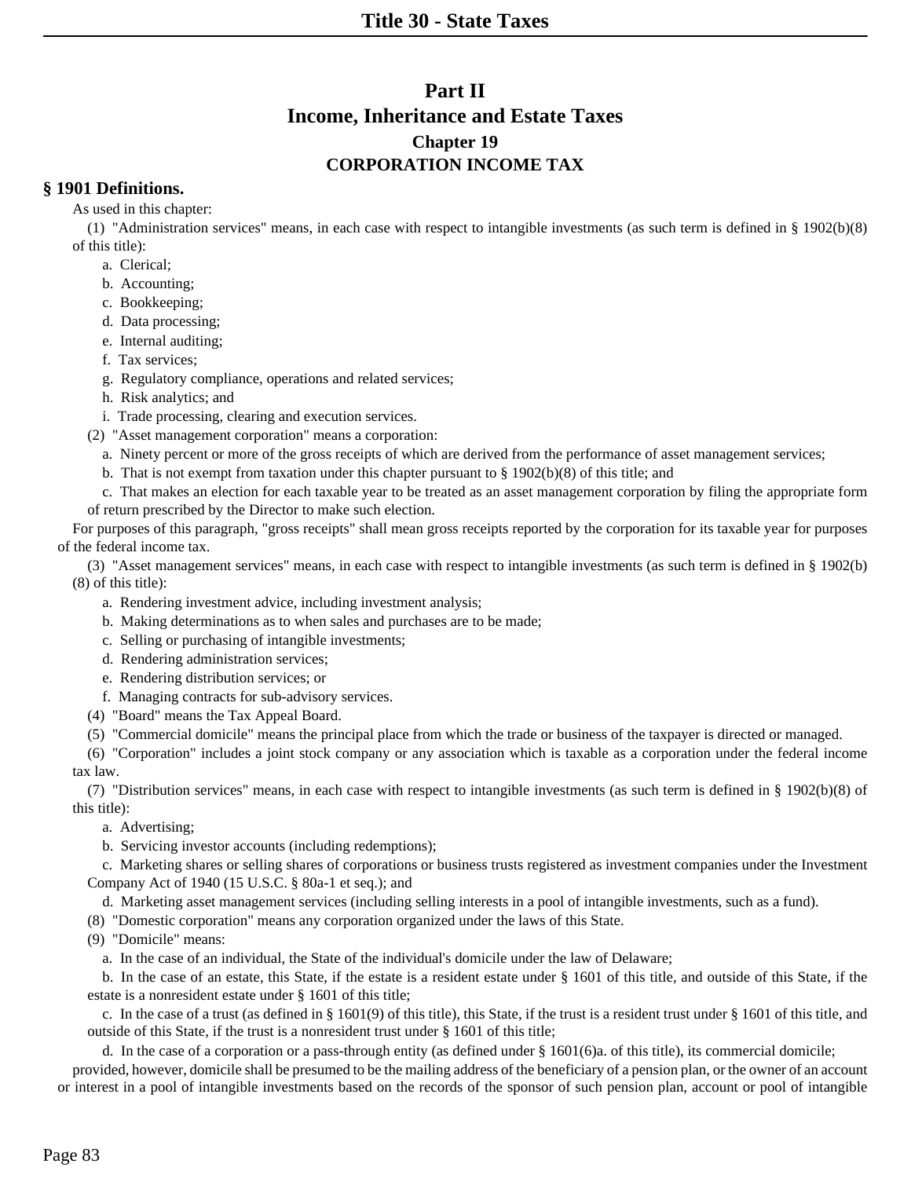# Part II
# Income, Inheritance and Estate Taxes
## Chapter 19
## CORPORATION INCOME TAX

### § 1901 Definitions.

As used in this chapter:

(1) "Administration services" means, in each case with respect to intangible investments (as such term is defined in § 1902(b)(8) of this title):

a. Clerical;

b. Accounting;

c. Bookkeeping;

d. Data processing;

e. Internal auditing;

f. Tax services;

g. Regulatory compliance, operations and related services;

h. Risk analytics; and

i. Trade processing, clearing and execution services.

(2) "Asset management corporation" means a corporation:

a. Ninety percent or more of the gross receipts of which are derived from the performance of asset management services;

b. That is not exempt from taxation under this chapter pursuant to § 1902(b)(8) of this title; and

c. That makes an election for each taxable year to be treated as an asset management corporation by filing the appropriate form of return prescribed by the Director to make such election.

For purposes of this paragraph, "gross receipts" shall mean gross receipts reported by the corporation for its taxable year for purposes of the federal income tax.

(3) "Asset management services" means, in each case with respect to intangible investments (as such term is defined in § 1902(b)(8) of this title):

a. Rendering investment advice, including investment analysis;

b. Making determinations as to when sales and purchases are to be made;

c. Selling or purchasing of intangible investments;

d. Rendering administration services;

e. Rendering distribution services; or

f. Managing contracts for sub-advisory services.

(4) "Board" means the Tax Appeal Board.

(5) "Commercial domicile" means the principal place from which the trade or business of the taxpayer is directed or managed.

(6) "Corporation" includes a joint stock company or any association which is taxable as a corporation under the federal income tax law.

(7) "Distribution services" means, in each case with respect to intangible investments (as such term is defined in § 1902(b)(8) of this title):

a. Advertising;

b. Servicing investor accounts (including redemptions);

c. Marketing shares or selling shares of corporations or business trusts registered as investment companies under the Investment Company Act of 1940 (15 U.S.C. § 80a-1 et seq.); and

d. Marketing asset management services (including selling interests in a pool of intangible investments, such as a fund).

(8) "Domestic corporation" means any corporation organized under the laws of this State.

(9) "Domicile" means:

a. In the case of an individual, the State of the individual's domicile under the law of Delaware;

b. In the case of an estate, this State, if the estate is a resident estate under § 1601 of this title, and outside of this State, if the estate is a nonresident estate under § 1601 of this title;

c. In the case of a trust (as defined in § 1601(9) of this title), this State, if the trust is a resident trust under § 1601 of this title, and outside of this State, if the trust is a nonresident trust under § 1601 of this title;

d. In the case of a corporation or a pass-through entity (as defined under § 1601(6)a. of this title), its commercial domicile;

provided, however, domicile shall be presumed to be the mailing address of the beneficiary of a pension plan, or the owner of an account or interest in a pool of intangible investments based on the records of the sponsor of such pension plan, account or pool of intangible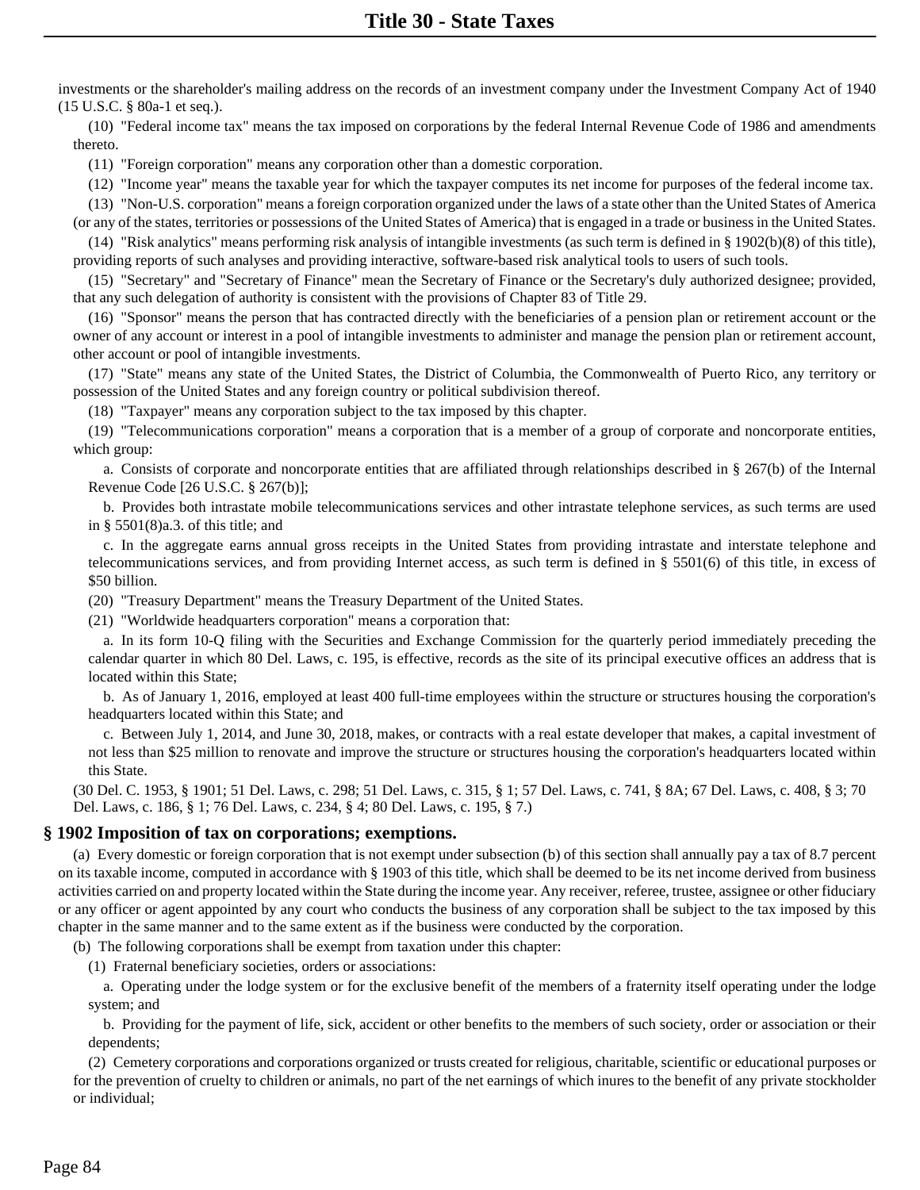investments or the shareholder's mailing address on the records of an investment company under the Investment Company Act of 1940 (15 U.S.C. § 80a-1 et seq.).

(10) "Federal income tax" means the tax imposed on corporations by the federal Internal Revenue Code of 1986 and amendments thereto.

(11) "Foreign corporation" means any corporation other than a domestic corporation.

(12) "Income year" means the taxable year for which the taxpayer computes its net income for purposes of the federal income tax.

(13) "Non-U.S. corporation" means a foreign corporation organized under the laws of a state other than the United States of America (or any of the states, territories or possessions of the United States of America) that is engaged in a trade or business in the United States.

(14) "Risk analytics" means performing risk analysis of intangible investments (as such term is defined in § 1902(b)(8) of this title), providing reports of such analyses and providing interactive, software-based risk analytical tools to users of such tools.

(15) "Secretary" and "Secretary of Finance" mean the Secretary of Finance or the Secretary's duly authorized designee; provided, that any such delegation of authority is consistent with the provisions of Chapter 83 of Title 29.

(16) "Sponsor" means the person that has contracted directly with the beneficiaries of a pension plan or retirement account or the owner of any account or interest in a pool of intangible investments to administer and manage the pension plan or retirement account, other account or pool of intangible investments.

(17) "State" means any state of the United States, the District of Columbia, the Commonwealth of Puerto Rico, any territory or possession of the United States and any foreign country or political subdivision thereof.

(18) "Taxpayer" means any corporation subject to the tax imposed by this chapter.

(19) "Telecommunications corporation" means a corporation that is a member of a group of corporate and noncorporate entities, which group:

a. Consists of corporate and noncorporate entities that are affiliated through relationships described in § 267(b) of the Internal Revenue Code [26 U.S.C. § 267(b)];

b. Provides both intrastate mobile telecommunications services and other intrastate telephone services, as such terms are used in § 5501(8)a.3. of this title; and

c. In the aggregate earns annual gross receipts in the United States from providing intrastate and interstate telephone and telecommunications services, and from providing Internet access, as such term is defined in § 5501(6) of this title, in excess of $50 billion.

(20) "Treasury Department" means the Treasury Department of the United States.

(21) "Worldwide headquarters corporation" means a corporation that:

a. In its form 10-Q filing with the Securities and Exchange Commission for the quarterly period immediately preceding the calendar quarter in which 80 Del. Laws, c. 195, is effective, records as the site of its principal executive offices an address that is located within this State;

b. As of January 1, 2016, employed at least 400 full-time employees within the structure or structures housing the corporation's headquarters located within this State; and

c. Between July 1, 2014, and June 30, 2018, makes, or contracts with a real estate developer that makes, a capital investment of not less than $25 million to renovate and improve the structure or structures housing the corporation's headquarters located within this State.

(30 Del. C. 1953, § 1901; 51 Del. Laws, c. 298; 51 Del. Laws, c. 315, § 1; 57 Del. Laws, c. 741, § 8A; 67 Del. Laws, c. 408, § 3; 70 Del. Laws, c. 186, § 1; 76 Del. Laws, c. 234, § 4; 80 Del. Laws, c. 195, § 7.)

### § 1902 Imposition of tax on corporations; exemptions.

(a) Every domestic or foreign corporation that is not exempt under subsection (b) of this section shall annually pay a tax of 8.7 percent on its taxable income, computed in accordance with § 1903 of this title, which shall be deemed to be its net income derived from business activities carried on and property located within the State during the income year. Any receiver, referee, trustee, assignee or other fiduciary or any officer or agent appointed by any court who conducts the business of any corporation shall be subject to the tax imposed by this chapter in the same manner and to the same extent as if the business were conducted by the corporation.

(b) The following corporations shall be exempt from taxation under this chapter:

(1) Fraternal beneficiary societies, orders or associations:

a. Operating under the lodge system or for the exclusive benefit of the members of a fraternity itself operating under the lodge system; and

b. Providing for the payment of life, sick, accident or other benefits to the members of such society, order or association or their dependents;

(2) Cemetery corporations and corporations organized or trusts created for religious, charitable, scientific or educational purposes or for the prevention of cruelty to children or animals, no part of the net earnings of which inures to the benefit of any private stockholder or individual;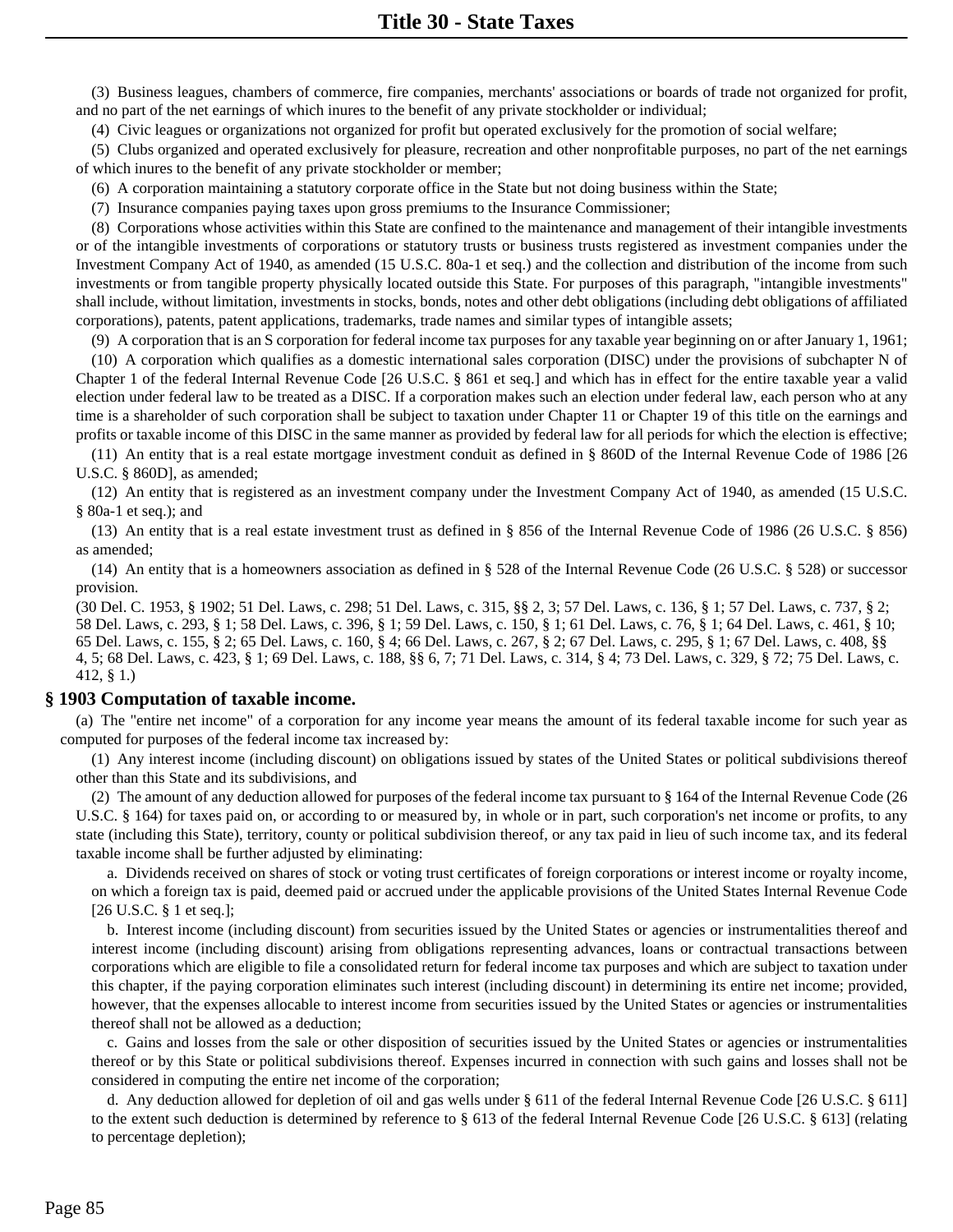(3) Business leagues, chambers of commerce, fire companies, merchants' associations or boards of trade not organized for profit, and no part of the net earnings of which inures to the benefit of any private stockholder or individual;

(4) Civic leagues or organizations not organized for profit but operated exclusively for the promotion of social welfare;

(5) Clubs organized and operated exclusively for pleasure, recreation and other nonprofitable purposes, no part of the net earnings of which inures to the benefit of any private stockholder or member;

(6) A corporation maintaining a statutory corporate office in the State but not doing business within the State;

(7) Insurance companies paying taxes upon gross premiums to the Insurance Commissioner;

(8) Corporations whose activities within this State are confined to the maintenance and management of their intangible investments or of the intangible investments of corporations or statutory trusts or business trusts registered as investment companies under the Investment Company Act of 1940, as amended (15 U.S.C. 80a-1 et seq.) and the collection and distribution of the income from such investments or from tangible property physically located outside this State. For purposes of this paragraph, "intangible investments" shall include, without limitation, investments in stocks, bonds, notes and other debt obligations (including debt obligations of affiliated corporations), patents, patent applications, trademarks, trade names and similar types of intangible assets;

(9) A corporation that is an S corporation for federal income tax purposes for any taxable year beginning on or after January 1, 1961;

(10) A corporation which qualifies as a domestic international sales corporation (DISC) under the provisions of subchapter N of Chapter 1 of the federal Internal Revenue Code [26 U.S.C. § 861 et seq.] and which has in effect for the entire taxable year a valid election under federal law to be treated as a DISC. If a corporation makes such an election under federal law, each person who at any time is a shareholder of such corporation shall be subject to taxation under Chapter 11 or Chapter 19 of this title on the earnings and profits or taxable income of this DISC in the same manner as provided by federal law for all periods for which the election is effective;

(11) An entity that is a real estate mortgage investment conduit as defined in § 860D of the Internal Revenue Code of 1986 [26 U.S.C. § 860D], as amended;

(12) An entity that is registered as an investment company under the Investment Company Act of 1940, as amended (15 U.S.C. § 80a-1 et seq.); and

(13) An entity that is a real estate investment trust as defined in § 856 of the Internal Revenue Code of 1986 (26 U.S.C. § 856) as amended;

(14) An entity that is a homeowners association as defined in § 528 of the Internal Revenue Code (26 U.S.C. § 528) or successor provision.

(30 Del. C. 1953, § 1902; 51 Del. Laws, c. 298; 51 Del. Laws, c. 315, §§ 2, 3; 57 Del. Laws, c. 136, § 1; 57 Del. Laws, c. 737, § 2; 58 Del. Laws, c. 293, § 1; 58 Del. Laws, c. 396, § 1; 59 Del. Laws, c. 150, § 1; 61 Del. Laws, c. 76, § 1; 64 Del. Laws, c. 461, § 10; 65 Del. Laws, c. 155, § 2; 65 Del. Laws, c. 160, § 4; 66 Del. Laws, c. 267, § 2; 67 Del. Laws, c. 295, § 1; 67 Del. Laws, c. 408, §§ 4, 5; 68 Del. Laws, c. 423, § 1; 69 Del. Laws, c. 188, §§ 6, 7; 71 Del. Laws, c. 314, § 4; 73 Del. Laws, c. 329, § 72; 75 Del. Laws, c. 412, § 1.)

### § 1903 Computation of taxable income.

(a) The "entire net income" of a corporation for any income year means the amount of its federal taxable income for such year as computed for purposes of the federal income tax increased by:

(1) Any interest income (including discount) on obligations issued by states of the United States or political subdivisions thereof other than this State and its subdivisions, and

(2) The amount of any deduction allowed for purposes of the federal income tax pursuant to § 164 of the Internal Revenue Code (26 U.S.C. § 164) for taxes paid on, or according to or measured by, in whole or in part, such corporation's net income or profits, to any state (including this State), territory, county or political subdivision thereof, or any tax paid in lieu of such income tax, and its federal taxable income shall be further adjusted by eliminating:

a. Dividends received on shares of stock or voting trust certificates of foreign corporations or interest income or royalty income, on which a foreign tax is paid, deemed paid or accrued under the applicable provisions of the United States Internal Revenue Code [26 U.S.C. § 1 et seq.];

b. Interest income (including discount) from securities issued by the United States or agencies or instrumentalities thereof and interest income (including discount) arising from obligations representing advances, loans or contractual transactions between corporations which are eligible to file a consolidated return for federal income tax purposes and which are subject to taxation under this chapter, if the paying corporation eliminates such interest (including discount) in determining its entire net income; provided, however, that the expenses allocable to interest income from securities issued by the United States or agencies or instrumentalities thereof shall not be allowed as a deduction;

c. Gains and losses from the sale or other disposition of securities issued by the United States or agencies or instrumentalities thereof or by this State or political subdivisions thereof. Expenses incurred in connection with such gains and losses shall not be considered in computing the entire net income of the corporation;

d. Any deduction allowed for depletion of oil and gas wells under § 611 of the federal Internal Revenue Code [26 U.S.C. § 611] to the extent such deduction is determined by reference to § 613 of the federal Internal Revenue Code [26 U.S.C. § 613] (relating to percentage depletion);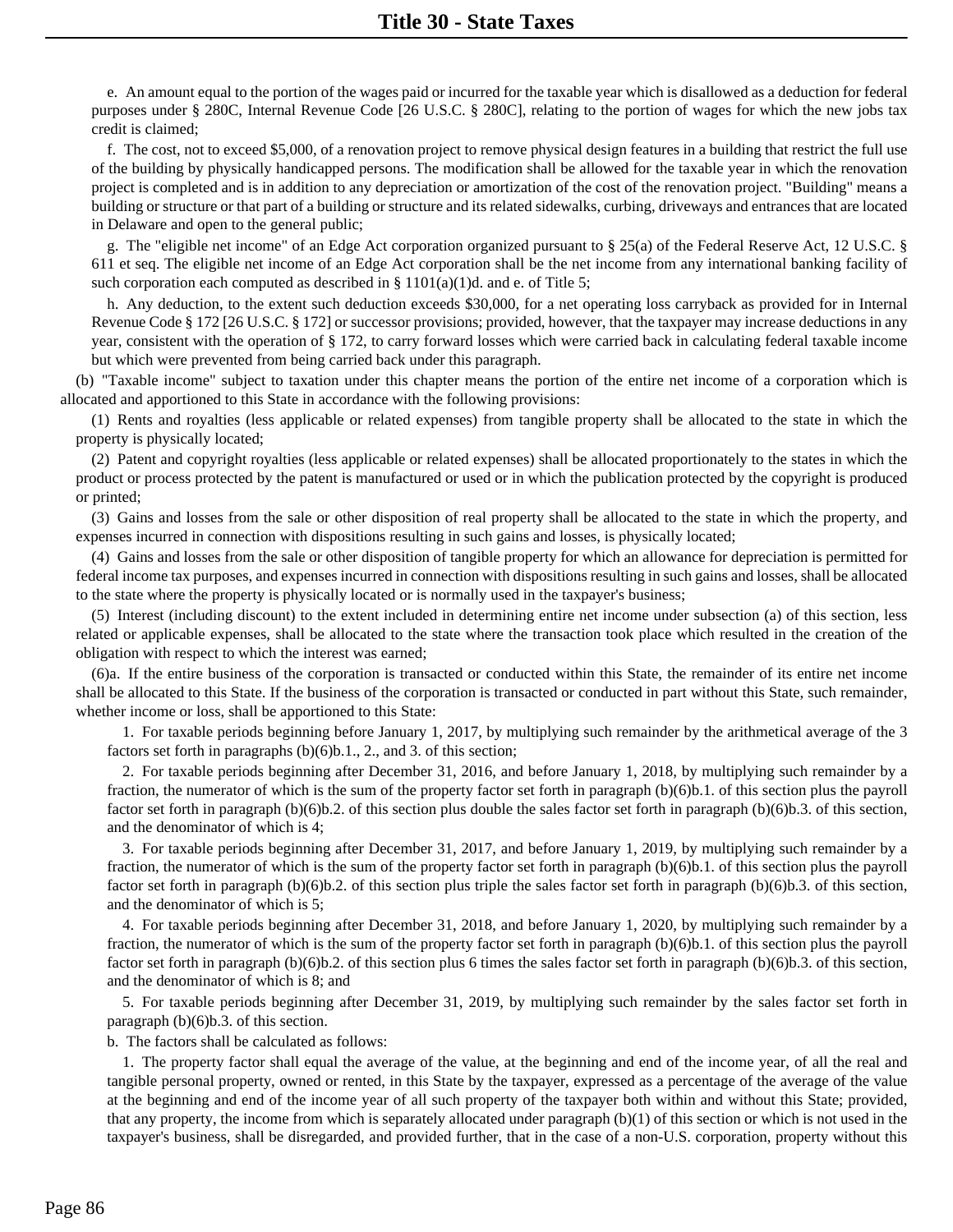e. An amount equal to the portion of the wages paid or incurred for the taxable year which is disallowed as a deduction for federal purposes under § 280C, Internal Revenue Code [26 U.S.C. § 280C], relating to the portion of wages for which the new jobs tax credit is claimed;

f. The cost, not to exceed $5,000, of a renovation project to remove physical design features in a building that restrict the full use of the building by physically handicapped persons. The modification shall be allowed for the taxable year in which the renovation project is completed and is in addition to any depreciation or amortization of the cost of the renovation project. "Building" means a building or structure or that part of a building or structure and its related sidewalks, curbing, driveways and entrances that are located in Delaware and open to the general public;

g. The "eligible net income" of an Edge Act corporation organized pursuant to § 25(a) of the Federal Reserve Act, 12 U.S.C. § 611 et seq. The eligible net income of an Edge Act corporation shall be the net income from any international banking facility of such corporation each computed as described in § 1101(a)(1)d. and e. of Title 5;

h. Any deduction, to the extent such deduction exceeds $30,000, for a net operating loss carryback as provided for in Internal Revenue Code § 172 [26 U.S.C. § 172] or successor provisions; provided, however, that the taxpayer may increase deductions in any year, consistent with the operation of § 172, to carry forward losses which were carried back in calculating federal taxable income but which were prevented from being carried back under this paragraph.

(b) "Taxable income" subject to taxation under this chapter means the portion of the entire net income of a corporation which is allocated and apportioned to this State in accordance with the following provisions:

(1) Rents and royalties (less applicable or related expenses) from tangible property shall be allocated to the state in which the property is physically located;

(2) Patent and copyright royalties (less applicable or related expenses) shall be allocated proportionately to the states in which the product or process protected by the patent is manufactured or used or in which the publication protected by the copyright is produced or printed;

(3) Gains and losses from the sale or other disposition of real property shall be allocated to the state in which the property, and expenses incurred in connection with dispositions resulting in such gains and losses, is physically located;

(4) Gains and losses from the sale or other disposition of tangible property for which an allowance for depreciation is permitted for federal income tax purposes, and expenses incurred in connection with dispositions resulting in such gains and losses, shall be allocated to the state where the property is physically located or is normally used in the taxpayer's business;

(5) Interest (including discount) to the extent included in determining entire net income under subsection (a) of this section, less related or applicable expenses, shall be allocated to the state where the transaction took place which resulted in the creation of the obligation with respect to which the interest was earned;

(6)a. If the entire business of the corporation is transacted or conducted within this State, the remainder of its entire net income shall be allocated to this State. If the business of the corporation is transacted or conducted in part without this State, such remainder, whether income or loss, shall be apportioned to this State:

1. For taxable periods beginning before January 1, 2017, by multiplying such remainder by the arithmetical average of the 3 factors set forth in paragraphs (b)(6)b.1., 2., and 3. of this section;

2. For taxable periods beginning after December 31, 2016, and before January 1, 2018, by multiplying such remainder by a fraction, the numerator of which is the sum of the property factor set forth in paragraph (b)(6)b.1. of this section plus the payroll factor set forth in paragraph (b)(6)b.2. of this section plus double the sales factor set forth in paragraph (b)(6)b.3. of this section, and the denominator of which is 4;

3. For taxable periods beginning after December 31, 2017, and before January 1, 2019, by multiplying such remainder by a fraction, the numerator of which is the sum of the property factor set forth in paragraph (b)(6)b.1. of this section plus the payroll factor set forth in paragraph (b)(6)b.2. of this section plus triple the sales factor set forth in paragraph (b)(6)b.3. of this section, and the denominator of which is 5;

4. For taxable periods beginning after December 31, 2018, and before January 1, 2020, by multiplying such remainder by a fraction, the numerator of which is the sum of the property factor set forth in paragraph (b)(6)b.1. of this section plus the payroll factor set forth in paragraph (b)(6)b.2. of this section plus 6 times the sales factor set forth in paragraph (b)(6)b.3. of this section, and the denominator of which is 8; and

5. For taxable periods beginning after December 31, 2019, by multiplying such remainder by the sales factor set forth in paragraph (b)(6)b.3. of this section.

b. The factors shall be calculated as follows:

1. The property factor shall equal the average of the value, at the beginning and end of the income year, of all the real and tangible personal property, owned or rented, in this State by the taxpayer, expressed as a percentage of the average of the value at the beginning and end of the income year of all such property of the taxpayer both within and without this State; provided, that any property, the income from which is separately allocated under paragraph (b)(1) of this section or which is not used in the taxpayer's business, shall be disregarded, and provided further, that in the case of a non-U.S. corporation, property without this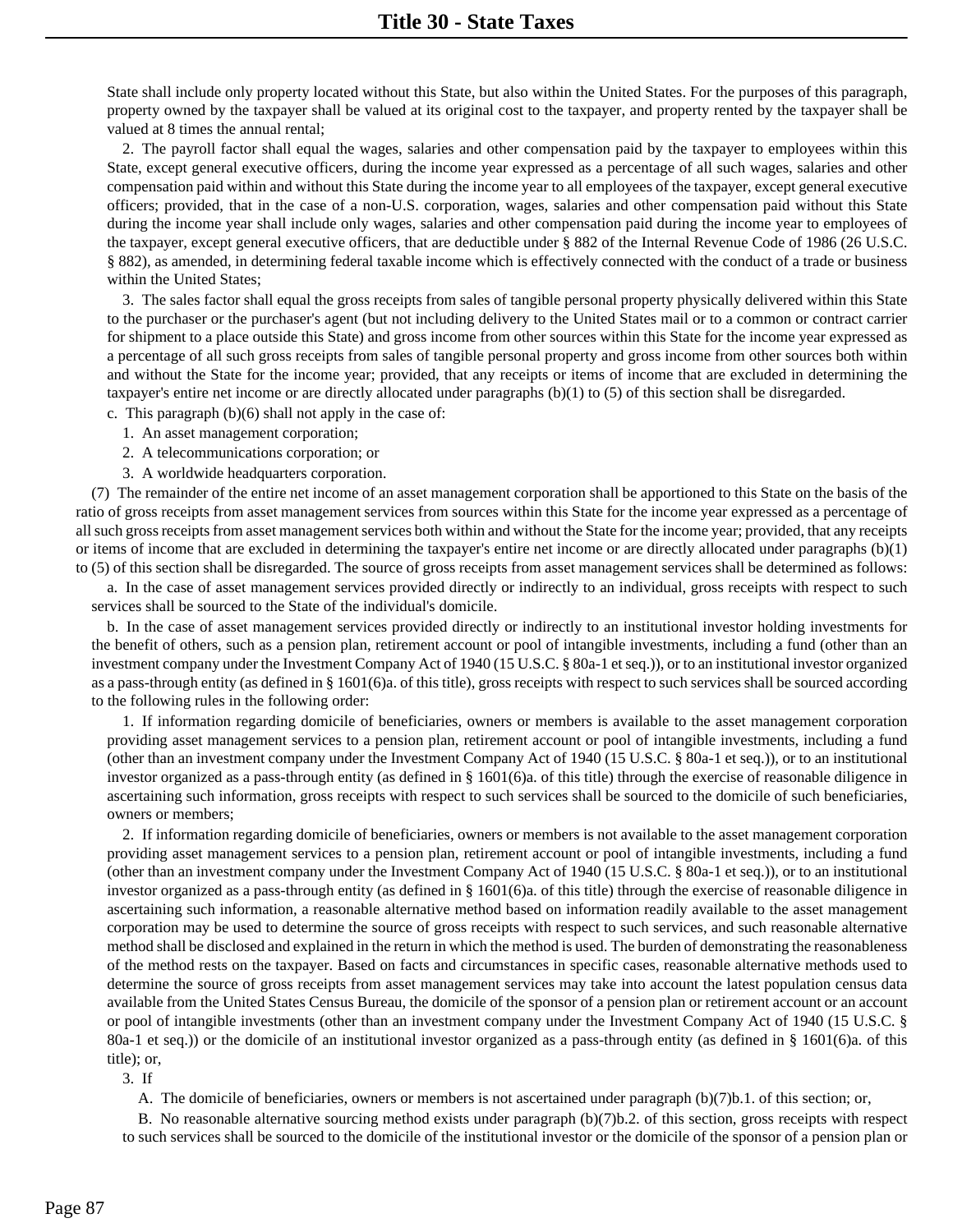State shall include only property located without this State, but also within the United States. For the purposes of this paragraph, property owned by the taxpayer shall be valued at its original cost to the taxpayer, and property rented by the taxpayer shall be valued at 8 times the annual rental;

2. The payroll factor shall equal the wages, salaries and other compensation paid by the taxpayer to employees within this State, except general executive officers, during the income year expressed as a percentage of all such wages, salaries and other compensation paid within and without this State during the income year to all employees of the taxpayer, except general executive officers; provided, that in the case of a non-U.S. corporation, wages, salaries and other compensation paid without this State during the income year shall include only wages, salaries and other compensation paid during the income year to employees of the taxpayer, except general executive officers, that are deductible under § 882 of the Internal Revenue Code of 1986 (26 U.S.C. § 882), as amended, in determining federal taxable income which is effectively connected with the conduct of a trade or business within the United States;

3. The sales factor shall equal the gross receipts from sales of tangible personal property physically delivered within this State to the purchaser or the purchaser's agent (but not including delivery to the United States mail or to a common or contract carrier for shipment to a place outside this State) and gross income from other sources within this State for the income year expressed as a percentage of all such gross receipts from sales of tangible personal property and gross income from other sources both within and without the State for the income year; provided, that any receipts or items of income that are excluded in determining the taxpayer's entire net income or are directly allocated under paragraphs (b)(1) to (5) of this section shall be disregarded.

c. This paragraph (b)(6) shall not apply in the case of:

1. An asset management corporation;

2. A telecommunications corporation; or

3. A worldwide headquarters corporation.

(7) The remainder of the entire net income of an asset management corporation shall be apportioned to this State on the basis of the ratio of gross receipts from asset management services from sources within this State for the income year expressed as a percentage of all such gross receipts from asset management services both within and without the State for the income year; provided, that any receipts or items of income that are excluded in determining the taxpayer's entire net income or are directly allocated under paragraphs (b)(1) to (5) of this section shall be disregarded. The source of gross receipts from asset management services shall be determined as follows:

a. In the case of asset management services provided directly or indirectly to an individual, gross receipts with respect to such services shall be sourced to the State of the individual's domicile.

b. In the case of asset management services provided directly or indirectly to an institutional investor holding investments for the benefit of others, such as a pension plan, retirement account or pool of intangible investments, including a fund (other than an investment company under the Investment Company Act of 1940 (15 U.S.C. § 80a-1 et seq.)), or to an institutional investor organized as a pass-through entity (as defined in § 1601(6)a. of this title), gross receipts with respect to such services shall be sourced according to the following rules in the following order:

1. If information regarding domicile of beneficiaries, owners or members is available to the asset management corporation providing asset management services to a pension plan, retirement account or pool of intangible investments, including a fund (other than an investment company under the Investment Company Act of 1940 (15 U.S.C. § 80a-1 et seq.)), or to an institutional investor organized as a pass-through entity (as defined in § 1601(6)a. of this title) through the exercise of reasonable diligence in ascertaining such information, gross receipts with respect to such services shall be sourced to the domicile of such beneficiaries, owners or members;

2. If information regarding domicile of beneficiaries, owners or members is not available to the asset management corporation providing asset management services to a pension plan, retirement account or pool of intangible investments, including a fund (other than an investment company under the Investment Company Act of 1940 (15 U.S.C. § 80a-1 et seq.)), or to an institutional investor organized as a pass-through entity (as defined in § 1601(6)a. of this title) through the exercise of reasonable diligence in ascertaining such information, a reasonable alternative method based on information readily available to the asset management corporation may be used to determine the source of gross receipts with respect to such services, and such reasonable alternative method shall be disclosed and explained in the return in which the method is used. The burden of demonstrating the reasonableness of the method rests on the taxpayer. Based on facts and circumstances in specific cases, reasonable alternative methods used to determine the source of gross receipts from asset management services may take into account the latest population census data available from the United States Census Bureau, the domicile of the sponsor of a pension plan or retirement account or an account or pool of intangible investments (other than an investment company under the Investment Company Act of 1940 (15 U.S.C. § 80a-1 et seq.)) or the domicile of an institutional investor organized as a pass-through entity (as defined in § 1601(6)a. of this title); or,

3. If

A. The domicile of beneficiaries, owners or members is not ascertained under paragraph (b)(7)b.1. of this section; or,

B. No reasonable alternative sourcing method exists under paragraph (b)(7)b.2. of this section, gross receipts with respect to such services shall be sourced to the domicile of the institutional investor or the domicile of the sponsor of a pension plan or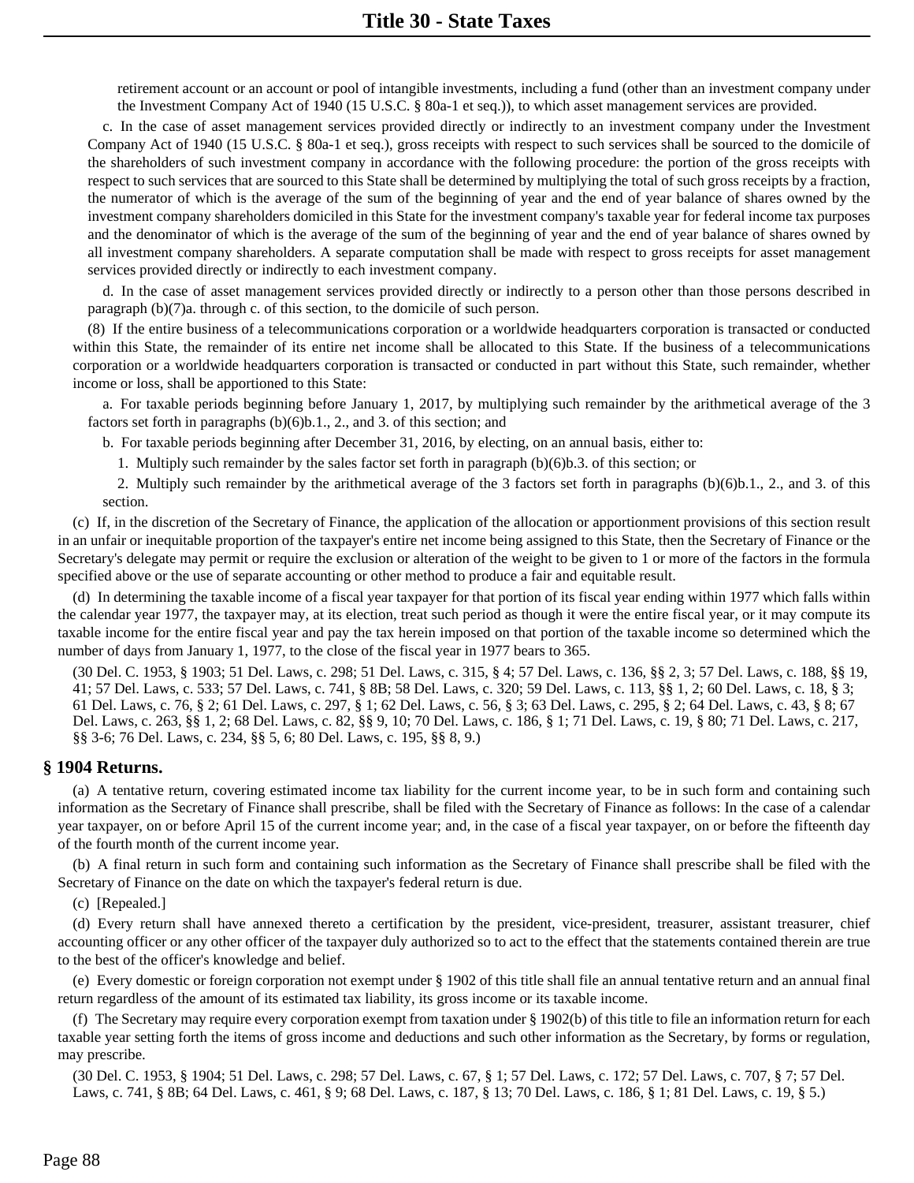retirement account or an account or pool of intangible investments, including a fund (other than an investment company under the Investment Company Act of 1940 (15 U.S.C. § 80a-1 et seq.)), to which asset management services are provided.

c. In the case of asset management services provided directly or indirectly to an investment company under the Investment Company Act of 1940 (15 U.S.C. § 80a-1 et seq.), gross receipts with respect to such services shall be sourced to the domicile of the shareholders of such investment company in accordance with the following procedure: the portion of the gross receipts with respect to such services that are sourced to this State shall be determined by multiplying the total of such gross receipts by a fraction, the numerator of which is the average of the sum of the beginning of year and the end of year balance of shares owned by the investment company shareholders domiciled in this State for the investment company's taxable year for federal income tax purposes and the denominator of which is the average of the sum of the beginning of year and the end of year balance of shares owned by all investment company shareholders. A separate computation shall be made with respect to gross receipts for asset management services provided directly or indirectly to each investment company.

d. In the case of asset management services provided directly or indirectly to a person other than those persons described in paragraph (b)(7)a. through c. of this section, to the domicile of such person.

(8) If the entire business of a telecommunications corporation or a worldwide headquarters corporation is transacted or conducted within this State, the remainder of its entire net income shall be allocated to this State. If the business of a telecommunications corporation or a worldwide headquarters corporation is transacted or conducted in part without this State, such remainder, whether income or loss, shall be apportioned to this State:

a. For taxable periods beginning before January 1, 2017, by multiplying such remainder by the arithmetical average of the 3 factors set forth in paragraphs (b)(6)b.1., 2., and 3. of this section; and

b. For taxable periods beginning after December 31, 2016, by electing, on an annual basis, either to:

1. Multiply such remainder by the sales factor set forth in paragraph (b)(6)b.3. of this section; or

2. Multiply such remainder by the arithmetical average of the 3 factors set forth in paragraphs (b)(6)b.1., 2., and 3. of this section.

(c) If, in the discretion of the Secretary of Finance, the application of the allocation or apportionment provisions of this section result in an unfair or inequitable proportion of the taxpayer's entire net income being assigned to this State, then the Secretary of Finance or the Secretary's delegate may permit or require the exclusion or alteration of the weight to be given to 1 or more of the factors in the formula specified above or the use of separate accounting or other method to produce a fair and equitable result.

(d) In determining the taxable income of a fiscal year taxpayer for that portion of its fiscal year ending within 1977 which falls within the calendar year 1977, the taxpayer may, at its election, treat such period as though it were the entire fiscal year, or it may compute its taxable income for the entire fiscal year and pay the tax herein imposed on that portion of the taxable income so determined which the number of days from January 1, 1977, to the close of the fiscal year in 1977 bears to 365.

(30 Del. C. 1953, § 1903; 51 Del. Laws, c. 298; 51 Del. Laws, c. 315, § 4; 57 Del. Laws, c. 136, §§ 2, 3; 57 Del. Laws, c. 188, §§ 19, 41; 57 Del. Laws, c. 533; 57 Del. Laws, c. 741, § 8B; 58 Del. Laws, c. 320; 59 Del. Laws, c. 113, §§ 1, 2; 60 Del. Laws, c. 18, § 3; 61 Del. Laws, c. 76, § 2; 61 Del. Laws, c. 297, § 1; 62 Del. Laws, c. 56, § 3; 63 Del. Laws, c. 295, § 2; 64 Del. Laws, c. 43, § 8; 67 Del. Laws, c. 263, §§ 1, 2; 68 Del. Laws, c. 82, §§ 9, 10; 70 Del. Laws, c. 186, § 1; 71 Del. Laws, c. 19, § 80; 71 Del. Laws, c. 217, §§ 3-6; 76 Del. Laws, c. 234, §§ 5, 6; 80 Del. Laws, c. 195, §§ 8, 9.)

## § 1904 Returns.

(a) A tentative return, covering estimated income tax liability for the current income year, to be in such form and containing such information as the Secretary of Finance shall prescribe, shall be filed with the Secretary of Finance as follows: In the case of a calendar year taxpayer, on or before April 15 of the current income year; and, in the case of a fiscal year taxpayer, on or before the fifteenth day of the fourth month of the current income year.

(b) A final return in such form and containing such information as the Secretary of Finance shall prescribe shall be filed with the Secretary of Finance on the date on which the taxpayer's federal return is due.

(c) [Repealed.]

(d) Every return shall have annexed thereto a certification by the president, vice-president, treasurer, assistant treasurer, chief accounting officer or any other officer of the taxpayer duly authorized so to act to the effect that the statements contained therein are true to the best of the officer's knowledge and belief.

(e) Every domestic or foreign corporation not exempt under § 1902 of this title shall file an annual tentative return and an annual final return regardless of the amount of its estimated tax liability, its gross income or its taxable income.

(f) The Secretary may require every corporation exempt from taxation under § 1902(b) of this title to file an information return for each taxable year setting forth the items of gross income and deductions and such other information as the Secretary, by forms or regulation, may prescribe.

(30 Del. C. 1953, § 1904; 51 Del. Laws, c. 298; 57 Del. Laws, c. 67, § 1; 57 Del. Laws, c. 172; 57 Del. Laws, c. 707, § 7; 57 Del. Laws, c. 741, § 8B; 64 Del. Laws, c. 461, § 9; 68 Del. Laws, c. 187, § 13; 70 Del. Laws, c. 186, § 1; 81 Del. Laws, c. 19, § 5.)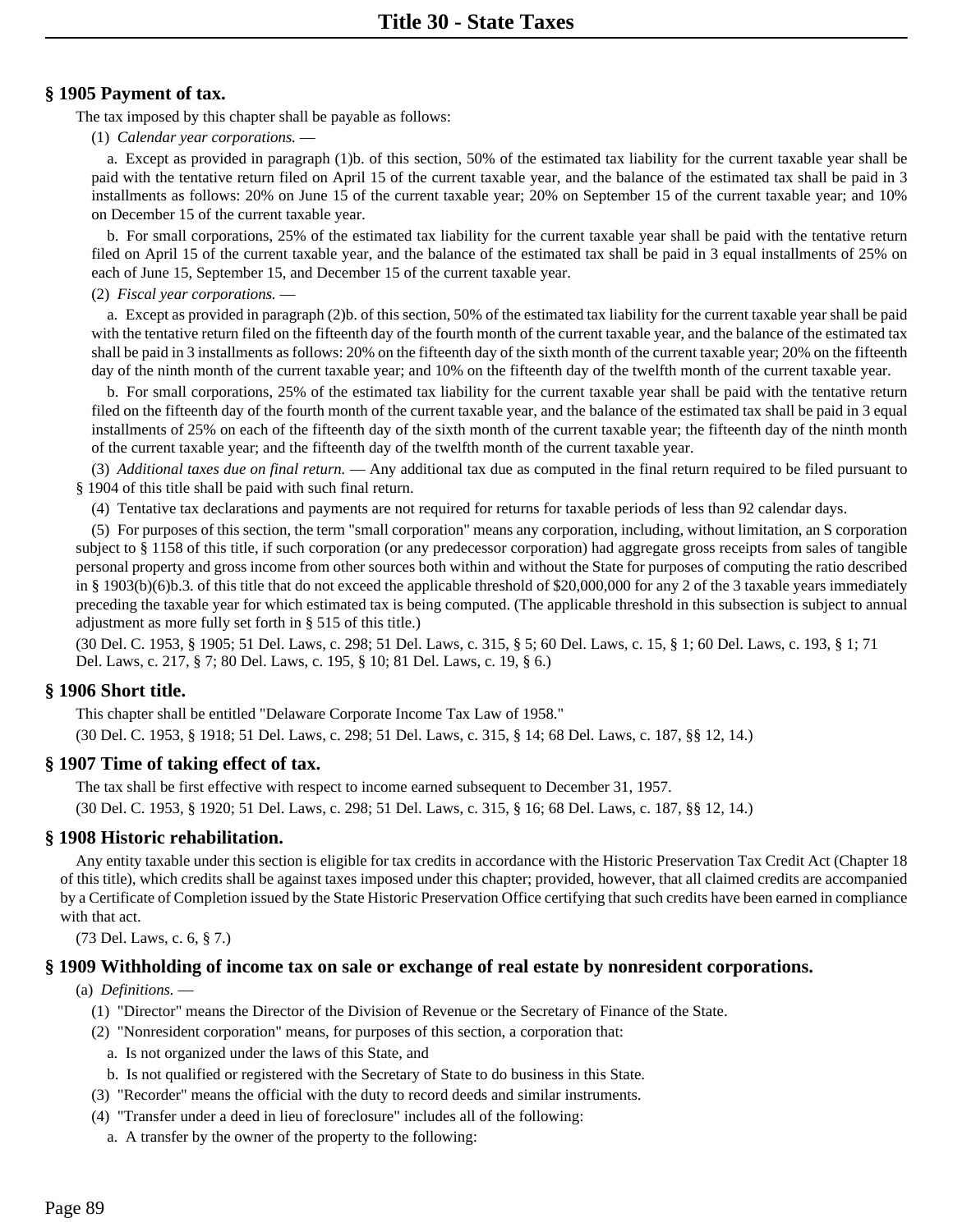## § 1905 Payment of tax.

The tax imposed by this chapter shall be payable as follows:

(1) *Calendar year corporations.* —

a. Except as provided in paragraph (1)b. of this section, 50% of the estimated tax liability for the current taxable year shall be paid with the tentative return filed on April 15 of the current taxable year, and the balance of the estimated tax shall be paid in 3 installments as follows: 20% on June 15 of the current taxable year; 20% on September 15 of the current taxable year; and 10% on December 15 of the current taxable year.

b. For small corporations, 25% of the estimated tax liability for the current taxable year shall be paid with the tentative return filed on April 15 of the current taxable year, and the balance of the estimated tax shall be paid in 3 equal installments of 25% on each of June 15, September 15, and December 15 of the current taxable year.

(2) *Fiscal year corporations.* —

a. Except as provided in paragraph (2)b. of this section, 50% of the estimated tax liability for the current taxable year shall be paid with the tentative return filed on the fifteenth day of the fourth month of the current taxable year, and the balance of the estimated tax shall be paid in 3 installments as follows: 20% on the fifteenth day of the sixth month of the current taxable year; 20% on the fifteenth day of the ninth month of the current taxable year; and 10% on the fifteenth day of the twelfth month of the current taxable year.

b. For small corporations, 25% of the estimated tax liability for the current taxable year shall be paid with the tentative return filed on the fifteenth day of the fourth month of the current taxable year, and the balance of the estimated tax shall be paid in 3 equal installments of 25% on each of the fifteenth day of the sixth month of the current taxable year; the fifteenth day of the ninth month of the current taxable year; and the fifteenth day of the twelfth month of the current taxable year.

(3) *Additional taxes due on final return.* — Any additional tax due as computed in the final return required to be filed pursuant to § 1904 of this title shall be paid with such final return.

(4) Tentative tax declarations and payments are not required for returns for taxable periods of less than 92 calendar days.

(5) For purposes of this section, the term "small corporation" means any corporation, including, without limitation, an S corporation subject to § 1158 of this title, if such corporation (or any predecessor corporation) had aggregate gross receipts from sales of tangible personal property and gross income from other sources both within and without the State for purposes of computing the ratio described in § 1903(b)(6)b.3. of this title that do not exceed the applicable threshold of $20,000,000 for any 2 of the 3 taxable years immediately preceding the taxable year for which estimated tax is being computed. (The applicable threshold in this subsection is subject to annual adjustment as more fully set forth in § 515 of this title.)

(30 Del. C. 1953, § 1905; 51 Del. Laws, c. 298; 51 Del. Laws, c. 315, § 5; 60 Del. Laws, c. 15, § 1; 60 Del. Laws, c. 193, § 1; 71 Del. Laws, c. 217, § 7; 80 Del. Laws, c. 195, § 10; 81 Del. Laws, c. 19, § 6.)

## § 1906 Short title.

This chapter shall be entitled "Delaware Corporate Income Tax Law of 1958."

(30 Del. C. 1953, § 1918; 51 Del. Laws, c. 298; 51 Del. Laws, c. 315, § 14; 68 Del. Laws, c. 187, §§ 12, 14.)

## § 1907 Time of taking effect of tax.

The tax shall be first effective with respect to income earned subsequent to December 31, 1957.

(30 Del. C. 1953, § 1920; 51 Del. Laws, c. 298; 51 Del. Laws, c. 315, § 16; 68 Del. Laws, c. 187, §§ 12, 14.)

## § 1908 Historic rehabilitation.

Any entity taxable under this section is eligible for tax credits in accordance with the Historic Preservation Tax Credit Act (Chapter 18 of this title), which credits shall be against taxes imposed under this chapter; provided, however, that all claimed credits are accompanied by a Certificate of Completion issued by the State Historic Preservation Office certifying that such credits have been earned in compliance with that act.

(73 Del. Laws, c. 6, § 7.)

## § 1909 Withholding of income tax on sale or exchange of real estate by nonresident corporations.

(a) *Definitions.* —

(1) "Director" means the Director of the Division of Revenue or the Secretary of Finance of the State.

(2) "Nonresident corporation" means, for purposes of this section, a corporation that:

a. Is not organized under the laws of this State, and

b. Is not qualified or registered with the Secretary of State to do business in this State.

(3) "Recorder" means the official with the duty to record deeds and similar instruments.

(4) "Transfer under a deed in lieu of foreclosure" includes all of the following:

a. A transfer by the owner of the property to the following: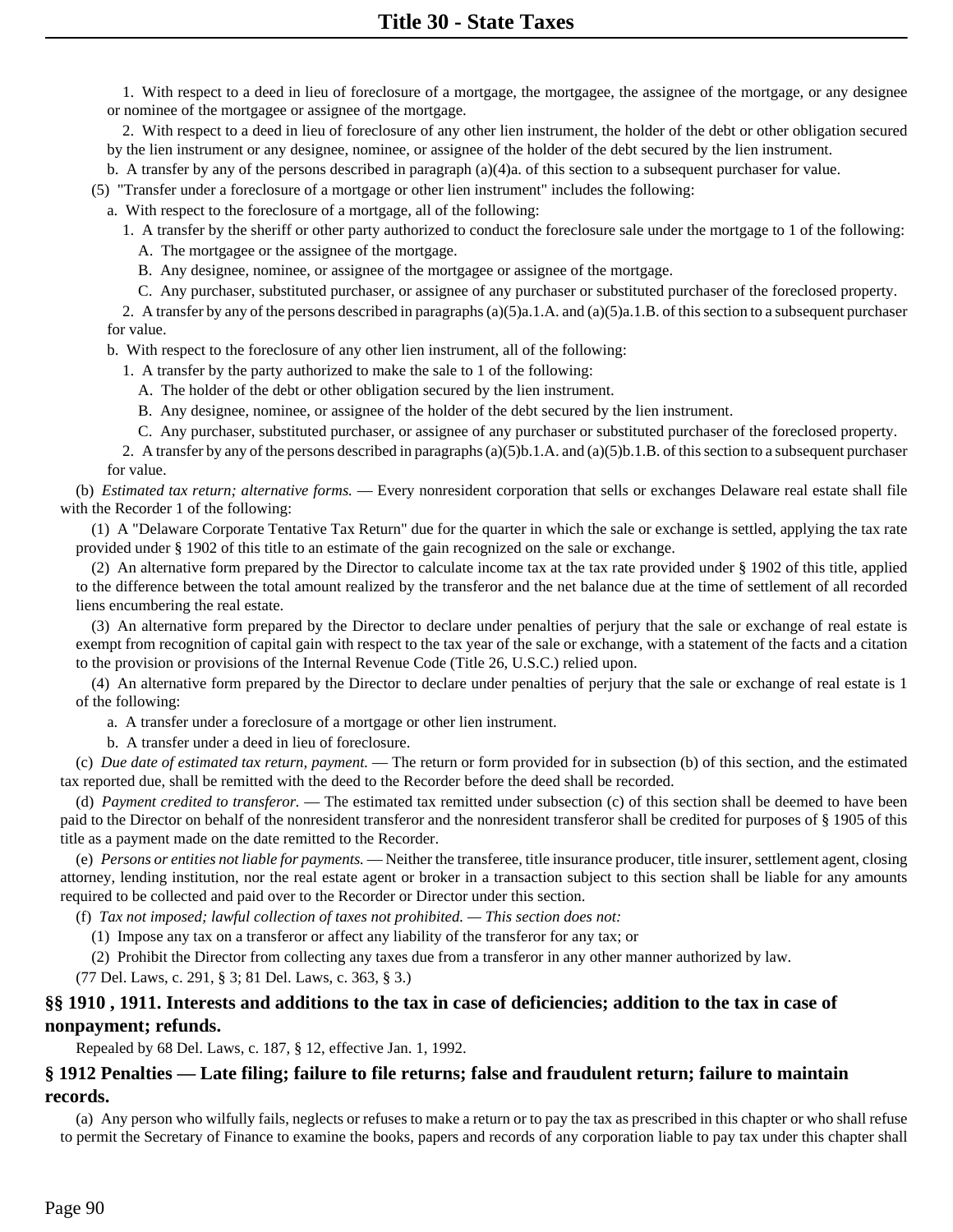1. With respect to a deed in lieu of foreclosure of a mortgage, the mortgagee, the assignee of the mortgage, or any designee or nominee of the mortgagee or assignee of the mortgage.

2. With respect to a deed in lieu of foreclosure of any other lien instrument, the holder of the debt or other obligation secured by the lien instrument or any designee, nominee, or assignee of the holder of the debt secured by the lien instrument.

b. A transfer by any of the persons described in paragraph (a)(4)a. of this section to a subsequent purchaser for value.

(5) "Transfer under a foreclosure of a mortgage or other lien instrument" includes the following:

a. With respect to the foreclosure of a mortgage, all of the following:

1. A transfer by the sheriff or other party authorized to conduct the foreclosure sale under the mortgage to 1 of the following:

A. The mortgagee or the assignee of the mortgage.

B. Any designee, nominee, or assignee of the mortgagee or assignee of the mortgage.

C. Any purchaser, substituted purchaser, or assignee of any purchaser or substituted purchaser of the foreclosed property.

2. A transfer by any of the persons described in paragraphs (a)(5)a.1.A. and (a)(5)a.1.B. of this section to a subsequent purchaser for value.

b. With respect to the foreclosure of any other lien instrument, all of the following:

1. A transfer by the party authorized to make the sale to 1 of the following:

A. The holder of the debt or other obligation secured by the lien instrument.

B. Any designee, nominee, or assignee of the holder of the debt secured by the lien instrument.

C. Any purchaser, substituted purchaser, or assignee of any purchaser or substituted purchaser of the foreclosed property.

2. A transfer by any of the persons described in paragraphs (a)(5)b.1.A. and (a)(5)b.1.B. of this section to a subsequent purchaser for value.

(b) *Estimated tax return; alternative forms.* — Every nonresident corporation that sells or exchanges Delaware real estate shall file with the Recorder 1 of the following:

(1) A "Delaware Corporate Tentative Tax Return" due for the quarter in which the sale or exchange is settled, applying the tax rate provided under § 1902 of this title to an estimate of the gain recognized on the sale or exchange.

(2) An alternative form prepared by the Director to calculate income tax at the tax rate provided under § 1902 of this title, applied to the difference between the total amount realized by the transferor and the net balance due at the time of settlement of all recorded liens encumbering the real estate.

(3) An alternative form prepared by the Director to declare under penalties of perjury that the sale or exchange of real estate is exempt from recognition of capital gain with respect to the tax year of the sale or exchange, with a statement of the facts and a citation to the provision or provisions of the Internal Revenue Code (Title 26, U.S.C.) relied upon.

(4) An alternative form prepared by the Director to declare under penalties of perjury that the sale or exchange of real estate is 1 of the following:

a. A transfer under a foreclosure of a mortgage or other lien instrument.

b. A transfer under a deed in lieu of foreclosure.

(c) *Due date of estimated tax return, payment.* — The return or form provided for in subsection (b) of this section, and the estimated tax reported due, shall be remitted with the deed to the Recorder before the deed shall be recorded.

(d) *Payment credited to transferor.* — The estimated tax remitted under subsection (c) of this section shall be deemed to have been paid to the Director on behalf of the nonresident transferor and the nonresident transferor shall be credited for purposes of § 1905 of this title as a payment made on the date remitted to the Recorder.

(e) *Persons or entities not liable for payments.* — Neither the transferee, title insurance producer, title insurer, settlement agent, closing attorney, lending institution, nor the real estate agent or broker in a transaction subject to this section shall be liable for any amounts required to be collected and paid over to the Recorder or Director under this section.

(f) *Tax not imposed; lawful collection of taxes not prohibited. — This section does not:*

(1) Impose any tax on a transferor or affect any liability of the transferor for any tax; or

(2) Prohibit the Director from collecting any taxes due from a transferor in any other manner authorized by law.

(77 Del. Laws, c. 291, § 3; 81 Del. Laws, c. 363, § 3.)

### §§ 1910 , 1911. Interests and additions to the tax in case of deficiencies; addition to the tax in case of nonpayment; refunds.

Repealed by 68 Del. Laws, c. 187, § 12, effective Jan. 1, 1992.

### § 1912 Penalties — Late filing; failure to file returns; false and fraudulent return; failure to maintain records.

(a) Any person who wilfully fails, neglects or refuses to make a return or to pay the tax as prescribed in this chapter or who shall refuse to permit the Secretary of Finance to examine the books, papers and records of any corporation liable to pay tax under this chapter shall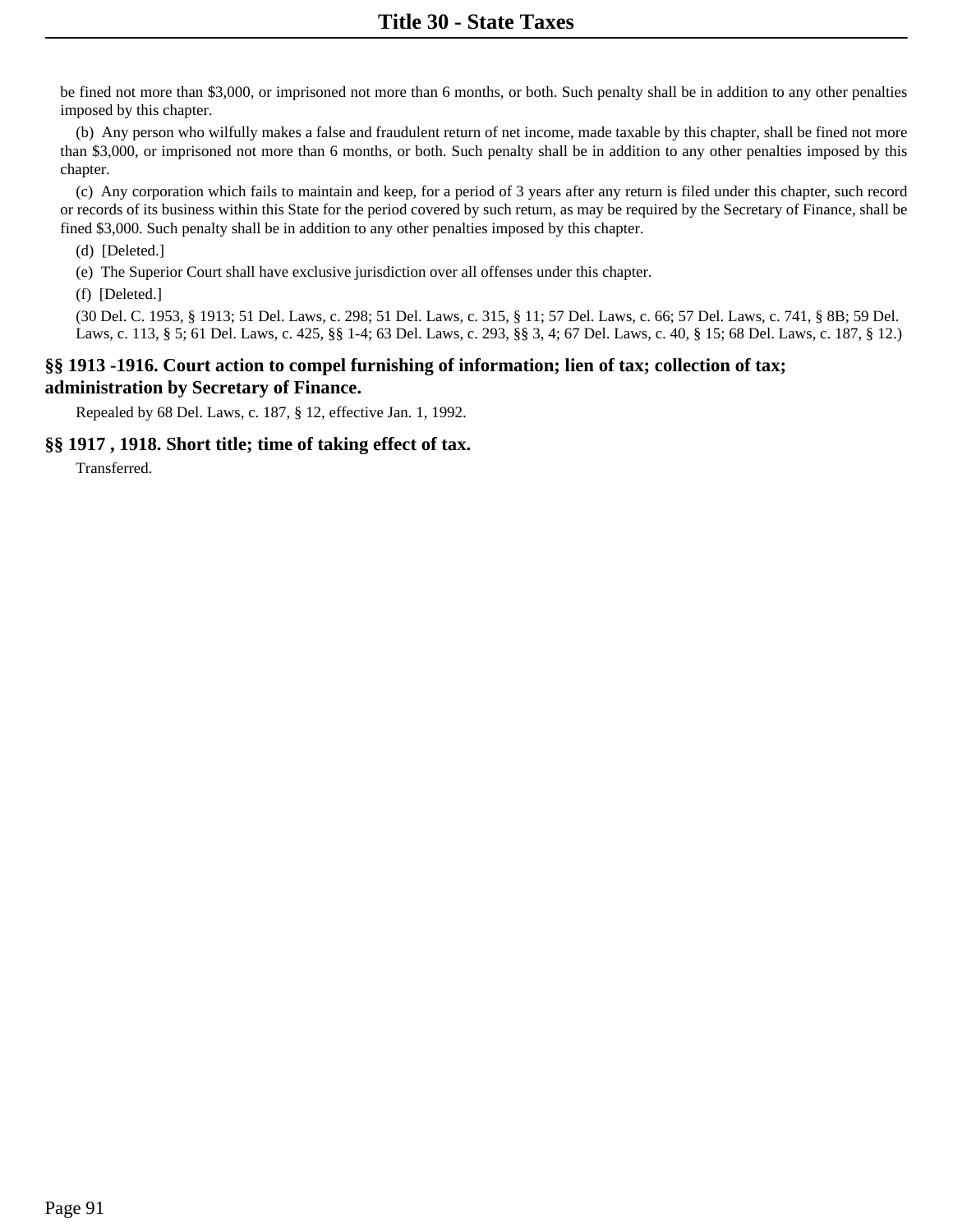be fined not more than $3,000, or imprisoned not more than 6 months, or both. Such penalty shall be in addition to any other penalties imposed by this chapter.

(b) Any person who wilfully makes a false and fraudulent return of net income, made taxable by this chapter, shall be fined not more than $3,000, or imprisoned not more than 6 months, or both. Such penalty shall be in addition to any other penalties imposed by this chapter.

(c) Any corporation which fails to maintain and keep, for a period of 3 years after any return is filed under this chapter, such record or records of its business within this State for the period covered by such return, as may be required by the Secretary of Finance, shall be fined $3,000. Such penalty shall be in addition to any other penalties imposed by this chapter.

(d) [Deleted.]

(e) The Superior Court shall have exclusive jurisdiction over all offenses under this chapter.

(f) [Deleted.]

(30 Del. C. 1953, § 1913; 51 Del. Laws, c. 298; 51 Del. Laws, c. 315, § 11; 57 Del. Laws, c. 66; 57 Del. Laws, c. 741, § 8B; 59 Del. Laws, c. 113, § 5; 61 Del. Laws, c. 425, §§ 1-4; 63 Del. Laws, c. 293, §§ 3, 4; 67 Del. Laws, c. 40, § 15; 68 Del. Laws, c. 187, § 12.)

### §§ 1913 -1916. Court action to compel furnishing of information; lien of tax; collection of tax; administration by Secretary of Finance.

Repealed by 68 Del. Laws, c. 187, § 12, effective Jan. 1, 1992.

### §§ 1917 , 1918. Short title; time of taking effect of tax.

Transferred.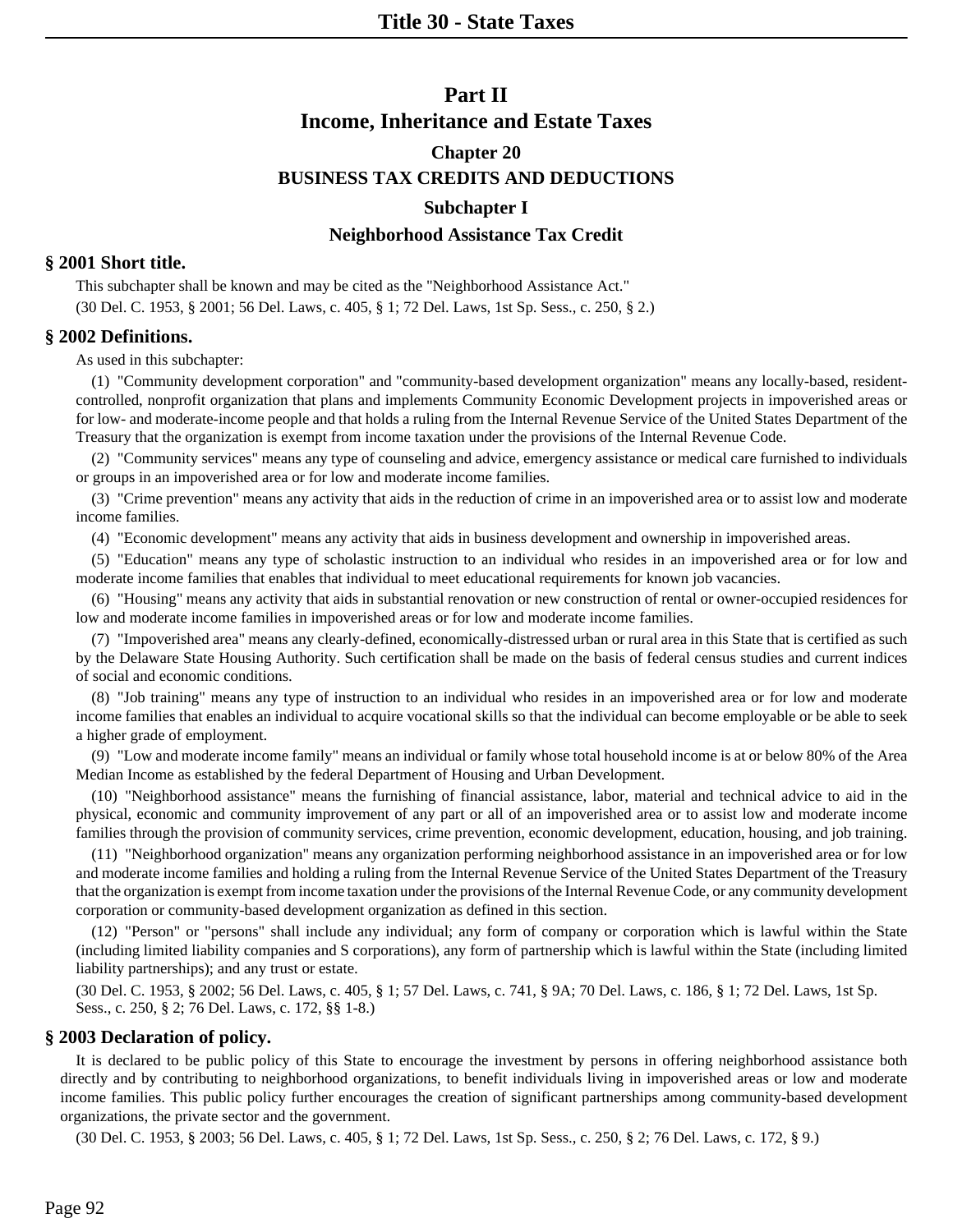# Part II
# Income, Inheritance and Estate Taxes

## Chapter 20
## BUSINESS TAX CREDITS AND DEDUCTIONS

### Subchapter I
### Neighborhood Assistance Tax Credit

#### § 2001 Short title.

This subchapter shall be known and may be cited as the "Neighborhood Assistance Act."

(30 Del. C. 1953, § 2001; 56 Del. Laws, c. 405, § 1; 72 Del. Laws, 1st Sp. Sess., c. 250, § 2.)

#### § 2002 Definitions.

As used in this subchapter:

(1) "Community development corporation" and "community-based development organization" means any locally-based, resident-controlled, nonprofit organization that plans and implements Community Economic Development projects in impoverished areas or for low- and moderate-income people and that holds a ruling from the Internal Revenue Service of the United States Department of the Treasury that the organization is exempt from income taxation under the provisions of the Internal Revenue Code.

(2) "Community services" means any type of counseling and advice, emergency assistance or medical care furnished to individuals or groups in an impoverished area or for low and moderate income families.

(3) "Crime prevention" means any activity that aids in the reduction of crime in an impoverished area or to assist low and moderate income families.

(4) "Economic development" means any activity that aids in business development and ownership in impoverished areas.

(5) "Education" means any type of scholastic instruction to an individual who resides in an impoverished area or for low and moderate income families that enables that individual to meet educational requirements for known job vacancies.

(6) "Housing" means any activity that aids in substantial renovation or new construction of rental or owner-occupied residences for low and moderate income families in impoverished areas or for low and moderate income families.

(7) "Impoverished area" means any clearly-defined, economically-distressed urban or rural area in this State that is certified as such by the Delaware State Housing Authority. Such certification shall be made on the basis of federal census studies and current indices of social and economic conditions.

(8) "Job training" means any type of instruction to an individual who resides in an impoverished area or for low and moderate income families that enables an individual to acquire vocational skills so that the individual can become employable or be able to seek a higher grade of employment.

(9) "Low and moderate income family" means an individual or family whose total household income is at or below 80% of the Area Median Income as established by the federal Department of Housing and Urban Development.

(10) "Neighborhood assistance" means the furnishing of financial assistance, labor, material and technical advice to aid in the physical, economic and community improvement of any part or all of an impoverished area or to assist low and moderate income families through the provision of community services, crime prevention, economic development, education, housing, and job training.

(11) "Neighborhood organization" means any organization performing neighborhood assistance in an impoverished area or for low and moderate income families and holding a ruling from the Internal Revenue Service of the United States Department of the Treasury that the organization is exempt from income taxation under the provisions of the Internal Revenue Code, or any community development corporation or community-based development organization as defined in this section.

(12) "Person" or "persons" shall include any individual; any form of company or corporation which is lawful within the State (including limited liability companies and S corporations), any form of partnership which is lawful within the State (including limited liability partnerships); and any trust or estate.

(30 Del. C. 1953, § 2002; 56 Del. Laws, c. 405, § 1; 57 Del. Laws, c. 741, § 9A; 70 Del. Laws, c. 186, § 1; 72 Del. Laws, 1st Sp. Sess., c. 250, § 2; 76 Del. Laws, c. 172, §§ 1-8.)

#### § 2003 Declaration of policy.

It is declared to be public policy of this State to encourage the investment by persons in offering neighborhood assistance both directly and by contributing to neighborhood organizations, to benefit individuals living in impoverished areas or low and moderate income families. This public policy further encourages the creation of significant partnerships among community-based development organizations, the private sector and the government.

(30 Del. C. 1953, § 2003; 56 Del. Laws, c. 405, § 1; 72 Del. Laws, 1st Sp. Sess., c. 250, § 2; 76 Del. Laws, c. 172, § 9.)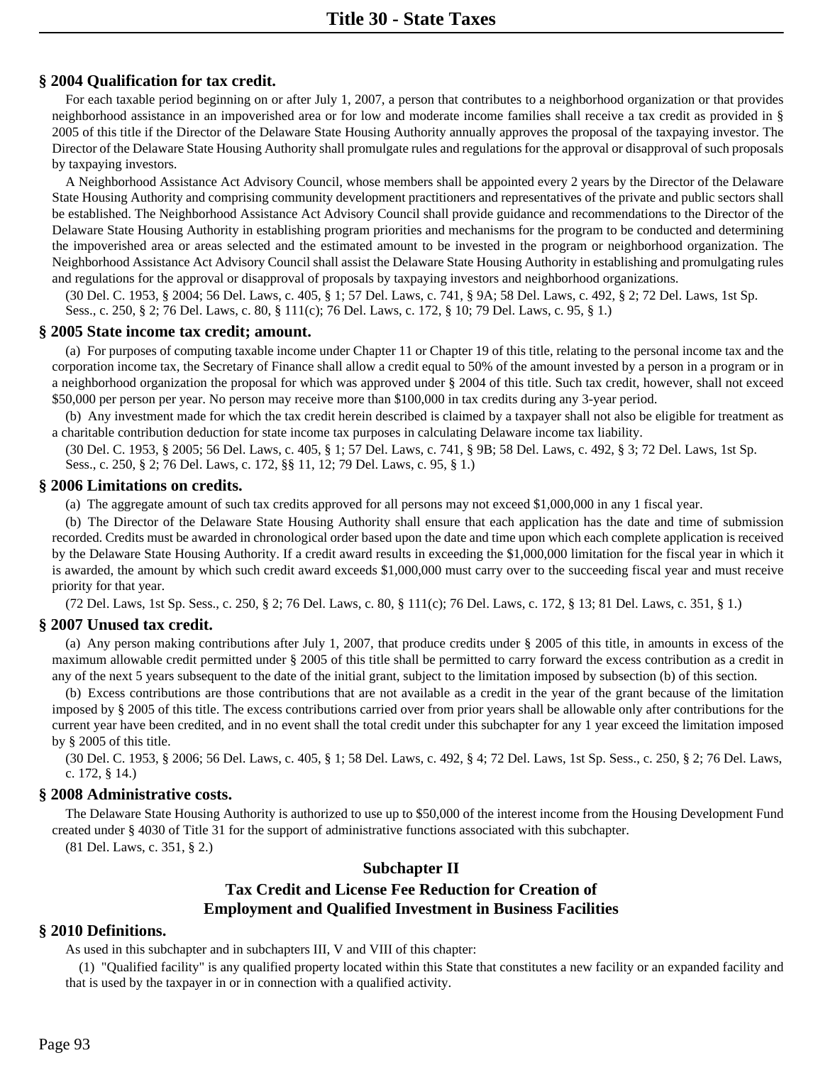### § 2004 Qualification for tax credit.

For each taxable period beginning on or after July 1, 2007, a person that contributes to a neighborhood organization or that provides neighborhood assistance in an impoverished area or for low and moderate income families shall receive a tax credit as provided in § 2005 of this title if the Director of the Delaware State Housing Authority annually approves the proposal of the taxpaying investor. The Director of the Delaware State Housing Authority shall promulgate rules and regulations for the approval or disapproval of such proposals by taxpaying investors.

A Neighborhood Assistance Act Advisory Council, whose members shall be appointed every 2 years by the Director of the Delaware State Housing Authority and comprising community development practitioners and representatives of the private and public sectors shall be established. The Neighborhood Assistance Act Advisory Council shall provide guidance and recommendations to the Director of the Delaware State Housing Authority in establishing program priorities and mechanisms for the program to be conducted and determining the impoverished area or areas selected and the estimated amount to be invested in the program or neighborhood organization. The Neighborhood Assistance Act Advisory Council shall assist the Delaware State Housing Authority in establishing and promulgating rules and regulations for the approval or disapproval of proposals by taxpaying investors and neighborhood organizations.

(30 Del. C. 1953, § 2004; 56 Del. Laws, c. 405, § 1; 57 Del. Laws, c. 741, § 9A; 58 Del. Laws, c. 492, § 2; 72 Del. Laws, 1st Sp. Sess., c. 250, § 2; 76 Del. Laws, c. 80, § 111(c); 76 Del. Laws, c. 172, § 10; 79 Del. Laws, c. 95, § 1.)

### § 2005 State income tax credit; amount.

(a) For purposes of computing taxable income under Chapter 11 or Chapter 19 of this title, relating to the personal income tax and the corporation income tax, the Secretary of Finance shall allow a credit equal to 50% of the amount invested by a person in a program or in a neighborhood organization the proposal for which was approved under § 2004 of this title. Such tax credit, however, shall not exceed $50,000 per person per year. No person may receive more than $100,000 in tax credits during any 3-year period.

(b) Any investment made for which the tax credit herein described is claimed by a taxpayer shall not also be eligible for treatment as a charitable contribution deduction for state income tax purposes in calculating Delaware income tax liability.

(30 Del. C. 1953, § 2005; 56 Del. Laws, c. 405, § 1; 57 Del. Laws, c. 741, § 9B; 58 Del. Laws, c. 492, § 3; 72 Del. Laws, 1st Sp. Sess., c. 250, § 2; 76 Del. Laws, c. 172, §§ 11, 12; 79 Del. Laws, c. 95, § 1.)

### § 2006 Limitations on credits.

(a) The aggregate amount of such tax credits approved for all persons may not exceed $1,000,000 in any 1 fiscal year.

(b) The Director of the Delaware State Housing Authority shall ensure that each application has the date and time of submission recorded. Credits must be awarded in chronological order based upon the date and time upon which each complete application is received by the Delaware State Housing Authority. If a credit award results in exceeding the $1,000,000 limitation for the fiscal year in which it is awarded, the amount by which such credit award exceeds $1,000,000 must carry over to the succeeding fiscal year and must receive priority for that year.

(72 Del. Laws, 1st Sp. Sess., c. 250, § 2; 76 Del. Laws, c. 80, § 111(c); 76 Del. Laws, c. 172, § 13; 81 Del. Laws, c. 351, § 1.)

### § 2007 Unused tax credit.

(a) Any person making contributions after July 1, 2007, that produce credits under § 2005 of this title, in amounts in excess of the maximum allowable credit permitted under § 2005 of this title shall be permitted to carry forward the excess contribution as a credit in any of the next 5 years subsequent to the date of the initial grant, subject to the limitation imposed by subsection (b) of this section.

(b) Excess contributions are those contributions that are not available as a credit in the year of the grant because of the limitation imposed by § 2005 of this title. The excess contributions carried over from prior years shall be allowable only after contributions for the current year have been credited, and in no event shall the total credit under this subchapter for any 1 year exceed the limitation imposed by § 2005 of this title.

(30 Del. C. 1953, § 2006; 56 Del. Laws, c. 405, § 1; 58 Del. Laws, c. 492, § 4; 72 Del. Laws, 1st Sp. Sess., c. 250, § 2; 76 Del. Laws, c. 172, § 14.)

### § 2008 Administrative costs.

The Delaware State Housing Authority is authorized to use up to $50,000 of the interest income from the Housing Development Fund created under § 4030 of Title 31 for the support of administrative functions associated with this subchapter.

(81 Del. Laws, c. 351, § 2.)

## Subchapter II

## Tax Credit and License Fee Reduction for Creation of Employment and Qualified Investment in Business Facilities

### § 2010 Definitions.

As used in this subchapter and in subchapters III, V and VIII of this chapter:

(1) "Qualified facility" is any qualified property located within this State that constitutes a new facility or an expanded facility and that is used by the taxpayer in or in connection with a qualified activity.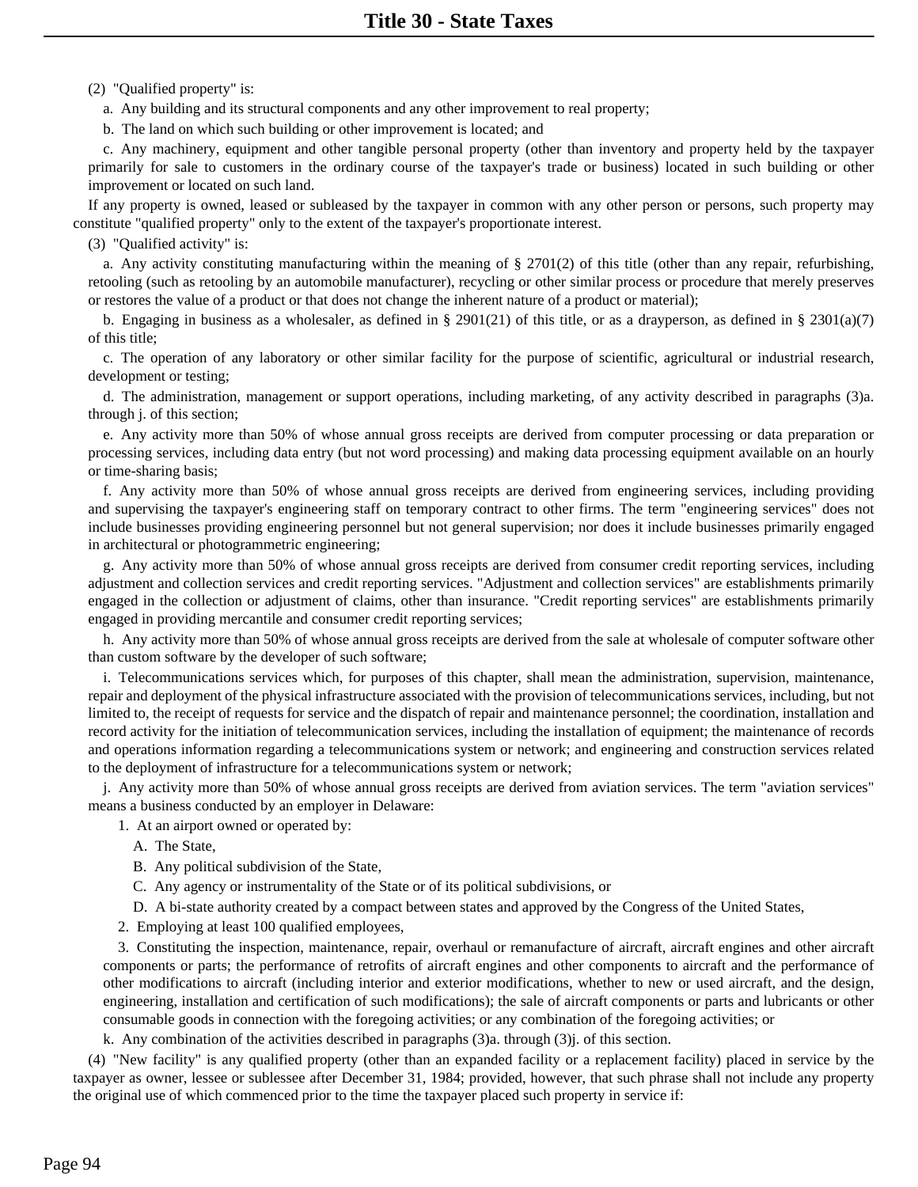(2) "Qualified property" is:

a. Any building and its structural components and any other improvement to real property;

b. The land on which such building or other improvement is located; and

c. Any machinery, equipment and other tangible personal property (other than inventory and property held by the taxpayer primarily for sale to customers in the ordinary course of the taxpayer's trade or business) located in such building or other improvement or located on such land.

If any property is owned, leased or subleased by the taxpayer in common with any other person or persons, such property may constitute "qualified property" only to the extent of the taxpayer's proportionate interest.

(3) "Qualified activity" is:

a. Any activity constituting manufacturing within the meaning of § 2701(2) of this title (other than any repair, refurbishing, retooling (such as retooling by an automobile manufacturer), recycling or other similar process or procedure that merely preserves or restores the value of a product or that does not change the inherent nature of a product or material);

b. Engaging in business as a wholesaler, as defined in § 2901(21) of this title, or as a drayperson, as defined in § 2301(a)(7) of this title;

c. The operation of any laboratory or other similar facility for the purpose of scientific, agricultural or industrial research, development or testing;

d. The administration, management or support operations, including marketing, of any activity described in paragraphs (3)a. through j. of this section;

e. Any activity more than 50% of whose annual gross receipts are derived from computer processing or data preparation or processing services, including data entry (but not word processing) and making data processing equipment available on an hourly or time-sharing basis;

f. Any activity more than 50% of whose annual gross receipts are derived from engineering services, including providing and supervising the taxpayer's engineering staff on temporary contract to other firms. The term "engineering services" does not include businesses providing engineering personnel but not general supervision; nor does it include businesses primarily engaged in architectural or photogrammetric engineering;

g. Any activity more than 50% of whose annual gross receipts are derived from consumer credit reporting services, including adjustment and collection services and credit reporting services. "Adjustment and collection services" are establishments primarily engaged in the collection or adjustment of claims, other than insurance. "Credit reporting services" are establishments primarily engaged in providing mercantile and consumer credit reporting services;

h. Any activity more than 50% of whose annual gross receipts are derived from the sale at wholesale of computer software other than custom software by the developer of such software;

i. Telecommunications services which, for purposes of this chapter, shall mean the administration, supervision, maintenance, repair and deployment of the physical infrastructure associated with the provision of telecommunications services, including, but not limited to, the receipt of requests for service and the dispatch of repair and maintenance personnel; the coordination, installation and record activity for the initiation of telecommunication services, including the installation of equipment; the maintenance of records and operations information regarding a telecommunications system or network; and engineering and construction services related to the deployment of infrastructure for a telecommunications system or network;

j. Any activity more than 50% of whose annual gross receipts are derived from aviation services. The term "aviation services" means a business conducted by an employer in Delaware:

1. At an airport owned or operated by:

A. The State,

B. Any political subdivision of the State,

C. Any agency or instrumentality of the State or of its political subdivisions, or

D. A bi-state authority created by a compact between states and approved by the Congress of the United States,

2. Employing at least 100 qualified employees,

3. Constituting the inspection, maintenance, repair, overhaul or remanufacture of aircraft, aircraft engines and other aircraft components or parts; the performance of retrofits of aircraft engines and other components to aircraft and the performance of other modifications to aircraft (including interior and exterior modifications, whether to new or used aircraft, and the design, engineering, installation and certification of such modifications); the sale of aircraft components or parts and lubricants or other consumable goods in connection with the foregoing activities; or any combination of the foregoing activities; or

k. Any combination of the activities described in paragraphs (3)a. through (3)j. of this section.

(4) "New facility" is any qualified property (other than an expanded facility or a replacement facility) placed in service by the taxpayer as owner, lessee or sublessee after December 31, 1984; provided, however, that such phrase shall not include any property the original use of which commenced prior to the time the taxpayer placed such property in service if: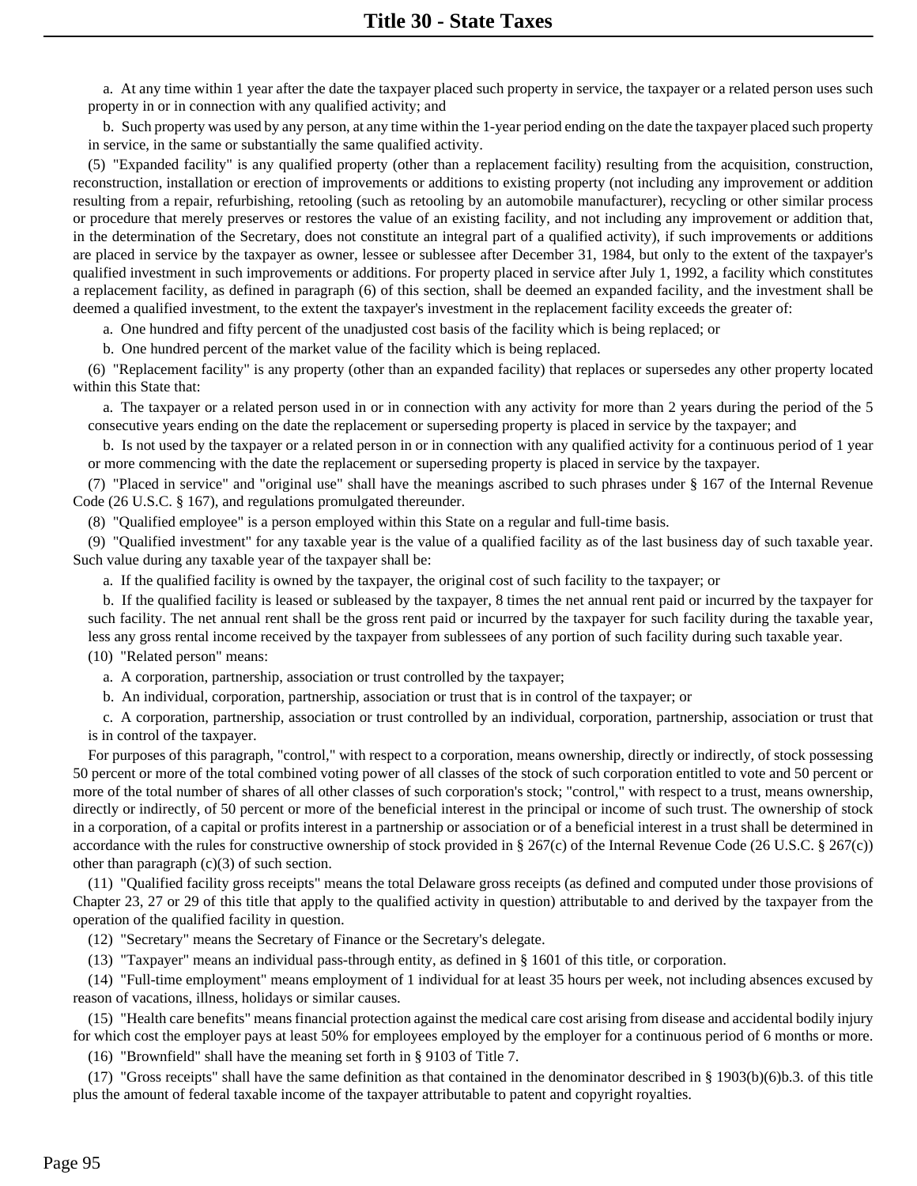a. At any time within 1 year after the date the taxpayer placed such property in service, the taxpayer or a related person uses such property in or in connection with any qualified activity; and

b. Such property was used by any person, at any time within the 1-year period ending on the date the taxpayer placed such property in service, in the same or substantially the same qualified activity.

(5) "Expanded facility" is any qualified property (other than a replacement facility) resulting from the acquisition, construction, reconstruction, installation or erection of improvements or additions to existing property (not including any improvement or addition resulting from a repair, refurbishing, retooling (such as retooling by an automobile manufacturer), recycling or other similar process or procedure that merely preserves or restores the value of an existing facility, and not including any improvement or addition that, in the determination of the Secretary, does not constitute an integral part of a qualified activity), if such improvements or additions are placed in service by the taxpayer as owner, lessee or sublessee after December 31, 1984, but only to the extent of the taxpayer's qualified investment in such improvements or additions. For property placed in service after July 1, 1992, a facility which constitutes a replacement facility, as defined in paragraph (6) of this section, shall be deemed an expanded facility, and the investment shall be deemed a qualified investment, to the extent the taxpayer's investment in the replacement facility exceeds the greater of:

a. One hundred and fifty percent of the unadjusted cost basis of the facility which is being replaced; or

b. One hundred percent of the market value of the facility which is being replaced.

(6) "Replacement facility" is any property (other than an expanded facility) that replaces or supersedes any other property located within this State that:

a. The taxpayer or a related person used in or in connection with any activity for more than 2 years during the period of the 5 consecutive years ending on the date the replacement or superseding property is placed in service by the taxpayer; and

b. Is not used by the taxpayer or a related person in or in connection with any qualified activity for a continuous period of 1 year or more commencing with the date the replacement or superseding property is placed in service by the taxpayer.

(7) "Placed in service" and "original use" shall have the meanings ascribed to such phrases under § 167 of the Internal Revenue Code (26 U.S.C. § 167), and regulations promulgated thereunder.

(8) "Qualified employee" is a person employed within this State on a regular and full-time basis.

(9) "Qualified investment" for any taxable year is the value of a qualified facility as of the last business day of such taxable year. Such value during any taxable year of the taxpayer shall be:

a. If the qualified facility is owned by the taxpayer, the original cost of such facility to the taxpayer; or

b. If the qualified facility is leased or subleased by the taxpayer, 8 times the net annual rent paid or incurred by the taxpayer for such facility. The net annual rent shall be the gross rent paid or incurred by the taxpayer for such facility during the taxable year, less any gross rental income received by the taxpayer from sublessees of any portion of such facility during such taxable year.

(10) "Related person" means:

a. A corporation, partnership, association or trust controlled by the taxpayer;

b. An individual, corporation, partnership, association or trust that is in control of the taxpayer; or

c. A corporation, partnership, association or trust controlled by an individual, corporation, partnership, association or trust that is in control of the taxpayer.

For purposes of this paragraph, "control," with respect to a corporation, means ownership, directly or indirectly, of stock possessing 50 percent or more of the total combined voting power of all classes of the stock of such corporation entitled to vote and 50 percent or more of the total number of shares of all other classes of such corporation's stock; "control," with respect to a trust, means ownership, directly or indirectly, of 50 percent or more of the beneficial interest in the principal or income of such trust. The ownership of stock in a corporation, of a capital or profits interest in a partnership or association or of a beneficial interest in a trust shall be determined in accordance with the rules for constructive ownership of stock provided in § 267(c) of the Internal Revenue Code (26 U.S.C. § 267(c)) other than paragraph (c)(3) of such section.

(11) "Qualified facility gross receipts" means the total Delaware gross receipts (as defined and computed under those provisions of Chapter 23, 27 or 29 of this title that apply to the qualified activity in question) attributable to and derived by the taxpayer from the operation of the qualified facility in question.

(12) "Secretary" means the Secretary of Finance or the Secretary's delegate.

(13) "Taxpayer" means an individual pass-through entity, as defined in § 1601 of this title, or corporation.

(14) "Full-time employment" means employment of 1 individual for at least 35 hours per week, not including absences excused by reason of vacations, illness, holidays or similar causes.

(15) "Health care benefits" means financial protection against the medical care cost arising from disease and accidental bodily injury for which cost the employer pays at least 50% for employees employed by the employer for a continuous period of 6 months or more.

(16) "Brownfield" shall have the meaning set forth in § 9103 of Title 7.

(17) "Gross receipts" shall have the same definition as that contained in the denominator described in § 1903(b)(6)b.3. of this title plus the amount of federal taxable income of the taxpayer attributable to patent and copyright royalties.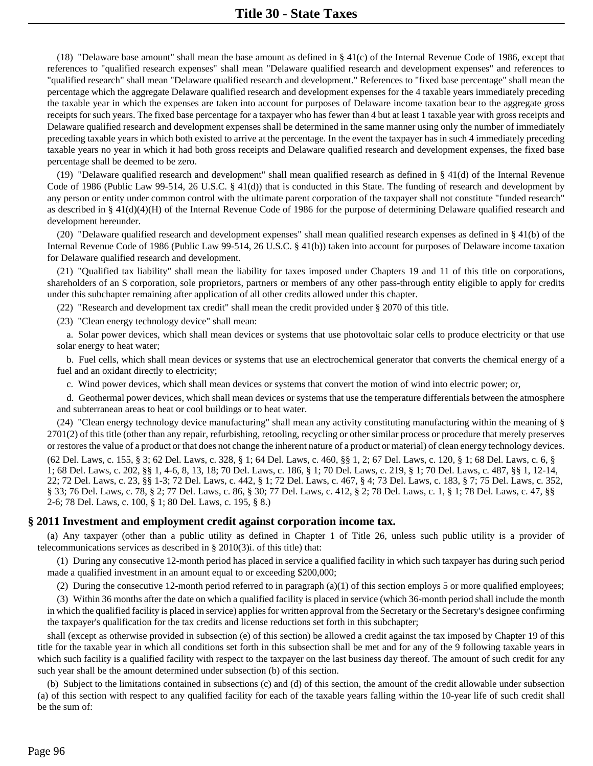(18) "Delaware base amount" shall mean the base amount as defined in § 41(c) of the Internal Revenue Code of 1986, except that references to "qualified research expenses" shall mean "Delaware qualified research and development expenses" and references to "qualified research" shall mean "Delaware qualified research and development." References to "fixed base percentage" shall mean the percentage which the aggregate Delaware qualified research and development expenses for the 4 taxable years immediately preceding the taxable year in which the expenses are taken into account for purposes of Delaware income taxation bear to the aggregate gross receipts for such years. The fixed base percentage for a taxpayer who has fewer than 4 but at least 1 taxable year with gross receipts and Delaware qualified research and development expenses shall be determined in the same manner using only the number of immediately preceding taxable years in which both existed to arrive at the percentage. In the event the taxpayer has in such 4 immediately preceding taxable years no year in which it had both gross receipts and Delaware qualified research and development expenses, the fixed base percentage shall be deemed to be zero.

(19) "Delaware qualified research and development" shall mean qualified research as defined in § 41(d) of the Internal Revenue Code of 1986 (Public Law 99-514, 26 U.S.C. § 41(d)) that is conducted in this State. The funding of research and development by any person or entity under common control with the ultimate parent corporation of the taxpayer shall not constitute "funded research" as described in § 41(d)(4)(H) of the Internal Revenue Code of 1986 for the purpose of determining Delaware qualified research and development hereunder.

(20) "Delaware qualified research and development expenses" shall mean qualified research expenses as defined in § 41(b) of the Internal Revenue Code of 1986 (Public Law 99-514, 26 U.S.C. § 41(b)) taken into account for purposes of Delaware income taxation for Delaware qualified research and development.

(21) "Qualified tax liability" shall mean the liability for taxes imposed under Chapters 19 and 11 of this title on corporations, shareholders of an S corporation, sole proprietors, partners or members of any other pass-through entity eligible to apply for credits under this subchapter remaining after application of all other credits allowed under this chapter.

(22) "Research and development tax credit" shall mean the credit provided under § 2070 of this title.

(23) "Clean energy technology device" shall mean:

a. Solar power devices, which shall mean devices or systems that use photovoltaic solar cells to produce electricity or that use solar energy to heat water;

b. Fuel cells, which shall mean devices or systems that use an electrochemical generator that converts the chemical energy of a fuel and an oxidant directly to electricity;

c. Wind power devices, which shall mean devices or systems that convert the motion of wind into electric power; or,

d. Geothermal power devices, which shall mean devices or systems that use the temperature differentials between the atmosphere and subterranean areas to heat or cool buildings or to heat water.

(24) "Clean energy technology device manufacturing" shall mean any activity constituting manufacturing within the meaning of § 2701(2) of this title (other than any repair, refurbishing, retooling, recycling or other similar process or procedure that merely preserves or restores the value of a product or that does not change the inherent nature of a product or material) of clean energy technology devices.

(62 Del. Laws, c. 155, § 3; 62 Del. Laws, c. 328, § 1; 64 Del. Laws, c. 460, §§ 1, 2; 67 Del. Laws, c. 120, § 1; 68 Del. Laws, c. 6, § 1; 68 Del. Laws, c. 202, §§ 1, 4-6, 8, 13, 18; 70 Del. Laws, c. 186, § 1; 70 Del. Laws, c. 219, § 1; 70 Del. Laws, c. 487, §§ 1, 12-14, 22; 72 Del. Laws, c. 23, §§ 1-3; 72 Del. Laws, c. 442, § 1; 72 Del. Laws, c. 467, § 4; 73 Del. Laws, c. 183, § 7; 75 Del. Laws, c. 352, § 33; 76 Del. Laws, c. 78, § 2; 77 Del. Laws, c. 86, § 30; 77 Del. Laws, c. 412, § 2; 78 Del. Laws, c. 1, § 1; 78 Del. Laws, c. 47, §§ 2-6; 78 Del. Laws, c. 100, § 1; 80 Del. Laws, c. 195, § 8.)

## § 2011 Investment and employment credit against corporation income tax.

(a) Any taxpayer (other than a public utility as defined in Chapter 1 of Title 26, unless such public utility is a provider of telecommunications services as described in § 2010(3)i. of this title) that:

(1) During any consecutive 12-month period has placed in service a qualified facility in which such taxpayer has during such period made a qualified investment in an amount equal to or exceeding $200,000;

(2) During the consecutive 12-month period referred to in paragraph (a)(1) of this section employs 5 or more qualified employees;

(3) Within 36 months after the date on which a qualified facility is placed in service (which 36-month period shall include the month in which the qualified facility is placed in service) applies for written approval from the Secretary or the Secretary's designee confirming the taxpayer's qualification for the tax credits and license reductions set forth in this subchapter;

shall (except as otherwise provided in subsection (e) of this section) be allowed a credit against the tax imposed by Chapter 19 of this title for the taxable year in which all conditions set forth in this subsection shall be met and for any of the 9 following taxable years in which such facility is a qualified facility with respect to the taxpayer on the last business day thereof. The amount of such credit for any such year shall be the amount determined under subsection (b) of this section.

(b) Subject to the limitations contained in subsections (c) and (d) of this section, the amount of the credit allowable under subsection (a) of this section with respect to any qualified facility for each of the taxable years falling within the 10-year life of such credit shall be the sum of: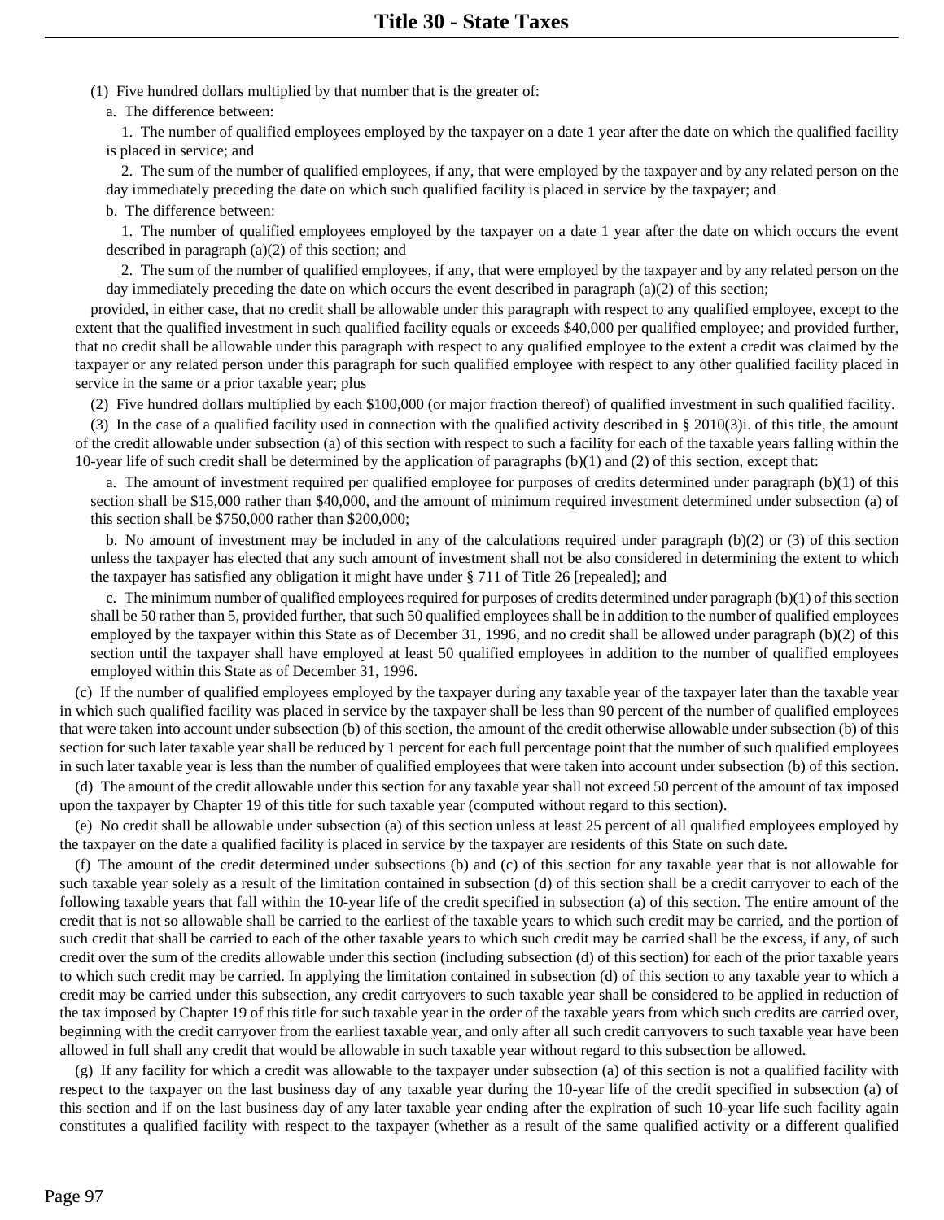(1) Five hundred dollars multiplied by that number that is the greater of:

a. The difference between:

1. The number of qualified employees employed by the taxpayer on a date 1 year after the date on which the qualified facility is placed in service; and

2. The sum of the number of qualified employees, if any, that were employed by the taxpayer and by any related person on the day immediately preceding the date on which such qualified facility is placed in service by the taxpayer; and

b. The difference between:

1. The number of qualified employees employed by the taxpayer on a date 1 year after the date on which occurs the event described in paragraph (a)(2) of this section; and

2. The sum of the number of qualified employees, if any, that were employed by the taxpayer and by any related person on the day immediately preceding the date on which occurs the event described in paragraph (a)(2) of this section;

provided, in either case, that no credit shall be allowable under this paragraph with respect to any qualified employee, except to the extent that the qualified investment in such qualified facility equals or exceeds $40,000 per qualified employee; and provided further, that no credit shall be allowable under this paragraph with respect to any qualified employee to the extent a credit was claimed by the taxpayer or any related person under this paragraph for such qualified employee with respect to any other qualified facility placed in service in the same or a prior taxable year; plus

(2) Five hundred dollars multiplied by each $100,000 (or major fraction thereof) of qualified investment in such qualified facility.

(3) In the case of a qualified facility used in connection with the qualified activity described in § 2010(3)i. of this title, the amount of the credit allowable under subsection (a) of this section with respect to such a facility for each of the taxable years falling within the 10-year life of such credit shall be determined by the application of paragraphs (b)(1) and (2) of this section, except that:

a. The amount of investment required per qualified employee for purposes of credits determined under paragraph (b)(1) of this section shall be $15,000 rather than $40,000, and the amount of minimum required investment determined under subsection (a) of this section shall be $750,000 rather than $200,000;

b. No amount of investment may be included in any of the calculations required under paragraph (b)(2) or (3) of this section unless the taxpayer has elected that any such amount of investment shall not be also considered in determining the extent to which the taxpayer has satisfied any obligation it might have under § 711 of Title 26 [repealed]; and

c. The minimum number of qualified employees required for purposes of credits determined under paragraph (b)(1) of this section shall be 50 rather than 5, provided further, that such 50 qualified employees shall be in addition to the number of qualified employees employed by the taxpayer within this State as of December 31, 1996, and no credit shall be allowed under paragraph (b)(2) of this section until the taxpayer shall have employed at least 50 qualified employees in addition to the number of qualified employees employed within this State as of December 31, 1996.

(c) If the number of qualified employees employed by the taxpayer during any taxable year of the taxpayer later than the taxable year in which such qualified facility was placed in service by the taxpayer shall be less than 90 percent of the number of qualified employees that were taken into account under subsection (b) of this section, the amount of the credit otherwise allowable under subsection (b) of this section for such later taxable year shall be reduced by 1 percent for each full percentage point that the number of such qualified employees in such later taxable year is less than the number of qualified employees that were taken into account under subsection (b) of this section.

(d) The amount of the credit allowable under this section for any taxable year shall not exceed 50 percent of the amount of tax imposed upon the taxpayer by Chapter 19 of this title for such taxable year (computed without regard to this section).

(e) No credit shall be allowable under subsection (a) of this section unless at least 25 percent of all qualified employees employed by the taxpayer on the date a qualified facility is placed in service by the taxpayer are residents of this State on such date.

(f) The amount of the credit determined under subsections (b) and (c) of this section for any taxable year that is not allowable for such taxable year solely as a result of the limitation contained in subsection (d) of this section shall be a credit carryover to each of the following taxable years that fall within the 10-year life of the credit specified in subsection (a) of this section. The entire amount of the credit that is not so allowable shall be carried to the earliest of the taxable years to which such credit may be carried, and the portion of such credit that shall be carried to each of the other taxable years to which such credit may be carried shall be the excess, if any, of such credit over the sum of the credits allowable under this section (including subsection (d) of this section) for each of the prior taxable years to which such credit may be carried. In applying the limitation contained in subsection (d) of this section to any taxable year to which a credit may be carried under this subsection, any credit carryovers to such taxable year shall be considered to be applied in reduction of the tax imposed by Chapter 19 of this title for such taxable year in the order of the taxable years from which such credits are carried over, beginning with the credit carryover from the earliest taxable year, and only after all such credit carryovers to such taxable year have been allowed in full shall any credit that would be allowable in such taxable year without regard to this subsection be allowed.

(g) If any facility for which a credit was allowable to the taxpayer under subsection (a) of this section is not a qualified facility with respect to the taxpayer on the last business day of any taxable year during the 10-year life of the credit specified in subsection (a) of this section and if on the last business day of any later taxable year ending after the expiration of such 10-year life such facility again constitutes a qualified facility with respect to the taxpayer (whether as a result of the same qualified activity or a different qualified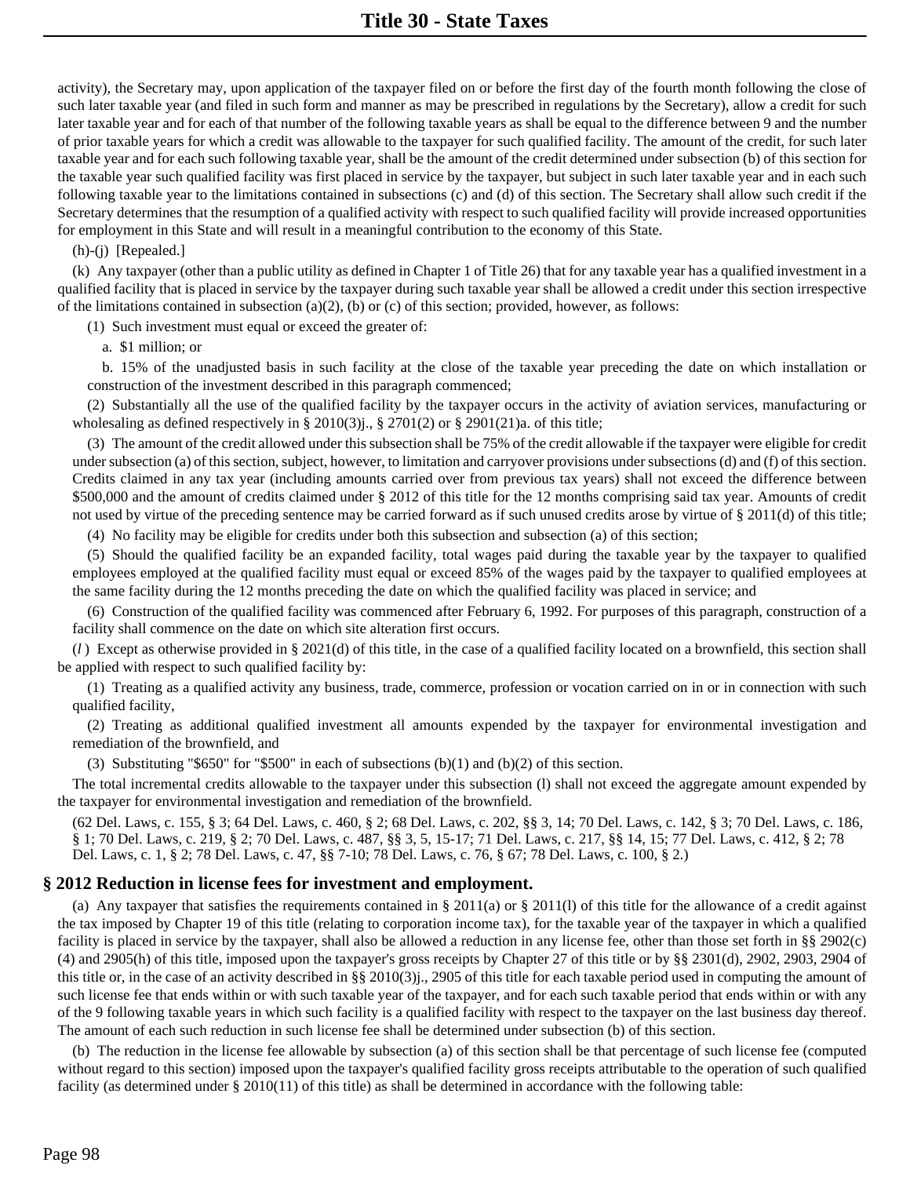activity), the Secretary may, upon application of the taxpayer filed on or before the first day of the fourth month following the close of such later taxable year (and filed in such form and manner as may be prescribed in regulations by the Secretary), allow a credit for such later taxable year and for each of that number of the following taxable years as shall be equal to the difference between 9 and the number of prior taxable years for which a credit was allowable to the taxpayer for such qualified facility. The amount of the credit, for such later taxable year and for each such following taxable year, shall be the amount of the credit determined under subsection (b) of this section for the taxable year such qualified facility was first placed in service by the taxpayer, but subject in such later taxable year and in each such following taxable year to the limitations contained in subsections (c) and (d) of this section. The Secretary shall allow such credit if the Secretary determines that the resumption of a qualified activity with respect to such qualified facility will provide increased opportunities for employment in this State and will result in a meaningful contribution to the economy of this State.

(h)-(j) [Repealed.]

(k) Any taxpayer (other than a public utility as defined in Chapter 1 of Title 26) that for any taxable year has a qualified investment in a qualified facility that is placed in service by the taxpayer during such taxable year shall be allowed a credit under this section irrespective of the limitations contained in subsection (a)(2), (b) or (c) of this section; provided, however, as follows:

(1) Such investment must equal or exceed the greater of:

a. $1 million; or

b. 15% of the unadjusted basis in such facility at the close of the taxable year preceding the date on which installation or construction of the investment described in this paragraph commenced;

(2) Substantially all the use of the qualified facility by the taxpayer occurs in the activity of aviation services, manufacturing or wholesaling as defined respectively in § 2010(3)j., § 2701(2) or § 2901(21)a. of this title;

(3) The amount of the credit allowed under this subsection shall be 75% of the credit allowable if the taxpayer were eligible for credit under subsection (a) of this section, subject, however, to limitation and carryover provisions under subsections (d) and (f) of this section. Credits claimed in any tax year (including amounts carried over from previous tax years) shall not exceed the difference between $500,000 and the amount of credits claimed under § 2012 of this title for the 12 months comprising said tax year. Amounts of credit not used by virtue of the preceding sentence may be carried forward as if such unused credits arose by virtue of § 2011(d) of this title;

(4) No facility may be eligible for credits under both this subsection and subsection (a) of this section;

(5) Should the qualified facility be an expanded facility, total wages paid during the taxable year by the taxpayer to qualified employees employed at the qualified facility must equal or exceed 85% of the wages paid by the taxpayer to qualified employees at the same facility during the 12 months preceding the date on which the qualified facility was placed in service; and

(6) Construction of the qualified facility was commenced after February 6, 1992. For purposes of this paragraph, construction of a facility shall commence on the date on which site alteration first occurs.

(*l*) Except as otherwise provided in § 2021(d) of this title, in the case of a qualified facility located on a brownfield, this section shall be applied with respect to such qualified facility by:

(1) Treating as a qualified activity any business, trade, commerce, profession or vocation carried on in or in connection with such qualified facility,

(2) Treating as additional qualified investment all amounts expended by the taxpayer for environmental investigation and remediation of the brownfield, and

(3) Substituting "$650" for "$500" in each of subsections (b)(1) and (b)(2) of this section.

The total incremental credits allowable to the taxpayer under this subsection (l) shall not exceed the aggregate amount expended by the taxpayer for environmental investigation and remediation of the brownfield.

(62 Del. Laws, c. 155, § 3; 64 Del. Laws, c. 460, § 2; 68 Del. Laws, c. 202, §§ 3, 14; 70 Del. Laws, c. 142, § 3; 70 Del. Laws, c. 186, § 1; 70 Del. Laws, c. 219, § 2; 70 Del. Laws, c. 487, §§ 3, 5, 15-17; 71 Del. Laws, c. 217, §§ 14, 15; 77 Del. Laws, c. 412, § 2; 78 Del. Laws, c. 1, § 2; 78 Del. Laws, c. 47, §§ 7-10; 78 Del. Laws, c. 76, § 67; 78 Del. Laws, c. 100, § 2.)

### § 2012 Reduction in license fees for investment and employment.

(a) Any taxpayer that satisfies the requirements contained in § 2011(a) or § 2011(l) of this title for the allowance of a credit against the tax imposed by Chapter 19 of this title (relating to corporation income tax), for the taxable year of the taxpayer in which a qualified facility is placed in service by the taxpayer, shall also be allowed a reduction in any license fee, other than those set forth in §§ 2902(c)(4) and 2905(h) of this title, imposed upon the taxpayer's gross receipts by Chapter 27 of this title or by §§ 2301(d), 2902, 2903, 2904 of this title or, in the case of an activity described in §§ 2010(3)j., 2905 of this title for each taxable period used in computing the amount of such license fee that ends within or with such taxable year of the taxpayer, and for each such taxable period that ends within or with any of the 9 following taxable years in which such facility is a qualified facility with respect to the taxpayer on the last business day thereof. The amount of each such reduction in such license fee shall be determined under subsection (b) of this section.

(b) The reduction in the license fee allowable by subsection (a) of this section shall be that percentage of such license fee (computed without regard to this section) imposed upon the taxpayer's qualified facility gross receipts attributable to the operation of such qualified facility (as determined under § 2010(11) of this title) as shall be determined in accordance with the following table: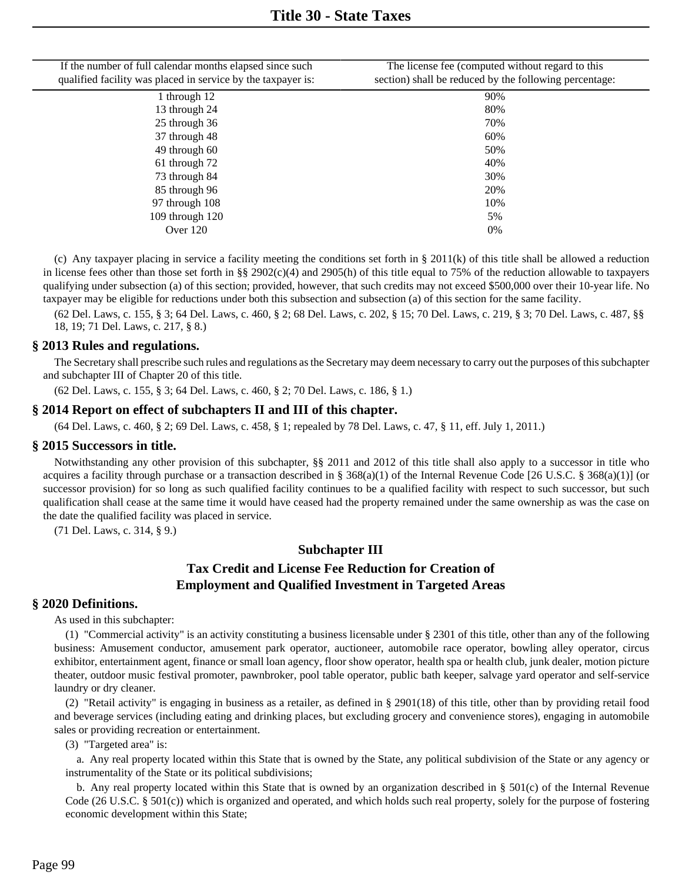| If the number of full calendar months elapsed since such qualified facility was placed in service by the taxpayer is: | The license fee (computed without regard to this section) shall be reduced by the following percentage: |
|---|---|
| 1 through 12 | 90% |
| 13 through 24 | 80% |
| 25 through 36 | 70% |
| 37 through 48 | 60% |
| 49 through 60 | 50% |
| 61 through 72 | 40% |
| 73 through 84 | 30% |
| 85 through 96 | 20% |
| 97 through 108 | 10% |
| 109 through 120 | 5% |
| Over 120 | 0% |

(c) Any taxpayer placing in service a facility meeting the conditions set forth in § 2011(k) of this title shall be allowed a reduction in license fees other than those set forth in §§ 2902(c)(4) and 2905(h) of this title equal to 75% of the reduction allowable to taxpayers qualifying under subsection (a) of this section; provided, however, that such credits may not exceed $500,000 over their 10-year life. No taxpayer may be eligible for reductions under both this subsection and subsection (a) of this section for the same facility.

(62 Del. Laws, c. 155, § 3; 64 Del. Laws, c. 460, § 2; 68 Del. Laws, c. 202, § 15; 70 Del. Laws, c. 219, § 3; 70 Del. Laws, c. 487, §§ 18, 19; 71 Del. Laws, c. 217, § 8.)

### § 2013 Rules and regulations.

The Secretary shall prescribe such rules and regulations as the Secretary may deem necessary to carry out the purposes of this subchapter and subchapter III of Chapter 20 of this title.

(62 Del. Laws, c. 155, § 3; 64 Del. Laws, c. 460, § 2; 70 Del. Laws, c. 186, § 1.)

### § 2014 Report on effect of subchapters II and III of this chapter.

(64 Del. Laws, c. 460, § 2; 69 Del. Laws, c. 458, § 1; repealed by 78 Del. Laws, c. 47, § 11, eff. July 1, 2011.)

### § 2015 Successors in title.

Notwithstanding any other provision of this subchapter, §§ 2011 and 2012 of this title shall also apply to a successor in title who acquires a facility through purchase or a transaction described in § 368(a)(1) of the Internal Revenue Code [26 U.S.C. § 368(a)(1)] (or successor provision) for so long as such qualified facility continues to be a qualified facility with respect to such successor, but such qualification shall cease at the same time it would have ceased had the property remained under the same ownership as was the case on the date the qualified facility was placed in service.

(71 Del. Laws, c. 314, § 9.)

## Subchapter III

## Tax Credit and License Fee Reduction for Creation of Employment and Qualified Investment in Targeted Areas

### § 2020 Definitions.

As used in this subchapter:

(1) "Commercial activity" is an activity constituting a business licensable under § 2301 of this title, other than any of the following business: Amusement conductor, amusement park operator, auctioneer, automobile race operator, bowling alley operator, circus exhibitor, entertainment agent, finance or small loan agency, floor show operator, health spa or health club, junk dealer, motion picture theater, outdoor music festival promoter, pawnbroker, pool table operator, public bath keeper, salvage yard operator and self-service laundry or dry cleaner.

(2) "Retail activity" is engaging in business as a retailer, as defined in § 2901(18) of this title, other than by providing retail food and beverage services (including eating and drinking places, but excluding grocery and convenience stores), engaging in automobile sales or providing recreation or entertainment.

(3) "Targeted area" is:

a. Any real property located within this State that is owned by the State, any political subdivision of the State or any agency or instrumentality of the State or its political subdivisions;

b. Any real property located within this State that is owned by an organization described in § 501(c) of the Internal Revenue Code (26 U.S.C. § 501(c)) which is organized and operated, and which holds such real property, solely for the purpose of fostering economic development within this State;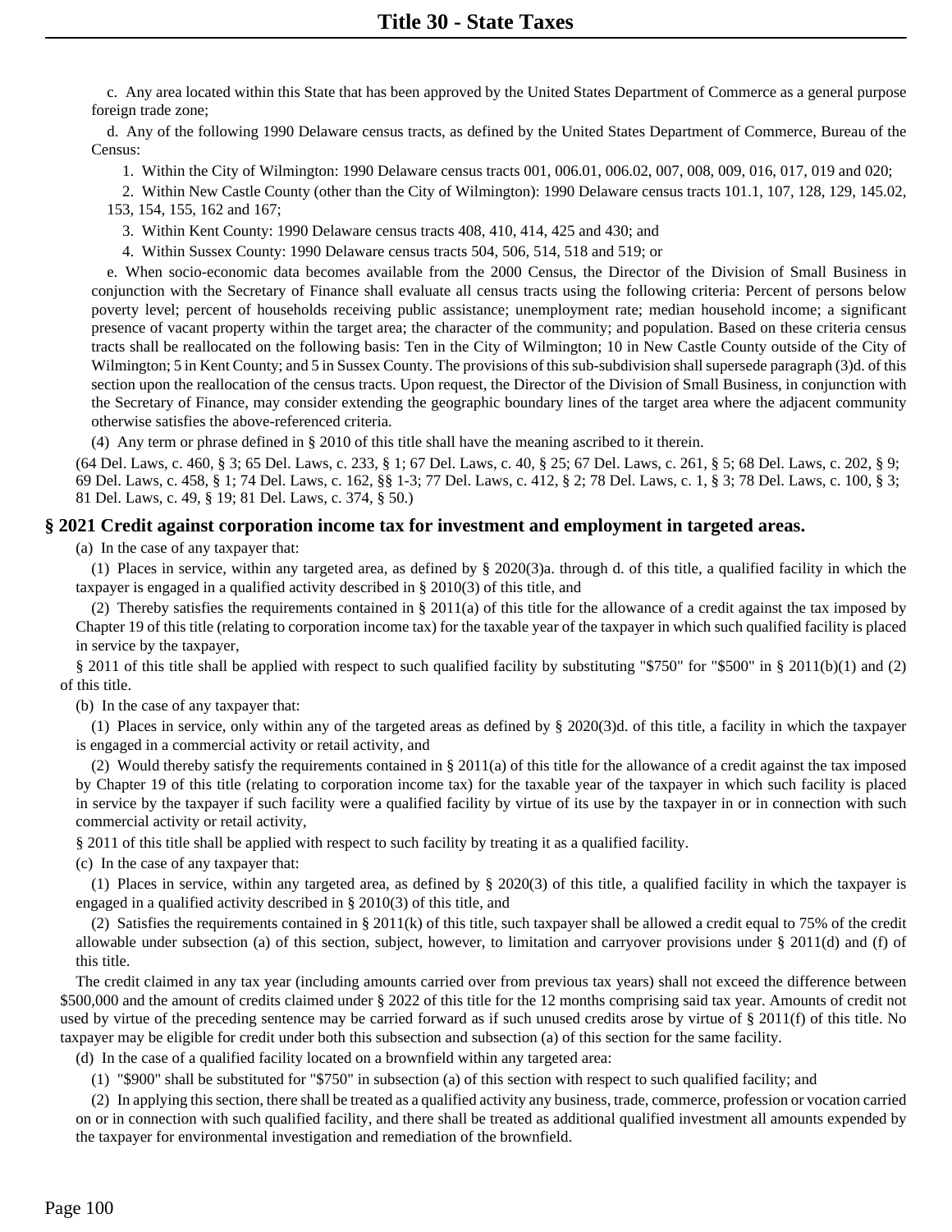c. Any area located within this State that has been approved by the United States Department of Commerce as a general purpose foreign trade zone;

d. Any of the following 1990 Delaware census tracts, as defined by the United States Department of Commerce, Bureau of the Census:

1. Within the City of Wilmington: 1990 Delaware census tracts 001, 006.01, 006.02, 007, 008, 009, 016, 017, 019 and 020;

2. Within New Castle County (other than the City of Wilmington): 1990 Delaware census tracts 101.1, 107, 128, 129, 145.02, 153, 154, 155, 162 and 167;

3. Within Kent County: 1990 Delaware census tracts 408, 410, 414, 425 and 430; and

4. Within Sussex County: 1990 Delaware census tracts 504, 506, 514, 518 and 519; or

e. When socio-economic data becomes available from the 2000 Census, the Director of the Division of Small Business in conjunction with the Secretary of Finance shall evaluate all census tracts using the following criteria: Percent of persons below poverty level; percent of households receiving public assistance; unemployment rate; median household income; a significant presence of vacant property within the target area; the character of the community; and population. Based on these criteria census tracts shall be reallocated on the following basis: Ten in the City of Wilmington; 10 in New Castle County outside of the City of Wilmington; 5 in Kent County; and 5 in Sussex County. The provisions of this sub-subdivision shall supersede paragraph (3)d. of this section upon the reallocation of the census tracts. Upon request, the Director of the Division of Small Business, in conjunction with the Secretary of Finance, may consider extending the geographic boundary lines of the target area where the adjacent community otherwise satisfies the above-referenced criteria.

(4) Any term or phrase defined in § 2010 of this title shall have the meaning ascribed to it therein.

(64 Del. Laws, c. 460, § 3; 65 Del. Laws, c. 233, § 1; 67 Del. Laws, c. 40, § 25; 67 Del. Laws, c. 261, § 5; 68 Del. Laws, c. 202, § 9; 69 Del. Laws, c. 458, § 1; 74 Del. Laws, c. 162, §§ 1-3; 77 Del. Laws, c. 412, § 2; 78 Del. Laws, c. 1, § 3; 78 Del. Laws, c. 100, § 3; 81 Del. Laws, c. 49, § 19; 81 Del. Laws, c. 374, § 50.)

### § 2021 Credit against corporation income tax for investment and employment in targeted areas.

(a) In the case of any taxpayer that:

(1) Places in service, within any targeted area, as defined by § 2020(3)a. through d. of this title, a qualified facility in which the taxpayer is engaged in a qualified activity described in § 2010(3) of this title, and

(2) Thereby satisfies the requirements contained in § 2011(a) of this title for the allowance of a credit against the tax imposed by Chapter 19 of this title (relating to corporation income tax) for the taxable year of the taxpayer in which such qualified facility is placed in service by the taxpayer,

§ 2011 of this title shall be applied with respect to such qualified facility by substituting "$750" for "$500" in § 2011(b)(1) and (2) of this title.

(b) In the case of any taxpayer that:

(1) Places in service, only within any of the targeted areas as defined by § 2020(3)d. of this title, a facility in which the taxpayer is engaged in a commercial activity or retail activity, and

(2) Would thereby satisfy the requirements contained in § 2011(a) of this title for the allowance of a credit against the tax imposed by Chapter 19 of this title (relating to corporation income tax) for the taxable year of the taxpayer in which such facility is placed in service by the taxpayer if such facility were a qualified facility by virtue of its use by the taxpayer in or in connection with such commercial activity or retail activity,

§ 2011 of this title shall be applied with respect to such facility by treating it as a qualified facility.

(c) In the case of any taxpayer that:

(1) Places in service, within any targeted area, as defined by § 2020(3) of this title, a qualified facility in which the taxpayer is engaged in a qualified activity described in § 2010(3) of this title, and

(2) Satisfies the requirements contained in § 2011(k) of this title, such taxpayer shall be allowed a credit equal to 75% of the credit allowable under subsection (a) of this section, subject, however, to limitation and carryover provisions under § 2011(d) and (f) of this title.

The credit claimed in any tax year (including amounts carried over from previous tax years) shall not exceed the difference between $500,000 and the amount of credits claimed under § 2022 of this title for the 12 months comprising said tax year. Amounts of credit not used by virtue of the preceding sentence may be carried forward as if such unused credits arose by virtue of § 2011(f) of this title. No taxpayer may be eligible for credit under both this subsection and subsection (a) of this section for the same facility.

(d) In the case of a qualified facility located on a brownfield within any targeted area:

(1) "$900" shall be substituted for "$750" in subsection (a) of this section with respect to such qualified facility; and

(2) In applying this section, there shall be treated as a qualified activity any business, trade, commerce, profession or vocation carried on or in connection with such qualified facility, and there shall be treated as additional qualified investment all amounts expended by the taxpayer for environmental investigation and remediation of the brownfield.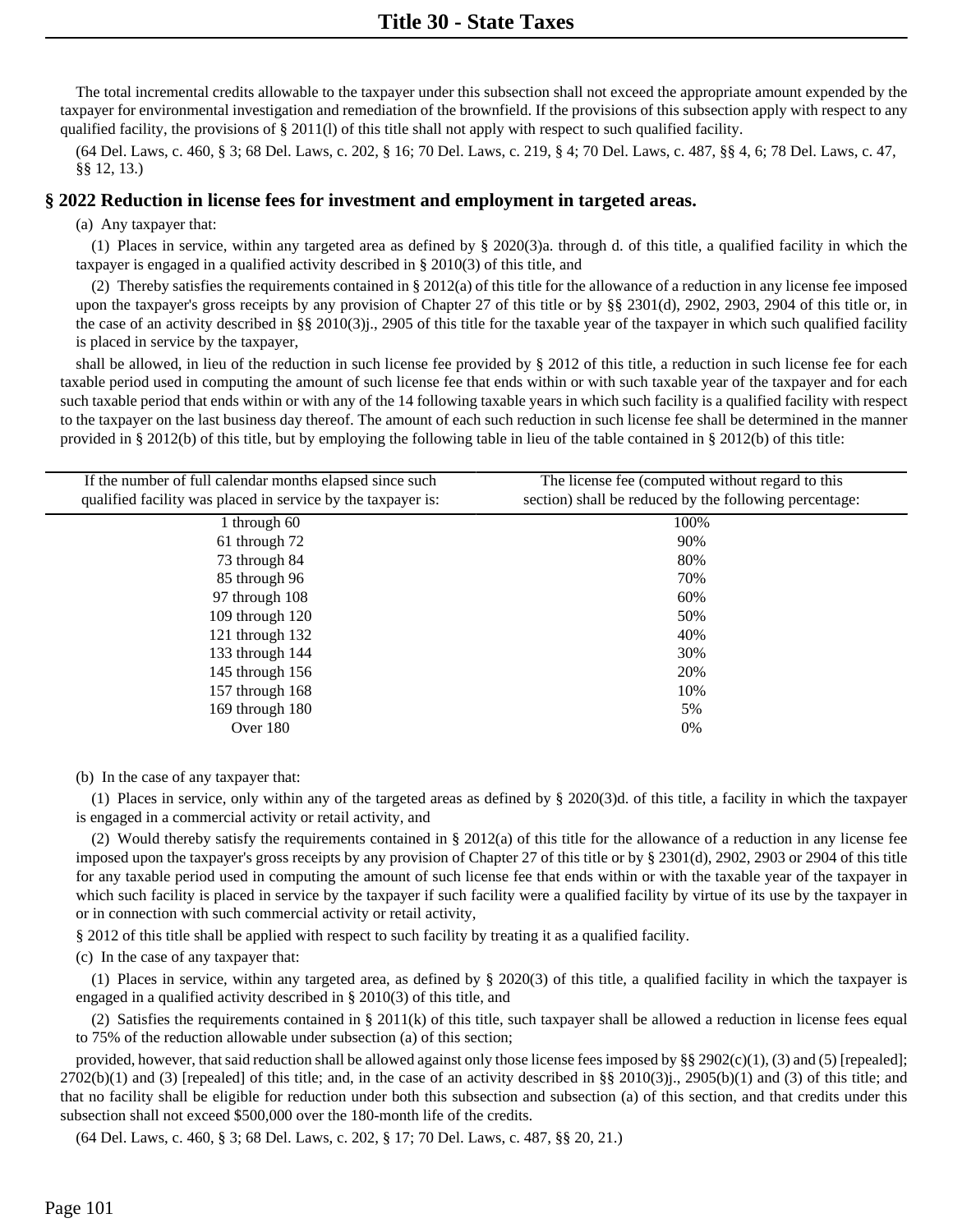The total incremental credits allowable to the taxpayer under this subsection shall not exceed the appropriate amount expended by the taxpayer for environmental investigation and remediation of the brownfield. If the provisions of this subsection apply with respect to any qualified facility, the provisions of § 2011(l) of this title shall not apply with respect to such qualified facility.

(64 Del. Laws, c. 460, § 3; 68 Del. Laws, c. 202, § 16; 70 Del. Laws, c. 219, § 4; 70 Del. Laws, c. 487, §§ 4, 6; 78 Del. Laws, c. 47, §§ 12, 13.)

### § 2022 Reduction in license fees for investment and employment in targeted areas.

(a) Any taxpayer that:

(1) Places in service, within any targeted area as defined by § 2020(3)a. through d. of this title, a qualified facility in which the taxpayer is engaged in a qualified activity described in § 2010(3) of this title, and

(2) Thereby satisfies the requirements contained in § 2012(a) of this title for the allowance of a reduction in any license fee imposed upon the taxpayer's gross receipts by any provision of Chapter 27 of this title or by §§ 2301(d), 2902, 2903, 2904 of this title or, in the case of an activity described in §§ 2010(3)j., 2905 of this title for the taxable year of the taxpayer in which such qualified facility is placed in service by the taxpayer,

shall be allowed, in lieu of the reduction in such license fee provided by § 2012 of this title, a reduction in such license fee for each taxable period used in computing the amount of such license fee that ends within or with such taxable year of the taxpayer and for each such taxable period that ends within or with any of the 14 following taxable years in which such facility is a qualified facility with respect to the taxpayer on the last business day thereof. The amount of each such reduction in such license fee shall be determined in the manner provided in § 2012(b) of this title, but by employing the following table in lieu of the table contained in § 2012(b) of this title:

| If the number of full calendar months elapsed since such qualified facility was placed in service by the taxpayer is: | The license fee (computed without regard to this section) shall be reduced by the following percentage: |
|---|---|
| 1 through 60 | 100% |
| 61 through 72 | 90% |
| 73 through 84 | 80% |
| 85 through 96 | 70% |
| 97 through 108 | 60% |
| 109 through 120 | 50% |
| 121 through 132 | 40% |
| 133 through 144 | 30% |
| 145 through 156 | 20% |
| 157 through 168 | 10% |
| 169 through 180 | 5% |
| Over 180 | 0% |

(b) In the case of any taxpayer that:

(1) Places in service, only within any of the targeted areas as defined by § 2020(3)d. of this title, a facility in which the taxpayer is engaged in a commercial activity or retail activity, and

(2) Would thereby satisfy the requirements contained in § 2012(a) of this title for the allowance of a reduction in any license fee imposed upon the taxpayer's gross receipts by any provision of Chapter 27 of this title or by § 2301(d), 2902, 2903 or 2904 of this title for any taxable period used in computing the amount of such license fee that ends within or with the taxable year of the taxpayer in which such facility is placed in service by the taxpayer if such facility were a qualified facility by virtue of its use by the taxpayer in or in connection with such commercial activity or retail activity,

§ 2012 of this title shall be applied with respect to such facility by treating it as a qualified facility.

(c) In the case of any taxpayer that:

(1) Places in service, within any targeted area, as defined by § 2020(3) of this title, a qualified facility in which the taxpayer is engaged in a qualified activity described in § 2010(3) of this title, and

(2) Satisfies the requirements contained in § 2011(k) of this title, such taxpayer shall be allowed a reduction in license fees equal to 75% of the reduction allowable under subsection (a) of this section;

provided, however, that said reduction shall be allowed against only those license fees imposed by §§ 2902(c)(1), (3) and (5) [repealed]; 2702(b)(1) and (3) [repealed] of this title; and, in the case of an activity described in §§ 2010(3)j., 2905(b)(1) and (3) of this title; and that no facility shall be eligible for reduction under both this subsection and subsection (a) of this section, and that credits under this subsection shall not exceed $500,000 over the 180-month life of the credits.

(64 Del. Laws, c. 460, § 3; 68 Del. Laws, c. 202, § 17; 70 Del. Laws, c. 487, §§ 20, 21.)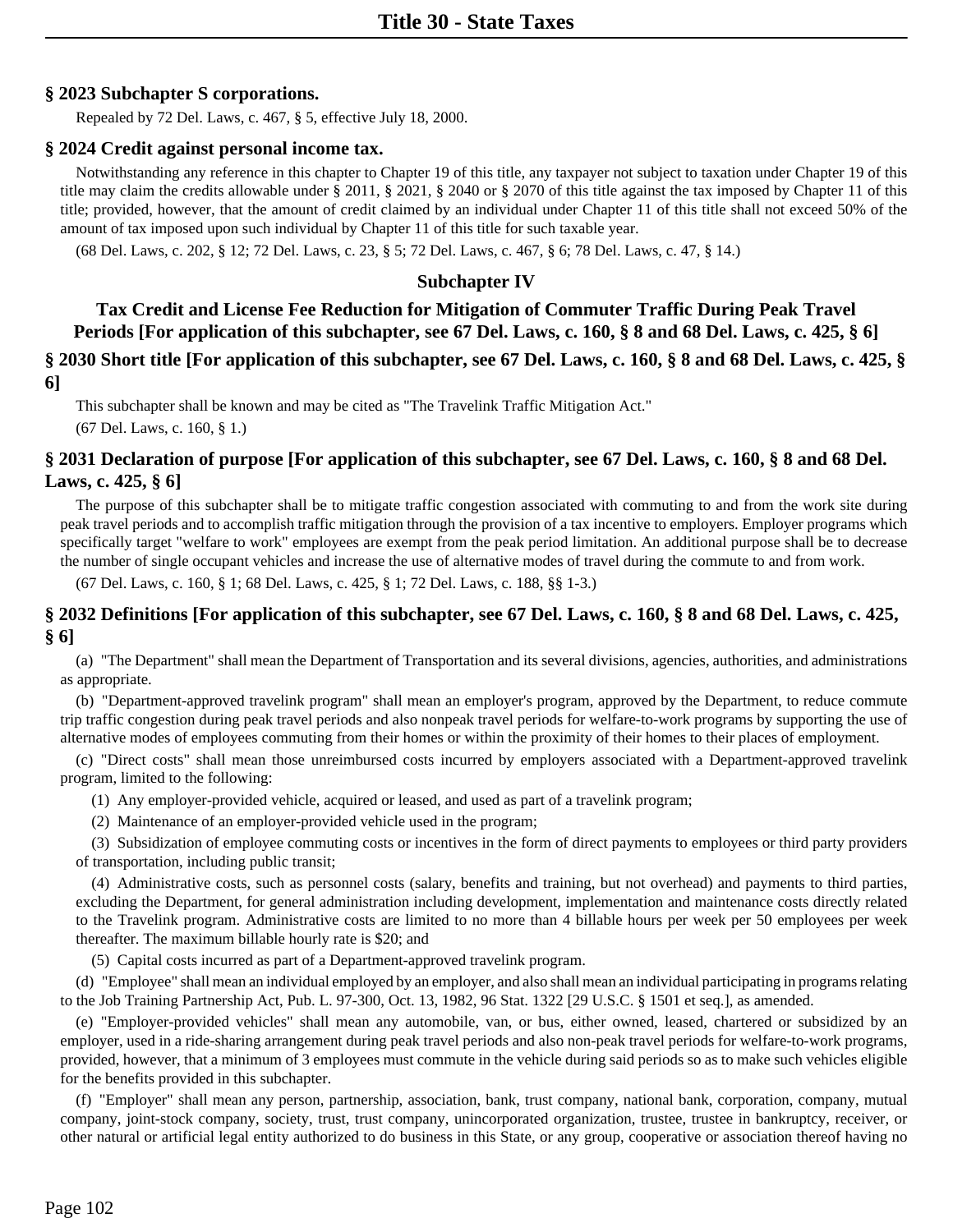### § 2023 Subchapter S corporations.

Repealed by 72 Del. Laws, c. 467, § 5, effective July 18, 2000.

### § 2024 Credit against personal income tax.

Notwithstanding any reference in this chapter to Chapter 19 of this title, any taxpayer not subject to taxation under Chapter 19 of this title may claim the credits allowable under § 2011, § 2021, § 2040 or § 2070 of this title against the tax imposed by Chapter 11 of this title; provided, however, that the amount of credit claimed by an individual under Chapter 11 of this title shall not exceed 50% of the amount of tax imposed upon such individual by Chapter 11 of this title for such taxable year.

(68 Del. Laws, c. 202, § 12; 72 Del. Laws, c. 23, § 5; 72 Del. Laws, c. 467, § 6; 78 Del. Laws, c. 47, § 14.)

## Subchapter IV

## Tax Credit and License Fee Reduction for Mitigation of Commuter Traffic During Peak Travel Periods [For application of this subchapter, see 67 Del. Laws, c. 160, § 8 and 68 Del. Laws, c. 425, § 6]

### § 2030 Short title [For application of this subchapter, see 67 Del. Laws, c. 160, § 8 and 68 Del. Laws, c. 425, § 6]

This subchapter shall be known and may be cited as "The Travelink Traffic Mitigation Act."

(67 Del. Laws, c. 160, § 1.)

### § 2031 Declaration of purpose [For application of this subchapter, see 67 Del. Laws, c. 160, § 8 and 68 Del. Laws, c. 425, § 6]

The purpose of this subchapter shall be to mitigate traffic congestion associated with commuting to and from the work site during peak travel periods and to accomplish traffic mitigation through the provision of a tax incentive to employers. Employer programs which specifically target "welfare to work" employees are exempt from the peak period limitation. An additional purpose shall be to decrease the number of single occupant vehicles and increase the use of alternative modes of travel during the commute to and from work.

(67 Del. Laws, c. 160, § 1; 68 Del. Laws, c. 425, § 1; 72 Del. Laws, c. 188, §§ 1-3.)

### § 2032 Definitions [For application of this subchapter, see 67 Del. Laws, c. 160, § 8 and 68 Del. Laws, c. 425, § 6]

(a) "The Department" shall mean the Department of Transportation and its several divisions, agencies, authorities, and administrations as appropriate.

(b) "Department-approved travelink program" shall mean an employer's program, approved by the Department, to reduce commute trip traffic congestion during peak travel periods and also nonpeak travel periods for welfare-to-work programs by supporting the use of alternative modes of employees commuting from their homes or within the proximity of their homes to their places of employment.

(c) "Direct costs" shall mean those unreimbursed costs incurred by employers associated with a Department-approved travelink program, limited to the following:

(1) Any employer-provided vehicle, acquired or leased, and used as part of a travelink program;

(2) Maintenance of an employer-provided vehicle used in the program;

(3) Subsidization of employee commuting costs or incentives in the form of direct payments to employees or third party providers of transportation, including public transit;

(4) Administrative costs, such as personnel costs (salary, benefits and training, but not overhead) and payments to third parties, excluding the Department, for general administration including development, implementation and maintenance costs directly related to the Travelink program. Administrative costs are limited to no more than 4 billable hours per week per 50 employees per week thereafter. The maximum billable hourly rate is $20; and

(5) Capital costs incurred as part of a Department-approved travelink program.

(d) "Employee" shall mean an individual employed by an employer, and also shall mean an individual participating in programs relating to the Job Training Partnership Act, Pub. L. 97-300, Oct. 13, 1982, 96 Stat. 1322 [29 U.S.C. § 1501 et seq.], as amended.

(e) "Employer-provided vehicles" shall mean any automobile, van, or bus, either owned, leased, chartered or subsidized by an employer, used in a ride-sharing arrangement during peak travel periods and also non-peak travel periods for welfare-to-work programs, provided, however, that a minimum of 3 employees must commute in the vehicle during said periods so as to make such vehicles eligible for the benefits provided in this subchapter.

(f) "Employer" shall mean any person, partnership, association, bank, trust company, national bank, corporation, company, mutual company, joint-stock company, society, trust, trust company, unincorporated organization, trustee, trustee in bankruptcy, receiver, or other natural or artificial legal entity authorized to do business in this State, or any group, cooperative or association thereof having no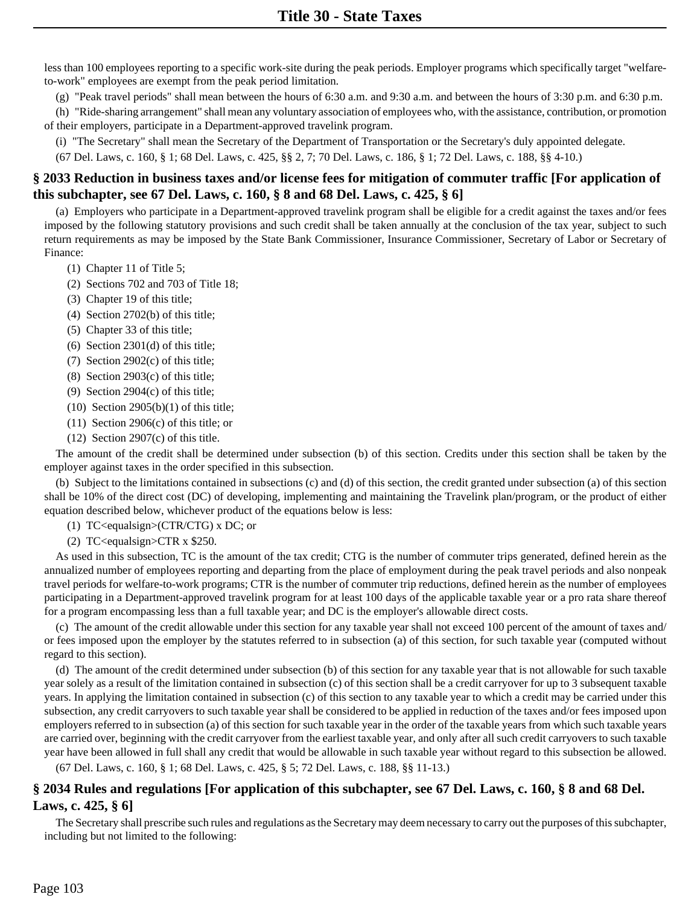less than 100 employees reporting to a specific work-site during the peak periods. Employer programs which specifically target "welfare-to-work" employees are exempt from the peak period limitation.

(g) "Peak travel periods" shall mean between the hours of 6:30 a.m. and 9:30 a.m. and between the hours of 3:30 p.m. and 6:30 p.m.

(h) "Ride-sharing arrangement" shall mean any voluntary association of employees who, with the assistance, contribution, or promotion of their employers, participate in a Department-approved travelink program.

(i) "The Secretary" shall mean the Secretary of the Department of Transportation or the Secretary's duly appointed delegate.

(67 Del. Laws, c. 160, § 1; 68 Del. Laws, c. 425, §§ 2, 7; 70 Del. Laws, c. 186, § 1; 72 Del. Laws, c. 188, §§ 4-10.)

## § 2033 Reduction in business taxes and/or license fees for mitigation of commuter traffic [For application of this subchapter, see 67 Del. Laws, c. 160, § 8 and 68 Del. Laws, c. 425, § 6]

(a) Employers who participate in a Department-approved travelink program shall be eligible for a credit against the taxes and/or fees imposed by the following statutory provisions and such credit shall be taken annually at the conclusion of the tax year, subject to such return requirements as may be imposed by the State Bank Commissioner, Insurance Commissioner, Secretary of Labor or Secretary of Finance:

(1) Chapter 11 of Title 5;

(2) Sections 702 and 703 of Title 18;

(3) Chapter 19 of this title;

(4) Section 2702(b) of this title;

(5) Chapter 33 of this title;

(6) Section 2301(d) of this title;

(7) Section 2902(c) of this title;

(8) Section 2903(c) of this title;

(9) Section 2904(c) of this title;

(10) Section 2905(b)(1) of this title;

(11) Section 2906(c) of this title; or

(12) Section 2907(c) of this title.

The amount of the credit shall be determined under subsection (b) of this section. Credits under this section shall be taken by the employer against taxes in the order specified in this subsection.

(b) Subject to the limitations contained in subsections (c) and (d) of this section, the credit granted under subsection (a) of this section shall be 10% of the direct cost (DC) of developing, implementing and maintaining the Travelink plan/program, or the product of either equation described below, whichever product of the equations below is less:

(1) TC<equalsign>(CTR/CTG) x DC; or

(2) TC<equalsign>CTR x $250.

As used in this subsection, TC is the amount of the tax credit; CTG is the number of commuter trips generated, defined herein as the annualized number of employees reporting and departing from the place of employment during the peak travel periods and also nonpeak travel periods for welfare-to-work programs; CTR is the number of commuter trip reductions, defined herein as the number of employees participating in a Department-approved travelink program for at least 100 days of the applicable taxable year or a pro rata share thereof for a program encompassing less than a full taxable year; and DC is the employer's allowable direct costs.

(c) The amount of the credit allowable under this section for any taxable year shall not exceed 100 percent of the amount of taxes and/or fees imposed upon the employer by the statutes referred to in subsection (a) of this section, for such taxable year (computed without regard to this section).

(d) The amount of the credit determined under subsection (b) of this section for any taxable year that is not allowable for such taxable year solely as a result of the limitation contained in subsection (c) of this section shall be a credit carryover for up to 3 subsequent taxable years. In applying the limitation contained in subsection (c) of this section to any taxable year to which a credit may be carried under this subsection, any credit carryovers to such taxable year shall be considered to be applied in reduction of the taxes and/or fees imposed upon employers referred to in subsection (a) of this section for such taxable year in the order of the taxable years from which such taxable years are carried over, beginning with the credit carryover from the earliest taxable year, and only after all such credit carryovers to such taxable year have been allowed in full shall any credit that would be allowable in such taxable year without regard to this subsection be allowed.

(67 Del. Laws, c. 160, § 1; 68 Del. Laws, c. 425, § 5; 72 Del. Laws, c. 188, §§ 11-13.)

## § 2034 Rules and regulations [For application of this subchapter, see 67 Del. Laws, c. 160, § 8 and 68 Del. Laws, c. 425, § 6]

The Secretary shall prescribe such rules and regulations as the Secretary may deem necessary to carry out the purposes of this subchapter, including but not limited to the following: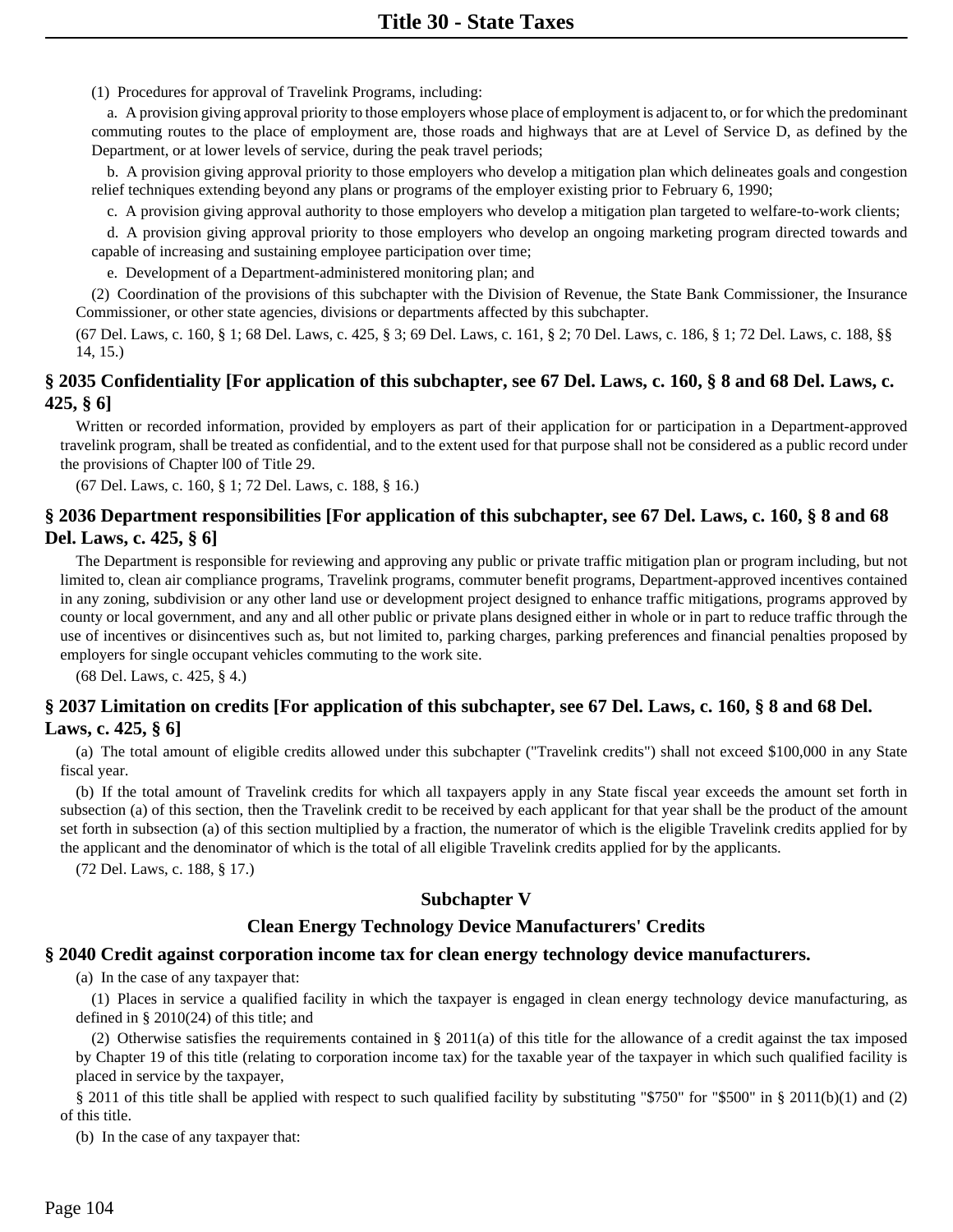(1) Procedures for approval of Travelink Programs, including:

a. A provision giving approval priority to those employers whose place of employment is adjacent to, or for which the predominant commuting routes to the place of employment are, those roads and highways that are at Level of Service D, as defined by the Department, or at lower levels of service, during the peak travel periods;

b. A provision giving approval priority to those employers who develop a mitigation plan which delineates goals and congestion relief techniques extending beyond any plans or programs of the employer existing prior to February 6, 1990;

c. A provision giving approval authority to those employers who develop a mitigation plan targeted to welfare-to-work clients;

d. A provision giving approval priority to those employers who develop an ongoing marketing program directed towards and capable of increasing and sustaining employee participation over time;

e. Development of a Department-administered monitoring plan; and

(2) Coordination of the provisions of this subchapter with the Division of Revenue, the State Bank Commissioner, the Insurance Commissioner, or other state agencies, divisions or departments affected by this subchapter.

(67 Del. Laws, c. 160, § 1; 68 Del. Laws, c. 425, § 3; 69 Del. Laws, c. 161, § 2; 70 Del. Laws, c. 186, § 1; 72 Del. Laws, c. 188, §§ 14, 15.)

## § 2035 Confidentiality [For application of this subchapter, see 67 Del. Laws, c. 160, § 8 and 68 Del. Laws, c. 425, § 6]

Written or recorded information, provided by employers as part of their application for or participation in a Department-approved travelink program, shall be treated as confidential, and to the extent used for that purpose shall not be considered as a public record under the provisions of Chapter l00 of Title 29.

(67 Del. Laws, c. 160, § 1; 72 Del. Laws, c. 188, § 16.)

## § 2036 Department responsibilities [For application of this subchapter, see 67 Del. Laws, c. 160, § 8 and 68 Del. Laws, c. 425, § 6]

The Department is responsible for reviewing and approving any public or private traffic mitigation plan or program including, but not limited to, clean air compliance programs, Travelink programs, commuter benefit programs, Department-approved incentives contained in any zoning, subdivision or any other land use or development project designed to enhance traffic mitigations, programs approved by county or local government, and any and all other public or private plans designed either in whole or in part to reduce traffic through the use of incentives or disincentives such as, but not limited to, parking charges, parking preferences and financial penalties proposed by employers for single occupant vehicles commuting to the work site.

(68 Del. Laws, c. 425, § 4.)

## § 2037 Limitation on credits [For application of this subchapter, see 67 Del. Laws, c. 160, § 8 and 68 Del. Laws, c. 425, § 6]

(a) The total amount of eligible credits allowed under this subchapter ("Travelink credits") shall not exceed $100,000 in any State fiscal year.

(b) If the total amount of Travelink credits for which all taxpayers apply in any State fiscal year exceeds the amount set forth in subsection (a) of this section, then the Travelink credit to be received by each applicant for that year shall be the product of the amount set forth in subsection (a) of this section multiplied by a fraction, the numerator of which is the eligible Travelink credits applied for by the applicant and the denominator of which is the total of all eligible Travelink credits applied for by the applicants.

(72 Del. Laws, c. 188, § 17.)

### Subchapter V

### Clean Energy Technology Device Manufacturers' Credits

## § 2040 Credit against corporation income tax for clean energy technology device manufacturers.

(a) In the case of any taxpayer that:

(1) Places in service a qualified facility in which the taxpayer is engaged in clean energy technology device manufacturing, as defined in § 2010(24) of this title; and

(2) Otherwise satisfies the requirements contained in § 2011(a) of this title for the allowance of a credit against the tax imposed by Chapter 19 of this title (relating to corporation income tax) for the taxable year of the taxpayer in which such qualified facility is placed in service by the taxpayer,

§ 2011 of this title shall be applied with respect to such qualified facility by substituting "$750" for "$500" in § 2011(b)(1) and (2) of this title.

(b) In the case of any taxpayer that: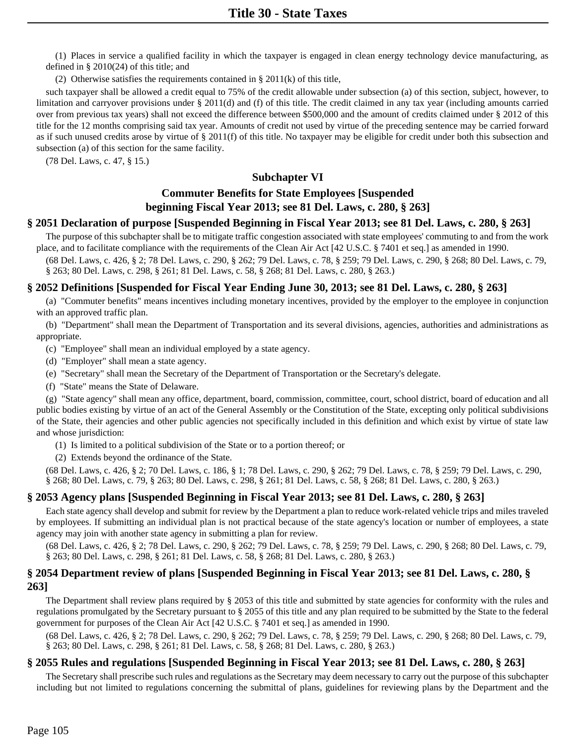(1) Places in service a qualified facility in which the taxpayer is engaged in clean energy technology device manufacturing, as defined in § 2010(24) of this title; and

(2) Otherwise satisfies the requirements contained in § 2011(k) of this title,

such taxpayer shall be allowed a credit equal to 75% of the credit allowable under subsection (a) of this section, subject, however, to limitation and carryover provisions under § 2011(d) and (f) of this title. The credit claimed in any tax year (including amounts carried over from previous tax years) shall not exceed the difference between $500,000 and the amount of credits claimed under § 2012 of this title for the 12 months comprising said tax year. Amounts of credit not used by virtue of the preceding sentence may be carried forward as if such unused credits arose by virtue of § 2011(f) of this title. No taxpayer may be eligible for credit under both this subsection and subsection (a) of this section for the same facility.

(78 Del. Laws, c. 47, § 15.)

## Subchapter VI

## Commuter Benefits for State Employees [Suspended beginning Fiscal Year 2013; see 81 Del. Laws, c. 280, § 263]

### § 2051 Declaration of purpose [Suspended Beginning in Fiscal Year 2013; see 81 Del. Laws, c. 280, § 263]

The purpose of this subchapter shall be to mitigate traffic congestion associated with state employees' commuting to and from the work place, and to facilitate compliance with the requirements of the Clean Air Act [42 U.S.C. § 7401 et seq.] as amended in 1990.

(68 Del. Laws, c. 426, § 2; 78 Del. Laws, c. 290, § 262; 79 Del. Laws, c. 78, § 259; 79 Del. Laws, c. 290, § 268; 80 Del. Laws, c. 79, § 263; 80 Del. Laws, c. 298, § 261; 81 Del. Laws, c. 58, § 268; 81 Del. Laws, c. 280, § 263.)

### § 2052 Definitions [Suspended for Fiscal Year Ending June 30, 2013; see 81 Del. Laws, c. 280, § 263]

(a) "Commuter benefits" means incentives including monetary incentives, provided by the employer to the employee in conjunction with an approved traffic plan.

(b) "Department" shall mean the Department of Transportation and its several divisions, agencies, authorities and administrations as appropriate.

(c) "Employee" shall mean an individual employed by a state agency.

(d) "Employer" shall mean a state agency.

(e) "Secretary" shall mean the Secretary of the Department of Transportation or the Secretary's delegate.

(f) "State" means the State of Delaware.

(g) "State agency" shall mean any office, department, board, commission, committee, court, school district, board of education and all public bodies existing by virtue of an act of the General Assembly or the Constitution of the State, excepting only political subdivisions of the State, their agencies and other public agencies not specifically included in this definition and which exist by virtue of state law and whose jurisdiction:

(1) Is limited to a political subdivision of the State or to a portion thereof; or

(2) Extends beyond the ordinance of the State.

(68 Del. Laws, c. 426, § 2; 70 Del. Laws, c. 186, § 1; 78 Del. Laws, c. 290, § 262; 79 Del. Laws, c. 78, § 259; 79 Del. Laws, c. 290, § 268; 80 Del. Laws, c. 79, § 263; 80 Del. Laws, c. 298, § 261; 81 Del. Laws, c. 58, § 268; 81 Del. Laws, c. 280, § 263.)

### § 2053 Agency plans [Suspended Beginning in Fiscal Year 2013; see 81 Del. Laws, c. 280, § 263]

Each state agency shall develop and submit for review by the Department a plan to reduce work-related vehicle trips and miles traveled by employees. If submitting an individual plan is not practical because of the state agency's location or number of employees, a state agency may join with another state agency in submitting a plan for review.

(68 Del. Laws, c. 426, § 2; 78 Del. Laws, c. 290, § 262; 79 Del. Laws, c. 78, § 259; 79 Del. Laws, c. 290, § 268; 80 Del. Laws, c. 79, § 263; 80 Del. Laws, c. 298, § 261; 81 Del. Laws, c. 58, § 268; 81 Del. Laws, c. 280, § 263.)

### § 2054 Department review of plans [Suspended Beginning in Fiscal Year 2013; see 81 Del. Laws, c. 280, § 263]

The Department shall review plans required by § 2053 of this title and submitted by state agencies for conformity with the rules and regulations promulgated by the Secretary pursuant to § 2055 of this title and any plan required to be submitted by the State to the federal government for purposes of the Clean Air Act [42 U.S.C. § 7401 et seq.] as amended in 1990.

(68 Del. Laws, c. 426, § 2; 78 Del. Laws, c. 290, § 262; 79 Del. Laws, c. 78, § 259; 79 Del. Laws, c. 290, § 268; 80 Del. Laws, c. 79, § 263; 80 Del. Laws, c. 298, § 261; 81 Del. Laws, c. 58, § 268; 81 Del. Laws, c. 280, § 263.)

### § 2055 Rules and regulations [Suspended Beginning in Fiscal Year 2013; see 81 Del. Laws, c. 280, § 263]

The Secretary shall prescribe such rules and regulations as the Secretary may deem necessary to carry out the purpose of this subchapter including but not limited to regulations concerning the submittal of plans, guidelines for reviewing plans by the Department and the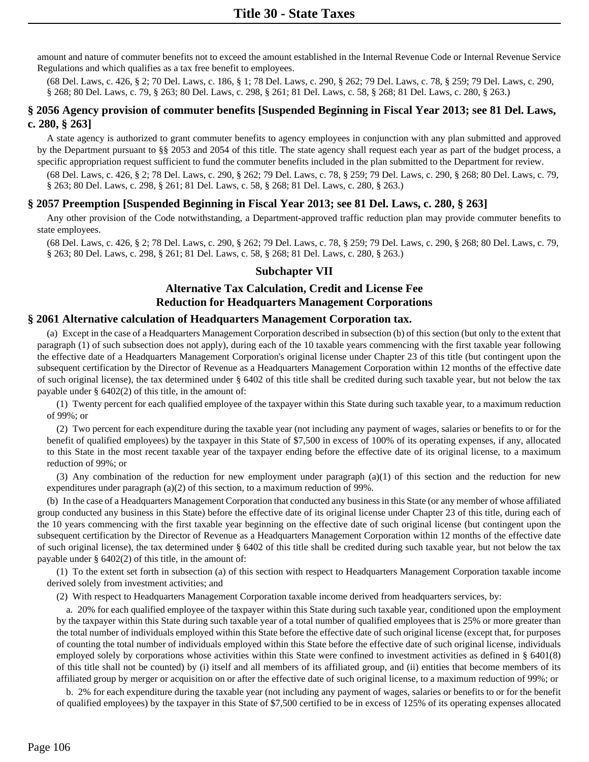amount and nature of commuter benefits not to exceed the amount established in the Internal Revenue Code or Internal Revenue Service Regulations and which qualifies as a tax free benefit to employees.

(68 Del. Laws, c. 426, § 2; 70 Del. Laws, c. 186, § 1; 78 Del. Laws, c. 290, § 262; 79 Del. Laws, c. 78, § 259; 79 Del. Laws, c. 290, § 268; 80 Del. Laws, c. 79, § 263; 80 Del. Laws, c. 298, § 261; 81 Del. Laws, c. 58, § 268; 81 Del. Laws, c. 280, § 263.)

### § 2056 Agency provision of commuter benefits [Suspended Beginning in Fiscal Year 2013; see 81 Del. Laws, c. 280, § 263]

A state agency is authorized to grant commuter benefits to agency employees in conjunction with any plan submitted and approved by the Department pursuant to §§ 2053 and 2054 of this title. The state agency shall request each year as part of the budget process, a specific appropriation request sufficient to fund the commuter benefits included in the plan submitted to the Department for review.

(68 Del. Laws, c. 426, § 2; 78 Del. Laws, c. 290, § 262; 79 Del. Laws, c. 78, § 259; 79 Del. Laws, c. 290, § 268; 80 Del. Laws, c. 79, § 263; 80 Del. Laws, c. 298, § 261; 81 Del. Laws, c. 58, § 268; 81 Del. Laws, c. 280, § 263.)

### § 2057 Preemption [Suspended Beginning in Fiscal Year 2013; see 81 Del. Laws, c. 280, § 263]

Any other provision of the Code notwithstanding, a Department-approved traffic reduction plan may provide commuter benefits to state employees.

(68 Del. Laws, c. 426, § 2; 78 Del. Laws, c. 290, § 262; 79 Del. Laws, c. 78, § 259; 79 Del. Laws, c. 290, § 268; 80 Del. Laws, c. 79, § 263; 80 Del. Laws, c. 298, § 261; 81 Del. Laws, c. 58, § 268; 81 Del. Laws, c. 280, § 263.)

## Subchapter VII

## Alternative Tax Calculation, Credit and License Fee Reduction for Headquarters Management Corporations

### § 2061 Alternative calculation of Headquarters Management Corporation tax.

(a) Except in the case of a Headquarters Management Corporation described in subsection (b) of this section (but only to the extent that paragraph (1) of such subsection does not apply), during each of the 10 taxable years commencing with the first taxable year following the effective date of a Headquarters Management Corporation's original license under Chapter 23 of this title (but contingent upon the subsequent certification by the Director of Revenue as a Headquarters Management Corporation within 12 months of the effective date of such original license), the tax determined under § 6402 of this title shall be credited during such taxable year, but not below the tax payable under § 6402(2) of this title, in the amount of:

(1) Twenty percent for each qualified employee of the taxpayer within this State during such taxable year, to a maximum reduction of 99%; or

(2) Two percent for each expenditure during the taxable year (not including any payment of wages, salaries or benefits to or for the benefit of qualified employees) by the taxpayer in this State of $7,500 in excess of 100% of its operating expenses, if any, allocated to this State in the most recent taxable year of the taxpayer ending before the effective date of its original license, to a maximum reduction of 99%; or

(3) Any combination of the reduction for new employment under paragraph (a)(1) of this section and the reduction for new expenditures under paragraph (a)(2) of this section, to a maximum reduction of 99%.

(b) In the case of a Headquarters Management Corporation that conducted any business in this State (or any member of whose affiliated group conducted any business in this State) before the effective date of its original license under Chapter 23 of this title, during each of the 10 years commencing with the first taxable year beginning on the effective date of such original license (but contingent upon the subsequent certification by the Director of Revenue as a Headquarters Management Corporation within 12 months of the effective date of such original license), the tax determined under § 6402 of this title shall be credited during such taxable year, but not below the tax payable under § 6402(2) of this title, in the amount of:

(1) To the extent set forth in subsection (a) of this section with respect to Headquarters Management Corporation taxable income derived solely from investment activities; and

(2) With respect to Headquarters Management Corporation taxable income derived from headquarters services, by:

a. 20% for each qualified employee of the taxpayer within this State during such taxable year, conditioned upon the employment by the taxpayer within this State during such taxable year of a total number of qualified employees that is 25% or more greater than the total number of individuals employed within this State before the effective date of such original license (except that, for purposes of counting the total number of individuals employed within this State before the effective date of such original license, individuals employed solely by corporations whose activities within this State were confined to investment activities as defined in § 6401(8) of this title shall not be counted) by (i) itself and all members of its affiliated group, and (ii) entities that become members of its affiliated group by merger or acquisition on or after the effective date of such original license, to a maximum reduction of 99%; or

b. 2% for each expenditure during the taxable year (not including any payment of wages, salaries or benefits to or for the benefit of qualified employees) by the taxpayer in this State of $7,500 certified to be in excess of 125% of its operating expenses allocated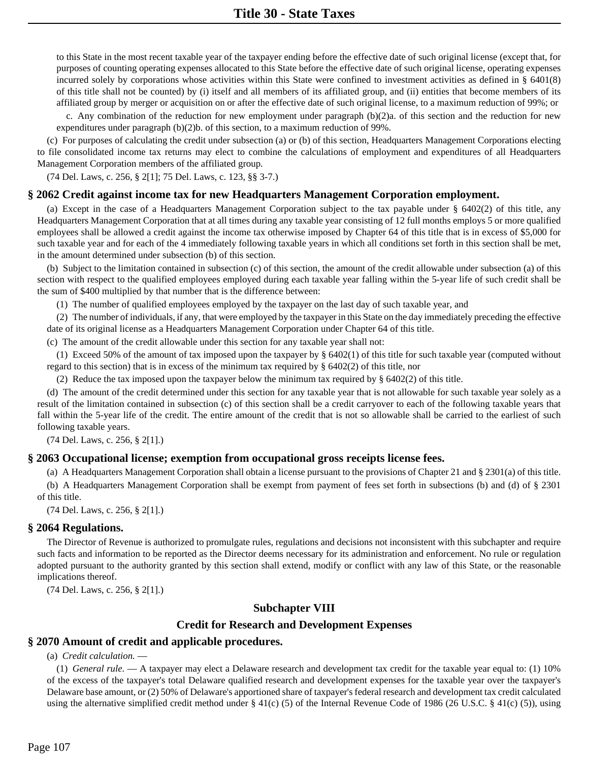to this State in the most recent taxable year of the taxpayer ending before the effective date of such original license (except that, for purposes of counting operating expenses allocated to this State before the effective date of such original license, operating expenses incurred solely by corporations whose activities within this State were confined to investment activities as defined in § 6401(8) of this title shall not be counted) by (i) itself and all members of its affiliated group, and (ii) entities that become members of its affiliated group by merger or acquisition on or after the effective date of such original license, to a maximum reduction of 99%; or

c. Any combination of the reduction for new employment under paragraph (b)(2)a. of this section and the reduction for new expenditures under paragraph (b)(2)b. of this section, to a maximum reduction of 99%.

(c) For purposes of calculating the credit under subsection (a) or (b) of this section, Headquarters Management Corporations electing to file consolidated income tax returns may elect to combine the calculations of employment and expenditures of all Headquarters Management Corporation members of the affiliated group.

(74 Del. Laws, c. 256, § 2[1]; 75 Del. Laws, c. 123, §§ 3-7.)

### § 2062 Credit against income tax for new Headquarters Management Corporation employment.

(a) Except in the case of a Headquarters Management Corporation subject to the tax payable under § 6402(2) of this title, any Headquarters Management Corporation that at all times during any taxable year consisting of 12 full months employs 5 or more qualified employees shall be allowed a credit against the income tax otherwise imposed by Chapter 64 of this title that is in excess of $5,000 for such taxable year and for each of the 4 immediately following taxable years in which all conditions set forth in this section shall be met, in the amount determined under subsection (b) of this section.

(b) Subject to the limitation contained in subsection (c) of this section, the amount of the credit allowable under subsection (a) of this section with respect to the qualified employees employed during each taxable year falling within the 5-year life of such credit shall be the sum of $400 multiplied by that number that is the difference between:

(1) The number of qualified employees employed by the taxpayer on the last day of such taxable year, and

(2) The number of individuals, if any, that were employed by the taxpayer in this State on the day immediately preceding the effective date of its original license as a Headquarters Management Corporation under Chapter 64 of this title.

(c) The amount of the credit allowable under this section for any taxable year shall not:

(1) Exceed 50% of the amount of tax imposed upon the taxpayer by § 6402(1) of this title for such taxable year (computed without regard to this section) that is in excess of the minimum tax required by § 6402(2) of this title, nor

(2) Reduce the tax imposed upon the taxpayer below the minimum tax required by § 6402(2) of this title.

(d) The amount of the credit determined under this section for any taxable year that is not allowable for such taxable year solely as a result of the limitation contained in subsection (c) of this section shall be a credit carryover to each of the following taxable years that fall within the 5-year life of the credit. The entire amount of the credit that is not so allowable shall be carried to the earliest of such following taxable years.

(74 Del. Laws, c. 256, § 2[1].)

### § 2063 Occupational license; exemption from occupational gross receipts license fees.

(a) A Headquarters Management Corporation shall obtain a license pursuant to the provisions of Chapter 21 and § 2301(a) of this title.

(b) A Headquarters Management Corporation shall be exempt from payment of fees set forth in subsections (b) and (d) of § 2301 of this title.

(74 Del. Laws, c. 256, § 2[1].)

### § 2064 Regulations.

The Director of Revenue is authorized to promulgate rules, regulations and decisions not inconsistent with this subchapter and require such facts and information to be reported as the Director deems necessary for its administration and enforcement. No rule or regulation adopted pursuant to the authority granted by this section shall extend, modify or conflict with any law of this State, or the reasonable implications thereof.

(74 Del. Laws, c. 256, § 2[1].)

## Subchapter VIII

## Credit for Research and Development Expenses

### § 2070 Amount of credit and applicable procedures.

(a) *Credit calculation.* —

(1) *General rule.* — A taxpayer may elect a Delaware research and development tax credit for the taxable year equal to: (1) 10% of the excess of the taxpayer's total Delaware qualified research and development expenses for the taxable year over the taxpayer's Delaware base amount, or (2) 50% of Delaware's apportioned share of taxpayer's federal research and development tax credit calculated using the alternative simplified credit method under § 41(c) (5) of the Internal Revenue Code of 1986 (26 U.S.C. § 41(c) (5)), using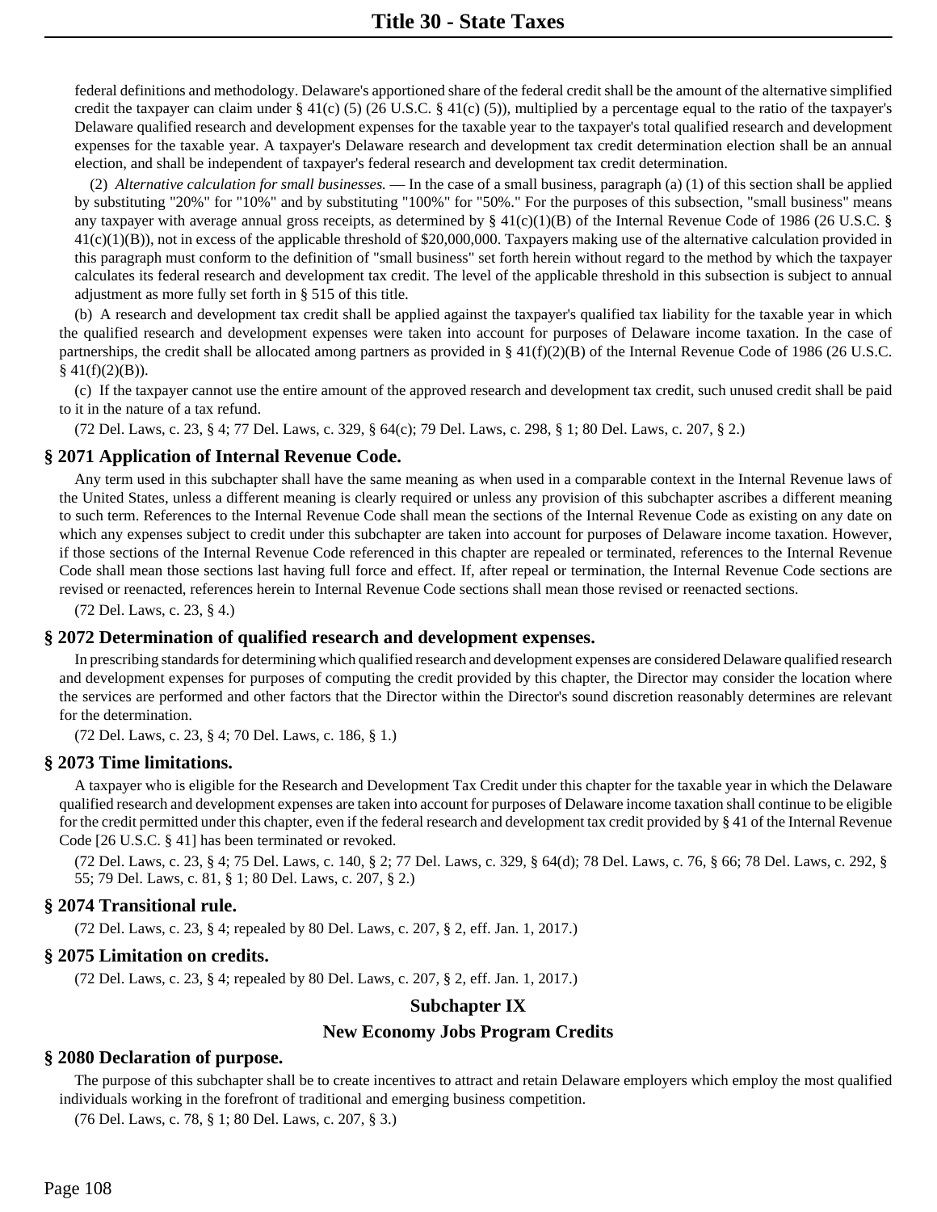federal definitions and methodology. Delaware's apportioned share of the federal credit shall be the amount of the alternative simplified credit the taxpayer can claim under § 41(c) (5) (26 U.S.C. § 41(c) (5)), multiplied by a percentage equal to the ratio of the taxpayer's Delaware qualified research and development expenses for the taxable year to the taxpayer's total qualified research and development expenses for the taxable year. A taxpayer's Delaware research and development tax credit determination election shall be an annual election, and shall be independent of taxpayer's federal research and development tax credit determination.

(2) *Alternative calculation for small businesses.* — In the case of a small business, paragraph (a) (1) of this section shall be applied by substituting "20%" for "10%" and by substituting "100%" for "50%." For the purposes of this subsection, "small business" means any taxpayer with average annual gross receipts, as determined by § 41(c)(1)(B) of the Internal Revenue Code of 1986 (26 U.S.C. § 41(c)(1)(B)), not in excess of the applicable threshold of $20,000,000. Taxpayers making use of the alternative calculation provided in this paragraph must conform to the definition of "small business" set forth herein without regard to the method by which the taxpayer calculates its federal research and development tax credit. The level of the applicable threshold in this subsection is subject to annual adjustment as more fully set forth in § 515 of this title.

(b) A research and development tax credit shall be applied against the taxpayer's qualified tax liability for the taxable year in which the qualified research and development expenses were taken into account for purposes of Delaware income taxation. In the case of partnerships, the credit shall be allocated among partners as provided in § 41(f)(2)(B) of the Internal Revenue Code of 1986 (26 U.S.C. § 41(f)(2)(B)).

(c) If the taxpayer cannot use the entire amount of the approved research and development tax credit, such unused credit shall be paid to it in the nature of a tax refund.

(72 Del. Laws, c. 23, § 4; 77 Del. Laws, c. 329, § 64(c); 79 Del. Laws, c. 298, § 1; 80 Del. Laws, c. 207, § 2.)

### § 2071 Application of Internal Revenue Code.

Any term used in this subchapter shall have the same meaning as when used in a comparable context in the Internal Revenue laws of the United States, unless a different meaning is clearly required or unless any provision of this subchapter ascribes a different meaning to such term. References to the Internal Revenue Code shall mean the sections of the Internal Revenue Code as existing on any date on which any expenses subject to credit under this subchapter are taken into account for purposes of Delaware income taxation. However, if those sections of the Internal Revenue Code referenced in this chapter are repealed or terminated, references to the Internal Revenue Code shall mean those sections last having full force and effect. If, after repeal or termination, the Internal Revenue Code sections are revised or reenacted, references herein to Internal Revenue Code sections shall mean those revised or reenacted sections.

(72 Del. Laws, c. 23, § 4.)

### § 2072 Determination of qualified research and development expenses.

In prescribing standards for determining which qualified research and development expenses are considered Delaware qualified research and development expenses for purposes of computing the credit provided by this chapter, the Director may consider the location where the services are performed and other factors that the Director within the Director's sound discretion reasonably determines are relevant for the determination.

(72 Del. Laws, c. 23, § 4; 70 Del. Laws, c. 186, § 1.)

### § 2073 Time limitations.

A taxpayer who is eligible for the Research and Development Tax Credit under this chapter for the taxable year in which the Delaware qualified research and development expenses are taken into account for purposes of Delaware income taxation shall continue to be eligible for the credit permitted under this chapter, even if the federal research and development tax credit provided by § 41 of the Internal Revenue Code [26 U.S.C. § 41] has been terminated or revoked.

(72 Del. Laws, c. 23, § 4; 75 Del. Laws, c. 140, § 2; 77 Del. Laws, c. 329, § 64(d); 78 Del. Laws, c. 76, § 66; 78 Del. Laws, c. 292, § 55; 79 Del. Laws, c. 81, § 1; 80 Del. Laws, c. 207, § 2.)

### § 2074 Transitional rule.

(72 Del. Laws, c. 23, § 4; repealed by 80 Del. Laws, c. 207, § 2, eff. Jan. 1, 2017.)

### § 2075 Limitation on credits.

(72 Del. Laws, c. 23, § 4; repealed by 80 Del. Laws, c. 207, § 2, eff. Jan. 1, 2017.)

## Subchapter IX

## New Economy Jobs Program Credits

### § 2080 Declaration of purpose.

The purpose of this subchapter shall be to create incentives to attract and retain Delaware employers which employ the most qualified individuals working in the forefront of traditional and emerging business competition.

(76 Del. Laws, c. 78, § 1; 80 Del. Laws, c. 207, § 3.)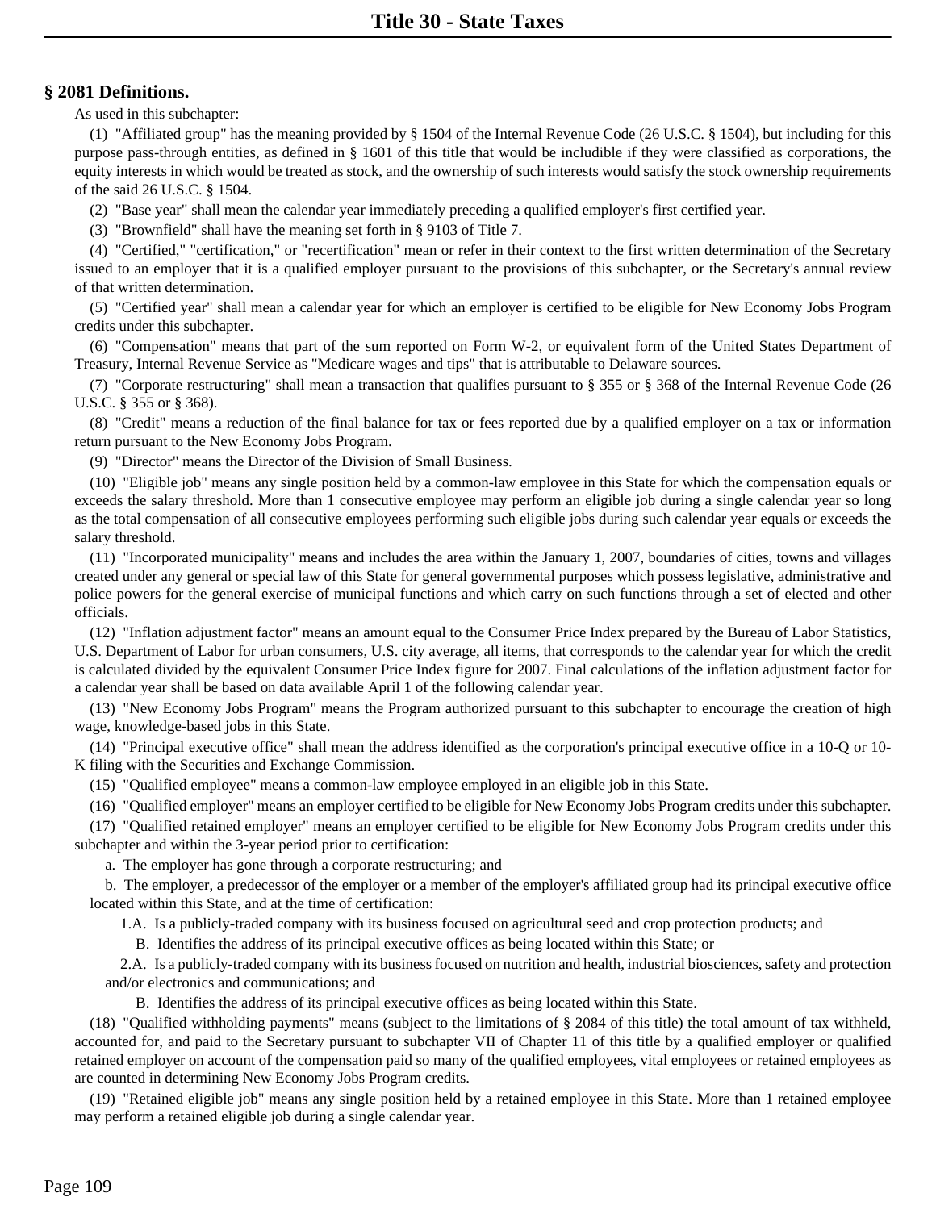### § 2081 Definitions.

As used in this subchapter:

(1) "Affiliated group" has the meaning provided by § 1504 of the Internal Revenue Code (26 U.S.C. § 1504), but including for this purpose pass-through entities, as defined in § 1601 of this title that would be includible if they were classified as corporations, the equity interests in which would be treated as stock, and the ownership of such interests would satisfy the stock ownership requirements of the said 26 U.S.C. § 1504.

(2) "Base year" shall mean the calendar year immediately preceding a qualified employer's first certified year.

(3) "Brownfield" shall have the meaning set forth in § 9103 of Title 7.

(4) "Certified," "certification," or "recertification" mean or refer in their context to the first written determination of the Secretary issued to an employer that it is a qualified employer pursuant to the provisions of this subchapter, or the Secretary's annual review of that written determination.

(5) "Certified year" shall mean a calendar year for which an employer is certified to be eligible for New Economy Jobs Program credits under this subchapter.

(6) "Compensation" means that part of the sum reported on Form W-2, or equivalent form of the United States Department of Treasury, Internal Revenue Service as "Medicare wages and tips" that is attributable to Delaware sources.

(7) "Corporate restructuring" shall mean a transaction that qualifies pursuant to § 355 or § 368 of the Internal Revenue Code (26 U.S.C. § 355 or § 368).

(8) "Credit" means a reduction of the final balance for tax or fees reported due by a qualified employer on a tax or information return pursuant to the New Economy Jobs Program.

(9) "Director" means the Director of the Division of Small Business.

(10) "Eligible job" means any single position held by a common-law employee in this State for which the compensation equals or exceeds the salary threshold. More than 1 consecutive employee may perform an eligible job during a single calendar year so long as the total compensation of all consecutive employees performing such eligible jobs during such calendar year equals or exceeds the salary threshold.

(11) "Incorporated municipality" means and includes the area within the January 1, 2007, boundaries of cities, towns and villages created under any general or special law of this State for general governmental purposes which possess legislative, administrative and police powers for the general exercise of municipal functions and which carry on such functions through a set of elected and other officials.

(12) "Inflation adjustment factor" means an amount equal to the Consumer Price Index prepared by the Bureau of Labor Statistics, U.S. Department of Labor for urban consumers, U.S. city average, all items, that corresponds to the calendar year for which the credit is calculated divided by the equivalent Consumer Price Index figure for 2007. Final calculations of the inflation adjustment factor for a calendar year shall be based on data available April 1 of the following calendar year.

(13) "New Economy Jobs Program" means the Program authorized pursuant to this subchapter to encourage the creation of high wage, knowledge-based jobs in this State.

(14) "Principal executive office" shall mean the address identified as the corporation's principal executive office in a 10-Q or 10-K filing with the Securities and Exchange Commission.

(15) "Qualified employee" means a common-law employee employed in an eligible job in this State.

(16) "Qualified employer" means an employer certified to be eligible for New Economy Jobs Program credits under this subchapter.

(17) "Qualified retained employer" means an employer certified to be eligible for New Economy Jobs Program credits under this subchapter and within the 3-year period prior to certification:

a. The employer has gone through a corporate restructuring; and

b. The employer, a predecessor of the employer or a member of the employer's affiliated group had its principal executive office located within this State, and at the time of certification:

1.A. Is a publicly-traded company with its business focused on agricultural seed and crop protection products; and

B. Identifies the address of its principal executive offices as being located within this State; or

2.A. Is a publicly-traded company with its business focused on nutrition and health, industrial biosciences, safety and protection and/or electronics and communications; and

B. Identifies the address of its principal executive offices as being located within this State.

(18) "Qualified withholding payments" means (subject to the limitations of § 2084 of this title) the total amount of tax withheld, accounted for, and paid to the Secretary pursuant to subchapter VII of Chapter 11 of this title by a qualified employer or qualified retained employer on account of the compensation paid so many of the qualified employees, vital employees or retained employees as are counted in determining New Economy Jobs Program credits.

(19) "Retained eligible job" means any single position held by a retained employee in this State. More than 1 retained employee may perform a retained eligible job during a single calendar year.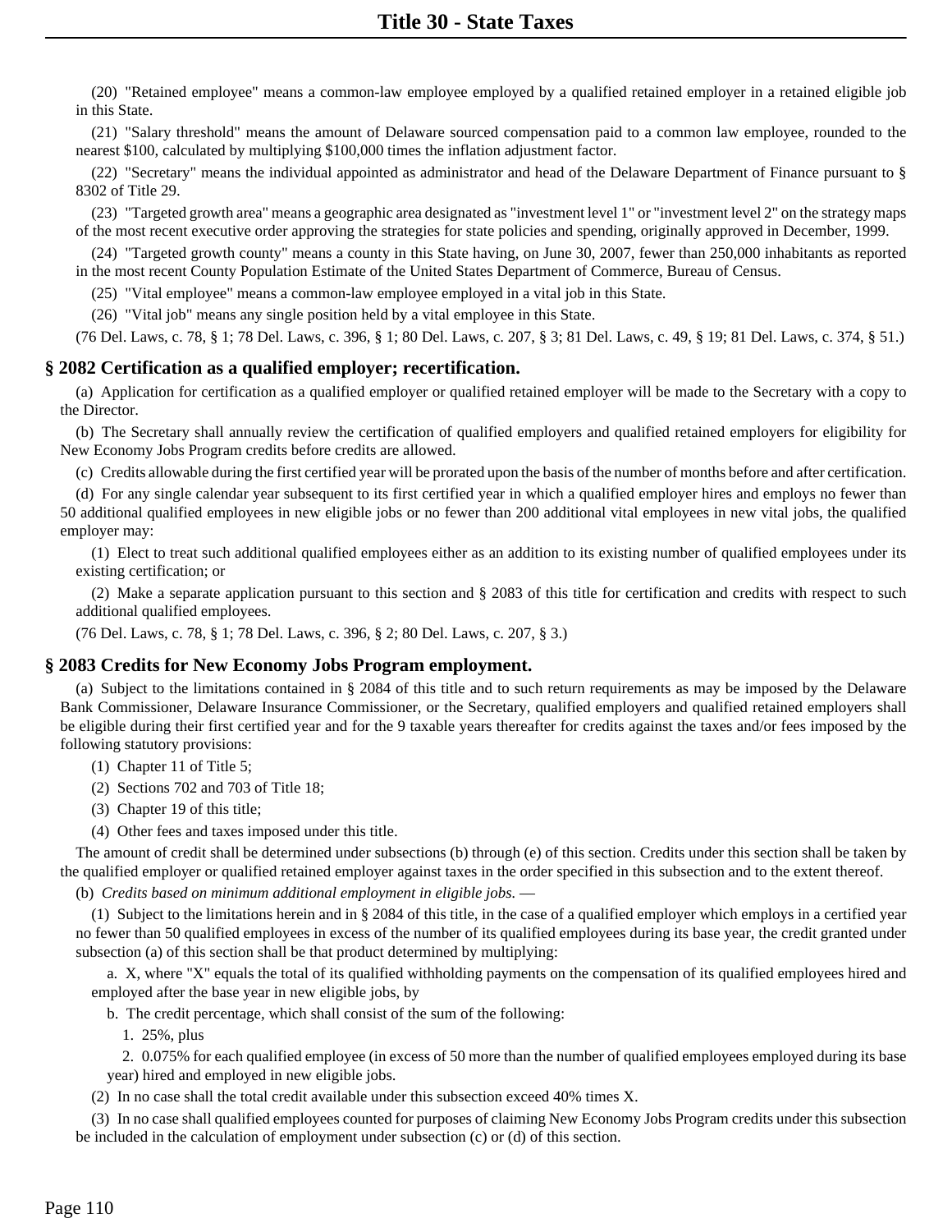(20) "Retained employee" means a common-law employee employed by a qualified retained employer in a retained eligible job in this State.

(21) "Salary threshold" means the amount of Delaware sourced compensation paid to a common law employee, rounded to the nearest $100, calculated by multiplying $100,000 times the inflation adjustment factor.

(22) "Secretary" means the individual appointed as administrator and head of the Delaware Department of Finance pursuant to § 8302 of Title 29.

(23) "Targeted growth area" means a geographic area designated as "investment level 1" or "investment level 2" on the strategy maps of the most recent executive order approving the strategies for state policies and spending, originally approved in December, 1999.

(24) "Targeted growth county" means a county in this State having, on June 30, 2007, fewer than 250,000 inhabitants as reported in the most recent County Population Estimate of the United States Department of Commerce, Bureau of Census.

(25) "Vital employee" means a common-law employee employed in a vital job in this State.

(26) "Vital job" means any single position held by a vital employee in this State.

(76 Del. Laws, c. 78, § 1; 78 Del. Laws, c. 396, § 1; 80 Del. Laws, c. 207, § 3; 81 Del. Laws, c. 49, § 19; 81 Del. Laws, c. 374, § 51.)

### § 2082 Certification as a qualified employer; recertification.

(a) Application for certification as a qualified employer or qualified retained employer will be made to the Secretary with a copy to the Director.

(b) The Secretary shall annually review the certification of qualified employers and qualified retained employers for eligibility for New Economy Jobs Program credits before credits are allowed.

(c) Credits allowable during the first certified year will be prorated upon the basis of the number of months before and after certification.

(d) For any single calendar year subsequent to its first certified year in which a qualified employer hires and employs no fewer than 50 additional qualified employees in new eligible jobs or no fewer than 200 additional vital employees in new vital jobs, the qualified employer may:

(1) Elect to treat such additional qualified employees either as an addition to its existing number of qualified employees under its existing certification; or

(2) Make a separate application pursuant to this section and § 2083 of this title for certification and credits with respect to such additional qualified employees.

(76 Del. Laws, c. 78, § 1; 78 Del. Laws, c. 396, § 2; 80 Del. Laws, c. 207, § 3.)

### § 2083 Credits for New Economy Jobs Program employment.

(a) Subject to the limitations contained in § 2084 of this title and to such return requirements as may be imposed by the Delaware Bank Commissioner, Delaware Insurance Commissioner, or the Secretary, qualified employers and qualified retained employers shall be eligible during their first certified year and for the 9 taxable years thereafter for credits against the taxes and/or fees imposed by the following statutory provisions:

(1) Chapter 11 of Title 5;

(2) Sections 702 and 703 of Title 18;

(3) Chapter 19 of this title;

(4) Other fees and taxes imposed under this title.

The amount of credit shall be determined under subsections (b) through (e) of this section. Credits under this section shall be taken by the qualified employer or qualified retained employer against taxes in the order specified in this subsection and to the extent thereof.

(b) *Credits based on minimum additional employment in eligible jobs.* —

(1) Subject to the limitations herein and in § 2084 of this title, in the case of a qualified employer which employs in a certified year no fewer than 50 qualified employees in excess of the number of its qualified employees during its base year, the credit granted under subsection (a) of this section shall be that product determined by multiplying:

a. X, where "X" equals the total of its qualified withholding payments on the compensation of its qualified employees hired and employed after the base year in new eligible jobs, by

b. The credit percentage, which shall consist of the sum of the following:

1. 25%, plus

2. 0.075% for each qualified employee (in excess of 50 more than the number of qualified employees employed during its base year) hired and employed in new eligible jobs.

(2) In no case shall the total credit available under this subsection exceed 40% times X.

(3) In no case shall qualified employees counted for purposes of claiming New Economy Jobs Program credits under this subsection be included in the calculation of employment under subsection (c) or (d) of this section.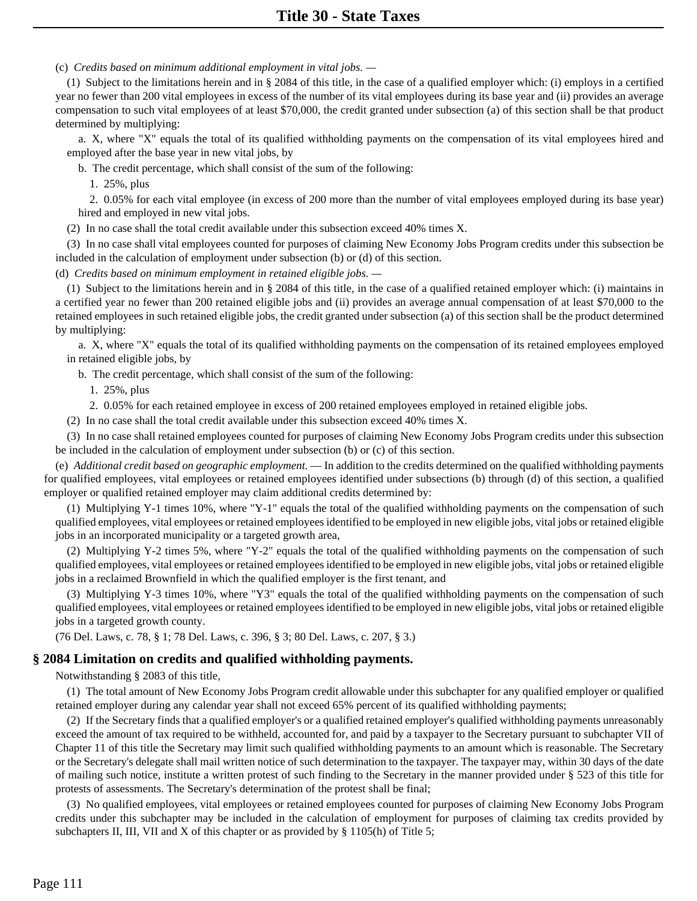(c) *Credits based on minimum additional employment in vital jobs.* —

(1) Subject to the limitations herein and in § 2084 of this title, in the case of a qualified employer which: (i) employs in a certified year no fewer than 200 vital employees in excess of the number of its vital employees during its base year and (ii) provides an average compensation to such vital employees of at least $70,000, the credit granted under subsection (a) of this section shall be that product determined by multiplying:

a. X, where "X" equals the total of its qualified withholding payments on the compensation of its vital employees hired and employed after the base year in new vital jobs, by

b. The credit percentage, which shall consist of the sum of the following:

1. 25%, plus

2. 0.05% for each vital employee (in excess of 200 more than the number of vital employees employed during its base year) hired and employed in new vital jobs.

(2) In no case shall the total credit available under this subsection exceed 40% times X.

(3) In no case shall vital employees counted for purposes of claiming New Economy Jobs Program credits under this subsection be included in the calculation of employment under subsection (b) or (d) of this section.

(d) *Credits based on minimum employment in retained eligible jobs.* —

(1) Subject to the limitations herein and in § 2084 of this title, in the case of a qualified retained employer which: (i) maintains in a certified year no fewer than 200 retained eligible jobs and (ii) provides an average annual compensation of at least $70,000 to the retained employees in such retained eligible jobs, the credit granted under subsection (a) of this section shall be the product determined by multiplying:

a. X, where "X" equals the total of its qualified withholding payments on the compensation of its retained employees employed in retained eligible jobs, by

b. The credit percentage, which shall consist of the sum of the following:

1. 25%, plus

2. 0.05% for each retained employee in excess of 200 retained employees employed in retained eligible jobs.

(2) In no case shall the total credit available under this subsection exceed 40% times X.

(3) In no case shall retained employees counted for purposes of claiming New Economy Jobs Program credits under this subsection be included in the calculation of employment under subsection (b) or (c) of this section.

(e) *Additional credit based on geographic employment.* — In addition to the credits determined on the qualified withholding payments for qualified employees, vital employees or retained employees identified under subsections (b) through (d) of this section, a qualified employer or qualified retained employer may claim additional credits determined by:

(1) Multiplying Y-1 times 10%, where "Y-1" equals the total of the qualified withholding payments on the compensation of such qualified employees, vital employees or retained employees identified to be employed in new eligible jobs, vital jobs or retained eligible jobs in an incorporated municipality or a targeted growth area,

(2) Multiplying Y-2 times 5%, where "Y-2" equals the total of the qualified withholding payments on the compensation of such qualified employees, vital employees or retained employees identified to be employed in new eligible jobs, vital jobs or retained eligible jobs in a reclaimed Brownfield in which the qualified employer is the first tenant, and

(3) Multiplying Y-3 times 10%, where "Y3" equals the total of the qualified withholding payments on the compensation of such qualified employees, vital employees or retained employees identified to be employed in new eligible jobs, vital jobs or retained eligible jobs in a targeted growth county.

(76 Del. Laws, c. 78, § 1; 78 Del. Laws, c. 396, § 3; 80 Del. Laws, c. 207, § 3.)

## § 2084 Limitation on credits and qualified withholding payments.

Notwithstanding § 2083 of this title,

(1) The total amount of New Economy Jobs Program credit allowable under this subchapter for any qualified employer or qualified retained employer during any calendar year shall not exceed 65% percent of its qualified withholding payments;

(2) If the Secretary finds that a qualified employer's or a qualified retained employer's qualified withholding payments unreasonably exceed the amount of tax required to be withheld, accounted for, and paid by a taxpayer to the Secretary pursuant to subchapter VII of Chapter 11 of this title the Secretary may limit such qualified withholding payments to an amount which is reasonable. The Secretary or the Secretary's delegate shall mail written notice of such determination to the taxpayer. The taxpayer may, within 30 days of the date of mailing such notice, institute a written protest of such finding to the Secretary in the manner provided under § 523 of this title for protests of assessments. The Secretary's determination of the protest shall be final;

(3) No qualified employees, vital employees or retained employees counted for purposes of claiming New Economy Jobs Program credits under this subchapter may be included in the calculation of employment for purposes of claiming tax credits provided by subchapters II, III, VII and X of this chapter or as provided by § 1105(h) of Title 5;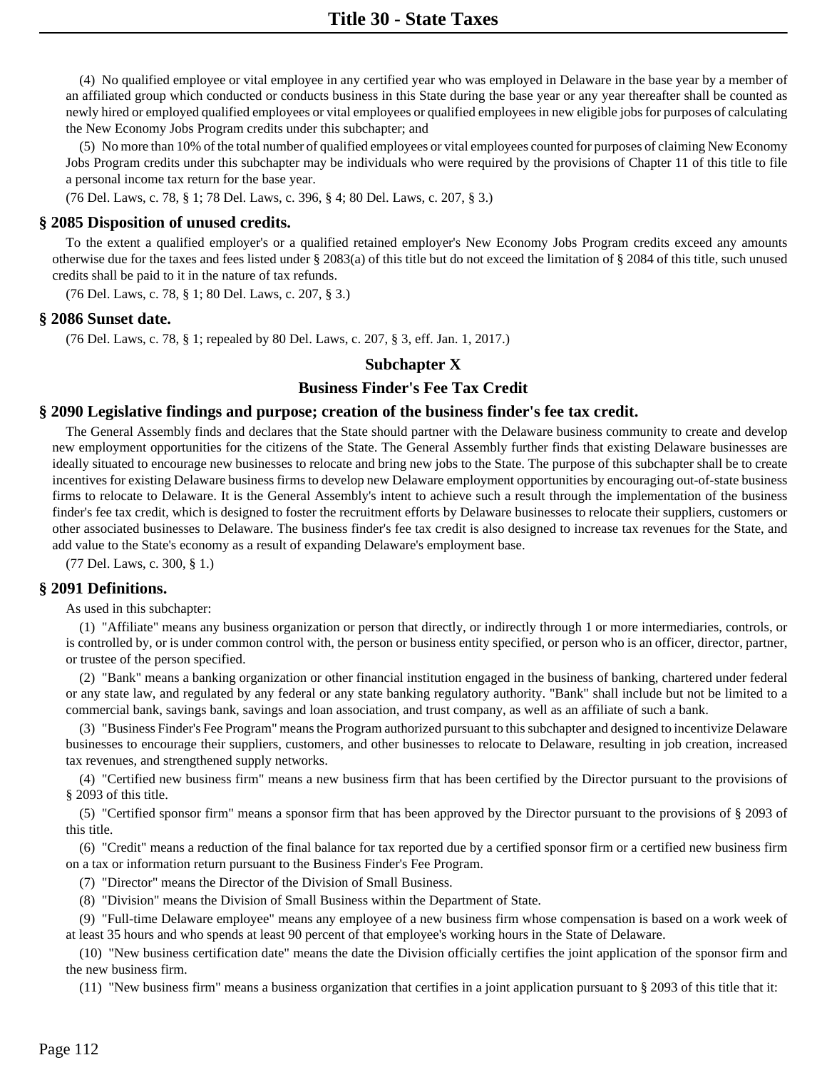(4) No qualified employee or vital employee in any certified year who was employed in Delaware in the base year by a member of an affiliated group which conducted or conducts business in this State during the base year or any year thereafter shall be counted as newly hired or employed qualified employees or vital employees or qualified employees in new eligible jobs for purposes of calculating the New Economy Jobs Program credits under this subchapter; and

(5) No more than 10% of the total number of qualified employees or vital employees counted for purposes of claiming New Economy Jobs Program credits under this subchapter may be individuals who were required by the provisions of Chapter 11 of this title to file a personal income tax return for the base year.

(76 Del. Laws, c. 78, § 1; 78 Del. Laws, c. 396, § 4; 80 Del. Laws, c. 207, § 3.)

### § 2085 Disposition of unused credits.

To the extent a qualified employer's or a qualified retained employer's New Economy Jobs Program credits exceed any amounts otherwise due for the taxes and fees listed under § 2083(a) of this title but do not exceed the limitation of § 2084 of this title, such unused credits shall be paid to it in the nature of tax refunds.

(76 Del. Laws, c. 78, § 1; 80 Del. Laws, c. 207, § 3.)

### § 2086 Sunset date.

(76 Del. Laws, c. 78, § 1; repealed by 80 Del. Laws, c. 207, § 3, eff. Jan. 1, 2017.)

## Subchapter X

## Business Finder's Fee Tax Credit

### § 2090 Legislative findings and purpose; creation of the business finder's fee tax credit.

The General Assembly finds and declares that the State should partner with the Delaware business community to create and develop new employment opportunities for the citizens of the State. The General Assembly further finds that existing Delaware businesses are ideally situated to encourage new businesses to relocate and bring new jobs to the State. The purpose of this subchapter shall be to create incentives for existing Delaware business firms to develop new Delaware employment opportunities by encouraging out-of-state business firms to relocate to Delaware. It is the General Assembly's intent to achieve such a result through the implementation of the business finder's fee tax credit, which is designed to foster the recruitment efforts by Delaware businesses to relocate their suppliers, customers or other associated businesses to Delaware. The business finder's fee tax credit is also designed to increase tax revenues for the State, and add value to the State's economy as a result of expanding Delaware's employment base.

(77 Del. Laws, c. 300, § 1.)

### § 2091 Definitions.

As used in this subchapter:

(1) "Affiliate" means any business organization or person that directly, or indirectly through 1 or more intermediaries, controls, or is controlled by, or is under common control with, the person or business entity specified, or person who is an officer, director, partner, or trustee of the person specified.

(2) "Bank" means a banking organization or other financial institution engaged in the business of banking, chartered under federal or any state law, and regulated by any federal or any state banking regulatory authority. "Bank" shall include but not be limited to a commercial bank, savings bank, savings and loan association, and trust company, as well as an affiliate of such a bank.

(3) "Business Finder's Fee Program" means the Program authorized pursuant to this subchapter and designed to incentivize Delaware businesses to encourage their suppliers, customers, and other businesses to relocate to Delaware, resulting in job creation, increased tax revenues, and strengthened supply networks.

(4) "Certified new business firm" means a new business firm that has been certified by the Director pursuant to the provisions of § 2093 of this title.

(5) "Certified sponsor firm" means a sponsor firm that has been approved by the Director pursuant to the provisions of § 2093 of this title.

(6) "Credit" means a reduction of the final balance for tax reported due by a certified sponsor firm or a certified new business firm on a tax or information return pursuant to the Business Finder's Fee Program.

(7) "Director" means the Director of the Division of Small Business.

(8) "Division" means the Division of Small Business within the Department of State.

(9) "Full-time Delaware employee" means any employee of a new business firm whose compensation is based on a work week of at least 35 hours and who spends at least 90 percent of that employee's working hours in the State of Delaware.

(10) "New business certification date" means the date the Division officially certifies the joint application of the sponsor firm and the new business firm.

(11) "New business firm" means a business organization that certifies in a joint application pursuant to § 2093 of this title that it: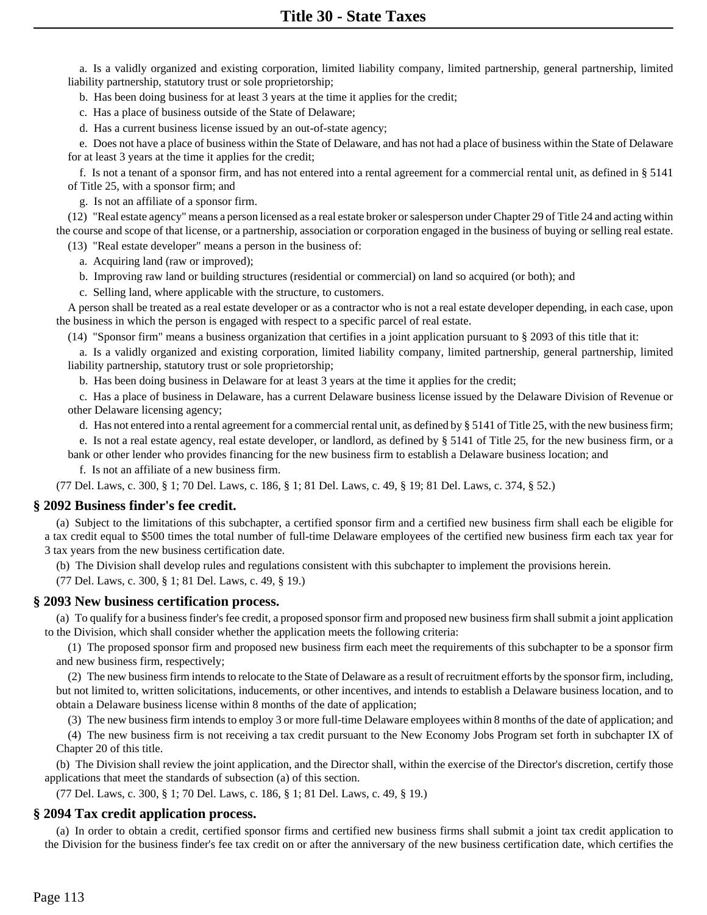a. Is a validly organized and existing corporation, limited liability company, limited partnership, general partnership, limited liability partnership, statutory trust or sole proprietorship;

b. Has been doing business for at least 3 years at the time it applies for the credit;

c. Has a place of business outside of the State of Delaware;

d. Has a current business license issued by an out-of-state agency;

e. Does not have a place of business within the State of Delaware, and has not had a place of business within the State of Delaware for at least 3 years at the time it applies for the credit;

f. Is not a tenant of a sponsor firm, and has not entered into a rental agreement for a commercial rental unit, as defined in § 5141 of Title 25, with a sponsor firm; and

g. Is not an affiliate of a sponsor firm.

(12) "Real estate agency" means a person licensed as a real estate broker or salesperson under Chapter 29 of Title 24 and acting within the course and scope of that license, or a partnership, association or corporation engaged in the business of buying or selling real estate.

(13) "Real estate developer" means a person in the business of:

a. Acquiring land (raw or improved);

b. Improving raw land or building structures (residential or commercial) on land so acquired (or both); and

c. Selling land, where applicable with the structure, to customers.

A person shall be treated as a real estate developer or as a contractor who is not a real estate developer depending, in each case, upon the business in which the person is engaged with respect to a specific parcel of real estate.

(14) "Sponsor firm" means a business organization that certifies in a joint application pursuant to § 2093 of this title that it:

a. Is a validly organized and existing corporation, limited liability company, limited partnership, general partnership, limited liability partnership, statutory trust or sole proprietorship;

b. Has been doing business in Delaware for at least 3 years at the time it applies for the credit;

c. Has a place of business in Delaware, has a current Delaware business license issued by the Delaware Division of Revenue or other Delaware licensing agency;

d. Has not entered into a rental agreement for a commercial rental unit, as defined by § 5141 of Title 25, with the new business firm;

e. Is not a real estate agency, real estate developer, or landlord, as defined by § 5141 of Title 25, for the new business firm, or a bank or other lender who provides financing for the new business firm to establish a Delaware business location; and

f. Is not an affiliate of a new business firm.

(77 Del. Laws, c. 300, § 1; 70 Del. Laws, c. 186, § 1; 81 Del. Laws, c. 49, § 19; 81 Del. Laws, c. 374, § 52.)

## § 2092 Business finder's fee credit.

(a) Subject to the limitations of this subchapter, a certified sponsor firm and a certified new business firm shall each be eligible for a tax credit equal to $500 times the total number of full-time Delaware employees of the certified new business firm each tax year for 3 tax years from the new business certification date.

(b) The Division shall develop rules and regulations consistent with this subchapter to implement the provisions herein.

(77 Del. Laws, c. 300, § 1; 81 Del. Laws, c. 49, § 19.)

## § 2093 New business certification process.

(a) To qualify for a business finder's fee credit, a proposed sponsor firm and proposed new business firm shall submit a joint application to the Division, which shall consider whether the application meets the following criteria:

(1) The proposed sponsor firm and proposed new business firm each meet the requirements of this subchapter to be a sponsor firm and new business firm, respectively;

(2) The new business firm intends to relocate to the State of Delaware as a result of recruitment efforts by the sponsor firm, including, but not limited to, written solicitations, inducements, or other incentives, and intends to establish a Delaware business location, and to obtain a Delaware business license within 8 months of the date of application;

(3) The new business firm intends to employ 3 or more full-time Delaware employees within 8 months of the date of application; and

(4) The new business firm is not receiving a tax credit pursuant to the New Economy Jobs Program set forth in subchapter IX of Chapter 20 of this title.

(b) The Division shall review the joint application, and the Director shall, within the exercise of the Director's discretion, certify those applications that meet the standards of subsection (a) of this section.

(77 Del. Laws, c. 300, § 1; 70 Del. Laws, c. 186, § 1; 81 Del. Laws, c. 49, § 19.)

## § 2094 Tax credit application process.

(a) In order to obtain a credit, certified sponsor firms and certified new business firms shall submit a joint tax credit application to the Division for the business finder's fee tax credit on or after the anniversary of the new business certification date, which certifies the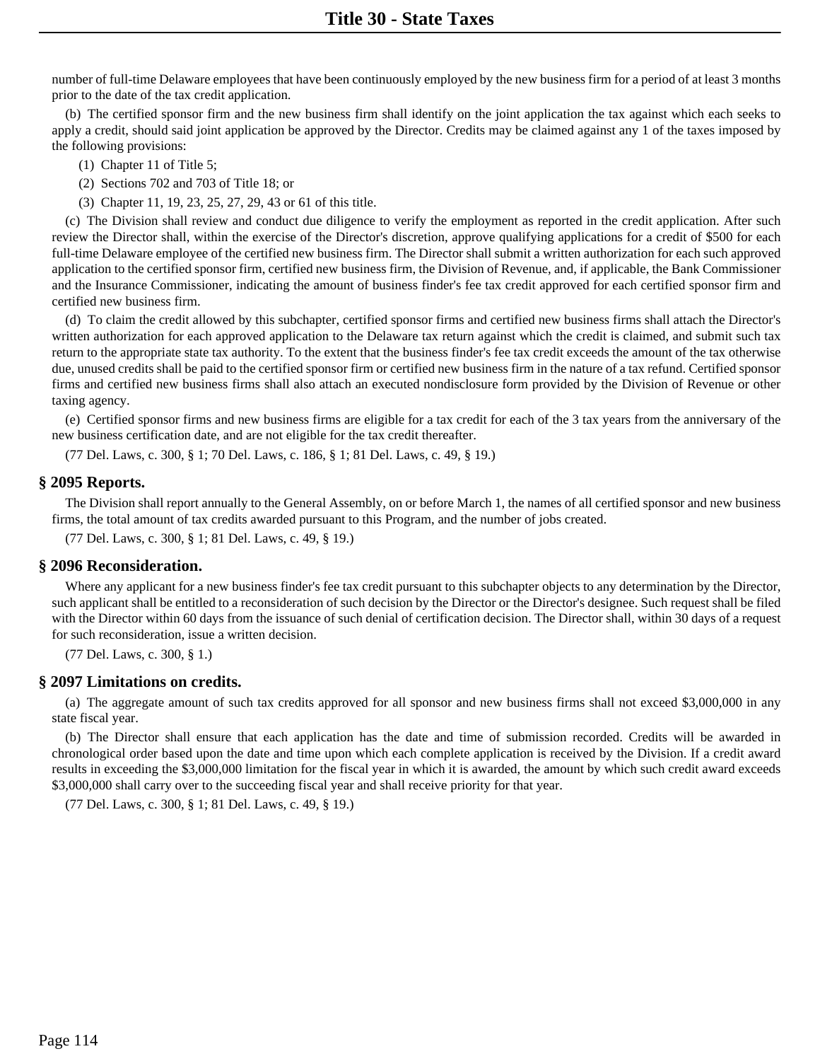number of full-time Delaware employees that have been continuously employed by the new business firm for a period of at least 3 months prior to the date of the tax credit application.

(b) The certified sponsor firm and the new business firm shall identify on the joint application the tax against which each seeks to apply a credit, should said joint application be approved by the Director. Credits may be claimed against any 1 of the taxes imposed by the following provisions:

(1) Chapter 11 of Title 5;

(2) Sections 702 and 703 of Title 18; or

(3) Chapter 11, 19, 23, 25, 27, 29, 43 or 61 of this title.

(c) The Division shall review and conduct due diligence to verify the employment as reported in the credit application. After such review the Director shall, within the exercise of the Director's discretion, approve qualifying applications for a credit of $500 for each full-time Delaware employee of the certified new business firm. The Director shall submit a written authorization for each such approved application to the certified sponsor firm, certified new business firm, the Division of Revenue, and, if applicable, the Bank Commissioner and the Insurance Commissioner, indicating the amount of business finder's fee tax credit approved for each certified sponsor firm and certified new business firm.

(d) To claim the credit allowed by this subchapter, certified sponsor firms and certified new business firms shall attach the Director's written authorization for each approved application to the Delaware tax return against which the credit is claimed, and submit such tax return to the appropriate state tax authority. To the extent that the business finder's fee tax credit exceeds the amount of the tax otherwise due, unused credits shall be paid to the certified sponsor firm or certified new business firm in the nature of a tax refund. Certified sponsor firms and certified new business firms shall also attach an executed nondisclosure form provided by the Division of Revenue or other taxing agency.

(e) Certified sponsor firms and new business firms are eligible for a tax credit for each of the 3 tax years from the anniversary of the new business certification date, and are not eligible for the tax credit thereafter.

(77 Del. Laws, c. 300, § 1; 70 Del. Laws, c. 186, § 1; 81 Del. Laws, c. 49, § 19.)

### § 2095 Reports.

The Division shall report annually to the General Assembly, on or before March 1, the names of all certified sponsor and new business firms, the total amount of tax credits awarded pursuant to this Program, and the number of jobs created.

(77 Del. Laws, c. 300, § 1; 81 Del. Laws, c. 49, § 19.)

### § 2096 Reconsideration.

Where any applicant for a new business finder's fee tax credit pursuant to this subchapter objects to any determination by the Director, such applicant shall be entitled to a reconsideration of such decision by the Director or the Director's designee. Such request shall be filed with the Director within 60 days from the issuance of such denial of certification decision. The Director shall, within 30 days of a request for such reconsideration, issue a written decision.

(77 Del. Laws, c. 300, § 1.)

### § 2097 Limitations on credits.

(a) The aggregate amount of such tax credits approved for all sponsor and new business firms shall not exceed $3,000,000 in any state fiscal year.

(b) The Director shall ensure that each application has the date and time of submission recorded. Credits will be awarded in chronological order based upon the date and time upon which each complete application is received by the Division. If a credit award results in exceeding the $3,000,000 limitation for the fiscal year in which it is awarded, the amount by which such credit award exceeds $3,000,000 shall carry over to the succeeding fiscal year and shall receive priority for that year.

(77 Del. Laws, c. 300, § 1; 81 Del. Laws, c. 49, § 19.)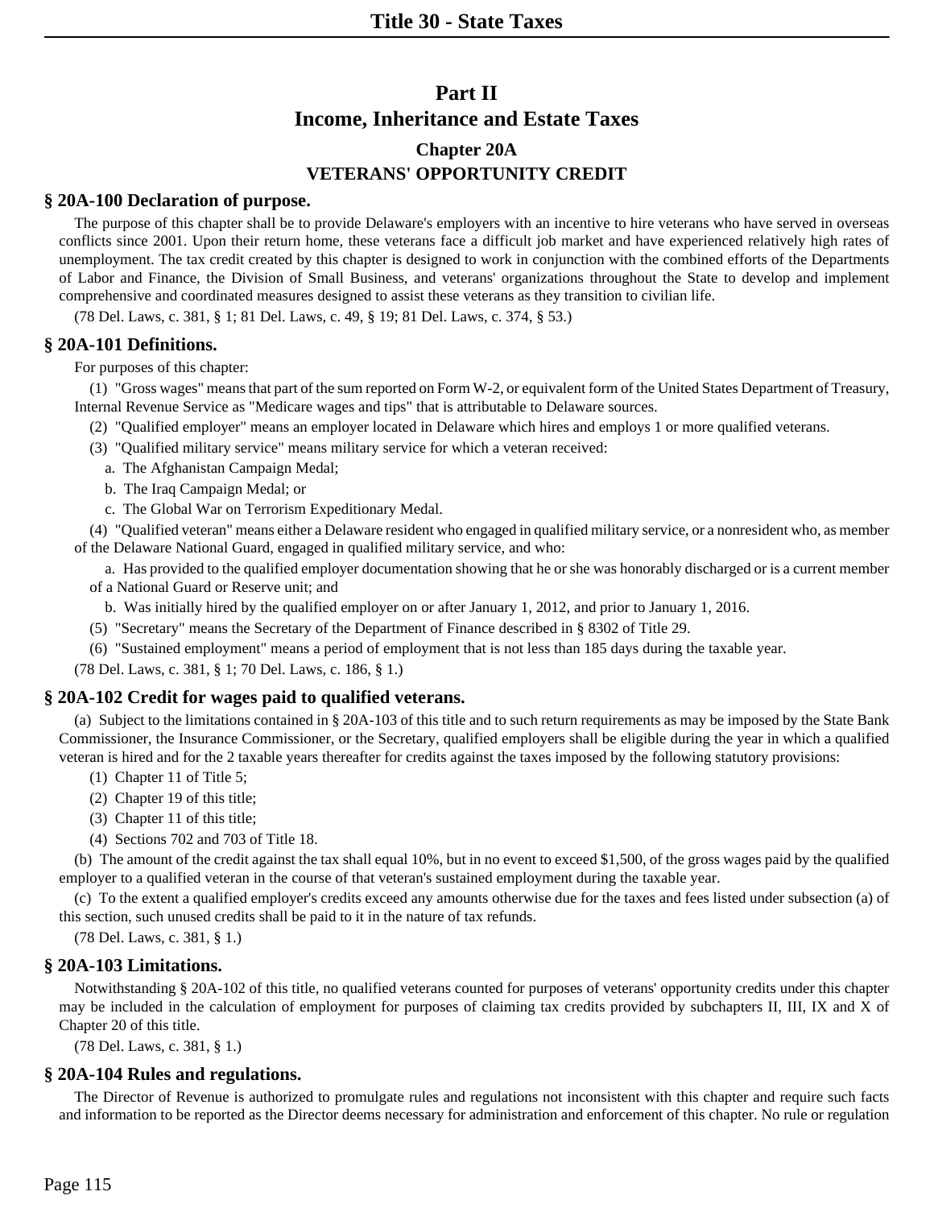# Part II
# Income, Inheritance and Estate Taxes

## Chapter 20A
## VETERANS' OPPORTUNITY CREDIT

### § 20A-100 Declaration of purpose.

The purpose of this chapter shall be to provide Delaware's employers with an incentive to hire veterans who have served in overseas conflicts since 2001. Upon their return home, these veterans face a difficult job market and have experienced relatively high rates of unemployment. The tax credit created by this chapter is designed to work in conjunction with the combined efforts of the Departments of Labor and Finance, the Division of Small Business, and veterans' organizations throughout the State to develop and implement comprehensive and coordinated measures designed to assist these veterans as they transition to civilian life.

(78 Del. Laws, c. 381, § 1; 81 Del. Laws, c. 49, § 19; 81 Del. Laws, c. 374, § 53.)

### § 20A-101 Definitions.

For purposes of this chapter:

(1) "Gross wages" means that part of the sum reported on Form W-2, or equivalent form of the United States Department of Treasury, Internal Revenue Service as "Medicare wages and tips" that is attributable to Delaware sources.

(2) "Qualified employer" means an employer located in Delaware which hires and employs 1 or more qualified veterans.

(3) "Qualified military service" means military service for which a veteran received:

a. The Afghanistan Campaign Medal;

b. The Iraq Campaign Medal; or

c. The Global War on Terrorism Expeditionary Medal.

(4) "Qualified veteran" means either a Delaware resident who engaged in qualified military service, or a nonresident who, as member of the Delaware National Guard, engaged in qualified military service, and who:

a. Has provided to the qualified employer documentation showing that he or she was honorably discharged or is a current member of a National Guard or Reserve unit; and

b. Was initially hired by the qualified employer on or after January 1, 2012, and prior to January 1, 2016.

(5) "Secretary" means the Secretary of the Department of Finance described in § 8302 of Title 29.

(6) "Sustained employment" means a period of employment that is not less than 185 days during the taxable year.

(78 Del. Laws, c. 381, § 1; 70 Del. Laws, c. 186, § 1.)

### § 20A-102 Credit for wages paid to qualified veterans.

(a) Subject to the limitations contained in § 20A-103 of this title and to such return requirements as may be imposed by the State Bank Commissioner, the Insurance Commissioner, or the Secretary, qualified employers shall be eligible during the year in which a qualified veteran is hired and for the 2 taxable years thereafter for credits against the taxes imposed by the following statutory provisions:

(1) Chapter 11 of Title 5;

(2) Chapter 19 of this title;

(3) Chapter 11 of this title;

(4) Sections 702 and 703 of Title 18.

(b) The amount of the credit against the tax shall equal 10%, but in no event to exceed $1,500, of the gross wages paid by the qualified employer to a qualified veteran in the course of that veteran's sustained employment during the taxable year.

(c) To the extent a qualified employer's credits exceed any amounts otherwise due for the taxes and fees listed under subsection (a) of this section, such unused credits shall be paid to it in the nature of tax refunds.

(78 Del. Laws, c. 381, § 1.)

### § 20A-103 Limitations.

Notwithstanding § 20A-102 of this title, no qualified veterans counted for purposes of veterans' opportunity credits under this chapter may be included in the calculation of employment for purposes of claiming tax credits provided by subchapters II, III, IX and X of Chapter 20 of this title.

(78 Del. Laws, c. 381, § 1.)

### § 20A-104 Rules and regulations.

The Director of Revenue is authorized to promulgate rules and regulations not inconsistent with this chapter and require such facts and information to be reported as the Director deems necessary for administration and enforcement of this chapter. No rule or regulation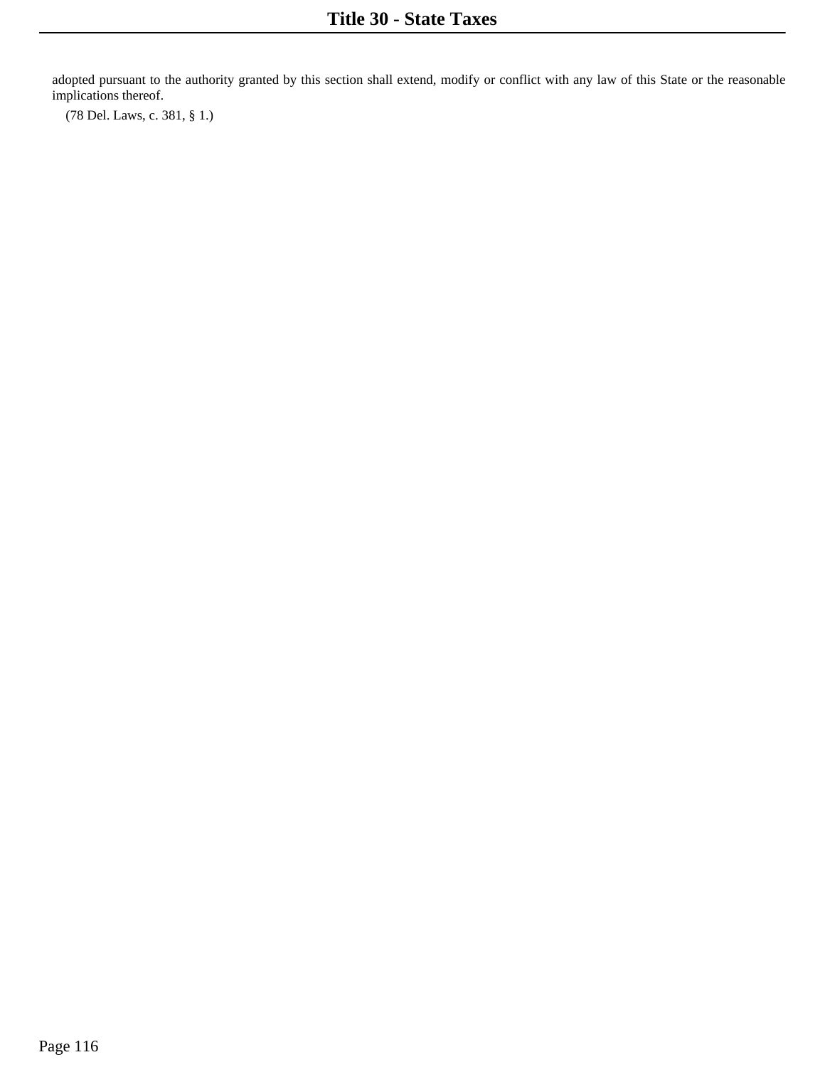adopted pursuant to the authority granted by this section shall extend, modify or conflict with any law of this State or the reasonable implications thereof.

(78 Del. Laws, c. 381, § 1.)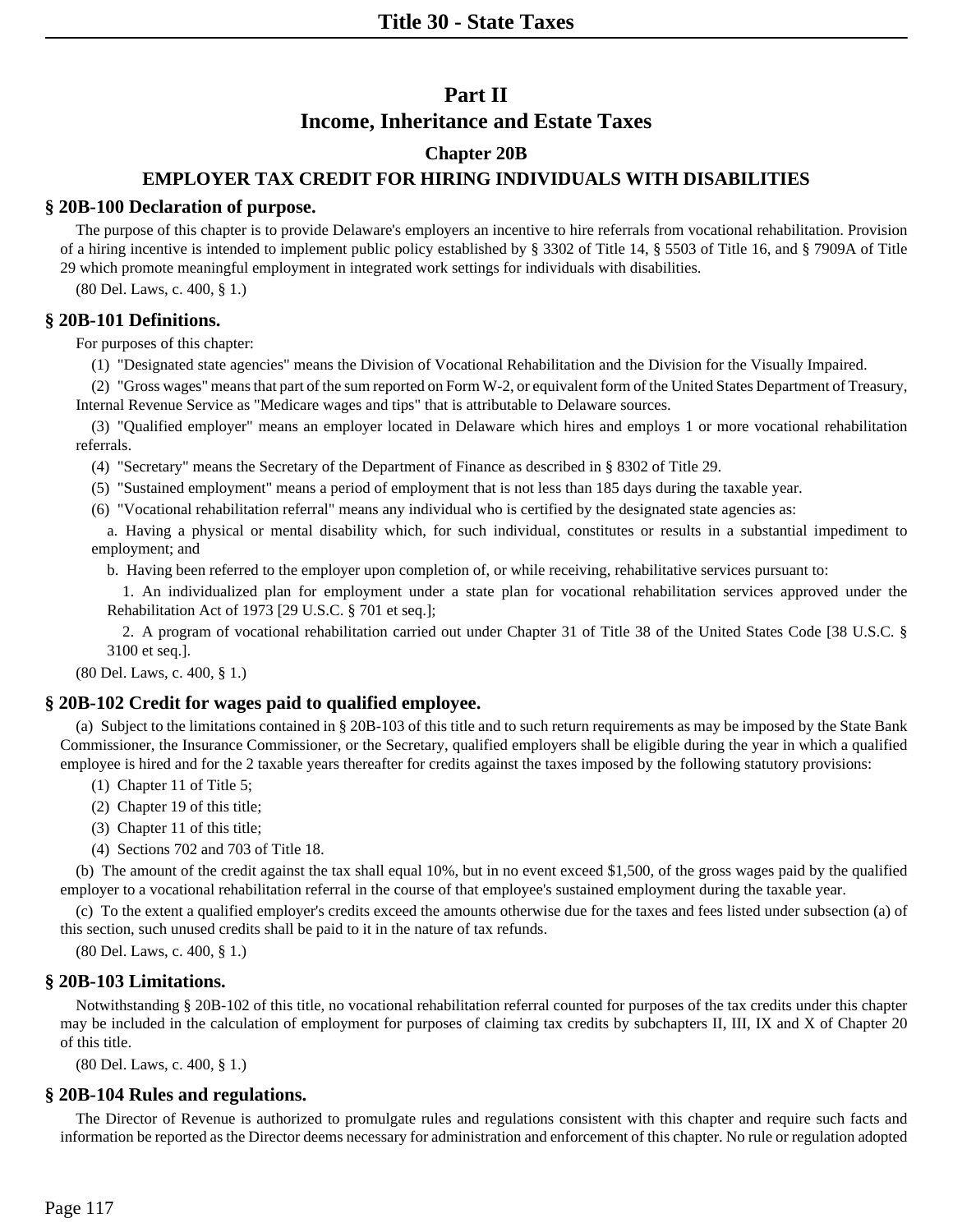# Part II
# Income, Inheritance and Estate Taxes

## Chapter 20B
## EMPLOYER TAX CREDIT FOR HIRING INDIVIDUALS WITH DISABILITIES

### § 20B-100 Declaration of purpose.

The purpose of this chapter is to provide Delaware's employers an incentive to hire referrals from vocational rehabilitation. Provision of a hiring incentive is intended to implement public policy established by § 3302 of Title 14, § 5503 of Title 16, and § 7909A of Title 29 which promote meaningful employment in integrated work settings for individuals with disabilities.

(80 Del. Laws, c. 400, § 1.)

### § 20B-101 Definitions.

For purposes of this chapter:

(1) "Designated state agencies" means the Division of Vocational Rehabilitation and the Division for the Visually Impaired.

(2) "Gross wages" means that part of the sum reported on Form W-2, or equivalent form of the United States Department of Treasury, Internal Revenue Service as "Medicare wages and tips" that is attributable to Delaware sources.

(3) "Qualified employer" means an employer located in Delaware which hires and employs 1 or more vocational rehabilitation referrals.

(4) "Secretary" means the Secretary of the Department of Finance as described in § 8302 of Title 29.

(5) "Sustained employment" means a period of employment that is not less than 185 days during the taxable year.

(6) "Vocational rehabilitation referral" means any individual who is certified by the designated state agencies as:

a. Having a physical or mental disability which, for such individual, constitutes or results in a substantial impediment to employment; and

b. Having been referred to the employer upon completion of, or while receiving, rehabilitative services pursuant to:

1. An individualized plan for employment under a state plan for vocational rehabilitation services approved under the Rehabilitation Act of 1973 [29 U.S.C. § 701 et seq.];

2. A program of vocational rehabilitation carried out under Chapter 31 of Title 38 of the United States Code [38 U.S.C. § 3100 et seq.].

(80 Del. Laws, c. 400, § 1.)

### § 20B-102 Credit for wages paid to qualified employee.

(a) Subject to the limitations contained in § 20B-103 of this title and to such return requirements as may be imposed by the State Bank Commissioner, the Insurance Commissioner, or the Secretary, qualified employers shall be eligible during the year in which a qualified employee is hired and for the 2 taxable years thereafter for credits against the taxes imposed by the following statutory provisions:

(1) Chapter 11 of Title 5;

(2) Chapter 19 of this title;

(3) Chapter 11 of this title;

(4) Sections 702 and 703 of Title 18.

(b) The amount of the credit against the tax shall equal 10%, but in no event exceed $1,500, of the gross wages paid by the qualified employer to a vocational rehabilitation referral in the course of that employee's sustained employment during the taxable year.

(c) To the extent a qualified employer's credits exceed the amounts otherwise due for the taxes and fees listed under subsection (a) of this section, such unused credits shall be paid to it in the nature of tax refunds.

(80 Del. Laws, c. 400, § 1.)

### § 20B-103 Limitations.

Notwithstanding § 20B-102 of this title, no vocational rehabilitation referral counted for purposes of the tax credits under this chapter may be included in the calculation of employment for purposes of claiming tax credits by subchapters II, III, IX and X of Chapter 20 of this title.

(80 Del. Laws, c. 400, § 1.)

### § 20B-104 Rules and regulations.

The Director of Revenue is authorized to promulgate rules and regulations consistent with this chapter and require such facts and information be reported as the Director deems necessary for administration and enforcement of this chapter. No rule or regulation adopted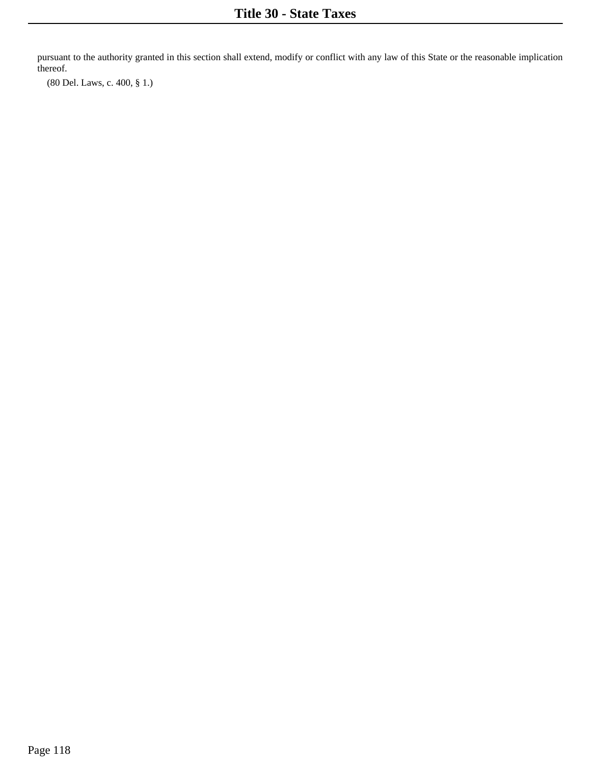pursuant to the authority granted in this section shall extend, modify or conflict with any law of this State or the reasonable implication thereof.

(80 Del. Laws, c. 400, § 1.)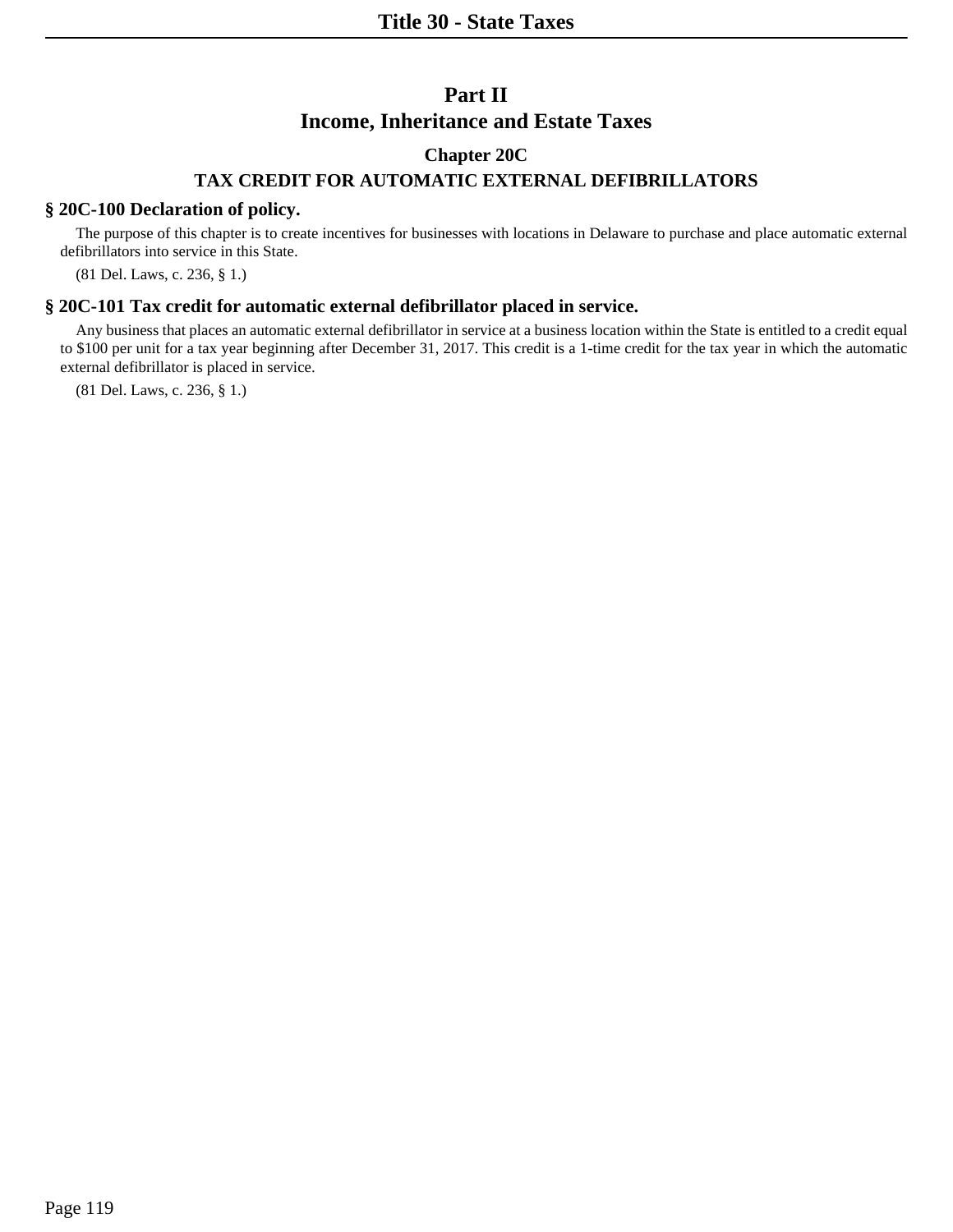# Part II
# Income, Inheritance and Estate Taxes

## Chapter 20C

## TAX CREDIT FOR AUTOMATIC EXTERNAL DEFIBRILLATORS

### § 20C-100 Declaration of policy.

The purpose of this chapter is to create incentives for businesses with locations in Delaware to purchase and place automatic external defibrillators into service in this State.

(81 Del. Laws, c. 236, § 1.)

### § 20C-101 Tax credit for automatic external defibrillator placed in service.

Any business that places an automatic external defibrillator in service at a business location within the State is entitled to a credit equal to $100 per unit for a tax year beginning after December 31, 2017. This credit is a 1-time credit for the tax year in which the automatic external defibrillator is placed in service.

(81 Del. Laws, c. 236, § 1.)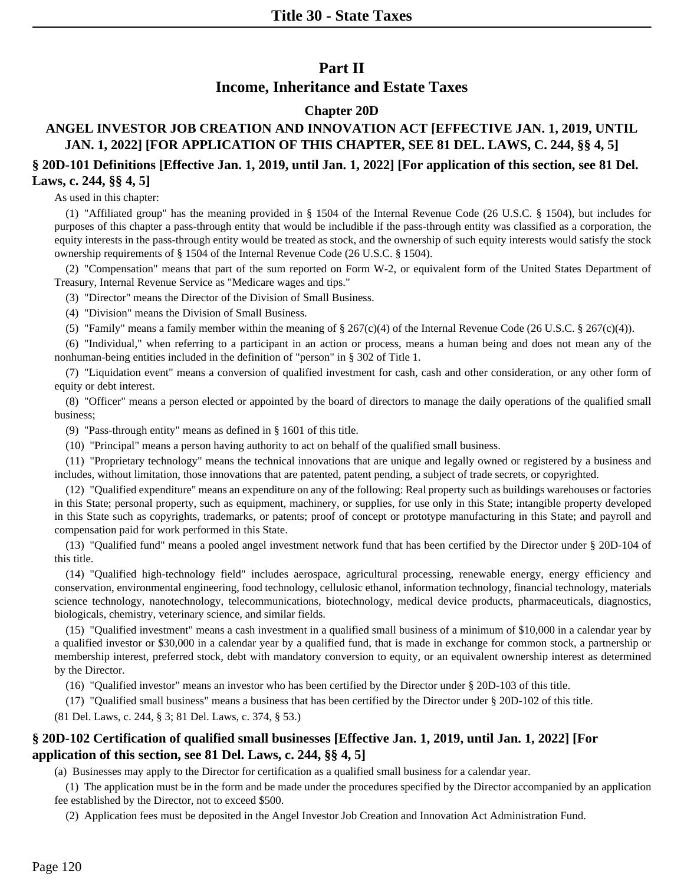# Part II
## Income, Inheritance and Estate Taxes

### Chapter 20D

### ANGEL INVESTOR JOB CREATION AND INNOVATION ACT [EFFECTIVE JAN. 1, 2019, UNTIL JAN. 1, 2022] [FOR APPLICATION OF THIS CHAPTER, SEE 81 DEL. LAWS, C. 244, §§ 4, 5]

#### § 20D-101 Definitions [Effective Jan. 1, 2019, until Jan. 1, 2022] [For application of this section, see 81 Del. Laws, c. 244, §§ 4, 5]

As used in this chapter:

(1) "Affiliated group" has the meaning provided in § 1504 of the Internal Revenue Code (26 U.S.C. § 1504), but includes for purposes of this chapter a pass-through entity that would be includible if the pass-through entity was classified as a corporation, the equity interests in the pass-through entity would be treated as stock, and the ownership of such equity interests would satisfy the stock ownership requirements of § 1504 of the Internal Revenue Code (26 U.S.C. § 1504).

(2) "Compensation" means that part of the sum reported on Form W-2, or equivalent form of the United States Department of Treasury, Internal Revenue Service as "Medicare wages and tips."

(3) "Director" means the Director of the Division of Small Business.

(4) "Division" means the Division of Small Business.

(5) "Family" means a family member within the meaning of § 267(c)(4) of the Internal Revenue Code (26 U.S.C. § 267(c)(4)).

(6) "Individual," when referring to a participant in an action or process, means a human being and does not mean any of the nonhuman-being entities included in the definition of "person" in § 302 of Title 1.

(7) "Liquidation event" means a conversion of qualified investment for cash, cash and other consideration, or any other form of equity or debt interest.

(8) "Officer" means a person elected or appointed by the board of directors to manage the daily operations of the qualified small business;

(9) "Pass-through entity" means as defined in § 1601 of this title.

(10) "Principal" means a person having authority to act on behalf of the qualified small business.

(11) "Proprietary technology" means the technical innovations that are unique and legally owned or registered by a business and includes, without limitation, those innovations that are patented, patent pending, a subject of trade secrets, or copyrighted.

(12) "Qualified expenditure" means an expenditure on any of the following: Real property such as buildings warehouses or factories in this State; personal property, such as equipment, machinery, or supplies, for use only in this State; intangible property developed in this State such as copyrights, trademarks, or patents; proof of concept or prototype manufacturing in this State; and payroll and compensation paid for work performed in this State.

(13) "Qualified fund" means a pooled angel investment network fund that has been certified by the Director under § 20D-104 of this title.

(14) "Qualified high-technology field" includes aerospace, agricultural processing, renewable energy, energy efficiency and conservation, environmental engineering, food technology, cellulosic ethanol, information technology, financial technology, materials science technology, nanotechnology, telecommunications, biotechnology, medical device products, pharmaceuticals, diagnostics, biologicals, chemistry, veterinary science, and similar fields.

(15) "Qualified investment" means a cash investment in a qualified small business of a minimum of $10,000 in a calendar year by a qualified investor or $30,000 in a calendar year by a qualified fund, that is made in exchange for common stock, a partnership or membership interest, preferred stock, debt with mandatory conversion to equity, or an equivalent ownership interest as determined by the Director.

(16) "Qualified investor" means an investor who has been certified by the Director under § 20D-103 of this title.

(17) "Qualified small business" means a business that has been certified by the Director under § 20D-102 of this title.

(81 Del. Laws, c. 244, § 3; 81 Del. Laws, c. 374, § 53.)

#### § 20D-102 Certification of qualified small businesses [Effective Jan. 1, 2019, until Jan. 1, 2022] [For application of this section, see 81 Del. Laws, c. 244, §§ 4, 5]

(a) Businesses may apply to the Director for certification as a qualified small business for a calendar year.

(1) The application must be in the form and be made under the procedures specified by the Director accompanied by an application fee established by the Director, not to exceed $500.

(2) Application fees must be deposited in the Angel Investor Job Creation and Innovation Act Administration Fund.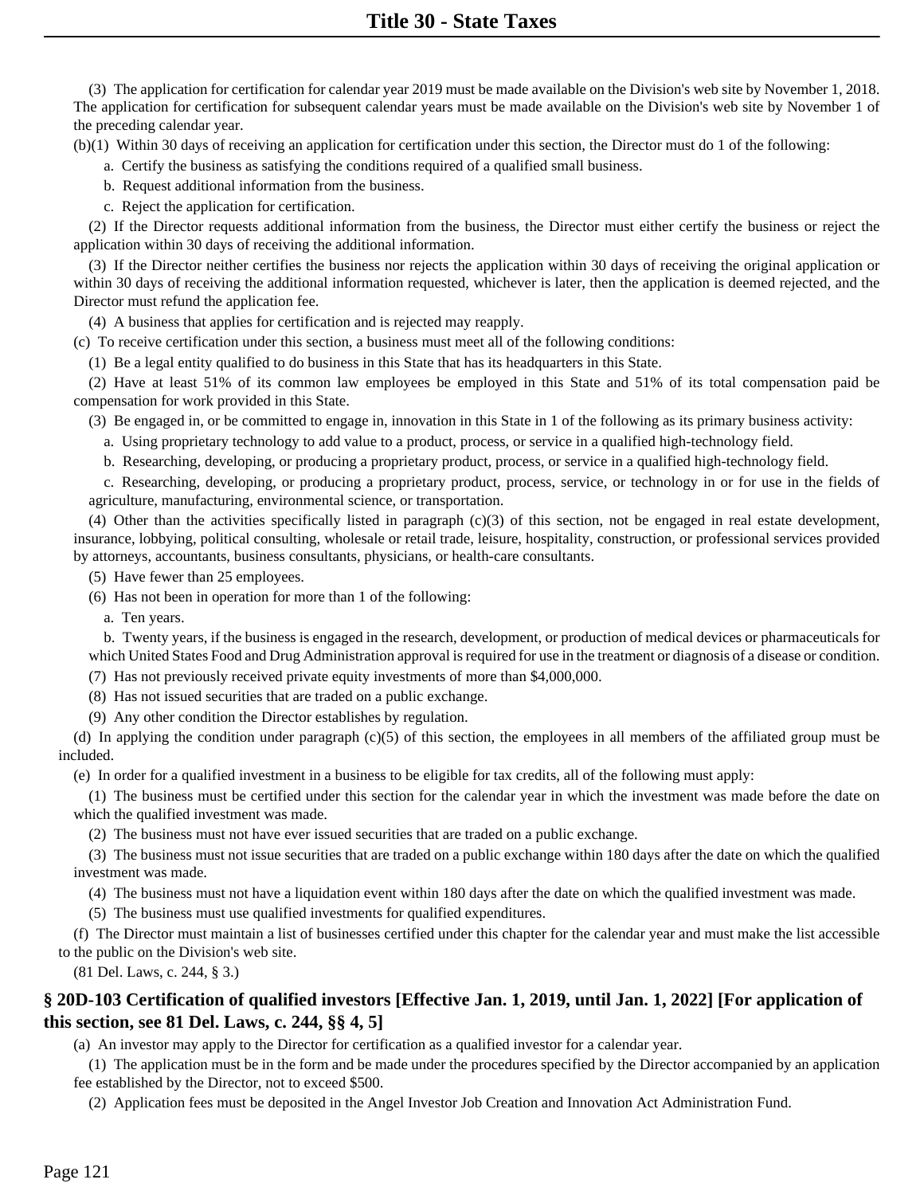(3) The application for certification for calendar year 2019 must be made available on the Division's web site by November 1, 2018. The application for certification for subsequent calendar years must be made available on the Division's web site by November 1 of the preceding calendar year.

(b)(1) Within 30 days of receiving an application for certification under this section, the Director must do 1 of the following:

a. Certify the business as satisfying the conditions required of a qualified small business.

b. Request additional information from the business.

c. Reject the application for certification.

(2) If the Director requests additional information from the business, the Director must either certify the business or reject the application within 30 days of receiving the additional information.

(3) If the Director neither certifies the business nor rejects the application within 30 days of receiving the original application or within 30 days of receiving the additional information requested, whichever is later, then the application is deemed rejected, and the Director must refund the application fee.

(4) A business that applies for certification and is rejected may reapply.

(c) To receive certification under this section, a business must meet all of the following conditions:

(1) Be a legal entity qualified to do business in this State that has its headquarters in this State.

(2) Have at least 51% of its common law employees be employed in this State and 51% of its total compensation paid be compensation for work provided in this State.

(3) Be engaged in, or be committed to engage in, innovation in this State in 1 of the following as its primary business activity:

a. Using proprietary technology to add value to a product, process, or service in a qualified high-technology field.

b. Researching, developing, or producing a proprietary product, process, or service in a qualified high-technology field.

c. Researching, developing, or producing a proprietary product, process, service, or technology in or for use in the fields of agriculture, manufacturing, environmental science, or transportation.

(4) Other than the activities specifically listed in paragraph (c)(3) of this section, not be engaged in real estate development, insurance, lobbying, political consulting, wholesale or retail trade, leisure, hospitality, construction, or professional services provided by attorneys, accountants, business consultants, physicians, or health-care consultants.

(5) Have fewer than 25 employees.

(6) Has not been in operation for more than 1 of the following:

a. Ten years.

b. Twenty years, if the business is engaged in the research, development, or production of medical devices or pharmaceuticals for which United States Food and Drug Administration approval is required for use in the treatment or diagnosis of a disease or condition.

(7) Has not previously received private equity investments of more than $4,000,000.

(8) Has not issued securities that are traded on a public exchange.

(9) Any other condition the Director establishes by regulation.

(d) In applying the condition under paragraph (c)(5) of this section, the employees in all members of the affiliated group must be included.

(e) In order for a qualified investment in a business to be eligible for tax credits, all of the following must apply:

(1) The business must be certified under this section for the calendar year in which the investment was made before the date on which the qualified investment was made.

(2) The business must not have ever issued securities that are traded on a public exchange.

(3) The business must not issue securities that are traded on a public exchange within 180 days after the date on which the qualified investment was made.

(4) The business must not have a liquidation event within 180 days after the date on which the qualified investment was made.

(5) The business must use qualified investments for qualified expenditures.

(f) The Director must maintain a list of businesses certified under this chapter for the calendar year and must make the list accessible to the public on the Division's web site.

(81 Del. Laws, c. 244, § 3.)

### § 20D-103 Certification of qualified investors [Effective Jan. 1, 2019, until Jan. 1, 2022] [For application of this section, see 81 Del. Laws, c. 244, §§ 4, 5]

(a) An investor may apply to the Director for certification as a qualified investor for a calendar year.

(1) The application must be in the form and be made under the procedures specified by the Director accompanied by an application fee established by the Director, not to exceed $500.

(2) Application fees must be deposited in the Angel Investor Job Creation and Innovation Act Administration Fund.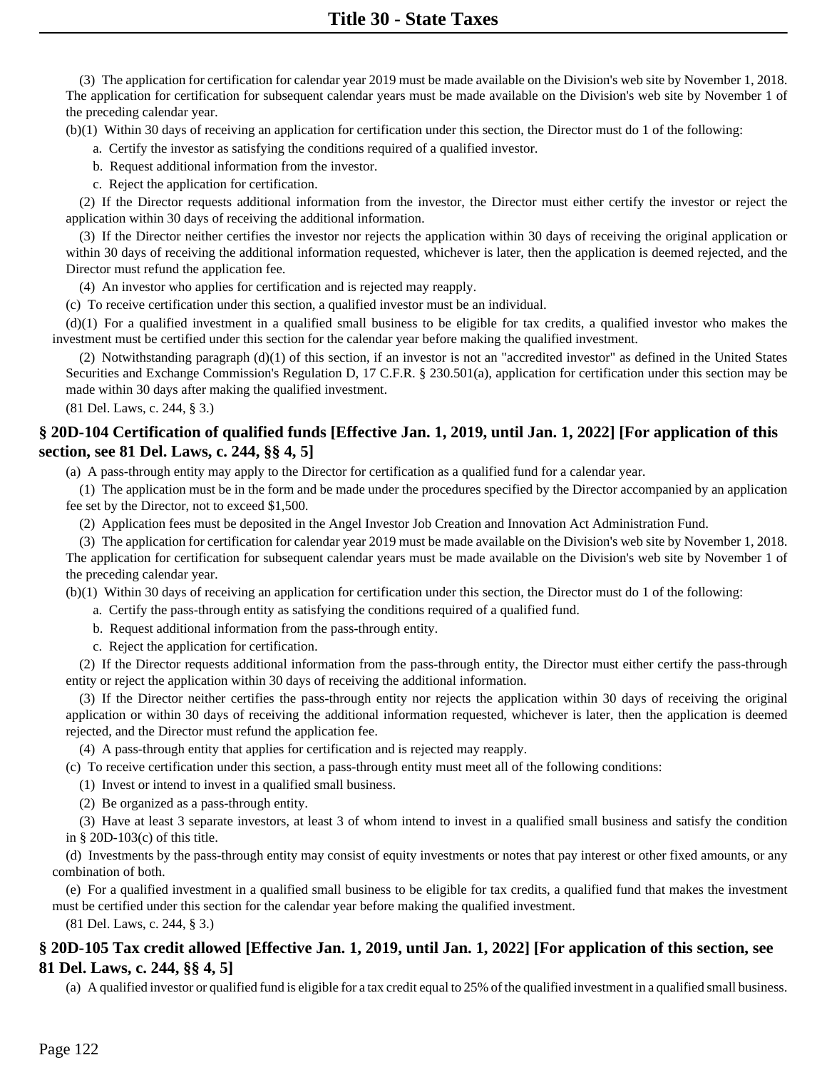(3) The application for certification for calendar year 2019 must be made available on the Division's web site by November 1, 2018. The application for certification for subsequent calendar years must be made available on the Division's web site by November 1 of the preceding calendar year.

(b)(1) Within 30 days of receiving an application for certification under this section, the Director must do 1 of the following:

a. Certify the investor as satisfying the conditions required of a qualified investor.

b. Request additional information from the investor.

c. Reject the application for certification.

(2) If the Director requests additional information from the investor, the Director must either certify the investor or reject the application within 30 days of receiving the additional information.

(3) If the Director neither certifies the investor nor rejects the application within 30 days of receiving the original application or within 30 days of receiving the additional information requested, whichever is later, then the application is deemed rejected, and the Director must refund the application fee.

(4) An investor who applies for certification and is rejected may reapply.

(c) To receive certification under this section, a qualified investor must be an individual.

(d)(1) For a qualified investment in a qualified small business to be eligible for tax credits, a qualified investor who makes the investment must be certified under this section for the calendar year before making the qualified investment.

(2) Notwithstanding paragraph (d)(1) of this section, if an investor is not an "accredited investor" as defined in the United States Securities and Exchange Commission's Regulation D, 17 C.F.R. § 230.501(a), application for certification under this section may be made within 30 days after making the qualified investment.

(81 Del. Laws, c. 244, § 3.)

### § 20D-104 Certification of qualified funds [Effective Jan. 1, 2019, until Jan. 1, 2022] [For application of this section, see 81 Del. Laws, c. 244, §§ 4, 5]

(a) A pass-through entity may apply to the Director for certification as a qualified fund for a calendar year.

(1) The application must be in the form and be made under the procedures specified by the Director accompanied by an application fee set by the Director, not to exceed $1,500.

(2) Application fees must be deposited in the Angel Investor Job Creation and Innovation Act Administration Fund.

(3) The application for certification for calendar year 2019 must be made available on the Division's web site by November 1, 2018. The application for certification for subsequent calendar years must be made available on the Division's web site by November 1 of the preceding calendar year.

(b)(1) Within 30 days of receiving an application for certification under this section, the Director must do 1 of the following:

a. Certify the pass-through entity as satisfying the conditions required of a qualified fund.

b. Request additional information from the pass-through entity.

c. Reject the application for certification.

(2) If the Director requests additional information from the pass-through entity, the Director must either certify the pass-through entity or reject the application within 30 days of receiving the additional information.

(3) If the Director neither certifies the pass-through entity nor rejects the application within 30 days of receiving the original application or within 30 days of receiving the additional information requested, whichever is later, then the application is deemed rejected, and the Director must refund the application fee.

(4) A pass-through entity that applies for certification and is rejected may reapply.

(c) To receive certification under this section, a pass-through entity must meet all of the following conditions:

(1) Invest or intend to invest in a qualified small business.

(2) Be organized as a pass-through entity.

(3) Have at least 3 separate investors, at least 3 of whom intend to invest in a qualified small business and satisfy the condition in § 20D-103(c) of this title.

(d) Investments by the pass-through entity may consist of equity investments or notes that pay interest or other fixed amounts, or any combination of both.

(e) For a qualified investment in a qualified small business to be eligible for tax credits, a qualified fund that makes the investment must be certified under this section for the calendar year before making the qualified investment.

(81 Del. Laws, c. 244, § 3.)

### § 20D-105 Tax credit allowed [Effective Jan. 1, 2019, until Jan. 1, 2022] [For application of this section, see 81 Del. Laws, c. 244, §§ 4, 5]

(a) A qualified investor or qualified fund is eligible for a tax credit equal to 25% of the qualified investment in a qualified small business.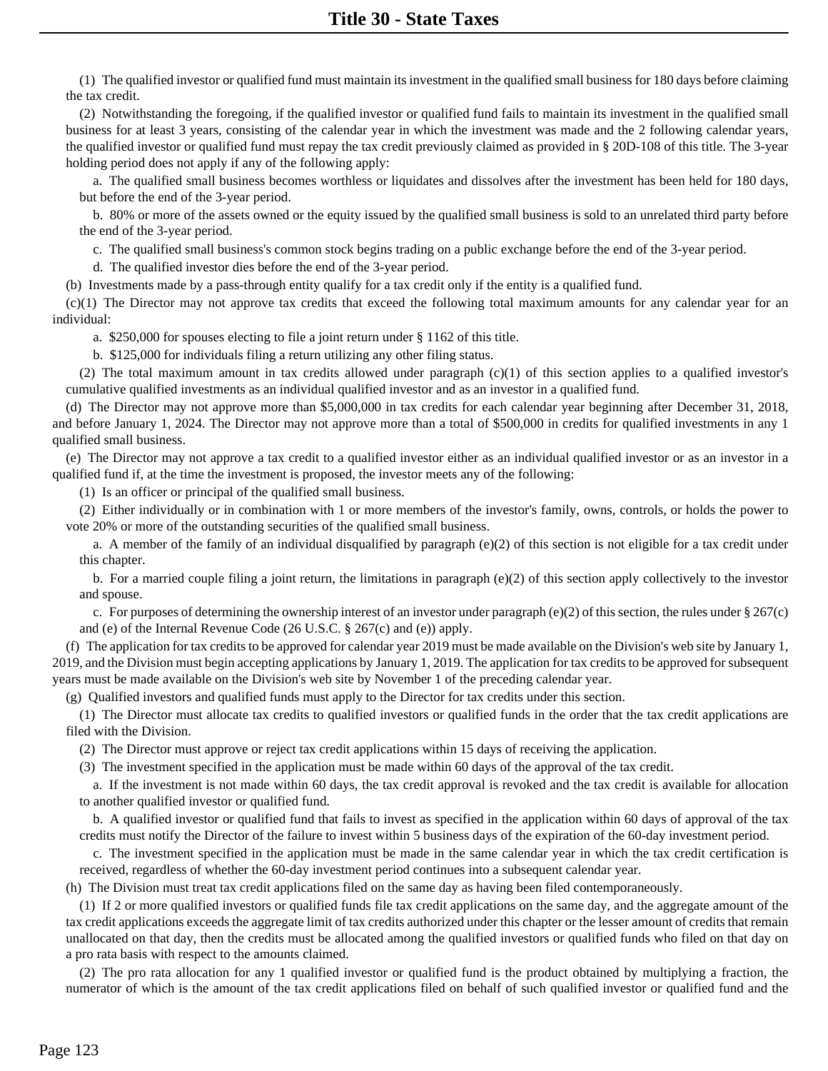(1) The qualified investor or qualified fund must maintain its investment in the qualified small business for 180 days before claiming the tax credit.

(2) Notwithstanding the foregoing, if the qualified investor or qualified fund fails to maintain its investment in the qualified small business for at least 3 years, consisting of the calendar year in which the investment was made and the 2 following calendar years, the qualified investor or qualified fund must repay the tax credit previously claimed as provided in § 20D-108 of this title. The 3-year holding period does not apply if any of the following apply:

a. The qualified small business becomes worthless or liquidates and dissolves after the investment has been held for 180 days, but before the end of the 3-year period.

b. 80% or more of the assets owned or the equity issued by the qualified small business is sold to an unrelated third party before the end of the 3-year period.

c. The qualified small business's common stock begins trading on a public exchange before the end of the 3-year period.

d. The qualified investor dies before the end of the 3-year period.

(b) Investments made by a pass-through entity qualify for a tax credit only if the entity is a qualified fund.

(c)(1) The Director may not approve tax credits that exceed the following total maximum amounts for any calendar year for an individual:

a. $250,000 for spouses electing to file a joint return under § 1162 of this title.

b. $125,000 for individuals filing a return utilizing any other filing status.

(2) The total maximum amount in tax credits allowed under paragraph (c)(1) of this section applies to a qualified investor's cumulative qualified investments as an individual qualified investor and as an investor in a qualified fund.

(d) The Director may not approve more than $5,000,000 in tax credits for each calendar year beginning after December 31, 2018, and before January 1, 2024. The Director may not approve more than a total of $500,000 in credits for qualified investments in any 1 qualified small business.

(e) The Director may not approve a tax credit to a qualified investor either as an individual qualified investor or as an investor in a qualified fund if, at the time the investment is proposed, the investor meets any of the following:

(1) Is an officer or principal of the qualified small business.

(2) Either individually or in combination with 1 or more members of the investor's family, owns, controls, or holds the power to vote 20% or more of the outstanding securities of the qualified small business.

a. A member of the family of an individual disqualified by paragraph (e)(2) of this section is not eligible for a tax credit under this chapter.

b. For a married couple filing a joint return, the limitations in paragraph (e)(2) of this section apply collectively to the investor and spouse.

c. For purposes of determining the ownership interest of an investor under paragraph (e)(2) of this section, the rules under § 267(c) and (e) of the Internal Revenue Code (26 U.S.C. § 267(c) and (e)) apply.

(f) The application for tax credits to be approved for calendar year 2019 must be made available on the Division's web site by January 1, 2019, and the Division must begin accepting applications by January 1, 2019. The application for tax credits to be approved for subsequent years must be made available on the Division's web site by November 1 of the preceding calendar year.

(g) Qualified investors and qualified funds must apply to the Director for tax credits under this section.

(1) The Director must allocate tax credits to qualified investors or qualified funds in the order that the tax credit applications are filed with the Division.

(2) The Director must approve or reject tax credit applications within 15 days of receiving the application.

(3) The investment specified in the application must be made within 60 days of the approval of the tax credit.

a. If the investment is not made within 60 days, the tax credit approval is revoked and the tax credit is available for allocation to another qualified investor or qualified fund.

b. A qualified investor or qualified fund that fails to invest as specified in the application within 60 days of approval of the tax credits must notify the Director of the failure to invest within 5 business days of the expiration of the 60-day investment period.

c. The investment specified in the application must be made in the same calendar year in which the tax credit certification is received, regardless of whether the 60-day investment period continues into a subsequent calendar year.

(h) The Division must treat tax credit applications filed on the same day as having been filed contemporaneously.

(1) If 2 or more qualified investors or qualified funds file tax credit applications on the same day, and the aggregate amount of the tax credit applications exceeds the aggregate limit of tax credits authorized under this chapter or the lesser amount of credits that remain unallocated on that day, then the credits must be allocated among the qualified investors or qualified funds who filed on that day on a pro rata basis with respect to the amounts claimed.

(2) The pro rata allocation for any 1 qualified investor or qualified fund is the product obtained by multiplying a fraction, the numerator of which is the amount of the tax credit applications filed on behalf of such qualified investor or qualified fund and the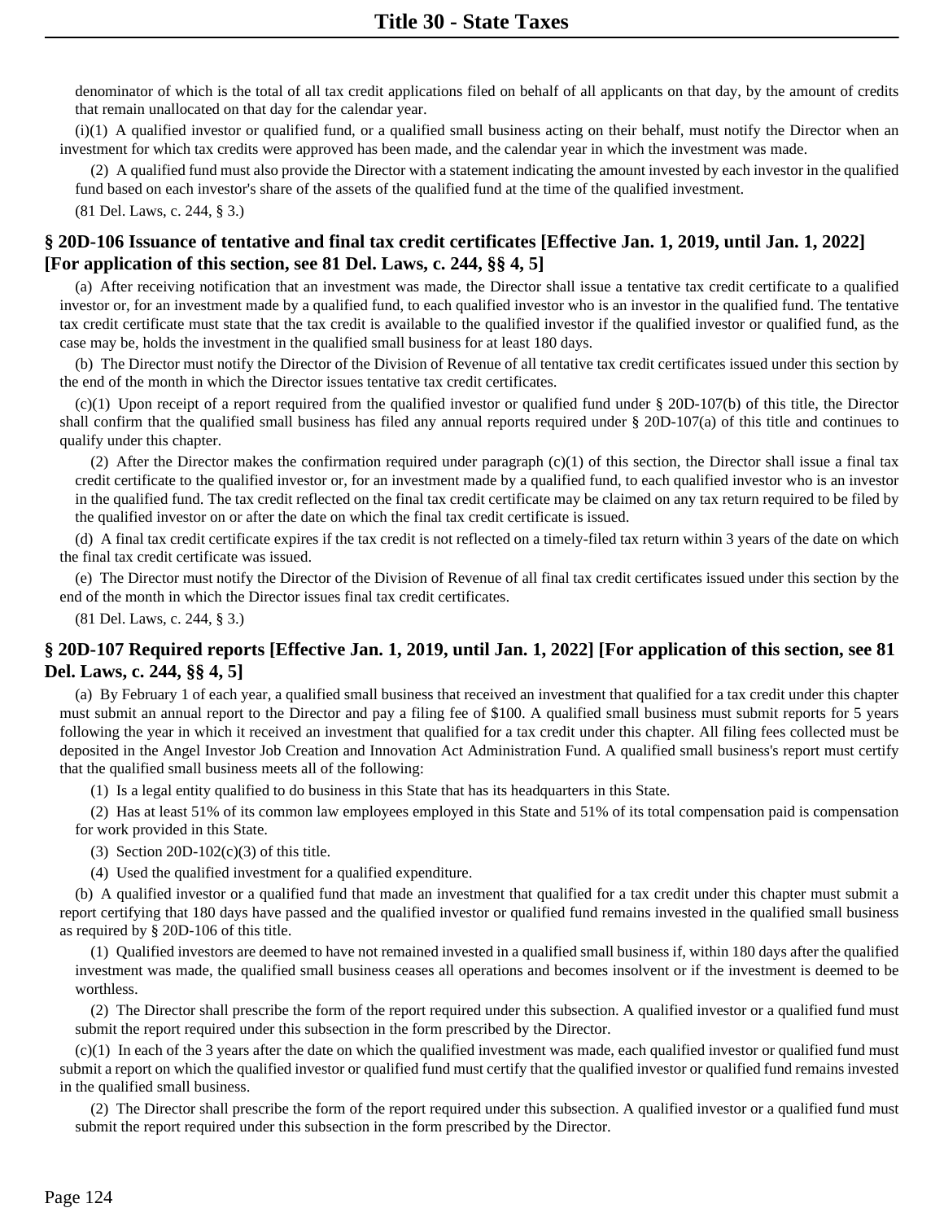denominator of which is the total of all tax credit applications filed on behalf of all applicants on that day, by the amount of credits that remain unallocated on that day for the calendar year.

(i)(1) A qualified investor or qualified fund, or a qualified small business acting on their behalf, must notify the Director when an investment for which tax credits were approved has been made, and the calendar year in which the investment was made.

(2) A qualified fund must also provide the Director with a statement indicating the amount invested by each investor in the qualified fund based on each investor's share of the assets of the qualified fund at the time of the qualified investment.

(81 Del. Laws, c. 244, § 3.)

### § 20D-106 Issuance of tentative and final tax credit certificates [Effective Jan. 1, 2019, until Jan. 1, 2022] [For application of this section, see 81 Del. Laws, c. 244, §§ 4, 5]

(a) After receiving notification that an investment was made, the Director shall issue a tentative tax credit certificate to a qualified investor or, for an investment made by a qualified fund, to each qualified investor who is an investor in the qualified fund. The tentative tax credit certificate must state that the tax credit is available to the qualified investor if the qualified investor or qualified fund, as the case may be, holds the investment in the qualified small business for at least 180 days.

(b) The Director must notify the Director of the Division of Revenue of all tentative tax credit certificates issued under this section by the end of the month in which the Director issues tentative tax credit certificates.

(c)(1) Upon receipt of a report required from the qualified investor or qualified fund under § 20D-107(b) of this title, the Director shall confirm that the qualified small business has filed any annual reports required under § 20D-107(a) of this title and continues to qualify under this chapter.

(2) After the Director makes the confirmation required under paragraph (c)(1) of this section, the Director shall issue a final tax credit certificate to the qualified investor or, for an investment made by a qualified fund, to each qualified investor who is an investor in the qualified fund. The tax credit reflected on the final tax credit certificate may be claimed on any tax return required to be filed by the qualified investor on or after the date on which the final tax credit certificate is issued.

(d) A final tax credit certificate expires if the tax credit is not reflected on a timely-filed tax return within 3 years of the date on which the final tax credit certificate was issued.

(e) The Director must notify the Director of the Division of Revenue of all final tax credit certificates issued under this section by the end of the month in which the Director issues final tax credit certificates.

(81 Del. Laws, c. 244, § 3.)

### § 20D-107 Required reports [Effective Jan. 1, 2019, until Jan. 1, 2022] [For application of this section, see 81 Del. Laws, c. 244, §§ 4, 5]

(a) By February 1 of each year, a qualified small business that received an investment that qualified for a tax credit under this chapter must submit an annual report to the Director and pay a filing fee of $100. A qualified small business must submit reports for 5 years following the year in which it received an investment that qualified for a tax credit under this chapter. All filing fees collected must be deposited in the Angel Investor Job Creation and Innovation Act Administration Fund. A qualified small business's report must certify that the qualified small business meets all of the following:

(1) Is a legal entity qualified to do business in this State that has its headquarters in this State.

(2) Has at least 51% of its common law employees employed in this State and 51% of its total compensation paid is compensation for work provided in this State.

(3) Section 20D-102(c)(3) of this title.

(4) Used the qualified investment for a qualified expenditure.

(b) A qualified investor or a qualified fund that made an investment that qualified for a tax credit under this chapter must submit a report certifying that 180 days have passed and the qualified investor or qualified fund remains invested in the qualified small business as required by § 20D-106 of this title.

(1) Qualified investors are deemed to have not remained invested in a qualified small business if, within 180 days after the qualified investment was made, the qualified small business ceases all operations and becomes insolvent or if the investment is deemed to be worthless.

(2) The Director shall prescribe the form of the report required under this subsection. A qualified investor or a qualified fund must submit the report required under this subsection in the form prescribed by the Director.

(c)(1) In each of the 3 years after the date on which the qualified investment was made, each qualified investor or qualified fund must submit a report on which the qualified investor or qualified fund must certify that the qualified investor or qualified fund remains invested in the qualified small business.

(2) The Director shall prescribe the form of the report required under this subsection. A qualified investor or a qualified fund must submit the report required under this subsection in the form prescribed by the Director.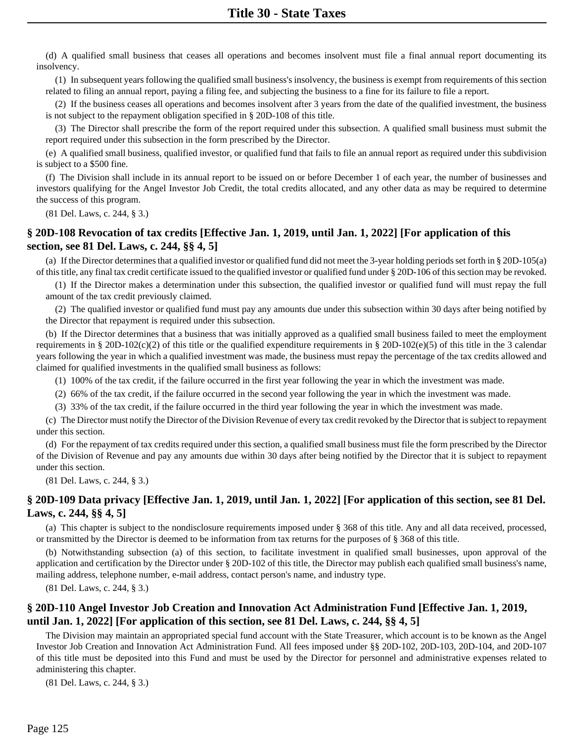(d) A qualified small business that ceases all operations and becomes insolvent must file a final annual report documenting its insolvency.

(1) In subsequent years following the qualified small business's insolvency, the business is exempt from requirements of this section related to filing an annual report, paying a filing fee, and subjecting the business to a fine for its failure to file a report.

(2) If the business ceases all operations and becomes insolvent after 3 years from the date of the qualified investment, the business is not subject to the repayment obligation specified in § 20D-108 of this title.

(3) The Director shall prescribe the form of the report required under this subsection. A qualified small business must submit the report required under this subsection in the form prescribed by the Director.

(e) A qualified small business, qualified investor, or qualified fund that fails to file an annual report as required under this subdivision is subject to a $500 fine.

(f) The Division shall include in its annual report to be issued on or before December 1 of each year, the number of businesses and investors qualifying for the Angel Investor Job Credit, the total credits allocated, and any other data as may be required to determine the success of this program.

(81 Del. Laws, c. 244, § 3.)

### § 20D-108 Revocation of tax credits [Effective Jan. 1, 2019, until Jan. 1, 2022] [For application of this section, see 81 Del. Laws, c. 244, §§ 4, 5]

(a) If the Director determines that a qualified investor or qualified fund did not meet the 3-year holding periods set forth in § 20D-105(a) of this title, any final tax credit certificate issued to the qualified investor or qualified fund under § 20D-106 of this section may be revoked.

(1) If the Director makes a determination under this subsection, the qualified investor or qualified fund will must repay the full amount of the tax credit previously claimed.

(2) The qualified investor or qualified fund must pay any amounts due under this subsection within 30 days after being notified by the Director that repayment is required under this subsection.

(b) If the Director determines that a business that was initially approved as a qualified small business failed to meet the employment requirements in § 20D-102(c)(2) of this title or the qualified expenditure requirements in § 20D-102(e)(5) of this title in the 3 calendar years following the year in which a qualified investment was made, the business must repay the percentage of the tax credits allowed and claimed for qualified investments in the qualified small business as follows:

(1) 100% of the tax credit, if the failure occurred in the first year following the year in which the investment was made.

(2) 66% of the tax credit, if the failure occurred in the second year following the year in which the investment was made.

(3) 33% of the tax credit, if the failure occurred in the third year following the year in which the investment was made.

(c) The Director must notify the Director of the Division Revenue of every tax credit revoked by the Director that is subject to repayment under this section.

(d) For the repayment of tax credits required under this section, a qualified small business must file the form prescribed by the Director of the Division of Revenue and pay any amounts due within 30 days after being notified by the Director that it is subject to repayment under this section.

(81 Del. Laws, c. 244, § 3.)

### § 20D-109 Data privacy [Effective Jan. 1, 2019, until Jan. 1, 2022] [For application of this section, see 81 Del. Laws, c. 244, §§ 4, 5]

(a) This chapter is subject to the nondisclosure requirements imposed under § 368 of this title. Any and all data received, processed, or transmitted by the Director is deemed to be information from tax returns for the purposes of § 368 of this title.

(b) Notwithstanding subsection (a) of this section, to facilitate investment in qualified small businesses, upon approval of the application and certification by the Director under § 20D-102 of this title, the Director may publish each qualified small business's name, mailing address, telephone number, e-mail address, contact person's name, and industry type.

(81 Del. Laws, c. 244, § 3.)

### § 20D-110 Angel Investor Job Creation and Innovation Act Administration Fund [Effective Jan. 1, 2019, until Jan. 1, 2022] [For application of this section, see 81 Del. Laws, c. 244, §§ 4, 5]

The Division may maintain an appropriated special fund account with the State Treasurer, which account is to be known as the Angel Investor Job Creation and Innovation Act Administration Fund. All fees imposed under §§ 20D-102, 20D-103, 20D-104, and 20D-107 of this title must be deposited into this Fund and must be used by the Director for personnel and administrative expenses related to administering this chapter.

(81 Del. Laws, c. 244, § 3.)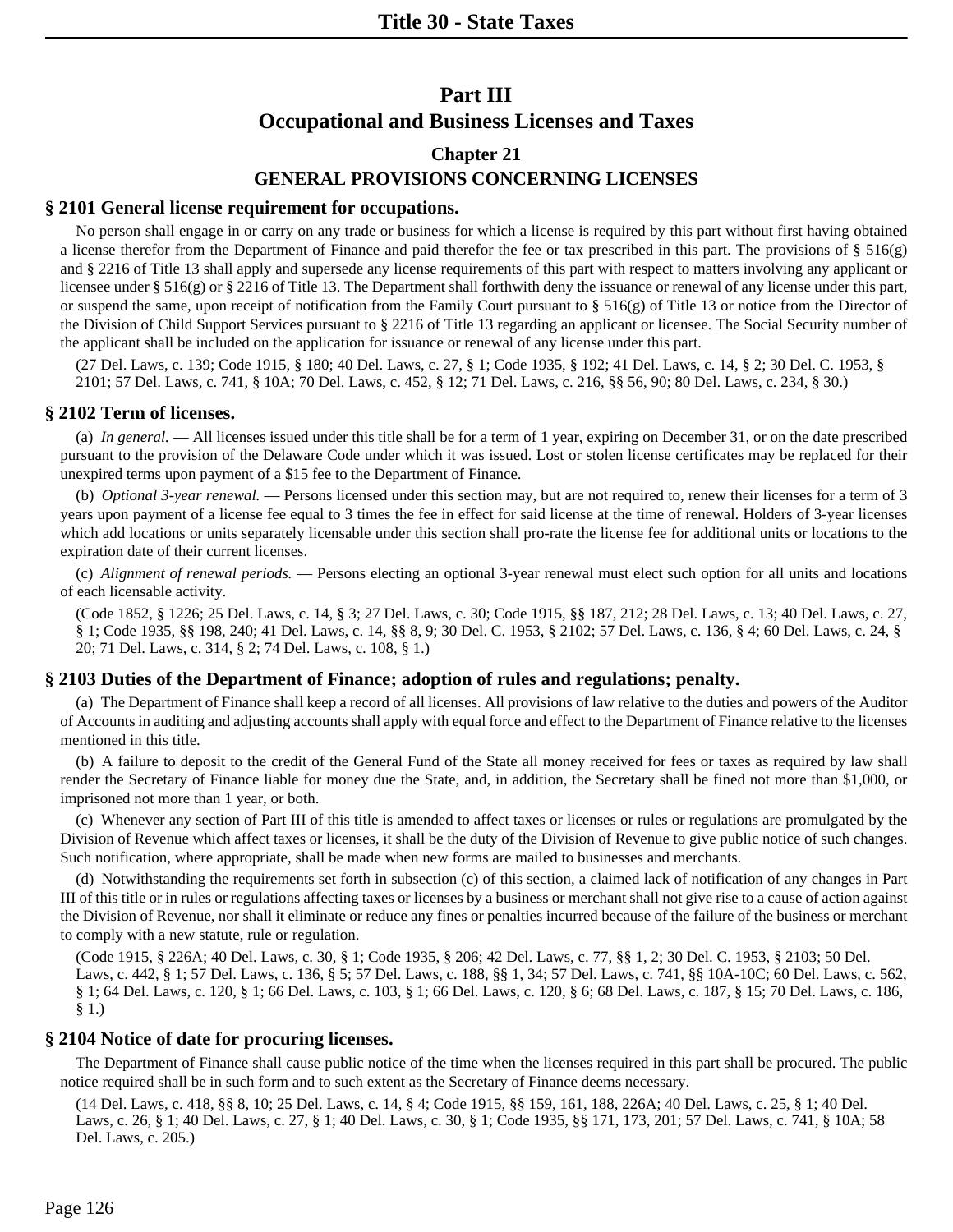# Part III
# Occupational and Business Licenses and Taxes

## Chapter 21
## GENERAL PROVISIONS CONCERNING LICENSES

### § 2101 General license requirement for occupations.

No person shall engage in or carry on any trade or business for which a license is required by this part without first having obtained a license therefor from the Department of Finance and paid therefor the fee or tax prescribed in this part. The provisions of § 516(g) and § 2216 of Title 13 shall apply and supersede any license requirements of this part with respect to matters involving any applicant or licensee under § 516(g) or § 2216 of Title 13. The Department shall forthwith deny the issuance or renewal of any license under this part, or suspend the same, upon receipt of notification from the Family Court pursuant to § 516(g) of Title 13 or notice from the Director of the Division of Child Support Services pursuant to § 2216 of Title 13 regarding an applicant or licensee. The Social Security number of the applicant shall be included on the application for issuance or renewal of any license under this part.

(27 Del. Laws, c. 139; Code 1915, § 180; 40 Del. Laws, c. 27, § 1; Code 1935, § 192; 41 Del. Laws, c. 14, § 2; 30 Del. C. 1953, § 2101; 57 Del. Laws, c. 741, § 10A; 70 Del. Laws, c. 452, § 12; 71 Del. Laws, c. 216, §§ 56, 90; 80 Del. Laws, c. 234, § 30.)

### § 2102 Term of licenses.

(a) *In general.* — All licenses issued under this title shall be for a term of 1 year, expiring on December 31, or on the date prescribed pursuant to the provision of the Delaware Code under which it was issued. Lost or stolen license certificates may be replaced for their unexpired terms upon payment of a $15 fee to the Department of Finance.

(b) *Optional 3-year renewal.* — Persons licensed under this section may, but are not required to, renew their licenses for a term of 3 years upon payment of a license fee equal to 3 times the fee in effect for said license at the time of renewal. Holders of 3-year licenses which add locations or units separately licensable under this section shall pro-rate the license fee for additional units or locations to the expiration date of their current licenses.

(c) *Alignment of renewal periods.* — Persons electing an optional 3-year renewal must elect such option for all units and locations of each licensable activity.

(Code 1852, § 1226; 25 Del. Laws, c. 14, § 3; 27 Del. Laws, c. 30; Code 1915, §§ 187, 212; 28 Del. Laws, c. 13; 40 Del. Laws, c. 27, § 1; Code 1935, §§ 198, 240; 41 Del. Laws, c. 14, §§ 8, 9; 30 Del. C. 1953, § 2102; 57 Del. Laws, c. 136, § 4; 60 Del. Laws, c. 24, § 20; 71 Del. Laws, c. 314, § 2; 74 Del. Laws, c. 108, § 1.)

### § 2103 Duties of the Department of Finance; adoption of rules and regulations; penalty.

(a) The Department of Finance shall keep a record of all licenses. All provisions of law relative to the duties and powers of the Auditor of Accounts in auditing and adjusting accounts shall apply with equal force and effect to the Department of Finance relative to the licenses mentioned in this title.

(b) A failure to deposit to the credit of the General Fund of the State all money received for fees or taxes as required by law shall render the Secretary of Finance liable for money due the State, and, in addition, the Secretary shall be fined not more than $1,000, or imprisoned not more than 1 year, or both.

(c) Whenever any section of Part III of this title is amended to affect taxes or licenses or rules or regulations are promulgated by the Division of Revenue which affect taxes or licenses, it shall be the duty of the Division of Revenue to give public notice of such changes. Such notification, where appropriate, shall be made when new forms are mailed to businesses and merchants.

(d) Notwithstanding the requirements set forth in subsection (c) of this section, a claimed lack of notification of any changes in Part III of this title or in rules or regulations affecting taxes or licenses by a business or merchant shall not give rise to a cause of action against the Division of Revenue, nor shall it eliminate or reduce any fines or penalties incurred because of the failure of the business or merchant to comply with a new statute, rule or regulation.

(Code 1915, § 226A; 40 Del. Laws, c. 30, § 1; Code 1935, § 206; 42 Del. Laws, c. 77, §§ 1, 2; 30 Del. C. 1953, § 2103; 50 Del. Laws, c. 442, § 1; 57 Del. Laws, c. 136, § 5; 57 Del. Laws, c. 188, §§ 1, 34; 57 Del. Laws, c. 741, §§ 10A-10C; 60 Del. Laws, c. 562, § 1; 64 Del. Laws, c. 120, § 1; 66 Del. Laws, c. 103, § 1; 66 Del. Laws, c. 120, § 6; 68 Del. Laws, c. 187, § 15; 70 Del. Laws, c. 186, § 1.)

### § 2104 Notice of date for procuring licenses.

The Department of Finance shall cause public notice of the time when the licenses required in this part shall be procured. The public notice required shall be in such form and to such extent as the Secretary of Finance deems necessary.

(14 Del. Laws, c. 418, §§ 8, 10; 25 Del. Laws, c. 14, § 4; Code 1915, §§ 159, 161, 188, 226A; 40 Del. Laws, c. 25, § 1; 40 Del. Laws, c. 26, § 1; 40 Del. Laws, c. 27, § 1; 40 Del. Laws, c. 30, § 1; Code 1935, §§ 171, 173, 201; 57 Del. Laws, c. 741, § 10A; 58 Del. Laws, c. 205.)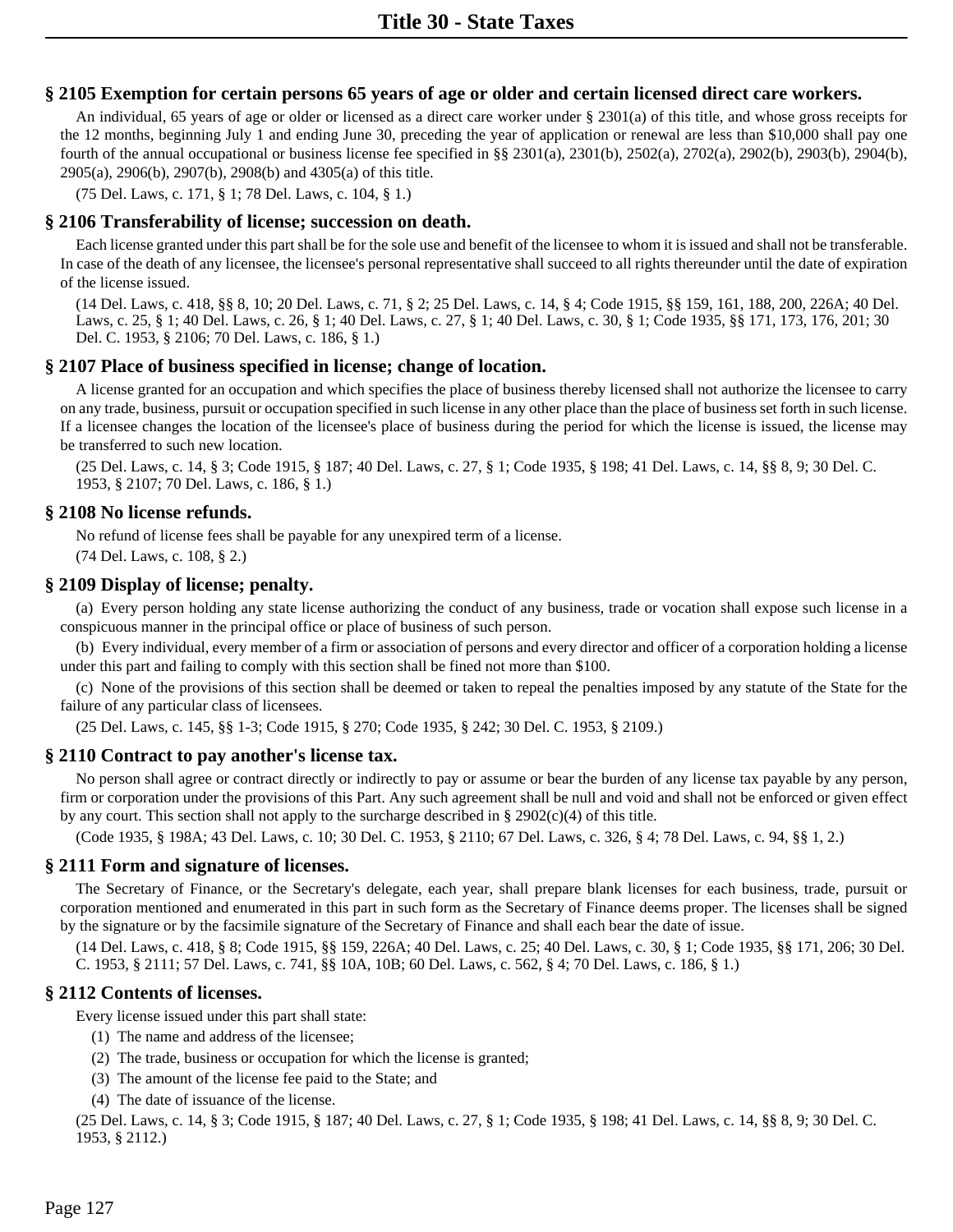### § 2105 Exemption for certain persons 65 years of age or older and certain licensed direct care workers.

An individual, 65 years of age or older or licensed as a direct care worker under § 2301(a) of this title, and whose gross receipts for the 12 months, beginning July 1 and ending June 30, preceding the year of application or renewal are less than $10,000 shall pay one fourth of the annual occupational or business license fee specified in §§ 2301(a), 2301(b), 2502(a), 2702(a), 2902(b), 2903(b), 2904(b), 2905(a), 2906(b), 2907(b), 2908(b) and 4305(a) of this title.

(75 Del. Laws, c. 171, § 1; 78 Del. Laws, c. 104, § 1.)

### § 2106 Transferability of license; succession on death.

Each license granted under this part shall be for the sole use and benefit of the licensee to whom it is issued and shall not be transferable. In case of the death of any licensee, the licensee's personal representative shall succeed to all rights thereunder until the date of expiration of the license issued.

(14 Del. Laws, c. 418, §§ 8, 10; 20 Del. Laws, c. 71, § 2; 25 Del. Laws, c. 14, § 4; Code 1915, §§ 159, 161, 188, 200, 226A; 40 Del. Laws, c. 25, § 1; 40 Del. Laws, c. 26, § 1; 40 Del. Laws, c. 27, § 1; 40 Del. Laws, c. 30, § 1; Code 1935, §§ 171, 173, 176, 201; 30 Del. C. 1953, § 2106; 70 Del. Laws, c. 186, § 1.)

### § 2107 Place of business specified in license; change of location.

A license granted for an occupation and which specifies the place of business thereby licensed shall not authorize the licensee to carry on any trade, business, pursuit or occupation specified in such license in any other place than the place of business set forth in such license. If a licensee changes the location of the licensee's place of business during the period for which the license is issued, the license may be transferred to such new location.

(25 Del. Laws, c. 14, § 3; Code 1915, § 187; 40 Del. Laws, c. 27, § 1; Code 1935, § 198; 41 Del. Laws, c. 14, §§ 8, 9; 30 Del. C. 1953, § 2107; 70 Del. Laws, c. 186, § 1.)

### § 2108 No license refunds.

No refund of license fees shall be payable for any unexpired term of a license.

(74 Del. Laws, c. 108, § 2.)

### § 2109 Display of license; penalty.

(a) Every person holding any state license authorizing the conduct of any business, trade or vocation shall expose such license in a conspicuous manner in the principal office or place of business of such person.

(b) Every individual, every member of a firm or association of persons and every director and officer of a corporation holding a license under this part and failing to comply with this section shall be fined not more than $100.

(c) None of the provisions of this section shall be deemed or taken to repeal the penalties imposed by any statute of the State for the failure of any particular class of licensees.

(25 Del. Laws, c. 145, §§ 1-3; Code 1915, § 270; Code 1935, § 242; 30 Del. C. 1953, § 2109.)

### § 2110 Contract to pay another's license tax.

No person shall agree or contract directly or indirectly to pay or assume or bear the burden of any license tax payable by any person, firm or corporation under the provisions of this Part. Any such agreement shall be null and void and shall not be enforced or given effect by any court. This section shall not apply to the surcharge described in § 2902(c)(4) of this title.

(Code 1935, § 198A; 43 Del. Laws, c. 10; 30 Del. C. 1953, § 2110; 67 Del. Laws, c. 326, § 4; 78 Del. Laws, c. 94, §§ 1, 2.)

### § 2111 Form and signature of licenses.

The Secretary of Finance, or the Secretary's delegate, each year, shall prepare blank licenses for each business, trade, pursuit or corporation mentioned and enumerated in this part in such form as the Secretary of Finance deems proper. The licenses shall be signed by the signature or by the facsimile signature of the Secretary of Finance and shall each bear the date of issue.

(14 Del. Laws, c. 418, § 8; Code 1915, §§ 159, 226A; 40 Del. Laws, c. 25; 40 Del. Laws, c. 30, § 1; Code 1935, §§ 171, 206; 30 Del. C. 1953, § 2111; 57 Del. Laws, c. 741, §§ 10A, 10B; 60 Del. Laws, c. 562, § 4; 70 Del. Laws, c. 186, § 1.)

### § 2112 Contents of licenses.

Every license issued under this part shall state:

(1) The name and address of the licensee;

(2) The trade, business or occupation for which the license is granted;

(3) The amount of the license fee paid to the State; and

(4) The date of issuance of the license.

(25 Del. Laws, c. 14, § 3; Code 1915, § 187; 40 Del. Laws, c. 27, § 1; Code 1935, § 198; 41 Del. Laws, c. 14, §§ 8, 9; 30 Del. C. 1953, § 2112.)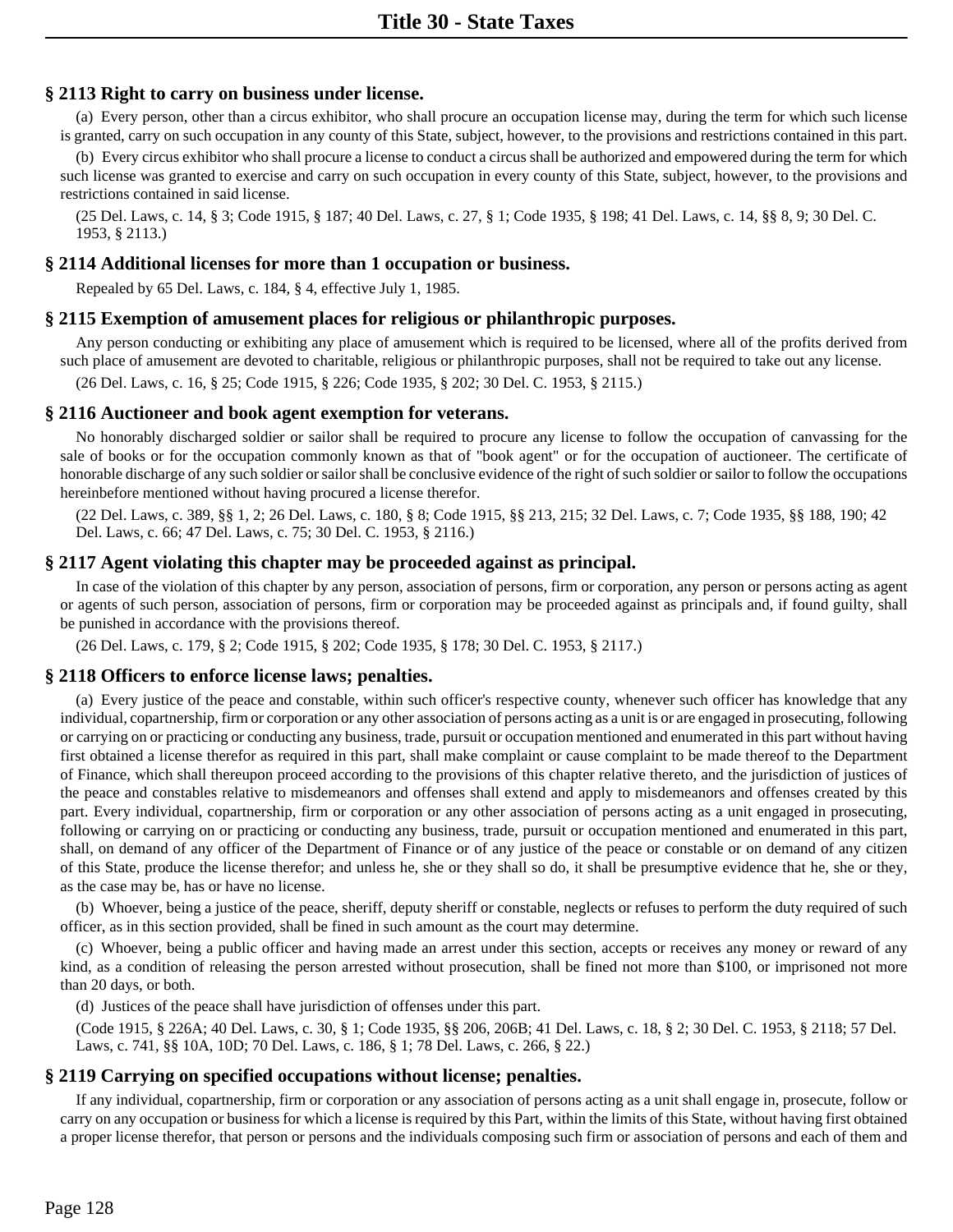### § 2113 Right to carry on business under license.

(a) Every person, other than a circus exhibitor, who shall procure an occupation license may, during the term for which such license is granted, carry on such occupation in any county of this State, subject, however, to the provisions and restrictions contained in this part.

(b) Every circus exhibitor who shall procure a license to conduct a circus shall be authorized and empowered during the term for which such license was granted to exercise and carry on such occupation in every county of this State, subject, however, to the provisions and restrictions contained in said license.

(25 Del. Laws, c. 14, § 3; Code 1915, § 187; 40 Del. Laws, c. 27, § 1; Code 1935, § 198; 41 Del. Laws, c. 14, §§ 8, 9; 30 Del. C. 1953, § 2113.)

### § 2114 Additional licenses for more than 1 occupation or business.

Repealed by 65 Del. Laws, c. 184, § 4, effective July 1, 1985.

### § 2115 Exemption of amusement places for religious or philanthropic purposes.

Any person conducting or exhibiting any place of amusement which is required to be licensed, where all of the profits derived from such place of amusement are devoted to charitable, religious or philanthropic purposes, shall not be required to take out any license.

(26 Del. Laws, c. 16, § 25; Code 1915, § 226; Code 1935, § 202; 30 Del. C. 1953, § 2115.)

### § 2116 Auctioneer and book agent exemption for veterans.

No honorably discharged soldier or sailor shall be required to procure any license to follow the occupation of canvassing for the sale of books or for the occupation commonly known as that of "book agent" or for the occupation of auctioneer. The certificate of honorable discharge of any such soldier or sailor shall be conclusive evidence of the right of such soldier or sailor to follow the occupations hereinbefore mentioned without having procured a license therefor.

(22 Del. Laws, c. 389, §§ 1, 2; 26 Del. Laws, c. 180, § 8; Code 1915, §§ 213, 215; 32 Del. Laws, c. 7; Code 1935, §§ 188, 190; 42 Del. Laws, c. 66; 47 Del. Laws, c. 75; 30 Del. C. 1953, § 2116.)

### § 2117 Agent violating this chapter may be proceeded against as principal.

In case of the violation of this chapter by any person, association of persons, firm or corporation, any person or persons acting as agent or agents of such person, association of persons, firm or corporation may be proceeded against as principals and, if found guilty, shall be punished in accordance with the provisions thereof.

(26 Del. Laws, c. 179, § 2; Code 1915, § 202; Code 1935, § 178; 30 Del. C. 1953, § 2117.)

### § 2118 Officers to enforce license laws; penalties.

(a) Every justice of the peace and constable, within such officer's respective county, whenever such officer has knowledge that any individual, copartnership, firm or corporation or any other association of persons acting as a unit is or are engaged in prosecuting, following or carrying on or practicing or conducting any business, trade, pursuit or occupation mentioned and enumerated in this part without having first obtained a license therefor as required in this part, shall make complaint or cause complaint to be made thereof to the Department of Finance, which shall thereupon proceed according to the provisions of this chapter relative thereto, and the jurisdiction of justices of the peace and constables relative to misdemeanors and offenses shall extend and apply to misdemeanors and offenses created by this part. Every individual, copartnership, firm or corporation or any other association of persons acting as a unit engaged in prosecuting, following or carrying on or practicing or conducting any business, trade, pursuit or occupation mentioned and enumerated in this part, shall, on demand of any officer of the Department of Finance or of any justice of the peace or constable or on demand of any citizen of this State, produce the license therefor; and unless he, she or they shall so do, it shall be presumptive evidence that he, she or they, as the case may be, has or have no license.

(b) Whoever, being a justice of the peace, sheriff, deputy sheriff or constable, neglects or refuses to perform the duty required of such officer, as in this section provided, shall be fined in such amount as the court may determine.

(c) Whoever, being a public officer and having made an arrest under this section, accepts or receives any money or reward of any kind, as a condition of releasing the person arrested without prosecution, shall be fined not more than $100, or imprisoned not more than 20 days, or both.

(d) Justices of the peace shall have jurisdiction of offenses under this part.

(Code 1915, § 226A; 40 Del. Laws, c. 30, § 1; Code 1935, §§ 206, 206B; 41 Del. Laws, c. 18, § 2; 30 Del. C. 1953, § 2118; 57 Del. Laws, c. 741, §§ 10A, 10D; 70 Del. Laws, c. 186, § 1; 78 Del. Laws, c. 266, § 22.)

### § 2119 Carrying on specified occupations without license; penalties.

If any individual, copartnership, firm or corporation or any association of persons acting as a unit shall engage in, prosecute, follow or carry on any occupation or business for which a license is required by this Part, within the limits of this State, without having first obtained a proper license therefor, that person or persons and the individuals composing such firm or association of persons and each of them and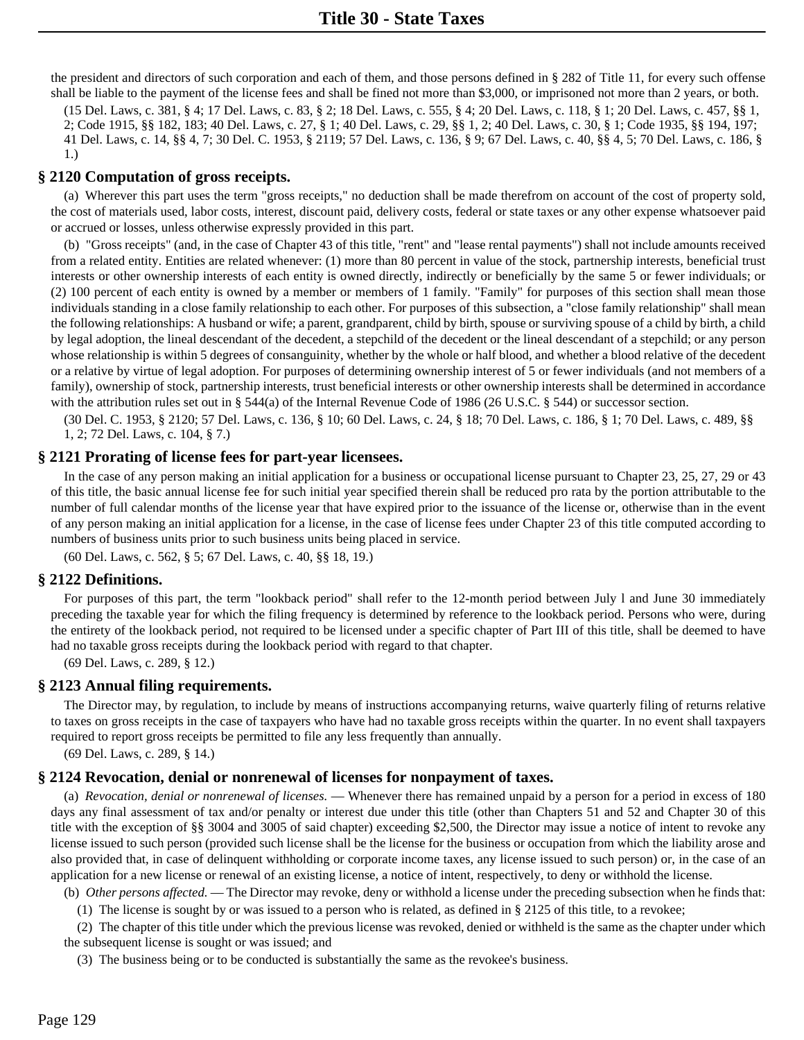the president and directors of such corporation and each of them, and those persons defined in § 282 of Title 11, for every such offense shall be liable to the payment of the license fees and shall be fined not more than $3,000, or imprisoned not more than 2 years, or both.

(15 Del. Laws, c. 381, § 4; 17 Del. Laws, c. 83, § 2; 18 Del. Laws, c. 555, § 4; 20 Del. Laws, c. 118, § 1; 20 Del. Laws, c. 457, §§ 1, 2; Code 1915, §§ 182, 183; 40 Del. Laws, c. 27, § 1; 40 Del. Laws, c. 29, §§ 1, 2; 40 Del. Laws, c. 30, § 1; Code 1935, §§ 194, 197; 41 Del. Laws, c. 14, §§ 4, 7; 30 Del. C. 1953, § 2119; 57 Del. Laws, c. 136, § 9; 67 Del. Laws, c. 40, §§ 4, 5; 70 Del. Laws, c. 186, § 1.)

### § 2120 Computation of gross receipts.

(a) Wherever this part uses the term "gross receipts," no deduction shall be made therefrom on account of the cost of property sold, the cost of materials used, labor costs, interest, discount paid, delivery costs, federal or state taxes or any other expense whatsoever paid or accrued or losses, unless otherwise expressly provided in this part.

(b) "Gross receipts" (and, in the case of Chapter 43 of this title, "rent" and "lease rental payments") shall not include amounts received from a related entity. Entities are related whenever: (1) more than 80 percent in value of the stock, partnership interests, beneficial trust interests or other ownership interests of each entity is owned directly, indirectly or beneficially by the same 5 or fewer individuals; or (2) 100 percent of each entity is owned by a member or members of 1 family. "Family" for purposes of this section shall mean those individuals standing in a close family relationship to each other. For purposes of this subsection, a "close family relationship" shall mean the following relationships: A husband or wife; a parent, grandparent, child by birth, spouse or surviving spouse of a child by birth, a child by legal adoption, the lineal descendant of the decedent, a stepchild of the decedent or the lineal descendant of a stepchild; or any person whose relationship is within 5 degrees of consanguinity, whether by the whole or half blood, and whether a blood relative of the decedent or a relative by virtue of legal adoption. For purposes of determining ownership interest of 5 or fewer individuals (and not members of a family), ownership of stock, partnership interests, trust beneficial interests or other ownership interests shall be determined in accordance with the attribution rules set out in § 544(a) of the Internal Revenue Code of 1986 (26 U.S.C. § 544) or successor section.

(30 Del. C. 1953, § 2120; 57 Del. Laws, c. 136, § 10; 60 Del. Laws, c. 24, § 18; 70 Del. Laws, c. 186, § 1; 70 Del. Laws, c. 489, §§ 1, 2; 72 Del. Laws, c. 104, § 7.)

### § 2121 Prorating of license fees for part-year licensees.

In the case of any person making an initial application for a business or occupational license pursuant to Chapter 23, 25, 27, 29 or 43 of this title, the basic annual license fee for such initial year specified therein shall be reduced pro rata by the portion attributable to the number of full calendar months of the license year that have expired prior to the issuance of the license or, otherwise than in the event of any person making an initial application for a license, in the case of license fees under Chapter 23 of this title computed according to numbers of business units prior to such business units being placed in service.

(60 Del. Laws, c. 562, § 5; 67 Del. Laws, c. 40, §§ 18, 19.)

### § 2122 Definitions.

For purposes of this part, the term "lookback period" shall refer to the 12-month period between July l and June 30 immediately preceding the taxable year for which the filing frequency is determined by reference to the lookback period. Persons who were, during the entirety of the lookback period, not required to be licensed under a specific chapter of Part III of this title, shall be deemed to have had no taxable gross receipts during the lookback period with regard to that chapter.

(69 Del. Laws, c. 289, § 12.)

### § 2123 Annual filing requirements.

The Director may, by regulation, to include by means of instructions accompanying returns, waive quarterly filing of returns relative to taxes on gross receipts in the case of taxpayers who have had no taxable gross receipts within the quarter. In no event shall taxpayers required to report gross receipts be permitted to file any less frequently than annually.

(69 Del. Laws, c. 289, § 14.)

### § 2124 Revocation, denial or nonrenewal of licenses for nonpayment of taxes.

(a) *Revocation, denial or nonrenewal of licenses.* — Whenever there has remained unpaid by a person for a period in excess of 180 days any final assessment of tax and/or penalty or interest due under this title (other than Chapters 51 and 52 and Chapter 30 of this title with the exception of §§ 3004 and 3005 of said chapter) exceeding $2,500, the Director may issue a notice of intent to revoke any license issued to such person (provided such license shall be the license for the business or occupation from which the liability arose and also provided that, in case of delinquent withholding or corporate income taxes, any license issued to such person) or, in the case of an application for a new license or renewal of an existing license, a notice of intent, respectively, to deny or withhold the license.

(b) *Other persons affected.* — The Director may revoke, deny or withhold a license under the preceding subsection when he finds that:

(1) The license is sought by or was issued to a person who is related, as defined in § 2125 of this title, to a revokee;

(2) The chapter of this title under which the previous license was revoked, denied or withheld is the same as the chapter under which the subsequent license is sought or was issued; and

(3) The business being or to be conducted is substantially the same as the revokee's business.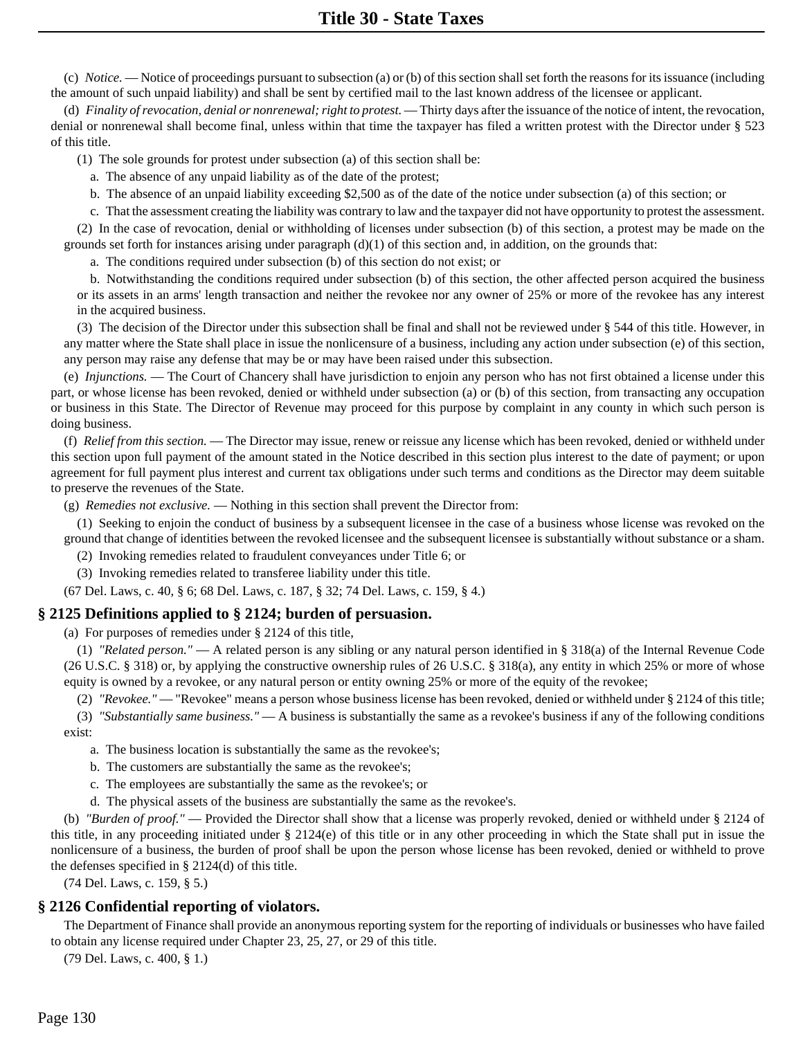(c) *Notice.* — Notice of proceedings pursuant to subsection (a) or (b) of this section shall set forth the reasons for its issuance (including the amount of such unpaid liability) and shall be sent by certified mail to the last known address of the licensee or applicant.

(d) *Finality of revocation, denial or nonrenewal; right to protest.* — Thirty days after the issuance of the notice of intent, the revocation, denial or nonrenewal shall become final, unless within that time the taxpayer has filed a written protest with the Director under § 523 of this title.

(1) The sole grounds for protest under subsection (a) of this section shall be:

a. The absence of any unpaid liability as of the date of the protest;

b. The absence of an unpaid liability exceeding $2,500 as of the date of the notice under subsection (a) of this section; or

c. That the assessment creating the liability was contrary to law and the taxpayer did not have opportunity to protest the assessment.

(2) In the case of revocation, denial or withholding of licenses under subsection (b) of this section, a protest may be made on the grounds set forth for instances arising under paragraph (d)(1) of this section and, in addition, on the grounds that:

a. The conditions required under subsection (b) of this section do not exist; or

b. Notwithstanding the conditions required under subsection (b) of this section, the other affected person acquired the business or its assets in an arms' length transaction and neither the revokee nor any owner of 25% or more of the revokee has any interest in the acquired business.

(3) The decision of the Director under this subsection shall be final and shall not be reviewed under § 544 of this title. However, in any matter where the State shall place in issue the nonlicensure of a business, including any action under subsection (e) of this section, any person may raise any defense that may be or may have been raised under this subsection.

(e) *Injunctions.* — The Court of Chancery shall have jurisdiction to enjoin any person who has not first obtained a license under this part, or whose license has been revoked, denied or withheld under subsection (a) or (b) of this section, from transacting any occupation or business in this State. The Director of Revenue may proceed for this purpose by complaint in any county in which such person is doing business.

(f) *Relief from this section.* — The Director may issue, renew or reissue any license which has been revoked, denied or withheld under this section upon full payment of the amount stated in the Notice described in this section plus interest to the date of payment; or upon agreement for full payment plus interest and current tax obligations under such terms and conditions as the Director may deem suitable to preserve the revenues of the State.

(g) *Remedies not exclusive.* — Nothing in this section shall prevent the Director from:

(1) Seeking to enjoin the conduct of business by a subsequent licensee in the case of a business whose license was revoked on the ground that change of identities between the revoked licensee and the subsequent licensee is substantially without substance or a sham.

(2) Invoking remedies related to fraudulent conveyances under Title 6; or

(3) Invoking remedies related to transferee liability under this title.

(67 Del. Laws, c. 40, § 6; 68 Del. Laws, c. 187, § 32; 74 Del. Laws, c. 159, § 4.)

## § 2125 Definitions applied to § 2124; burden of persuasion.

(a) For purposes of remedies under § 2124 of this title,

(1) *"Related person."* — A related person is any sibling or any natural person identified in § 318(a) of the Internal Revenue Code (26 U.S.C. § 318) or, by applying the constructive ownership rules of 26 U.S.C. § 318(a), any entity in which 25% or more of whose equity is owned by a revokee, or any natural person or entity owning 25% or more of the equity of the revokee;

(2) *"Revokee."* — "Revokee" means a person whose business license has been revoked, denied or withheld under § 2124 of this title;

(3) *"Substantially same business."* — A business is substantially the same as a revokee's business if any of the following conditions exist:

a. The business location is substantially the same as the revokee's;

b. The customers are substantially the same as the revokee's;

c. The employees are substantially the same as the revokee's; or

d. The physical assets of the business are substantially the same as the revokee's.

(b) *"Burden of proof."* — Provided the Director shall show that a license was properly revoked, denied or withheld under § 2124 of this title, in any proceeding initiated under § 2124(e) of this title or in any other proceeding in which the State shall put in issue the nonlicensure of a business, the burden of proof shall be upon the person whose license has been revoked, denied or withheld to prove the defenses specified in § 2124(d) of this title.

(74 Del. Laws, c. 159, § 5.)

## § 2126 Confidential reporting of violators.

The Department of Finance shall provide an anonymous reporting system for the reporting of individuals or businesses who have failed to obtain any license required under Chapter 23, 25, 27, or 29 of this title.

(79 Del. Laws, c. 400, § 1.)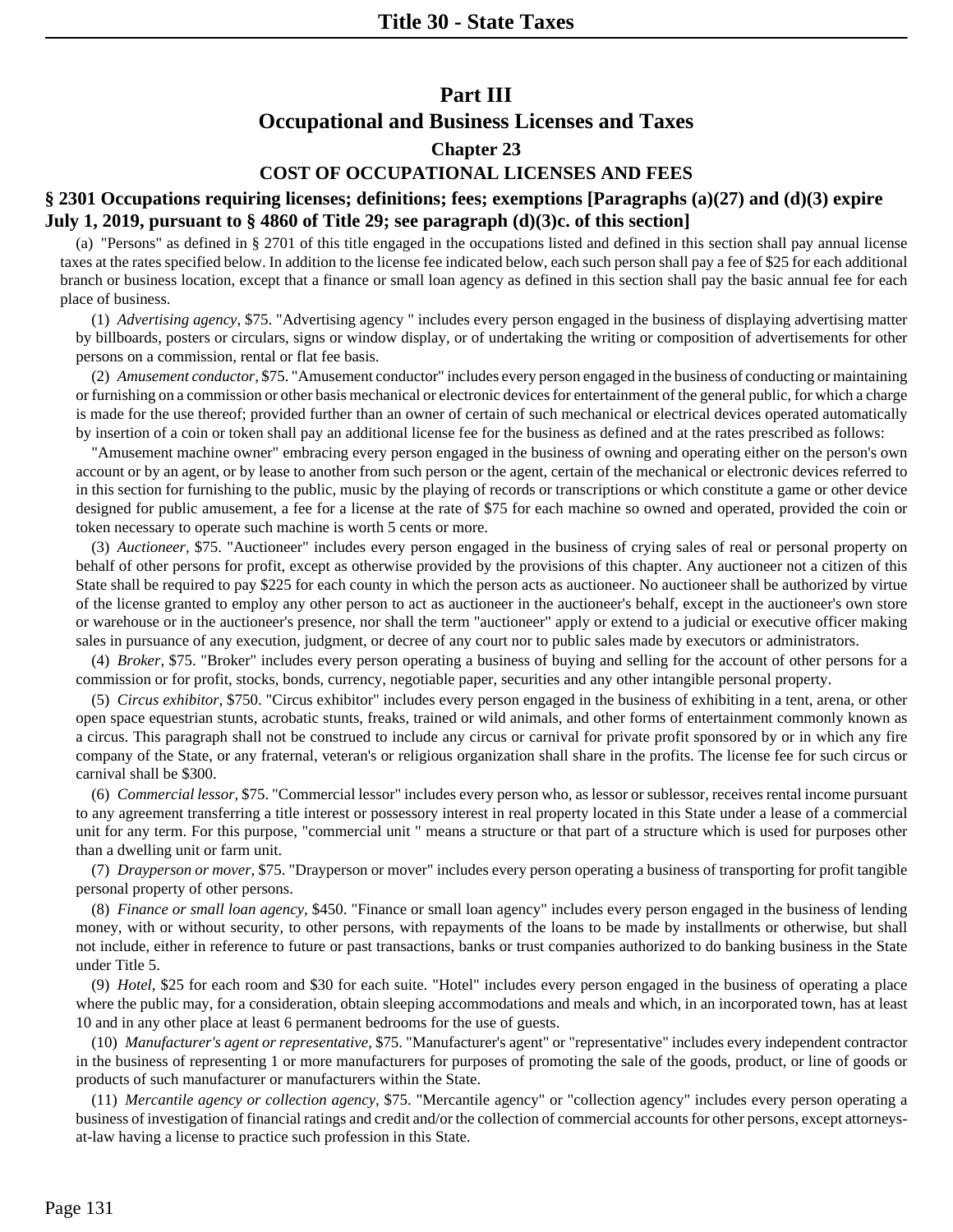# Part III

## Occupational and Business Licenses and Taxes

### Chapter 23

### COST OF OCCUPATIONAL LICENSES AND FEES

#### § 2301 Occupations requiring licenses; definitions; fees; exemptions [Paragraphs (a)(27) and (d)(3) expire July 1, 2019, pursuant to § 4860 of Title 29; see paragraph (d)(3)c. of this section]

(a) "Persons" as defined in § 2701 of this title engaged in the occupations listed and defined in this section shall pay annual license taxes at the rates specified below. In addition to the license fee indicated below, each such person shall pay a fee of $25 for each additional branch or business location, except that a finance or small loan agency as defined in this section shall pay the basic annual fee for each place of business.

(1) *Advertising agency,* $75. "Advertising agency " includes every person engaged in the business of displaying advertising matter by billboards, posters or circulars, signs or window display, or of undertaking the writing or composition of advertisements for other persons on a commission, rental or flat fee basis.

(2) *Amusement conductor,* $75. "Amusement conductor" includes every person engaged in the business of conducting or maintaining or furnishing on a commission or other basis mechanical or electronic devices for entertainment of the general public, for which a charge is made for the use thereof; provided further than an owner of certain of such mechanical or electrical devices operated automatically by insertion of a coin or token shall pay an additional license fee for the business as defined and at the rates prescribed as follows:

"Amusement machine owner" embracing every person engaged in the business of owning and operating either on the person's own account or by an agent, or by lease to another from such person or the agent, certain of the mechanical or electronic devices referred to in this section for furnishing to the public, music by the playing of records or transcriptions or which constitute a game or other device designed for public amusement, a fee for a license at the rate of $75 for each machine so owned and operated, provided the coin or token necessary to operate such machine is worth 5 cents or more.

(3) *Auctioneer,* $75. "Auctioneer" includes every person engaged in the business of crying sales of real or personal property on behalf of other persons for profit, except as otherwise provided by the provisions of this chapter. Any auctioneer not a citizen of this State shall be required to pay $225 for each county in which the person acts as auctioneer. No auctioneer shall be authorized by virtue of the license granted to employ any other person to act as auctioneer in the auctioneer's behalf, except in the auctioneer's own store or warehouse or in the auctioneer's presence, nor shall the term "auctioneer" apply or extend to a judicial or executive officer making sales in pursuance of any execution, judgment, or decree of any court nor to public sales made by executors or administrators.

(4) *Broker,* $75. "Broker" includes every person operating a business of buying and selling for the account of other persons for a commission or for profit, stocks, bonds, currency, negotiable paper, securities and any other intangible personal property.

(5) *Circus exhibitor,* $750. "Circus exhibitor" includes every person engaged in the business of exhibiting in a tent, arena, or other open space equestrian stunts, acrobatic stunts, freaks, trained or wild animals, and other forms of entertainment commonly known as a circus. This paragraph shall not be construed to include any circus or carnival for private profit sponsored by or in which any fire company of the State, or any fraternal, veteran's or religious organization shall share in the profits. The license fee for such circus or carnival shall be $300.

(6) *Commercial lessor,* $75. "Commercial lessor" includes every person who, as lessor or sublessor, receives rental income pursuant to any agreement transferring a title interest or possessory interest in real property located in this State under a lease of a commercial unit for any term. For this purpose, "commercial unit " means a structure or that part of a structure which is used for purposes other than a dwelling unit or farm unit.

(7) *Drayperson or mover,* $75. "Drayperson or mover" includes every person operating a business of transporting for profit tangible personal property of other persons.

(8) *Finance or small loan agency,* $450. "Finance or small loan agency" includes every person engaged in the business of lending money, with or without security, to other persons, with repayments of the loans to be made by installments or otherwise, but shall not include, either in reference to future or past transactions, banks or trust companies authorized to do banking business in the State under Title 5.

(9) *Hotel,* $25 for each room and $30 for each suite. "Hotel" includes every person engaged in the business of operating a place where the public may, for a consideration, obtain sleeping accommodations and meals and which, in an incorporated town, has at least 10 and in any other place at least 6 permanent bedrooms for the use of guests.

(10) *Manufacturer's agent or representative,* $75. "Manufacturer's agent" or "representative" includes every independent contractor in the business of representing 1 or more manufacturers for purposes of promoting the sale of the goods, product, or line of goods or products of such manufacturer or manufacturers within the State.

(11) *Mercantile agency or collection agency,* $75. "Mercantile agency" or "collection agency" includes every person operating a business of investigation of financial ratings and credit and/or the collection of commercial accounts for other persons, except attorneys-at-law having a license to practice such profession in this State.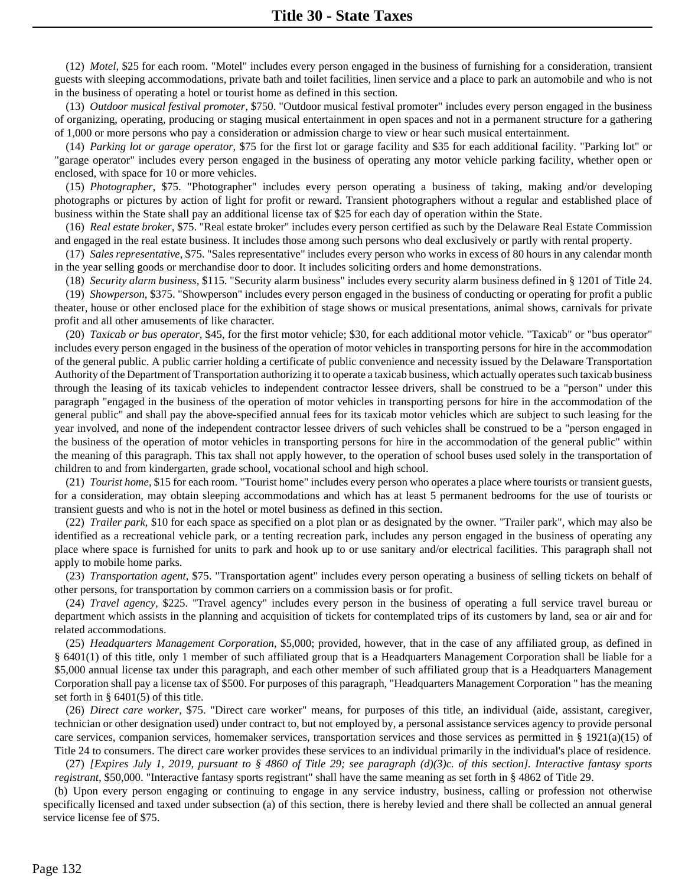(12) *Motel,* $25 for each room. "Motel" includes every person engaged in the business of furnishing for a consideration, transient guests with sleeping accommodations, private bath and toilet facilities, linen service and a place to park an automobile and who is not in the business of operating a hotel or tourist home as defined in this section.

(13) *Outdoor musical festival promoter,* $750. "Outdoor musical festival promoter" includes every person engaged in the business of organizing, operating, producing or staging musical entertainment in open spaces and not in a permanent structure for a gathering of 1,000 or more persons who pay a consideration or admission charge to view or hear such musical entertainment.

(14) *Parking lot or garage operator,* $75 for the first lot or garage facility and $35 for each additional facility. "Parking lot" or "garage operator" includes every person engaged in the business of operating any motor vehicle parking facility, whether open or enclosed, with space for 10 or more vehicles.

(15) *Photographer,* $75. "Photographer" includes every person operating a business of taking, making and/or developing photographs or pictures by action of light for profit or reward. Transient photographers without a regular and established place of business within the State shall pay an additional license tax of $25 for each day of operation within the State.

(16) *Real estate broker,* $75. "Real estate broker" includes every person certified as such by the Delaware Real Estate Commission and engaged in the real estate business. It includes those among such persons who deal exclusively or partly with rental property.

(17) *Sales representative,* $75. "Sales representative" includes every person who works in excess of 80 hours in any calendar month in the year selling goods or merchandise door to door. It includes soliciting orders and home demonstrations.

(18) *Security alarm business,* $115. "Security alarm business" includes every security alarm business defined in § 1201 of Title 24.

(19) *Showperson,* $375. "Showperson" includes every person engaged in the business of conducting or operating for profit a public theater, house or other enclosed place for the exhibition of stage shows or musical presentations, animal shows, carnivals for private profit and all other amusements of like character.

(20) *Taxicab or bus operator,* $45, for the first motor vehicle; $30, for each additional motor vehicle. "Taxicab" or "bus operator" includes every person engaged in the business of the operation of motor vehicles in transporting persons for hire in the accommodation of the general public. A public carrier holding a certificate of public convenience and necessity issued by the Delaware Transportation Authority of the Department of Transportation authorizing it to operate a taxicab business, which actually operates such taxicab business through the leasing of its taxicab vehicles to independent contractor lessee drivers, shall be construed to be a "person" under this paragraph "engaged in the business of the operation of motor vehicles in transporting persons for hire in the accommodation of the general public" and shall pay the above-specified annual fees for its taxicab motor vehicles which are subject to such leasing for the year involved, and none of the independent contractor lessee drivers of such vehicles shall be construed to be a "person engaged in the business of the operation of motor vehicles in transporting persons for hire in the accommodation of the general public" within the meaning of this paragraph. This tax shall not apply however, to the operation of school buses used solely in the transportation of children to and from kindergarten, grade school, vocational school and high school.

(21) *Tourist home,* $15 for each room. "Tourist home" includes every person who operates a place where tourists or transient guests, for a consideration, may obtain sleeping accommodations and which has at least 5 permanent bedrooms for the use of tourists or transient guests and who is not in the hotel or motel business as defined in this section.

(22) *Trailer park,* $10 for each space as specified on a plot plan or as designated by the owner. "Trailer park", which may also be identified as a recreational vehicle park, or a tenting recreation park, includes any person engaged in the business of operating any place where space is furnished for units to park and hook up to or use sanitary and/or electrical facilities. This paragraph shall not apply to mobile home parks.

(23) *Transportation agent,* $75. "Transportation agent" includes every person operating a business of selling tickets on behalf of other persons, for transportation by common carriers on a commission basis or for profit.

(24) *Travel agency,* $225. "Travel agency" includes every person in the business of operating a full service travel bureau or department which assists in the planning and acquisition of tickets for contemplated trips of its customers by land, sea or air and for related accommodations.

(25) *Headquarters Management Corporation,* $5,000; provided, however, that in the case of any affiliated group, as defined in § 6401(1) of this title, only 1 member of such affiliated group that is a Headquarters Management Corporation shall be liable for a $5,000 annual license tax under this paragraph, and each other member of such affiliated group that is a Headquarters Management Corporation shall pay a license tax of $500. For purposes of this paragraph, "Headquarters Management Corporation " has the meaning set forth in § 6401(5) of this title.

(26) *Direct care worker,* $75. "Direct care worker" means, for purposes of this title, an individual (aide, assistant, caregiver, technician or other designation used) under contract to, but not employed by, a personal assistance services agency to provide personal care services, companion services, homemaker services, transportation services and those services as permitted in § 1921(a)(15) of Title 24 to consumers. The direct care worker provides these services to an individual primarily in the individual's place of residence.

(27) *[Expires July 1, 2019, pursuant to § 4860 of Title 29; see paragraph (d)(3)c. of this section]. Interactive fantasy sports registrant,* $50,000. "Interactive fantasy sports registrant" shall have the same meaning as set forth in § 4862 of Title 29.

(b) Upon every person engaging or continuing to engage in any service industry, business, calling or profession not otherwise specifically licensed and taxed under subsection (a) of this section, there is hereby levied and there shall be collected an annual general service license fee of $75.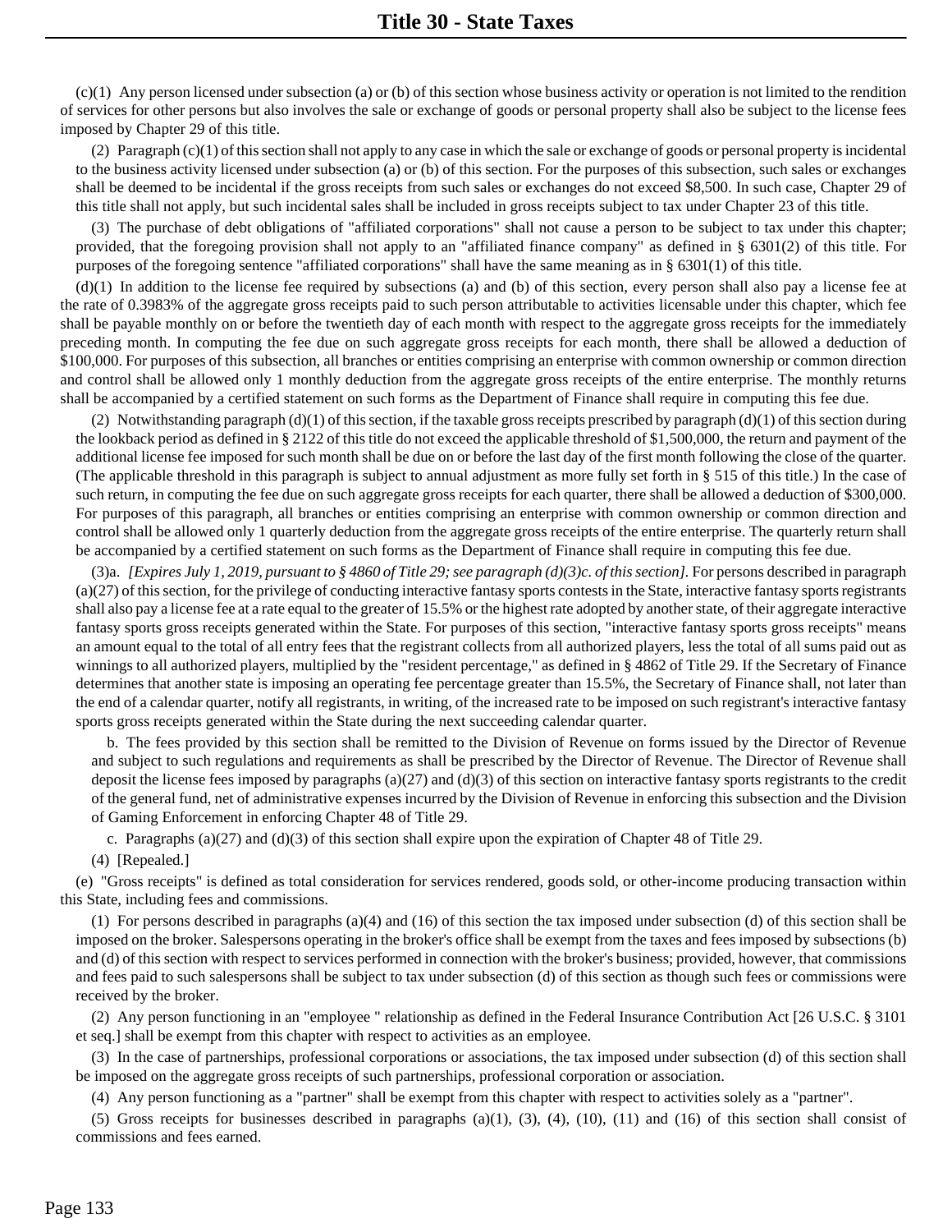(c)(1) Any person licensed under subsection (a) or (b) of this section whose business activity or operation is not limited to the rendition of services for other persons but also involves the sale or exchange of goods or personal property shall also be subject to the license fees imposed by Chapter 29 of this title.

(2) Paragraph (c)(1) of this section shall not apply to any case in which the sale or exchange of goods or personal property is incidental to the business activity licensed under subsection (a) or (b) of this section. For the purposes of this subsection, such sales or exchanges shall be deemed to be incidental if the gross receipts from such sales or exchanges do not exceed $8,500. In such case, Chapter 29 of this title shall not apply, but such incidental sales shall be included in gross receipts subject to tax under Chapter 23 of this title.

(3) The purchase of debt obligations of "affiliated corporations" shall not cause a person to be subject to tax under this chapter; provided, that the foregoing provision shall not apply to an "affiliated finance company" as defined in § 6301(2) of this title. For purposes of the foregoing sentence "affiliated corporations" shall have the same meaning as in § 6301(1) of this title.

(d)(1) In addition to the license fee required by subsections (a) and (b) of this section, every person shall also pay a license fee at the rate of 0.3983% of the aggregate gross receipts paid to such person attributable to activities licensable under this chapter, which fee shall be payable monthly on or before the twentieth day of each month with respect to the aggregate gross receipts for the immediately preceding month. In computing the fee due on such aggregate gross receipts for each month, there shall be allowed a deduction of $100,000. For purposes of this subsection, all branches or entities comprising an enterprise with common ownership or common direction and control shall be allowed only 1 monthly deduction from the aggregate gross receipts of the entire enterprise. The monthly returns shall be accompanied by a certified statement on such forms as the Department of Finance shall require in computing this fee due.

(2) Notwithstanding paragraph (d)(1) of this section, if the taxable gross receipts prescribed by paragraph (d)(1) of this section during the lookback period as defined in § 2122 of this title do not exceed the applicable threshold of $1,500,000, the return and payment of the additional license fee imposed for such month shall be due on or before the last day of the first month following the close of the quarter. (The applicable threshold in this paragraph is subject to annual adjustment as more fully set forth in § 515 of this title.) In the case of such return, in computing the fee due on such aggregate gross receipts for each quarter, there shall be allowed a deduction of $300,000. For purposes of this paragraph, all branches or entities comprising an enterprise with common ownership or common direction and control shall be allowed only 1 quarterly deduction from the aggregate gross receipts of the entire enterprise. The quarterly return shall be accompanied by a certified statement on such forms as the Department of Finance shall require in computing this fee due.

(3)a. *[Expires July 1, 2019, pursuant to § 4860 of Title 29; see paragraph (d)(3)c. of this section].* For persons described in paragraph (a)(27) of this section, for the privilege of conducting interactive fantasy sports contests in the State, interactive fantasy sports registrants shall also pay a license fee at a rate equal to the greater of 15.5% or the highest rate adopted by another state, of their aggregate interactive fantasy sports gross receipts generated within the State. For purposes of this section, "interactive fantasy sports gross receipts" means an amount equal to the total of all entry fees that the registrant collects from all authorized players, less the total of all sums paid out as winnings to all authorized players, multiplied by the "resident percentage," as defined in § 4862 of Title 29. If the Secretary of Finance determines that another state is imposing an operating fee percentage greater than 15.5%, the Secretary of Finance shall, not later than the end of a calendar quarter, notify all registrants, in writing, of the increased rate to be imposed on such registrant's interactive fantasy sports gross receipts generated within the State during the next succeeding calendar quarter.

b. The fees provided by this section shall be remitted to the Division of Revenue on forms issued by the Director of Revenue and subject to such regulations and requirements as shall be prescribed by the Director of Revenue. The Director of Revenue shall deposit the license fees imposed by paragraphs (a)(27) and (d)(3) of this section on interactive fantasy sports registrants to the credit of the general fund, net of administrative expenses incurred by the Division of Revenue in enforcing this subsection and the Division of Gaming Enforcement in enforcing Chapter 48 of Title 29.

c. Paragraphs (a)(27) and (d)(3) of this section shall expire upon the expiration of Chapter 48 of Title 29.

(4) [Repealed.]

(e) "Gross receipts" is defined as total consideration for services rendered, goods sold, or other-income producing transaction within this State, including fees and commissions.

(1) For persons described in paragraphs (a)(4) and (16) of this section the tax imposed under subsection (d) of this section shall be imposed on the broker. Salespersons operating in the broker's office shall be exempt from the taxes and fees imposed by subsections (b) and (d) of this section with respect to services performed in connection with the broker's business; provided, however, that commissions and fees paid to such salespersons shall be subject to tax under subsection (d) of this section as though such fees or commissions were received by the broker.

(2) Any person functioning in an "employee " relationship as defined in the Federal Insurance Contribution Act [26 U.S.C. § 3101 et seq.] shall be exempt from this chapter with respect to activities as an employee.

(3) In the case of partnerships, professional corporations or associations, the tax imposed under subsection (d) of this section shall be imposed on the aggregate gross receipts of such partnerships, professional corporation or association.

(4) Any person functioning as a "partner" shall be exempt from this chapter with respect to activities solely as a "partner".

(5) Gross receipts for businesses described in paragraphs (a)(1), (3), (4), (10), (11) and (16) of this section shall consist of commissions and fees earned.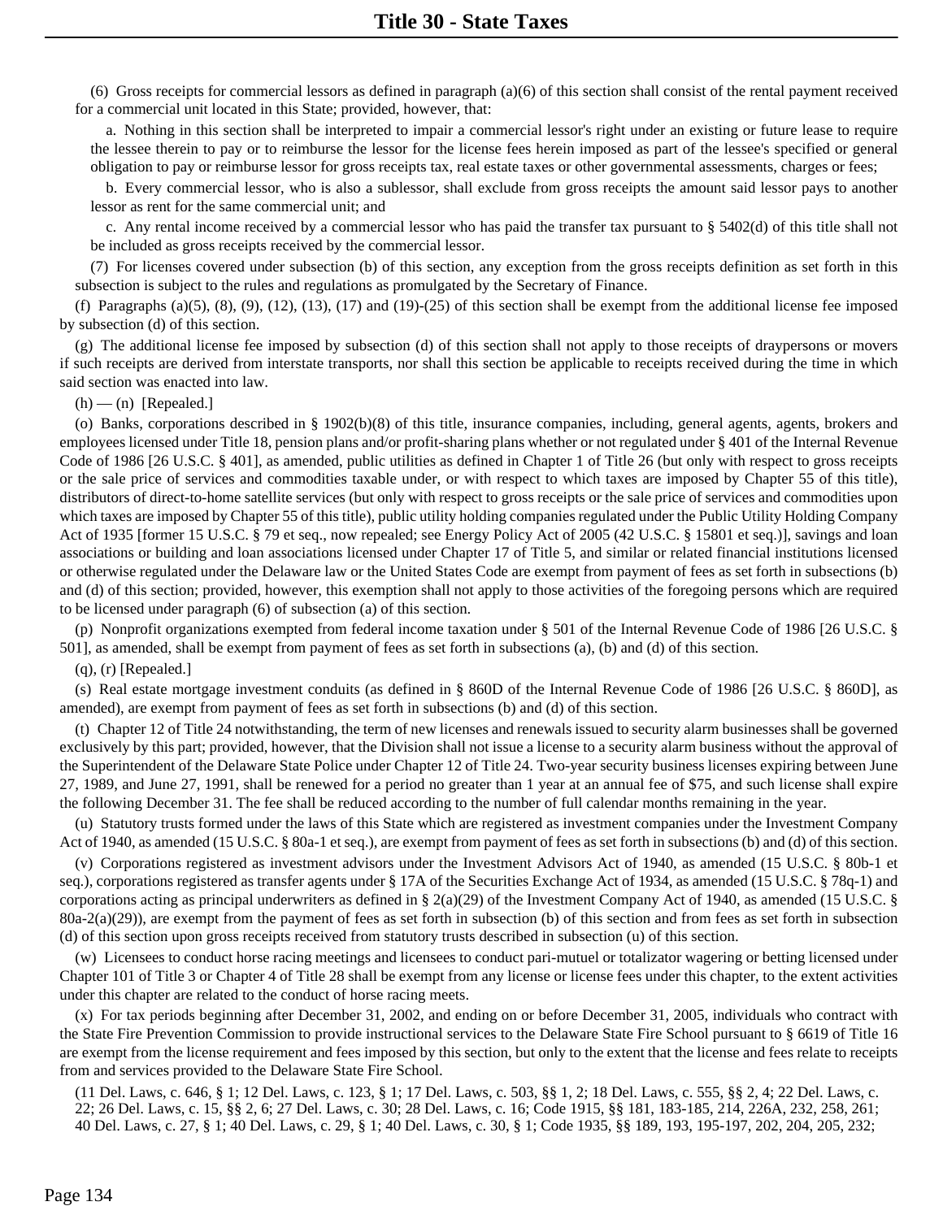(6) Gross receipts for commercial lessors as defined in paragraph (a)(6) of this section shall consist of the rental payment received for a commercial unit located in this State; provided, however, that:

a. Nothing in this section shall be interpreted to impair a commercial lessor's right under an existing or future lease to require the lessee therein to pay or to reimburse the lessor for the license fees herein imposed as part of the lessee's specified or general obligation to pay or reimburse lessor for gross receipts tax, real estate taxes or other governmental assessments, charges or fees;

b. Every commercial lessor, who is also a sublessor, shall exclude from gross receipts the amount said lessor pays to another lessor as rent for the same commercial unit; and

c. Any rental income received by a commercial lessor who has paid the transfer tax pursuant to § 5402(d) of this title shall not be included as gross receipts received by the commercial lessor.

(7) For licenses covered under subsection (b) of this section, any exception from the gross receipts definition as set forth in this subsection is subject to the rules and regulations as promulgated by the Secretary of Finance.

(f) Paragraphs (a)(5), (8), (9), (12), (13), (17) and (19)-(25) of this section shall be exempt from the additional license fee imposed by subsection (d) of this section.

(g) The additional license fee imposed by subsection (d) of this section shall not apply to those receipts of draypersons or movers if such receipts are derived from interstate transports, nor shall this section be applicable to receipts received during the time in which said section was enacted into law.

(h) — (n) [Repealed.]

(o) Banks, corporations described in § 1902(b)(8) of this title, insurance companies, including, general agents, agents, brokers and employees licensed under Title 18, pension plans and/or profit-sharing plans whether or not regulated under § 401 of the Internal Revenue Code of 1986 [26 U.S.C. § 401], as amended, public utilities as defined in Chapter 1 of Title 26 (but only with respect to gross receipts or the sale price of services and commodities taxable under, or with respect to which taxes are imposed by Chapter 55 of this title), distributors of direct-to-home satellite services (but only with respect to gross receipts or the sale price of services and commodities upon which taxes are imposed by Chapter 55 of this title), public utility holding companies regulated under the Public Utility Holding Company Act of 1935 [former 15 U.S.C. § 79 et seq., now repealed; see Energy Policy Act of 2005 (42 U.S.C. § 15801 et seq.)], savings and loan associations or building and loan associations licensed under Chapter 17 of Title 5, and similar or related financial institutions licensed or otherwise regulated under the Delaware law or the United States Code are exempt from payment of fees as set forth in subsections (b) and (d) of this section; provided, however, this exemption shall not apply to those activities of the foregoing persons which are required to be licensed under paragraph (6) of subsection (a) of this section.

(p) Nonprofit organizations exempted from federal income taxation under § 501 of the Internal Revenue Code of 1986 [26 U.S.C. § 501], as amended, shall be exempt from payment of fees as set forth in subsections (a), (b) and (d) of this section.

(q), (r) [Repealed.]

(s) Real estate mortgage investment conduits (as defined in § 860D of the Internal Revenue Code of 1986 [26 U.S.C. § 860D], as amended), are exempt from payment of fees as set forth in subsections (b) and (d) of this section.

(t) Chapter 12 of Title 24 notwithstanding, the term of new licenses and renewals issued to security alarm businesses shall be governed exclusively by this part; provided, however, that the Division shall not issue a license to a security alarm business without the approval of the Superintendent of the Delaware State Police under Chapter 12 of Title 24. Two-year security business licenses expiring between June 27, 1989, and June 27, 1991, shall be renewed for a period no greater than 1 year at an annual fee of $75, and such license shall expire the following December 31. The fee shall be reduced according to the number of full calendar months remaining in the year.

(u) Statutory trusts formed under the laws of this State which are registered as investment companies under the Investment Company Act of 1940, as amended (15 U.S.C. § 80a-1 et seq.), are exempt from payment of fees as set forth in subsections (b) and (d) of this section.

(v) Corporations registered as investment advisors under the Investment Advisors Act of 1940, as amended (15 U.S.C. § 80b-1 et seq.), corporations registered as transfer agents under § 17A of the Securities Exchange Act of 1934, as amended (15 U.S.C. § 78q-1) and corporations acting as principal underwriters as defined in § 2(a)(29) of the Investment Company Act of 1940, as amended (15 U.S.C. § 80a-2(a)(29)), are exempt from the payment of fees as set forth in subsection (b) of this section and from fees as set forth in subsection (d) of this section upon gross receipts received from statutory trusts described in subsection (u) of this section.

(w) Licensees to conduct horse racing meetings and licensees to conduct pari-mutuel or totalizator wagering or betting licensed under Chapter 101 of Title 3 or Chapter 4 of Title 28 shall be exempt from any license or license fees under this chapter, to the extent activities under this chapter are related to the conduct of horse racing meets.

(x) For tax periods beginning after December 31, 2002, and ending on or before December 31, 2005, individuals who contract with the State Fire Prevention Commission to provide instructional services to the Delaware State Fire School pursuant to § 6619 of Title 16 are exempt from the license requirement and fees imposed by this section, but only to the extent that the license and fees relate to receipts from and services provided to the Delaware State Fire School.

(11 Del. Laws, c. 646, § 1; 12 Del. Laws, c. 123, § 1; 17 Del. Laws, c. 503, §§ 1, 2; 18 Del. Laws, c. 555, §§ 2, 4; 22 Del. Laws, c. 22; 26 Del. Laws, c. 15, §§ 2, 6; 27 Del. Laws, c. 30; 28 Del. Laws, c. 16; Code 1915, §§ 181, 183-185, 214, 226A, 232, 258, 261; 40 Del. Laws, c. 27, § 1; 40 Del. Laws, c. 29, § 1; 40 Del. Laws, c. 30, § 1; Code 1935, §§ 189, 193, 195-197, 202, 204, 205, 232;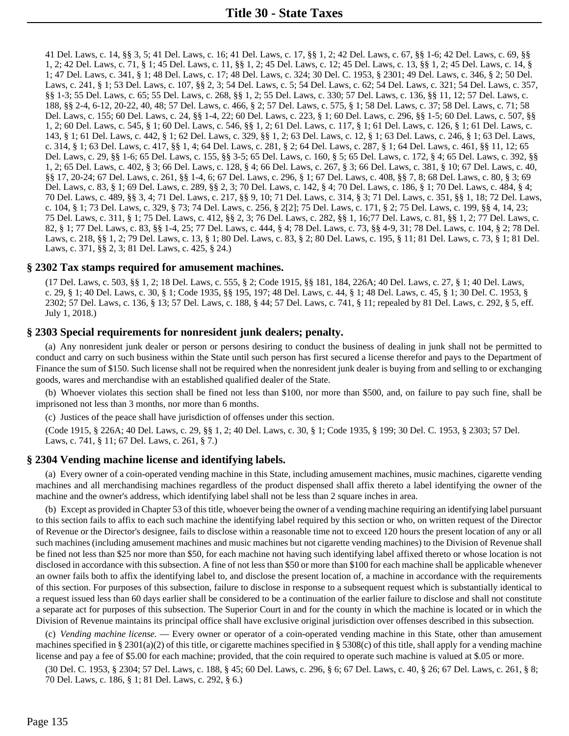41 Del. Laws, c. 14, §§ 3, 5; 41 Del. Laws, c. 16; 41 Del. Laws, c. 17, §§ 1, 2; 42 Del. Laws, c. 67, §§ 1-6; 42 Del. Laws, c. 69, §§ 1, 2; 42 Del. Laws, c. 71, § 1; 45 Del. Laws, c. 11, §§ 1, 2; 45 Del. Laws, c. 12; 45 Del. Laws, c. 13, §§ 1, 2; 45 Del. Laws, c. 14, § 1; 47 Del. Laws, c. 341, § 1; 48 Del. Laws, c. 17; 48 Del. Laws, c. 324; 30 Del. C. 1953, § 2301; 49 Del. Laws, c. 346, § 2; 50 Del. Laws, c. 241, § 1; 53 Del. Laws, c. 107, §§ 2, 3; 54 Del. Laws, c. 5; 54 Del. Laws, c. 62; 54 Del. Laws, c. 321; 54 Del. Laws, c. 357, §§ 1-3; 55 Del. Laws, c. 65; 55 Del. Laws, c. 268, §§ 1, 2; 55 Del. Laws, c. 330; 57 Del. Laws, c. 136, §§ 11, 12; 57 Del. Laws, c. 188, §§ 2-4, 6-12, 20-22, 40, 48; 57 Del. Laws, c. 466, § 2; 57 Del. Laws, c. 575, § 1; 58 Del. Laws, c. 37; 58 Del. Laws, c. 71; 58 Del. Laws, c. 155; 60 Del. Laws, c. 24, §§ 1-4, 22; 60 Del. Laws, c. 223, § 1; 60 Del. Laws, c. 296, §§ 1-5; 60 Del. Laws, c. 507, §§ 1, 2; 60 Del. Laws, c. 545, § 1; 60 Del. Laws, c. 546, §§ 1, 2; 61 Del. Laws, c. 117, § 1; 61 Del. Laws, c. 126, § 1; 61 Del. Laws, c. 143, § 1; 61 Del. Laws, c. 442, § 1; 62 Del. Laws, c. 329, §§ 1, 2; 63 Del. Laws, c. 12, § 1; 63 Del. Laws, c. 246, § 1; 63 Del. Laws, c. 314, § 1; 63 Del. Laws, c. 417, §§ 1, 4; 64 Del. Laws, c. 281, § 2; 64 Del. Laws, c. 287, § 1; 64 Del. Laws, c. 461, §§ 11, 12; 65 Del. Laws, c. 29, §§ 1-6; 65 Del. Laws, c. 155, §§ 3-5; 65 Del. Laws, c. 160, § 5; 65 Del. Laws, c. 172, § 4; 65 Del. Laws, c. 392, §§ 1, 2; 65 Del. Laws, c. 402, § 3; 66 Del. Laws, c. 128, § 4; 66 Del. Laws, c. 267, § 3; 66 Del. Laws, c. 381, § 10; 67 Del. Laws, c. 40, §§ 17, 20-24; 67 Del. Laws, c. 261, §§ 1-4, 6; 67 Del. Laws, c. 296, § 1; 67 Del. Laws, c. 408, §§ 7, 8; 68 Del. Laws, c. 80, § 3; 69 Del. Laws, c. 83, § 1; 69 Del. Laws, c. 289, §§ 2, 3; 70 Del. Laws, c. 142, § 4; 70 Del. Laws, c. 186, § 1; 70 Del. Laws, c. 484, § 4; 70 Del. Laws, c. 489, §§ 3, 4; 71 Del. Laws, c. 217, §§ 9, 10; 71 Del. Laws, c. 314, § 3; 71 Del. Laws, c. 351, §§ 1, 18; 72 Del. Laws, c. 104, § 1; 73 Del. Laws, c. 329, § 73; 74 Del. Laws, c. 256, § 2[2]; 75 Del. Laws, c. 171, § 2; 75 Del. Laws, c. 199, §§ 4, 14, 23; 75 Del. Laws, c. 311, § 1; 75 Del. Laws, c. 412, §§ 2, 3; 76 Del. Laws, c. 282, §§ 1, 16;77 Del. Laws, c. 81, §§ 1, 2; 77 Del. Laws, c. 82, § 1; 77 Del. Laws, c. 83, §§ 1-4, 25; 77 Del. Laws, c. 444, § 4; 78 Del. Laws, c. 73, §§ 4-9, 31; 78 Del. Laws, c. 104, § 2; 78 Del. Laws, c. 218, §§ 1, 2; 79 Del. Laws, c. 13, § 1; 80 Del. Laws, c. 83, § 2; 80 Del. Laws, c. 195, § 11; 81 Del. Laws, c. 73, § 1; 81 Del. Laws, c. 371, §§ 2, 3; 81 Del. Laws, c. 425, § 24.)

### § 2302 Tax stamps required for amusement machines.

(17 Del. Laws, c. 503, §§ 1, 2; 18 Del. Laws, c. 555, § 2; Code 1915, §§ 181, 184, 226A; 40 Del. Laws, c. 27, § 1; 40 Del. Laws, c. 29, § 1; 40 Del. Laws, c. 30, § 1; Code 1935, §§ 195, 197; 48 Del. Laws, c. 44, § 1; 48 Del. Laws, c. 45, § 1; 30 Del. C. 1953, § 2302; 57 Del. Laws, c. 136, § 13; 57 Del. Laws, c. 188, § 44; 57 Del. Laws, c. 741, § 11; repealed by 81 Del. Laws, c. 292, § 5, eff. July 1, 2018.)

### § 2303 Special requirements for nonresident junk dealers; penalty.

(a) Any nonresident junk dealer or person or persons desiring to conduct the business of dealing in junk shall not be permitted to conduct and carry on such business within the State until such person has first secured a license therefor and pays to the Department of Finance the sum of $150. Such license shall not be required when the nonresident junk dealer is buying from and selling to or exchanging goods, wares and merchandise with an established qualified dealer of the State.

(b) Whoever violates this section shall be fined not less than $100, nor more than $500, and, on failure to pay such fine, shall be imprisoned not less than 3 months, nor more than 6 months.

(c) Justices of the peace shall have jurisdiction of offenses under this section.

(Code 1915, § 226A; 40 Del. Laws, c. 29, §§ 1, 2; 40 Del. Laws, c. 30, § 1; Code 1935, § 199; 30 Del. C. 1953, § 2303; 57 Del. Laws, c. 741, § 11; 67 Del. Laws, c. 261, § 7.)

### § 2304 Vending machine license and identifying labels.

(a) Every owner of a coin-operated vending machine in this State, including amusement machines, music machines, cigarette vending machines and all merchandising machines regardless of the product dispensed shall affix thereto a label identifying the owner of the machine and the owner's address, which identifying label shall not be less than 2 square inches in area.

(b) Except as provided in Chapter 53 of this title, whoever being the owner of a vending machine requiring an identifying label pursuant to this section fails to affix to each such machine the identifying label required by this section or who, on written request of the Director of Revenue or the Director's designee, fails to disclose within a reasonable time not to exceed 120 hours the present location of any or all such machines (including amusement machines and music machines but not cigarette vending machines) to the Division of Revenue shall be fined not less than $25 nor more than $50, for each machine not having such identifying label affixed thereto or whose location is not disclosed in accordance with this subsection. A fine of not less than $50 or more than $100 for each machine shall be applicable whenever an owner fails both to affix the identifying label to, and disclose the present location of, a machine in accordance with the requirements of this section. For purposes of this subsection, failure to disclose in response to a subsequent request which is substantially identical to a request issued less than 60 days earlier shall be considered to be a continuation of the earlier failure to disclose and shall not constitute a separate act for purposes of this subsection. The Superior Court in and for the county in which the machine is located or in which the Division of Revenue maintains its principal office shall have exclusive original jurisdiction over offenses described in this subsection.

(c) *Vending machine license.* — Every owner or operator of a coin-operated vending machine in this State, other than amusement machines specified in § 2301(a)(2) of this title, or cigarette machines specified in § 5308(c) of this title, shall apply for a vending machine license and pay a fee of $5.00 for each machine; provided, that the coin required to operate such machine is valued at $.05 or more.

(30 Del. C. 1953, § 2304; 57 Del. Laws, c. 188, § 45; 60 Del. Laws, c. 296, § 6; 67 Del. Laws, c. 40, § 26; 67 Del. Laws, c. 261, § 8; 70 Del. Laws, c. 186, § 1; 81 Del. Laws, c. 292, § 6.)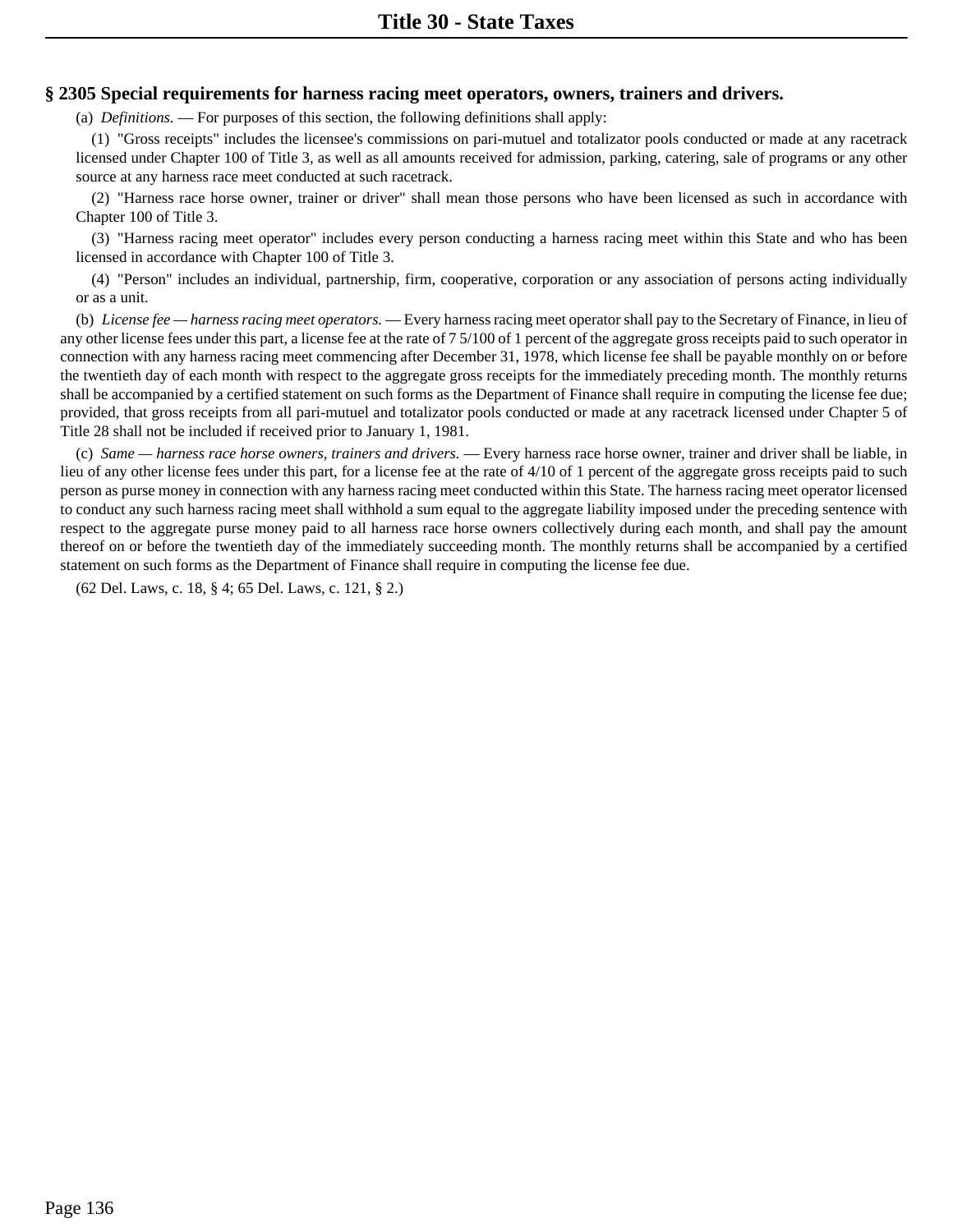### § 2305 Special requirements for harness racing meet operators, owners, trainers and drivers.

(a) *Definitions.* — For purposes of this section, the following definitions shall apply:

(1) "Gross receipts" includes the licensee's commissions on pari-mutuel and totalizator pools conducted or made at any racetrack licensed under Chapter 100 of Title 3, as well as all amounts received for admission, parking, catering, sale of programs or any other source at any harness race meet conducted at such racetrack.

(2) "Harness race horse owner, trainer or driver" shall mean those persons who have been licensed as such in accordance with Chapter 100 of Title 3.

(3) "Harness racing meet operator" includes every person conducting a harness racing meet within this State and who has been licensed in accordance with Chapter 100 of Title 3.

(4) "Person" includes an individual, partnership, firm, cooperative, corporation or any association of persons acting individually or as a unit.

(b) *License fee — harness racing meet operators.* — Every harness racing meet operator shall pay to the Secretary of Finance, in lieu of any other license fees under this part, a license fee at the rate of 7 5/100 of 1 percent of the aggregate gross receipts paid to such operator in connection with any harness racing meet commencing after December 31, 1978, which license fee shall be payable monthly on or before the twentieth day of each month with respect to the aggregate gross receipts for the immediately preceding month. The monthly returns shall be accompanied by a certified statement on such forms as the Department of Finance shall require in computing the license fee due; provided, that gross receipts from all pari-mutuel and totalizator pools conducted or made at any racetrack licensed under Chapter 5 of Title 28 shall not be included if received prior to January 1, 1981.

(c) *Same — harness race horse owners, trainers and drivers.* — Every harness race horse owner, trainer and driver shall be liable, in lieu of any other license fees under this part, for a license fee at the rate of 4/10 of 1 percent of the aggregate gross receipts paid to such person as purse money in connection with any harness racing meet conducted within this State. The harness racing meet operator licensed to conduct any such harness racing meet shall withhold a sum equal to the aggregate liability imposed under the preceding sentence with respect to the aggregate purse money paid to all harness race horse owners collectively during each month, and shall pay the amount thereof on or before the twentieth day of the immediately succeeding month. The monthly returns shall be accompanied by a certified statement on such forms as the Department of Finance shall require in computing the license fee due.

(62 Del. Laws, c. 18, § 4; 65 Del. Laws, c. 121, § 2.)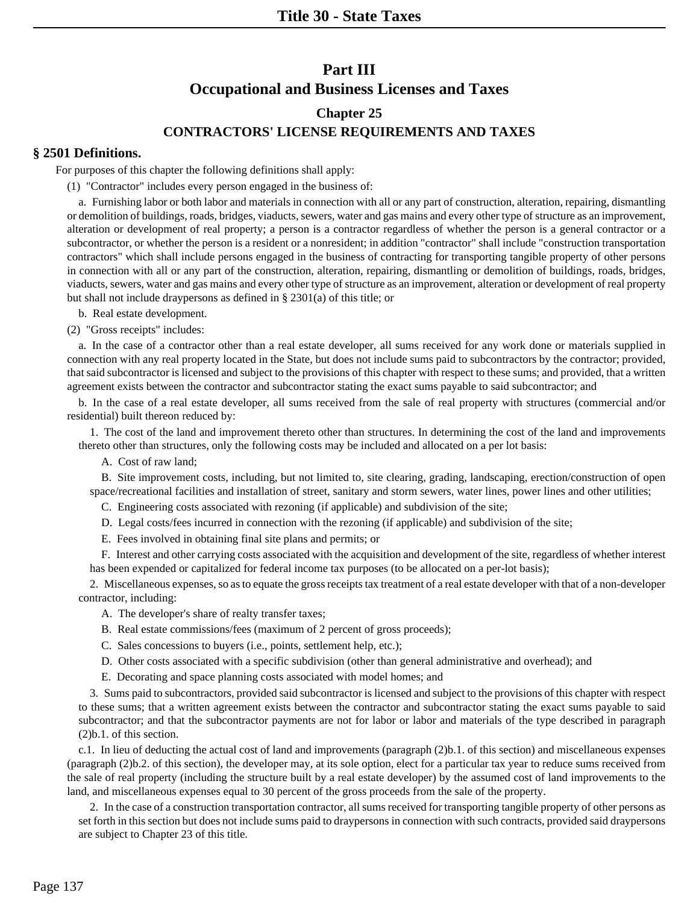# Part III
# Occupational and Business Licenses and Taxes

## Chapter 25
## CONTRACTORS' LICENSE REQUIREMENTS AND TAXES

### § 2501 Definitions.

For purposes of this chapter the following definitions shall apply:

(1) "Contractor" includes every person engaged in the business of:

a. Furnishing labor or both labor and materials in connection with all or any part of construction, alteration, repairing, dismantling or demolition of buildings, roads, bridges, viaducts, sewers, water and gas mains and every other type of structure as an improvement, alteration or development of real property; a person is a contractor regardless of whether the person is a general contractor or a subcontractor, or whether the person is a resident or a nonresident; in addition "contractor" shall include "construction transportation contractors" which shall include persons engaged in the business of contracting for transporting tangible property of other persons in connection with all or any part of the construction, alteration, repairing, dismantling or demolition of buildings, roads, bridges, viaducts, sewers, water and gas mains and every other type of structure as an improvement, alteration or development of real property but shall not include draypersons as defined in § 2301(a) of this title; or

b. Real estate development.

(2) "Gross receipts" includes:

a. In the case of a contractor other than a real estate developer, all sums received for any work done or materials supplied in connection with any real property located in the State, but does not include sums paid to subcontractors by the contractor; provided, that said subcontractor is licensed and subject to the provisions of this chapter with respect to these sums; and provided, that a written agreement exists between the contractor and subcontractor stating the exact sums payable to said subcontractor; and

b. In the case of a real estate developer, all sums received from the sale of real property with structures (commercial and/or residential) built thereon reduced by:

1. The cost of the land and improvement thereto other than structures. In determining the cost of the land and improvements thereto other than structures, only the following costs may be included and allocated on a per lot basis:

A. Cost of raw land;

B. Site improvement costs, including, but not limited to, site clearing, grading, landscaping, erection/construction of open space/recreational facilities and installation of street, sanitary and storm sewers, water lines, power lines and other utilities;

C. Engineering costs associated with rezoning (if applicable) and subdivision of the site;

D. Legal costs/fees incurred in connection with the rezoning (if applicable) and subdivision of the site;

E. Fees involved in obtaining final site plans and permits; or

F. Interest and other carrying costs associated with the acquisition and development of the site, regardless of whether interest has been expended or capitalized for federal income tax purposes (to be allocated on a per-lot basis);

2. Miscellaneous expenses, so as to equate the gross receipts tax treatment of a real estate developer with that of a non-developer contractor, including:

A. The developer's share of realty transfer taxes;

B. Real estate commissions/fees (maximum of 2 percent of gross proceeds);

C. Sales concessions to buyers (i.e., points, settlement help, etc.);

D. Other costs associated with a specific subdivision (other than general administrative and overhead); and

E. Decorating and space planning costs associated with model homes; and

3. Sums paid to subcontractors, provided said subcontractor is licensed and subject to the provisions of this chapter with respect to these sums; that a written agreement exists between the contractor and subcontractor stating the exact sums payable to said subcontractor; and that the subcontractor payments are not for labor or labor and materials of the type described in paragraph (2)b.1. of this section.

c.1. In lieu of deducting the actual cost of land and improvements (paragraph (2)b.1. of this section) and miscellaneous expenses (paragraph (2)b.2. of this section), the developer may, at its sole option, elect for a particular tax year to reduce sums received from the sale of real property (including the structure built by a real estate developer) by the assumed cost of land improvements to the land, and miscellaneous expenses equal to 30 percent of the gross proceeds from the sale of the property.

2. In the case of a construction transportation contractor, all sums received for transporting tangible property of other persons as set forth in this section but does not include sums paid to draypersons in connection with such contracts, provided said draypersons are subject to Chapter 23 of this title.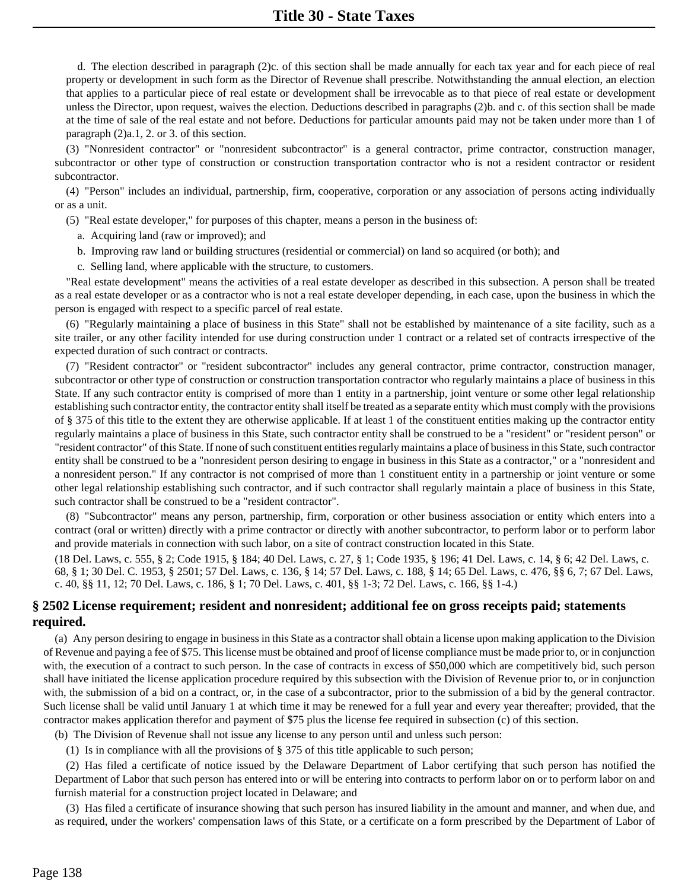d. The election described in paragraph (2)c. of this section shall be made annually for each tax year and for each piece of real property or development in such form as the Director of Revenue shall prescribe. Notwithstanding the annual election, an election that applies to a particular piece of real estate or development shall be irrevocable as to that piece of real estate or development unless the Director, upon request, waives the election. Deductions described in paragraphs (2)b. and c. of this section shall be made at the time of sale of the real estate and not before. Deductions for particular amounts paid may not be taken under more than 1 of paragraph (2)a.1, 2. or 3. of this section.

(3) "Nonresident contractor" or "nonresident subcontractor" is a general contractor, prime contractor, construction manager, subcontractor or other type of construction or construction transportation contractor who is not a resident contractor or resident subcontractor.

(4) "Person" includes an individual, partnership, firm, cooperative, corporation or any association of persons acting individually or as a unit.

(5) "Real estate developer," for purposes of this chapter, means a person in the business of:

a. Acquiring land (raw or improved); and

b. Improving raw land or building structures (residential or commercial) on land so acquired (or both); and

c. Selling land, where applicable with the structure, to customers.

"Real estate development" means the activities of a real estate developer as described in this subsection. A person shall be treated as a real estate developer or as a contractor who is not a real estate developer depending, in each case, upon the business in which the person is engaged with respect to a specific parcel of real estate.

(6) "Regularly maintaining a place of business in this State" shall not be established by maintenance of a site facility, such as a site trailer, or any other facility intended for use during construction under 1 contract or a related set of contracts irrespective of the expected duration of such contract or contracts.

(7) "Resident contractor" or "resident subcontractor" includes any general contractor, prime contractor, construction manager, subcontractor or other type of construction or construction transportation contractor who regularly maintains a place of business in this State. If any such contractor entity is comprised of more than 1 entity in a partnership, joint venture or some other legal relationship establishing such contractor entity, the contractor entity shall itself be treated as a separate entity which must comply with the provisions of § 375 of this title to the extent they are otherwise applicable. If at least 1 of the constituent entities making up the contractor entity regularly maintains a place of business in this State, such contractor entity shall be construed to be a "resident" or "resident person" or "resident contractor" of this State. If none of such constituent entities regularly maintains a place of business in this State, such contractor entity shall be construed to be a "nonresident person desiring to engage in business in this State as a contractor," or a "nonresident and a nonresident person." If any contractor is not comprised of more than 1 constituent entity in a partnership or joint venture or some other legal relationship establishing such contractor, and if such contractor shall regularly maintain a place of business in this State, such contractor shall be construed to be a "resident contractor".

(8) "Subcontractor" means any person, partnership, firm, corporation or other business association or entity which enters into a contract (oral or written) directly with a prime contractor or directly with another subcontractor, to perform labor or to perform labor and provide materials in connection with such labor, on a site of contract construction located in this State.

(18 Del. Laws, c. 555, § 2; Code 1915, § 184; 40 Del. Laws, c. 27, § 1; Code 1935, § 196; 41 Del. Laws, c. 14, § 6; 42 Del. Laws, c. 68, § 1; 30 Del. C. 1953, § 2501; 57 Del. Laws, c. 136, § 14; 57 Del. Laws, c. 188, § 14; 65 Del. Laws, c. 476, §§ 6, 7; 67 Del. Laws, c. 40, §§ 11, 12; 70 Del. Laws, c. 186, § 1; 70 Del. Laws, c. 401, §§ 1-3; 72 Del. Laws, c. 166, §§ 1-4.)

## § 2502 License requirement; resident and nonresident; additional fee on gross receipts paid; statements required.

(a) Any person desiring to engage in business in this State as a contractor shall obtain a license upon making application to the Division of Revenue and paying a fee of $75. This license must be obtained and proof of license compliance must be made prior to, or in conjunction with, the execution of a contract to such person. In the case of contracts in excess of $50,000 which are competitively bid, such person shall have initiated the license application procedure required by this subsection with the Division of Revenue prior to, or in conjunction with, the submission of a bid on a contract, or, in the case of a subcontractor, prior to the submission of a bid by the general contractor. Such license shall be valid until January 1 at which time it may be renewed for a full year and every year thereafter; provided, that the contractor makes application therefor and payment of $75 plus the license fee required in subsection (c) of this section.

(b) The Division of Revenue shall not issue any license to any person until and unless such person:

(1) Is in compliance with all the provisions of § 375 of this title applicable to such person;

(2) Has filed a certificate of notice issued by the Delaware Department of Labor certifying that such person has notified the Department of Labor that such person has entered into or will be entering into contracts to perform labor on or to perform labor on and furnish material for a construction project located in Delaware; and

(3) Has filed a certificate of insurance showing that such person has insured liability in the amount and manner, and when due, and as required, under the workers' compensation laws of this State, or a certificate on a form prescribed by the Department of Labor of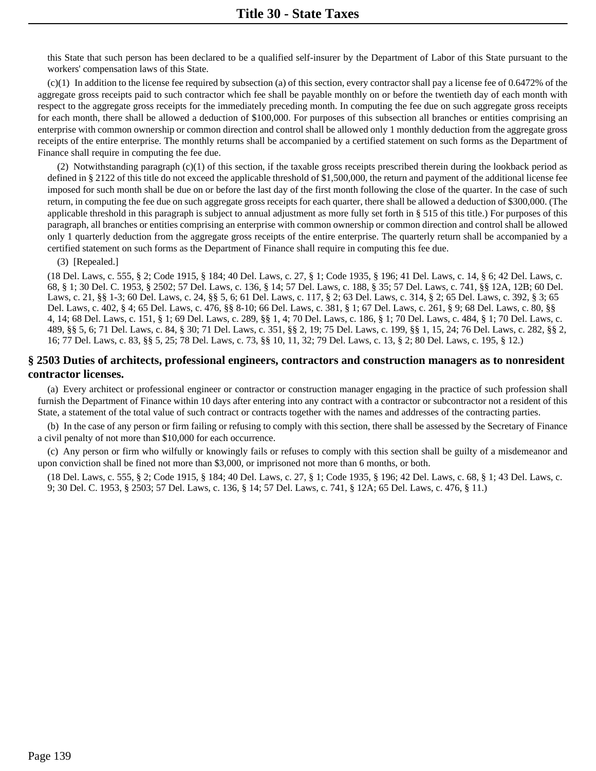this State that such person has been declared to be a qualified self-insurer by the Department of Labor of this State pursuant to the workers' compensation laws of this State.

(c)(1) In addition to the license fee required by subsection (a) of this section, every contractor shall pay a license fee of 0.6472% of the aggregate gross receipts paid to such contractor which fee shall be payable monthly on or before the twentieth day of each month with respect to the aggregate gross receipts for the immediately preceding month. In computing the fee due on such aggregate gross receipts for each month, there shall be allowed a deduction of $100,000. For purposes of this subsection all branches or entities comprising an enterprise with common ownership or common direction and control shall be allowed only 1 monthly deduction from the aggregate gross receipts of the entire enterprise. The monthly returns shall be accompanied by a certified statement on such forms as the Department of Finance shall require in computing the fee due.

(2) Notwithstanding paragraph (c)(1) of this section, if the taxable gross receipts prescribed therein during the lookback period as defined in § 2122 of this title do not exceed the applicable threshold of $1,500,000, the return and payment of the additional license fee imposed for such month shall be due on or before the last day of the first month following the close of the quarter. In the case of such return, in computing the fee due on such aggregate gross receipts for each quarter, there shall be allowed a deduction of $300,000. (The applicable threshold in this paragraph is subject to annual adjustment as more fully set forth in § 515 of this title.) For purposes of this paragraph, all branches or entities comprising an enterprise with common ownership or common direction and control shall be allowed only 1 quarterly deduction from the aggregate gross receipts of the entire enterprise. The quarterly return shall be accompanied by a certified statement on such forms as the Department of Finance shall require in computing this fee due.

(3) [Repealed.]

(18 Del. Laws, c. 555, § 2; Code 1915, § 184; 40 Del. Laws, c. 27, § 1; Code 1935, § 196; 41 Del. Laws, c. 14, § 6; 42 Del. Laws, c. 68, § 1; 30 Del. C. 1953, § 2502; 57 Del. Laws, c. 136, § 14; 57 Del. Laws, c. 188, § 35; 57 Del. Laws, c. 741, §§ 12A, 12B; 60 Del. Laws, c. 21, §§ 1-3; 60 Del. Laws, c. 24, §§ 5, 6; 61 Del. Laws, c. 117, § 2; 63 Del. Laws, c. 314, § 2; 65 Del. Laws, c. 392, § 3; 65 Del. Laws, c. 402, § 4; 65 Del. Laws, c. 476, §§ 8-10; 66 Del. Laws, c. 381, § 1; 67 Del. Laws, c. 261, § 9; 68 Del. Laws, c. 80, §§ 4, 14; 68 Del. Laws, c. 151, § 1; 69 Del. Laws, c. 289, §§ 1, 4; 70 Del. Laws, c. 186, § 1; 70 Del. Laws, c. 484, § 1; 70 Del. Laws, c. 489, §§ 5, 6; 71 Del. Laws, c. 84, § 30; 71 Del. Laws, c. 351, §§ 2, 19; 75 Del. Laws, c. 199, §§ 1, 15, 24; 76 Del. Laws, c. 282, §§ 2, 16; 77 Del. Laws, c. 83, §§ 5, 25; 78 Del. Laws, c. 73, §§ 10, 11, 32; 79 Del. Laws, c. 13, § 2; 80 Del. Laws, c. 195, § 12.)

## § 2503 Duties of architects, professional engineers, contractors and construction managers as to nonresident contractor licenses.

(a) Every architect or professional engineer or contractor or construction manager engaging in the practice of such profession shall furnish the Department of Finance within 10 days after entering into any contract with a contractor or subcontractor not a resident of this State, a statement of the total value of such contract or contracts together with the names and addresses of the contracting parties.

(b) In the case of any person or firm failing or refusing to comply with this section, there shall be assessed by the Secretary of Finance a civil penalty of not more than $10,000 for each occurrence.

(c) Any person or firm who wilfully or knowingly fails or refuses to comply with this section shall be guilty of a misdemeanor and upon conviction shall be fined not more than $3,000, or imprisoned not more than 6 months, or both.

(18 Del. Laws, c. 555, § 2; Code 1915, § 184; 40 Del. Laws, c. 27, § 1; Code 1935, § 196; 42 Del. Laws, c. 68, § 1; 43 Del. Laws, c. 9; 30 Del. C. 1953, § 2503; 57 Del. Laws, c. 136, § 14; 57 Del. Laws, c. 741, § 12A; 65 Del. Laws, c. 476, § 11.)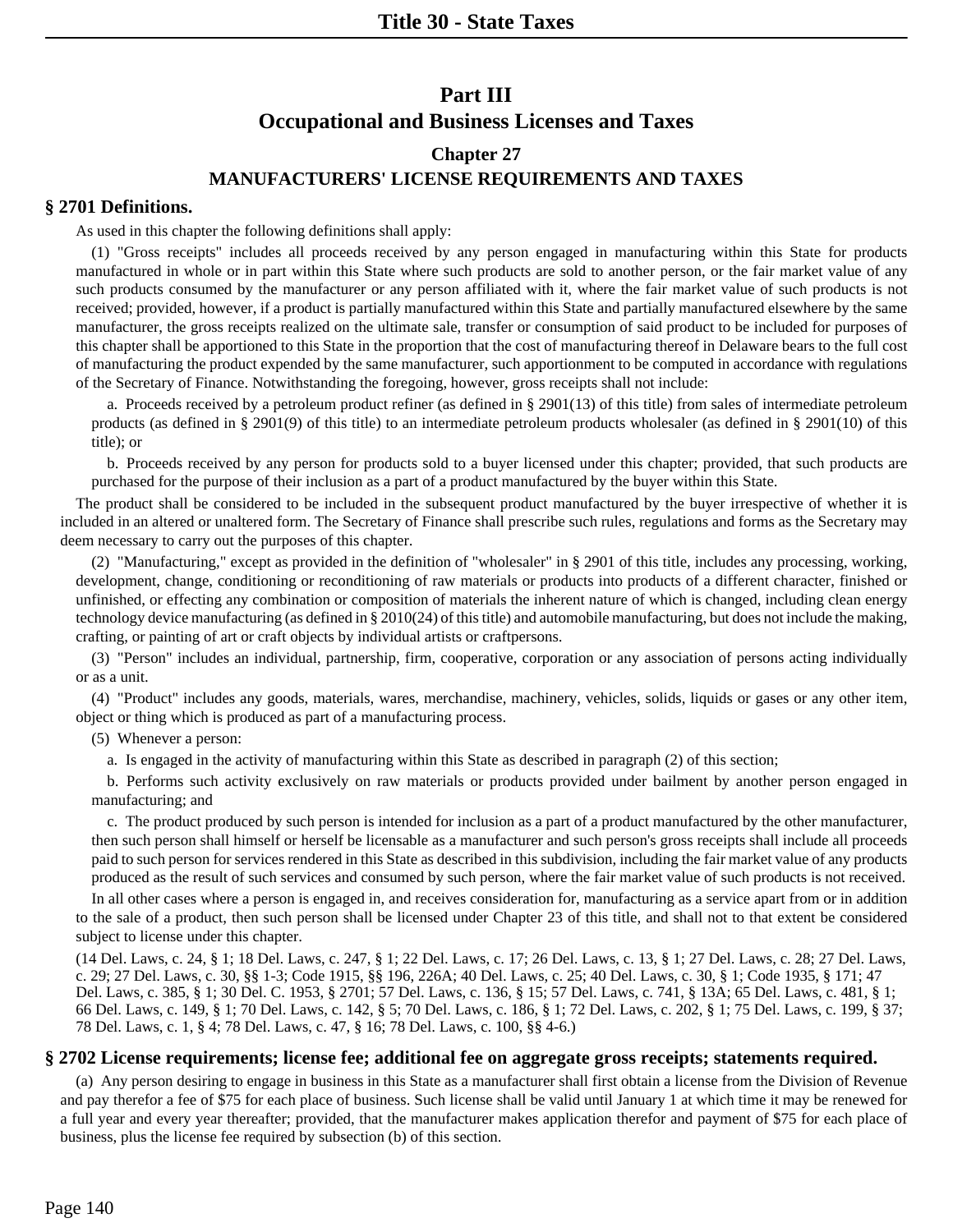# Part III
# Occupational and Business Licenses and Taxes

## Chapter 27
## MANUFACTURERS' LICENSE REQUIREMENTS AND TAXES

### § 2701 Definitions.

As used in this chapter the following definitions shall apply:

(1) "Gross receipts" includes all proceeds received by any person engaged in manufacturing within this State for products manufactured in whole or in part within this State where such products are sold to another person, or the fair market value of any such products consumed by the manufacturer or any person affiliated with it, where the fair market value of such products is not received; provided, however, if a product is partially manufactured within this State and partially manufactured elsewhere by the same manufacturer, the gross receipts realized on the ultimate sale, transfer or consumption of said product to be included for purposes of this chapter shall be apportioned to this State in the proportion that the cost of manufacturing thereof in Delaware bears to the full cost of manufacturing the product expended by the same manufacturer, such apportionment to be computed in accordance with regulations of the Secretary of Finance. Notwithstanding the foregoing, however, gross receipts shall not include:

a. Proceeds received by a petroleum product refiner (as defined in § 2901(13) of this title) from sales of intermediate petroleum products (as defined in § 2901(9) of this title) to an intermediate petroleum products wholesaler (as defined in § 2901(10) of this title); or

b. Proceeds received by any person for products sold to a buyer licensed under this chapter; provided, that such products are purchased for the purpose of their inclusion as a part of a product manufactured by the buyer within this State.

The product shall be considered to be included in the subsequent product manufactured by the buyer irrespective of whether it is included in an altered or unaltered form. The Secretary of Finance shall prescribe such rules, regulations and forms as the Secretary may deem necessary to carry out the purposes of this chapter.

(2) "Manufacturing," except as provided in the definition of "wholesaler" in § 2901 of this title, includes any processing, working, development, change, conditioning or reconditioning of raw materials or products into products of a different character, finished or unfinished, or effecting any combination or composition of materials the inherent nature of which is changed, including clean energy technology device manufacturing (as defined in § 2010(24) of this title) and automobile manufacturing, but does not include the making, crafting, or painting of art or craft objects by individual artists or craftpersons.

(3) "Person" includes an individual, partnership, firm, cooperative, corporation or any association of persons acting individually or as a unit.

(4) "Product" includes any goods, materials, wares, merchandise, machinery, vehicles, solids, liquids or gases or any other item, object or thing which is produced as part of a manufacturing process.

(5) Whenever a person:

a. Is engaged in the activity of manufacturing within this State as described in paragraph (2) of this section;

b. Performs such activity exclusively on raw materials or products provided under bailment by another person engaged in manufacturing; and

c. The product produced by such person is intended for inclusion as a part of a product manufactured by the other manufacturer, then such person shall himself or herself be licensable as a manufacturer and such person's gross receipts shall include all proceeds paid to such person for services rendered in this State as described in this subdivision, including the fair market value of any products produced as the result of such services and consumed by such person, where the fair market value of such products is not received.

In all other cases where a person is engaged in, and receives consideration for, manufacturing as a service apart from or in addition to the sale of a product, then such person shall be licensed under Chapter 23 of this title, and shall not to that extent be considered subject to license under this chapter.

(14 Del. Laws, c. 24, § 1; 18 Del. Laws, c. 247, § 1; 22 Del. Laws, c. 17; 26 Del. Laws, c. 13, § 1; 27 Del. Laws, c. 28; 27 Del. Laws, c. 29; 27 Del. Laws, c. 30, §§ 1-3; Code 1915, §§ 196, 226A; 40 Del. Laws, c. 25; 40 Del. Laws, c. 30, § 1; Code 1935, § 171; 47 Del. Laws, c. 385, § 1; 30 Del. C. 1953, § 2701; 57 Del. Laws, c. 136, § 15; 57 Del. Laws, c. 741, § 13A; 65 Del. Laws, c. 481, § 1; 66 Del. Laws, c. 149, § 1; 70 Del. Laws, c. 142, § 5; 70 Del. Laws, c. 186, § 1; 72 Del. Laws, c. 202, § 1; 75 Del. Laws, c. 199, § 37; 78 Del. Laws, c. 1, § 4; 78 Del. Laws, c. 47, § 16; 78 Del. Laws, c. 100, §§ 4-6.)

### § 2702 License requirements; license fee; additional fee on aggregate gross receipts; statements required.

(a) Any person desiring to engage in business in this State as a manufacturer shall first obtain a license from the Division of Revenue and pay therefor a fee of $75 for each place of business. Such license shall be valid until January 1 at which time it may be renewed for a full year and every year thereafter; provided, that the manufacturer makes application therefor and payment of $75 for each place of business, plus the license fee required by subsection (b) of this section.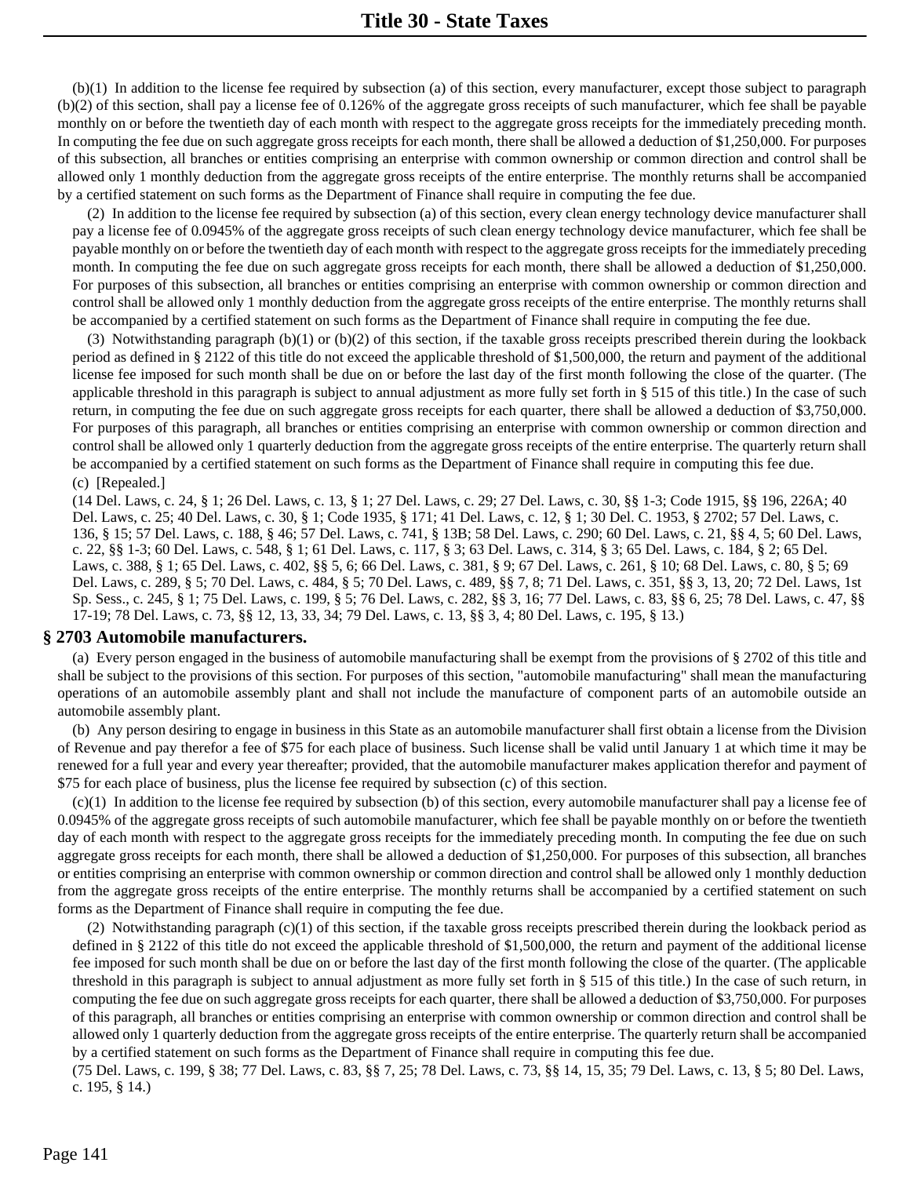(b)(1) In addition to the license fee required by subsection (a) of this section, every manufacturer, except those subject to paragraph (b)(2) of this section, shall pay a license fee of 0.126% of the aggregate gross receipts of such manufacturer, which fee shall be payable monthly on or before the twentieth day of each month with respect to the aggregate gross receipts for the immediately preceding month. In computing the fee due on such aggregate gross receipts for each month, there shall be allowed a deduction of $1,250,000. For purposes of this subsection, all branches or entities comprising an enterprise with common ownership or common direction and control shall be allowed only 1 monthly deduction from the aggregate gross receipts of the entire enterprise. The monthly returns shall be accompanied by a certified statement on such forms as the Department of Finance shall require in computing the fee due.

(2) In addition to the license fee required by subsection (a) of this section, every clean energy technology device manufacturer shall pay a license fee of 0.0945% of the aggregate gross receipts of such clean energy technology device manufacturer, which fee shall be payable monthly on or before the twentieth day of each month with respect to the aggregate gross receipts for the immediately preceding month. In computing the fee due on such aggregate gross receipts for each month, there shall be allowed a deduction of $1,250,000. For purposes of this subsection, all branches or entities comprising an enterprise with common ownership or common direction and control shall be allowed only 1 monthly deduction from the aggregate gross receipts of the entire enterprise. The monthly returns shall be accompanied by a certified statement on such forms as the Department of Finance shall require in computing the fee due.

(3) Notwithstanding paragraph (b)(1) or (b)(2) of this section, if the taxable gross receipts prescribed therein during the lookback period as defined in § 2122 of this title do not exceed the applicable threshold of $1,500,000, the return and payment of the additional license fee imposed for such month shall be due on or before the last day of the first month following the close of the quarter. (The applicable threshold in this paragraph is subject to annual adjustment as more fully set forth in § 515 of this title.) In the case of such return, in computing the fee due on such aggregate gross receipts for each quarter, there shall be allowed a deduction of $3,750,000. For purposes of this paragraph, all branches or entities comprising an enterprise with common ownership or common direction and control shall be allowed only 1 quarterly deduction from the aggregate gross receipts of the entire enterprise. The quarterly return shall be accompanied by a certified statement on such forms as the Department of Finance shall require in computing this fee due.

(c) [Repealed.]

(14 Del. Laws, c. 24, § 1; 26 Del. Laws, c. 13, § 1; 27 Del. Laws, c. 29; 27 Del. Laws, c. 30, §§ 1-3; Code 1915, §§ 196, 226A; 40 Del. Laws, c. 25; 40 Del. Laws, c. 30, § 1; Code 1935, § 171; 41 Del. Laws, c. 12, § 1; 30 Del. C. 1953, § 2702; 57 Del. Laws, c. 136, § 15; 57 Del. Laws, c. 188, § 46; 57 Del. Laws, c. 741, § 13B; 58 Del. Laws, c. 290; 60 Del. Laws, c. 21, §§ 4, 5; 60 Del. Laws, c. 22, §§ 1-3; 60 Del. Laws, c. 548, § 1; 61 Del. Laws, c. 117, § 3; 63 Del. Laws, c. 314, § 3; 65 Del. Laws, c. 184, § 2; 65 Del. Laws, c. 388, § 1; 65 Del. Laws, c. 402, §§ 5, 6; 66 Del. Laws, c. 381, § 9; 67 Del. Laws, c. 261, § 10; 68 Del. Laws, c. 80, § 5; 69 Del. Laws, c. 289, § 5; 70 Del. Laws, c. 484, § 5; 70 Del. Laws, c. 489, §§ 7, 8; 71 Del. Laws, c. 351, §§ 3, 13, 20; 72 Del. Laws, 1st Sp. Sess., c. 245, § 1; 75 Del. Laws, c. 199, § 5; 76 Del. Laws, c. 282, §§ 3, 16; 77 Del. Laws, c. 83, §§ 6, 25; 78 Del. Laws, c. 47, §§ 17-19; 78 Del. Laws, c. 73, §§ 12, 13, 33, 34; 79 Del. Laws, c. 13, §§ 3, 4; 80 Del. Laws, c. 195, § 13.)

### § 2703 Automobile manufacturers.

(a) Every person engaged in the business of automobile manufacturing shall be exempt from the provisions of § 2702 of this title and shall be subject to the provisions of this section. For purposes of this section, "automobile manufacturing" shall mean the manufacturing operations of an automobile assembly plant and shall not include the manufacture of component parts of an automobile outside an automobile assembly plant.

(b) Any person desiring to engage in business in this State as an automobile manufacturer shall first obtain a license from the Division of Revenue and pay therefor a fee of $75 for each place of business. Such license shall be valid until January 1 at which time it may be renewed for a full year and every year thereafter; provided, that the automobile manufacturer makes application therefor and payment of $75 for each place of business, plus the license fee required by subsection (c) of this section.

(c)(1) In addition to the license fee required by subsection (b) of this section, every automobile manufacturer shall pay a license fee of 0.0945% of the aggregate gross receipts of such automobile manufacturer, which fee shall be payable monthly on or before the twentieth day of each month with respect to the aggregate gross receipts for the immediately preceding month. In computing the fee due on such aggregate gross receipts for each month, there shall be allowed a deduction of $1,250,000. For purposes of this subsection, all branches or entities comprising an enterprise with common ownership or common direction and control shall be allowed only 1 monthly deduction from the aggregate gross receipts of the entire enterprise. The monthly returns shall be accompanied by a certified statement on such forms as the Department of Finance shall require in computing the fee due.

(2) Notwithstanding paragraph (c)(1) of this section, if the taxable gross receipts prescribed therein during the lookback period as defined in § 2122 of this title do not exceed the applicable threshold of $1,500,000, the return and payment of the additional license fee imposed for such month shall be due on or before the last day of the first month following the close of the quarter. (The applicable threshold in this paragraph is subject to annual adjustment as more fully set forth in § 515 of this title.) In the case of such return, in computing the fee due on such aggregate gross receipts for each quarter, there shall be allowed a deduction of $3,750,000. For purposes of this paragraph, all branches or entities comprising an enterprise with common ownership or common direction and control shall be allowed only 1 quarterly deduction from the aggregate gross receipts of the entire enterprise. The quarterly return shall be accompanied by a certified statement on such forms as the Department of Finance shall require in computing this fee due.

(75 Del. Laws, c. 199, § 38; 77 Del. Laws, c. 83, §§ 7, 25; 78 Del. Laws, c. 73, §§ 14, 15, 35; 79 Del. Laws, c. 13, § 5; 80 Del. Laws, c. 195, § 14.)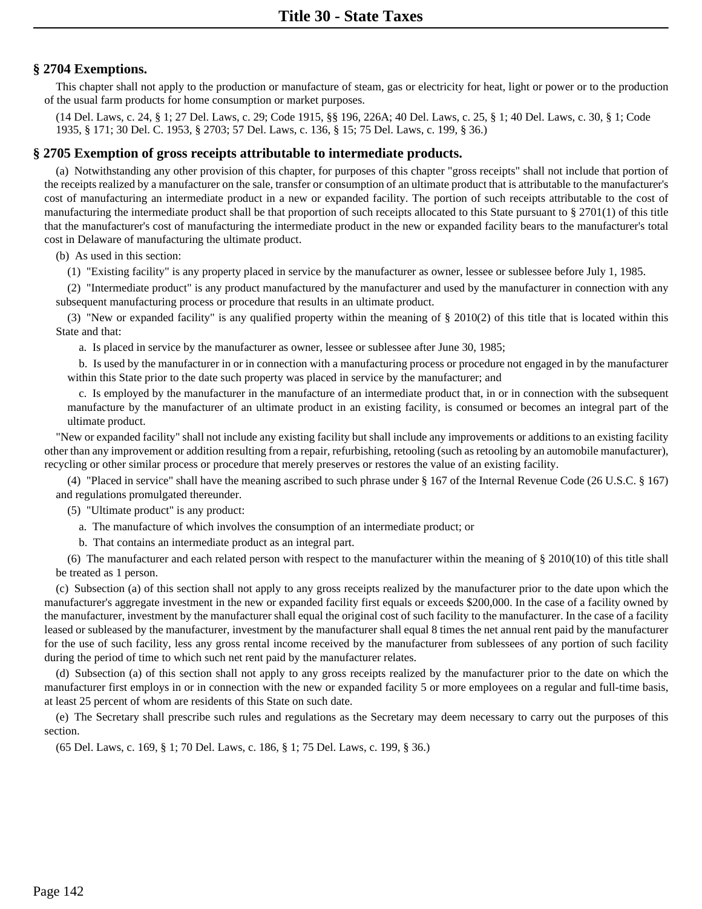## § 2704 Exemptions.

This chapter shall not apply to the production or manufacture of steam, gas or electricity for heat, light or power or to the production of the usual farm products for home consumption or market purposes.

(14 Del. Laws, c. 24, § 1; 27 Del. Laws, c. 29; Code 1915, §§ 196, 226A; 40 Del. Laws, c. 25, § 1; 40 Del. Laws, c. 30, § 1; Code 1935, § 171; 30 Del. C. 1953, § 2703; 57 Del. Laws, c. 136, § 15; 75 Del. Laws, c. 199, § 36.)

## § 2705 Exemption of gross receipts attributable to intermediate products.

(a) Notwithstanding any other provision of this chapter, for purposes of this chapter "gross receipts" shall not include that portion of the receipts realized by a manufacturer on the sale, transfer or consumption of an ultimate product that is attributable to the manufacturer's cost of manufacturing an intermediate product in a new or expanded facility. The portion of such receipts attributable to the cost of manufacturing the intermediate product shall be that proportion of such receipts allocated to this State pursuant to § 2701(1) of this title that the manufacturer's cost of manufacturing the intermediate product in the new or expanded facility bears to the manufacturer's total cost in Delaware of manufacturing the ultimate product.

(b) As used in this section:

(1) "Existing facility" is any property placed in service by the manufacturer as owner, lessee or sublessee before July 1, 1985.

(2) "Intermediate product" is any product manufactured by the manufacturer and used by the manufacturer in connection with any subsequent manufacturing process or procedure that results in an ultimate product.

(3) "New or expanded facility" is any qualified property within the meaning of § 2010(2) of this title that is located within this State and that:

a. Is placed in service by the manufacturer as owner, lessee or sublessee after June 30, 1985;

b. Is used by the manufacturer in or in connection with a manufacturing process or procedure not engaged in by the manufacturer within this State prior to the date such property was placed in service by the manufacturer; and

c. Is employed by the manufacturer in the manufacture of an intermediate product that, in or in connection with the subsequent manufacture by the manufacturer of an ultimate product in an existing facility, is consumed or becomes an integral part of the ultimate product.

"New or expanded facility" shall not include any existing facility but shall include any improvements or additions to an existing facility other than any improvement or addition resulting from a repair, refurbishing, retooling (such as retooling by an automobile manufacturer), recycling or other similar process or procedure that merely preserves or restores the value of an existing facility.

(4) "Placed in service" shall have the meaning ascribed to such phrase under § 167 of the Internal Revenue Code (26 U.S.C. § 167) and regulations promulgated thereunder.

(5) "Ultimate product" is any product:

a. The manufacture of which involves the consumption of an intermediate product; or

b. That contains an intermediate product as an integral part.

(6) The manufacturer and each related person with respect to the manufacturer within the meaning of § 2010(10) of this title shall be treated as 1 person.

(c) Subsection (a) of this section shall not apply to any gross receipts realized by the manufacturer prior to the date upon which the manufacturer's aggregate investment in the new or expanded facility first equals or exceeds $200,000. In the case of a facility owned by the manufacturer, investment by the manufacturer shall equal the original cost of such facility to the manufacturer. In the case of a facility leased or subleased by the manufacturer, investment by the manufacturer shall equal 8 times the net annual rent paid by the manufacturer for the use of such facility, less any gross rental income received by the manufacturer from sublessees of any portion of such facility during the period of time to which such net rent paid by the manufacturer relates.

(d) Subsection (a) of this section shall not apply to any gross receipts realized by the manufacturer prior to the date on which the manufacturer first employs in or in connection with the new or expanded facility 5 or more employees on a regular and full-time basis, at least 25 percent of whom are residents of this State on such date.

(e) The Secretary shall prescribe such rules and regulations as the Secretary may deem necessary to carry out the purposes of this section.

(65 Del. Laws, c. 169, § 1; 70 Del. Laws, c. 186, § 1; 75 Del. Laws, c. 199, § 36.)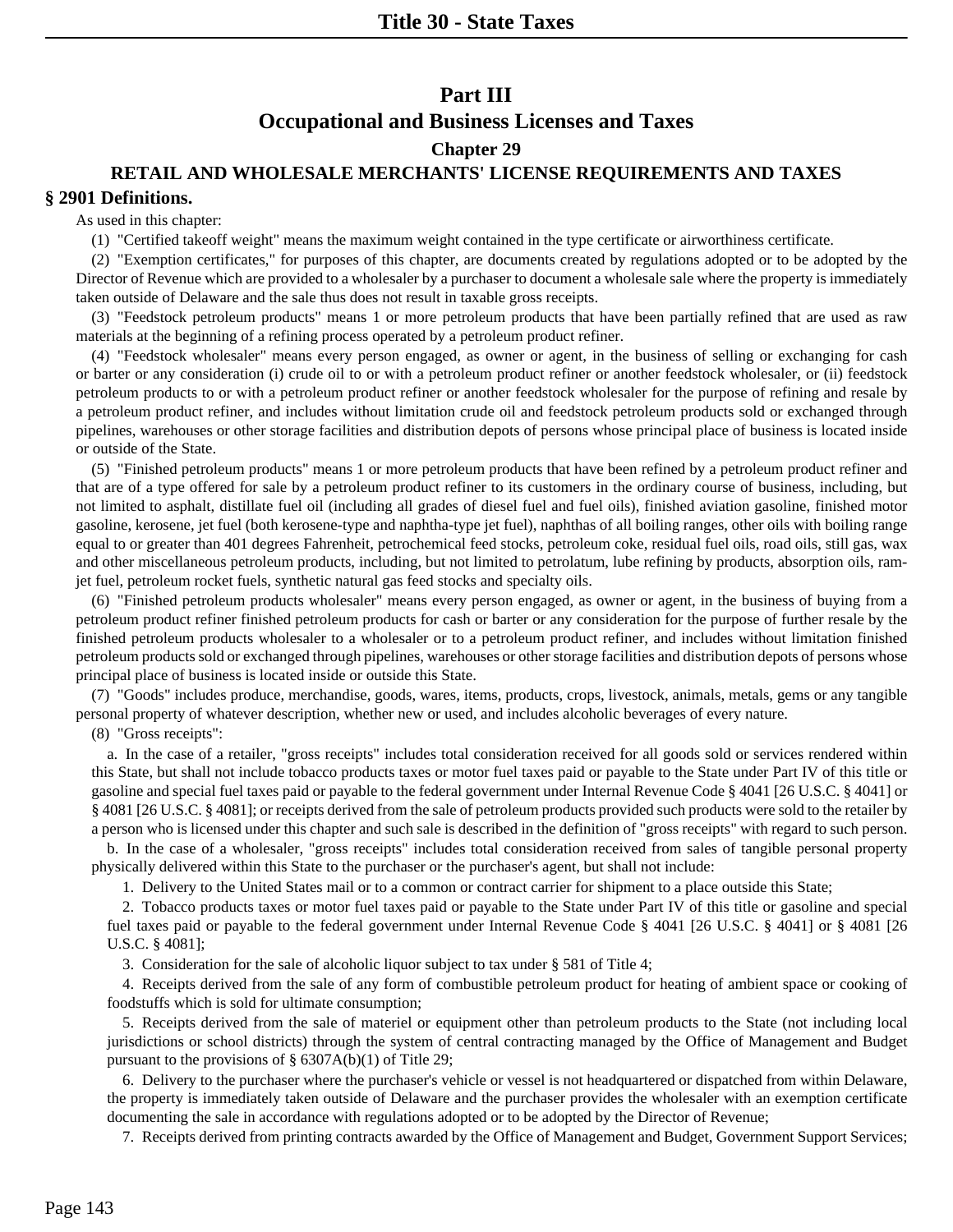# Part III

## Occupational and Business Licenses and Taxes

### Chapter 29

### RETAIL AND WHOLESALE MERCHANTS' LICENSE REQUIREMENTS AND TAXES

#### § 2901 Definitions.

As used in this chapter:

(1) "Certified takeoff weight" means the maximum weight contained in the type certificate or airworthiness certificate.

(2) "Exemption certificates," for purposes of this chapter, are documents created by regulations adopted or to be adopted by the Director of Revenue which are provided to a wholesaler by a purchaser to document a wholesale sale where the property is immediately taken outside of Delaware and the sale thus does not result in taxable gross receipts.

(3) "Feedstock petroleum products" means 1 or more petroleum products that have been partially refined that are used as raw materials at the beginning of a refining process operated by a petroleum product refiner.

(4) "Feedstock wholesaler" means every person engaged, as owner or agent, in the business of selling or exchanging for cash or barter or any consideration (i) crude oil to or with a petroleum product refiner or another feedstock wholesaler, or (ii) feedstock petroleum products to or with a petroleum product refiner or another feedstock wholesaler for the purpose of refining and resale by a petroleum product refiner, and includes without limitation crude oil and feedstock petroleum products sold or exchanged through pipelines, warehouses or other storage facilities and distribution depots of persons whose principal place of business is located inside or outside of the State.

(5) "Finished petroleum products" means 1 or more petroleum products that have been refined by a petroleum product refiner and that are of a type offered for sale by a petroleum product refiner to its customers in the ordinary course of business, including, but not limited to asphalt, distillate fuel oil (including all grades of diesel fuel and fuel oils), finished aviation gasoline, finished motor gasoline, kerosene, jet fuel (both kerosene-type and naphtha-type jet fuel), naphthas of all boiling ranges, other oils with boiling range equal to or greater than 401 degrees Fahrenheit, petrochemical feed stocks, petroleum coke, residual fuel oils, road oils, still gas, wax and other miscellaneous petroleum products, including, but not limited to petrolatum, lube refining by products, absorption oils, ram-jet fuel, petroleum rocket fuels, synthetic natural gas feed stocks and specialty oils.

(6) "Finished petroleum products wholesaler" means every person engaged, as owner or agent, in the business of buying from a petroleum product refiner finished petroleum products for cash or barter or any consideration for the purpose of further resale by the finished petroleum products wholesaler to a wholesaler or to a petroleum product refiner, and includes without limitation finished petroleum products sold or exchanged through pipelines, warehouses or other storage facilities and distribution depots of persons whose principal place of business is located inside or outside this State.

(7) "Goods" includes produce, merchandise, goods, wares, items, products, crops, livestock, animals, metals, gems or any tangible personal property of whatever description, whether new or used, and includes alcoholic beverages of every nature.

(8) "Gross receipts":

a. In the case of a retailer, "gross receipts" includes total consideration received for all goods sold or services rendered within this State, but shall not include tobacco products taxes or motor fuel taxes paid or payable to the State under Part IV of this title or gasoline and special fuel taxes paid or payable to the federal government under Internal Revenue Code § 4041 [26 U.S.C. § 4041] or § 4081 [26 U.S.C. § 4081]; or receipts derived from the sale of petroleum products provided such products were sold to the retailer by a person who is licensed under this chapter and such sale is described in the definition of "gross receipts" with regard to such person.

b. In the case of a wholesaler, "gross receipts" includes total consideration received from sales of tangible personal property physically delivered within this State to the purchaser or the purchaser's agent, but shall not include:

1. Delivery to the United States mail or to a common or contract carrier for shipment to a place outside this State;

2. Tobacco products taxes or motor fuel taxes paid or payable to the State under Part IV of this title or gasoline and special fuel taxes paid or payable to the federal government under Internal Revenue Code § 4041 [26 U.S.C. § 4041] or § 4081 [26 U.S.C. § 4081];

3. Consideration for the sale of alcoholic liquor subject to tax under § 581 of Title 4;

4. Receipts derived from the sale of any form of combustible petroleum product for heating of ambient space or cooking of foodstuffs which is sold for ultimate consumption;

5. Receipts derived from the sale of materiel or equipment other than petroleum products to the State (not including local jurisdictions or school districts) through the system of central contracting managed by the Office of Management and Budget pursuant to the provisions of § 6307A(b)(1) of Title 29;

6. Delivery to the purchaser where the purchaser's vehicle or vessel is not headquartered or dispatched from within Delaware, the property is immediately taken outside of Delaware and the purchaser provides the wholesaler with an exemption certificate documenting the sale in accordance with regulations adopted or to be adopted by the Director of Revenue;

7. Receipts derived from printing contracts awarded by the Office of Management and Budget, Government Support Services;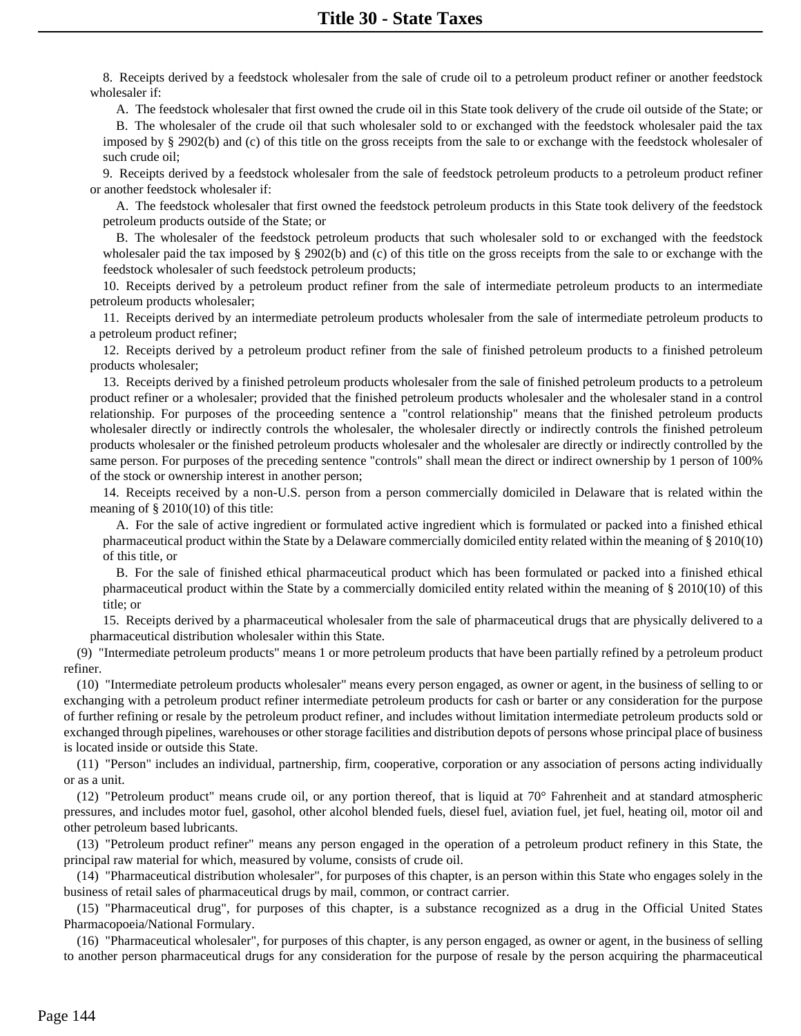8. Receipts derived by a feedstock wholesaler from the sale of crude oil to a petroleum product refiner or another feedstock wholesaler if:

A. The feedstock wholesaler that first owned the crude oil in this State took delivery of the crude oil outside of the State; or

B. The wholesaler of the crude oil that such wholesaler sold to or exchanged with the feedstock wholesaler paid the tax imposed by § 2902(b) and (c) of this title on the gross receipts from the sale to or exchange with the feedstock wholesaler of such crude oil;

9. Receipts derived by a feedstock wholesaler from the sale of feedstock petroleum products to a petroleum product refiner or another feedstock wholesaler if:

A. The feedstock wholesaler that first owned the feedstock petroleum products in this State took delivery of the feedstock petroleum products outside of the State; or

B. The wholesaler of the feedstock petroleum products that such wholesaler sold to or exchanged with the feedstock wholesaler paid the tax imposed by § 2902(b) and (c) of this title on the gross receipts from the sale to or exchange with the feedstock wholesaler of such feedstock petroleum products;

10. Receipts derived by a petroleum product refiner from the sale of intermediate petroleum products to an intermediate petroleum products wholesaler;

11. Receipts derived by an intermediate petroleum products wholesaler from the sale of intermediate petroleum products to a petroleum product refiner;

12. Receipts derived by a petroleum product refiner from the sale of finished petroleum products to a finished petroleum products wholesaler;

13. Receipts derived by a finished petroleum products wholesaler from the sale of finished petroleum products to a petroleum product refiner or a wholesaler; provided that the finished petroleum products wholesaler and the wholesaler stand in a control relationship. For purposes of the proceeding sentence a "control relationship" means that the finished petroleum products wholesaler directly or indirectly controls the wholesaler, the wholesaler directly or indirectly controls the finished petroleum products wholesaler or the finished petroleum products wholesaler and the wholesaler are directly or indirectly controlled by the same person. For purposes of the preceding sentence "controls" shall mean the direct or indirect ownership by 1 person of 100% of the stock or ownership interest in another person;

14. Receipts received by a non-U.S. person from a person commercially domiciled in Delaware that is related within the meaning of § 2010(10) of this title:

A. For the sale of active ingredient or formulated active ingredient which is formulated or packed into a finished ethical pharmaceutical product within the State by a Delaware commercially domiciled entity related within the meaning of § 2010(10) of this title, or

B. For the sale of finished ethical pharmaceutical product which has been formulated or packed into a finished ethical pharmaceutical product within the State by a commercially domiciled entity related within the meaning of § 2010(10) of this title; or

15. Receipts derived by a pharmaceutical wholesaler from the sale of pharmaceutical drugs that are physically delivered to a pharmaceutical distribution wholesaler within this State.

(9) "Intermediate petroleum products" means 1 or more petroleum products that have been partially refined by a petroleum product refiner.

(10) "Intermediate petroleum products wholesaler" means every person engaged, as owner or agent, in the business of selling to or exchanging with a petroleum product refiner intermediate petroleum products for cash or barter or any consideration for the purpose of further refining or resale by the petroleum product refiner, and includes without limitation intermediate petroleum products sold or exchanged through pipelines, warehouses or other storage facilities and distribution depots of persons whose principal place of business is located inside or outside this State.

(11) "Person" includes an individual, partnership, firm, cooperative, corporation or any association of persons acting individually or as a unit.

(12) "Petroleum product" means crude oil, or any portion thereof, that is liquid at 70° Fahrenheit and at standard atmospheric pressures, and includes motor fuel, gasohol, other alcohol blended fuels, diesel fuel, aviation fuel, jet fuel, heating oil, motor oil and other petroleum based lubricants.

(13) "Petroleum product refiner" means any person engaged in the operation of a petroleum product refinery in this State, the principal raw material for which, measured by volume, consists of crude oil.

(14) "Pharmaceutical distribution wholesaler", for purposes of this chapter, is an person within this State who engages solely in the business of retail sales of pharmaceutical drugs by mail, common, or contract carrier.

(15) "Pharmaceutical drug", for purposes of this chapter, is a substance recognized as a drug in the Official United States Pharmacopoeia/National Formulary.

(16) "Pharmaceutical wholesaler", for purposes of this chapter, is any person engaged, as owner or agent, in the business of selling to another person pharmaceutical drugs for any consideration for the purpose of resale by the person acquiring the pharmaceutical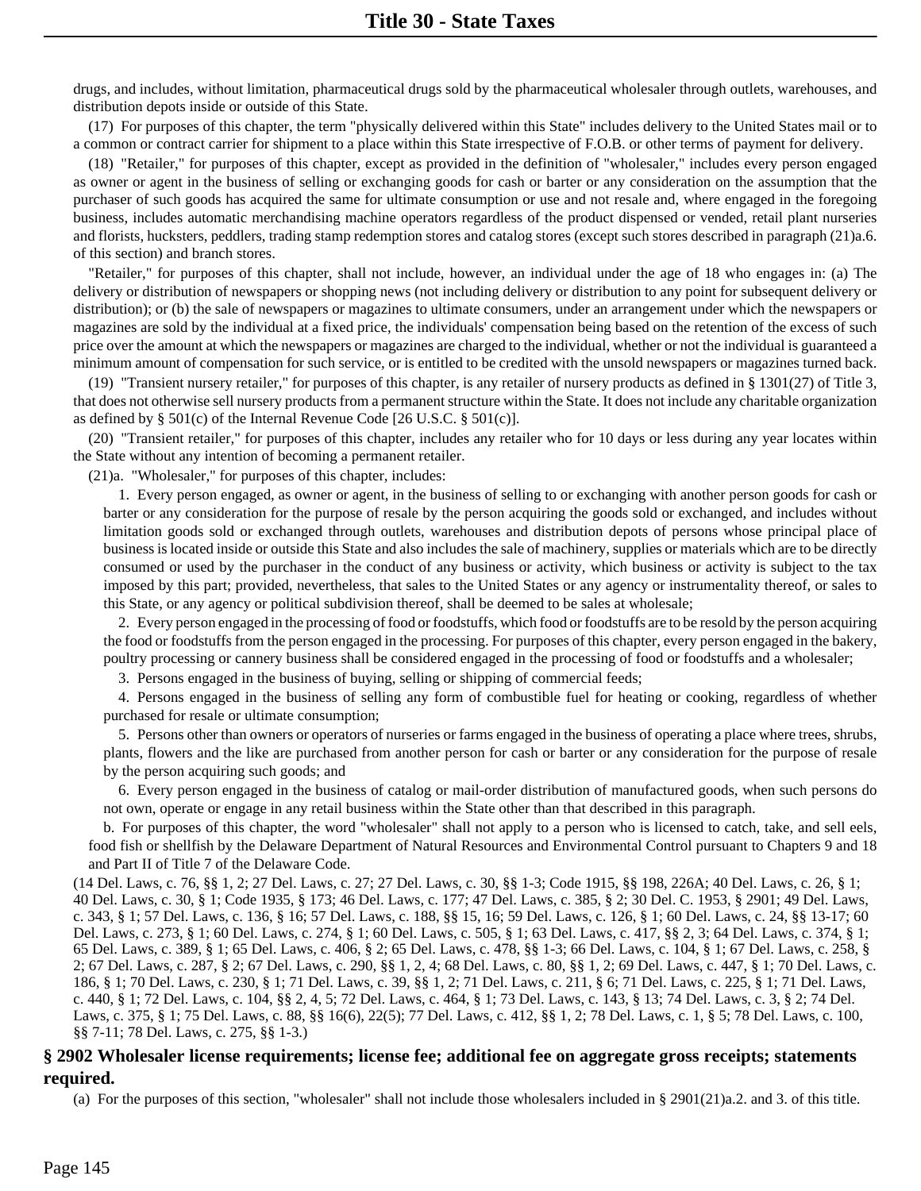drugs, and includes, without limitation, pharmaceutical drugs sold by the pharmaceutical wholesaler through outlets, warehouses, and distribution depots inside or outside of this State.

(17) For purposes of this chapter, the term "physically delivered within this State" includes delivery to the United States mail or to a common or contract carrier for shipment to a place within this State irrespective of F.O.B. or other terms of payment for delivery.

(18) "Retailer," for purposes of this chapter, except as provided in the definition of "wholesaler," includes every person engaged as owner or agent in the business of selling or exchanging goods for cash or barter or any consideration on the assumption that the purchaser of such goods has acquired the same for ultimate consumption or use and not resale and, where engaged in the foregoing business, includes automatic merchandising machine operators regardless of the product dispensed or vended, retail plant nurseries and florists, hucksters, peddlers, trading stamp redemption stores and catalog stores (except such stores described in paragraph (21)a.6. of this section) and branch stores.

"Retailer," for purposes of this chapter, shall not include, however, an individual under the age of 18 who engages in: (a) The delivery or distribution of newspapers or shopping news (not including delivery or distribution to any point for subsequent delivery or distribution); or (b) the sale of newspapers or magazines to ultimate consumers, under an arrangement under which the newspapers or magazines are sold by the individual at a fixed price, the individuals' compensation being based on the retention of the excess of such price over the amount at which the newspapers or magazines are charged to the individual, whether or not the individual is guaranteed a minimum amount of compensation for such service, or is entitled to be credited with the unsold newspapers or magazines turned back.

(19) "Transient nursery retailer," for purposes of this chapter, is any retailer of nursery products as defined in § 1301(27) of Title 3, that does not otherwise sell nursery products from a permanent structure within the State. It does not include any charitable organization as defined by § 501(c) of the Internal Revenue Code [26 U.S.C. § 501(c)].

(20) "Transient retailer," for purposes of this chapter, includes any retailer who for 10 days or less during any year locates within the State without any intention of becoming a permanent retailer.

(21)a. "Wholesaler," for purposes of this chapter, includes:

1. Every person engaged, as owner or agent, in the business of selling to or exchanging with another person goods for cash or barter or any consideration for the purpose of resale by the person acquiring the goods sold or exchanged, and includes without limitation goods sold or exchanged through outlets, warehouses and distribution depots of persons whose principal place of business is located inside or outside this State and also includes the sale of machinery, supplies or materials which are to be directly consumed or used by the purchaser in the conduct of any business or activity, which business or activity is subject to the tax imposed by this part; provided, nevertheless, that sales to the United States or any agency or instrumentality thereof, or sales to this State, or any agency or political subdivision thereof, shall be deemed to be sales at wholesale;

2. Every person engaged in the processing of food or foodstuffs, which food or foodstuffs are to be resold by the person acquiring the food or foodstuffs from the person engaged in the processing. For purposes of this chapter, every person engaged in the bakery, poultry processing or cannery business shall be considered engaged in the processing of food or foodstuffs and a wholesaler;

3. Persons engaged in the business of buying, selling or shipping of commercial feeds;

4. Persons engaged in the business of selling any form of combustible fuel for heating or cooking, regardless of whether purchased for resale or ultimate consumption;

5. Persons other than owners or operators of nurseries or farms engaged in the business of operating a place where trees, shrubs, plants, flowers and the like are purchased from another person for cash or barter or any consideration for the purpose of resale by the person acquiring such goods; and

6. Every person engaged in the business of catalog or mail-order distribution of manufactured goods, when such persons do not own, operate or engage in any retail business within the State other than that described in this paragraph.

b. For purposes of this chapter, the word "wholesaler" shall not apply to a person who is licensed to catch, take, and sell eels, food fish or shellfish by the Delaware Department of Natural Resources and Environmental Control pursuant to Chapters 9 and 18 and Part II of Title 7 of the Delaware Code.

(14 Del. Laws, c. 76, §§ 1, 2; 27 Del. Laws, c. 27; 27 Del. Laws, c. 30, §§ 1-3; Code 1915, §§ 198, 226A; 40 Del. Laws, c. 26, § 1; 40 Del. Laws, c. 30, § 1; Code 1935, § 173; 46 Del. Laws, c. 177; 47 Del. Laws, c. 385, § 2; 30 Del. C. 1953, § 2901; 49 Del. Laws, c. 343, § 1; 57 Del. Laws, c. 136, § 16; 57 Del. Laws, c. 188, §§ 15, 16; 59 Del. Laws, c. 126, § 1; 60 Del. Laws, c. 24, §§ 13-17; 60 Del. Laws, c. 273, § 1; 60 Del. Laws, c. 274, § 1; 60 Del. Laws, c. 505, § 1; 63 Del. Laws, c. 417, §§ 2, 3; 64 Del. Laws, c. 374, § 1; 65 Del. Laws, c. 389, § 1; 65 Del. Laws, c. 406, § 2; 65 Del. Laws, c. 478, §§ 1-3; 66 Del. Laws, c. 104, § 1; 67 Del. Laws, c. 258, § 2; 67 Del. Laws, c. 287, § 2; 67 Del. Laws, c. 290, §§ 1, 2, 4; 68 Del. Laws, c. 80, §§ 1, 2; 69 Del. Laws, c. 447, § 1; 70 Del. Laws, c. 186, § 1; 70 Del. Laws, c. 230, § 1; 71 Del. Laws, c. 39, §§ 1, 2; 71 Del. Laws, c. 211, § 6; 71 Del. Laws, c. 225, § 1; 71 Del. Laws, c. 440, § 1; 72 Del. Laws, c. 104, §§ 2, 4, 5; 72 Del. Laws, c. 464, § 1; 73 Del. Laws, c. 143, § 13; 74 Del. Laws, c. 3, § 2; 74 Del. Laws, c. 375, § 1; 75 Del. Laws, c. 88, §§ 16(6), 22(5); 77 Del. Laws, c. 412, §§ 1, 2; 78 Del. Laws, c. 1, § 5; 78 Del. Laws, c. 100, §§ 7-11; 78 Del. Laws, c. 275, §§ 1-3.)

## § 2902 Wholesaler license requirements; license fee; additional fee on aggregate gross receipts; statements required.

(a) For the purposes of this section, "wholesaler" shall not include those wholesalers included in § 2901(21)a.2. and 3. of this title.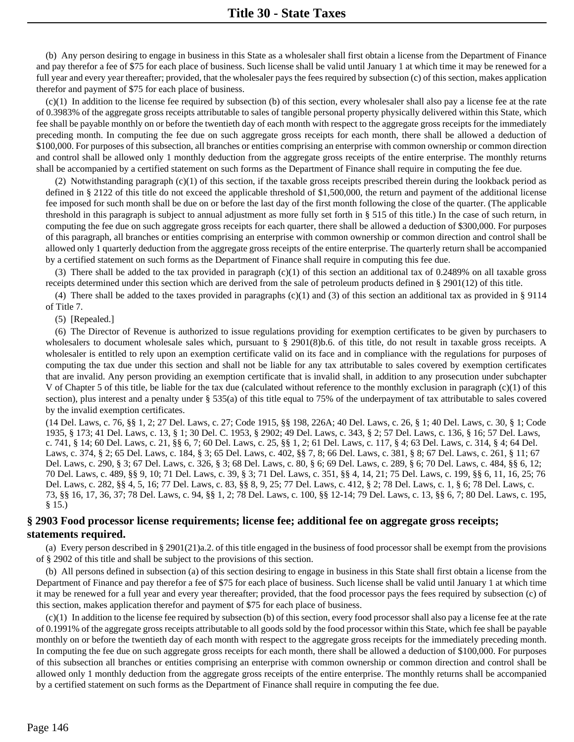(b) Any person desiring to engage in business in this State as a wholesaler shall first obtain a license from the Department of Finance and pay therefor a fee of $75 for each place of business. Such license shall be valid until January 1 at which time it may be renewed for a full year and every year thereafter; provided, that the wholesaler pays the fees required by subsection (c) of this section, makes application therefor and payment of $75 for each place of business.

(c)(1) In addition to the license fee required by subsection (b) of this section, every wholesaler shall also pay a license fee at the rate of 0.3983% of the aggregate gross receipts attributable to sales of tangible personal property physically delivered within this State, which fee shall be payable monthly on or before the twentieth day of each month with respect to the aggregate gross receipts for the immediately preceding month. In computing the fee due on such aggregate gross receipts for each month, there shall be allowed a deduction of $100,000. For purposes of this subsection, all branches or entities comprising an enterprise with common ownership or common direction and control shall be allowed only 1 monthly deduction from the aggregate gross receipts of the entire enterprise. The monthly returns shall be accompanied by a certified statement on such forms as the Department of Finance shall require in computing the fee due.

(2) Notwithstanding paragraph (c)(1) of this section, if the taxable gross receipts prescribed therein during the lookback period as defined in § 2122 of this title do not exceed the applicable threshold of $1,500,000, the return and payment of the additional license fee imposed for such month shall be due on or before the last day of the first month following the close of the quarter. (The applicable threshold in this paragraph is subject to annual adjustment as more fully set forth in § 515 of this title.) In the case of such return, in computing the fee due on such aggregate gross receipts for each quarter, there shall be allowed a deduction of $300,000. For purposes of this paragraph, all branches or entities comprising an enterprise with common ownership or common direction and control shall be allowed only 1 quarterly deduction from the aggregate gross receipts of the entire enterprise. The quarterly return shall be accompanied by a certified statement on such forms as the Department of Finance shall require in computing this fee due.

(3) There shall be added to the tax provided in paragraph (c)(1) of this section an additional tax of 0.2489% on all taxable gross receipts determined under this section which are derived from the sale of petroleum products defined in § 2901(12) of this title.

(4) There shall be added to the taxes provided in paragraphs (c)(1) and (3) of this section an additional tax as provided in § 9114 of Title 7.

(5) [Repealed.]

(6) The Director of Revenue is authorized to issue regulations providing for exemption certificates to be given by purchasers to wholesalers to document wholesale sales which, pursuant to § 2901(8)b.6. of this title, do not result in taxable gross receipts. A wholesaler is entitled to rely upon an exemption certificate valid on its face and in compliance with the regulations for purposes of computing the tax due under this section and shall not be liable for any tax attributable to sales covered by exemption certificates that are invalid. Any person providing an exemption certificate that is invalid shall, in addition to any prosecution under subchapter V of Chapter 5 of this title, be liable for the tax due (calculated without reference to the monthly exclusion in paragraph (c)(1) of this section), plus interest and a penalty under § 535(a) of this title equal to 75% of the underpayment of tax attributable to sales covered by the invalid exemption certificates.

(14 Del. Laws, c. 76, §§ 1, 2; 27 Del. Laws, c. 27; Code 1915, §§ 198, 226A; 40 Del. Laws, c. 26, § 1; 40 Del. Laws, c. 30, § 1; Code 1935, § 173; 41 Del. Laws, c. 13, § 1; 30 Del. C. 1953, § 2902; 49 Del. Laws, c. 343, § 2; 57 Del. Laws, c. 136, § 16; 57 Del. Laws, c. 741, § 14; 60 Del. Laws, c. 21, §§ 6, 7; 60 Del. Laws, c. 25, §§ 1, 2; 61 Del. Laws, c. 117, § 4; 63 Del. Laws, c. 314, § 4; 64 Del. Laws, c. 374, § 2; 65 Del. Laws, c. 184, § 3; 65 Del. Laws, c. 402, §§ 7, 8; 66 Del. Laws, c. 381, § 8; 67 Del. Laws, c. 261, § 11; 67 Del. Laws, c. 290, § 3; 67 Del. Laws, c. 326, § 3; 68 Del. Laws, c. 80, § 6; 69 Del. Laws, c. 289, § 6; 70 Del. Laws, c. 484, §§ 6, 12; 70 Del. Laws, c. 489, §§ 9, 10; 71 Del. Laws, c. 39, § 3; 71 Del. Laws, c. 351, §§ 4, 14, 21; 75 Del. Laws, c. 199, §§ 6, 11, 16, 25; 76 Del. Laws, c. 282, §§ 4, 5, 16; 77 Del. Laws, c. 83, §§ 8, 9, 25; 77 Del. Laws, c. 412, § 2; 78 Del. Laws, c. 1, § 6; 78 Del. Laws, c. 73, §§ 16, 17, 36, 37; 78 Del. Laws, c. 94, §§ 1, 2; 78 Del. Laws, c. 100, §§ 12-14; 79 Del. Laws, c. 13, §§ 6, 7; 80 Del. Laws, c. 195, § 15.)

### § 2903 Food processor license requirements; license fee; additional fee on aggregate gross receipts; statements required.

(a) Every person described in § 2901(21)a.2. of this title engaged in the business of food processor shall be exempt from the provisions of § 2902 of this title and shall be subject to the provisions of this section.

(b) All persons defined in subsection (a) of this section desiring to engage in business in this State shall first obtain a license from the Department of Finance and pay therefor a fee of $75 for each place of business. Such license shall be valid until January 1 at which time it may be renewed for a full year and every year thereafter; provided, that the food processor pays the fees required by subsection (c) of this section, makes application therefor and payment of $75 for each place of business.

(c)(1) In addition to the license fee required by subsection (b) of this section, every food processor shall also pay a license fee at the rate of 0.1991% of the aggregate gross receipts attributable to all goods sold by the food processor within this State, which fee shall be payable monthly on or before the twentieth day of each month with respect to the aggregate gross receipts for the immediately preceding month. In computing the fee due on such aggregate gross receipts for each month, there shall be allowed a deduction of $100,000. For purposes of this subsection all branches or entities comprising an enterprise with common ownership or common direction and control shall be allowed only 1 monthly deduction from the aggregate gross receipts of the entire enterprise. The monthly returns shall be accompanied by a certified statement on such forms as the Department of Finance shall require in computing the fee due.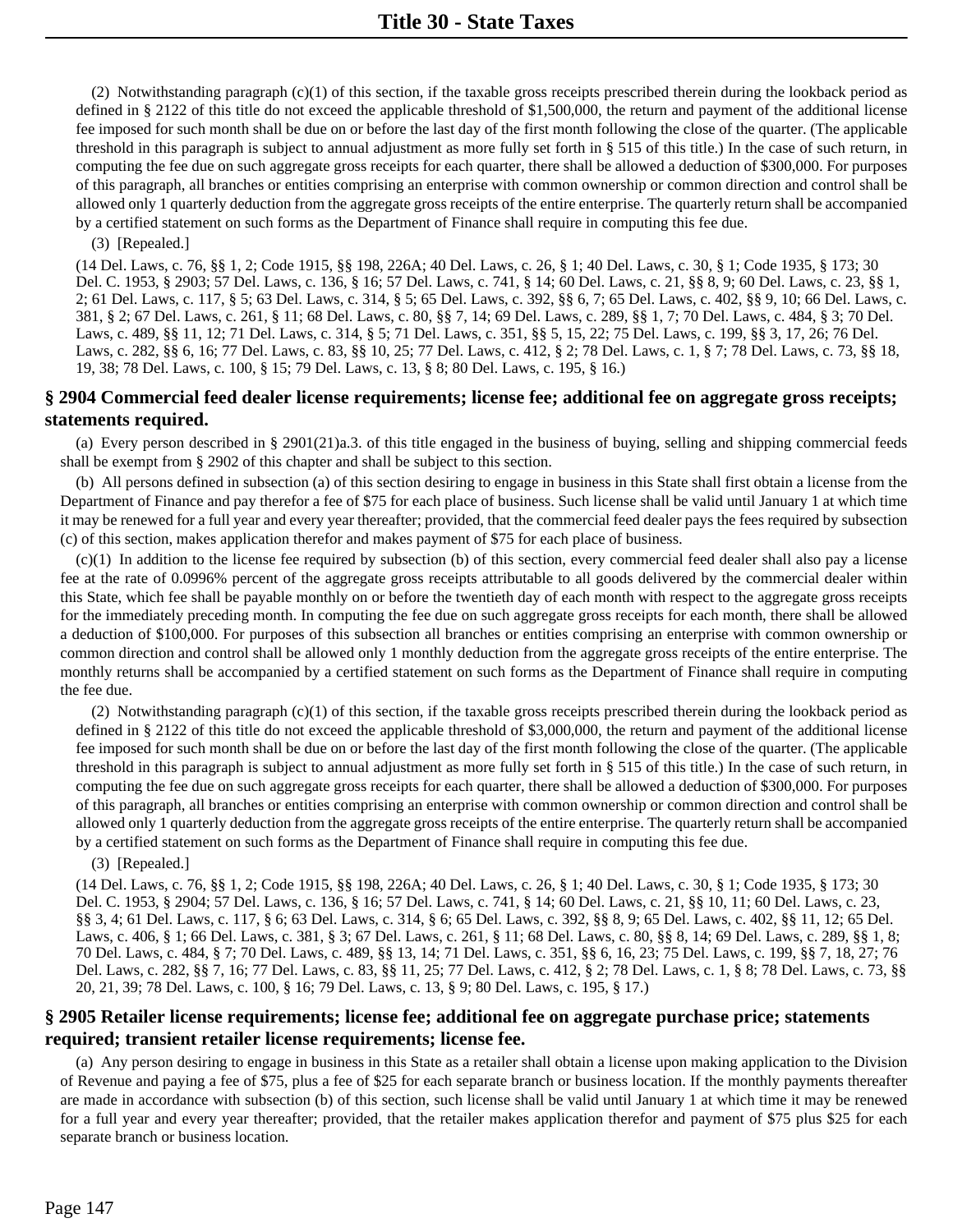(2) Notwithstanding paragraph (c)(1) of this section, if the taxable gross receipts prescribed therein during the lookback period as defined in § 2122 of this title do not exceed the applicable threshold of $1,500,000, the return and payment of the additional license fee imposed for such month shall be due on or before the last day of the first month following the close of the quarter. (The applicable threshold in this paragraph is subject to annual adjustment as more fully set forth in § 515 of this title.) In the case of such return, in computing the fee due on such aggregate gross receipts for each quarter, there shall be allowed a deduction of $300,000. For purposes of this paragraph, all branches or entities comprising an enterprise with common ownership or common direction and control shall be allowed only 1 quarterly deduction from the aggregate gross receipts of the entire enterprise. The quarterly return shall be accompanied by a certified statement on such forms as the Department of Finance shall require in computing this fee due.

(3) [Repealed.]

(14 Del. Laws, c. 76, §§ 1, 2; Code 1915, §§ 198, 226A; 40 Del. Laws, c. 26, § 1; 40 Del. Laws, c. 30, § 1; Code 1935, § 173; 30 Del. C. 1953, § 2903; 57 Del. Laws, c. 136, § 16; 57 Del. Laws, c. 741, § 14; 60 Del. Laws, c. 21, §§ 8, 9; 60 Del. Laws, c. 23, §§ 1, 2; 61 Del. Laws, c. 117, § 5; 63 Del. Laws, c. 314, § 5; 65 Del. Laws, c. 392, §§ 6, 7; 65 Del. Laws, c. 402, §§ 9, 10; 66 Del. Laws, c. 381, § 2; 67 Del. Laws, c. 261, § 11; 68 Del. Laws, c. 80, §§ 7, 14; 69 Del. Laws, c. 289, §§ 1, 7; 70 Del. Laws, c. 484, § 3; 70 Del. Laws, c. 489, §§ 11, 12; 71 Del. Laws, c. 314, § 5; 71 Del. Laws, c. 351, §§ 5, 15, 22; 75 Del. Laws, c. 199, §§ 3, 17, 26; 76 Del. Laws, c. 282, §§ 6, 16; 77 Del. Laws, c. 83, §§ 10, 25; 77 Del. Laws, c. 412, § 2; 78 Del. Laws, c. 1, § 7; 78 Del. Laws, c. 73, §§ 18, 19, 38; 78 Del. Laws, c. 100, § 15; 79 Del. Laws, c. 13, § 8; 80 Del. Laws, c. 195, § 16.)

## § 2904 Commercial feed dealer license requirements; license fee; additional fee on aggregate gross receipts; statements required.

(a) Every person described in § 2901(21)a.3. of this title engaged in the business of buying, selling and shipping commercial feeds shall be exempt from § 2902 of this chapter and shall be subject to this section.

(b) All persons defined in subsection (a) of this section desiring to engage in business in this State shall first obtain a license from the Department of Finance and pay therefor a fee of $75 for each place of business. Such license shall be valid until January 1 at which time it may be renewed for a full year and every year thereafter; provided, that the commercial feed dealer pays the fees required by subsection (c) of this section, makes application therefor and makes payment of $75 for each place of business.

(c)(1) In addition to the license fee required by subsection (b) of this section, every commercial feed dealer shall also pay a license fee at the rate of 0.0996% percent of the aggregate gross receipts attributable to all goods delivered by the commercial dealer within this State, which fee shall be payable monthly on or before the twentieth day of each month with respect to the aggregate gross receipts for the immediately preceding month. In computing the fee due on such aggregate gross receipts for each month, there shall be allowed a deduction of $100,000. For purposes of this subsection all branches or entities comprising an enterprise with common ownership or common direction and control shall be allowed only 1 monthly deduction from the aggregate gross receipts of the entire enterprise. The monthly returns shall be accompanied by a certified statement on such forms as the Department of Finance shall require in computing the fee due.

(2) Notwithstanding paragraph (c)(1) of this section, if the taxable gross receipts prescribed therein during the lookback period as defined in § 2122 of this title do not exceed the applicable threshold of $3,000,000, the return and payment of the additional license fee imposed for such month shall be due on or before the last day of the first month following the close of the quarter. (The applicable threshold in this paragraph is subject to annual adjustment as more fully set forth in § 515 of this title.) In the case of such return, in computing the fee due on such aggregate gross receipts for each quarter, there shall be allowed a deduction of $300,000. For purposes of this paragraph, all branches or entities comprising an enterprise with common ownership or common direction and control shall be allowed only 1 quarterly deduction from the aggregate gross receipts of the entire enterprise. The quarterly return shall be accompanied by a certified statement on such forms as the Department of Finance shall require in computing this fee due.

(3) [Repealed.]

(14 Del. Laws, c. 76, §§ 1, 2; Code 1915, §§ 198, 226A; 40 Del. Laws, c. 26, § 1; 40 Del. Laws, c. 30, § 1; Code 1935, § 173; 30 Del. C. 1953, § 2904; 57 Del. Laws, c. 136, § 16; 57 Del. Laws, c. 741, § 14; 60 Del. Laws, c. 21, §§ 10, 11; 60 Del. Laws, c. 23, §§ 3, 4; 61 Del. Laws, c. 117, § 6; 63 Del. Laws, c. 314, § 6; 65 Del. Laws, c. 392, §§ 8, 9; 65 Del. Laws, c. 402, §§ 11, 12; 65 Del. Laws, c. 406, § 1; 66 Del. Laws, c. 381, § 3; 67 Del. Laws, c. 261, § 11; 68 Del. Laws, c. 80, §§ 8, 14; 69 Del. Laws, c. 289, §§ 1, 8; 70 Del. Laws, c. 484, § 7; 70 Del. Laws, c. 489, §§ 13, 14; 71 Del. Laws, c. 351, §§ 6, 16, 23; 75 Del. Laws, c. 199, §§ 7, 18, 27; 76 Del. Laws, c. 282, §§ 7, 16; 77 Del. Laws, c. 83, §§ 11, 25; 77 Del. Laws, c. 412, § 2; 78 Del. Laws, c. 1, § 8; 78 Del. Laws, c. 73, §§ 20, 21, 39; 78 Del. Laws, c. 100, § 16; 79 Del. Laws, c. 13, § 9; 80 Del. Laws, c. 195, § 17.)

## § 2905 Retailer license requirements; license fee; additional fee on aggregate purchase price; statements required; transient retailer license requirements; license fee.

(a) Any person desiring to engage in business in this State as a retailer shall obtain a license upon making application to the Division of Revenue and paying a fee of $75, plus a fee of $25 for each separate branch or business location. If the monthly payments thereafter are made in accordance with subsection (b) of this section, such license shall be valid until January 1 at which time it may be renewed for a full year and every year thereafter; provided, that the retailer makes application therefor and payment of $75 plus $25 for each separate branch or business location.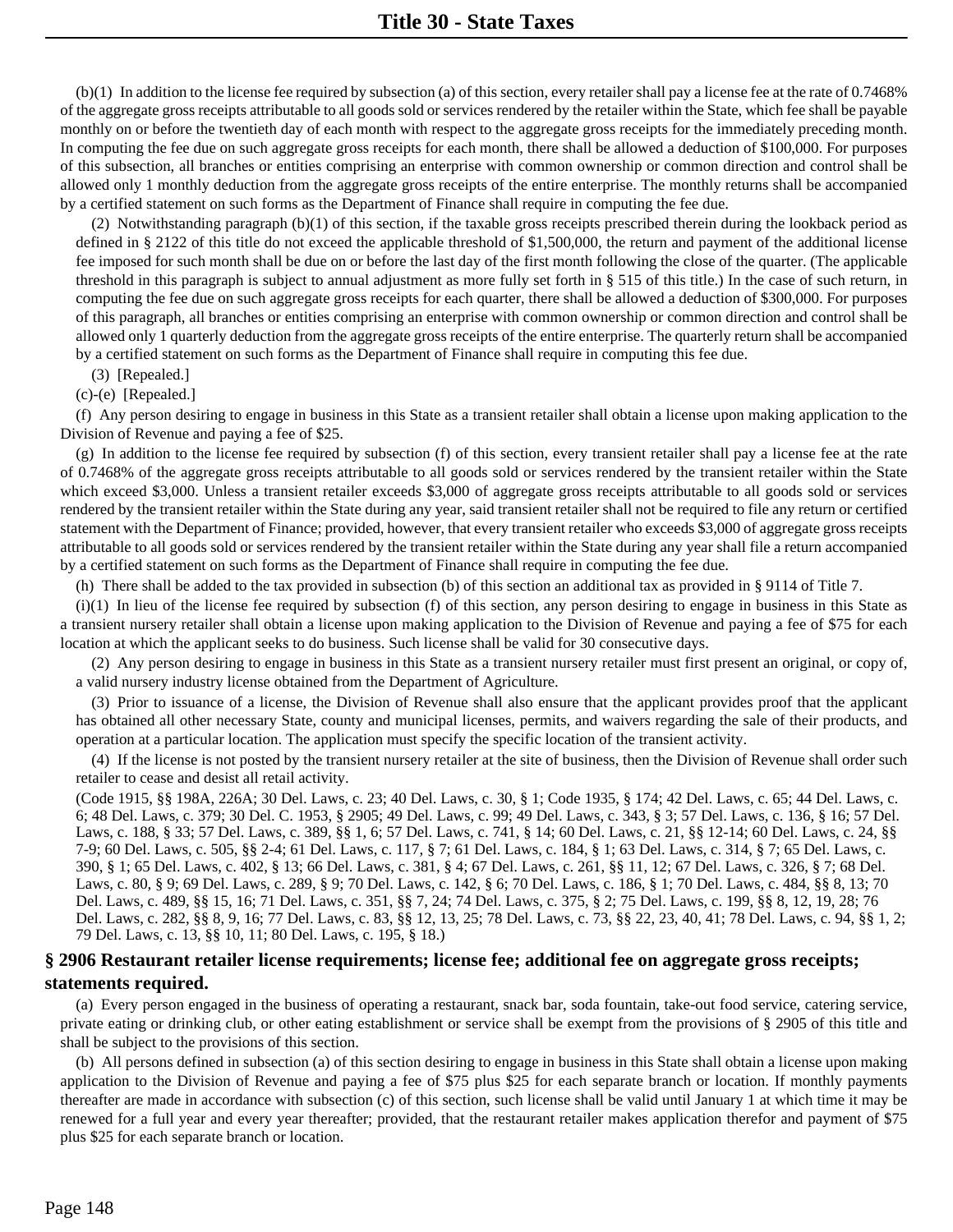(b)(1) In addition to the license fee required by subsection (a) of this section, every retailer shall pay a license fee at the rate of 0.7468% of the aggregate gross receipts attributable to all goods sold or services rendered by the retailer within the State, which fee shall be payable monthly on or before the twentieth day of each month with respect to the aggregate gross receipts for the immediately preceding month. In computing the fee due on such aggregate gross receipts for each month, there shall be allowed a deduction of $100,000. For purposes of this subsection, all branches or entities comprising an enterprise with common ownership or common direction and control shall be allowed only 1 monthly deduction from the aggregate gross receipts of the entire enterprise. The monthly returns shall be accompanied by a certified statement on such forms as the Department of Finance shall require in computing the fee due.

(2) Notwithstanding paragraph (b)(1) of this section, if the taxable gross receipts prescribed therein during the lookback period as defined in § 2122 of this title do not exceed the applicable threshold of $1,500,000, the return and payment of the additional license fee imposed for such month shall be due on or before the last day of the first month following the close of the quarter. (The applicable threshold in this paragraph is subject to annual adjustment as more fully set forth in § 515 of this title.) In the case of such return, in computing the fee due on such aggregate gross receipts for each quarter, there shall be allowed a deduction of $300,000. For purposes of this paragraph, all branches or entities comprising an enterprise with common ownership or common direction and control shall be allowed only 1 quarterly deduction from the aggregate gross receipts of the entire enterprise. The quarterly return shall be accompanied by a certified statement on such forms as the Department of Finance shall require in computing this fee due.

(3) [Repealed.]

(c)-(e) [Repealed.]

(f) Any person desiring to engage in business in this State as a transient retailer shall obtain a license upon making application to the Division of Revenue and paying a fee of $25.

(g) In addition to the license fee required by subsection (f) of this section, every transient retailer shall pay a license fee at the rate of 0.7468% of the aggregate gross receipts attributable to all goods sold or services rendered by the transient retailer within the State which exceed $3,000. Unless a transient retailer exceeds $3,000 of aggregate gross receipts attributable to all goods sold or services rendered by the transient retailer within the State during any year, said transient retailer shall not be required to file any return or certified statement with the Department of Finance; provided, however, that every transient retailer who exceeds $3,000 of aggregate gross receipts attributable to all goods sold or services rendered by the transient retailer within the State during any year shall file a return accompanied by a certified statement on such forms as the Department of Finance shall require in computing the fee due.

(h) There shall be added to the tax provided in subsection (b) of this section an additional tax as provided in § 9114 of Title 7.

(i)(1) In lieu of the license fee required by subsection (f) of this section, any person desiring to engage in business in this State as a transient nursery retailer shall obtain a license upon making application to the Division of Revenue and paying a fee of $75 for each location at which the applicant seeks to do business. Such license shall be valid for 30 consecutive days.

(2) Any person desiring to engage in business in this State as a transient nursery retailer must first present an original, or copy of, a valid nursery industry license obtained from the Department of Agriculture.

(3) Prior to issuance of a license, the Division of Revenue shall also ensure that the applicant provides proof that the applicant has obtained all other necessary State, county and municipal licenses, permits, and waivers regarding the sale of their products, and operation at a particular location. The application must specify the specific location of the transient activity.

(4) If the license is not posted by the transient nursery retailer at the site of business, then the Division of Revenue shall order such retailer to cease and desist all retail activity.

(Code 1915, §§ 198A, 226A; 30 Del. Laws, c. 23; 40 Del. Laws, c. 30, § 1; Code 1935, § 174; 42 Del. Laws, c. 65; 44 Del. Laws, c. 6; 48 Del. Laws, c. 379; 30 Del. C. 1953, § 2905; 49 Del. Laws, c. 99; 49 Del. Laws, c. 343, § 3; 57 Del. Laws, c. 136, § 16; 57 Del. Laws, c. 188, § 33; 57 Del. Laws, c. 389, §§ 1, 6; 57 Del. Laws, c. 741, § 14; 60 Del. Laws, c. 21, §§ 12-14; 60 Del. Laws, c. 24, §§ 7-9; 60 Del. Laws, c. 505, §§ 2-4; 61 Del. Laws, c. 117, § 7; 61 Del. Laws, c. 184, § 1; 63 Del. Laws, c. 314, § 7; 65 Del. Laws, c. 390, § 1; 65 Del. Laws, c. 402, § 13; 66 Del. Laws, c. 381, § 4; 67 Del. Laws, c. 261, §§ 11, 12; 67 Del. Laws, c. 326, § 7; 68 Del. Laws, c. 80, § 9; 69 Del. Laws, c. 289, § 9; 70 Del. Laws, c. 142, § 6; 70 Del. Laws, c. 186, § 1; 70 Del. Laws, c. 484, §§ 8, 13; 70 Del. Laws, c. 489, §§ 15, 16; 71 Del. Laws, c. 351, §§ 7, 24; 74 Del. Laws, c. 375, § 2; 75 Del. Laws, c. 199, §§ 8, 12, 19, 28; 76 Del. Laws, c. 282, §§ 8, 9, 16; 77 Del. Laws, c. 83, §§ 12, 13, 25; 78 Del. Laws, c. 73, §§ 22, 23, 40, 41; 78 Del. Laws, c. 94, §§ 1, 2; 79 Del. Laws, c. 13, §§ 10, 11; 80 Del. Laws, c. 195, § 18.)

### § 2906 Restaurant retailer license requirements; license fee; additional fee on aggregate gross receipts; statements required.

(a) Every person engaged in the business of operating a restaurant, snack bar, soda fountain, take-out food service, catering service, private eating or drinking club, or other eating establishment or service shall be exempt from the provisions of § 2905 of this title and shall be subject to the provisions of this section.

(b) All persons defined in subsection (a) of this section desiring to engage in business in this State shall obtain a license upon making application to the Division of Revenue and paying a fee of $75 plus $25 for each separate branch or location. If monthly payments thereafter are made in accordance with subsection (c) of this section, such license shall be valid until January 1 at which time it may be renewed for a full year and every year thereafter; provided, that the restaurant retailer makes application therefor and payment of $75 plus $25 for each separate branch or location.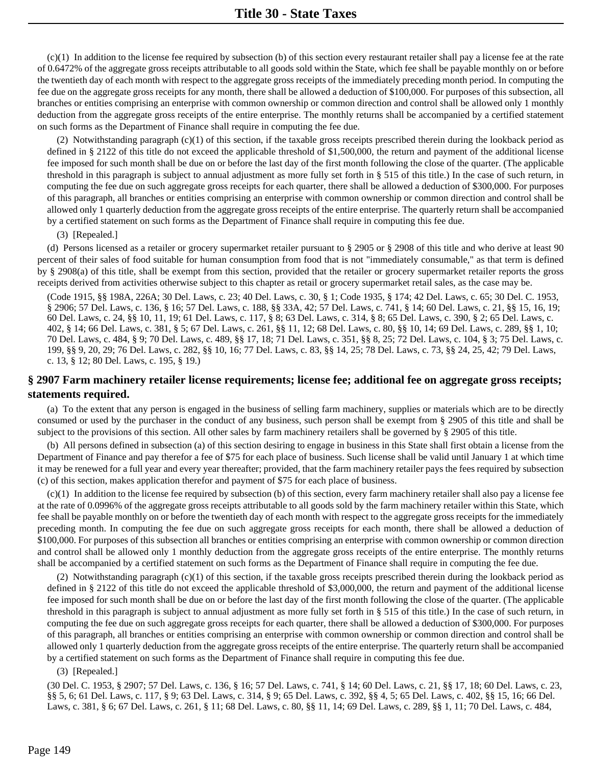(c)(1) In addition to the license fee required by subsection (b) of this section every restaurant retailer shall pay a license fee at the rate of 0.6472% of the aggregate gross receipts attributable to all goods sold within the State, which fee shall be payable monthly on or before the twentieth day of each month with respect to the aggregate gross receipts of the immediately preceding month period. In computing the fee due on the aggregate gross receipts for any month, there shall be allowed a deduction of $100,000. For purposes of this subsection, all branches or entities comprising an enterprise with common ownership or common direction and control shall be allowed only 1 monthly deduction from the aggregate gross receipts of the entire enterprise. The monthly returns shall be accompanied by a certified statement on such forms as the Department of Finance shall require in computing the fee due.

(2) Notwithstanding paragraph (c)(1) of this section, if the taxable gross receipts prescribed therein during the lookback period as defined in § 2122 of this title do not exceed the applicable threshold of $1,500,000, the return and payment of the additional license fee imposed for such month shall be due on or before the last day of the first month following the close of the quarter. (The applicable threshold in this paragraph is subject to annual adjustment as more fully set forth in § 515 of this title.) In the case of such return, in computing the fee due on such aggregate gross receipts for each quarter, there shall be allowed a deduction of $300,000. For purposes of this paragraph, all branches or entities comprising an enterprise with common ownership or common direction and control shall be allowed only 1 quarterly deduction from the aggregate gross receipts of the entire enterprise. The quarterly return shall be accompanied by a certified statement on such forms as the Department of Finance shall require in computing this fee due.

(3) [Repealed.]

(d) Persons licensed as a retailer or grocery supermarket retailer pursuant to § 2905 or § 2908 of this title and who derive at least 90 percent of their sales of food suitable for human consumption from food that is not "immediately consumable," as that term is defined by § 2908(a) of this title, shall be exempt from this section, provided that the retailer or grocery supermarket retailer reports the gross receipts derived from activities otherwise subject to this chapter as retail or grocery supermarket retail sales, as the case may be.

(Code 1915, §§ 198A, 226A; 30 Del. Laws, c. 23; 40 Del. Laws, c. 30, § 1; Code 1935, § 174; 42 Del. Laws, c. 65; 30 Del. C. 1953, § 2906; 57 Del. Laws, c. 136, § 16; 57 Del. Laws, c. 188, §§ 33A, 42; 57 Del. Laws, c. 741, § 14; 60 Del. Laws, c. 21, §§ 15, 16, 19; 60 Del. Laws, c. 24, §§ 10, 11, 19; 61 Del. Laws, c. 117, § 8; 63 Del. Laws, c. 314, § 8; 65 Del. Laws, c. 390, § 2; 65 Del. Laws, c. 402, § 14; 66 Del. Laws, c. 381, § 5; 67 Del. Laws, c. 261, §§ 11, 12; 68 Del. Laws, c. 80, §§ 10, 14; 69 Del. Laws, c. 289, §§ 1, 10; 70 Del. Laws, c. 484, § 9; 70 Del. Laws, c. 489, §§ 17, 18; 71 Del. Laws, c. 351, §§ 8, 25; 72 Del. Laws, c. 104, § 3; 75 Del. Laws, c. 199, §§ 9, 20, 29; 76 Del. Laws, c. 282, §§ 10, 16; 77 Del. Laws, c. 83, §§ 14, 25; 78 Del. Laws, c. 73, §§ 24, 25, 42; 79 Del. Laws, c. 13, § 12; 80 Del. Laws, c. 195, § 19.)

### § 2907 Farm machinery retailer license requirements; license fee; additional fee on aggregate gross receipts; statements required.

(a) To the extent that any person is engaged in the business of selling farm machinery, supplies or materials which are to be directly consumed or used by the purchaser in the conduct of any business, such person shall be exempt from § 2905 of this title and shall be subject to the provisions of this section. All other sales by farm machinery retailers shall be governed by § 2905 of this title.

(b) All persons defined in subsection (a) of this section desiring to engage in business in this State shall first obtain a license from the Department of Finance and pay therefor a fee of $75 for each place of business. Such license shall be valid until January 1 at which time it may be renewed for a full year and every year thereafter; provided, that the farm machinery retailer pays the fees required by subsection (c) of this section, makes application therefor and payment of $75 for each place of business.

(c)(1) In addition to the license fee required by subsection (b) of this section, every farm machinery retailer shall also pay a license fee at the rate of 0.0996% of the aggregate gross receipts attributable to all goods sold by the farm machinery retailer within this State, which fee shall be payable monthly on or before the twentieth day of each month with respect to the aggregate gross receipts for the immediately preceding month. In computing the fee due on such aggregate gross receipts for each month, there shall be allowed a deduction of $100,000. For purposes of this subsection all branches or entities comprising an enterprise with common ownership or common direction and control shall be allowed only 1 monthly deduction from the aggregate gross receipts of the entire enterprise. The monthly returns shall be accompanied by a certified statement on such forms as the Department of Finance shall require in computing the fee due.

(2) Notwithstanding paragraph (c)(1) of this section, if the taxable gross receipts prescribed therein during the lookback period as defined in § 2122 of this title do not exceed the applicable threshold of $3,000,000, the return and payment of the additional license fee imposed for such month shall be due on or before the last day of the first month following the close of the quarter. (The applicable threshold in this paragraph is subject to annual adjustment as more fully set forth in § 515 of this title.) In the case of such return, in computing the fee due on such aggregate gross receipts for each quarter, there shall be allowed a deduction of $300,000. For purposes of this paragraph, all branches or entities comprising an enterprise with common ownership or common direction and control shall be allowed only 1 quarterly deduction from the aggregate gross receipts of the entire enterprise. The quarterly return shall be accompanied by a certified statement on such forms as the Department of Finance shall require in computing this fee due.

(3) [Repealed.]

(30 Del. C. 1953, § 2907; 57 Del. Laws, c. 136, § 16; 57 Del. Laws, c. 741, § 14; 60 Del. Laws, c. 21, §§ 17, 18; 60 Del. Laws, c. 23, §§ 5, 6; 61 Del. Laws, c. 117, § 9; 63 Del. Laws, c. 314, § 9; 65 Del. Laws, c. 392, §§ 4, 5; 65 Del. Laws, c. 402, §§ 15, 16; 66 Del. Laws, c. 381, § 6; 67 Del. Laws, c. 261, § 11; 68 Del. Laws, c. 80, §§ 11, 14; 69 Del. Laws, c. 289, §§ 1, 11; 70 Del. Laws, c. 484,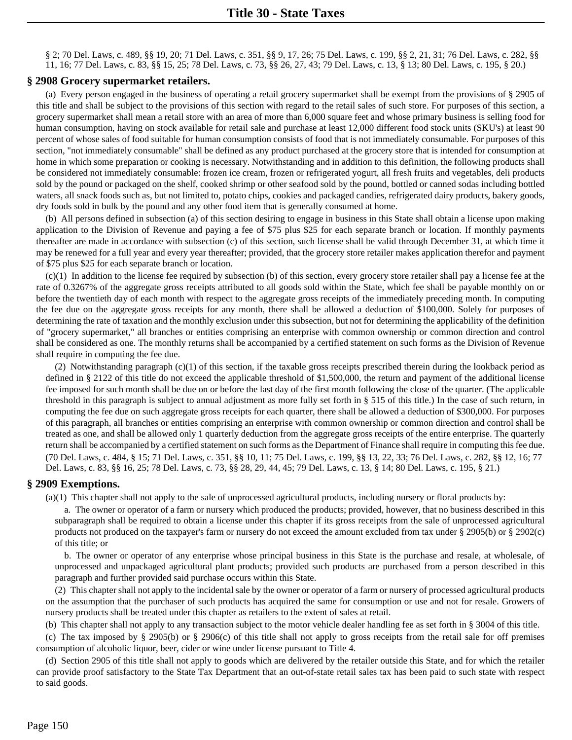§ 2; 70 Del. Laws, c. 489, §§ 19, 20; 71 Del. Laws, c. 351, §§ 9, 17, 26; 75 Del. Laws, c. 199, §§ 2, 21, 31; 76 Del. Laws, c. 282, §§ 11, 16; 77 Del. Laws, c. 83, §§ 15, 25; 78 Del. Laws, c. 73, §§ 26, 27, 43; 79 Del. Laws, c. 13, § 13; 80 Del. Laws, c. 195, § 20.)

### § 2908 Grocery supermarket retailers.

(a) Every person engaged in the business of operating a retail grocery supermarket shall be exempt from the provisions of § 2905 of this title and shall be subject to the provisions of this section with regard to the retail sales of such store. For purposes of this section, a grocery supermarket shall mean a retail store with an area of more than 6,000 square feet and whose primary business is selling food for human consumption, having on stock available for retail sale and purchase at least 12,000 different food stock units (SKU's) at least 90 percent of whose sales of food suitable for human consumption consists of food that is not immediately consumable. For purposes of this section, "not immediately consumable" shall be defined as any product purchased at the grocery store that is intended for consumption at home in which some preparation or cooking is necessary. Notwithstanding and in addition to this definition, the following products shall be considered not immediately consumable: frozen ice cream, frozen or refrigerated yogurt, all fresh fruits and vegetables, deli products sold by the pound or packaged on the shelf, cooked shrimp or other seafood sold by the pound, bottled or canned sodas including bottled waters, all snack foods such as, but not limited to, potato chips, cookies and packaged candies, refrigerated dairy products, bakery goods, dry foods sold in bulk by the pound and any other food item that is generally consumed at home.

(b) All persons defined in subsection (a) of this section desiring to engage in business in this State shall obtain a license upon making application to the Division of Revenue and paying a fee of $75 plus $25 for each separate branch or location. If monthly payments thereafter are made in accordance with subsection (c) of this section, such license shall be valid through December 31, at which time it may be renewed for a full year and every year thereafter; provided, that the grocery store retailer makes application therefor and payment of $75 plus $25 for each separate branch or location.

(c)(1) In addition to the license fee required by subsection (b) of this section, every grocery store retailer shall pay a license fee at the rate of 0.3267% of the aggregate gross receipts attributed to all goods sold within the State, which fee shall be payable monthly on or before the twentieth day of each month with respect to the aggregate gross receipts of the immediately preceding month. In computing the fee due on the aggregate gross receipts for any month, there shall be allowed a deduction of $100,000. Solely for purposes of determining the rate of taxation and the monthly exclusion under this subsection, but not for determining the applicability of the definition of "grocery supermarket," all branches or entities comprising an enterprise with common ownership or common direction and control shall be considered as one. The monthly returns shall be accompanied by a certified statement on such forms as the Division of Revenue shall require in computing the fee due.

(2) Notwithstanding paragraph (c)(1) of this section, if the taxable gross receipts prescribed therein during the lookback period as defined in § 2122 of this title do not exceed the applicable threshold of $1,500,000, the return and payment of the additional license fee imposed for such month shall be due on or before the last day of the first month following the close of the quarter. (The applicable threshold in this paragraph is subject to annual adjustment as more fully set forth in § 515 of this title.) In the case of such return, in computing the fee due on such aggregate gross receipts for each quarter, there shall be allowed a deduction of $300,000. For purposes of this paragraph, all branches or entities comprising an enterprise with common ownership or common direction and control shall be treated as one, and shall be allowed only 1 quarterly deduction from the aggregate gross receipts of the entire enterprise. The quarterly return shall be accompanied by a certified statement on such forms as the Department of Finance shall require in computing this fee due.

(70 Del. Laws, c. 484, § 15; 71 Del. Laws, c. 351, §§ 10, 11; 75 Del. Laws, c. 199, §§ 13, 22, 33; 76 Del. Laws, c. 282, §§ 12, 16; 77 Del. Laws, c. 83, §§ 16, 25; 78 Del. Laws, c. 73, §§ 28, 29, 44, 45; 79 Del. Laws, c. 13, § 14; 80 Del. Laws, c. 195, § 21.)

### § 2909 Exemptions.

(a)(1) This chapter shall not apply to the sale of unprocessed agricultural products, including nursery or floral products by:

a. The owner or operator of a farm or nursery which produced the products; provided, however, that no business described in this subparagraph shall be required to obtain a license under this chapter if its gross receipts from the sale of unprocessed agricultural products not produced on the taxpayer's farm or nursery do not exceed the amount excluded from tax under § 2905(b) or § 2902(c) of this title; or

b. The owner or operator of any enterprise whose principal business in this State is the purchase and resale, at wholesale, of unprocessed and unpackaged agricultural plant products; provided such products are purchased from a person described in this paragraph and further provided said purchase occurs within this State.

(2) This chapter shall not apply to the incidental sale by the owner or operator of a farm or nursery of processed agricultural products on the assumption that the purchaser of such products has acquired the same for consumption or use and not for resale. Growers of nursery products shall be treated under this chapter as retailers to the extent of sales at retail.

(b) This chapter shall not apply to any transaction subject to the motor vehicle dealer handling fee as set forth in § 3004 of this title.

(c) The tax imposed by § 2905(b) or § 2906(c) of this title shall not apply to gross receipts from the retail sale for off premises consumption of alcoholic liquor, beer, cider or wine under license pursuant to Title 4.

(d) Section 2905 of this title shall not apply to goods which are delivered by the retailer outside this State, and for which the retailer can provide proof satisfactory to the State Tax Department that an out-of-state retail sales tax has been paid to such state with respect to said goods.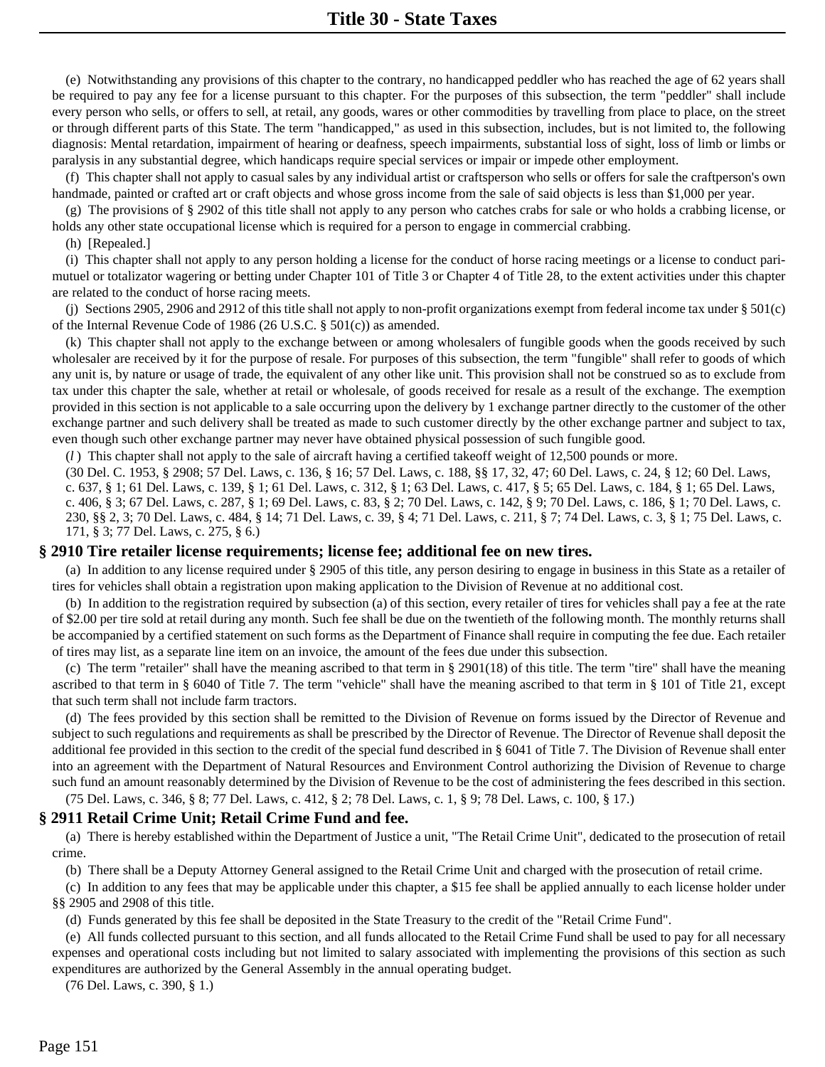(e) Notwithstanding any provisions of this chapter to the contrary, no handicapped peddler who has reached the age of 62 years shall be required to pay any fee for a license pursuant to this chapter. For the purposes of this subsection, the term "peddler" shall include every person who sells, or offers to sell, at retail, any goods, wares or other commodities by travelling from place to place, on the street or through different parts of this State. The term "handicapped," as used in this subsection, includes, but is not limited to, the following diagnosis: Mental retardation, impairment of hearing or deafness, speech impairments, substantial loss of sight, loss of limb or limbs or paralysis in any substantial degree, which handicaps require special services or impair or impede other employment.

(f) This chapter shall not apply to casual sales by any individual artist or craftsperson who sells or offers for sale the craftperson's own handmade, painted or crafted art or craft objects and whose gross income from the sale of said objects is less than $1,000 per year.

(g) The provisions of § 2902 of this title shall not apply to any person who catches crabs for sale or who holds a crabbing license, or holds any other state occupational license which is required for a person to engage in commercial crabbing.

(h) [Repealed.]

(i) This chapter shall not apply to any person holding a license for the conduct of horse racing meetings or a license to conduct pari-mutuel or totalizator wagering or betting under Chapter 101 of Title 3 or Chapter 4 of Title 28, to the extent activities under this chapter are related to the conduct of horse racing meets.

(j) Sections 2905, 2906 and 2912 of this title shall not apply to non-profit organizations exempt from federal income tax under § 501(c) of the Internal Revenue Code of 1986 (26 U.S.C. § 501(c)) as amended.

(k) This chapter shall not apply to the exchange between or among wholesalers of fungible goods when the goods received by such wholesaler are received by it for the purpose of resale. For purposes of this subsection, the term "fungible" shall refer to goods of which any unit is, by nature or usage of trade, the equivalent of any other like unit. This provision shall not be construed so as to exclude from tax under this chapter the sale, whether at retail or wholesale, of goods received for resale as a result of the exchange. The exemption provided in this section is not applicable to a sale occurring upon the delivery by 1 exchange partner directly to the customer of the other exchange partner and such delivery shall be treated as made to such customer directly by the other exchange partner and subject to tax, even though such other exchange partner may never have obtained physical possession of such fungible good.

(*l*) This chapter shall not apply to the sale of aircraft having a certified takeoff weight of 12,500 pounds or more.

(30 Del. C. 1953, § 2908; 57 Del. Laws, c. 136, § 16; 57 Del. Laws, c. 188, §§ 17, 32, 47; 60 Del. Laws, c. 24, § 12; 60 Del. Laws, c. 637, § 1; 61 Del. Laws, c. 139, § 1; 61 Del. Laws, c. 312, § 1; 63 Del. Laws, c. 417, § 5; 65 Del. Laws, c. 184, § 1; 65 Del. Laws, c. 406, § 3; 67 Del. Laws, c. 287, § 1; 69 Del. Laws, c. 83, § 2; 70 Del. Laws, c. 142, § 9; 70 Del. Laws, c. 186, § 1; 70 Del. Laws, c. 230, §§ 2, 3; 70 Del. Laws, c. 484, § 14; 71 Del. Laws, c. 39, § 4; 71 Del. Laws, c. 211, § 7; 74 Del. Laws, c. 3, § 1; 75 Del. Laws, c. 171, § 3; 77 Del. Laws, c. 275, § 6.)

### § 2910 Tire retailer license requirements; license fee; additional fee on new tires.

(a) In addition to any license required under § 2905 of this title, any person desiring to engage in business in this State as a retailer of tires for vehicles shall obtain a registration upon making application to the Division of Revenue at no additional cost.

(b) In addition to the registration required by subsection (a) of this section, every retailer of tires for vehicles shall pay a fee at the rate of $2.00 per tire sold at retail during any month. Such fee shall be due on the twentieth of the following month. The monthly returns shall be accompanied by a certified statement on such forms as the Department of Finance shall require in computing the fee due. Each retailer of tires may list, as a separate line item on an invoice, the amount of the fees due under this subsection.

(c) The term "retailer" shall have the meaning ascribed to that term in § 2901(18) of this title. The term "tire" shall have the meaning ascribed to that term in § 6040 of Title 7. The term "vehicle" shall have the meaning ascribed to that term in § 101 of Title 21, except that such term shall not include farm tractors.

(d) The fees provided by this section shall be remitted to the Division of Revenue on forms issued by the Director of Revenue and subject to such regulations and requirements as shall be prescribed by the Director of Revenue. The Director of Revenue shall deposit the additional fee provided in this section to the credit of the special fund described in § 6041 of Title 7. The Division of Revenue shall enter into an agreement with the Department of Natural Resources and Environment Control authorizing the Division of Revenue to charge such fund an amount reasonably determined by the Division of Revenue to be the cost of administering the fees described in this section.

(75 Del. Laws, c. 346, § 8; 77 Del. Laws, c. 412, § 2; 78 Del. Laws, c. 1, § 9; 78 Del. Laws, c. 100, § 17.)

### § 2911 Retail Crime Unit; Retail Crime Fund and fee.

(a) There is hereby established within the Department of Justice a unit, "The Retail Crime Unit", dedicated to the prosecution of retail crime.

(b) There shall be a Deputy Attorney General assigned to the Retail Crime Unit and charged with the prosecution of retail crime.

(c) In addition to any fees that may be applicable under this chapter, a $15 fee shall be applied annually to each license holder under §§ 2905 and 2908 of this title.

(d) Funds generated by this fee shall be deposited in the State Treasury to the credit of the "Retail Crime Fund".

(e) All funds collected pursuant to this section, and all funds allocated to the Retail Crime Fund shall be used to pay for all necessary expenses and operational costs including but not limited to salary associated with implementing the provisions of this section as such expenditures are authorized by the General Assembly in the annual operating budget.

(76 Del. Laws, c. 390, § 1.)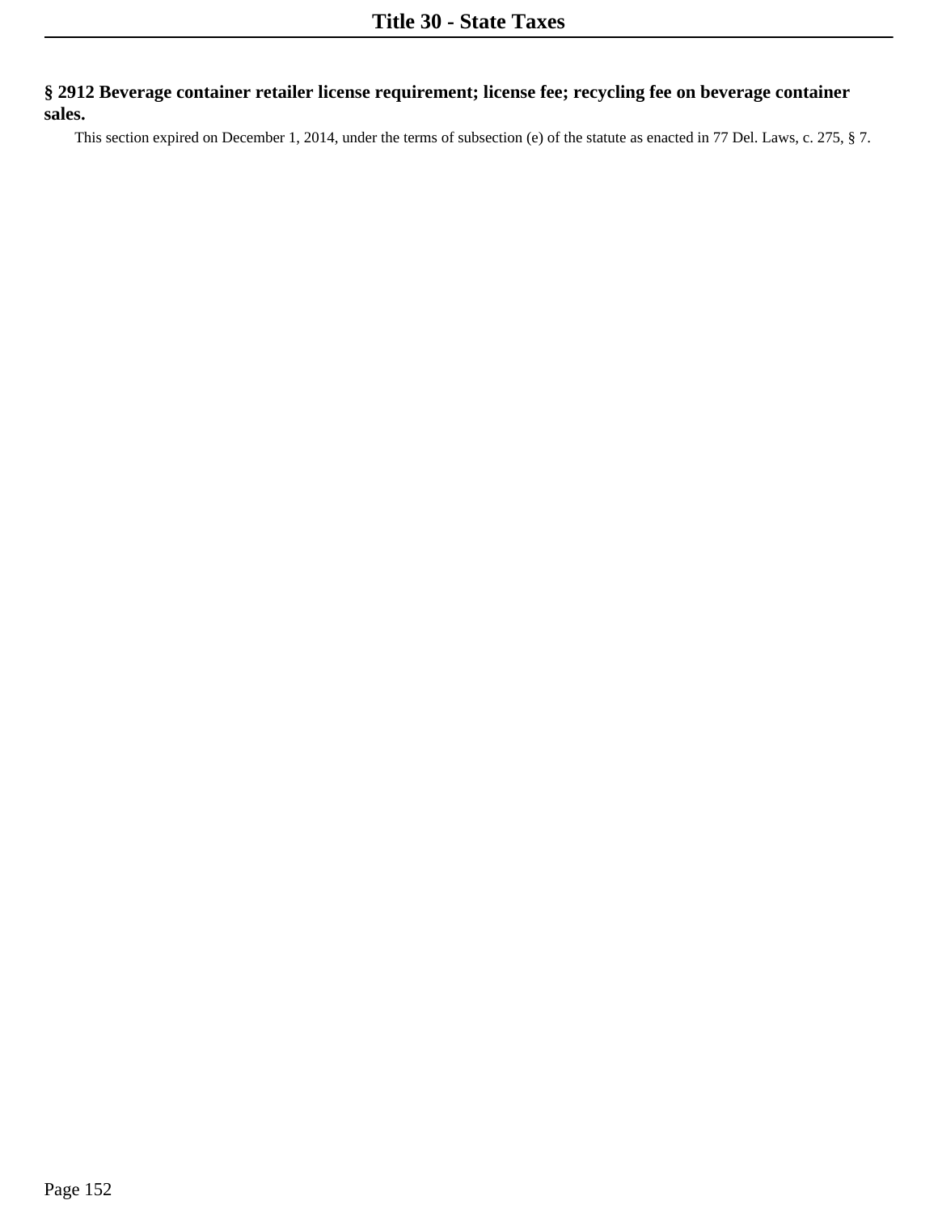### § 2912 Beverage container retailer license requirement; license fee; recycling fee on beverage container sales.

This section expired on December 1, 2014, under the terms of subsection (e) of the statute as enacted in 77 Del. Laws, c. 275, § 7.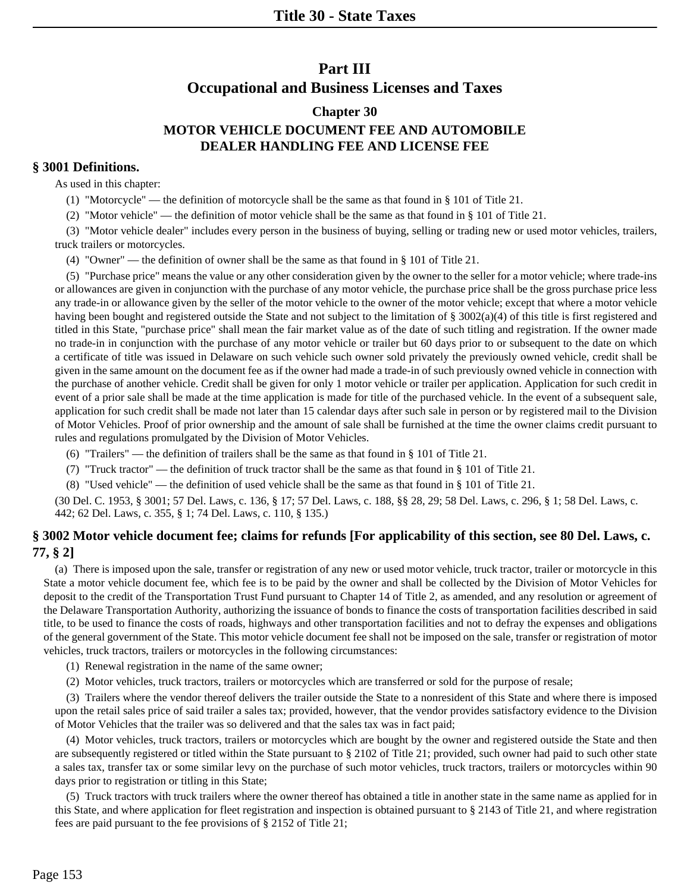# Part III
# Occupational and Business Licenses and Taxes

## Chapter 30

## MOTOR VEHICLE DOCUMENT FEE AND AUTOMOBILE DEALER HANDLING FEE AND LICENSE FEE

### § 3001 Definitions.

As used in this chapter:

(1) "Motorcycle" — the definition of motorcycle shall be the same as that found in § 101 of Title 21.

(2) "Motor vehicle" — the definition of motor vehicle shall be the same as that found in § 101 of Title 21.

(3) "Motor vehicle dealer" includes every person in the business of buying, selling or trading new or used motor vehicles, trailers, truck trailers or motorcycles.

(4) "Owner" — the definition of owner shall be the same as that found in § 101 of Title 21.

(5) "Purchase price" means the value or any other consideration given by the owner to the seller for a motor vehicle; where trade-ins or allowances are given in conjunction with the purchase of any motor vehicle, the purchase price shall be the gross purchase price less any trade-in or allowance given by the seller of the motor vehicle to the owner of the motor vehicle; except that where a motor vehicle having been bought and registered outside the State and not subject to the limitation of § 3002(a)(4) of this title is first registered and titled in this State, "purchase price" shall mean the fair market value as of the date of such titling and registration. If the owner made no trade-in in conjunction with the purchase of any motor vehicle or trailer but 60 days prior to or subsequent to the date on which a certificate of title was issued in Delaware on such vehicle such owner sold privately the previously owned vehicle, credit shall be given in the same amount on the document fee as if the owner had made a trade-in of such previously owned vehicle in connection with the purchase of another vehicle. Credit shall be given for only 1 motor vehicle or trailer per application. Application for such credit in event of a prior sale shall be made at the time application is made for title of the purchased vehicle. In the event of a subsequent sale, application for such credit shall be made not later than 15 calendar days after such sale in person or by registered mail to the Division of Motor Vehicles. Proof of prior ownership and the amount of sale shall be furnished at the time the owner claims credit pursuant to rules and regulations promulgated by the Division of Motor Vehicles.

(6) "Trailers" — the definition of trailers shall be the same as that found in § 101 of Title 21.

(7) "Truck tractor" — the definition of truck tractor shall be the same as that found in § 101 of Title 21.

(8) "Used vehicle" — the definition of used vehicle shall be the same as that found in § 101 of Title 21.

(30 Del. C. 1953, § 3001; 57 Del. Laws, c. 136, § 17; 57 Del. Laws, c. 188, §§ 28, 29; 58 Del. Laws, c. 296, § 1; 58 Del. Laws, c. 442; 62 Del. Laws, c. 355, § 1; 74 Del. Laws, c. 110, § 135.)

### § 3002 Motor vehicle document fee; claims for refunds [For applicability of this section, see 80 Del. Laws, c. 77, § 2]

(a) There is imposed upon the sale, transfer or registration of any new or used motor vehicle, truck tractor, trailer or motorcycle in this State a motor vehicle document fee, which fee is to be paid by the owner and shall be collected by the Division of Motor Vehicles for deposit to the credit of the Transportation Trust Fund pursuant to Chapter 14 of Title 2, as amended, and any resolution or agreement of the Delaware Transportation Authority, authorizing the issuance of bonds to finance the costs of transportation facilities described in said title, to be used to finance the costs of roads, highways and other transportation facilities and not to defray the expenses and obligations of the general government of the State. This motor vehicle document fee shall not be imposed on the sale, transfer or registration of motor vehicles, truck tractors, trailers or motorcycles in the following circumstances:

(1) Renewal registration in the name of the same owner;

(2) Motor vehicles, truck tractors, trailers or motorcycles which are transferred or sold for the purpose of resale;

(3) Trailers where the vendor thereof delivers the trailer outside the State to a nonresident of this State and where there is imposed upon the retail sales price of said trailer a sales tax; provided, however, that the vendor provides satisfactory evidence to the Division of Motor Vehicles that the trailer was so delivered and that the sales tax was in fact paid;

(4) Motor vehicles, truck tractors, trailers or motorcycles which are bought by the owner and registered outside the State and then are subsequently registered or titled within the State pursuant to § 2102 of Title 21; provided, such owner had paid to such other state a sales tax, transfer tax or some similar levy on the purchase of such motor vehicles, truck tractors, trailers or motorcycles within 90 days prior to registration or titling in this State;

(5) Truck tractors with truck trailers where the owner thereof has obtained a title in another state in the same name as applied for in this State, and where application for fleet registration and inspection is obtained pursuant to § 2143 of Title 21, and where registration fees are paid pursuant to the fee provisions of § 2152 of Title 21;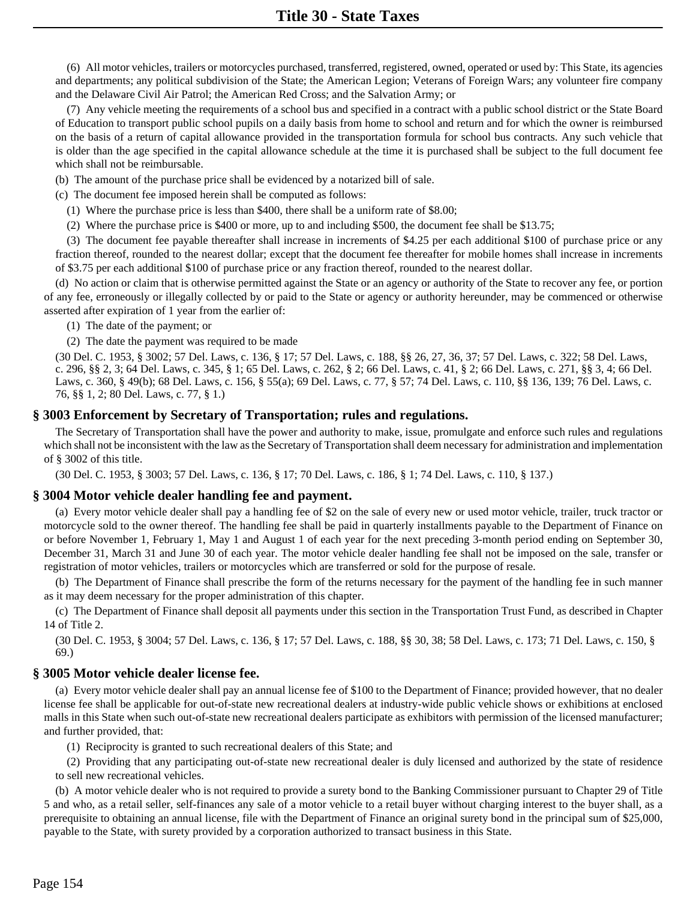(6) All motor vehicles, trailers or motorcycles purchased, transferred, registered, owned, operated or used by: This State, its agencies and departments; any political subdivision of the State; the American Legion; Veterans of Foreign Wars; any volunteer fire company and the Delaware Civil Air Patrol; the American Red Cross; and the Salvation Army; or

(7) Any vehicle meeting the requirements of a school bus and specified in a contract with a public school district or the State Board of Education to transport public school pupils on a daily basis from home to school and return and for which the owner is reimbursed on the basis of a return of capital allowance provided in the transportation formula for school bus contracts. Any such vehicle that is older than the age specified in the capital allowance schedule at the time it is purchased shall be subject to the full document fee which shall not be reimbursable.

(b) The amount of the purchase price shall be evidenced by a notarized bill of sale.

(c) The document fee imposed herein shall be computed as follows:

(1) Where the purchase price is less than $400, there shall be a uniform rate of $8.00;

(2) Where the purchase price is $400 or more, up to and including $500, the document fee shall be $13.75;

(3) The document fee payable thereafter shall increase in increments of $4.25 per each additional $100 of purchase price or any fraction thereof, rounded to the nearest dollar; except that the document fee thereafter for mobile homes shall increase in increments of $3.75 per each additional $100 of purchase price or any fraction thereof, rounded to the nearest dollar.

(d) No action or claim that is otherwise permitted against the State or an agency or authority of the State to recover any fee, or portion of any fee, erroneously or illegally collected by or paid to the State or agency or authority hereunder, may be commenced or otherwise asserted after expiration of 1 year from the earlier of:

(1) The date of the payment; or

(2) The date the payment was required to be made

(30 Del. C. 1953, § 3002; 57 Del. Laws, c. 136, § 17; 57 Del. Laws, c. 188, §§ 26, 27, 36, 37; 57 Del. Laws, c. 322; 58 Del. Laws, c. 296, §§ 2, 3; 64 Del. Laws, c. 345, § 1; 65 Del. Laws, c. 262, § 2; 66 Del. Laws, c. 41, § 2; 66 Del. Laws, c. 271, §§ 3, 4; 66 Del. Laws, c. 360, § 49(b); 68 Del. Laws, c. 156, § 55(a); 69 Del. Laws, c. 77, § 57; 74 Del. Laws, c. 110, §§ 136, 139; 76 Del. Laws, c. 76, §§ 1, 2; 80 Del. Laws, c. 77, § 1.)

### § 3003 Enforcement by Secretary of Transportation; rules and regulations.

The Secretary of Transportation shall have the power and authority to make, issue, promulgate and enforce such rules and regulations which shall not be inconsistent with the law as the Secretary of Transportation shall deem necessary for administration and implementation of § 3002 of this title.

(30 Del. C. 1953, § 3003; 57 Del. Laws, c. 136, § 17; 70 Del. Laws, c. 186, § 1; 74 Del. Laws, c. 110, § 137.)

### § 3004 Motor vehicle dealer handling fee and payment.

(a) Every motor vehicle dealer shall pay a handling fee of $2 on the sale of every new or used motor vehicle, trailer, truck tractor or motorcycle sold to the owner thereof. The handling fee shall be paid in quarterly installments payable to the Department of Finance on or before November 1, February 1, May 1 and August 1 of each year for the next preceding 3-month period ending on September 30, December 31, March 31 and June 30 of each year. The motor vehicle dealer handling fee shall not be imposed on the sale, transfer or registration of motor vehicles, trailers or motorcycles which are transferred or sold for the purpose of resale.

(b) The Department of Finance shall prescribe the form of the returns necessary for the payment of the handling fee in such manner as it may deem necessary for the proper administration of this chapter.

(c) The Department of Finance shall deposit all payments under this section in the Transportation Trust Fund, as described in Chapter 14 of Title 2.

(30 Del. C. 1953, § 3004; 57 Del. Laws, c. 136, § 17; 57 Del. Laws, c. 188, §§ 30, 38; 58 Del. Laws, c. 173; 71 Del. Laws, c. 150, § 69.)

### § 3005 Motor vehicle dealer license fee.

(a) Every motor vehicle dealer shall pay an annual license fee of $100 to the Department of Finance; provided however, that no dealer license fee shall be applicable for out-of-state new recreational dealers at industry-wide public vehicle shows or exhibitions at enclosed malls in this State when such out-of-state new recreational dealers participate as exhibitors with permission of the licensed manufacturer; and further provided, that:

(1) Reciprocity is granted to such recreational dealers of this State; and

(2) Providing that any participating out-of-state new recreational dealer is duly licensed and authorized by the state of residence to sell new recreational vehicles.

(b) A motor vehicle dealer who is not required to provide a surety bond to the Banking Commissioner pursuant to Chapter 29 of Title 5 and who, as a retail seller, self-finances any sale of a motor vehicle to a retail buyer without charging interest to the buyer shall, as a prerequisite to obtaining an annual license, file with the Department of Finance an original surety bond in the principal sum of $25,000, payable to the State, with surety provided by a corporation authorized to transact business in this State.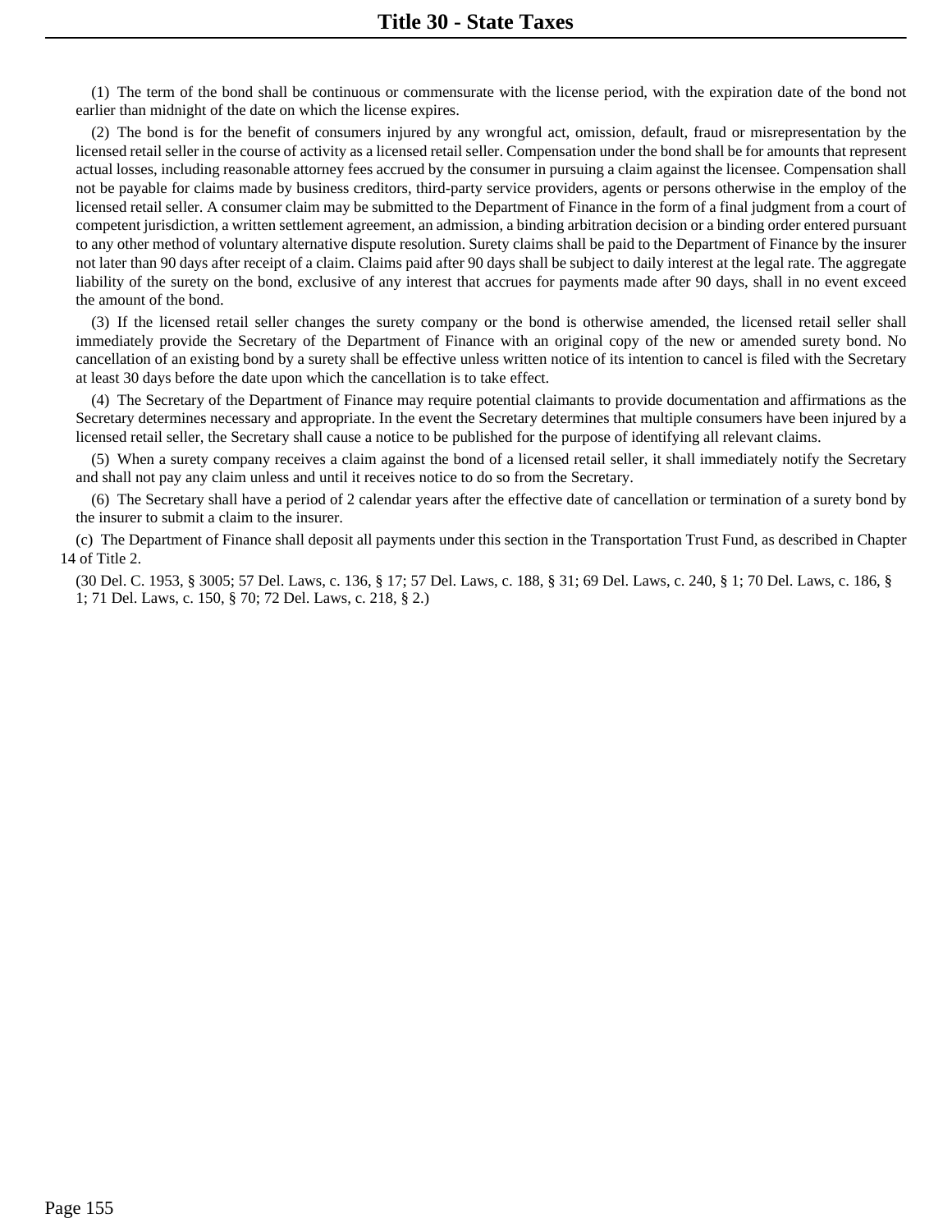(1) The term of the bond shall be continuous or commensurate with the license period, with the expiration date of the bond not earlier than midnight of the date on which the license expires.

(2) The bond is for the benefit of consumers injured by any wrongful act, omission, default, fraud or misrepresentation by the licensed retail seller in the course of activity as a licensed retail seller. Compensation under the bond shall be for amounts that represent actual losses, including reasonable attorney fees accrued by the consumer in pursuing a claim against the licensee. Compensation shall not be payable for claims made by business creditors, third-party service providers, agents or persons otherwise in the employ of the licensed retail seller. A consumer claim may be submitted to the Department of Finance in the form of a final judgment from a court of competent jurisdiction, a written settlement agreement, an admission, a binding arbitration decision or a binding order entered pursuant to any other method of voluntary alternative dispute resolution. Surety claims shall be paid to the Department of Finance by the insurer not later than 90 days after receipt of a claim. Claims paid after 90 days shall be subject to daily interest at the legal rate. The aggregate liability of the surety on the bond, exclusive of any interest that accrues for payments made after 90 days, shall in no event exceed the amount of the bond.

(3) If the licensed retail seller changes the surety company or the bond is otherwise amended, the licensed retail seller shall immediately provide the Secretary of the Department of Finance with an original copy of the new or amended surety bond. No cancellation of an existing bond by a surety shall be effective unless written notice of its intention to cancel is filed with the Secretary at least 30 days before the date upon which the cancellation is to take effect.

(4) The Secretary of the Department of Finance may require potential claimants to provide documentation and affirmations as the Secretary determines necessary and appropriate. In the event the Secretary determines that multiple consumers have been injured by a licensed retail seller, the Secretary shall cause a notice to be published for the purpose of identifying all relevant claims.

(5) When a surety company receives a claim against the bond of a licensed retail seller, it shall immediately notify the Secretary and shall not pay any claim unless and until it receives notice to do so from the Secretary.

(6) The Secretary shall have a period of 2 calendar years after the effective date of cancellation or termination of a surety bond by the insurer to submit a claim to the insurer.

(c) The Department of Finance shall deposit all payments under this section in the Transportation Trust Fund, as described in Chapter 14 of Title 2.

(30 Del. C. 1953, § 3005; 57 Del. Laws, c. 136, § 17; 57 Del. Laws, c. 188, § 31; 69 Del. Laws, c. 240, § 1; 70 Del. Laws, c. 186, § 1; 71 Del. Laws, c. 150, § 70; 72 Del. Laws, c. 218, § 2.)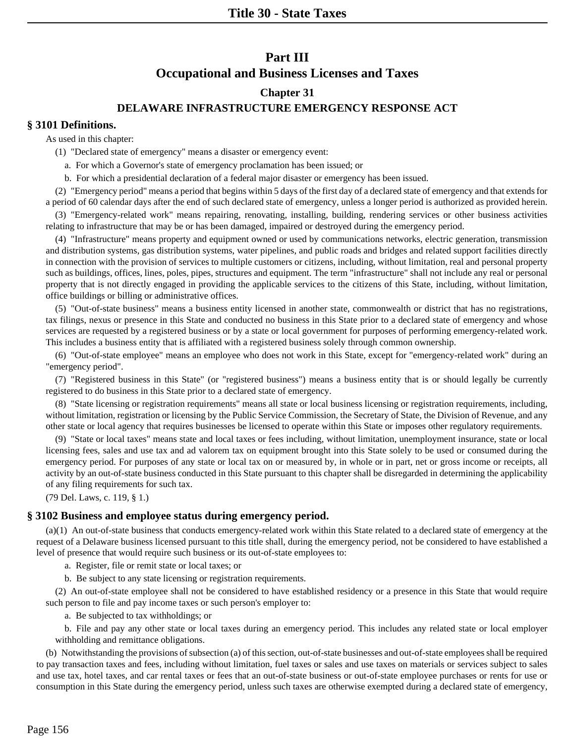# Part III
# Occupational and Business Licenses and Taxes

## Chapter 31

## DELAWARE INFRASTRUCTURE EMERGENCY RESPONSE ACT

### § 3101 Definitions.

As used in this chapter:

(1) "Declared state of emergency" means a disaster or emergency event:

a. For which a Governor's state of emergency proclamation has been issued; or

b. For which a presidential declaration of a federal major disaster or emergency has been issued.

(2) "Emergency period" means a period that begins within 5 days of the first day of a declared state of emergency and that extends for a period of 60 calendar days after the end of such declared state of emergency, unless a longer period is authorized as provided herein.

(3) "Emergency-related work" means repairing, renovating, installing, building, rendering services or other business activities relating to infrastructure that may be or has been damaged, impaired or destroyed during the emergency period.

(4) "Infrastructure" means property and equipment owned or used by communications networks, electric generation, transmission and distribution systems, gas distribution systems, water pipelines, and public roads and bridges and related support facilities directly in connection with the provision of services to multiple customers or citizens, including, without limitation, real and personal property such as buildings, offices, lines, poles, pipes, structures and equipment. The term "infrastructure" shall not include any real or personal property that is not directly engaged in providing the applicable services to the citizens of this State, including, without limitation, office buildings or billing or administrative offices.

(5) "Out-of-state business" means a business entity licensed in another state, commonwealth or district that has no registrations, tax filings, nexus or presence in this State and conducted no business in this State prior to a declared state of emergency and whose services are requested by a registered business or by a state or local government for purposes of performing emergency-related work. This includes a business entity that is affiliated with a registered business solely through common ownership.

(6) "Out-of-state employee" means an employee who does not work in this State, except for "emergency-related work" during an "emergency period".

(7) "Registered business in this State" (or "registered business") means a business entity that is or should legally be currently registered to do business in this State prior to a declared state of emergency.

(8) "State licensing or registration requirements" means all state or local business licensing or registration requirements, including, without limitation, registration or licensing by the Public Service Commission, the Secretary of State, the Division of Revenue, and any other state or local agency that requires businesses be licensed to operate within this State or imposes other regulatory requirements.

(9) "State or local taxes" means state and local taxes or fees including, without limitation, unemployment insurance, state or local licensing fees, sales and use tax and ad valorem tax on equipment brought into this State solely to be used or consumed during the emergency period. For purposes of any state or local tax on or measured by, in whole or in part, net or gross income or receipts, all activity by an out-of-state business conducted in this State pursuant to this chapter shall be disregarded in determining the applicability of any filing requirements for such tax.

(79 Del. Laws, c. 119, § 1.)

### § 3102 Business and employee status during emergency period.

(a)(1) An out-of-state business that conducts emergency-related work within this State related to a declared state of emergency at the request of a Delaware business licensed pursuant to this title shall, during the emergency period, not be considered to have established a level of presence that would require such business or its out-of-state employees to:

a. Register, file or remit state or local taxes; or

b. Be subject to any state licensing or registration requirements.

(2) An out-of-state employee shall not be considered to have established residency or a presence in this State that would require such person to file and pay income taxes or such person's employer to:

a. Be subjected to tax withholdings; or

b. File and pay any other state or local taxes during an emergency period. This includes any related state or local employer withholding and remittance obligations.

(b) Notwithstanding the provisions of subsection (a) of this section, out-of-state businesses and out-of-state employees shall be required to pay transaction taxes and fees, including without limitation, fuel taxes or sales and use taxes on materials or services subject to sales and use tax, hotel taxes, and car rental taxes or fees that an out-of-state business or out-of-state employee purchases or rents for use or consumption in this State during the emergency period, unless such taxes are otherwise exempted during a declared state of emergency,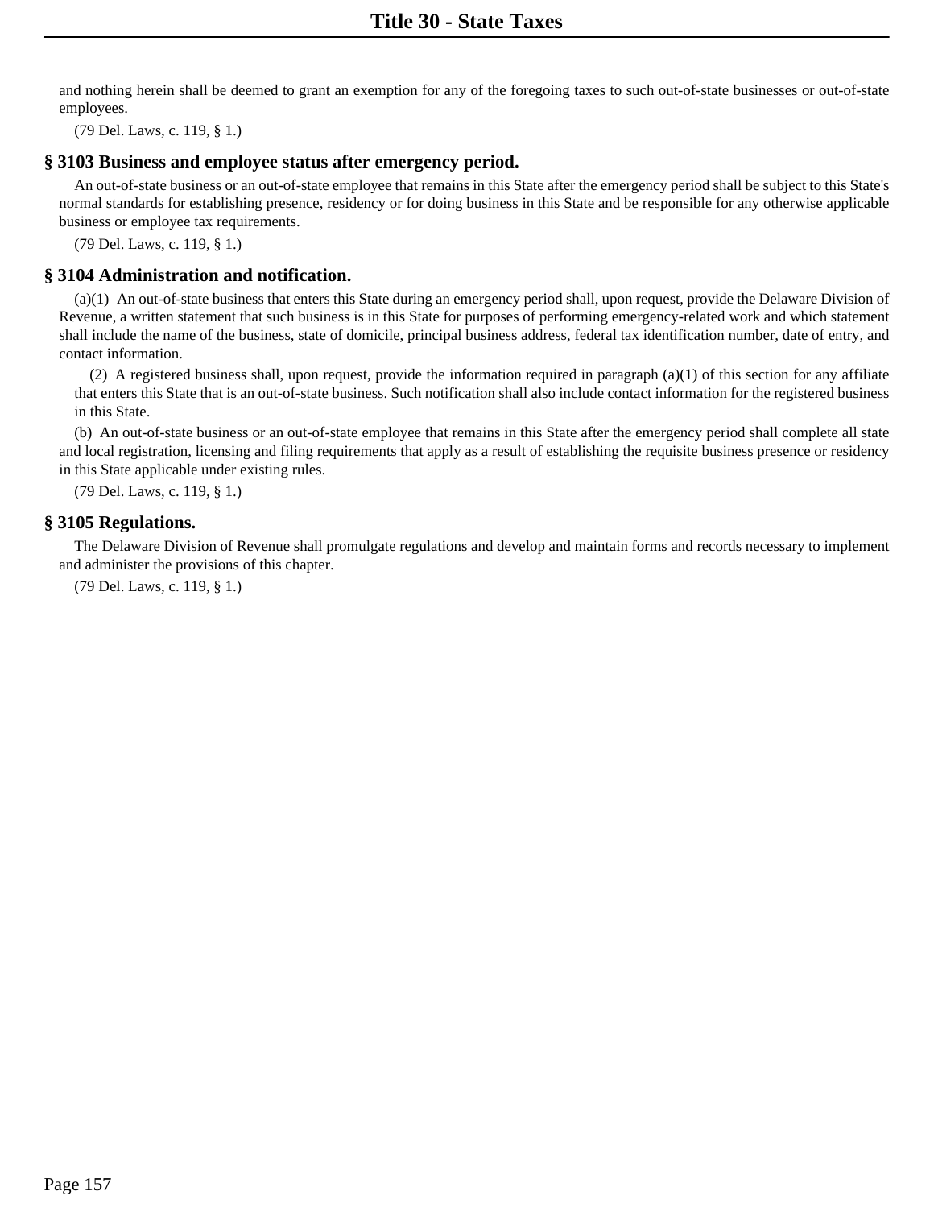and nothing herein shall be deemed to grant an exemption for any of the foregoing taxes to such out-of-state businesses or out-of-state employees.

(79 Del. Laws, c. 119, § 1.)

### § 3103 Business and employee status after emergency period.

An out-of-state business or an out-of-state employee that remains in this State after the emergency period shall be subject to this State's normal standards for establishing presence, residency or for doing business in this State and be responsible for any otherwise applicable business or employee tax requirements.

(79 Del. Laws, c. 119, § 1.)

### § 3104 Administration and notification.

(a)(1) An out-of-state business that enters this State during an emergency period shall, upon request, provide the Delaware Division of Revenue, a written statement that such business is in this State for purposes of performing emergency-related work and which statement shall include the name of the business, state of domicile, principal business address, federal tax identification number, date of entry, and contact information.

(2) A registered business shall, upon request, provide the information required in paragraph (a)(1) of this section for any affiliate that enters this State that is an out-of-state business. Such notification shall also include contact information for the registered business in this State.

(b) An out-of-state business or an out-of-state employee that remains in this State after the emergency period shall complete all state and local registration, licensing and filing requirements that apply as a result of establishing the requisite business presence or residency in this State applicable under existing rules.

(79 Del. Laws, c. 119, § 1.)

### § 3105 Regulations.

The Delaware Division of Revenue shall promulgate regulations and develop and maintain forms and records necessary to implement and administer the provisions of this chapter.

(79 Del. Laws, c. 119, § 1.)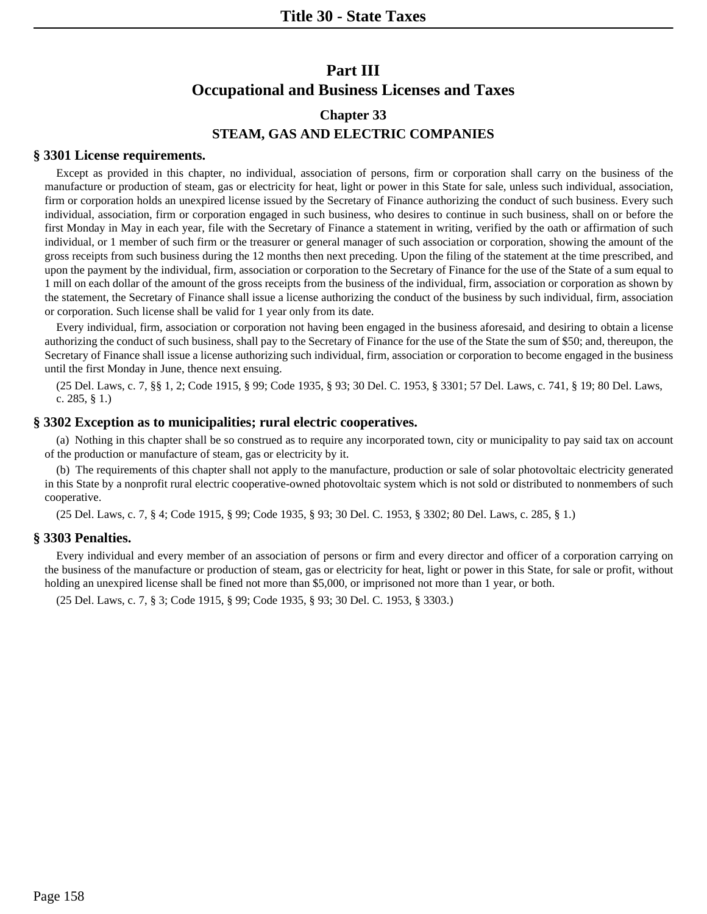# Part III
# Occupational and Business Licenses and Taxes

## Chapter 33
## STEAM, GAS AND ELECTRIC COMPANIES

### § 3301 License requirements.

Except as provided in this chapter, no individual, association of persons, firm or corporation shall carry on the business of the manufacture or production of steam, gas or electricity for heat, light or power in this State for sale, unless such individual, association, firm or corporation holds an unexpired license issued by the Secretary of Finance authorizing the conduct of such business. Every such individual, association, firm or corporation engaged in such business, who desires to continue in such business, shall on or before the first Monday in May in each year, file with the Secretary of Finance a statement in writing, verified by the oath or affirmation of such individual, or 1 member of such firm or the treasurer or general manager of such association or corporation, showing the amount of the gross receipts from such business during the 12 months then next preceding. Upon the filing of the statement at the time prescribed, and upon the payment by the individual, firm, association or corporation to the Secretary of Finance for the use of the State of a sum equal to 1 mill on each dollar of the amount of the gross receipts from the business of the individual, firm, association or corporation as shown by the statement, the Secretary of Finance shall issue a license authorizing the conduct of the business by such individual, firm, association or corporation. Such license shall be valid for 1 year only from its date.

Every individual, firm, association or corporation not having been engaged in the business aforesaid, and desiring to obtain a license authorizing the conduct of such business, shall pay to the Secretary of Finance for the use of the State the sum of $50; and, thereupon, the Secretary of Finance shall issue a license authorizing such individual, firm, association or corporation to become engaged in the business until the first Monday in June, thence next ensuing.

(25 Del. Laws, c. 7, §§ 1, 2; Code 1915, § 99; Code 1935, § 93; 30 Del. C. 1953, § 3301; 57 Del. Laws, c. 741, § 19; 80 Del. Laws, c. 285, § 1.)

### § 3302 Exception as to municipalities; rural electric cooperatives.

(a) Nothing in this chapter shall be so construed as to require any incorporated town, city or municipality to pay said tax on account of the production or manufacture of steam, gas or electricity by it.

(b) The requirements of this chapter shall not apply to the manufacture, production or sale of solar photovoltaic electricity generated in this State by a nonprofit rural electric cooperative-owned photovoltaic system which is not sold or distributed to nonmembers of such cooperative.

(25 Del. Laws, c. 7, § 4; Code 1915, § 99; Code 1935, § 93; 30 Del. C. 1953, § 3302; 80 Del. Laws, c. 285, § 1.)

### § 3303 Penalties.

Every individual and every member of an association of persons or firm and every director and officer of a corporation carrying on the business of the manufacture or production of steam, gas or electricity for heat, light or power in this State, for sale or profit, without holding an unexpired license shall be fined not more than $5,000, or imprisoned not more than 1 year, or both.

(25 Del. Laws, c. 7, § 3; Code 1915, § 99; Code 1935, § 93; 30 Del. C. 1953, § 3303.)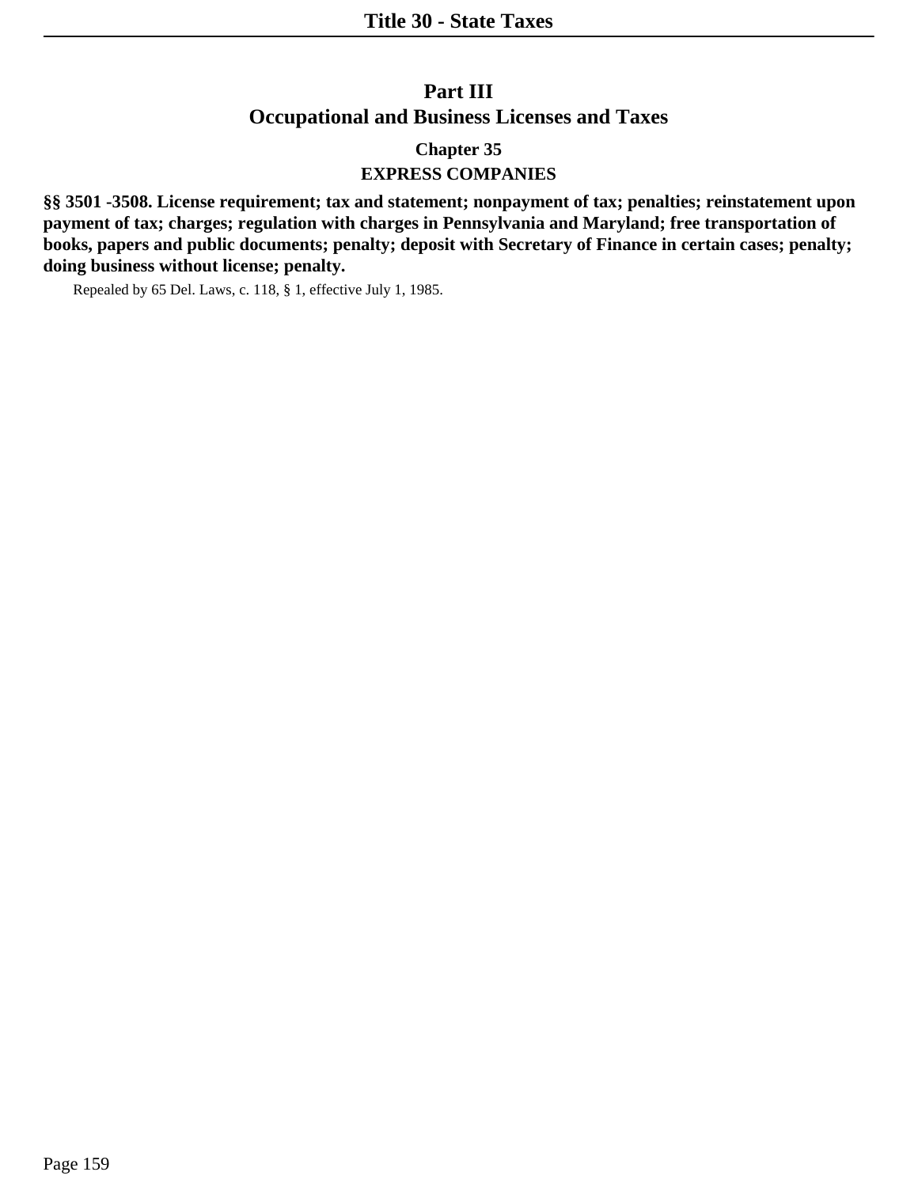# Part III
# Occupational and Business Licenses and Taxes

## Chapter 35
## EXPRESS COMPANIES

**§§ 3501 -3508. License requirement; tax and statement; nonpayment of tax; penalties; reinstatement upon payment of tax; charges; regulation with charges in Pennsylvania and Maryland; free transportation of books, papers and public documents; penalty; deposit with Secretary of Finance in certain cases; penalty; doing business without license; penalty.**

Repealed by 65 Del. Laws, c. 118, § 1, effective July 1, 1985.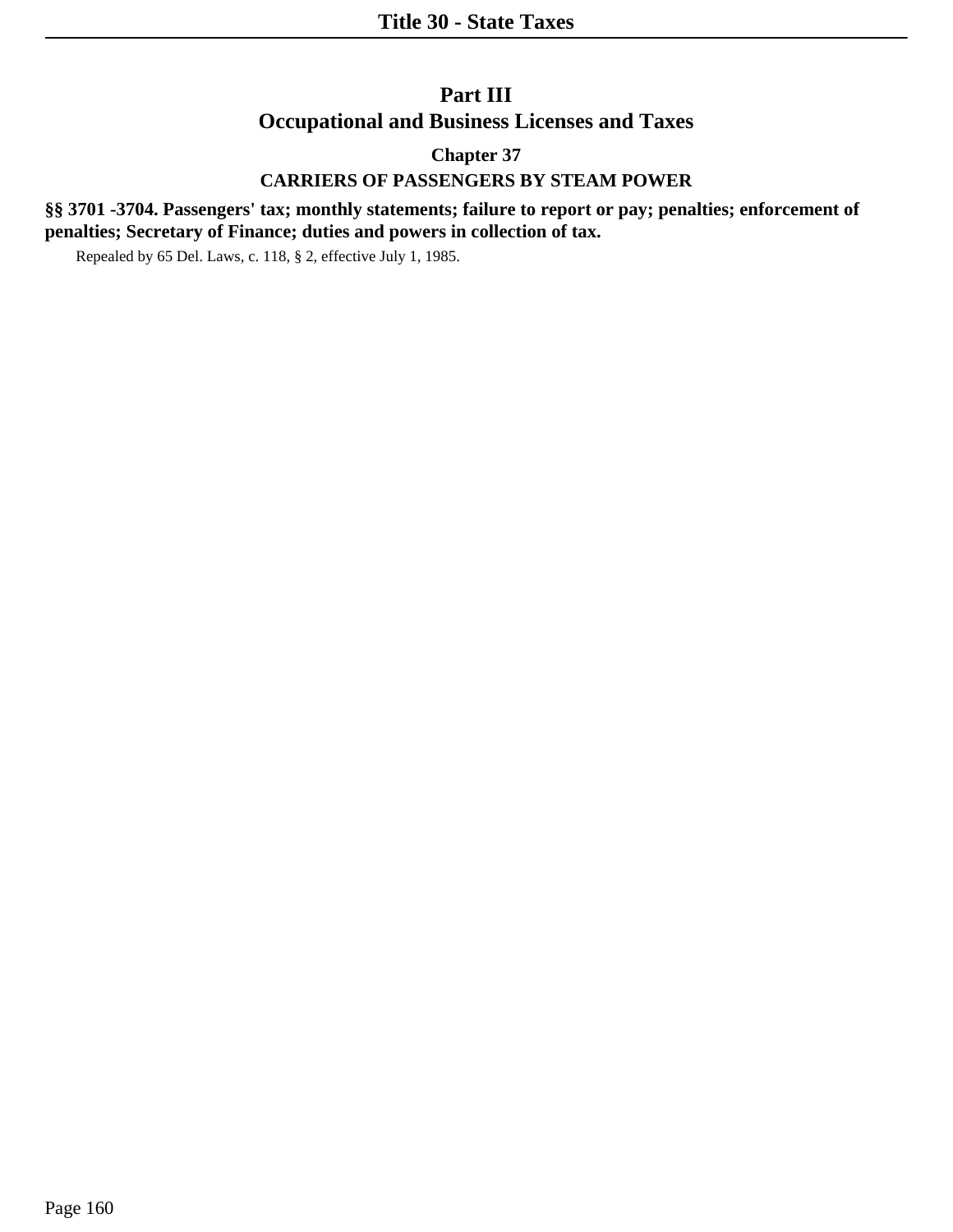# Part III
# Occupational and Business Licenses and Taxes

## Chapter 37
## CARRIERS OF PASSENGERS BY STEAM POWER

**§§ 3701 -3704. Passengers' tax; monthly statements; failure to report or pay; penalties; enforcement of penalties; Secretary of Finance; duties and powers in collection of tax.**

Repealed by 65 Del. Laws, c. 118, § 2, effective July 1, 1985.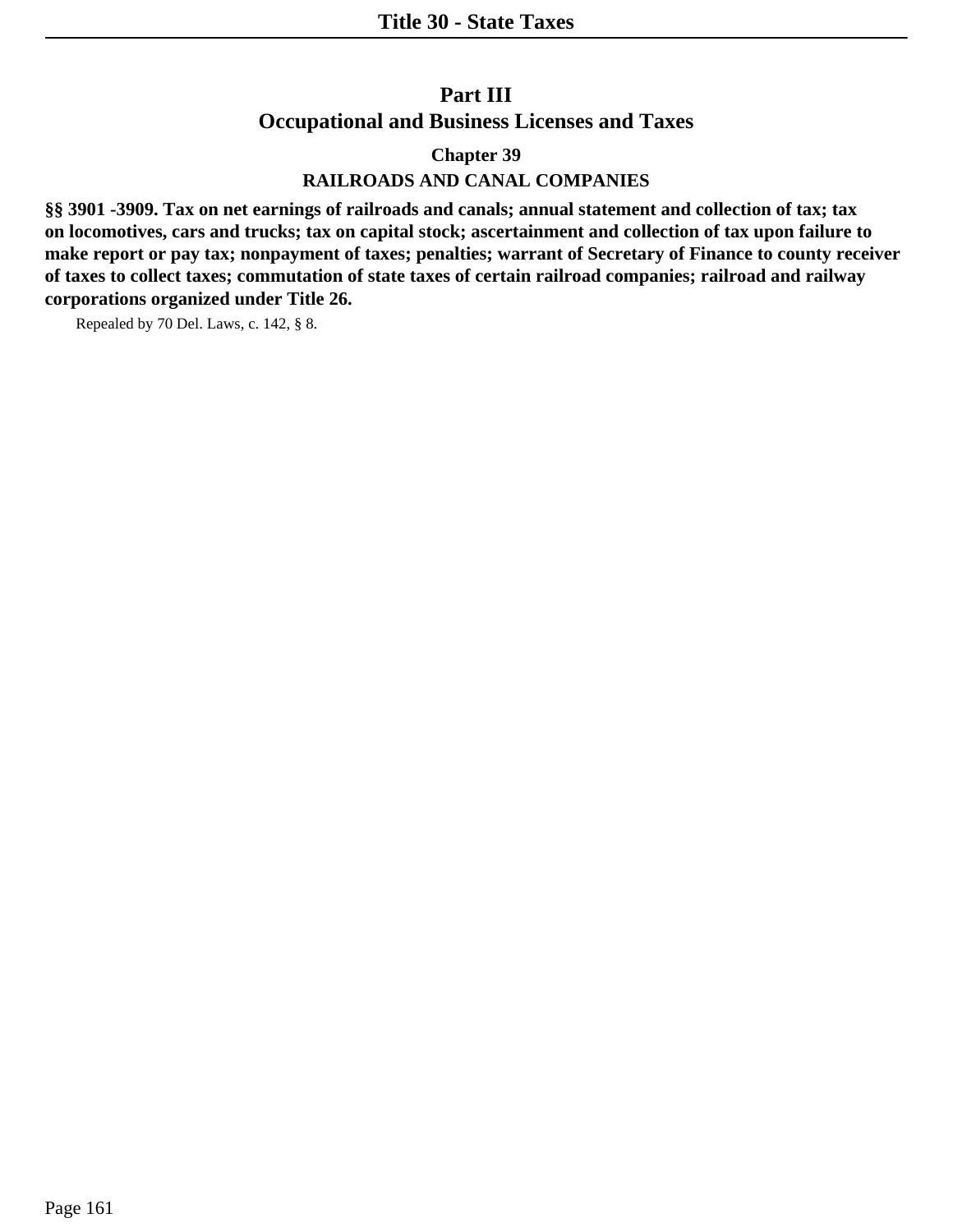# Part III
# Occupational and Business Licenses and Taxes

## Chapter 39
## RAILROADS AND CANAL COMPANIES

**§§ 3901 -3909. Tax on net earnings of railroads and canals; annual statement and collection of tax; tax on locomotives, cars and trucks; tax on capital stock; ascertainment and collection of tax upon failure to make report or pay tax; nonpayment of taxes; penalties; warrant of Secretary of Finance to county receiver of taxes to collect taxes; commutation of state taxes of certain railroad companies; railroad and railway corporations organized under Title 26.**

Repealed by 70 Del. Laws, c. 142, § 8.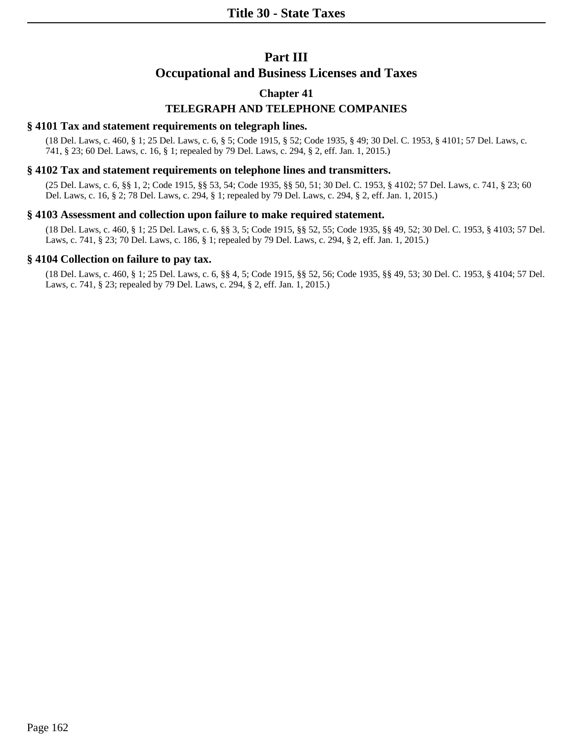# Part III
# Occupational and Business Licenses and Taxes

## Chapter 41
## TELEGRAPH AND TELEPHONE COMPANIES

### § 4101 Tax and statement requirements on telegraph lines.

(18 Del. Laws, c. 460, § 1; 25 Del. Laws, c. 6, § 5; Code 1915, § 52; Code 1935, § 49; 30 Del. C. 1953, § 4101; 57 Del. Laws, c. 741, § 23; 60 Del. Laws, c. 16, § 1; repealed by 79 Del. Laws, c. 294, § 2, eff. Jan. 1, 2015.)

### § 4102 Tax and statement requirements on telephone lines and transmitters.

(25 Del. Laws, c. 6, §§ 1, 2; Code 1915, §§ 53, 54; Code 1935, §§ 50, 51; 30 Del. C. 1953, § 4102; 57 Del. Laws, c. 741, § 23; 60 Del. Laws, c. 16, § 2; 78 Del. Laws, c. 294, § 1; repealed by 79 Del. Laws, c. 294, § 2, eff. Jan. 1, 2015.)

### § 4103 Assessment and collection upon failure to make required statement.

(18 Del. Laws, c. 460, § 1; 25 Del. Laws, c. 6, §§ 3, 5; Code 1915, §§ 52, 55; Code 1935, §§ 49, 52; 30 Del. C. 1953, § 4103; 57 Del. Laws, c. 741, § 23; 70 Del. Laws, c. 186, § 1; repealed by 79 Del. Laws, c. 294, § 2, eff. Jan. 1, 2015.)

### § 4104 Collection on failure to pay tax.

(18 Del. Laws, c. 460, § 1; 25 Del. Laws, c. 6, §§ 4, 5; Code 1915, §§ 52, 56; Code 1935, §§ 49, 53; 30 Del. C. 1953, § 4104; 57 Del. Laws, c. 741, § 23; repealed by 79 Del. Laws, c. 294, § 2, eff. Jan. 1, 2015.)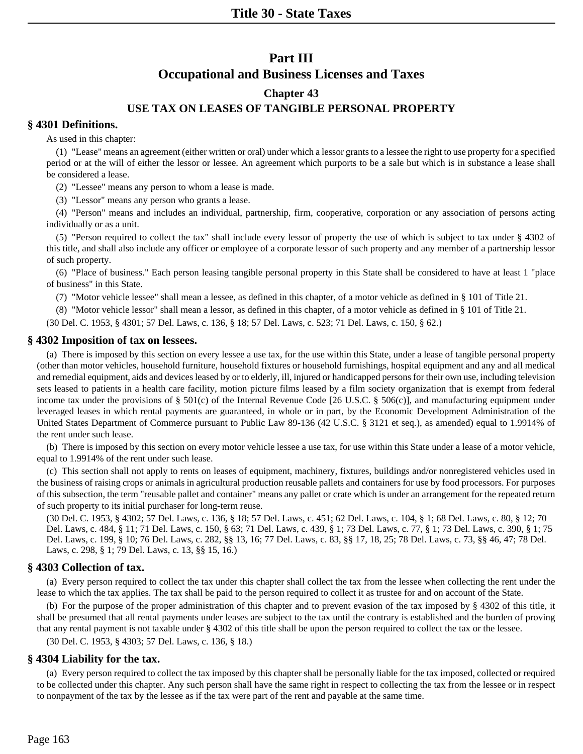## Part III

## Occupational and Business Licenses and Taxes

### Chapter 43

### USE TAX ON LEASES OF TANGIBLE PERSONAL PROPERTY

#### § 4301 Definitions.

As used in this chapter:

(1) "Lease" means an agreement (either written or oral) under which a lessor grants to a lessee the right to use property for a specified period or at the will of either the lessor or lessee. An agreement which purports to be a sale but which is in substance a lease shall be considered a lease.

(2) "Lessee" means any person to whom a lease is made.

(3) "Lessor" means any person who grants a lease.

(4) "Person" means and includes an individual, partnership, firm, cooperative, corporation or any association of persons acting individually or as a unit.

(5) "Person required to collect the tax" shall include every lessor of property the use of which is subject to tax under § 4302 of this title, and shall also include any officer or employee of a corporate lessor of such property and any member of a partnership lessor of such property.

(6) "Place of business." Each person leasing tangible personal property in this State shall be considered to have at least 1 "place of business" in this State.

(7) "Motor vehicle lessee" shall mean a lessee, as defined in this chapter, of a motor vehicle as defined in § 101 of Title 21.

(8) "Motor vehicle lessor" shall mean a lessor, as defined in this chapter, of a motor vehicle as defined in § 101 of Title 21.

(30 Del. C. 1953, § 4301; 57 Del. Laws, c. 136, § 18; 57 Del. Laws, c. 523; 71 Del. Laws, c. 150, § 62.)

#### § 4302 Imposition of tax on lessees.

(a) There is imposed by this section on every lessee a use tax, for the use within this State, under a lease of tangible personal property (other than motor vehicles, household furniture, household fixtures or household furnishings, hospital equipment and any and all medical and remedial equipment, aids and devices leased by or to elderly, ill, injured or handicapped persons for their own use, including television sets leased to patients in a health care facility, motion picture films leased by a film society organization that is exempt from federal income tax under the provisions of § 501(c) of the Internal Revenue Code [26 U.S.C. § 506(c)], and manufacturing equipment under leveraged leases in which rental payments are guaranteed, in whole or in part, by the Economic Development Administration of the United States Department of Commerce pursuant to Public Law 89-136 (42 U.S.C. § 3121 et seq.), as amended) equal to 1.9914% of the rent under such lease.

(b) There is imposed by this section on every motor vehicle lessee a use tax, for use within this State under a lease of a motor vehicle, equal to 1.9914% of the rent under such lease.

(c) This section shall not apply to rents on leases of equipment, machinery, fixtures, buildings and/or nonregistered vehicles used in the business of raising crops or animals in agricultural production reusable pallets and containers for use by food processors. For purposes of this subsection, the term "reusable pallet and container" means any pallet or crate which is under an arrangement for the repeated return of such property to its initial purchaser for long-term reuse.

(30 Del. C. 1953, § 4302; 57 Del. Laws, c. 136, § 18; 57 Del. Laws, c. 451; 62 Del. Laws, c. 104, § 1; 68 Del. Laws, c. 80, § 12; 70 Del. Laws, c. 484, § 11; 71 Del. Laws, c. 150, § 63; 71 Del. Laws, c. 439, § 1; 73 Del. Laws, c. 77, § 1; 73 Del. Laws, c. 390, § 1; 75 Del. Laws, c. 199, § 10; 76 Del. Laws, c. 282, §§ 13, 16; 77 Del. Laws, c. 83, §§ 17, 18, 25; 78 Del. Laws, c. 73, §§ 46, 47; 78 Del. Laws, c. 298, § 1; 79 Del. Laws, c. 13, §§ 15, 16.)

#### § 4303 Collection of tax.

(a) Every person required to collect the tax under this chapter shall collect the tax from the lessee when collecting the rent under the lease to which the tax applies. The tax shall be paid to the person required to collect it as trustee for and on account of the State.

(b) For the purpose of the proper administration of this chapter and to prevent evasion of the tax imposed by § 4302 of this title, it shall be presumed that all rental payments under leases are subject to the tax until the contrary is established and the burden of proving that any rental payment is not taxable under § 4302 of this title shall be upon the person required to collect the tax or the lessee.

(30 Del. C. 1953, § 4303; 57 Del. Laws, c. 136, § 18.)

#### § 4304 Liability for the tax.

(a) Every person required to collect the tax imposed by this chapter shall be personally liable for the tax imposed, collected or required to be collected under this chapter. Any such person shall have the same right in respect to collecting the tax from the lessee or in respect to nonpayment of the tax by the lessee as if the tax were part of the rent and payable at the same time.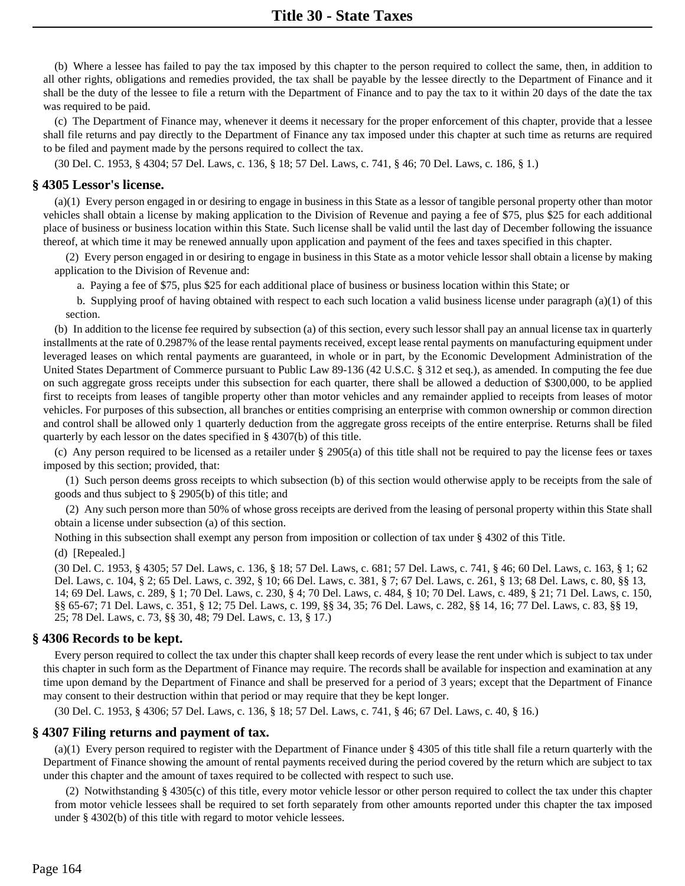(b) Where a lessee has failed to pay the tax imposed by this chapter to the person required to collect the same, then, in addition to all other rights, obligations and remedies provided, the tax shall be payable by the lessee directly to the Department of Finance and it shall be the duty of the lessee to file a return with the Department of Finance and to pay the tax to it within 20 days of the date the tax was required to be paid.

(c) The Department of Finance may, whenever it deems it necessary for the proper enforcement of this chapter, provide that a lessee shall file returns and pay directly to the Department of Finance any tax imposed under this chapter at such time as returns are required to be filed and payment made by the persons required to collect the tax.

(30 Del. C. 1953, § 4304; 57 Del. Laws, c. 136, § 18; 57 Del. Laws, c. 741, § 46; 70 Del. Laws, c. 186, § 1.)

## § 4305 Lessor's license.

(a)(1) Every person engaged in or desiring to engage in business in this State as a lessor of tangible personal property other than motor vehicles shall obtain a license by making application to the Division of Revenue and paying a fee of $75, plus $25 for each additional place of business or business location within this State. Such license shall be valid until the last day of December following the issuance thereof, at which time it may be renewed annually upon application and payment of the fees and taxes specified in this chapter.

(2) Every person engaged in or desiring to engage in business in this State as a motor vehicle lessor shall obtain a license by making application to the Division of Revenue and:

a. Paying a fee of $75, plus $25 for each additional place of business or business location within this State; or

b. Supplying proof of having obtained with respect to each such location a valid business license under paragraph (a)(1) of this section.

(b) In addition to the license fee required by subsection (a) of this section, every such lessor shall pay an annual license tax in quarterly installments at the rate of 0.2987% of the lease rental payments received, except lease rental payments on manufacturing equipment under leveraged leases on which rental payments are guaranteed, in whole or in part, by the Economic Development Administration of the United States Department of Commerce pursuant to Public Law 89-136 (42 U.S.C. § 312 et seq.), as amended. In computing the fee due on such aggregate gross receipts under this subsection for each quarter, there shall be allowed a deduction of $300,000, to be applied first to receipts from leases of tangible property other than motor vehicles and any remainder applied to receipts from leases of motor vehicles. For purposes of this subsection, all branches or entities comprising an enterprise with common ownership or common direction and control shall be allowed only 1 quarterly deduction from the aggregate gross receipts of the entire enterprise. Returns shall be filed quarterly by each lessor on the dates specified in § 4307(b) of this title.

(c) Any person required to be licensed as a retailer under § 2905(a) of this title shall not be required to pay the license fees or taxes imposed by this section; provided, that:

(1) Such person deems gross receipts to which subsection (b) of this section would otherwise apply to be receipts from the sale of goods and thus subject to § 2905(b) of this title; and

(2) Any such person more than 50% of whose gross receipts are derived from the leasing of personal property within this State shall obtain a license under subsection (a) of this section.

Nothing in this subsection shall exempt any person from imposition or collection of tax under § 4302 of this Title.

(d) [Repealed.]

(30 Del. C. 1953, § 4305; 57 Del. Laws, c. 136, § 18; 57 Del. Laws, c. 681; 57 Del. Laws, c. 741, § 46; 60 Del. Laws, c. 163, § 1; 62 Del. Laws, c. 104, § 2; 65 Del. Laws, c. 392, § 10; 66 Del. Laws, c. 381, § 7; 67 Del. Laws, c. 261, § 13; 68 Del. Laws, c. 80, §§ 13, 14; 69 Del. Laws, c. 289, § 1; 70 Del. Laws, c. 230, § 4; 70 Del. Laws, c. 484, § 10; 70 Del. Laws, c. 489, § 21; 71 Del. Laws, c. 150, §§ 65-67; 71 Del. Laws, c. 351, § 12; 75 Del. Laws, c. 199, §§ 34, 35; 76 Del. Laws, c. 282, §§ 14, 16; 77 Del. Laws, c. 83, §§ 19, 25; 78 Del. Laws, c. 73, §§ 30, 48; 79 Del. Laws, c. 13, § 17.)

## § 4306 Records to be kept.

Every person required to collect the tax under this chapter shall keep records of every lease the rent under which is subject to tax under this chapter in such form as the Department of Finance may require. The records shall be available for inspection and examination at any time upon demand by the Department of Finance and shall be preserved for a period of 3 years; except that the Department of Finance may consent to their destruction within that period or may require that they be kept longer.

(30 Del. C. 1953, § 4306; 57 Del. Laws, c. 136, § 18; 57 Del. Laws, c. 741, § 46; 67 Del. Laws, c. 40, § 16.)

## § 4307 Filing returns and payment of tax.

(a)(1) Every person required to register with the Department of Finance under § 4305 of this title shall file a return quarterly with the Department of Finance showing the amount of rental payments received during the period covered by the return which are subject to tax under this chapter and the amount of taxes required to be collected with respect to such use.

(2) Notwithstanding § 4305(c) of this title, every motor vehicle lessor or other person required to collect the tax under this chapter from motor vehicle lessees shall be required to set forth separately from other amounts reported under this chapter the tax imposed under § 4302(b) of this title with regard to motor vehicle lessees.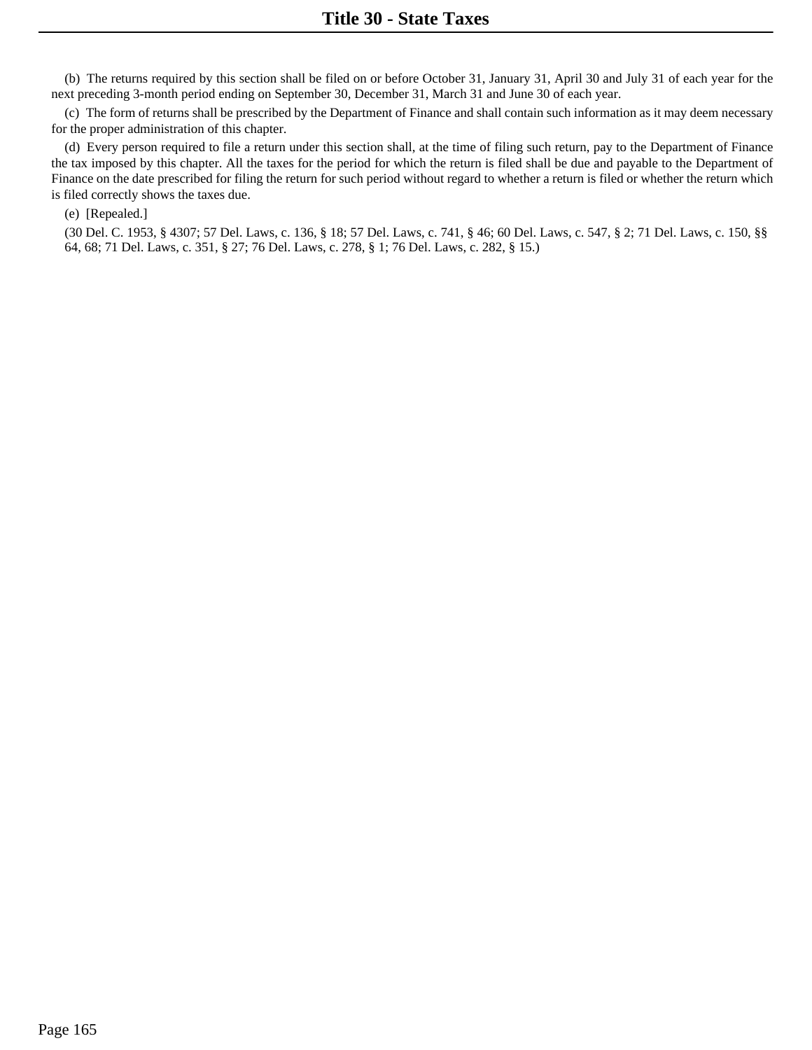(b) The returns required by this section shall be filed on or before October 31, January 31, April 30 and July 31 of each year for the next preceding 3-month period ending on September 30, December 31, March 31 and June 30 of each year.

(c) The form of returns shall be prescribed by the Department of Finance and shall contain such information as it may deem necessary for the proper administration of this chapter.

(d) Every person required to file a return under this section shall, at the time of filing such return, pay to the Department of Finance the tax imposed by this chapter. All the taxes for the period for which the return is filed shall be due and payable to the Department of Finance on the date prescribed for filing the return for such period without regard to whether a return is filed or whether the return which is filed correctly shows the taxes due.

(e) [Repealed.]

(30 Del. C. 1953, § 4307; 57 Del. Laws, c. 136, § 18; 57 Del. Laws, c. 741, § 46; 60 Del. Laws, c. 547, § 2; 71 Del. Laws, c. 150, §§ 64, 68; 71 Del. Laws, c. 351, § 27; 76 Del. Laws, c. 278, § 1; 76 Del. Laws, c. 282, § 15.)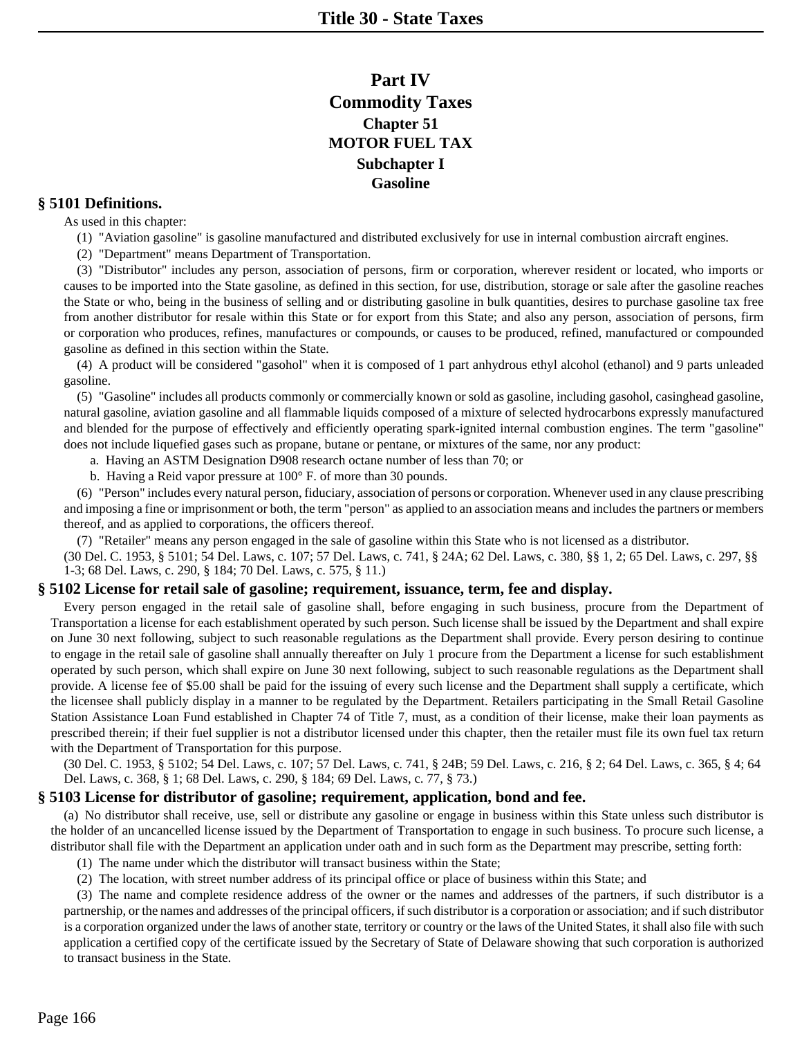# Part IV
# Commodity Taxes
## Chapter 51
## MOTOR FUEL TAX
### Subchapter I
### Gasoline

### § 5101 Definitions.

As used in this chapter:

(1) "Aviation gasoline" is gasoline manufactured and distributed exclusively for use in internal combustion aircraft engines.

(2) "Department" means Department of Transportation.

(3) "Distributor" includes any person, association of persons, firm or corporation, wherever resident or located, who imports or causes to be imported into the State gasoline, as defined in this section, for use, distribution, storage or sale after the gasoline reaches the State or who, being in the business of selling and or distributing gasoline in bulk quantities, desires to purchase gasoline tax free from another distributor for resale within this State or for export from this State; and also any person, association of persons, firm or corporation who produces, refines, manufactures or compounds, or causes to be produced, refined, manufactured or compounded gasoline as defined in this section within the State.

(4) A product will be considered "gasohol" when it is composed of 1 part anhydrous ethyl alcohol (ethanol) and 9 parts unleaded gasoline.

(5) "Gasoline" includes all products commonly or commercially known or sold as gasoline, including gasohol, casinghead gasoline, natural gasoline, aviation gasoline and all flammable liquids composed of a mixture of selected hydrocarbons expressly manufactured and blended for the purpose of effectively and efficiently operating spark-ignited internal combustion engines. The term "gasoline" does not include liquefied gases such as propane, butane or pentane, or mixtures of the same, nor any product:

a. Having an ASTM Designation D908 research octane number of less than 70; or

b. Having a Reid vapor pressure at 100° F. of more than 30 pounds.

(6) "Person" includes every natural person, fiduciary, association of persons or corporation. Whenever used in any clause prescribing and imposing a fine or imprisonment or both, the term "person" as applied to an association means and includes the partners or members thereof, and as applied to corporations, the officers thereof.

(7) "Retailer" means any person engaged in the sale of gasoline within this State who is not licensed as a distributor.

(30 Del. C. 1953, § 5101; 54 Del. Laws, c. 107; 57 Del. Laws, c. 741, § 24A; 62 Del. Laws, c. 380, §§ 1, 2; 65 Del. Laws, c. 297, §§ 1-3; 68 Del. Laws, c. 290, § 184; 70 Del. Laws, c. 575, § 11.)

### § 5102 License for retail sale of gasoline; requirement, issuance, term, fee and display.

Every person engaged in the retail sale of gasoline shall, before engaging in such business, procure from the Department of Transportation a license for each establishment operated by such person. Such license shall be issued by the Department and shall expire on June 30 next following, subject to such reasonable regulations as the Department shall provide. Every person desiring to continue to engage in the retail sale of gasoline shall annually thereafter on July 1 procure from the Department a license for such establishment operated by such person, which shall expire on June 30 next following, subject to such reasonable regulations as the Department shall provide. A license fee of $5.00 shall be paid for the issuing of every such license and the Department shall supply a certificate, which the licensee shall publicly display in a manner to be regulated by the Department. Retailers participating in the Small Retail Gasoline Station Assistance Loan Fund established in Chapter 74 of Title 7, must, as a condition of their license, make their loan payments as prescribed therein; if their fuel supplier is not a distributor licensed under this chapter, then the retailer must file its own fuel tax return with the Department of Transportation for this purpose.

(30 Del. C. 1953, § 5102; 54 Del. Laws, c. 107; 57 Del. Laws, c. 741, § 24B; 59 Del. Laws, c. 216, § 2; 64 Del. Laws, c. 365, § 4; 64 Del. Laws, c. 368, § 1; 68 Del. Laws, c. 290, § 184; 69 Del. Laws, c. 77, § 73.)

### § 5103 License for distributor of gasoline; requirement, application, bond and fee.

(a) No distributor shall receive, use, sell or distribute any gasoline or engage in business within this State unless such distributor is the holder of an uncancelled license issued by the Department of Transportation to engage in such business. To procure such license, a distributor shall file with the Department an application under oath and in such form as the Department may prescribe, setting forth:

(1) The name under which the distributor will transact business within the State;

(2) The location, with street number address of its principal office or place of business within this State; and

(3) The name and complete residence address of the owner or the names and addresses of the partners, if such distributor is a partnership, or the names and addresses of the principal officers, if such distributor is a corporation or association; and if such distributor is a corporation organized under the laws of another state, territory or country or the laws of the United States, it shall also file with such application a certified copy of the certificate issued by the Secretary of State of Delaware showing that such corporation is authorized to transact business in the State.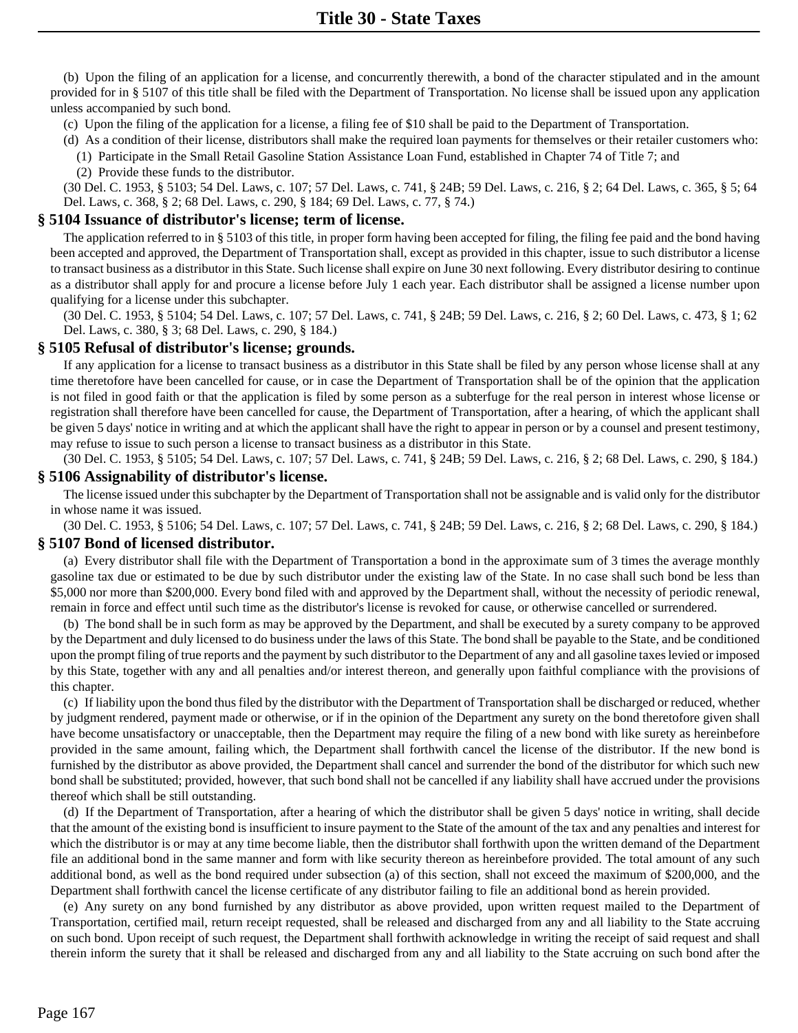(b) Upon the filing of an application for a license, and concurrently therewith, a bond of the character stipulated and in the amount provided for in § 5107 of this title shall be filed with the Department of Transportation. No license shall be issued upon any application unless accompanied by such bond.

(c) Upon the filing of the application for a license, a filing fee of $10 shall be paid to the Department of Transportation.

(d) As a condition of their license, distributors shall make the required loan payments for themselves or their retailer customers who:

(1) Participate in the Small Retail Gasoline Station Assistance Loan Fund, established in Chapter 74 of Title 7; and

(2) Provide these funds to the distributor.

(30 Del. C. 1953, § 5103; 54 Del. Laws, c. 107; 57 Del. Laws, c. 741, § 24B; 59 Del. Laws, c. 216, § 2; 64 Del. Laws, c. 365, § 5; 64 Del. Laws, c. 368, § 2; 68 Del. Laws, c. 290, § 184; 69 Del. Laws, c. 77, § 74.)

## § 5104 Issuance of distributor's license; term of license.

The application referred to in § 5103 of this title, in proper form having been accepted for filing, the filing fee paid and the bond having been accepted and approved, the Department of Transportation shall, except as provided in this chapter, issue to such distributor a license to transact business as a distributor in this State. Such license shall expire on June 30 next following. Every distributor desiring to continue as a distributor shall apply for and procure a license before July 1 each year. Each distributor shall be assigned a license number upon qualifying for a license under this subchapter.

(30 Del. C. 1953, § 5104; 54 Del. Laws, c. 107; 57 Del. Laws, c. 741, § 24B; 59 Del. Laws, c. 216, § 2; 60 Del. Laws, c. 473, § 1; 62 Del. Laws, c. 380, § 3; 68 Del. Laws, c. 290, § 184.)

## § 5105 Refusal of distributor's license; grounds.

If any application for a license to transact business as a distributor in this State shall be filed by any person whose license shall at any time theretofore have been cancelled for cause, or in case the Department of Transportation shall be of the opinion that the application is not filed in good faith or that the application is filed by some person as a subterfuge for the real person in interest whose license or registration shall therefore have been cancelled for cause, the Department of Transportation, after a hearing, of which the applicant shall be given 5 days' notice in writing and at which the applicant shall have the right to appear in person or by a counsel and present testimony, may refuse to issue to such person a license to transact business as a distributor in this State.

(30 Del. C. 1953, § 5105; 54 Del. Laws, c. 107; 57 Del. Laws, c. 741, § 24B; 59 Del. Laws, c. 216, § 2; 68 Del. Laws, c. 290, § 184.)

## § 5106 Assignability of distributor's license.

The license issued under this subchapter by the Department of Transportation shall not be assignable and is valid only for the distributor in whose name it was issued.

(30 Del. C. 1953, § 5106; 54 Del. Laws, c. 107; 57 Del. Laws, c. 741, § 24B; 59 Del. Laws, c. 216, § 2; 68 Del. Laws, c. 290, § 184.)

## § 5107 Bond of licensed distributor.

(a) Every distributor shall file with the Department of Transportation a bond in the approximate sum of 3 times the average monthly gasoline tax due or estimated to be due by such distributor under the existing law of the State. In no case shall such bond be less than $5,000 nor more than $200,000. Every bond filed with and approved by the Department shall, without the necessity of periodic renewal, remain in force and effect until such time as the distributor's license is revoked for cause, or otherwise cancelled or surrendered.

(b) The bond shall be in such form as may be approved by the Department, and shall be executed by a surety company to be approved by the Department and duly licensed to do business under the laws of this State. The bond shall be payable to the State, and be conditioned upon the prompt filing of true reports and the payment by such distributor to the Department of any and all gasoline taxes levied or imposed by this State, together with any and all penalties and/or interest thereon, and generally upon faithful compliance with the provisions of this chapter.

(c) If liability upon the bond thus filed by the distributor with the Department of Transportation shall be discharged or reduced, whether by judgment rendered, payment made or otherwise, or if in the opinion of the Department any surety on the bond theretofore given shall have become unsatisfactory or unacceptable, then the Department may require the filing of a new bond with like surety as hereinbefore provided in the same amount, failing which, the Department shall forthwith cancel the license of the distributor. If the new bond is furnished by the distributor as above provided, the Department shall cancel and surrender the bond of the distributor for which such new bond shall be substituted; provided, however, that such bond shall not be cancelled if any liability shall have accrued under the provisions thereof which shall be still outstanding.

(d) If the Department of Transportation, after a hearing of which the distributor shall be given 5 days' notice in writing, shall decide that the amount of the existing bond is insufficient to insure payment to the State of the amount of the tax and any penalties and interest for which the distributor is or may at any time become liable, then the distributor shall forthwith upon the written demand of the Department file an additional bond in the same manner and form with like security thereon as hereinbefore provided. The total amount of any such additional bond, as well as the bond required under subsection (a) of this section, shall not exceed the maximum of $200,000, and the Department shall forthwith cancel the license certificate of any distributor failing to file an additional bond as herein provided.

(e) Any surety on any bond furnished by any distributor as above provided, upon written request mailed to the Department of Transportation, certified mail, return receipt requested, shall be released and discharged from any and all liability to the State accruing on such bond. Upon receipt of such request, the Department shall forthwith acknowledge in writing the receipt of said request and shall therein inform the surety that it shall be released and discharged from any and all liability to the State accruing on such bond after the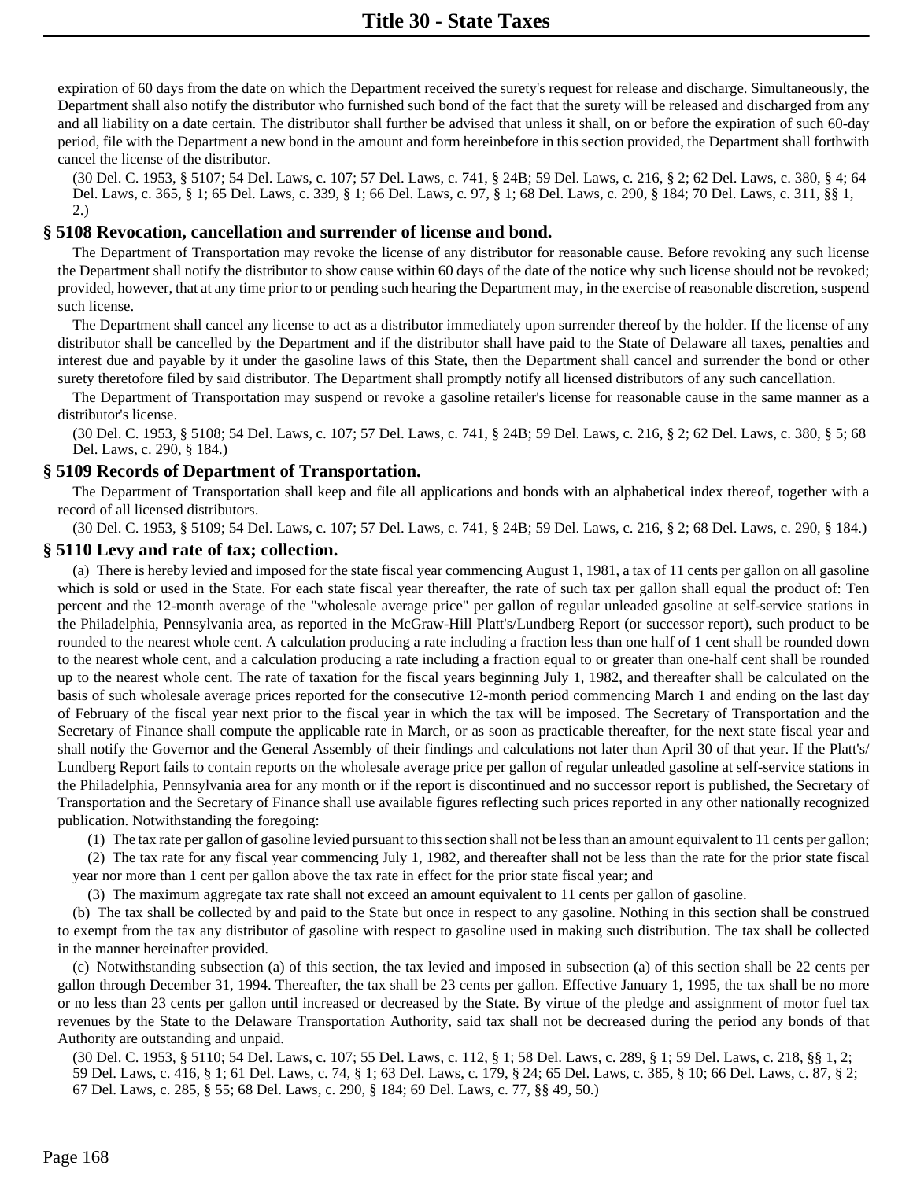expiration of 60 days from the date on which the Department received the surety's request for release and discharge. Simultaneously, the Department shall also notify the distributor who furnished such bond of the fact that the surety will be released and discharged from any and all liability on a date certain. The distributor shall further be advised that unless it shall, on or before the expiration of such 60-day period, file with the Department a new bond in the amount and form hereinbefore in this section provided, the Department shall forthwith cancel the license of the distributor.

(30 Del. C. 1953, § 5107; 54 Del. Laws, c. 107; 57 Del. Laws, c. 741, § 24B; 59 Del. Laws, c. 216, § 2; 62 Del. Laws, c. 380, § 4; 64 Del. Laws, c. 365, § 1; 65 Del. Laws, c. 339, § 1; 66 Del. Laws, c. 97, § 1; 68 Del. Laws, c. 290, § 184; 70 Del. Laws, c. 311, §§ 1, 2.)

### § 5108 Revocation, cancellation and surrender of license and bond.

The Department of Transportation may revoke the license of any distributor for reasonable cause. Before revoking any such license the Department shall notify the distributor to show cause within 60 days of the date of the notice why such license should not be revoked; provided, however, that at any time prior to or pending such hearing the Department may, in the exercise of reasonable discretion, suspend such license.

The Department shall cancel any license to act as a distributor immediately upon surrender thereof by the holder. If the license of any distributor shall be cancelled by the Department and if the distributor shall have paid to the State of Delaware all taxes, penalties and interest due and payable by it under the gasoline laws of this State, then the Department shall cancel and surrender the bond or other surety theretofore filed by said distributor. The Department shall promptly notify all licensed distributors of any such cancellation.

The Department of Transportation may suspend or revoke a gasoline retailer's license for reasonable cause in the same manner as a distributor's license.

(30 Del. C. 1953, § 5108; 54 Del. Laws, c. 107; 57 Del. Laws, c. 741, § 24B; 59 Del. Laws, c. 216, § 2; 62 Del. Laws, c. 380, § 5; 68 Del. Laws, c. 290, § 184.)

### § 5109 Records of Department of Transportation.

The Department of Transportation shall keep and file all applications and bonds with an alphabetical index thereof, together with a record of all licensed distributors.

(30 Del. C. 1953, § 5109; 54 Del. Laws, c. 107; 57 Del. Laws, c. 741, § 24B; 59 Del. Laws, c. 216, § 2; 68 Del. Laws, c. 290, § 184.)

### § 5110 Levy and rate of tax; collection.

(a) There is hereby levied and imposed for the state fiscal year commencing August 1, 1981, a tax of 11 cents per gallon on all gasoline which is sold or used in the State. For each state fiscal year thereafter, the rate of such tax per gallon shall equal the product of: Ten percent and the 12-month average of the "wholesale average price" per gallon of regular unleaded gasoline at self-service stations in the Philadelphia, Pennsylvania area, as reported in the McGraw-Hill Platt's/Lundberg Report (or successor report), such product to be rounded to the nearest whole cent. A calculation producing a rate including a fraction less than one half of 1 cent shall be rounded down to the nearest whole cent, and a calculation producing a rate including a fraction equal to or greater than one-half cent shall be rounded up to the nearest whole cent. The rate of taxation for the fiscal years beginning July 1, 1982, and thereafter shall be calculated on the basis of such wholesale average prices reported for the consecutive 12-month period commencing March 1 and ending on the last day of February of the fiscal year next prior to the fiscal year in which the tax will be imposed. The Secretary of Transportation and the Secretary of Finance shall compute the applicable rate in March, or as soon as practicable thereafter, for the next state fiscal year and shall notify the Governor and the General Assembly of their findings and calculations not later than April 30 of that year. If the Platt's/ Lundberg Report fails to contain reports on the wholesale average price per gallon of regular unleaded gasoline at self-service stations in the Philadelphia, Pennsylvania area for any month or if the report is discontinued and no successor report is published, the Secretary of Transportation and the Secretary of Finance shall use available figures reflecting such prices reported in any other nationally recognized publication. Notwithstanding the foregoing:

(1) The tax rate per gallon of gasoline levied pursuant to this section shall not be less than an amount equivalent to 11 cents per gallon;

(2) The tax rate for any fiscal year commencing July 1, 1982, and thereafter shall not be less than the rate for the prior state fiscal year nor more than 1 cent per gallon above the tax rate in effect for the prior state fiscal year; and

(3) The maximum aggregate tax rate shall not exceed an amount equivalent to 11 cents per gallon of gasoline.

(b) The tax shall be collected by and paid to the State but once in respect to any gasoline. Nothing in this section shall be construed to exempt from the tax any distributor of gasoline with respect to gasoline used in making such distribution. The tax shall be collected in the manner hereinafter provided.

(c) Notwithstanding subsection (a) of this section, the tax levied and imposed in subsection (a) of this section shall be 22 cents per gallon through December 31, 1994. Thereafter, the tax shall be 23 cents per gallon. Effective January 1, 1995, the tax shall be no more or no less than 23 cents per gallon until increased or decreased by the State. By virtue of the pledge and assignment of motor fuel tax revenues by the State to the Delaware Transportation Authority, said tax shall not be decreased during the period any bonds of that Authority are outstanding and unpaid.

(30 Del. C. 1953, § 5110; 54 Del. Laws, c. 107; 55 Del. Laws, c. 112, § 1; 58 Del. Laws, c. 289, § 1; 59 Del. Laws, c. 218, §§ 1, 2; 59 Del. Laws, c. 416, § 1; 61 Del. Laws, c. 74, § 1; 63 Del. Laws, c. 179, § 24; 65 Del. Laws, c. 385, § 10; 66 Del. Laws, c. 87, § 2; 67 Del. Laws, c. 285, § 55; 68 Del. Laws, c. 290, § 184; 69 Del. Laws, c. 77, §§ 49, 50.)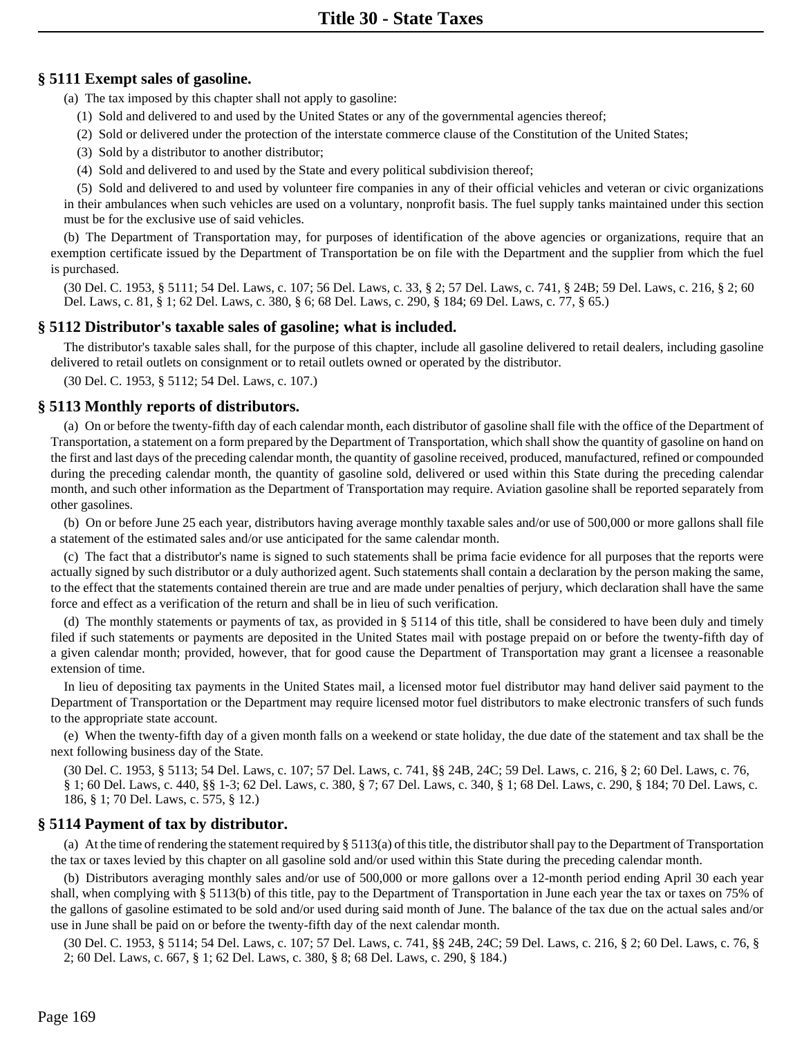### § 5111 Exempt sales of gasoline.

(a) The tax imposed by this chapter shall not apply to gasoline:

(1) Sold and delivered to and used by the United States or any of the governmental agencies thereof;

(2) Sold or delivered under the protection of the interstate commerce clause of the Constitution of the United States;

(3) Sold by a distributor to another distributor;

(4) Sold and delivered to and used by the State and every political subdivision thereof;

(5) Sold and delivered to and used by volunteer fire companies in any of their official vehicles and veteran or civic organizations in their ambulances when such vehicles are used on a voluntary, nonprofit basis. The fuel supply tanks maintained under this section must be for the exclusive use of said vehicles.

(b) The Department of Transportation may, for purposes of identification of the above agencies or organizations, require that an exemption certificate issued by the Department of Transportation be on file with the Department and the supplier from which the fuel is purchased.

(30 Del. C. 1953, § 5111; 54 Del. Laws, c. 107; 56 Del. Laws, c. 33, § 2; 57 Del. Laws, c. 741, § 24B; 59 Del. Laws, c. 216, § 2; 60 Del. Laws, c. 81, § 1; 62 Del. Laws, c. 380, § 6; 68 Del. Laws, c. 290, § 184; 69 Del. Laws, c. 77, § 65.)

### § 5112 Distributor's taxable sales of gasoline; what is included.

The distributor's taxable sales shall, for the purpose of this chapter, include all gasoline delivered to retail dealers, including gasoline delivered to retail outlets on consignment or to retail outlets owned or operated by the distributor.

(30 Del. C. 1953, § 5112; 54 Del. Laws, c. 107.)

### § 5113 Monthly reports of distributors.

(a) On or before the twenty-fifth day of each calendar month, each distributor of gasoline shall file with the office of the Department of Transportation, a statement on a form prepared by the Department of Transportation, which shall show the quantity of gasoline on hand on the first and last days of the preceding calendar month, the quantity of gasoline received, produced, manufactured, refined or compounded during the preceding calendar month, the quantity of gasoline sold, delivered or used within this State during the preceding calendar month, and such other information as the Department of Transportation may require. Aviation gasoline shall be reported separately from other gasolines.

(b) On or before June 25 each year, distributors having average monthly taxable sales and/or use of 500,000 or more gallons shall file a statement of the estimated sales and/or use anticipated for the same calendar month.

(c) The fact that a distributor's name is signed to such statements shall be prima facie evidence for all purposes that the reports were actually signed by such distributor or a duly authorized agent. Such statements shall contain a declaration by the person making the same, to the effect that the statements contained therein are true and are made under penalties of perjury, which declaration shall have the same force and effect as a verification of the return and shall be in lieu of such verification.

(d) The monthly statements or payments of tax, as provided in § 5114 of this title, shall be considered to have been duly and timely filed if such statements or payments are deposited in the United States mail with postage prepaid on or before the twenty-fifth day of a given calendar month; provided, however, that for good cause the Department of Transportation may grant a licensee a reasonable extension of time.

In lieu of depositing tax payments in the United States mail, a licensed motor fuel distributor may hand deliver said payment to the Department of Transportation or the Department may require licensed motor fuel distributors to make electronic transfers of such funds to the appropriate state account.

(e) When the twenty-fifth day of a given month falls on a weekend or state holiday, the due date of the statement and tax shall be the next following business day of the State.

(30 Del. C. 1953, § 5113; 54 Del. Laws, c. 107; 57 Del. Laws, c. 741, §§ 24B, 24C; 59 Del. Laws, c. 216, § 2; 60 Del. Laws, c. 76, § 1; 60 Del. Laws, c. 440, §§ 1-3; 62 Del. Laws, c. 380, § 7; 67 Del. Laws, c. 340, § 1; 68 Del. Laws, c. 290, § 184; 70 Del. Laws, c. 186, § 1; 70 Del. Laws, c. 575, § 12.)

### § 5114 Payment of tax by distributor.

(a) At the time of rendering the statement required by § 5113(a) of this title, the distributor shall pay to the Department of Transportation the tax or taxes levied by this chapter on all gasoline sold and/or used within this State during the preceding calendar month.

(b) Distributors averaging monthly sales and/or use of 500,000 or more gallons over a 12-month period ending April 30 each year shall, when complying with § 5113(b) of this title, pay to the Department of Transportation in June each year the tax or taxes on 75% of the gallons of gasoline estimated to be sold and/or used during said month of June. The balance of the tax due on the actual sales and/or use in June shall be paid on or before the twenty-fifth day of the next calendar month.

(30 Del. C. 1953, § 5114; 54 Del. Laws, c. 107; 57 Del. Laws, c. 741, §§ 24B, 24C; 59 Del. Laws, c. 216, § 2; 60 Del. Laws, c. 76, § 2; 60 Del. Laws, c. 667, § 1; 62 Del. Laws, c. 380, § 8; 68 Del. Laws, c. 290, § 184.)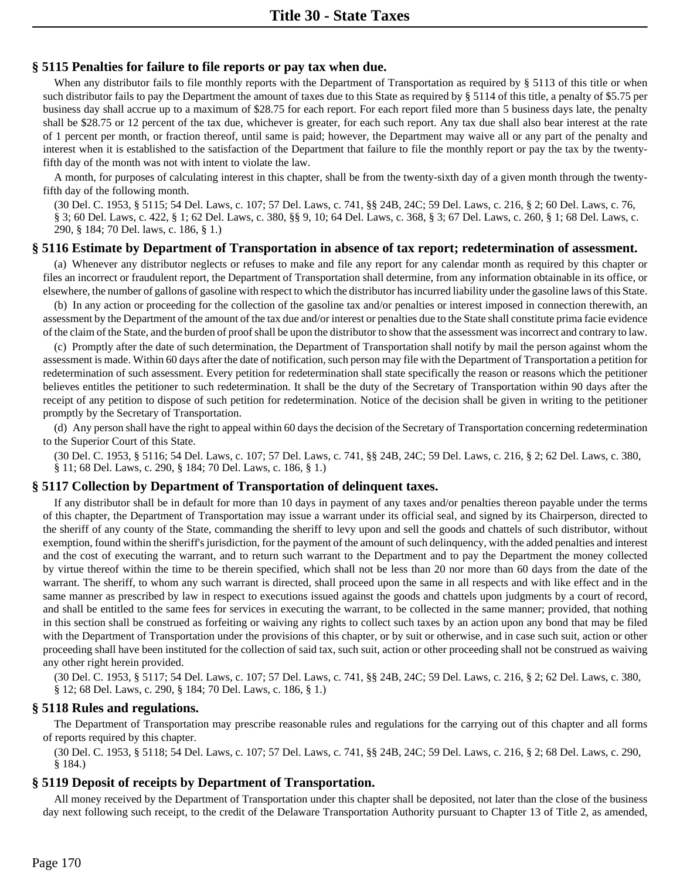### § 5115 Penalties for failure to file reports or pay tax when due.

When any distributor fails to file monthly reports with the Department of Transportation as required by § 5113 of this title or when such distributor fails to pay the Department the amount of taxes due to this State as required by § 5114 of this title, a penalty of $5.75 per business day shall accrue up to a maximum of $28.75 for each report. For each report filed more than 5 business days late, the penalty shall be $28.75 or 12 percent of the tax due, whichever is greater, for each such report. Any tax due shall also bear interest at the rate of 1 percent per month, or fraction thereof, until same is paid; however, the Department may waive all or any part of the penalty and interest when it is established to the satisfaction of the Department that failure to file the monthly report or pay the tax by the twenty-fifth day of the month was not with intent to violate the law.

A month, for purposes of calculating interest in this chapter, shall be from the twenty-sixth day of a given month through the twenty-fifth day of the following month.

(30 Del. C. 1953, § 5115; 54 Del. Laws, c. 107; 57 Del. Laws, c. 741, §§ 24B, 24C; 59 Del. Laws, c. 216, § 2; 60 Del. Laws, c. 76, § 3; 60 Del. Laws, c. 422, § 1; 62 Del. Laws, c. 380, §§ 9, 10; 64 Del. Laws, c. 368, § 3; 67 Del. Laws, c. 260, § 1; 68 Del. Laws, c. 290, § 184; 70 Del. laws, c. 186, § 1.)

### § 5116 Estimate by Department of Transportation in absence of tax report; redetermination of assessment.

(a) Whenever any distributor neglects or refuses to make and file any report for any calendar month as required by this chapter or files an incorrect or fraudulent report, the Department of Transportation shall determine, from any information obtainable in its office, or elsewhere, the number of gallons of gasoline with respect to which the distributor has incurred liability under the gasoline laws of this State.

(b) In any action or proceeding for the collection of the gasoline tax and/or penalties or interest imposed in connection therewith, an assessment by the Department of the amount of the tax due and/or interest or penalties due to the State shall constitute prima facie evidence of the claim of the State, and the burden of proof shall be upon the distributor to show that the assessment was incorrect and contrary to law.

(c) Promptly after the date of such determination, the Department of Transportation shall notify by mail the person against whom the assessment is made. Within 60 days after the date of notification, such person may file with the Department of Transportation a petition for redetermination of such assessment. Every petition for redetermination shall state specifically the reason or reasons which the petitioner believes entitles the petitioner to such redetermination. It shall be the duty of the Secretary of Transportation within 90 days after the receipt of any petition to dispose of such petition for redetermination. Notice of the decision shall be given in writing to the petitioner promptly by the Secretary of Transportation.

(d) Any person shall have the right to appeal within 60 days the decision of the Secretary of Transportation concerning redetermination to the Superior Court of this State.

(30 Del. C. 1953, § 5116; 54 Del. Laws, c. 107; 57 Del. Laws, c. 741, §§ 24B, 24C; 59 Del. Laws, c. 216, § 2; 62 Del. Laws, c. 380, § 11; 68 Del. Laws, c. 290, § 184; 70 Del. Laws, c. 186, § 1.)

### § 5117 Collection by Department of Transportation of delinquent taxes.

If any distributor shall be in default for more than 10 days in payment of any taxes and/or penalties thereon payable under the terms of this chapter, the Department of Transportation may issue a warrant under its official seal, and signed by its Chairperson, directed to the sheriff of any county of the State, commanding the sheriff to levy upon and sell the goods and chattels of such distributor, without exemption, found within the sheriff's jurisdiction, for the payment of the amount of such delinquency, with the added penalties and interest and the cost of executing the warrant, and to return such warrant to the Department and to pay the Department the money collected by virtue thereof within the time to be therein specified, which shall not be less than 20 nor more than 60 days from the date of the warrant. The sheriff, to whom any such warrant is directed, shall proceed upon the same in all respects and with like effect and in the same manner as prescribed by law in respect to executions issued against the goods and chattels upon judgments by a court of record, and shall be entitled to the same fees for services in executing the warrant, to be collected in the same manner; provided, that nothing in this section shall be construed as forfeiting or waiving any rights to collect such taxes by an action upon any bond that may be filed with the Department of Transportation under the provisions of this chapter, or by suit or otherwise, and in case such suit, action or other proceeding shall have been instituted for the collection of said tax, such suit, action or other proceeding shall not be construed as waiving any other right herein provided.

(30 Del. C. 1953, § 5117; 54 Del. Laws, c. 107; 57 Del. Laws, c. 741, §§ 24B, 24C; 59 Del. Laws, c. 216, § 2; 62 Del. Laws, c. 380, § 12; 68 Del. Laws, c. 290, § 184; 70 Del. Laws, c. 186, § 1.)

### § 5118 Rules and regulations.

The Department of Transportation may prescribe reasonable rules and regulations for the carrying out of this chapter and all forms of reports required by this chapter.

(30 Del. C. 1953, § 5118; 54 Del. Laws, c. 107; 57 Del. Laws, c. 741, §§ 24B, 24C; 59 Del. Laws, c. 216, § 2; 68 Del. Laws, c. 290, § 184.)

### § 5119 Deposit of receipts by Department of Transportation.

All money received by the Department of Transportation under this chapter shall be deposited, not later than the close of the business day next following such receipt, to the credit of the Delaware Transportation Authority pursuant to Chapter 13 of Title 2, as amended,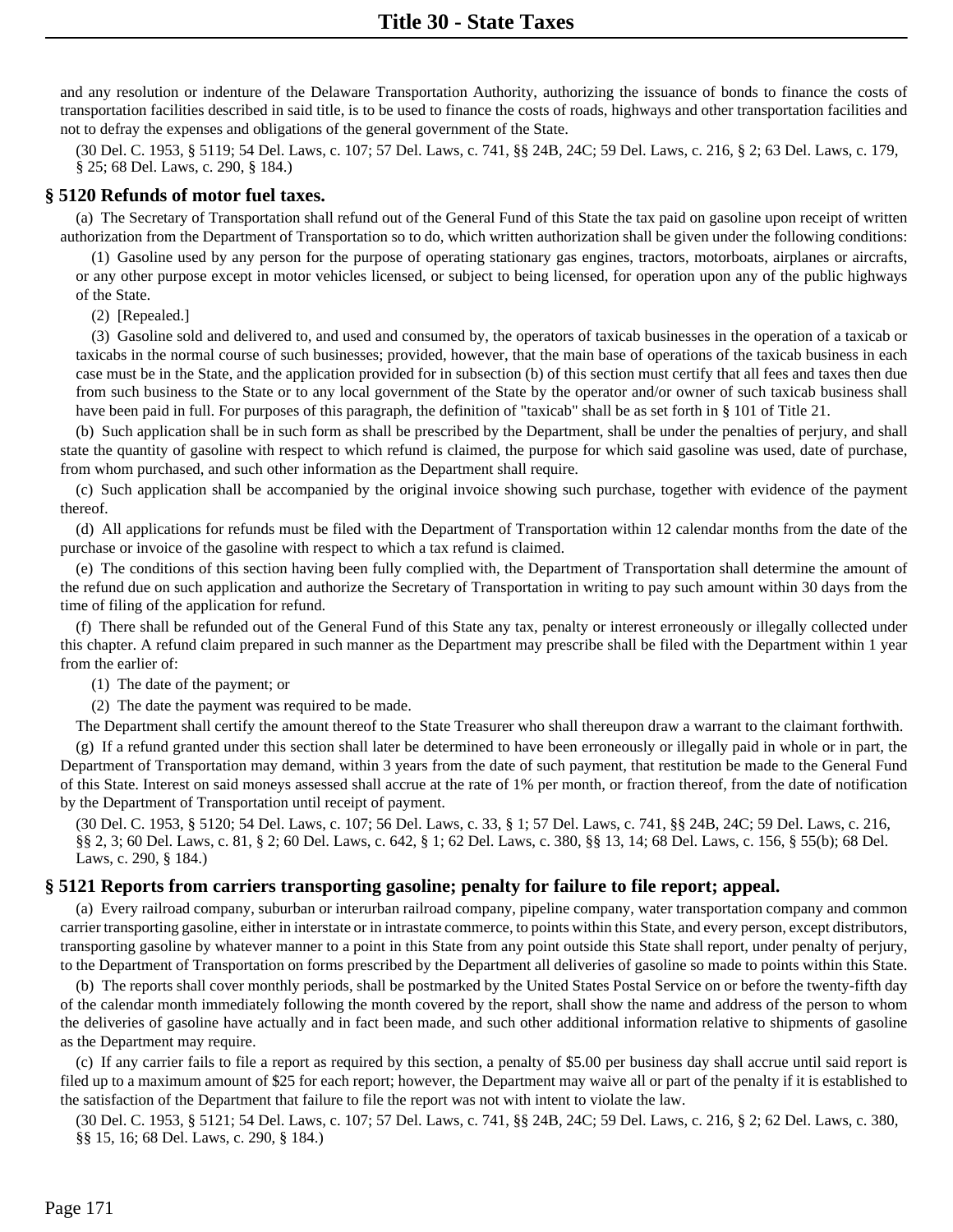and any resolution or indenture of the Delaware Transportation Authority, authorizing the issuance of bonds to finance the costs of transportation facilities described in said title, is to be used to finance the costs of roads, highways and other transportation facilities and not to defray the expenses and obligations of the general government of the State.

(30 Del. C. 1953, § 5119; 54 Del. Laws, c. 107; 57 Del. Laws, c. 741, §§ 24B, 24C; 59 Del. Laws, c. 216, § 2; 63 Del. Laws, c. 179, § 25; 68 Del. Laws, c. 290, § 184.)

### § 5120 Refunds of motor fuel taxes.

(a) The Secretary of Transportation shall refund out of the General Fund of this State the tax paid on gasoline upon receipt of written authorization from the Department of Transportation so to do, which written authorization shall be given under the following conditions:

(1) Gasoline used by any person for the purpose of operating stationary gas engines, tractors, motorboats, airplanes or aircrafts, or any other purpose except in motor vehicles licensed, or subject to being licensed, for operation upon any of the public highways of the State.

(2) [Repealed.]

(3) Gasoline sold and delivered to, and used and consumed by, the operators of taxicab businesses in the operation of a taxicab or taxicabs in the normal course of such businesses; provided, however, that the main base of operations of the taxicab business in each case must be in the State, and the application provided for in subsection (b) of this section must certify that all fees and taxes then due from such business to the State or to any local government of the State by the operator and/or owner of such taxicab business shall have been paid in full. For purposes of this paragraph, the definition of "taxicab" shall be as set forth in § 101 of Title 21.

(b) Such application shall be in such form as shall be prescribed by the Department, shall be under the penalties of perjury, and shall state the quantity of gasoline with respect to which refund is claimed, the purpose for which said gasoline was used, date of purchase, from whom purchased, and such other information as the Department shall require.

(c) Such application shall be accompanied by the original invoice showing such purchase, together with evidence of the payment thereof.

(d) All applications for refunds must be filed with the Department of Transportation within 12 calendar months from the date of the purchase or invoice of the gasoline with respect to which a tax refund is claimed.

(e) The conditions of this section having been fully complied with, the Department of Transportation shall determine the amount of the refund due on such application and authorize the Secretary of Transportation in writing to pay such amount within 30 days from the time of filing of the application for refund.

(f) There shall be refunded out of the General Fund of this State any tax, penalty or interest erroneously or illegally collected under this chapter. A refund claim prepared in such manner as the Department may prescribe shall be filed with the Department within 1 year from the earlier of:

(1) The date of the payment; or

(2) The date the payment was required to be made.

The Department shall certify the amount thereof to the State Treasurer who shall thereupon draw a warrant to the claimant forthwith.

(g) If a refund granted under this section shall later be determined to have been erroneously or illegally paid in whole or in part, the Department of Transportation may demand, within 3 years from the date of such payment, that restitution be made to the General Fund of this State. Interest on said moneys assessed shall accrue at the rate of 1% per month, or fraction thereof, from the date of notification by the Department of Transportation until receipt of payment.

(30 Del. C. 1953, § 5120; 54 Del. Laws, c. 107; 56 Del. Laws, c. 33, § 1; 57 Del. Laws, c. 741, §§ 24B, 24C; 59 Del. Laws, c. 216, §§ 2, 3; 60 Del. Laws, c. 81, § 2; 60 Del. Laws, c. 642, § 1; 62 Del. Laws, c. 380, §§ 13, 14; 68 Del. Laws, c. 156, § 55(b); 68 Del. Laws, c. 290, § 184.)

### § 5121 Reports from carriers transporting gasoline; penalty for failure to file report; appeal.

(a) Every railroad company, suburban or interurban railroad company, pipeline company, water transportation company and common carrier transporting gasoline, either in interstate or in intrastate commerce, to points within this State, and every person, except distributors, transporting gasoline by whatever manner to a point in this State from any point outside this State shall report, under penalty of perjury, to the Department of Transportation on forms prescribed by the Department all deliveries of gasoline so made to points within this State.

(b) The reports shall cover monthly periods, shall be postmarked by the United States Postal Service on or before the twenty-fifth day of the calendar month immediately following the month covered by the report, shall show the name and address of the person to whom the deliveries of gasoline have actually and in fact been made, and such other additional information relative to shipments of gasoline as the Department may require.

(c) If any carrier fails to file a report as required by this section, a penalty of $5.00 per business day shall accrue until said report is filed up to a maximum amount of $25 for each report; however, the Department may waive all or part of the penalty if it is established to the satisfaction of the Department that failure to file the report was not with intent to violate the law.

(30 Del. C. 1953, § 5121; 54 Del. Laws, c. 107; 57 Del. Laws, c. 741, §§ 24B, 24C; 59 Del. Laws, c. 216, § 2; 62 Del. Laws, c. 380, §§ 15, 16; 68 Del. Laws, c. 290, § 184.)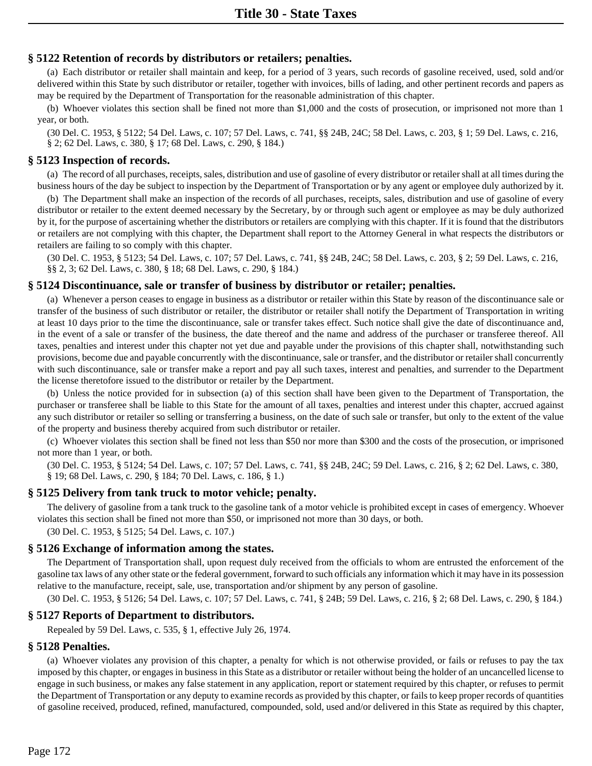### § 5122 Retention of records by distributors or retailers; penalties.

(a) Each distributor or retailer shall maintain and keep, for a period of 3 years, such records of gasoline received, used, sold and/or delivered within this State by such distributor or retailer, together with invoices, bills of lading, and other pertinent records and papers as may be required by the Department of Transportation for the reasonable administration of this chapter.

(b) Whoever violates this section shall be fined not more than $1,000 and the costs of prosecution, or imprisoned not more than 1 year, or both.

(30 Del. C. 1953, § 5122; 54 Del. Laws, c. 107; 57 Del. Laws, c. 741, §§ 24B, 24C; 58 Del. Laws, c. 203, § 1; 59 Del. Laws, c. 216, § 2; 62 Del. Laws, c. 380, § 17; 68 Del. Laws, c. 290, § 184.)

### § 5123 Inspection of records.

(a) The record of all purchases, receipts, sales, distribution and use of gasoline of every distributor or retailer shall at all times during the business hours of the day be subject to inspection by the Department of Transportation or by any agent or employee duly authorized by it.

(b) The Department shall make an inspection of the records of all purchases, receipts, sales, distribution and use of gasoline of every distributor or retailer to the extent deemed necessary by the Secretary, by or through such agent or employee as may be duly authorized by it, for the purpose of ascertaining whether the distributors or retailers are complying with this chapter. If it is found that the distributors or retailers are not complying with this chapter, the Department shall report to the Attorney General in what respects the distributors or retailers are failing to so comply with this chapter.

(30 Del. C. 1953, § 5123; 54 Del. Laws, c. 107; 57 Del. Laws, c. 741, §§ 24B, 24C; 58 Del. Laws, c. 203, § 2; 59 Del. Laws, c. 216, §§ 2, 3; 62 Del. Laws, c. 380, § 18; 68 Del. Laws, c. 290, § 184.)

### § 5124 Discontinuance, sale or transfer of business by distributor or retailer; penalties.

(a) Whenever a person ceases to engage in business as a distributor or retailer within this State by reason of the discontinuance sale or transfer of the business of such distributor or retailer, the distributor or retailer shall notify the Department of Transportation in writing at least 10 days prior to the time the discontinuance, sale or transfer takes effect. Such notice shall give the date of discontinuance and, in the event of a sale or transfer of the business, the date thereof and the name and address of the purchaser or transferee thereof. All taxes, penalties and interest under this chapter not yet due and payable under the provisions of this chapter shall, notwithstanding such provisions, become due and payable concurrently with the discontinuance, sale or transfer, and the distributor or retailer shall concurrently with such discontinuance, sale or transfer make a report and pay all such taxes, interest and penalties, and surrender to the Department the license theretofore issued to the distributor or retailer by the Department.

(b) Unless the notice provided for in subsection (a) of this section shall have been given to the Department of Transportation, the purchaser or transferee shall be liable to this State for the amount of all taxes, penalties and interest under this chapter, accrued against any such distributor or retailer so selling or transferring a business, on the date of such sale or transfer, but only to the extent of the value of the property and business thereby acquired from such distributor or retailer.

(c) Whoever violates this section shall be fined not less than $50 nor more than $300 and the costs of the prosecution, or imprisoned not more than 1 year, or both.

(30 Del. C. 1953, § 5124; 54 Del. Laws, c. 107; 57 Del. Laws, c. 741, §§ 24B, 24C; 59 Del. Laws, c. 216, § 2; 62 Del. Laws, c. 380, § 19; 68 Del. Laws, c. 290, § 184; 70 Del. Laws, c. 186, § 1.)

### § 5125 Delivery from tank truck to motor vehicle; penalty.

The delivery of gasoline from a tank truck to the gasoline tank of a motor vehicle is prohibited except in cases of emergency. Whoever violates this section shall be fined not more than $50, or imprisoned not more than 30 days, or both.

(30 Del. C. 1953, § 5125; 54 Del. Laws, c. 107.)

### § 5126 Exchange of information among the states.

The Department of Transportation shall, upon request duly received from the officials to whom are entrusted the enforcement of the gasoline tax laws of any other state or the federal government, forward to such officials any information which it may have in its possession relative to the manufacture, receipt, sale, use, transportation and/or shipment by any person of gasoline.

(30 Del. C. 1953, § 5126; 54 Del. Laws, c. 107; 57 Del. Laws, c. 741, § 24B; 59 Del. Laws, c. 216, § 2; 68 Del. Laws, c. 290, § 184.)

### § 5127 Reports of Department to distributors.

Repealed by 59 Del. Laws, c. 535, § 1, effective July 26, 1974.

### § 5128 Penalties.

(a) Whoever violates any provision of this chapter, a penalty for which is not otherwise provided, or fails or refuses to pay the tax imposed by this chapter, or engages in business in this State as a distributor or retailer without being the holder of an uncancelled license to engage in such business, or makes any false statement in any application, report or statement required by this chapter, or refuses to permit the Department of Transportation or any deputy to examine records as provided by this chapter, or fails to keep proper records of quantities of gasoline received, produced, refined, manufactured, compounded, sold, used and/or delivered in this State as required by this chapter,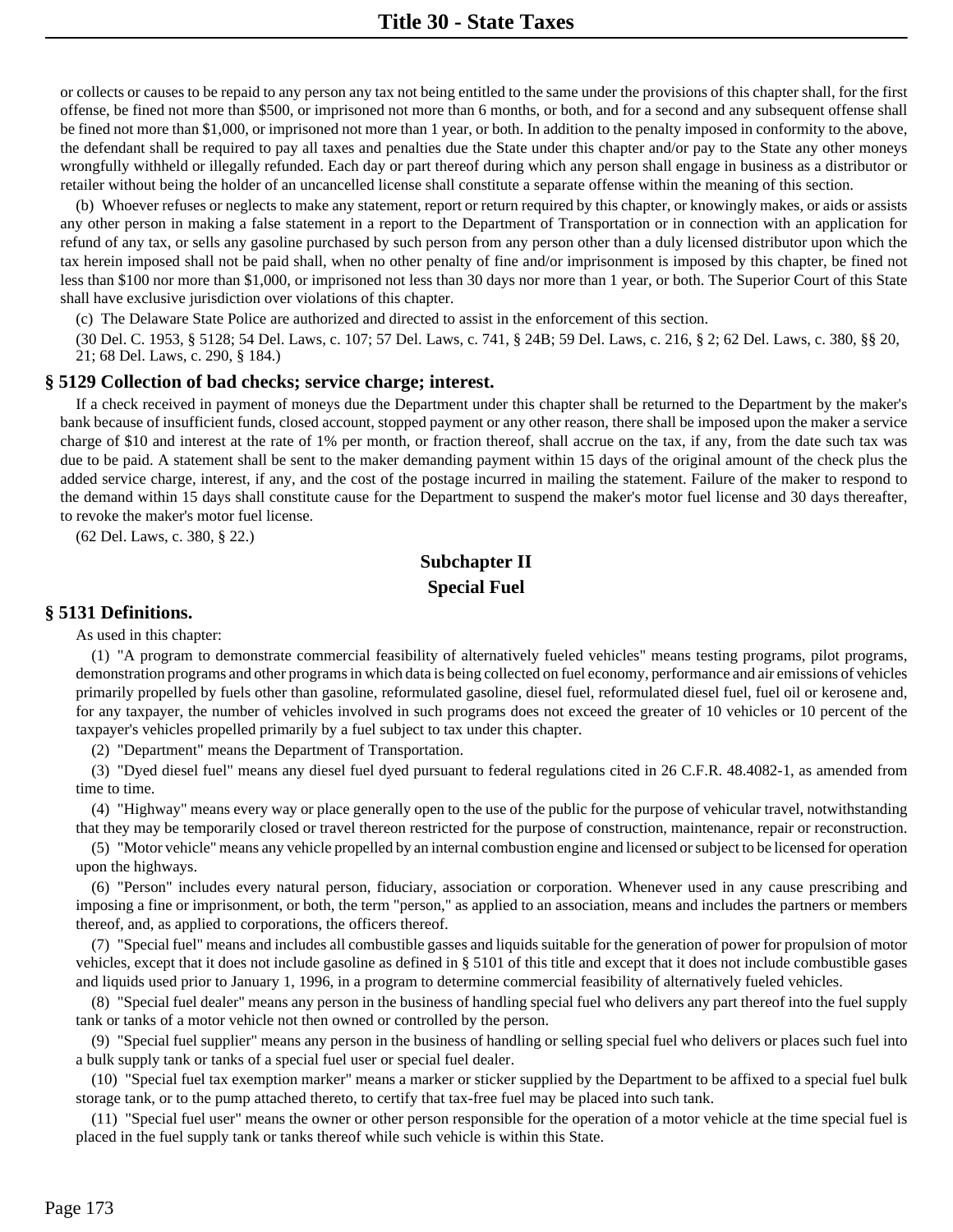or collects or causes to be repaid to any person any tax not being entitled to the same under the provisions of this chapter shall, for the first offense, be fined not more than $500, or imprisoned not more than 6 months, or both, and for a second and any subsequent offense shall be fined not more than $1,000, or imprisoned not more than 1 year, or both. In addition to the penalty imposed in conformity to the above, the defendant shall be required to pay all taxes and penalties due the State under this chapter and/or pay to the State any other moneys wrongfully withheld or illegally refunded. Each day or part thereof during which any person shall engage in business as a distributor or retailer without being the holder of an uncancelled license shall constitute a separate offense within the meaning of this section.

(b) Whoever refuses or neglects to make any statement, report or return required by this chapter, or knowingly makes, or aids or assists any other person in making a false statement in a report to the Department of Transportation or in connection with an application for refund of any tax, or sells any gasoline purchased by such person from any person other than a duly licensed distributor upon which the tax herein imposed shall not be paid shall, when no other penalty of fine and/or imprisonment is imposed by this chapter, be fined not less than $100 nor more than $1,000, or imprisoned not less than 30 days nor more than 1 year, or both. The Superior Court of this State shall have exclusive jurisdiction over violations of this chapter.

(c) The Delaware State Police are authorized and directed to assist in the enforcement of this section.

(30 Del. C. 1953, § 5128; 54 Del. Laws, c. 107; 57 Del. Laws, c. 741, § 24B; 59 Del. Laws, c. 216, § 2; 62 Del. Laws, c. 380, §§ 20, 21; 68 Del. Laws, c. 290, § 184.)

### § 5129 Collection of bad checks; service charge; interest.

If a check received in payment of moneys due the Department under this chapter shall be returned to the Department by the maker's bank because of insufficient funds, closed account, stopped payment or any other reason, there shall be imposed upon the maker a service charge of $10 and interest at the rate of 1% per month, or fraction thereof, shall accrue on the tax, if any, from the date such tax was due to be paid. A statement shall be sent to the maker demanding payment within 15 days of the original amount of the check plus the added service charge, interest, if any, and the cost of the postage incurred in mailing the statement. Failure of the maker to respond to the demand within 15 days shall constitute cause for the Department to suspend the maker's motor fuel license and 30 days thereafter, to revoke the maker's motor fuel license.

(62 Del. Laws, c. 380, § 22.)

## Subchapter II

## Special Fuel

### § 5131 Definitions.

As used in this chapter:

(1) "A program to demonstrate commercial feasibility of alternatively fueled vehicles" means testing programs, pilot programs, demonstration programs and other programs in which data is being collected on fuel economy, performance and air emissions of vehicles primarily propelled by fuels other than gasoline, reformulated gasoline, diesel fuel, reformulated diesel fuel, fuel oil or kerosene and, for any taxpayer, the number of vehicles involved in such programs does not exceed the greater of 10 vehicles or 10 percent of the taxpayer's vehicles propelled primarily by a fuel subject to tax under this chapter.

(2) "Department" means the Department of Transportation.

(3) "Dyed diesel fuel" means any diesel fuel dyed pursuant to federal regulations cited in 26 C.F.R. 48.4082-1, as amended from time to time.

(4) "Highway" means every way or place generally open to the use of the public for the purpose of vehicular travel, notwithstanding that they may be temporarily closed or travel thereon restricted for the purpose of construction, maintenance, repair or reconstruction.

(5) "Motor vehicle" means any vehicle propelled by an internal combustion engine and licensed or subject to be licensed for operation upon the highways.

(6) "Person" includes every natural person, fiduciary, association or corporation. Whenever used in any cause prescribing and imposing a fine or imprisonment, or both, the term "person," as applied to an association, means and includes the partners or members thereof, and, as applied to corporations, the officers thereof.

(7) "Special fuel" means and includes all combustible gasses and liquids suitable for the generation of power for propulsion of motor vehicles, except that it does not include gasoline as defined in § 5101 of this title and except that it does not include combustible gases and liquids used prior to January 1, 1996, in a program to determine commercial feasibility of alternatively fueled vehicles.

(8) "Special fuel dealer" means any person in the business of handling special fuel who delivers any part thereof into the fuel supply tank or tanks of a motor vehicle not then owned or controlled by the person.

(9) "Special fuel supplier" means any person in the business of handling or selling special fuel who delivers or places such fuel into a bulk supply tank or tanks of a special fuel user or special fuel dealer.

(10) "Special fuel tax exemption marker" means a marker or sticker supplied by the Department to be affixed to a special fuel bulk storage tank, or to the pump attached thereto, to certify that tax-free fuel may be placed into such tank.

(11) "Special fuel user" means the owner or other person responsible for the operation of a motor vehicle at the time special fuel is placed in the fuel supply tank or tanks thereof while such vehicle is within this State.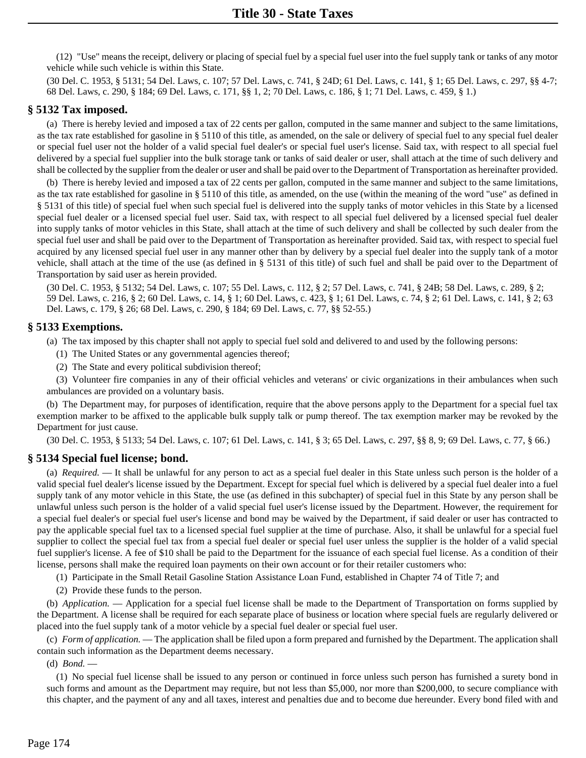(12) "Use" means the receipt, delivery or placing of special fuel by a special fuel user into the fuel supply tank or tanks of any motor vehicle while such vehicle is within this State.

(30 Del. C. 1953, § 5131; 54 Del. Laws, c. 107; 57 Del. Laws, c. 741, § 24D; 61 Del. Laws, c. 141, § 1; 65 Del. Laws, c. 297, §§ 4-7; 68 Del. Laws, c. 290, § 184; 69 Del. Laws, c. 171, §§ 1, 2; 70 Del. Laws, c. 186, § 1; 71 Del. Laws, c. 459, § 1.)

## § 5132 Tax imposed.

(a) There is hereby levied and imposed a tax of 22 cents per gallon, computed in the same manner and subject to the same limitations, as the tax rate established for gasoline in § 5110 of this title, as amended, on the sale or delivery of special fuel to any special fuel dealer or special fuel user not the holder of a valid special fuel dealer's or special fuel user's license. Said tax, with respect to all special fuel delivered by a special fuel supplier into the bulk storage tank or tanks of said dealer or user, shall attach at the time of such delivery and shall be collected by the supplier from the dealer or user and shall be paid over to the Department of Transportation as hereinafter provided.

(b) There is hereby levied and imposed a tax of 22 cents per gallon, computed in the same manner and subject to the same limitations, as the tax rate established for gasoline in § 5110 of this title, as amended, on the use (within the meaning of the word "use" as defined in § 5131 of this title) of special fuel when such special fuel is delivered into the supply tanks of motor vehicles in this State by a licensed special fuel dealer or a licensed special fuel user. Said tax, with respect to all special fuel delivered by a licensed special fuel dealer into supply tanks of motor vehicles in this State, shall attach at the time of such delivery and shall be collected by such dealer from the special fuel user and shall be paid over to the Department of Transportation as hereinafter provided. Said tax, with respect to special fuel acquired by any licensed special fuel user in any manner other than by delivery by a special fuel dealer into the supply tank of a motor vehicle, shall attach at the time of the use (as defined in § 5131 of this title) of such fuel and shall be paid over to the Department of Transportation by said user as herein provided.

(30 Del. C. 1953, § 5132; 54 Del. Laws, c. 107; 55 Del. Laws, c. 112, § 2; 57 Del. Laws, c. 741, § 24B; 58 Del. Laws, c. 289, § 2; 59 Del. Laws, c. 216, § 2; 60 Del. Laws, c. 14, § 1; 60 Del. Laws, c. 423, § 1; 61 Del. Laws, c. 74, § 2; 61 Del. Laws, c. 141, § 2; 63 Del. Laws, c. 179, § 26; 68 Del. Laws, c. 290, § 184; 69 Del. Laws, c. 77, §§ 52-55.)

## § 5133 Exemptions.

(a) The tax imposed by this chapter shall not apply to special fuel sold and delivered to and used by the following persons:

(1) The United States or any governmental agencies thereof;

(2) The State and every political subdivision thereof;

(3) Volunteer fire companies in any of their official vehicles and veterans' or civic organizations in their ambulances when such ambulances are provided on a voluntary basis.

(b) The Department may, for purposes of identification, require that the above persons apply to the Department for a special fuel tax exemption marker to be affixed to the applicable bulk supply talk or pump thereof. The tax exemption marker may be revoked by the Department for just cause.

(30 Del. C. 1953, § 5133; 54 Del. Laws, c. 107; 61 Del. Laws, c. 141, § 3; 65 Del. Laws, c. 297, §§ 8, 9; 69 Del. Laws, c. 77, § 66.)

## § 5134 Special fuel license; bond.

(a) *Required.* — It shall be unlawful for any person to act as a special fuel dealer in this State unless such person is the holder of a valid special fuel dealer's license issued by the Department. Except for special fuel which is delivered by a special fuel dealer into a fuel supply tank of any motor vehicle in this State, the use (as defined in this subchapter) of special fuel in this State by any person shall be unlawful unless such person is the holder of a valid special fuel user's license issued by the Department. However, the requirement for a special fuel dealer's or special fuel user's license and bond may be waived by the Department, if said dealer or user has contracted to pay the applicable special fuel tax to a licensed special fuel supplier at the time of purchase. Also, it shall be unlawful for a special fuel supplier to collect the special fuel tax from a special fuel dealer or special fuel user unless the supplier is the holder of a valid special fuel supplier's license. A fee of $10 shall be paid to the Department for the issuance of each special fuel license. As a condition of their license, persons shall make the required loan payments on their own account or for their retailer customers who:

(1) Participate in the Small Retail Gasoline Station Assistance Loan Fund, established in Chapter 74 of Title 7; and

(2) Provide these funds to the person.

(b) *Application.* — Application for a special fuel license shall be made to the Department of Transportation on forms supplied by the Department. A license shall be required for each separate place of business or location where special fuels are regularly delivered or placed into the fuel supply tank of a motor vehicle by a special fuel dealer or special fuel user.

(c) *Form of application.* — The application shall be filed upon a form prepared and furnished by the Department. The application shall contain such information as the Department deems necessary.

(d) *Bond.* —

(1) No special fuel license shall be issued to any person or continued in force unless such person has furnished a surety bond in such forms and amount as the Department may require, but not less than $5,000, nor more than $200,000, to secure compliance with this chapter, and the payment of any and all taxes, interest and penalties due and to become due hereunder. Every bond filed with and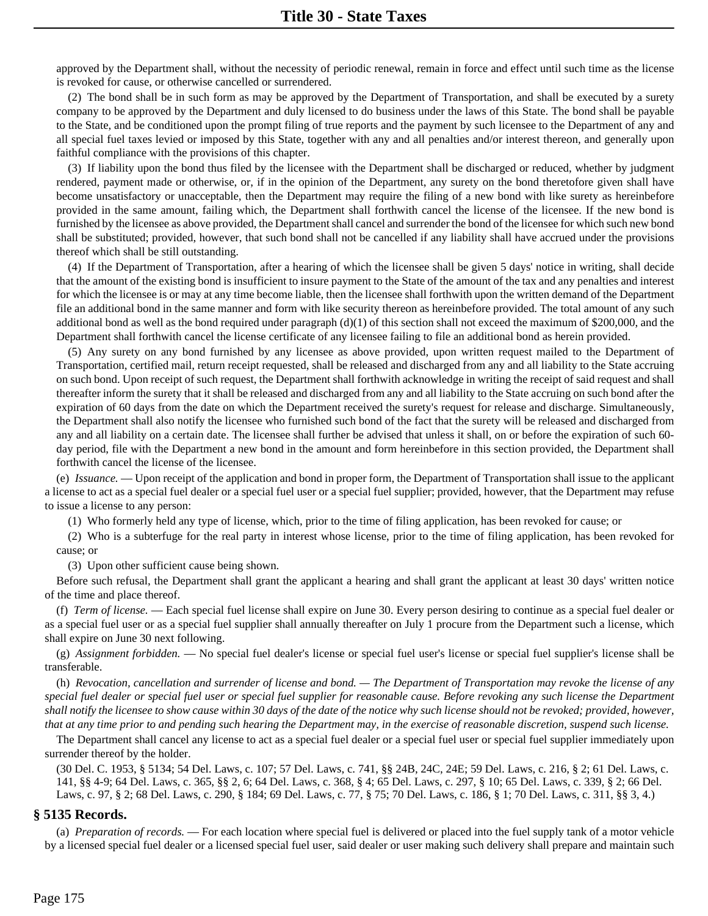approved by the Department shall, without the necessity of periodic renewal, remain in force and effect until such time as the license is revoked for cause, or otherwise cancelled or surrendered.

(2) The bond shall be in such form as may be approved by the Department of Transportation, and shall be executed by a surety company to be approved by the Department and duly licensed to do business under the laws of this State. The bond shall be payable to the State, and be conditioned upon the prompt filing of true reports and the payment by such licensee to the Department of any and all special fuel taxes levied or imposed by this State, together with any and all penalties and/or interest thereon, and generally upon faithful compliance with the provisions of this chapter.

(3) If liability upon the bond thus filed by the licensee with the Department shall be discharged or reduced, whether by judgment rendered, payment made or otherwise, or, if in the opinion of the Department, any surety on the bond theretofore given shall have become unsatisfactory or unacceptable, then the Department may require the filing of a new bond with like surety as hereinbefore provided in the same amount, failing which, the Department shall forthwith cancel the license of the licensee. If the new bond is furnished by the licensee as above provided, the Department shall cancel and surrender the bond of the licensee for which such new bond shall be substituted; provided, however, that such bond shall not be cancelled if any liability shall have accrued under the provisions thereof which shall be still outstanding.

(4) If the Department of Transportation, after a hearing of which the licensee shall be given 5 days' notice in writing, shall decide that the amount of the existing bond is insufficient to insure payment to the State of the amount of the tax and any penalties and interest for which the licensee is or may at any time become liable, then the licensee shall forthwith upon the written demand of the Department file an additional bond in the same manner and form with like security thereon as hereinbefore provided. The total amount of any such additional bond as well as the bond required under paragraph (d)(1) of this section shall not exceed the maximum of $200,000, and the Department shall forthwith cancel the license certificate of any licensee failing to file an additional bond as herein provided.

(5) Any surety on any bond furnished by any licensee as above provided, upon written request mailed to the Department of Transportation, certified mail, return receipt requested, shall be released and discharged from any and all liability to the State accruing on such bond. Upon receipt of such request, the Department shall forthwith acknowledge in writing the receipt of said request and shall thereafter inform the surety that it shall be released and discharged from any and all liability to the State accruing on such bond after the expiration of 60 days from the date on which the Department received the surety's request for release and discharge. Simultaneously, the Department shall also notify the licensee who furnished such bond of the fact that the surety will be released and discharged from any and all liability on a certain date. The licensee shall further be advised that unless it shall, on or before the expiration of such 60-day period, file with the Department a new bond in the amount and form hereinbefore in this section provided, the Department shall forthwith cancel the license of the licensee.

(e) *Issuance.* — Upon receipt of the application and bond in proper form, the Department of Transportation shall issue to the applicant a license to act as a special fuel dealer or a special fuel user or a special fuel supplier; provided, however, that the Department may refuse to issue a license to any person:

(1) Who formerly held any type of license, which, prior to the time of filing application, has been revoked for cause; or

(2) Who is a subterfuge for the real party in interest whose license, prior to the time of filing application, has been revoked for cause; or

(3) Upon other sufficient cause being shown.

Before such refusal, the Department shall grant the applicant a hearing and shall grant the applicant at least 30 days' written notice of the time and place thereof.

(f) *Term of license.* — Each special fuel license shall expire on June 30. Every person desiring to continue as a special fuel dealer or as a special fuel user or as a special fuel supplier shall annually thereafter on July 1 procure from the Department such a license, which shall expire on June 30 next following.

(g) *Assignment forbidden.* — No special fuel dealer's license or special fuel user's license or special fuel supplier's license shall be transferable.

(h) *Revocation, cancellation and surrender of license and bond. — The Department of Transportation may revoke the license of any special fuel dealer or special fuel user or special fuel supplier for reasonable cause. Before revoking any such license the Department shall notify the licensee to show cause within 30 days of the date of the notice why such license should not be revoked; provided, however, that at any time prior to and pending such hearing the Department may, in the exercise of reasonable discretion, suspend such license.*

The Department shall cancel any license to act as a special fuel dealer or a special fuel user or special fuel supplier immediately upon surrender thereof by the holder.

(30 Del. C. 1953, § 5134; 54 Del. Laws, c. 107; 57 Del. Laws, c. 741, §§ 24B, 24C, 24E; 59 Del. Laws, c. 216, § 2; 61 Del. Laws, c. 141, §§ 4-9; 64 Del. Laws, c. 365, §§ 2, 6; 64 Del. Laws, c. 368, § 4; 65 Del. Laws, c. 297, § 10; 65 Del. Laws, c. 339, § 2; 66 Del. Laws, c. 97, § 2; 68 Del. Laws, c. 290, § 184; 69 Del. Laws, c. 77, § 75; 70 Del. Laws, c. 186, § 1; 70 Del. Laws, c. 311, §§ 3, 4.)

## § 5135 Records.

(a) *Preparation of records.* — For each location where special fuel is delivered or placed into the fuel supply tank of a motor vehicle by a licensed special fuel dealer or a licensed special fuel user, said dealer or user making such delivery shall prepare and maintain such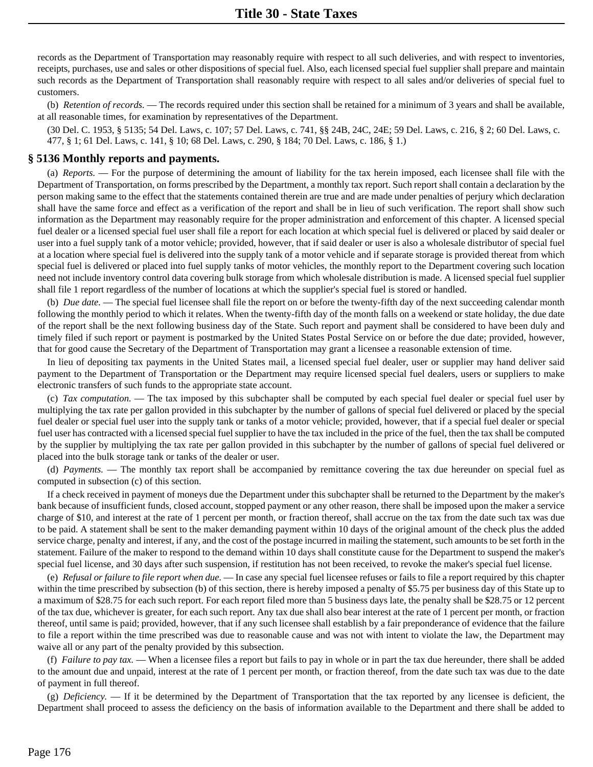records as the Department of Transportation may reasonably require with respect to all such deliveries, and with respect to inventories, receipts, purchases, use and sales or other dispositions of special fuel. Also, each licensed special fuel supplier shall prepare and maintain such records as the Department of Transportation shall reasonably require with respect to all sales and/or deliveries of special fuel to customers.

(b) *Retention of records.* — The records required under this section shall be retained for a minimum of 3 years and shall be available, at all reasonable times, for examination by representatives of the Department.

(30 Del. C. 1953, § 5135; 54 Del. Laws, c. 107; 57 Del. Laws, c. 741, §§ 24B, 24C, 24E; 59 Del. Laws, c. 216, § 2; 60 Del. Laws, c. 477, § 1; 61 Del. Laws, c. 141, § 10; 68 Del. Laws, c. 290, § 184; 70 Del. Laws, c. 186, § 1.)

### § 5136 Monthly reports and payments.

(a) *Reports.* — For the purpose of determining the amount of liability for the tax herein imposed, each licensee shall file with the Department of Transportation, on forms prescribed by the Department, a monthly tax report. Such report shall contain a declaration by the person making same to the effect that the statements contained therein are true and are made under penalties of perjury which declaration shall have the same force and effect as a verification of the report and shall be in lieu of such verification. The report shall show such information as the Department may reasonably require for the proper administration and enforcement of this chapter. A licensed special fuel dealer or a licensed special fuel user shall file a report for each location at which special fuel is delivered or placed by said dealer or user into a fuel supply tank of a motor vehicle; provided, however, that if said dealer or user is also a wholesale distributor of special fuel at a location where special fuel is delivered into the supply tank of a motor vehicle and if separate storage is provided thereat from which special fuel is delivered or placed into fuel supply tanks of motor vehicles, the monthly report to the Department covering such location need not include inventory control data covering bulk storage from which wholesale distribution is made. A licensed special fuel supplier shall file 1 report regardless of the number of locations at which the supplier's special fuel is stored or handled.

(b) *Due date.* — The special fuel licensee shall file the report on or before the twenty-fifth day of the next succeeding calendar month following the monthly period to which it relates. When the twenty-fifth day of the month falls on a weekend or state holiday, the due date of the report shall be the next following business day of the State. Such report and payment shall be considered to have been duly and timely filed if such report or payment is postmarked by the United States Postal Service on or before the due date; provided, however, that for good cause the Secretary of the Department of Transportation may grant a licensee a reasonable extension of time.

In lieu of depositing tax payments in the United States mail, a licensed special fuel dealer, user or supplier may hand deliver said payment to the Department of Transportation or the Department may require licensed special fuel dealers, users or suppliers to make electronic transfers of such funds to the appropriate state account.

(c) *Tax computation.* — The tax imposed by this subchapter shall be computed by each special fuel dealer or special fuel user by multiplying the tax rate per gallon provided in this subchapter by the number of gallons of special fuel delivered or placed by the special fuel dealer or special fuel user into the supply tank or tanks of a motor vehicle; provided, however, that if a special fuel dealer or special fuel user has contracted with a licensed special fuel supplier to have the tax included in the price of the fuel, then the tax shall be computed by the supplier by multiplying the tax rate per gallon provided in this subchapter by the number of gallons of special fuel delivered or placed into the bulk storage tank or tanks of the dealer or user.

(d) *Payments.* — The monthly tax report shall be accompanied by remittance covering the tax due hereunder on special fuel as computed in subsection (c) of this section.

If a check received in payment of moneys due the Department under this subchapter shall be returned to the Department by the maker's bank because of insufficient funds, closed account, stopped payment or any other reason, there shall be imposed upon the maker a service charge of $10, and interest at the rate of 1 percent per month, or fraction thereof, shall accrue on the tax from the date such tax was due to be paid. A statement shall be sent to the maker demanding payment within 10 days of the original amount of the check plus the added service charge, penalty and interest, if any, and the cost of the postage incurred in mailing the statement, such amounts to be set forth in the statement. Failure of the maker to respond to the demand within 10 days shall constitute cause for the Department to suspend the maker's special fuel license, and 30 days after such suspension, if restitution has not been received, to revoke the maker's special fuel license.

(e) *Refusal or failure to file report when due.* — In case any special fuel licensee refuses or fails to file a report required by this chapter within the time prescribed by subsection (b) of this section, there is hereby imposed a penalty of $5.75 per business day of this State up to a maximum of $28.75 for each such report. For each report filed more than 5 business days late, the penalty shall be $28.75 or 12 percent of the tax due, whichever is greater, for each such report. Any tax due shall also bear interest at the rate of 1 percent per month, or fraction thereof, until same is paid; provided, however, that if any such licensee shall establish by a fair preponderance of evidence that the failure to file a report within the time prescribed was due to reasonable cause and was not with intent to violate the law, the Department may waive all or any part of the penalty provided by this subsection.

(f) *Failure to pay tax.* — When a licensee files a report but fails to pay in whole or in part the tax due hereunder, there shall be added to the amount due and unpaid, interest at the rate of 1 percent per month, or fraction thereof, from the date such tax was due to the date of payment in full thereof.

(g) *Deficiency.* — If it be determined by the Department of Transportation that the tax reported by any licensee is deficient, the Department shall proceed to assess the deficiency on the basis of information available to the Department and there shall be added to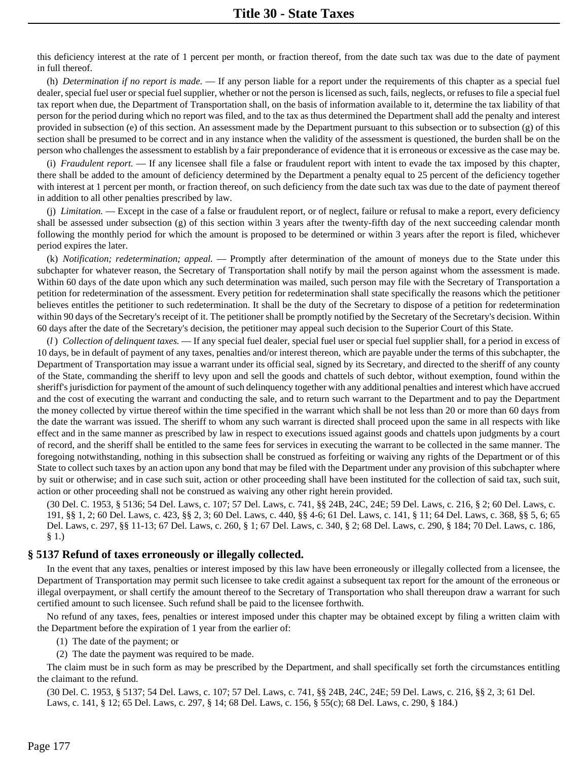this deficiency interest at the rate of 1 percent per month, or fraction thereof, from the date such tax was due to the date of payment in full thereof.

(h) *Determination if no report is made.* — If any person liable for a report under the requirements of this chapter as a special fuel dealer, special fuel user or special fuel supplier, whether or not the person is licensed as such, fails, neglects, or refuses to file a special fuel tax report when due, the Department of Transportation shall, on the basis of information available to it, determine the tax liability of that person for the period during which no report was filed, and to the tax as thus determined the Department shall add the penalty and interest provided in subsection (e) of this section. An assessment made by the Department pursuant to this subsection or to subsection (g) of this section shall be presumed to be correct and in any instance when the validity of the assessment is questioned, the burden shall be on the person who challenges the assessment to establish by a fair preponderance of evidence that it is erroneous or excessive as the case may be.

(i) *Fraudulent report.* — If any licensee shall file a false or fraudulent report with intent to evade the tax imposed by this chapter, there shall be added to the amount of deficiency determined by the Department a penalty equal to 25 percent of the deficiency together with interest at 1 percent per month, or fraction thereof, on such deficiency from the date such tax was due to the date of payment thereof in addition to all other penalties prescribed by law.

(j) *Limitation.* — Except in the case of a false or fraudulent report, or of neglect, failure or refusal to make a report, every deficiency shall be assessed under subsection (g) of this section within 3 years after the twenty-fifth day of the next succeeding calendar month following the monthly period for which the amount is proposed to be determined or within 3 years after the report is filed, whichever period expires the later.

(k) *Notification; redetermination; appeal.* — Promptly after determination of the amount of moneys due to the State under this subchapter for whatever reason, the Secretary of Transportation shall notify by mail the person against whom the assessment is made. Within 60 days of the date upon which any such determination was mailed, such person may file with the Secretary of Transportation a petition for redetermination of the assessment. Every petition for redetermination shall state specifically the reasons which the petitioner believes entitles the petitioner to such redetermination. It shall be the duty of the Secretary to dispose of a petition for redetermination within 90 days of the Secretary's receipt of it. The petitioner shall be promptly notified by the Secretary of the Secretary's decision. Within 60 days after the date of the Secretary's decision, the petitioner may appeal such decision to the Superior Court of this State.

(*l*) *Collection of delinquent taxes.* — If any special fuel dealer, special fuel user or special fuel supplier shall, for a period in excess of 10 days, be in default of payment of any taxes, penalties and/or interest thereon, which are payable under the terms of this subchapter, the Department of Transportation may issue a warrant under its official seal, signed by its Secretary, and directed to the sheriff of any county of the State, commanding the sheriff to levy upon and sell the goods and chattels of such debtor, without exemption, found within the sheriff's jurisdiction for payment of the amount of such delinquency together with any additional penalties and interest which have accrued and the cost of executing the warrant and conducting the sale, and to return such warrant to the Department and to pay the Department the money collected by virtue thereof within the time specified in the warrant which shall be not less than 20 or more than 60 days from the date the warrant was issued. The sheriff to whom any such warrant is directed shall proceed upon the same in all respects with like effect and in the same manner as prescribed by law in respect to executions issued against goods and chattels upon judgments by a court of record, and the sheriff shall be entitled to the same fees for services in executing the warrant to be collected in the same manner. The foregoing notwithstanding, nothing in this subsection shall be construed as forfeiting or waiving any rights of the Department or of this State to collect such taxes by an action upon any bond that may be filed with the Department under any provision of this subchapter where by suit or otherwise; and in case such suit, action or other proceeding shall have been instituted for the collection of said tax, such suit, action or other proceeding shall not be construed as waiving any other right herein provided.

(30 Del. C. 1953, § 5136; 54 Del. Laws, c. 107; 57 Del. Laws, c. 741, §§ 24B, 24C, 24E; 59 Del. Laws, c. 216, § 2; 60 Del. Laws, c. 191, §§ 1, 2; 60 Del. Laws, c. 423, §§ 2, 3; 60 Del. Laws, c. 440, §§ 4-6; 61 Del. Laws, c. 141, § 11; 64 Del. Laws, c. 368, §§ 5, 6; 65 Del. Laws, c. 297, §§ 11-13; 67 Del. Laws, c. 260, § 1; 67 Del. Laws, c. 340, § 2; 68 Del. Laws, c. 290, § 184; 70 Del. Laws, c. 186, § 1.)

### § 5137 Refund of taxes erroneously or illegally collected.

In the event that any taxes, penalties or interest imposed by this law have been erroneously or illegally collected from a licensee, the Department of Transportation may permit such licensee to take credit against a subsequent tax report for the amount of the erroneous or illegal overpayment, or shall certify the amount thereof to the Secretary of Transportation who shall thereupon draw a warrant for such certified amount to such licensee. Such refund shall be paid to the licensee forthwith.

No refund of any taxes, fees, penalties or interest imposed under this chapter may be obtained except by filing a written claim with the Department before the expiration of 1 year from the earlier of:

(1) The date of the payment; or

(2) The date the payment was required to be made.

The claim must be in such form as may be prescribed by the Department, and shall specifically set forth the circumstances entitling the claimant to the refund.

(30 Del. C. 1953, § 5137; 54 Del. Laws, c. 107; 57 Del. Laws, c. 741, §§ 24B, 24C, 24E; 59 Del. Laws, c. 216, §§ 2, 3; 61 Del. Laws, c. 141, § 12; 65 Del. Laws, c. 297, § 14; 68 Del. Laws, c. 156, § 55(c); 68 Del. Laws, c. 290, § 184.)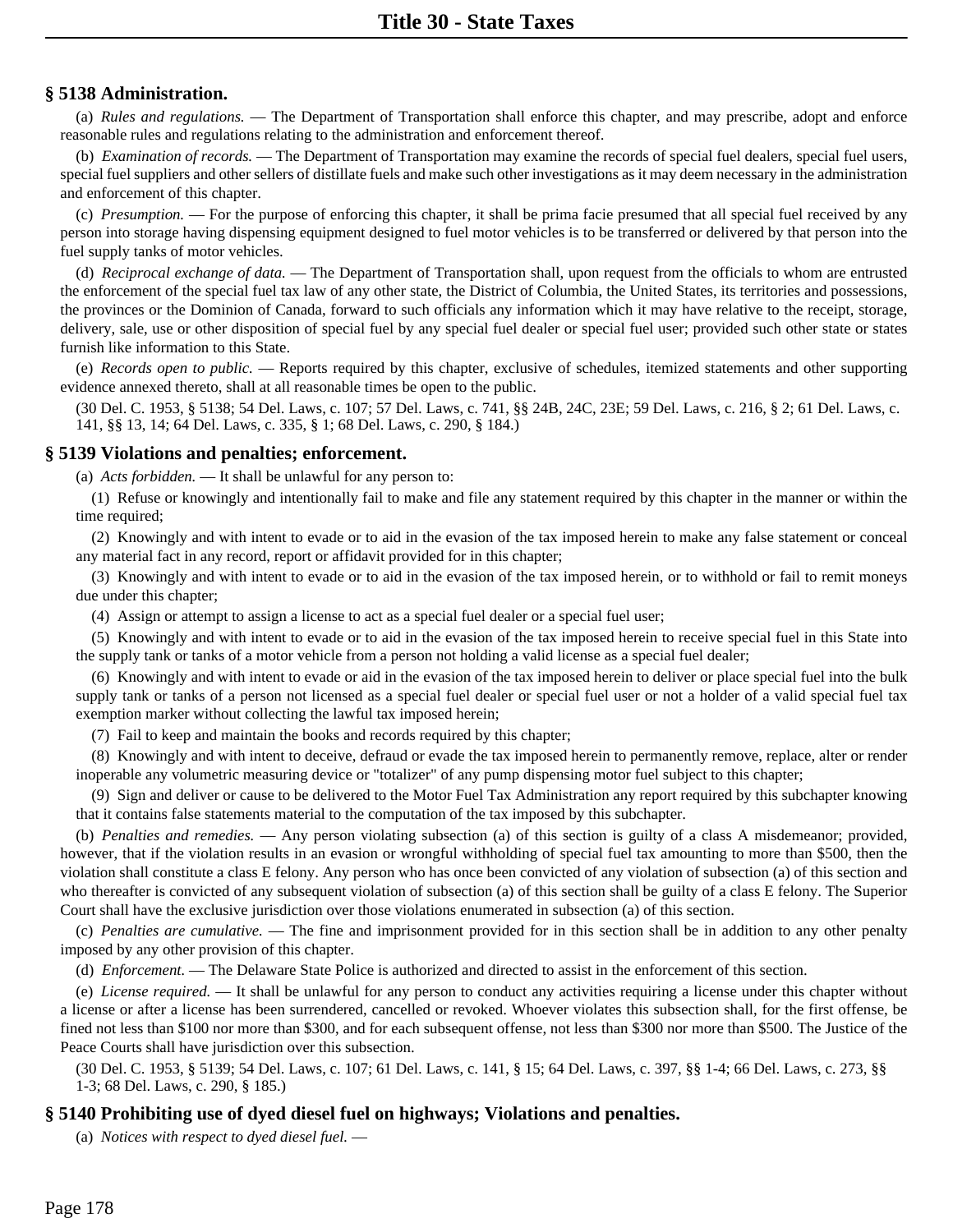### § 5138 Administration.

(a) *Rules and regulations.* — The Department of Transportation shall enforce this chapter, and may prescribe, adopt and enforce reasonable rules and regulations relating to the administration and enforcement thereof.

(b) *Examination of records.* — The Department of Transportation may examine the records of special fuel dealers, special fuel users, special fuel suppliers and other sellers of distillate fuels and make such other investigations as it may deem necessary in the administration and enforcement of this chapter.

(c) *Presumption.* — For the purpose of enforcing this chapter, it shall be prima facie presumed that all special fuel received by any person into storage having dispensing equipment designed to fuel motor vehicles is to be transferred or delivered by that person into the fuel supply tanks of motor vehicles.

(d) *Reciprocal exchange of data.* — The Department of Transportation shall, upon request from the officials to whom are entrusted the enforcement of the special fuel tax law of any other state, the District of Columbia, the United States, its territories and possessions, the provinces or the Dominion of Canada, forward to such officials any information which it may have relative to the receipt, storage, delivery, sale, use or other disposition of special fuel by any special fuel dealer or special fuel user; provided such other state or states furnish like information to this State.

(e) *Records open to public.* — Reports required by this chapter, exclusive of schedules, itemized statements and other supporting evidence annexed thereto, shall at all reasonable times be open to the public.

(30 Del. C. 1953, § 5138; 54 Del. Laws, c. 107; 57 Del. Laws, c. 741, §§ 24B, 24C, 23E; 59 Del. Laws, c. 216, § 2; 61 Del. Laws, c. 141, §§ 13, 14; 64 Del. Laws, c. 335, § 1; 68 Del. Laws, c. 290, § 184.)

### § 5139 Violations and penalties; enforcement.

(a) *Acts forbidden.* — It shall be unlawful for any person to:

(1) Refuse or knowingly and intentionally fail to make and file any statement required by this chapter in the manner or within the time required;

(2) Knowingly and with intent to evade or to aid in the evasion of the tax imposed herein to make any false statement or conceal any material fact in any record, report or affidavit provided for in this chapter;

(3) Knowingly and with intent to evade or to aid in the evasion of the tax imposed herein, or to withhold or fail to remit moneys due under this chapter;

(4) Assign or attempt to assign a license to act as a special fuel dealer or a special fuel user;

(5) Knowingly and with intent to evade or to aid in the evasion of the tax imposed herein to receive special fuel in this State into the supply tank or tanks of a motor vehicle from a person not holding a valid license as a special fuel dealer;

(6) Knowingly and with intent to evade or aid in the evasion of the tax imposed herein to deliver or place special fuel into the bulk supply tank or tanks of a person not licensed as a special fuel dealer or special fuel user or not a holder of a valid special fuel tax exemption marker without collecting the lawful tax imposed herein;

(7) Fail to keep and maintain the books and records required by this chapter;

(8) Knowingly and with intent to deceive, defraud or evade the tax imposed herein to permanently remove, replace, alter or render inoperable any volumetric measuring device or "totalizer" of any pump dispensing motor fuel subject to this chapter;

(9) Sign and deliver or cause to be delivered to the Motor Fuel Tax Administration any report required by this subchapter knowing that it contains false statements material to the computation of the tax imposed by this subchapter.

(b) *Penalties and remedies.* — Any person violating subsection (a) of this section is guilty of a class A misdemeanor; provided, however, that if the violation results in an evasion or wrongful withholding of special fuel tax amounting to more than $500, then the violation shall constitute a class E felony. Any person who has once been convicted of any violation of subsection (a) of this section and who thereafter is convicted of any subsequent violation of subsection (a) of this section shall be guilty of a class E felony. The Superior Court shall have the exclusive jurisdiction over those violations enumerated in subsection (a) of this section.

(c) *Penalties are cumulative.* — The fine and imprisonment provided for in this section shall be in addition to any other penalty imposed by any other provision of this chapter.

(d) *Enforcement.* — The Delaware State Police is authorized and directed to assist in the enforcement of this section.

(e) *License required.* — It shall be unlawful for any person to conduct any activities requiring a license under this chapter without a license or after a license has been surrendered, cancelled or revoked. Whoever violates this subsection shall, for the first offense, be fined not less than $100 nor more than $300, and for each subsequent offense, not less than $300 nor more than $500. The Justice of the Peace Courts shall have jurisdiction over this subsection.

(30 Del. C. 1953, § 5139; 54 Del. Laws, c. 107; 61 Del. Laws, c. 141, § 15; 64 Del. Laws, c. 397, §§ 1-4; 66 Del. Laws, c. 273, §§ 1-3; 68 Del. Laws, c. 290, § 185.)

### § 5140 Prohibiting use of dyed diesel fuel on highways; Violations and penalties.

(a) *Notices with respect to dyed diesel fuel.* —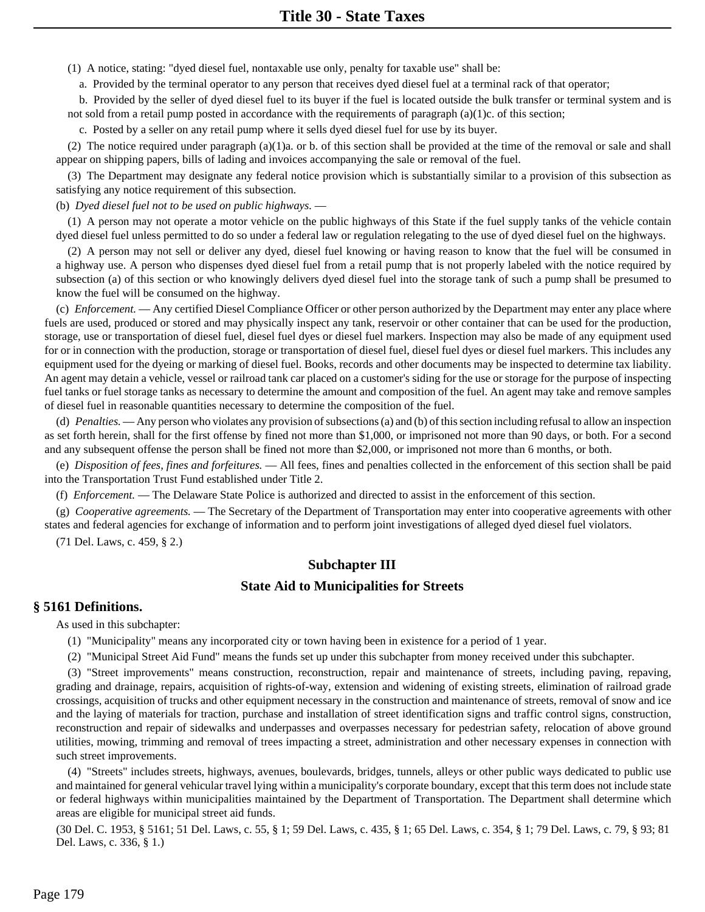(1) A notice, stating: "dyed diesel fuel, nontaxable use only, penalty for taxable use" shall be:

a. Provided by the terminal operator to any person that receives dyed diesel fuel at a terminal rack of that operator;

b. Provided by the seller of dyed diesel fuel to its buyer if the fuel is located outside the bulk transfer or terminal system and is not sold from a retail pump posted in accordance with the requirements of paragraph (a)(1)c. of this section;

c. Posted by a seller on any retail pump where it sells dyed diesel fuel for use by its buyer.

(2) The notice required under paragraph (a)(1)a. or b. of this section shall be provided at the time of the removal or sale and shall appear on shipping papers, bills of lading and invoices accompanying the sale or removal of the fuel.

(3) The Department may designate any federal notice provision which is substantially similar to a provision of this subsection as satisfying any notice requirement of this subsection.

(b) *Dyed diesel fuel not to be used on public highways.* —

(1) A person may not operate a motor vehicle on the public highways of this State if the fuel supply tanks of the vehicle contain dyed diesel fuel unless permitted to do so under a federal law or regulation relegating to the use of dyed diesel fuel on the highways.

(2) A person may not sell or deliver any dyed, diesel fuel knowing or having reason to know that the fuel will be consumed in a highway use. A person who dispenses dyed diesel fuel from a retail pump that is not properly labeled with the notice required by subsection (a) of this section or who knowingly delivers dyed diesel fuel into the storage tank of such a pump shall be presumed to know the fuel will be consumed on the highway.

(c) *Enforcement.* — Any certified Diesel Compliance Officer or other person authorized by the Department may enter any place where fuels are used, produced or stored and may physically inspect any tank, reservoir or other container that can be used for the production, storage, use or transportation of diesel fuel, diesel fuel dyes or diesel fuel markers. Inspection may also be made of any equipment used for or in connection with the production, storage or transportation of diesel fuel, diesel fuel dyes or diesel fuel markers. This includes any equipment used for the dyeing or marking of diesel fuel. Books, records and other documents may be inspected to determine tax liability. An agent may detain a vehicle, vessel or railroad tank car placed on a customer's siding for the use or storage for the purpose of inspecting fuel tanks or fuel storage tanks as necessary to determine the amount and composition of the fuel. An agent may take and remove samples of diesel fuel in reasonable quantities necessary to determine the composition of the fuel.

(d) *Penalties.* — Any person who violates any provision of subsections (a) and (b) of this section including refusal to allow an inspection as set forth herein, shall for the first offense by fined not more than $1,000, or imprisoned not more than 90 days, or both. For a second and any subsequent offense the person shall be fined not more than $2,000, or imprisoned not more than 6 months, or both.

(e) *Disposition of fees, fines and forfeitures.* — All fees, fines and penalties collected in the enforcement of this section shall be paid into the Transportation Trust Fund established under Title 2.

(f) *Enforcement.* — The Delaware State Police is authorized and directed to assist in the enforcement of this section.

(g) *Cooperative agreements.* — The Secretary of the Department of Transportation may enter into cooperative agreements with other states and federal agencies for exchange of information and to perform joint investigations of alleged dyed diesel fuel violators.

(71 Del. Laws, c. 459, § 2.)

## Subchapter III

## State Aid to Municipalities for Streets

### § 5161 Definitions.

As used in this subchapter:

(1) "Municipality" means any incorporated city or town having been in existence for a period of 1 year.

(2) "Municipal Street Aid Fund" means the funds set up under this subchapter from money received under this subchapter.

(3) "Street improvements" means construction, reconstruction, repair and maintenance of streets, including paving, repaving, grading and drainage, repairs, acquisition of rights-of-way, extension and widening of existing streets, elimination of railroad grade crossings, acquisition of trucks and other equipment necessary in the construction and maintenance of streets, removal of snow and ice and the laying of materials for traction, purchase and installation of street identification signs and traffic control signs, construction, reconstruction and repair of sidewalks and underpasses and overpasses necessary for pedestrian safety, relocation of above ground utilities, mowing, trimming and removal of trees impacting a street, administration and other necessary expenses in connection with such street improvements.

(4) "Streets" includes streets, highways, avenues, boulevards, bridges, tunnels, alleys or other public ways dedicated to public use and maintained for general vehicular travel lying within a municipality's corporate boundary, except that this term does not include state or federal highways within municipalities maintained by the Department of Transportation. The Department shall determine which areas are eligible for municipal street aid funds.

(30 Del. C. 1953, § 5161; 51 Del. Laws, c. 55, § 1; 59 Del. Laws, c. 435, § 1; 65 Del. Laws, c. 354, § 1; 79 Del. Laws, c. 79, § 93; 81 Del. Laws, c. 336, § 1.)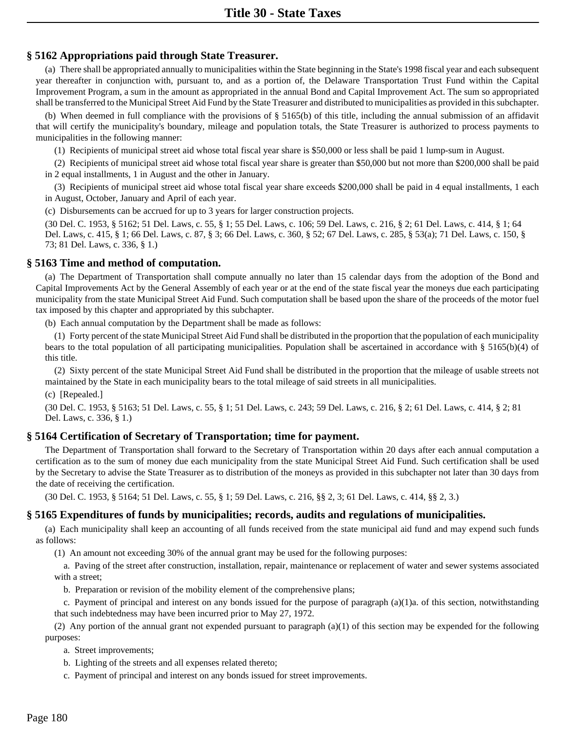## § 5162 Appropriations paid through State Treasurer.

(a) There shall be appropriated annually to municipalities within the State beginning in the State's 1998 fiscal year and each subsequent year thereafter in conjunction with, pursuant to, and as a portion of, the Delaware Transportation Trust Fund within the Capital Improvement Program, a sum in the amount as appropriated in the annual Bond and Capital Improvement Act. The sum so appropriated shall be transferred to the Municipal Street Aid Fund by the State Treasurer and distributed to municipalities as provided in this subchapter.

(b) When deemed in full compliance with the provisions of § 5165(b) of this title, including the annual submission of an affidavit that will certify the municipality's boundary, mileage and population totals, the State Treasurer is authorized to process payments to municipalities in the following manner:

(1) Recipients of municipal street aid whose total fiscal year share is $50,000 or less shall be paid 1 lump-sum in August.

(2) Recipients of municipal street aid whose total fiscal year share is greater than $50,000 but not more than $200,000 shall be paid in 2 equal installments, 1 in August and the other in January.

(3) Recipients of municipal street aid whose total fiscal year share exceeds $200,000 shall be paid in 4 equal installments, 1 each in August, October, January and April of each year.

(c) Disbursements can be accrued for up to 3 years for larger construction projects.

(30 Del. C. 1953, § 5162; 51 Del. Laws, c. 55, § 1; 55 Del. Laws, c. 106; 59 Del. Laws, c. 216, § 2; 61 Del. Laws, c. 414, § 1; 64 Del. Laws, c. 415, § 1; 66 Del. Laws, c. 87, § 3; 66 Del. Laws, c. 360, § 52; 67 Del. Laws, c. 285, § 53(a); 71 Del. Laws, c. 150, § 73; 81 Del. Laws, c. 336, § 1.)

## § 5163 Time and method of computation.

(a) The Department of Transportation shall compute annually no later than 15 calendar days from the adoption of the Bond and Capital Improvements Act by the General Assembly of each year or at the end of the state fiscal year the moneys due each participating municipality from the state Municipal Street Aid Fund. Such computation shall be based upon the share of the proceeds of the motor fuel tax imposed by this chapter and appropriated by this subchapter.

(b) Each annual computation by the Department shall be made as follows:

(1) Forty percent of the state Municipal Street Aid Fund shall be distributed in the proportion that the population of each municipality bears to the total population of all participating municipalities. Population shall be ascertained in accordance with § 5165(b)(4) of this title.

(2) Sixty percent of the state Municipal Street Aid Fund shall be distributed in the proportion that the mileage of usable streets not maintained by the State in each municipality bears to the total mileage of said streets in all municipalities.

(c) [Repealed.]

(30 Del. C. 1953, § 5163; 51 Del. Laws, c. 55, § 1; 51 Del. Laws, c. 243; 59 Del. Laws, c. 216, § 2; 61 Del. Laws, c. 414, § 2; 81 Del. Laws, c. 336, § 1.)

## § 5164 Certification of Secretary of Transportation; time for payment.

The Department of Transportation shall forward to the Secretary of Transportation within 20 days after each annual computation a certification as to the sum of money due each municipality from the state Municipal Street Aid Fund. Such certification shall be used by the Secretary to advise the State Treasurer as to distribution of the moneys as provided in this subchapter not later than 30 days from the date of receiving the certification.

(30 Del. C. 1953, § 5164; 51 Del. Laws, c. 55, § 1; 59 Del. Laws, c. 216, §§ 2, 3; 61 Del. Laws, c. 414, §§ 2, 3.)

## § 5165 Expenditures of funds by municipalities; records, audits and regulations of municipalities.

(a) Each municipality shall keep an accounting of all funds received from the state municipal aid fund and may expend such funds as follows:

(1) An amount not exceeding 30% of the annual grant may be used for the following purposes:

a. Paving of the street after construction, installation, repair, maintenance or replacement of water and sewer systems associated with a street;

b. Preparation or revision of the mobility element of the comprehensive plans;

c. Payment of principal and interest on any bonds issued for the purpose of paragraph (a)(1)a. of this section, notwithstanding that such indebtedness may have been incurred prior to May 27, 1972.

(2) Any portion of the annual grant not expended pursuant to paragraph (a)(1) of this section may be expended for the following purposes:

a. Street improvements;

b. Lighting of the streets and all expenses related thereto;

c. Payment of principal and interest on any bonds issued for street improvements.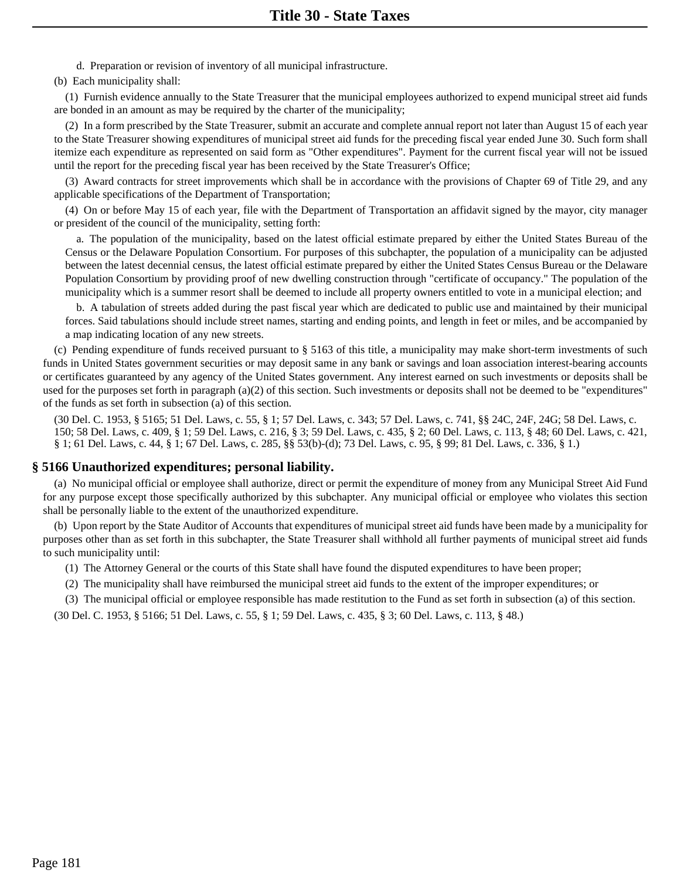d. Preparation or revision of inventory of all municipal infrastructure.

(b) Each municipality shall:

(1) Furnish evidence annually to the State Treasurer that the municipal employees authorized to expend municipal street aid funds are bonded in an amount as may be required by the charter of the municipality;

(2) In a form prescribed by the State Treasurer, submit an accurate and complete annual report not later than August 15 of each year to the State Treasurer showing expenditures of municipal street aid funds for the preceding fiscal year ended June 30. Such form shall itemize each expenditure as represented on said form as "Other expenditures". Payment for the current fiscal year will not be issued until the report for the preceding fiscal year has been received by the State Treasurer's Office;

(3) Award contracts for street improvements which shall be in accordance with the provisions of Chapter 69 of Title 29, and any applicable specifications of the Department of Transportation;

(4) On or before May 15 of each year, file with the Department of Transportation an affidavit signed by the mayor, city manager or president of the council of the municipality, setting forth:

a. The population of the municipality, based on the latest official estimate prepared by either the United States Bureau of the Census or the Delaware Population Consortium. For purposes of this subchapter, the population of a municipality can be adjusted between the latest decennial census, the latest official estimate prepared by either the United States Census Bureau or the Delaware Population Consortium by providing proof of new dwelling construction through "certificate of occupancy." The population of the municipality which is a summer resort shall be deemed to include all property owners entitled to vote in a municipal election; and

b. A tabulation of streets added during the past fiscal year which are dedicated to public use and maintained by their municipal forces. Said tabulations should include street names, starting and ending points, and length in feet or miles, and be accompanied by a map indicating location of any new streets.

(c) Pending expenditure of funds received pursuant to § 5163 of this title, a municipality may make short-term investments of such funds in United States government securities or may deposit same in any bank or savings and loan association interest-bearing accounts or certificates guaranteed by any agency of the United States government. Any interest earned on such investments or deposits shall be used for the purposes set forth in paragraph (a)(2) of this section. Such investments or deposits shall not be deemed to be "expenditures" of the funds as set forth in subsection (a) of this section.

(30 Del. C. 1953, § 5165; 51 Del. Laws, c. 55, § 1; 57 Del. Laws, c. 343; 57 Del. Laws, c. 741, §§ 24C, 24F, 24G; 58 Del. Laws, c. 150; 58 Del. Laws, c. 409, § 1; 59 Del. Laws, c. 216, § 3; 59 Del. Laws, c. 435, § 2; 60 Del. Laws, c. 113, § 48; 60 Del. Laws, c. 421, § 1; 61 Del. Laws, c. 44, § 1; 67 Del. Laws, c. 285, §§ 53(b)-(d); 73 Del. Laws, c. 95, § 99; 81 Del. Laws, c. 336, § 1.)

### § 5166 Unauthorized expenditures; personal liability.

(a) No municipal official or employee shall authorize, direct or permit the expenditure of money from any Municipal Street Aid Fund for any purpose except those specifically authorized by this subchapter. Any municipal official or employee who violates this section shall be personally liable to the extent of the unauthorized expenditure.

(b) Upon report by the State Auditor of Accounts that expenditures of municipal street aid funds have been made by a municipality for purposes other than as set forth in this subchapter, the State Treasurer shall withhold all further payments of municipal street aid funds to such municipality until:

(1) The Attorney General or the courts of this State shall have found the disputed expenditures to have been proper;

(2) The municipality shall have reimbursed the municipal street aid funds to the extent of the improper expenditures; or

(3) The municipal official or employee responsible has made restitution to the Fund as set forth in subsection (a) of this section.

(30 Del. C. 1953, § 5166; 51 Del. Laws, c. 55, § 1; 59 Del. Laws, c. 435, § 3; 60 Del. Laws, c. 113, § 48.)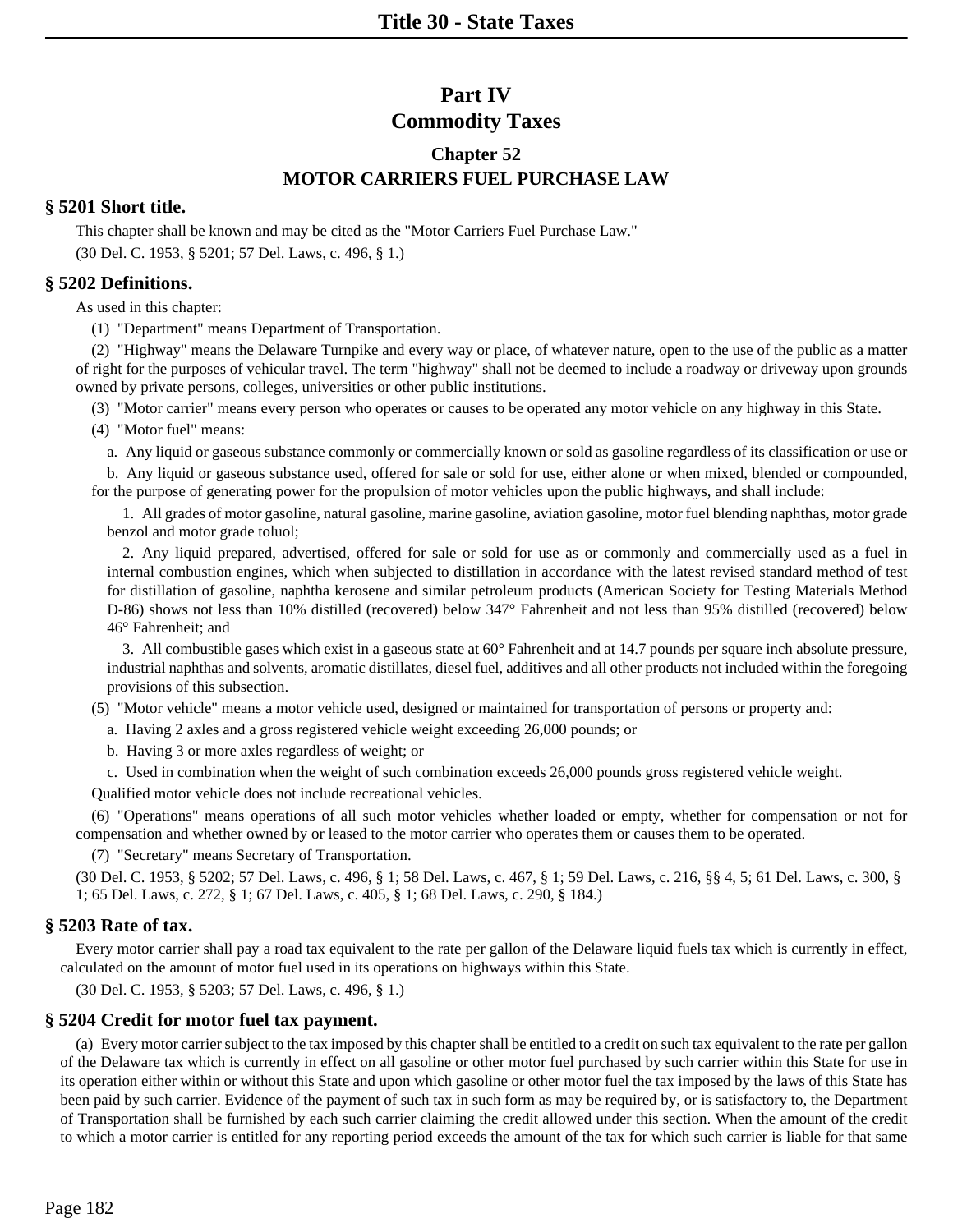# Part IV
# Commodity Taxes

## Chapter 52
## MOTOR CARRIERS FUEL PURCHASE LAW

### § 5201 Short title.

This chapter shall be known and may be cited as the "Motor Carriers Fuel Purchase Law."

(30 Del. C. 1953, § 5201; 57 Del. Laws, c. 496, § 1.)

### § 5202 Definitions.

As used in this chapter:

(1) "Department" means Department of Transportation.

(2) "Highway" means the Delaware Turnpike and every way or place, of whatever nature, open to the use of the public as a matter of right for the purposes of vehicular travel. The term "highway" shall not be deemed to include a roadway or driveway upon grounds owned by private persons, colleges, universities or other public institutions.

(3) "Motor carrier" means every person who operates or causes to be operated any motor vehicle on any highway in this State.

(4) "Motor fuel" means:

a. Any liquid or gaseous substance commonly or commercially known or sold as gasoline regardless of its classification or use or

b. Any liquid or gaseous substance used, offered for sale or sold for use, either alone or when mixed, blended or compounded, for the purpose of generating power for the propulsion of motor vehicles upon the public highways, and shall include:

1. All grades of motor gasoline, natural gasoline, marine gasoline, aviation gasoline, motor fuel blending naphthas, motor grade benzol and motor grade toluol;

2. Any liquid prepared, advertised, offered for sale or sold for use as or commonly and commercially used as a fuel in internal combustion engines, which when subjected to distillation in accordance with the latest revised standard method of test for distillation of gasoline, naphtha kerosene and similar petroleum products (American Society for Testing Materials Method D-86) shows not less than 10% distilled (recovered) below 347° Fahrenheit and not less than 95% distilled (recovered) below 46° Fahrenheit; and

3. All combustible gases which exist in a gaseous state at 60° Fahrenheit and at 14.7 pounds per square inch absolute pressure, industrial naphthas and solvents, aromatic distillates, diesel fuel, additives and all other products not included within the foregoing provisions of this subsection.

(5) "Motor vehicle" means a motor vehicle used, designed or maintained for transportation of persons or property and:

a. Having 2 axles and a gross registered vehicle weight exceeding 26,000 pounds; or

b. Having 3 or more axles regardless of weight; or

c. Used in combination when the weight of such combination exceeds 26,000 pounds gross registered vehicle weight.

Qualified motor vehicle does not include recreational vehicles.

(6) "Operations" means operations of all such motor vehicles whether loaded or empty, whether for compensation or not for compensation and whether owned by or leased to the motor carrier who operates them or causes them to be operated.

(7) "Secretary" means Secretary of Transportation.

(30 Del. C. 1953, § 5202; 57 Del. Laws, c. 496, § 1; 58 Del. Laws, c. 467, § 1; 59 Del. Laws, c. 216, §§ 4, 5; 61 Del. Laws, c. 300, § 1; 65 Del. Laws, c. 272, § 1; 67 Del. Laws, c. 405, § 1; 68 Del. Laws, c. 290, § 184.)

### § 5203 Rate of tax.

Every motor carrier shall pay a road tax equivalent to the rate per gallon of the Delaware liquid fuels tax which is currently in effect, calculated on the amount of motor fuel used in its operations on highways within this State.

(30 Del. C. 1953, § 5203; 57 Del. Laws, c. 496, § 1.)

### § 5204 Credit for motor fuel tax payment.

(a) Every motor carrier subject to the tax imposed by this chapter shall be entitled to a credit on such tax equivalent to the rate per gallon of the Delaware tax which is currently in effect on all gasoline or other motor fuel purchased by such carrier within this State for use in its operation either within or without this State and upon which gasoline or other motor fuel the tax imposed by the laws of this State has been paid by such carrier. Evidence of the payment of such tax in such form as may be required by, or is satisfactory to, the Department of Transportation shall be furnished by each such carrier claiming the credit allowed under this section. When the amount of the credit to which a motor carrier is entitled for any reporting period exceeds the amount of the tax for which such carrier is liable for that same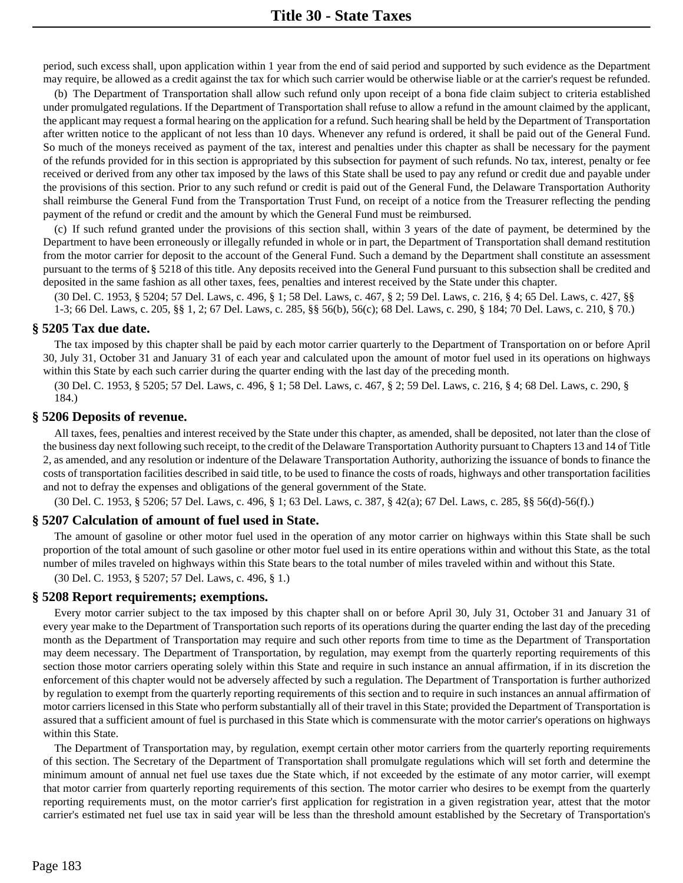period, such excess shall, upon application within 1 year from the end of said period and supported by such evidence as the Department may require, be allowed as a credit against the tax for which such carrier would be otherwise liable or at the carrier's request be refunded.

(b) The Department of Transportation shall allow such refund only upon receipt of a bona fide claim subject to criteria established under promulgated regulations. If the Department of Transportation shall refuse to allow a refund in the amount claimed by the applicant, the applicant may request a formal hearing on the application for a refund. Such hearing shall be held by the Department of Transportation after written notice to the applicant of not less than 10 days. Whenever any refund is ordered, it shall be paid out of the General Fund. So much of the moneys received as payment of the tax, interest and penalties under this chapter as shall be necessary for the payment of the refunds provided for in this section is appropriated by this subsection for payment of such refunds. No tax, interest, penalty or fee received or derived from any other tax imposed by the laws of this State shall be used to pay any refund or credit due and payable under the provisions of this section. Prior to any such refund or credit is paid out of the General Fund, the Delaware Transportation Authority shall reimburse the General Fund from the Transportation Trust Fund, on receipt of a notice from the Treasurer reflecting the pending payment of the refund or credit and the amount by which the General Fund must be reimbursed.

(c) If such refund granted under the provisions of this section shall, within 3 years of the date of payment, be determined by the Department to have been erroneously or illegally refunded in whole or in part, the Department of Transportation shall demand restitution from the motor carrier for deposit to the account of the General Fund. Such a demand by the Department shall constitute an assessment pursuant to the terms of § 5218 of this title. Any deposits received into the General Fund pursuant to this subsection shall be credited and deposited in the same fashion as all other taxes, fees, penalties and interest received by the State under this chapter.

(30 Del. C. 1953, § 5204; 57 Del. Laws, c. 496, § 1; 58 Del. Laws, c. 467, § 2; 59 Del. Laws, c. 216, § 4; 65 Del. Laws, c. 427, §§ 1-3; 66 Del. Laws, c. 205, §§ 1, 2; 67 Del. Laws, c. 285, §§ 56(b), 56(c); 68 Del. Laws, c. 290, § 184; 70 Del. Laws, c. 210, § 70.)

### § 5205 Tax due date.

The tax imposed by this chapter shall be paid by each motor carrier quarterly to the Department of Transportation on or before April 30, July 31, October 31 and January 31 of each year and calculated upon the amount of motor fuel used in its operations on highways within this State by each such carrier during the quarter ending with the last day of the preceding month.

(30 Del. C. 1953, § 5205; 57 Del. Laws, c. 496, § 1; 58 Del. Laws, c. 467, § 2; 59 Del. Laws, c. 216, § 4; 68 Del. Laws, c. 290, § 184.)

### § 5206 Deposits of revenue.

All taxes, fees, penalties and interest received by the State under this chapter, as amended, shall be deposited, not later than the close of the business day next following such receipt, to the credit of the Delaware Transportation Authority pursuant to Chapters 13 and 14 of Title 2, as amended, and any resolution or indenture of the Delaware Transportation Authority, authorizing the issuance of bonds to finance the costs of transportation facilities described in said title, to be used to finance the costs of roads, highways and other transportation facilities and not to defray the expenses and obligations of the general government of the State.

(30 Del. C. 1953, § 5206; 57 Del. Laws, c. 496, § 1; 63 Del. Laws, c. 387, § 42(a); 67 Del. Laws, c. 285, §§ 56(d)-56(f).)

### § 5207 Calculation of amount of fuel used in State.

The amount of gasoline or other motor fuel used in the operation of any motor carrier on highways within this State shall be such proportion of the total amount of such gasoline or other motor fuel used in its entire operations within and without this State, as the total number of miles traveled on highways within this State bears to the total number of miles traveled within and without this State.

(30 Del. C. 1953, § 5207; 57 Del. Laws, c. 496, § 1.)

### § 5208 Report requirements; exemptions.

Every motor carrier subject to the tax imposed by this chapter shall on or before April 30, July 31, October 31 and January 31 of every year make to the Department of Transportation such reports of its operations during the quarter ending the last day of the preceding month as the Department of Transportation may require and such other reports from time to time as the Department of Transportation may deem necessary. The Department of Transportation, by regulation, may exempt from the quarterly reporting requirements of this section those motor carriers operating solely within this State and require in such instance an annual affirmation, if in its discretion the enforcement of this chapter would not be adversely affected by such a regulation. The Department of Transportation is further authorized by regulation to exempt from the quarterly reporting requirements of this section and to require in such instances an annual affirmation of motor carriers licensed in this State who perform substantially all of their travel in this State; provided the Department of Transportation is assured that a sufficient amount of fuel is purchased in this State which is commensurate with the motor carrier's operations on highways within this State.

The Department of Transportation may, by regulation, exempt certain other motor carriers from the quarterly reporting requirements of this section. The Secretary of the Department of Transportation shall promulgate regulations which will set forth and determine the minimum amount of annual net fuel use taxes due the State which, if not exceeded by the estimate of any motor carrier, will exempt that motor carrier from quarterly reporting requirements of this section. The motor carrier who desires to be exempt from the quarterly reporting requirements must, on the motor carrier's first application for registration in a given registration year, attest that the motor carrier's estimated net fuel use tax in said year will be less than the threshold amount established by the Secretary of Transportation's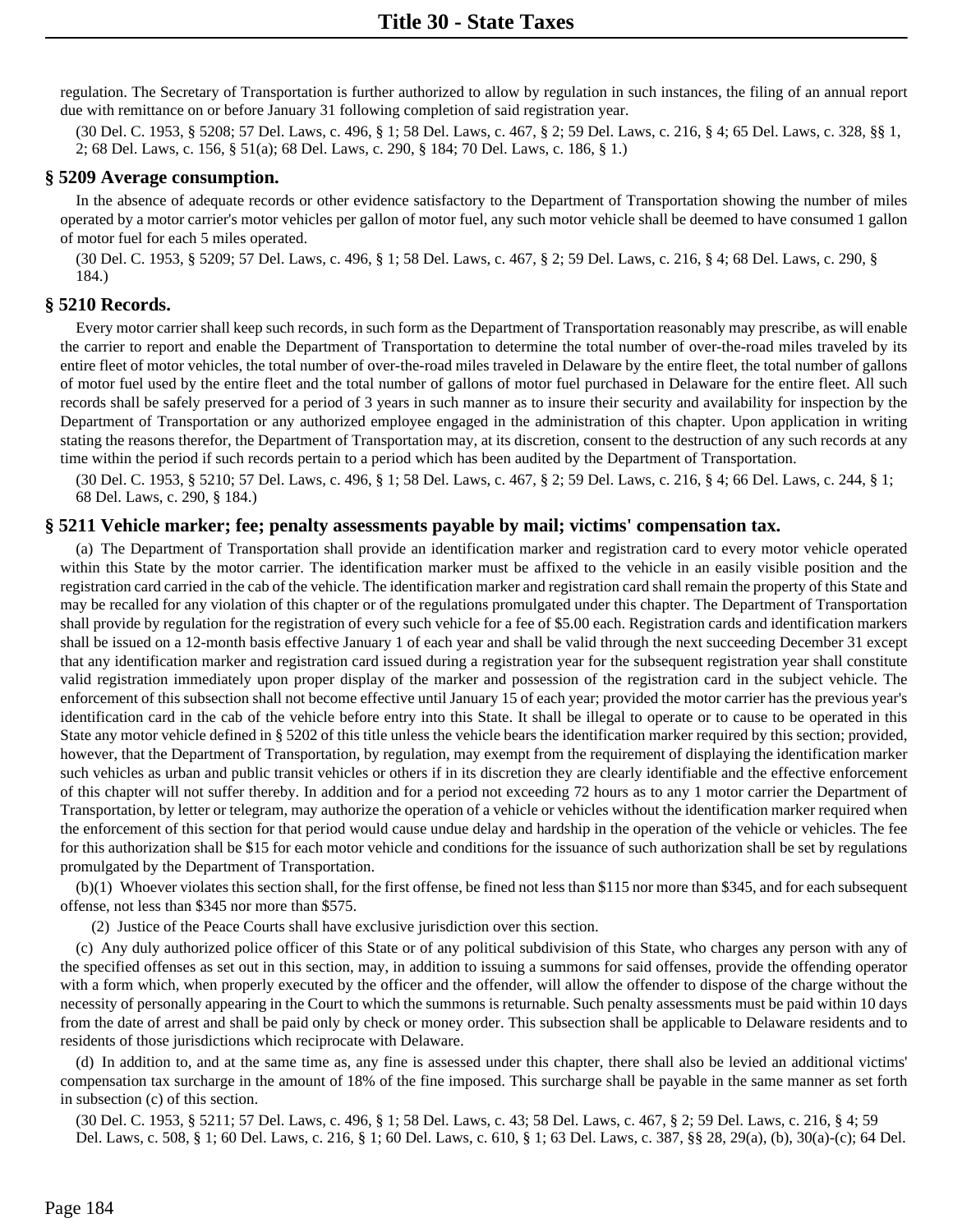regulation. The Secretary of Transportation is further authorized to allow by regulation in such instances, the filing of an annual report due with remittance on or before January 31 following completion of said registration year.

(30 Del. C. 1953, § 5208; 57 Del. Laws, c. 496, § 1; 58 Del. Laws, c. 467, § 2; 59 Del. Laws, c. 216, § 4; 65 Del. Laws, c. 328, §§ 1, 2; 68 Del. Laws, c. 156, § 51(a); 68 Del. Laws, c. 290, § 184; 70 Del. Laws, c. 186, § 1.)

### § 5209 Average consumption.

In the absence of adequate records or other evidence satisfactory to the Department of Transportation showing the number of miles operated by a motor carrier's motor vehicles per gallon of motor fuel, any such motor vehicle shall be deemed to have consumed 1 gallon of motor fuel for each 5 miles operated.

(30 Del. C. 1953, § 5209; 57 Del. Laws, c. 496, § 1; 58 Del. Laws, c. 467, § 2; 59 Del. Laws, c. 216, § 4; 68 Del. Laws, c. 290, § 184.)

### § 5210 Records.

Every motor carrier shall keep such records, in such form as the Department of Transportation reasonably may prescribe, as will enable the carrier to report and enable the Department of Transportation to determine the total number of over-the-road miles traveled by its entire fleet of motor vehicles, the total number of over-the-road miles traveled in Delaware by the entire fleet, the total number of gallons of motor fuel used by the entire fleet and the total number of gallons of motor fuel purchased in Delaware for the entire fleet. All such records shall be safely preserved for a period of 3 years in such manner as to insure their security and availability for inspection by the Department of Transportation or any authorized employee engaged in the administration of this chapter. Upon application in writing stating the reasons therefor, the Department of Transportation may, at its discretion, consent to the destruction of any such records at any time within the period if such records pertain to a period which has been audited by the Department of Transportation.

(30 Del. C. 1953, § 5210; 57 Del. Laws, c. 496, § 1; 58 Del. Laws, c. 467, § 2; 59 Del. Laws, c. 216, § 4; 66 Del. Laws, c. 244, § 1; 68 Del. Laws, c. 290, § 184.)

### § 5211 Vehicle marker; fee; penalty assessments payable by mail; victims' compensation tax.

(a) The Department of Transportation shall provide an identification marker and registration card to every motor vehicle operated within this State by the motor carrier. The identification marker must be affixed to the vehicle in an easily visible position and the registration card carried in the cab of the vehicle. The identification marker and registration card shall remain the property of this State and may be recalled for any violation of this chapter or of the regulations promulgated under this chapter. The Department of Transportation shall provide by regulation for the registration of every such vehicle for a fee of $5.00 each. Registration cards and identification markers shall be issued on a 12-month basis effective January 1 of each year and shall be valid through the next succeeding December 31 except that any identification marker and registration card issued during a registration year for the subsequent registration year shall constitute valid registration immediately upon proper display of the marker and possession of the registration card in the subject vehicle. The enforcement of this subsection shall not become effective until January 15 of each year; provided the motor carrier has the previous year's identification card in the cab of the vehicle before entry into this State. It shall be illegal to operate or to cause to be operated in this State any motor vehicle defined in § 5202 of this title unless the vehicle bears the identification marker required by this section; provided, however, that the Department of Transportation, by regulation, may exempt from the requirement of displaying the identification marker such vehicles as urban and public transit vehicles or others if in its discretion they are clearly identifiable and the effective enforcement of this chapter will not suffer thereby. In addition and for a period not exceeding 72 hours as to any 1 motor carrier the Department of Transportation, by letter or telegram, may authorize the operation of a vehicle or vehicles without the identification marker required when the enforcement of this section for that period would cause undue delay and hardship in the operation of the vehicle or vehicles. The fee for this authorization shall be $15 for each motor vehicle and conditions for the issuance of such authorization shall be set by regulations promulgated by the Department of Transportation.

(b)(1) Whoever violates this section shall, for the first offense, be fined not less than $115 nor more than $345, and for each subsequent offense, not less than $345 nor more than $575.

(2) Justice of the Peace Courts shall have exclusive jurisdiction over this section.

(c) Any duly authorized police officer of this State or of any political subdivision of this State, who charges any person with any of the specified offenses as set out in this section, may, in addition to issuing a summons for said offenses, provide the offending operator with a form which, when properly executed by the officer and the offender, will allow the offender to dispose of the charge without the necessity of personally appearing in the Court to which the summons is returnable. Such penalty assessments must be paid within 10 days from the date of arrest and shall be paid only by check or money order. This subsection shall be applicable to Delaware residents and to residents of those jurisdictions which reciprocate with Delaware.

(d) In addition to, and at the same time as, any fine is assessed under this chapter, there shall also be levied an additional victims' compensation tax surcharge in the amount of 18% of the fine imposed. This surcharge shall be payable in the same manner as set forth in subsection (c) of this section.

(30 Del. C. 1953, § 5211; 57 Del. Laws, c. 496, § 1; 58 Del. Laws, c. 43; 58 Del. Laws, c. 467, § 2; 59 Del. Laws, c. 216, § 4; 59 Del. Laws, c. 508, § 1; 60 Del. Laws, c. 216, § 1; 60 Del. Laws, c. 610, § 1; 63 Del. Laws, c. 387, §§ 28, 29(a), (b), 30(a)-(c); 64 Del.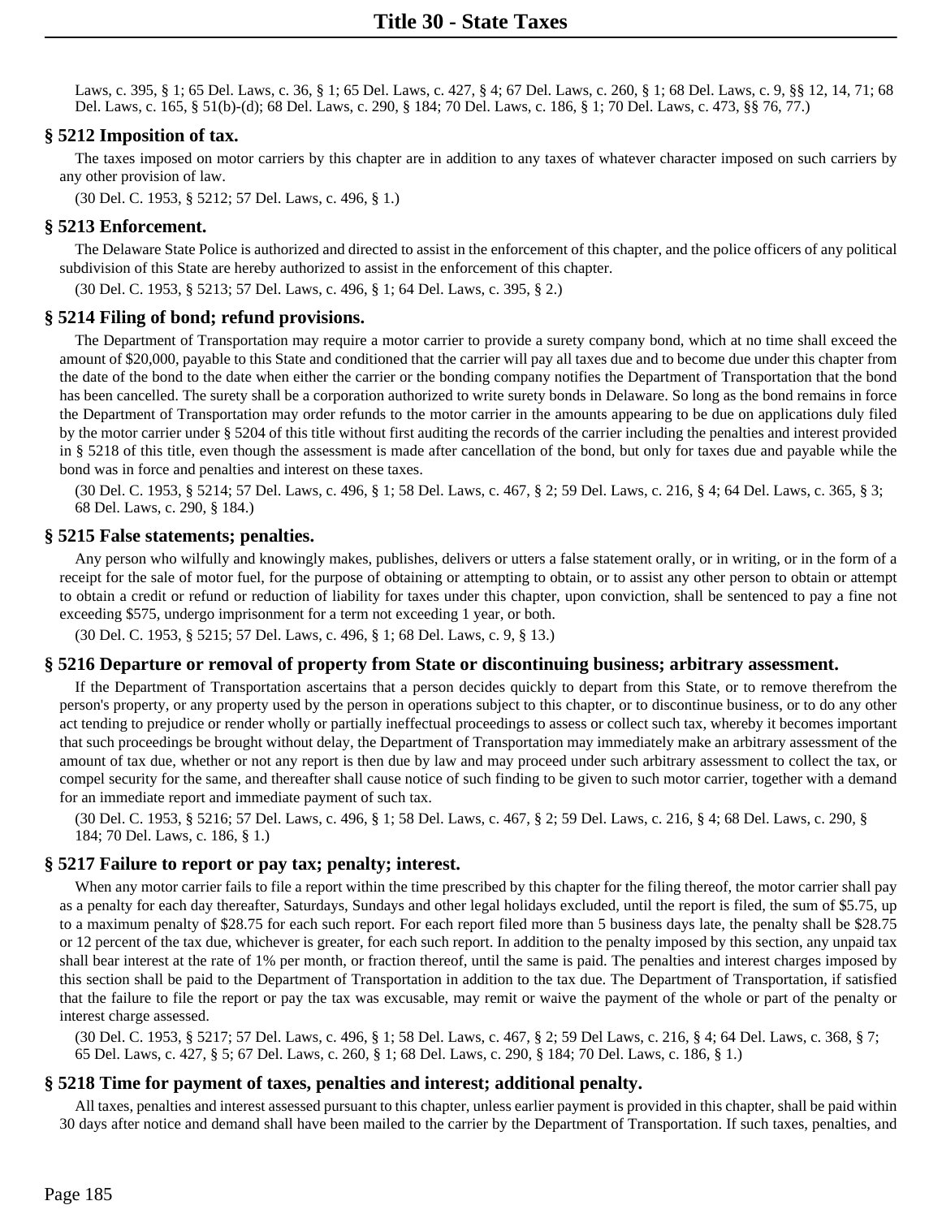Laws, c. 395, § 1; 65 Del. Laws, c. 36, § 1; 65 Del. Laws, c. 427, § 4; 67 Del. Laws, c. 260, § 1; 68 Del. Laws, c. 9, §§ 12, 14, 71; 68 Del. Laws, c. 165, § 51(b)-(d); 68 Del. Laws, c. 290, § 184; 70 Del. Laws, c. 186, § 1; 70 Del. Laws, c. 473, §§ 76, 77.)

### § 5212 Imposition of tax.

The taxes imposed on motor carriers by this chapter are in addition to any taxes of whatever character imposed on such carriers by any other provision of law.

(30 Del. C. 1953, § 5212; 57 Del. Laws, c. 496, § 1.)

### § 5213 Enforcement.

The Delaware State Police is authorized and directed to assist in the enforcement of this chapter, and the police officers of any political subdivision of this State are hereby authorized to assist in the enforcement of this chapter.

(30 Del. C. 1953, § 5213; 57 Del. Laws, c. 496, § 1; 64 Del. Laws, c. 395, § 2.)

### § 5214 Filing of bond; refund provisions.

The Department of Transportation may require a motor carrier to provide a surety company bond, which at no time shall exceed the amount of $20,000, payable to this State and conditioned that the carrier will pay all taxes due and to become due under this chapter from the date of the bond to the date when either the carrier or the bonding company notifies the Department of Transportation that the bond has been cancelled. The surety shall be a corporation authorized to write surety bonds in Delaware. So long as the bond remains in force the Department of Transportation may order refunds to the motor carrier in the amounts appearing to be due on applications duly filed by the motor carrier under § 5204 of this title without first auditing the records of the carrier including the penalties and interest provided in § 5218 of this title, even though the assessment is made after cancellation of the bond, but only for taxes due and payable while the bond was in force and penalties and interest on these taxes.

(30 Del. C. 1953, § 5214; 57 Del. Laws, c. 496, § 1; 58 Del. Laws, c. 467, § 2; 59 Del. Laws, c. 216, § 4; 64 Del. Laws, c. 365, § 3; 68 Del. Laws, c. 290, § 184.)

### § 5215 False statements; penalties.

Any person who wilfully and knowingly makes, publishes, delivers or utters a false statement orally, or in writing, or in the form of a receipt for the sale of motor fuel, for the purpose of obtaining or attempting to obtain, or to assist any other person to obtain or attempt to obtain a credit or refund or reduction of liability for taxes under this chapter, upon conviction, shall be sentenced to pay a fine not exceeding $575, undergo imprisonment for a term not exceeding 1 year, or both.

(30 Del. C. 1953, § 5215; 57 Del. Laws, c. 496, § 1; 68 Del. Laws, c. 9, § 13.)

### § 5216 Departure or removal of property from State or discontinuing business; arbitrary assessment.

If the Department of Transportation ascertains that a person decides quickly to depart from this State, or to remove therefrom the person's property, or any property used by the person in operations subject to this chapter, or to discontinue business, or to do any other act tending to prejudice or render wholly or partially ineffectual proceedings to assess or collect such tax, whereby it becomes important that such proceedings be brought without delay, the Department of Transportation may immediately make an arbitrary assessment of the amount of tax due, whether or not any report is then due by law and may proceed under such arbitrary assessment to collect the tax, or compel security for the same, and thereafter shall cause notice of such finding to be given to such motor carrier, together with a demand for an immediate report and immediate payment of such tax.

(30 Del. C. 1953, § 5216; 57 Del. Laws, c. 496, § 1; 58 Del. Laws, c. 467, § 2; 59 Del. Laws, c. 216, § 4; 68 Del. Laws, c. 290, § 184; 70 Del. Laws, c. 186, § 1.)

### § 5217 Failure to report or pay tax; penalty; interest.

When any motor carrier fails to file a report within the time prescribed by this chapter for the filing thereof, the motor carrier shall pay as a penalty for each day thereafter, Saturdays, Sundays and other legal holidays excluded, until the report is filed, the sum of $5.75, up to a maximum penalty of $28.75 for each such report. For each report filed more than 5 business days late, the penalty shall be $28.75 or 12 percent of the tax due, whichever is greater, for each such report. In addition to the penalty imposed by this section, any unpaid tax shall bear interest at the rate of 1% per month, or fraction thereof, until the same is paid. The penalties and interest charges imposed by this section shall be paid to the Department of Transportation in addition to the tax due. The Department of Transportation, if satisfied that the failure to file the report or pay the tax was excusable, may remit or waive the payment of the whole or part of the penalty or interest charge assessed.

(30 Del. C. 1953, § 5217; 57 Del. Laws, c. 496, § 1; 58 Del. Laws, c. 467, § 2; 59 Del Laws, c. 216, § 4; 64 Del. Laws, c. 368, § 7; 65 Del. Laws, c. 427, § 5; 67 Del. Laws, c. 260, § 1; 68 Del. Laws, c. 290, § 184; 70 Del. Laws, c. 186, § 1.)

### § 5218 Time for payment of taxes, penalties and interest; additional penalty.

All taxes, penalties and interest assessed pursuant to this chapter, unless earlier payment is provided in this chapter, shall be paid within 30 days after notice and demand shall have been mailed to the carrier by the Department of Transportation. If such taxes, penalties, and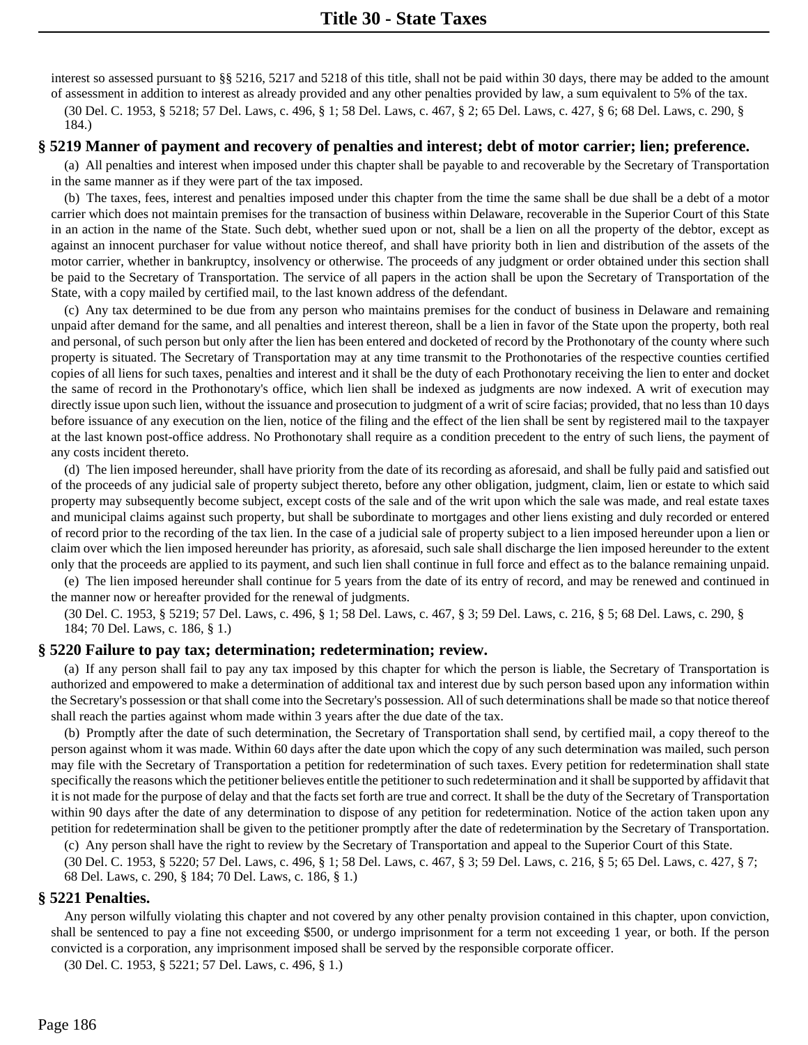interest so assessed pursuant to §§ 5216, 5217 and 5218 of this title, shall not be paid within 30 days, there may be added to the amount of assessment in addition to interest as already provided and any other penalties provided by law, a sum equivalent to 5% of the tax.

(30 Del. C. 1953, § 5218; 57 Del. Laws, c. 496, § 1; 58 Del. Laws, c. 467, § 2; 65 Del. Laws, c. 427, § 6; 68 Del. Laws, c. 290, § 184.)

### § 5219 Manner of payment and recovery of penalties and interest; debt of motor carrier; lien; preference.

(a) All penalties and interest when imposed under this chapter shall be payable to and recoverable by the Secretary of Transportation in the same manner as if they were part of the tax imposed.

(b) The taxes, fees, interest and penalties imposed under this chapter from the time the same shall be due shall be a debt of a motor carrier which does not maintain premises for the transaction of business within Delaware, recoverable in the Superior Court of this State in an action in the name of the State. Such debt, whether sued upon or not, shall be a lien on all the property of the debtor, except as against an innocent purchaser for value without notice thereof, and shall have priority both in lien and distribution of the assets of the motor carrier, whether in bankruptcy, insolvency or otherwise. The proceeds of any judgment or order obtained under this section shall be paid to the Secretary of Transportation. The service of all papers in the action shall be upon the Secretary of Transportation of the State, with a copy mailed by certified mail, to the last known address of the defendant.

(c) Any tax determined to be due from any person who maintains premises for the conduct of business in Delaware and remaining unpaid after demand for the same, and all penalties and interest thereon, shall be a lien in favor of the State upon the property, both real and personal, of such person but only after the lien has been entered and docketed of record by the Prothonotary of the county where such property is situated. The Secretary of Transportation may at any time transmit to the Prothonotaries of the respective counties certified copies of all liens for such taxes, penalties and interest and it shall be the duty of each Prothonotary receiving the lien to enter and docket the same of record in the Prothonotary's office, which lien shall be indexed as judgments are now indexed. A writ of execution may directly issue upon such lien, without the issuance and prosecution to judgment of a writ of scire facias; provided, that no less than 10 days before issuance of any execution on the lien, notice of the filing and the effect of the lien shall be sent by registered mail to the taxpayer at the last known post-office address. No Prothonotary shall require as a condition precedent to the entry of such liens, the payment of any costs incident thereto.

(d) The lien imposed hereunder, shall have priority from the date of its recording as aforesaid, and shall be fully paid and satisfied out of the proceeds of any judicial sale of property subject thereto, before any other obligation, judgment, claim, lien or estate to which said property may subsequently become subject, except costs of the sale and of the writ upon which the sale was made, and real estate taxes and municipal claims against such property, but shall be subordinate to mortgages and other liens existing and duly recorded or entered of record prior to the recording of the tax lien. In the case of a judicial sale of property subject to a lien imposed hereunder upon a lien or claim over which the lien imposed hereunder has priority, as aforesaid, such sale shall discharge the lien imposed hereunder to the extent only that the proceeds are applied to its payment, and such lien shall continue in full force and effect as to the balance remaining unpaid.

(e) The lien imposed hereunder shall continue for 5 years from the date of its entry of record, and may be renewed and continued in the manner now or hereafter provided for the renewal of judgments.

(30 Del. C. 1953, § 5219; 57 Del. Laws, c. 496, § 1; 58 Del. Laws, c. 467, § 3; 59 Del. Laws, c. 216, § 5; 68 Del. Laws, c. 290, § 184; 70 Del. Laws, c. 186, § 1.)

### § 5220 Failure to pay tax; determination; redetermination; review.

(a) If any person shall fail to pay any tax imposed by this chapter for which the person is liable, the Secretary of Transportation is authorized and empowered to make a determination of additional tax and interest due by such person based upon any information within the Secretary's possession or that shall come into the Secretary's possession. All of such determinations shall be made so that notice thereof shall reach the parties against whom made within 3 years after the due date of the tax.

(b) Promptly after the date of such determination, the Secretary of Transportation shall send, by certified mail, a copy thereof to the person against whom it was made. Within 60 days after the date upon which the copy of any such determination was mailed, such person may file with the Secretary of Transportation a petition for redetermination of such taxes. Every petition for redetermination shall state specifically the reasons which the petitioner believes entitle the petitioner to such redetermination and it shall be supported by affidavit that it is not made for the purpose of delay and that the facts set forth are true and correct. It shall be the duty of the Secretary of Transportation within 90 days after the date of any determination to dispose of any petition for redetermination. Notice of the action taken upon any petition for redetermination shall be given to the petitioner promptly after the date of redetermination by the Secretary of Transportation.

(c) Any person shall have the right to review by the Secretary of Transportation and appeal to the Superior Court of this State.

(30 Del. C. 1953, § 5220; 57 Del. Laws, c. 496, § 1; 58 Del. Laws, c. 467, § 3; 59 Del. Laws, c. 216, § 5; 65 Del. Laws, c. 427, § 7; 68 Del. Laws, c. 290, § 184; 70 Del. Laws, c. 186, § 1.)

### § 5221 Penalties.

Any person wilfully violating this chapter and not covered by any other penalty provision contained in this chapter, upon conviction, shall be sentenced to pay a fine not exceeding $500, or undergo imprisonment for a term not exceeding 1 year, or both. If the person convicted is a corporation, any imprisonment imposed shall be served by the responsible corporate officer.

(30 Del. C. 1953, § 5221; 57 Del. Laws, c. 496, § 1.)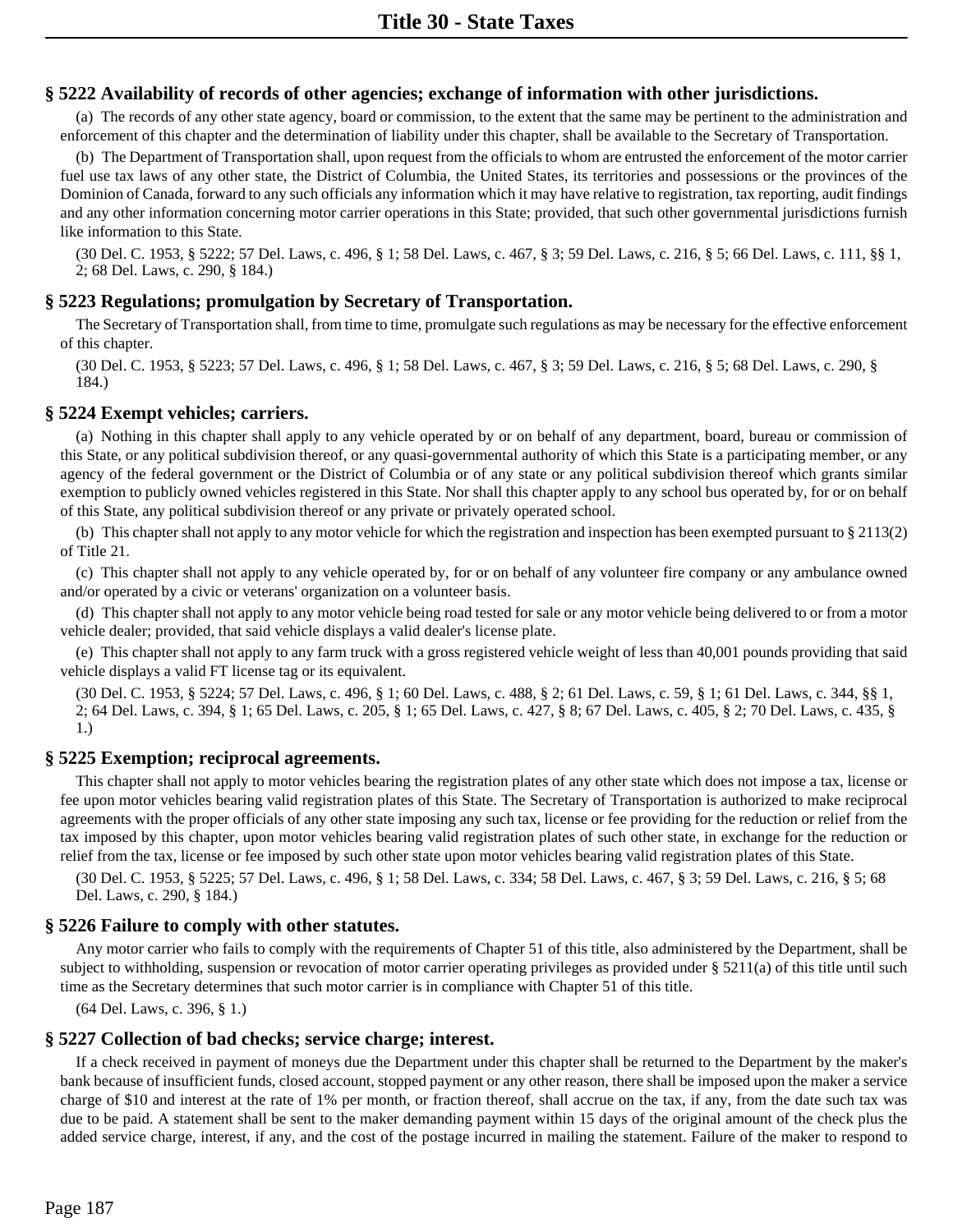### § 5222 Availability of records of other agencies; exchange of information with other jurisdictions.

(a) The records of any other state agency, board or commission, to the extent that the same may be pertinent to the administration and enforcement of this chapter and the determination of liability under this chapter, shall be available to the Secretary of Transportation.

(b) The Department of Transportation shall, upon request from the officials to whom are entrusted the enforcement of the motor carrier fuel use tax laws of any other state, the District of Columbia, the United States, its territories and possessions or the provinces of the Dominion of Canada, forward to any such officials any information which it may have relative to registration, tax reporting, audit findings and any other information concerning motor carrier operations in this State; provided, that such other governmental jurisdictions furnish like information to this State.

(30 Del. C. 1953, § 5222; 57 Del. Laws, c. 496, § 1; 58 Del. Laws, c. 467, § 3; 59 Del. Laws, c. 216, § 5; 66 Del. Laws, c. 111, §§ 1, 2; 68 Del. Laws, c. 290, § 184.)

### § 5223 Regulations; promulgation by Secretary of Transportation.

The Secretary of Transportation shall, from time to time, promulgate such regulations as may be necessary for the effective enforcement of this chapter.

(30 Del. C. 1953, § 5223; 57 Del. Laws, c. 496, § 1; 58 Del. Laws, c. 467, § 3; 59 Del. Laws, c. 216, § 5; 68 Del. Laws, c. 290, § 184.)

### § 5224 Exempt vehicles; carriers.

(a) Nothing in this chapter shall apply to any vehicle operated by or on behalf of any department, board, bureau or commission of this State, or any political subdivision thereof, or any quasi-governmental authority of which this State is a participating member, or any agency of the federal government or the District of Columbia or of any state or any political subdivision thereof which grants similar exemption to publicly owned vehicles registered in this State. Nor shall this chapter apply to any school bus operated by, for or on behalf of this State, any political subdivision thereof or any private or privately operated school.

(b) This chapter shall not apply to any motor vehicle for which the registration and inspection has been exempted pursuant to § 2113(2) of Title 21.

(c) This chapter shall not apply to any vehicle operated by, for or on behalf of any volunteer fire company or any ambulance owned and/or operated by a civic or veterans' organization on a volunteer basis.

(d) This chapter shall not apply to any motor vehicle being road tested for sale or any motor vehicle being delivered to or from a motor vehicle dealer; provided, that said vehicle displays a valid dealer's license plate.

(e) This chapter shall not apply to any farm truck with a gross registered vehicle weight of less than 40,001 pounds providing that said vehicle displays a valid FT license tag or its equivalent.

(30 Del. C. 1953, § 5224; 57 Del. Laws, c. 496, § 1; 60 Del. Laws, c. 488, § 2; 61 Del. Laws, c. 59, § 1; 61 Del. Laws, c. 344, §§ 1, 2; 64 Del. Laws, c. 394, § 1; 65 Del. Laws, c. 205, § 1; 65 Del. Laws, c. 427, § 8; 67 Del. Laws, c. 405, § 2; 70 Del. Laws, c. 435, § 1.)

### § 5225 Exemption; reciprocal agreements.

This chapter shall not apply to motor vehicles bearing the registration plates of any other state which does not impose a tax, license or fee upon motor vehicles bearing valid registration plates of this State. The Secretary of Transportation is authorized to make reciprocal agreements with the proper officials of any other state imposing any such tax, license or fee providing for the reduction or relief from the tax imposed by this chapter, upon motor vehicles bearing valid registration plates of such other state, in exchange for the reduction or relief from the tax, license or fee imposed by such other state upon motor vehicles bearing valid registration plates of this State.

(30 Del. C. 1953, § 5225; 57 Del. Laws, c. 496, § 1; 58 Del. Laws, c. 334; 58 Del. Laws, c. 467, § 3; 59 Del. Laws, c. 216, § 5; 68 Del. Laws, c. 290, § 184.)

### § 5226 Failure to comply with other statutes.

Any motor carrier who fails to comply with the requirements of Chapter 51 of this title, also administered by the Department, shall be subject to withholding, suspension or revocation of motor carrier operating privileges as provided under § 5211(a) of this title until such time as the Secretary determines that such motor carrier is in compliance with Chapter 51 of this title.

(64 Del. Laws, c. 396, § 1.)

### § 5227 Collection of bad checks; service charge; interest.

If a check received in payment of moneys due the Department under this chapter shall be returned to the Department by the maker's bank because of insufficient funds, closed account, stopped payment or any other reason, there shall be imposed upon the maker a service charge of $10 and interest at the rate of 1% per month, or fraction thereof, shall accrue on the tax, if any, from the date such tax was due to be paid. A statement shall be sent to the maker demanding payment within 15 days of the original amount of the check plus the added service charge, interest, if any, and the cost of the postage incurred in mailing the statement. Failure of the maker to respond to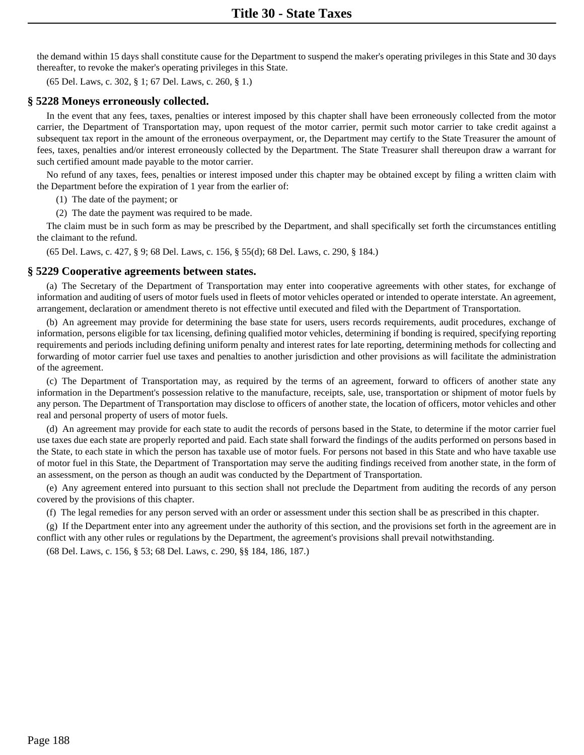the demand within 15 days shall constitute cause for the Department to suspend the maker's operating privileges in this State and 30 days thereafter, to revoke the maker's operating privileges in this State.

(65 Del. Laws, c. 302, § 1; 67 Del. Laws, c. 260, § 1.)

### § 5228 Moneys erroneously collected.

In the event that any fees, taxes, penalties or interest imposed by this chapter shall have been erroneously collected from the motor carrier, the Department of Transportation may, upon request of the motor carrier, permit such motor carrier to take credit against a subsequent tax report in the amount of the erroneous overpayment, or, the Department may certify to the State Treasurer the amount of fees, taxes, penalties and/or interest erroneously collected by the Department. The State Treasurer shall thereupon draw a warrant for such certified amount made payable to the motor carrier.

No refund of any taxes, fees, penalties or interest imposed under this chapter may be obtained except by filing a written claim with the Department before the expiration of 1 year from the earlier of:

(1) The date of the payment; or

(2) The date the payment was required to be made.

The claim must be in such form as may be prescribed by the Department, and shall specifically set forth the circumstances entitling the claimant to the refund.

(65 Del. Laws, c. 427, § 9; 68 Del. Laws, c. 156, § 55(d); 68 Del. Laws, c. 290, § 184.)

### § 5229 Cooperative agreements between states.

(a) The Secretary of the Department of Transportation may enter into cooperative agreements with other states, for exchange of information and auditing of users of motor fuels used in fleets of motor vehicles operated or intended to operate interstate. An agreement, arrangement, declaration or amendment thereto is not effective until executed and filed with the Department of Transportation.

(b) An agreement may provide for determining the base state for users, users records requirements, audit procedures, exchange of information, persons eligible for tax licensing, defining qualified motor vehicles, determining if bonding is required, specifying reporting requirements and periods including defining uniform penalty and interest rates for late reporting, determining methods for collecting and forwarding of motor carrier fuel use taxes and penalties to another jurisdiction and other provisions as will facilitate the administration of the agreement.

(c) The Department of Transportation may, as required by the terms of an agreement, forward to officers of another state any information in the Department's possession relative to the manufacture, receipts, sale, use, transportation or shipment of motor fuels by any person. The Department of Transportation may disclose to officers of another state, the location of officers, motor vehicles and other real and personal property of users of motor fuels.

(d) An agreement may provide for each state to audit the records of persons based in the State, to determine if the motor carrier fuel use taxes due each state are properly reported and paid. Each state shall forward the findings of the audits performed on persons based in the State, to each state in which the person has taxable use of motor fuels. For persons not based in this State and who have taxable use of motor fuel in this State, the Department of Transportation may serve the auditing findings received from another state, in the form of an assessment, on the person as though an audit was conducted by the Department of Transportation.

(e) Any agreement entered into pursuant to this section shall not preclude the Department from auditing the records of any person covered by the provisions of this chapter.

(f) The legal remedies for any person served with an order or assessment under this section shall be as prescribed in this chapter.

(g) If the Department enter into any agreement under the authority of this section, and the provisions set forth in the agreement are in conflict with any other rules or regulations by the Department, the agreement's provisions shall prevail notwithstanding.

(68 Del. Laws, c. 156, § 53; 68 Del. Laws, c. 290, §§ 184, 186, 187.)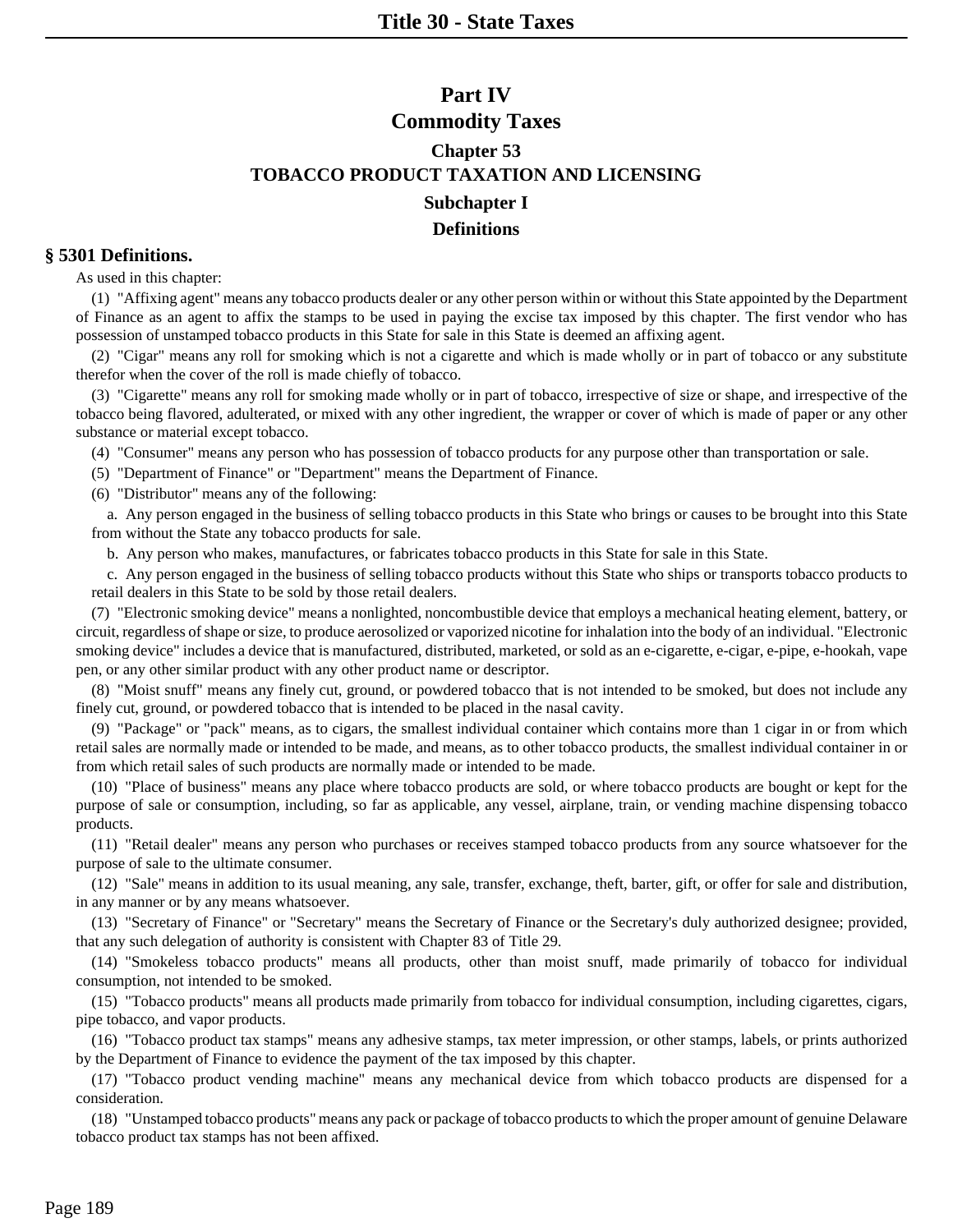# Part IV
# Commodity Taxes

## Chapter 53
## TOBACCO PRODUCT TAXATION AND LICENSING

### Subchapter I
### Definitions

#### § 5301 Definitions.

As used in this chapter:

(1) "Affixing agent" means any tobacco products dealer or any other person within or without this State appointed by the Department of Finance as an agent to affix the stamps to be used in paying the excise tax imposed by this chapter. The first vendor who has possession of unstamped tobacco products in this State for sale in this State is deemed an affixing agent.

(2) "Cigar" means any roll for smoking which is not a cigarette and which is made wholly or in part of tobacco or any substitute therefor when the cover of the roll is made chiefly of tobacco.

(3) "Cigarette" means any roll for smoking made wholly or in part of tobacco, irrespective of size or shape, and irrespective of the tobacco being flavored, adulterated, or mixed with any other ingredient, the wrapper or cover of which is made of paper or any other substance or material except tobacco.

(4) "Consumer" means any person who has possession of tobacco products for any purpose other than transportation or sale.

(5) "Department of Finance" or "Department" means the Department of Finance.

(6) "Distributor" means any of the following:

a. Any person engaged in the business of selling tobacco products in this State who brings or causes to be brought into this State from without the State any tobacco products for sale.

b. Any person who makes, manufactures, or fabricates tobacco products in this State for sale in this State.

c. Any person engaged in the business of selling tobacco products without this State who ships or transports tobacco products to retail dealers in this State to be sold by those retail dealers.

(7) "Electronic smoking device" means a nonlighted, noncombustible device that employs a mechanical heating element, battery, or circuit, regardless of shape or size, to produce aerosolized or vaporized nicotine for inhalation into the body of an individual. "Electronic smoking device" includes a device that is manufactured, distributed, marketed, or sold as an e-cigarette, e-cigar, e-pipe, e-hookah, vape pen, or any other similar product with any other product name or descriptor.

(8) "Moist snuff" means any finely cut, ground, or powdered tobacco that is not intended to be smoked, but does not include any finely cut, ground, or powdered tobacco that is intended to be placed in the nasal cavity.

(9) "Package" or "pack" means, as to cigars, the smallest individual container which contains more than 1 cigar in or from which retail sales are normally made or intended to be made, and means, as to other tobacco products, the smallest individual container in or from which retail sales of such products are normally made or intended to be made.

(10) "Place of business" means any place where tobacco products are sold, or where tobacco products are bought or kept for the purpose of sale or consumption, including, so far as applicable, any vessel, airplane, train, or vending machine dispensing tobacco products.

(11) "Retail dealer" means any person who purchases or receives stamped tobacco products from any source whatsoever for the purpose of sale to the ultimate consumer.

(12) "Sale" means in addition to its usual meaning, any sale, transfer, exchange, theft, barter, gift, or offer for sale and distribution, in any manner or by any means whatsoever.

(13) "Secretary of Finance" or "Secretary" means the Secretary of Finance or the Secretary's duly authorized designee; provided, that any such delegation of authority is consistent with Chapter 83 of Title 29.

(14) "Smokeless tobacco products" means all products, other than moist snuff, made primarily of tobacco for individual consumption, not intended to be smoked.

(15) "Tobacco products" means all products made primarily from tobacco for individual consumption, including cigarettes, cigars, pipe tobacco, and vapor products.

(16) "Tobacco product tax stamps" means any adhesive stamps, tax meter impression, or other stamps, labels, or prints authorized by the Department of Finance to evidence the payment of the tax imposed by this chapter.

(17) "Tobacco product vending machine" means any mechanical device from which tobacco products are dispensed for a consideration.

(18) "Unstamped tobacco products" means any pack or package of tobacco products to which the proper amount of genuine Delaware tobacco product tax stamps has not been affixed.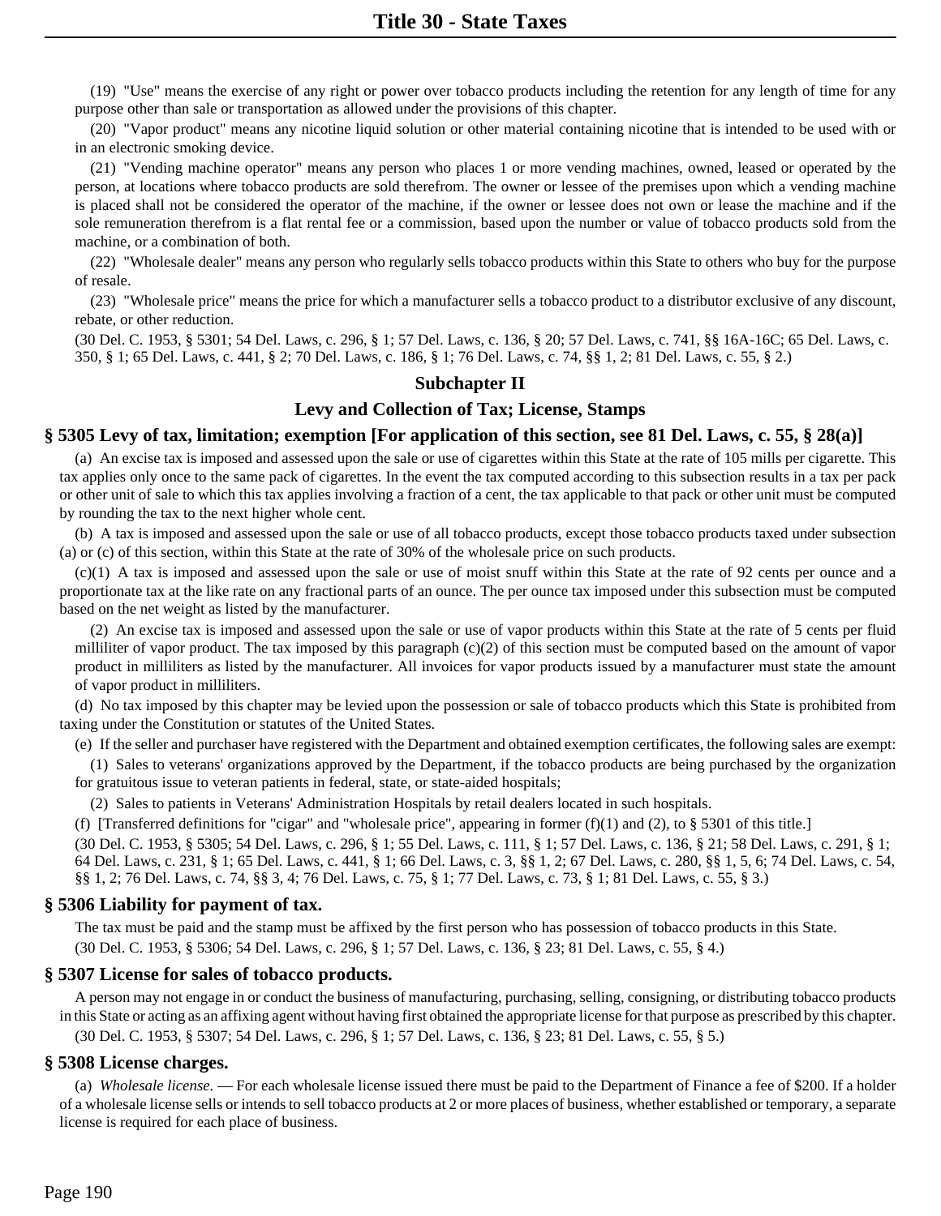(19) "Use" means the exercise of any right or power over tobacco products including the retention for any length of time for any purpose other than sale or transportation as allowed under the provisions of this chapter.

(20) "Vapor product" means any nicotine liquid solution or other material containing nicotine that is intended to be used with or in an electronic smoking device.

(21) "Vending machine operator" means any person who places 1 or more vending machines, owned, leased or operated by the person, at locations where tobacco products are sold therefrom. The owner or lessee of the premises upon which a vending machine is placed shall not be considered the operator of the machine, if the owner or lessee does not own or lease the machine and if the sole remuneration therefrom is a flat rental fee or a commission, based upon the number or value of tobacco products sold from the machine, or a combination of both.

(22) "Wholesale dealer" means any person who regularly sells tobacco products within this State to others who buy for the purpose of resale.

(23) "Wholesale price" means the price for which a manufacturer sells a tobacco product to a distributor exclusive of any discount, rebate, or other reduction.

(30 Del. C. 1953, § 5301; 54 Del. Laws, c. 296, § 1; 57 Del. Laws, c. 136, § 20; 57 Del. Laws, c. 741, §§ 16A-16C; 65 Del. Laws, c. 350, § 1; 65 Del. Laws, c. 441, § 2; 70 Del. Laws, c. 186, § 1; 76 Del. Laws, c. 74, §§ 1, 2; 81 Del. Laws, c. 55, § 2.)

## Subchapter II

## Levy and Collection of Tax; License, Stamps

### § 5305 Levy of tax, limitation; exemption [For application of this section, see 81 Del. Laws, c. 55, § 28(a)]

(a) An excise tax is imposed and assessed upon the sale or use of cigarettes within this State at the rate of 105 mills per cigarette. This tax applies only once to the same pack of cigarettes. In the event the tax computed according to this subsection results in a tax per pack or other unit of sale to which this tax applies involving a fraction of a cent, the tax applicable to that pack or other unit must be computed by rounding the tax to the next higher whole cent.

(b) A tax is imposed and assessed upon the sale or use of all tobacco products, except those tobacco products taxed under subsection (a) or (c) of this section, within this State at the rate of 30% of the wholesale price on such products.

(c)(1) A tax is imposed and assessed upon the sale or use of moist snuff within this State at the rate of 92 cents per ounce and a proportionate tax at the like rate on any fractional parts of an ounce. The per ounce tax imposed under this subsection must be computed based on the net weight as listed by the manufacturer.

(2) An excise tax is imposed and assessed upon the sale or use of vapor products within this State at the rate of 5 cents per fluid milliliter of vapor product. The tax imposed by this paragraph (c)(2) of this section must be computed based on the amount of vapor product in milliliters as listed by the manufacturer. All invoices for vapor products issued by a manufacturer must state the amount of vapor product in milliliters.

(d) No tax imposed by this chapter may be levied upon the possession or sale of tobacco products which this State is prohibited from taxing under the Constitution or statutes of the United States.

(e) If the seller and purchaser have registered with the Department and obtained exemption certificates, the following sales are exempt:

(1) Sales to veterans' organizations approved by the Department, if the tobacco products are being purchased by the organization for gratuitous issue to veteran patients in federal, state, or state-aided hospitals;

(2) Sales to patients in Veterans' Administration Hospitals by retail dealers located in such hospitals.

(f) [Transferred definitions for "cigar" and "wholesale price", appearing in former (f)(1) and (2), to § 5301 of this title.]

(30 Del. C. 1953, § 5305; 54 Del. Laws, c. 296, § 1; 55 Del. Laws, c. 111, § 1; 57 Del. Laws, c. 136, § 21; 58 Del. Laws, c. 291, § 1; 64 Del. Laws, c. 231, § 1; 65 Del. Laws, c. 441, § 1; 66 Del. Laws, c. 3, §§ 1, 2; 67 Del. Laws, c. 280, §§ 1, 5, 6; 74 Del. Laws, c. 54, §§ 1, 2; 76 Del. Laws, c. 74, §§ 3, 4; 76 Del. Laws, c. 75, § 1; 77 Del. Laws, c. 73, § 1; 81 Del. Laws, c. 55, § 3.)

### § 5306 Liability for payment of tax.

The tax must be paid and the stamp must be affixed by the first person who has possession of tobacco products in this State.

(30 Del. C. 1953, § 5306; 54 Del. Laws, c. 296, § 1; 57 Del. Laws, c. 136, § 23; 81 Del. Laws, c. 55, § 4.)

### § 5307 License for sales of tobacco products.

A person may not engage in or conduct the business of manufacturing, purchasing, selling, consigning, or distributing tobacco products in this State or acting as an affixing agent without having first obtained the appropriate license for that purpose as prescribed by this chapter.

(30 Del. C. 1953, § 5307; 54 Del. Laws, c. 296, § 1; 57 Del. Laws, c. 136, § 23; 81 Del. Laws, c. 55, § 5.)

### § 5308 License charges.

(a) *Wholesale license.* — For each wholesale license issued there must be paid to the Department of Finance a fee of $200. If a holder of a wholesale license sells or intends to sell tobacco products at 2 or more places of business, whether established or temporary, a separate license is required for each place of business.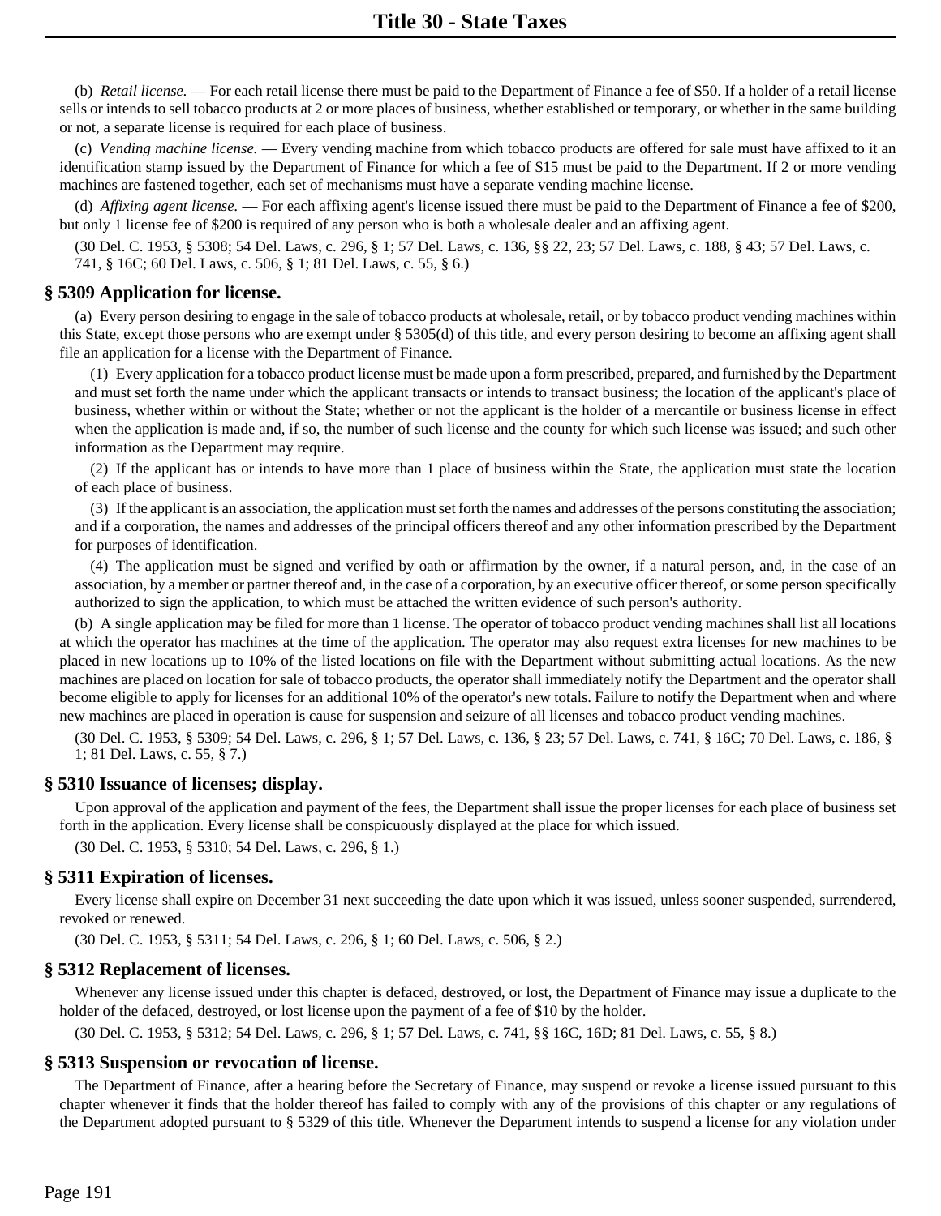(b) *Retail license.* — For each retail license there must be paid to the Department of Finance a fee of $50. If a holder of a retail license sells or intends to sell tobacco products at 2 or more places of business, whether established or temporary, or whether in the same building or not, a separate license is required for each place of business.

(c) *Vending machine license.* — Every vending machine from which tobacco products are offered for sale must have affixed to it an identification stamp issued by the Department of Finance for which a fee of $15 must be paid to the Department. If 2 or more vending machines are fastened together, each set of mechanisms must have a separate vending machine license.

(d) *Affixing agent license.* — For each affixing agent's license issued there must be paid to the Department of Finance a fee of $200, but only 1 license fee of $200 is required of any person who is both a wholesale dealer and an affixing agent.

(30 Del. C. 1953, § 5308; 54 Del. Laws, c. 296, § 1; 57 Del. Laws, c. 136, §§ 22, 23; 57 Del. Laws, c. 188, § 43; 57 Del. Laws, c. 741, § 16C; 60 Del. Laws, c. 506, § 1; 81 Del. Laws, c. 55, § 6.)

## § 5309 Application for license.

(a) Every person desiring to engage in the sale of tobacco products at wholesale, retail, or by tobacco product vending machines within this State, except those persons who are exempt under § 5305(d) of this title, and every person desiring to become an affixing agent shall file an application for a license with the Department of Finance.

(1) Every application for a tobacco product license must be made upon a form prescribed, prepared, and furnished by the Department and must set forth the name under which the applicant transacts or intends to transact business; the location of the applicant's place of business, whether within or without the State; whether or not the applicant is the holder of a mercantile or business license in effect when the application is made and, if so, the number of such license and the county for which such license was issued; and such other information as the Department may require.

(2) If the applicant has or intends to have more than 1 place of business within the State, the application must state the location of each place of business.

(3) If the applicant is an association, the application must set forth the names and addresses of the persons constituting the association; and if a corporation, the names and addresses of the principal officers thereof and any other information prescribed by the Department for purposes of identification.

(4) The application must be signed and verified by oath or affirmation by the owner, if a natural person, and, in the case of an association, by a member or partner thereof and, in the case of a corporation, by an executive officer thereof, or some person specifically authorized to sign the application, to which must be attached the written evidence of such person's authority.

(b) A single application may be filed for more than 1 license. The operator of tobacco product vending machines shall list all locations at which the operator has machines at the time of the application. The operator may also request extra licenses for new machines to be placed in new locations up to 10% of the listed locations on file with the Department without submitting actual locations. As the new machines are placed on location for sale of tobacco products, the operator shall immediately notify the Department and the operator shall become eligible to apply for licenses for an additional 10% of the operator's new totals. Failure to notify the Department when and where new machines are placed in operation is cause for suspension and seizure of all licenses and tobacco product vending machines.

(30 Del. C. 1953, § 5309; 54 Del. Laws, c. 296, § 1; 57 Del. Laws, c. 136, § 23; 57 Del. Laws, c. 741, § 16C; 70 Del. Laws, c. 186, § 1; 81 Del. Laws, c. 55, § 7.)

## § 5310 Issuance of licenses; display.

Upon approval of the application and payment of the fees, the Department shall issue the proper licenses for each place of business set forth in the application. Every license shall be conspicuously displayed at the place for which issued.

(30 Del. C. 1953, § 5310; 54 Del. Laws, c. 296, § 1.)

## § 5311 Expiration of licenses.

Every license shall expire on December 31 next succeeding the date upon which it was issued, unless sooner suspended, surrendered, revoked or renewed.

(30 Del. C. 1953, § 5311; 54 Del. Laws, c. 296, § 1; 60 Del. Laws, c. 506, § 2.)

## § 5312 Replacement of licenses.

Whenever any license issued under this chapter is defaced, destroyed, or lost, the Department of Finance may issue a duplicate to the holder of the defaced, destroyed, or lost license upon the payment of a fee of $10 by the holder.

(30 Del. C. 1953, § 5312; 54 Del. Laws, c. 296, § 1; 57 Del. Laws, c. 741, §§ 16C, 16D; 81 Del. Laws, c. 55, § 8.)

## § 5313 Suspension or revocation of license.

The Department of Finance, after a hearing before the Secretary of Finance, may suspend or revoke a license issued pursuant to this chapter whenever it finds that the holder thereof has failed to comply with any of the provisions of this chapter or any regulations of the Department adopted pursuant to § 5329 of this title. Whenever the Department intends to suspend a license for any violation under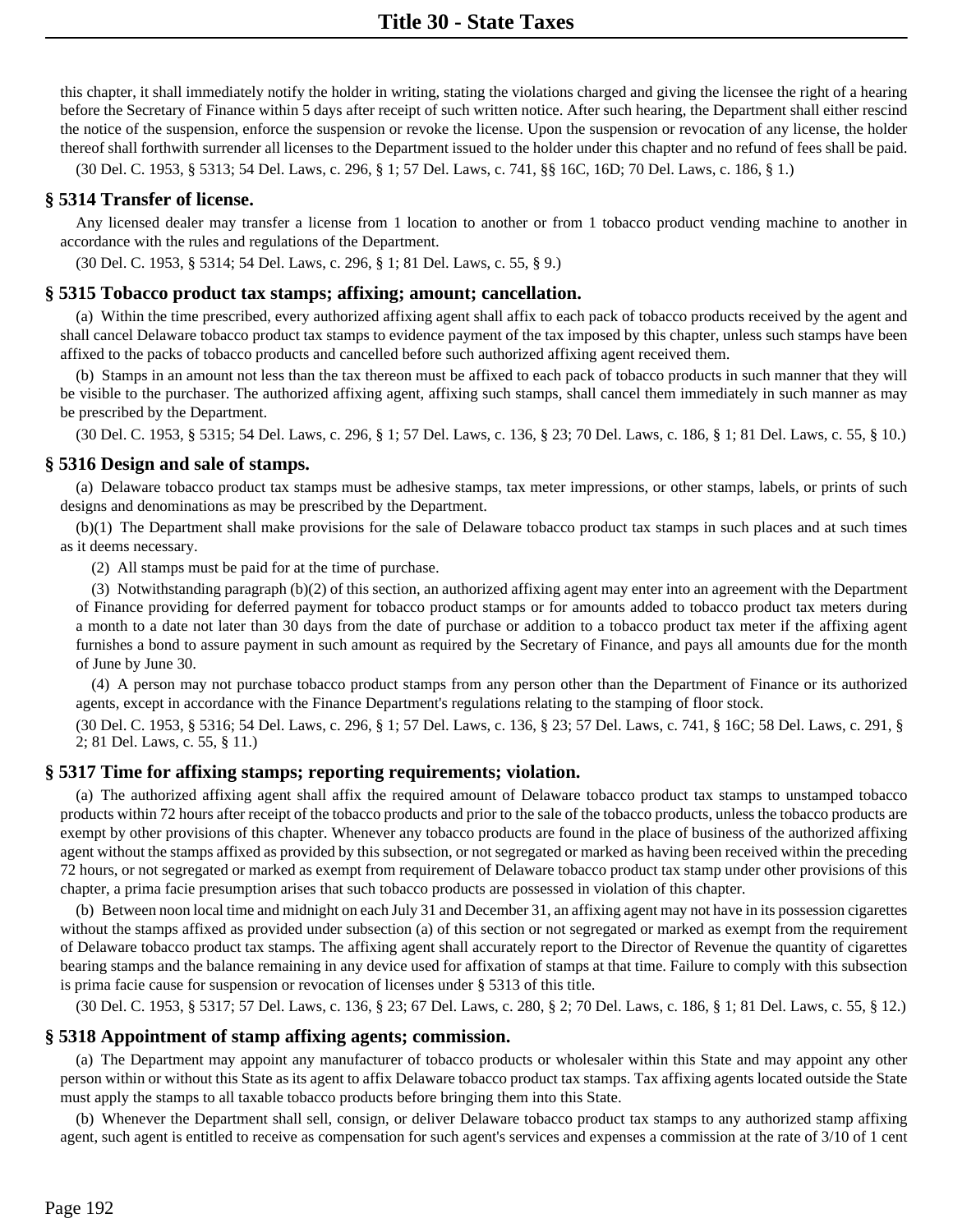this chapter, it shall immediately notify the holder in writing, stating the violations charged and giving the licensee the right of a hearing before the Secretary of Finance within 5 days after receipt of such written notice. After such hearing, the Department shall either rescind the notice of the suspension, enforce the suspension or revoke the license. Upon the suspension or revocation of any license, the holder thereof shall forthwith surrender all licenses to the Department issued to the holder under this chapter and no refund of fees shall be paid.

(30 Del. C. 1953, § 5313; 54 Del. Laws, c. 296, § 1; 57 Del. Laws, c. 741, §§ 16C, 16D; 70 Del. Laws, c. 186, § 1.)

### § 5314 Transfer of license.

Any licensed dealer may transfer a license from 1 location to another or from 1 tobacco product vending machine to another in accordance with the rules and regulations of the Department.

(30 Del. C. 1953, § 5314; 54 Del. Laws, c. 296, § 1; 81 Del. Laws, c. 55, § 9.)

### § 5315 Tobacco product tax stamps; affixing; amount; cancellation.

(a) Within the time prescribed, every authorized affixing agent shall affix to each pack of tobacco products received by the agent and shall cancel Delaware tobacco product tax stamps to evidence payment of the tax imposed by this chapter, unless such stamps have been affixed to the packs of tobacco products and cancelled before such authorized affixing agent received them.

(b) Stamps in an amount not less than the tax thereon must be affixed to each pack of tobacco products in such manner that they will be visible to the purchaser. The authorized affixing agent, affixing such stamps, shall cancel them immediately in such manner as may be prescribed by the Department.

(30 Del. C. 1953, § 5315; 54 Del. Laws, c. 296, § 1; 57 Del. Laws, c. 136, § 23; 70 Del. Laws, c. 186, § 1; 81 Del. Laws, c. 55, § 10.)

### § 5316 Design and sale of stamps.

(a) Delaware tobacco product tax stamps must be adhesive stamps, tax meter impressions, or other stamps, labels, or prints of such designs and denominations as may be prescribed by the Department.

(b)(1) The Department shall make provisions for the sale of Delaware tobacco product tax stamps in such places and at such times as it deems necessary.

(2) All stamps must be paid for at the time of purchase.

(3) Notwithstanding paragraph (b)(2) of this section, an authorized affixing agent may enter into an agreement with the Department of Finance providing for deferred payment for tobacco product stamps or for amounts added to tobacco product tax meters during a month to a date not later than 30 days from the date of purchase or addition to a tobacco product tax meter if the affixing agent furnishes a bond to assure payment in such amount as required by the Secretary of Finance, and pays all amounts due for the month of June by June 30.

(4) A person may not purchase tobacco product stamps from any person other than the Department of Finance or its authorized agents, except in accordance with the Finance Department's regulations relating to the stamping of floor stock.

(30 Del. C. 1953, § 5316; 54 Del. Laws, c. 296, § 1; 57 Del. Laws, c. 136, § 23; 57 Del. Laws, c. 741, § 16C; 58 Del. Laws, c. 291, § 2; 81 Del. Laws, c. 55, § 11.)

### § 5317 Time for affixing stamps; reporting requirements; violation.

(a) The authorized affixing agent shall affix the required amount of Delaware tobacco product tax stamps to unstamped tobacco products within 72 hours after receipt of the tobacco products and prior to the sale of the tobacco products, unless the tobacco products are exempt by other provisions of this chapter. Whenever any tobacco products are found in the place of business of the authorized affixing agent without the stamps affixed as provided by this subsection, or not segregated or marked as having been received within the preceding 72 hours, or not segregated or marked as exempt from requirement of Delaware tobacco product tax stamp under other provisions of this chapter, a prima facie presumption arises that such tobacco products are possessed in violation of this chapter.

(b) Between noon local time and midnight on each July 31 and December 31, an affixing agent may not have in its possession cigarettes without the stamps affixed as provided under subsection (a) of this section or not segregated or marked as exempt from the requirement of Delaware tobacco product tax stamps. The affixing agent shall accurately report to the Director of Revenue the quantity of cigarettes bearing stamps and the balance remaining in any device used for affixation of stamps at that time. Failure to comply with this subsection is prima facie cause for suspension or revocation of licenses under § 5313 of this title.

(30 Del. C. 1953, § 5317; 57 Del. Laws, c. 136, § 23; 67 Del. Laws, c. 280, § 2; 70 Del. Laws, c. 186, § 1; 81 Del. Laws, c. 55, § 12.)

### § 5318 Appointment of stamp affixing agents; commission.

(a) The Department may appoint any manufacturer of tobacco products or wholesaler within this State and may appoint any other person within or without this State as its agent to affix Delaware tobacco product tax stamps. Tax affixing agents located outside the State must apply the stamps to all taxable tobacco products before bringing them into this State.

(b) Whenever the Department shall sell, consign, or deliver Delaware tobacco product tax stamps to any authorized stamp affixing agent, such agent is entitled to receive as compensation for such agent's services and expenses a commission at the rate of 3/10 of 1 cent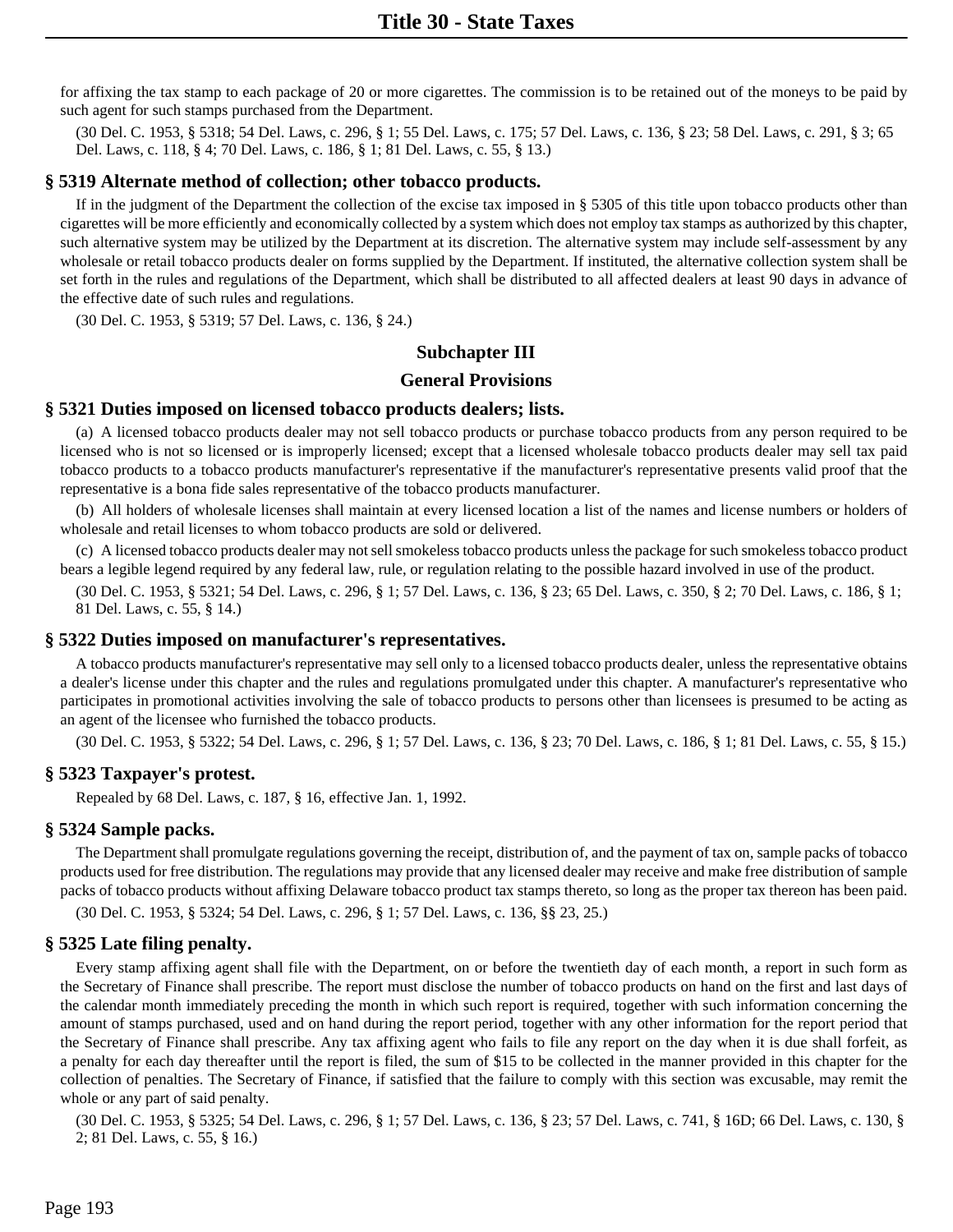for affixing the tax stamp to each package of 20 or more cigarettes. The commission is to be retained out of the moneys to be paid by such agent for such stamps purchased from the Department.

(30 Del. C. 1953, § 5318; 54 Del. Laws, c. 296, § 1; 55 Del. Laws, c. 175; 57 Del. Laws, c. 136, § 23; 58 Del. Laws, c. 291, § 3; 65 Del. Laws, c. 118, § 4; 70 Del. Laws, c. 186, § 1; 81 Del. Laws, c. 55, § 13.)

### § 5319 Alternate method of collection; other tobacco products.

If in the judgment of the Department the collection of the excise tax imposed in § 5305 of this title upon tobacco products other than cigarettes will be more efficiently and economically collected by a system which does not employ tax stamps as authorized by this chapter, such alternative system may be utilized by the Department at its discretion. The alternative system may include self-assessment by any wholesale or retail tobacco products dealer on forms supplied by the Department. If instituted, the alternative collection system shall be set forth in the rules and regulations of the Department, which shall be distributed to all affected dealers at least 90 days in advance of the effective date of such rules and regulations.

(30 Del. C. 1953, § 5319; 57 Del. Laws, c. 136, § 24.)

## Subchapter III

## General Provisions

### § 5321 Duties imposed on licensed tobacco products dealers; lists.

(a) A licensed tobacco products dealer may not sell tobacco products or purchase tobacco products from any person required to be licensed who is not so licensed or is improperly licensed; except that a licensed wholesale tobacco products dealer may sell tax paid tobacco products to a tobacco products manufacturer's representative if the manufacturer's representative presents valid proof that the representative is a bona fide sales representative of the tobacco products manufacturer.

(b) All holders of wholesale licenses shall maintain at every licensed location a list of the names and license numbers or holders of wholesale and retail licenses to whom tobacco products are sold or delivered.

(c) A licensed tobacco products dealer may not sell smokeless tobacco products unless the package for such smokeless tobacco product bears a legible legend required by any federal law, rule, or regulation relating to the possible hazard involved in use of the product.

(30 Del. C. 1953, § 5321; 54 Del. Laws, c. 296, § 1; 57 Del. Laws, c. 136, § 23; 65 Del. Laws, c. 350, § 2; 70 Del. Laws, c. 186, § 1; 81 Del. Laws, c. 55, § 14.)

### § 5322 Duties imposed on manufacturer's representatives.

A tobacco products manufacturer's representative may sell only to a licensed tobacco products dealer, unless the representative obtains a dealer's license under this chapter and the rules and regulations promulgated under this chapter. A manufacturer's representative who participates in promotional activities involving the sale of tobacco products to persons other than licensees is presumed to be acting as an agent of the licensee who furnished the tobacco products.

(30 Del. C. 1953, § 5322; 54 Del. Laws, c. 296, § 1; 57 Del. Laws, c. 136, § 23; 70 Del. Laws, c. 186, § 1; 81 Del. Laws, c. 55, § 15.)

### § 5323 Taxpayer's protest.

Repealed by 68 Del. Laws, c. 187, § 16, effective Jan. 1, 1992.

### § 5324 Sample packs.

The Department shall promulgate regulations governing the receipt, distribution of, and the payment of tax on, sample packs of tobacco products used for free distribution. The regulations may provide that any licensed dealer may receive and make free distribution of sample packs of tobacco products without affixing Delaware tobacco product tax stamps thereto, so long as the proper tax thereon has been paid.

(30 Del. C. 1953, § 5324; 54 Del. Laws, c. 296, § 1; 57 Del. Laws, c. 136, §§ 23, 25.)

### § 5325 Late filing penalty.

Every stamp affixing agent shall file with the Department, on or before the twentieth day of each month, a report in such form as the Secretary of Finance shall prescribe. The report must disclose the number of tobacco products on hand on the first and last days of the calendar month immediately preceding the month in which such report is required, together with such information concerning the amount of stamps purchased, used and on hand during the report period, together with any other information for the report period that the Secretary of Finance shall prescribe. Any tax affixing agent who fails to file any report on the day when it is due shall forfeit, as a penalty for each day thereafter until the report is filed, the sum of $15 to be collected in the manner provided in this chapter for the collection of penalties. The Secretary of Finance, if satisfied that the failure to comply with this section was excusable, may remit the whole or any part of said penalty.

(30 Del. C. 1953, § 5325; 54 Del. Laws, c. 296, § 1; 57 Del. Laws, c. 136, § 23; 57 Del. Laws, c. 741, § 16D; 66 Del. Laws, c. 130, § 2; 81 Del. Laws, c. 55, § 16.)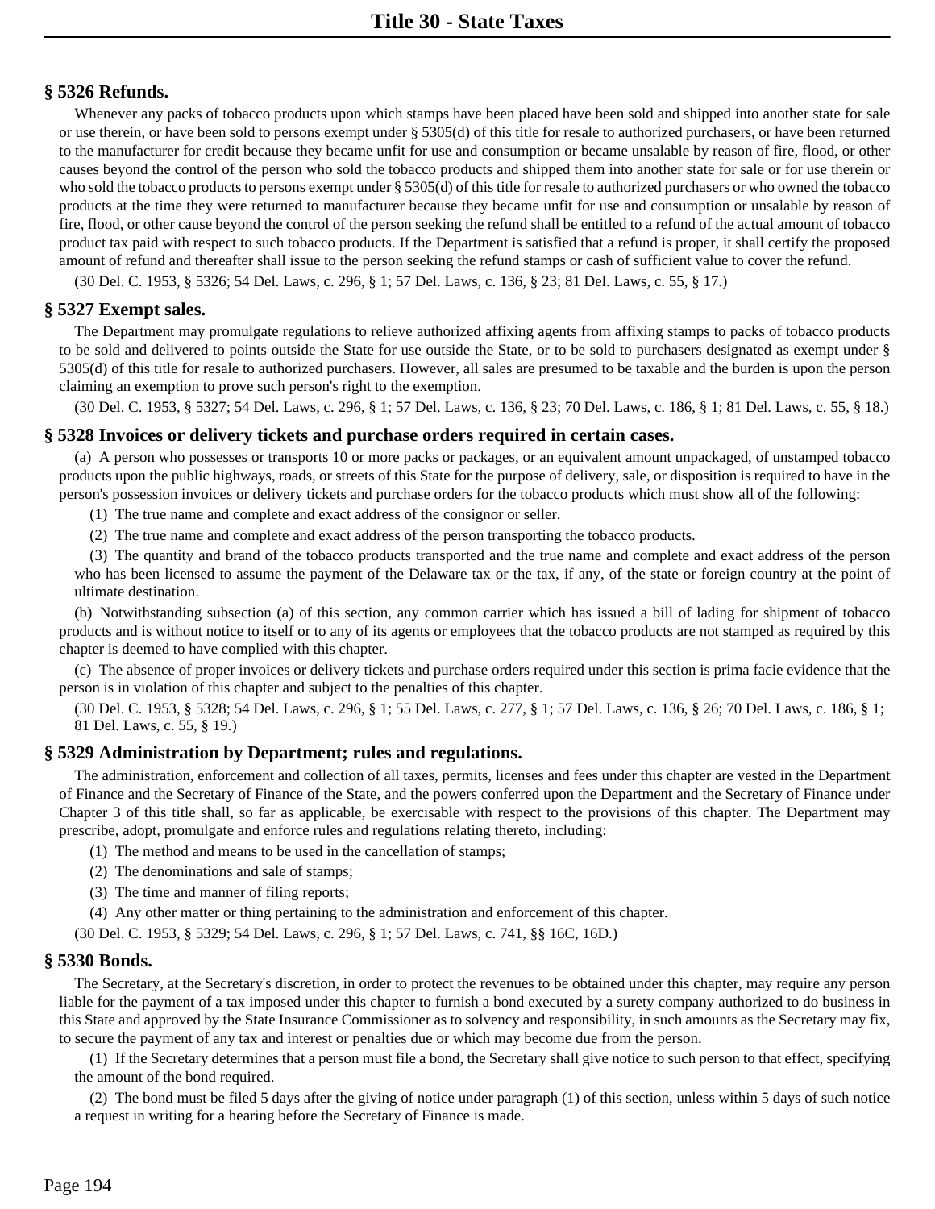## § 5326 Refunds.

Whenever any packs of tobacco products upon which stamps have been placed have been sold and shipped into another state for sale or use therein, or have been sold to persons exempt under § 5305(d) of this title for resale to authorized purchasers, or have been returned to the manufacturer for credit because they became unfit for use and consumption or became unsalable by reason of fire, flood, or other causes beyond the control of the person who sold the tobacco products and shipped them into another state for sale or for use therein or who sold the tobacco products to persons exempt under § 5305(d) of this title for resale to authorized purchasers or who owned the tobacco products at the time they were returned to manufacturer because they became unfit for use and consumption or unsalable by reason of fire, flood, or other cause beyond the control of the person seeking the refund shall be entitled to a refund of the actual amount of tobacco product tax paid with respect to such tobacco products. If the Department is satisfied that a refund is proper, it shall certify the proposed amount of refund and thereafter shall issue to the person seeking the refund stamps or cash of sufficient value to cover the refund.

(30 Del. C. 1953, § 5326; 54 Del. Laws, c. 296, § 1; 57 Del. Laws, c. 136, § 23; 81 Del. Laws, c. 55, § 17.)

## § 5327 Exempt sales.

The Department may promulgate regulations to relieve authorized affixing agents from affixing stamps to packs of tobacco products to be sold and delivered to points outside the State for use outside the State, or to be sold to purchasers designated as exempt under § 5305(d) of this title for resale to authorized purchasers. However, all sales are presumed to be taxable and the burden is upon the person claiming an exemption to prove such person's right to the exemption.

(30 Del. C. 1953, § 5327; 54 Del. Laws, c. 296, § 1; 57 Del. Laws, c. 136, § 23; 70 Del. Laws, c. 186, § 1; 81 Del. Laws, c. 55, § 18.)

## § 5328 Invoices or delivery tickets and purchase orders required in certain cases.

(a) A person who possesses or transports 10 or more packs or packages, or an equivalent amount unpackaged, of unstamped tobacco products upon the public highways, roads, or streets of this State for the purpose of delivery, sale, or disposition is required to have in the person's possession invoices or delivery tickets and purchase orders for the tobacco products which must show all of the following:

(1) The true name and complete and exact address of the consignor or seller.

(2) The true name and complete and exact address of the person transporting the tobacco products.

(3) The quantity and brand of the tobacco products transported and the true name and complete and exact address of the person who has been licensed to assume the payment of the Delaware tax or the tax, if any, of the state or foreign country at the point of ultimate destination.

(b) Notwithstanding subsection (a) of this section, any common carrier which has issued a bill of lading for shipment of tobacco products and is without notice to itself or to any of its agents or employees that the tobacco products are not stamped as required by this chapter is deemed to have complied with this chapter.

(c) The absence of proper invoices or delivery tickets and purchase orders required under this section is prima facie evidence that the person is in violation of this chapter and subject to the penalties of this chapter.

(30 Del. C. 1953, § 5328; 54 Del. Laws, c. 296, § 1; 55 Del. Laws, c. 277, § 1; 57 Del. Laws, c. 136, § 26; 70 Del. Laws, c. 186, § 1; 81 Del. Laws, c. 55, § 19.)

## § 5329 Administration by Department; rules and regulations.

The administration, enforcement and collection of all taxes, permits, licenses and fees under this chapter are vested in the Department of Finance and the Secretary of Finance of the State, and the powers conferred upon the Department and the Secretary of Finance under Chapter 3 of this title shall, so far as applicable, be exercisable with respect to the provisions of this chapter. The Department may prescribe, adopt, promulgate and enforce rules and regulations relating thereto, including:

(1) The method and means to be used in the cancellation of stamps;

(2) The denominations and sale of stamps;

(3) The time and manner of filing reports;

(4) Any other matter or thing pertaining to the administration and enforcement of this chapter.

(30 Del. C. 1953, § 5329; 54 Del. Laws, c. 296, § 1; 57 Del. Laws, c. 741, §§ 16C, 16D.)

## § 5330 Bonds.

The Secretary, at the Secretary's discretion, in order to protect the revenues to be obtained under this chapter, may require any person liable for the payment of a tax imposed under this chapter to furnish a bond executed by a surety company authorized to do business in this State and approved by the State Insurance Commissioner as to solvency and responsibility, in such amounts as the Secretary may fix, to secure the payment of any tax and interest or penalties due or which may become due from the person.

(1) If the Secretary determines that a person must file a bond, the Secretary shall give notice to such person to that effect, specifying the amount of the bond required.

(2) The bond must be filed 5 days after the giving of notice under paragraph (1) of this section, unless within 5 days of such notice a request in writing for a hearing before the Secretary of Finance is made.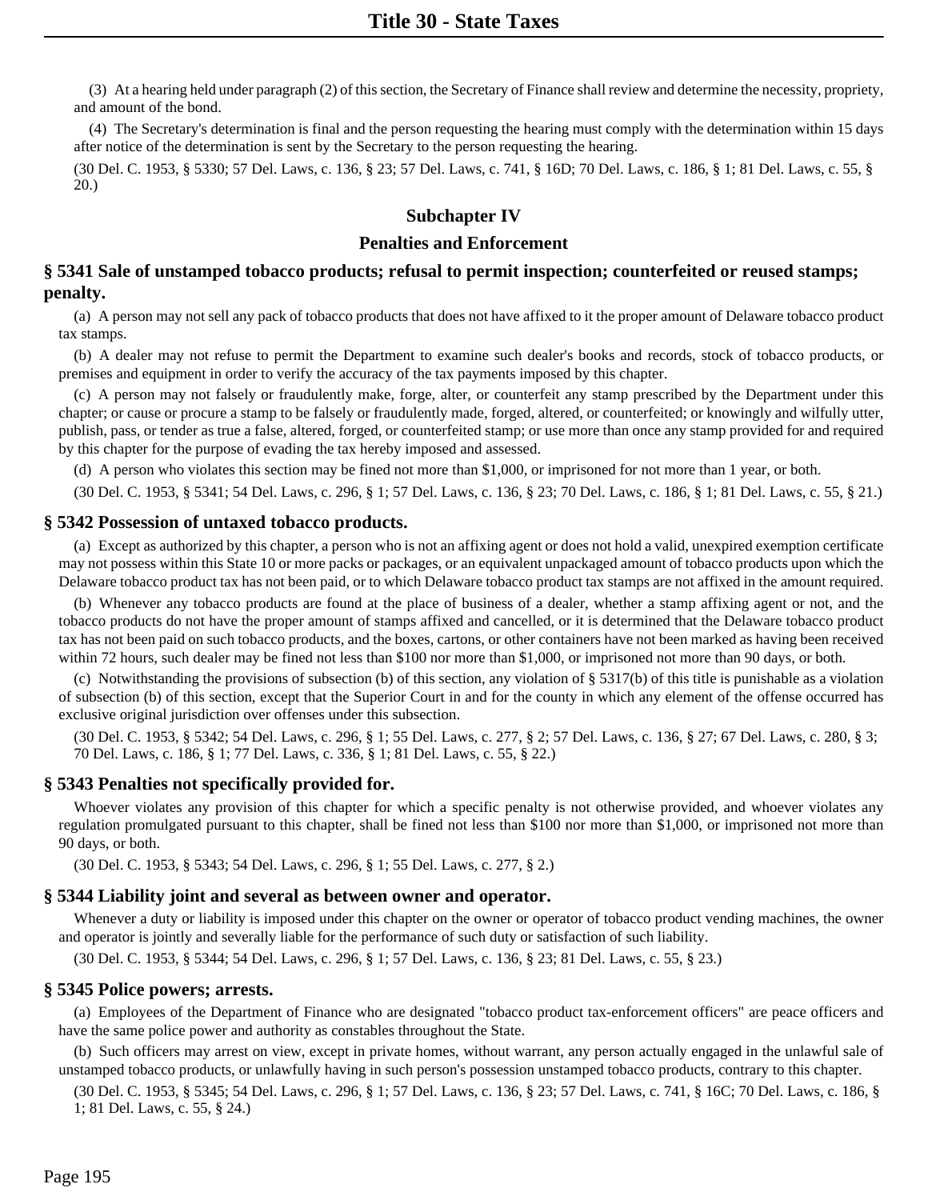(3) At a hearing held under paragraph (2) of this section, the Secretary of Finance shall review and determine the necessity, propriety, and amount of the bond.

(4) The Secretary's determination is final and the person requesting the hearing must comply with the determination within 15 days after notice of the determination is sent by the Secretary to the person requesting the hearing.

(30 Del. C. 1953, § 5330; 57 Del. Laws, c. 136, § 23; 57 Del. Laws, c. 741, § 16D; 70 Del. Laws, c. 186, § 1; 81 Del. Laws, c. 55, § 20.)

## Subchapter IV

## Penalties and Enforcement

### § 5341 Sale of unstamped tobacco products; refusal to permit inspection; counterfeited or reused stamps; penalty.

(a) A person may not sell any pack of tobacco products that does not have affixed to it the proper amount of Delaware tobacco product tax stamps.

(b) A dealer may not refuse to permit the Department to examine such dealer's books and records, stock of tobacco products, or premises and equipment in order to verify the accuracy of the tax payments imposed by this chapter.

(c) A person may not falsely or fraudulently make, forge, alter, or counterfeit any stamp prescribed by the Department under this chapter; or cause or procure a stamp to be falsely or fraudulently made, forged, altered, or counterfeited; or knowingly and wilfully utter, publish, pass, or tender as true a false, altered, forged, or counterfeited stamp; or use more than once any stamp provided for and required by this chapter for the purpose of evading the tax hereby imposed and assessed.

(d) A person who violates this section may be fined not more than $1,000, or imprisoned for not more than 1 year, or both.

(30 Del. C. 1953, § 5341; 54 Del. Laws, c. 296, § 1; 57 Del. Laws, c. 136, § 23; 70 Del. Laws, c. 186, § 1; 81 Del. Laws, c. 55, § 21.)

### § 5342 Possession of untaxed tobacco products.

(a) Except as authorized by this chapter, a person who is not an affixing agent or does not hold a valid, unexpired exemption certificate may not possess within this State 10 or more packs or packages, or an equivalent unpackaged amount of tobacco products upon which the Delaware tobacco product tax has not been paid, or to which Delaware tobacco product tax stamps are not affixed in the amount required.

(b) Whenever any tobacco products are found at the place of business of a dealer, whether a stamp affixing agent or not, and the tobacco products do not have the proper amount of stamps affixed and cancelled, or it is determined that the Delaware tobacco product tax has not been paid on such tobacco products, and the boxes, cartons, or other containers have not been marked as having been received within 72 hours, such dealer may be fined not less than $100 nor more than $1,000, or imprisoned not more than 90 days, or both.

(c) Notwithstanding the provisions of subsection (b) of this section, any violation of § 5317(b) of this title is punishable as a violation of subsection (b) of this section, except that the Superior Court in and for the county in which any element of the offense occurred has exclusive original jurisdiction over offenses under this subsection.

(30 Del. C. 1953, § 5342; 54 Del. Laws, c. 296, § 1; 55 Del. Laws, c. 277, § 2; 57 Del. Laws, c. 136, § 27; 67 Del. Laws, c. 280, § 3; 70 Del. Laws, c. 186, § 1; 77 Del. Laws, c. 336, § 1; 81 Del. Laws, c. 55, § 22.)

### § 5343 Penalties not specifically provided for.

Whoever violates any provision of this chapter for which a specific penalty is not otherwise provided, and whoever violates any regulation promulgated pursuant to this chapter, shall be fined not less than $100 nor more than $1,000, or imprisoned not more than 90 days, or both.

(30 Del. C. 1953, § 5343; 54 Del. Laws, c. 296, § 1; 55 Del. Laws, c. 277, § 2.)

### § 5344 Liability joint and several as between owner and operator.

Whenever a duty or liability is imposed under this chapter on the owner or operator of tobacco product vending machines, the owner and operator is jointly and severally liable for the performance of such duty or satisfaction of such liability.

(30 Del. C. 1953, § 5344; 54 Del. Laws, c. 296, § 1; 57 Del. Laws, c. 136, § 23; 81 Del. Laws, c. 55, § 23.)

### § 5345 Police powers; arrests.

(a) Employees of the Department of Finance who are designated "tobacco product tax-enforcement officers" are peace officers and have the same police power and authority as constables throughout the State.

(b) Such officers may arrest on view, except in private homes, without warrant, any person actually engaged in the unlawful sale of unstamped tobacco products, or unlawfully having in such person's possession unstamped tobacco products, contrary to this chapter.

(30 Del. C. 1953, § 5345; 54 Del. Laws, c. 296, § 1; 57 Del. Laws, c. 136, § 23; 57 Del. Laws, c. 741, § 16C; 70 Del. Laws, c. 186, § 1; 81 Del. Laws, c. 55, § 24.)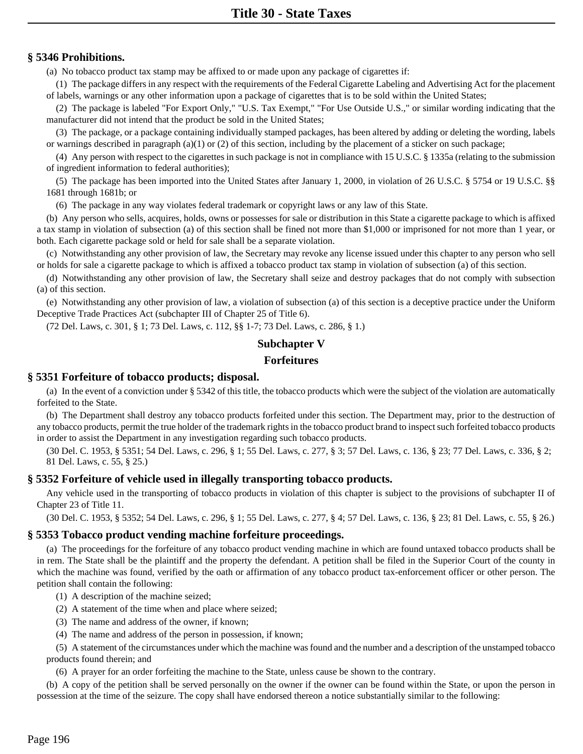### § 5346 Prohibitions.

(a) No tobacco product tax stamp may be affixed to or made upon any package of cigarettes if:

(1) The package differs in any respect with the requirements of the Federal Cigarette Labeling and Advertising Act for the placement of labels, warnings or any other information upon a package of cigarettes that is to be sold within the United States;

(2) The package is labeled "For Export Only," "U.S. Tax Exempt," "For Use Outside U.S.," or similar wording indicating that the manufacturer did not intend that the product be sold in the United States;

(3) The package, or a package containing individually stamped packages, has been altered by adding or deleting the wording, labels or warnings described in paragraph (a)(1) or (2) of this section, including by the placement of a sticker on such package;

(4) Any person with respect to the cigarettes in such package is not in compliance with 15 U.S.C. § 1335a (relating to the submission of ingredient information to federal authorities);

(5) The package has been imported into the United States after January 1, 2000, in violation of 26 U.S.C. § 5754 or 19 U.S.C. §§ 1681 through 1681b; or

(6) The package in any way violates federal trademark or copyright laws or any law of this State.

(b) Any person who sells, acquires, holds, owns or possesses for sale or distribution in this State a cigarette package to which is affixed a tax stamp in violation of subsection (a) of this section shall be fined not more than $1,000 or imprisoned for not more than 1 year, or both. Each cigarette package sold or held for sale shall be a separate violation.

(c) Notwithstanding any other provision of law, the Secretary may revoke any license issued under this chapter to any person who sell or holds for sale a cigarette package to which is affixed a tobacco product tax stamp in violation of subsection (a) of this section.

(d) Notwithstanding any other provision of law, the Secretary shall seize and destroy packages that do not comply with subsection (a) of this section.

(e) Notwithstanding any other provision of law, a violation of subsection (a) of this section is a deceptive practice under the Uniform Deceptive Trade Practices Act (subchapter III of Chapter 25 of Title 6).

(72 Del. Laws, c. 301, § 1; 73 Del. Laws, c. 112, §§ 1-7; 73 Del. Laws, c. 286, § 1.)

## Subchapter V

## Forfeitures

### § 5351 Forfeiture of tobacco products; disposal.

(a) In the event of a conviction under § 5342 of this title, the tobacco products which were the subject of the violation are automatically forfeited to the State.

(b) The Department shall destroy any tobacco products forfeited under this section. The Department may, prior to the destruction of any tobacco products, permit the true holder of the trademark rights in the tobacco product brand to inspect such forfeited tobacco products in order to assist the Department in any investigation regarding such tobacco products.

(30 Del. C. 1953, § 5351; 54 Del. Laws, c. 296, § 1; 55 Del. Laws, c. 277, § 3; 57 Del. Laws, c. 136, § 23; 77 Del. Laws, c. 336, § 2; 81 Del. Laws, c. 55, § 25.)

### § 5352 Forfeiture of vehicle used in illegally transporting tobacco products.

Any vehicle used in the transporting of tobacco products in violation of this chapter is subject to the provisions of subchapter II of Chapter 23 of Title 11.

(30 Del. C. 1953, § 5352; 54 Del. Laws, c. 296, § 1; 55 Del. Laws, c. 277, § 4; 57 Del. Laws, c. 136, § 23; 81 Del. Laws, c. 55, § 26.)

### § 5353 Tobacco product vending machine forfeiture proceedings.

(a) The proceedings for the forfeiture of any tobacco product vending machine in which are found untaxed tobacco products shall be in rem. The State shall be the plaintiff and the property the defendant. A petition shall be filed in the Superior Court of the county in which the machine was found, verified by the oath or affirmation of any tobacco product tax-enforcement officer or other person. The petition shall contain the following:

(1) A description of the machine seized;

(2) A statement of the time when and place where seized;

(3) The name and address of the owner, if known;

(4) The name and address of the person in possession, if known;

(5) A statement of the circumstances under which the machine was found and the number and a description of the unstamped tobacco products found therein; and

(6) A prayer for an order forfeiting the machine to the State, unless cause be shown to the contrary.

(b) A copy of the petition shall be served personally on the owner if the owner can be found within the State, or upon the person in possession at the time of the seizure. The copy shall have endorsed thereon a notice substantially similar to the following: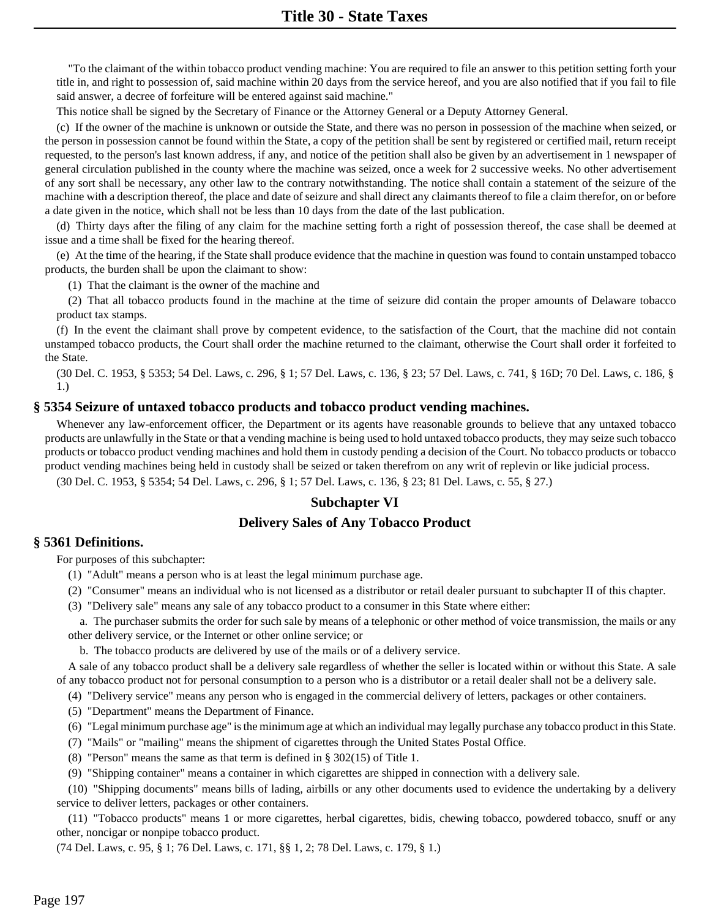"To the claimant of the within tobacco product vending machine: You are required to file an answer to this petition setting forth your title in, and right to possession of, said machine within 20 days from the service hereof, and you are also notified that if you fail to file said answer, a decree of forfeiture will be entered against said machine."

This notice shall be signed by the Secretary of Finance or the Attorney General or a Deputy Attorney General.

(c) If the owner of the machine is unknown or outside the State, and there was no person in possession of the machine when seized, or the person in possession cannot be found within the State, a copy of the petition shall be sent by registered or certified mail, return receipt requested, to the person's last known address, if any, and notice of the petition shall also be given by an advertisement in 1 newspaper of general circulation published in the county where the machine was seized, once a week for 2 successive weeks. No other advertisement of any sort shall be necessary, any other law to the contrary notwithstanding. The notice shall contain a statement of the seizure of the machine with a description thereof, the place and date of seizure and shall direct any claimants thereof to file a claim therefor, on or before a date given in the notice, which shall not be less than 10 days from the date of the last publication.

(d) Thirty days after the filing of any claim for the machine setting forth a right of possession thereof, the case shall be deemed at issue and a time shall be fixed for the hearing thereof.

(e) At the time of the hearing, if the State shall produce evidence that the machine in question was found to contain unstamped tobacco products, the burden shall be upon the claimant to show:

(1) That the claimant is the owner of the machine and

(2) That all tobacco products found in the machine at the time of seizure did contain the proper amounts of Delaware tobacco product tax stamps.

(f) In the event the claimant shall prove by competent evidence, to the satisfaction of the Court, that the machine did not contain unstamped tobacco products, the Court shall order the machine returned to the claimant, otherwise the Court shall order it forfeited to the State.

(30 Del. C. 1953, § 5353; 54 Del. Laws, c. 296, § 1; 57 Del. Laws, c. 136, § 23; 57 Del. Laws, c. 741, § 16D; 70 Del. Laws, c. 186, § 1.)

### § 5354 Seizure of untaxed tobacco products and tobacco product vending machines.

Whenever any law-enforcement officer, the Department or its agents have reasonable grounds to believe that any untaxed tobacco products are unlawfully in the State or that a vending machine is being used to hold untaxed tobacco products, they may seize such tobacco products or tobacco product vending machines and hold them in custody pending a decision of the Court. No tobacco products or tobacco product vending machines being held in custody shall be seized or taken therefrom on any writ of replevin or like judicial process.

(30 Del. C. 1953, § 5354; 54 Del. Laws, c. 296, § 1; 57 Del. Laws, c. 136, § 23; 81 Del. Laws, c. 55, § 27.)

## Subchapter VI

## Delivery Sales of Any Tobacco Product

### § 5361 Definitions.

For purposes of this subchapter:

(1) "Adult" means a person who is at least the legal minimum purchase age.

(2) "Consumer" means an individual who is not licensed as a distributor or retail dealer pursuant to subchapter II of this chapter.

(3) "Delivery sale" means any sale of any tobacco product to a consumer in this State where either:

a. The purchaser submits the order for such sale by means of a telephonic or other method of voice transmission, the mails or any other delivery service, or the Internet or other online service; or

b. The tobacco products are delivered by use of the mails or of a delivery service.

A sale of any tobacco product shall be a delivery sale regardless of whether the seller is located within or without this State. A sale of any tobacco product not for personal consumption to a person who is a distributor or a retail dealer shall not be a delivery sale.

(4) "Delivery service" means any person who is engaged in the commercial delivery of letters, packages or other containers.

(5) "Department" means the Department of Finance.

(6) "Legal minimum purchase age" is the minimum age at which an individual may legally purchase any tobacco product in this State.

(7) "Mails" or "mailing" means the shipment of cigarettes through the United States Postal Office.

(8) "Person" means the same as that term is defined in § 302(15) of Title 1.

(9) "Shipping container" means a container in which cigarettes are shipped in connection with a delivery sale.

(10) "Shipping documents" means bills of lading, airbills or any other documents used to evidence the undertaking by a delivery service to deliver letters, packages or other containers.

(11) "Tobacco products" means 1 or more cigarettes, herbal cigarettes, bidis, chewing tobacco, powdered tobacco, snuff or any other, noncigar or nonpipe tobacco product.

(74 Del. Laws, c. 95, § 1; 76 Del. Laws, c. 171, §§ 1, 2; 78 Del. Laws, c. 179, § 1.)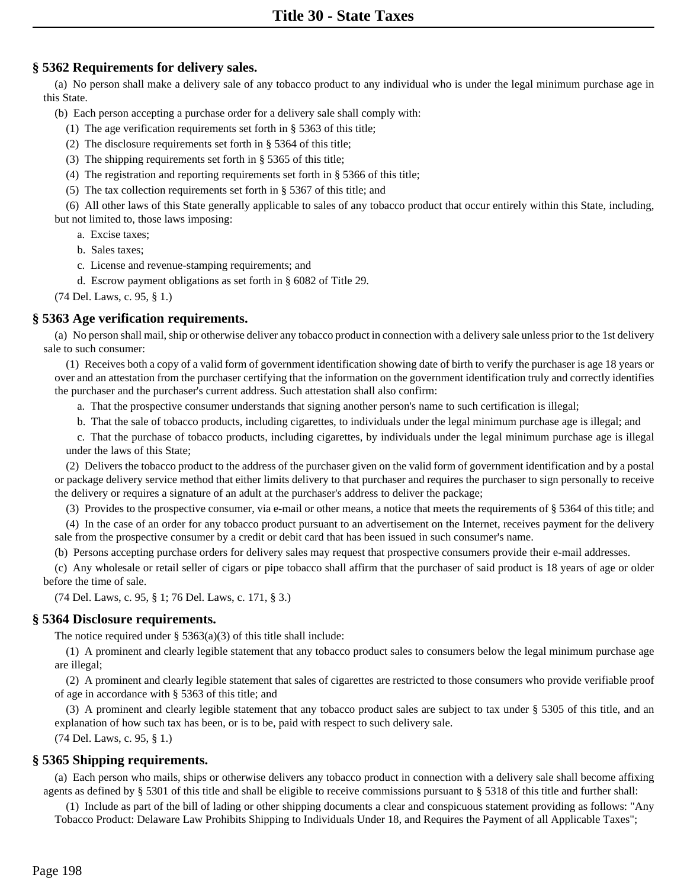### § 5362 Requirements for delivery sales.

(a) No person shall make a delivery sale of any tobacco product to any individual who is under the legal minimum purchase age in this State.

(b) Each person accepting a purchase order for a delivery sale shall comply with:

(1) The age verification requirements set forth in § 5363 of this title;

(2) The disclosure requirements set forth in § 5364 of this title;

(3) The shipping requirements set forth in § 5365 of this title;

(4) The registration and reporting requirements set forth in § 5366 of this title;

(5) The tax collection requirements set forth in § 5367 of this title; and

(6) All other laws of this State generally applicable to sales of any tobacco product that occur entirely within this State, including, but not limited to, those laws imposing:

a. Excise taxes;

b. Sales taxes;

c. License and revenue-stamping requirements; and

d. Escrow payment obligations as set forth in § 6082 of Title 29.

(74 Del. Laws, c. 95, § 1.)

### § 5363 Age verification requirements.

(a) No person shall mail, ship or otherwise deliver any tobacco product in connection with a delivery sale unless prior to the 1st delivery sale to such consumer:

(1) Receives both a copy of a valid form of government identification showing date of birth to verify the purchaser is age 18 years or over and an attestation from the purchaser certifying that the information on the government identification truly and correctly identifies the purchaser and the purchaser's current address. Such attestation shall also confirm:

a. That the prospective consumer understands that signing another person's name to such certification is illegal;

b. That the sale of tobacco products, including cigarettes, to individuals under the legal minimum purchase age is illegal; and

c. That the purchase of tobacco products, including cigarettes, by individuals under the legal minimum purchase age is illegal under the laws of this State;

(2) Delivers the tobacco product to the address of the purchaser given on the valid form of government identification and by a postal or package delivery service method that either limits delivery to that purchaser and requires the purchaser to sign personally to receive the delivery or requires a signature of an adult at the purchaser's address to deliver the package;

(3) Provides to the prospective consumer, via e-mail or other means, a notice that meets the requirements of § 5364 of this title; and

(4) In the case of an order for any tobacco product pursuant to an advertisement on the Internet, receives payment for the delivery sale from the prospective consumer by a credit or debit card that has been issued in such consumer's name.

(b) Persons accepting purchase orders for delivery sales may request that prospective consumers provide their e-mail addresses.

(c) Any wholesale or retail seller of cigars or pipe tobacco shall affirm that the purchaser of said product is 18 years of age or older before the time of sale.

(74 Del. Laws, c. 95, § 1; 76 Del. Laws, c. 171, § 3.)

### § 5364 Disclosure requirements.

The notice required under § 5363(a)(3) of this title shall include:

(1) A prominent and clearly legible statement that any tobacco product sales to consumers below the legal minimum purchase age are illegal;

(2) A prominent and clearly legible statement that sales of cigarettes are restricted to those consumers who provide verifiable proof of age in accordance with § 5363 of this title; and

(3) A prominent and clearly legible statement that any tobacco product sales are subject to tax under § 5305 of this title, and an explanation of how such tax has been, or is to be, paid with respect to such delivery sale.

(74 Del. Laws, c. 95, § 1.)

### § 5365 Shipping requirements.

(a) Each person who mails, ships or otherwise delivers any tobacco product in connection with a delivery sale shall become affixing agents as defined by § 5301 of this title and shall be eligible to receive commissions pursuant to § 5318 of this title and further shall:

(1) Include as part of the bill of lading or other shipping documents a clear and conspicuous statement providing as follows: "Any Tobacco Product: Delaware Law Prohibits Shipping to Individuals Under 18, and Requires the Payment of all Applicable Taxes";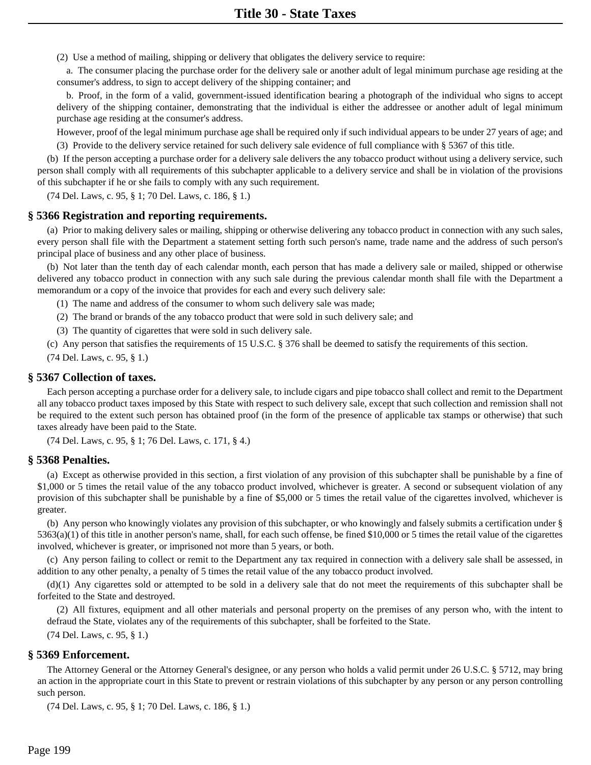(2) Use a method of mailing, shipping or delivery that obligates the delivery service to require:

a. The consumer placing the purchase order for the delivery sale or another adult of legal minimum purchase age residing at the consumer's address, to sign to accept delivery of the shipping container; and

b. Proof, in the form of a valid, government-issued identification bearing a photograph of the individual who signs to accept delivery of the shipping container, demonstrating that the individual is either the addressee or another adult of legal minimum purchase age residing at the consumer's address.

However, proof of the legal minimum purchase age shall be required only if such individual appears to be under 27 years of age; and

(3) Provide to the delivery service retained for such delivery sale evidence of full compliance with § 5367 of this title.

(b) If the person accepting a purchase order for a delivery sale delivers the any tobacco product without using a delivery service, such person shall comply with all requirements of this subchapter applicable to a delivery service and shall be in violation of the provisions of this subchapter if he or she fails to comply with any such requirement.

(74 Del. Laws, c. 95, § 1; 70 Del. Laws, c. 186, § 1.)

### § 5366 Registration and reporting requirements.

(a) Prior to making delivery sales or mailing, shipping or otherwise delivering any tobacco product in connection with any such sales, every person shall file with the Department a statement setting forth such person's name, trade name and the address of such person's principal place of business and any other place of business.

(b) Not later than the tenth day of each calendar month, each person that has made a delivery sale or mailed, shipped or otherwise delivered any tobacco product in connection with any such sale during the previous calendar month shall file with the Department a memorandum or a copy of the invoice that provides for each and every such delivery sale:

(1) The name and address of the consumer to whom such delivery sale was made;

(2) The brand or brands of the any tobacco product that were sold in such delivery sale; and

(3) The quantity of cigarettes that were sold in such delivery sale.

(c) Any person that satisfies the requirements of 15 U.S.C. § 376 shall be deemed to satisfy the requirements of this section.

(74 Del. Laws, c. 95, § 1.)

### § 5367 Collection of taxes.

Each person accepting a purchase order for a delivery sale, to include cigars and pipe tobacco shall collect and remit to the Department all any tobacco product taxes imposed by this State with respect to such delivery sale, except that such collection and remission shall not be required to the extent such person has obtained proof (in the form of the presence of applicable tax stamps or otherwise) that such taxes already have been paid to the State.

(74 Del. Laws, c. 95, § 1; 76 Del. Laws, c. 171, § 4.)

### § 5368 Penalties.

(a) Except as otherwise provided in this section, a first violation of any provision of this subchapter shall be punishable by a fine of $1,000 or 5 times the retail value of the any tobacco product involved, whichever is greater. A second or subsequent violation of any provision of this subchapter shall be punishable by a fine of $5,000 or 5 times the retail value of the cigarettes involved, whichever is greater.

(b) Any person who knowingly violates any provision of this subchapter, or who knowingly and falsely submits a certification under § 5363(a)(1) of this title in another person's name, shall, for each such offense, be fined $10,000 or 5 times the retail value of the cigarettes involved, whichever is greater, or imprisoned not more than 5 years, or both.

(c) Any person failing to collect or remit to the Department any tax required in connection with a delivery sale shall be assessed, in addition to any other penalty, a penalty of 5 times the retail value of the any tobacco product involved.

(d)(1) Any cigarettes sold or attempted to be sold in a delivery sale that do not meet the requirements of this subchapter shall be forfeited to the State and destroyed.

(2) All fixtures, equipment and all other materials and personal property on the premises of any person who, with the intent to defraud the State, violates any of the requirements of this subchapter, shall be forfeited to the State.

(74 Del. Laws, c. 95, § 1.)

### § 5369 Enforcement.

The Attorney General or the Attorney General's designee, or any person who holds a valid permit under 26 U.S.C. § 5712, may bring an action in the appropriate court in this State to prevent or restrain violations of this subchapter by any person or any person controlling such person.

(74 Del. Laws, c. 95, § 1; 70 Del. Laws, c. 186, § 1.)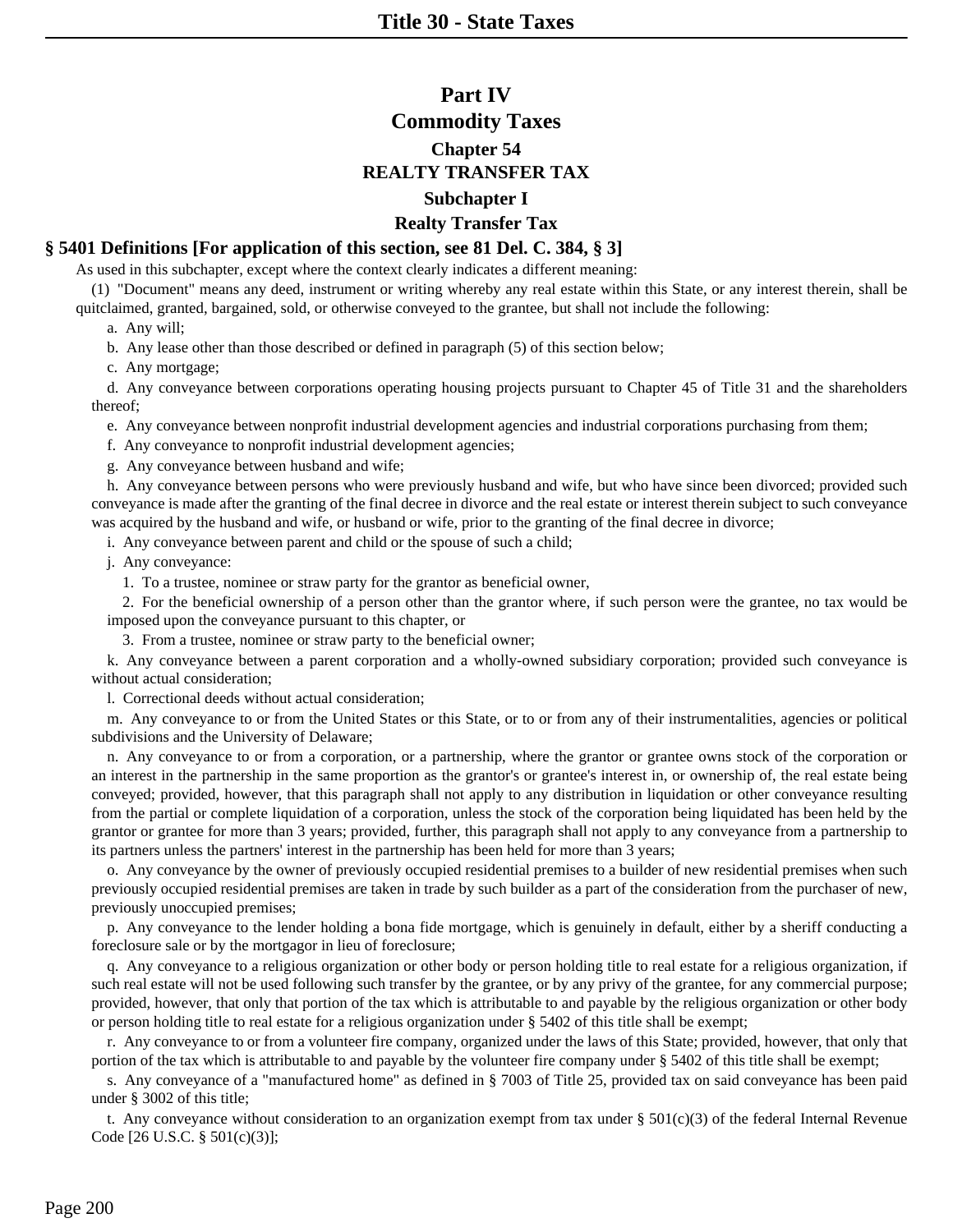# Part IV

# Commodity Taxes

## Chapter 54

## REALTY TRANSFER TAX

### Subchapter I

### Realty Transfer Tax

#### § 5401 Definitions [For application of this section, see 81 Del. C. 384, § 3]

As used in this subchapter, except where the context clearly indicates a different meaning:

(1) "Document" means any deed, instrument or writing whereby any real estate within this State, or any interest therein, shall be quitclaimed, granted, bargained, sold, or otherwise conveyed to the grantee, but shall not include the following:

a. Any will;

b. Any lease other than those described or defined in paragraph (5) of this section below;

c. Any mortgage;

d. Any conveyance between corporations operating housing projects pursuant to Chapter 45 of Title 31 and the shareholders thereof;

e. Any conveyance between nonprofit industrial development agencies and industrial corporations purchasing from them;

f. Any conveyance to nonprofit industrial development agencies;

g. Any conveyance between husband and wife;

h. Any conveyance between persons who were previously husband and wife, but who have since been divorced; provided such conveyance is made after the granting of the final decree in divorce and the real estate or interest therein subject to such conveyance was acquired by the husband and wife, or husband or wife, prior to the granting of the final decree in divorce;

i. Any conveyance between parent and child or the spouse of such a child;

j. Any conveyance:

1. To a trustee, nominee or straw party for the grantor as beneficial owner,

2. For the beneficial ownership of a person other than the grantor where, if such person were the grantee, no tax would be imposed upon the conveyance pursuant to this chapter, or

3. From a trustee, nominee or straw party to the beneficial owner;

k. Any conveyance between a parent corporation and a wholly-owned subsidiary corporation; provided such conveyance is without actual consideration;

l. Correctional deeds without actual consideration;

m. Any conveyance to or from the United States or this State, or to or from any of their instrumentalities, agencies or political subdivisions and the University of Delaware;

n. Any conveyance to or from a corporation, or a partnership, where the grantor or grantee owns stock of the corporation or an interest in the partnership in the same proportion as the grantor's or grantee's interest in, or ownership of, the real estate being conveyed; provided, however, that this paragraph shall not apply to any distribution in liquidation or other conveyance resulting from the partial or complete liquidation of a corporation, unless the stock of the corporation being liquidated has been held by the grantor or grantee for more than 3 years; provided, further, this paragraph shall not apply to any conveyance from a partnership to its partners unless the partners' interest in the partnership has been held for more than 3 years;

o. Any conveyance by the owner of previously occupied residential premises to a builder of new residential premises when such previously occupied residential premises are taken in trade by such builder as a part of the consideration from the purchaser of new, previously unoccupied premises;

p. Any conveyance to the lender holding a bona fide mortgage, which is genuinely in default, either by a sheriff conducting a foreclosure sale or by the mortgagor in lieu of foreclosure;

q. Any conveyance to a religious organization or other body or person holding title to real estate for a religious organization, if such real estate will not be used following such transfer by the grantee, or by any privy of the grantee, for any commercial purpose; provided, however, that only that portion of the tax which is attributable to and payable by the religious organization or other body or person holding title to real estate for a religious organization under § 5402 of this title shall be exempt;

r. Any conveyance to or from a volunteer fire company, organized under the laws of this State; provided, however, that only that portion of the tax which is attributable to and payable by the volunteer fire company under § 5402 of this title shall be exempt;

s. Any conveyance of a "manufactured home" as defined in § 7003 of Title 25, provided tax on said conveyance has been paid under § 3002 of this title;

t. Any conveyance without consideration to an organization exempt from tax under § 501(c)(3) of the federal Internal Revenue Code [26 U.S.C. § 501(c)(3)];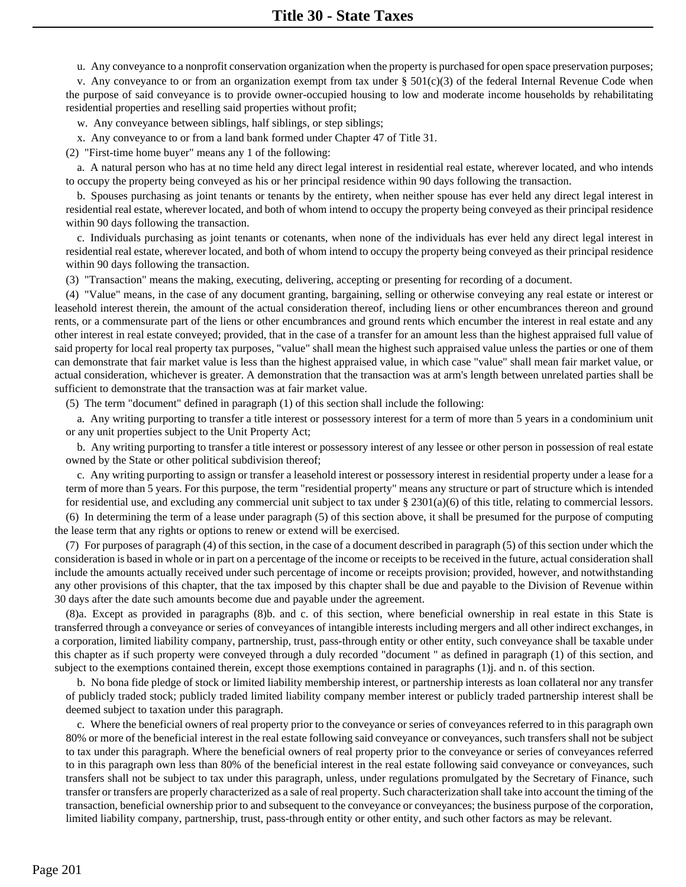u. Any conveyance to a nonprofit conservation organization when the property is purchased for open space preservation purposes;

v. Any conveyance to or from an organization exempt from tax under § 501(c)(3) of the federal Internal Revenue Code when the purpose of said conveyance is to provide owner-occupied housing to low and moderate income households by rehabilitating residential properties and reselling said properties without profit;

w. Any conveyance between siblings, half siblings, or step siblings;

x. Any conveyance to or from a land bank formed under Chapter 47 of Title 31.

(2) "First-time home buyer" means any 1 of the following:

a. A natural person who has at no time held any direct legal interest in residential real estate, wherever located, and who intends to occupy the property being conveyed as his or her principal residence within 90 days following the transaction.

b. Spouses purchasing as joint tenants or tenants by the entirety, when neither spouse has ever held any direct legal interest in residential real estate, wherever located, and both of whom intend to occupy the property being conveyed as their principal residence within 90 days following the transaction.

c. Individuals purchasing as joint tenants or cotenants, when none of the individuals has ever held any direct legal interest in residential real estate, wherever located, and both of whom intend to occupy the property being conveyed as their principal residence within 90 days following the transaction.

(3) "Transaction" means the making, executing, delivering, accepting or presenting for recording of a document.

(4) "Value" means, in the case of any document granting, bargaining, selling or otherwise conveying any real estate or interest or leasehold interest therein, the amount of the actual consideration thereof, including liens or other encumbrances thereon and ground rents, or a commensurate part of the liens or other encumbrances and ground rents which encumber the interest in real estate and any other interest in real estate conveyed; provided, that in the case of a transfer for an amount less than the highest appraised full value of said property for local real property tax purposes, "value" shall mean the highest such appraised value unless the parties or one of them can demonstrate that fair market value is less than the highest appraised value, in which case "value" shall mean fair market value, or actual consideration, whichever is greater. A demonstration that the transaction was at arm's length between unrelated parties shall be sufficient to demonstrate that the transaction was at fair market value.

(5) The term "document" defined in paragraph (1) of this section shall include the following:

a. Any writing purporting to transfer a title interest or possessory interest for a term of more than 5 years in a condominium unit or any unit properties subject to the Unit Property Act;

b. Any writing purporting to transfer a title interest or possessory interest of any lessee or other person in possession of real estate owned by the State or other political subdivision thereof;

c. Any writing purporting to assign or transfer a leasehold interest or possessory interest in residential property under a lease for a term of more than 5 years. For this purpose, the term "residential property" means any structure or part of structure which is intended for residential use, and excluding any commercial unit subject to tax under § 2301(a)(6) of this title, relating to commercial lessors.

(6) In determining the term of a lease under paragraph (5) of this section above, it shall be presumed for the purpose of computing the lease term that any rights or options to renew or extend will be exercised.

(7) For purposes of paragraph (4) of this section, in the case of a document described in paragraph (5) of this section under which the consideration is based in whole or in part on a percentage of the income or receipts to be received in the future, actual consideration shall include the amounts actually received under such percentage of income or receipts provision; provided, however, and notwithstanding any other provisions of this chapter, that the tax imposed by this chapter shall be due and payable to the Division of Revenue within 30 days after the date such amounts become due and payable under the agreement.

(8)a. Except as provided in paragraphs (8)b. and c. of this section, where beneficial ownership in real estate in this State is transferred through a conveyance or series of conveyances of intangible interests including mergers and all other indirect exchanges, in a corporation, limited liability company, partnership, trust, pass-through entity or other entity, such conveyance shall be taxable under this chapter as if such property were conveyed through a duly recorded "document " as defined in paragraph (1) of this section, and subject to the exemptions contained therein, except those exemptions contained in paragraphs (1)j. and n. of this section.

b. No bona fide pledge of stock or limited liability membership interest, or partnership interests as loan collateral nor any transfer of publicly traded stock; publicly traded limited liability company member interest or publicly traded partnership interest shall be deemed subject to taxation under this paragraph.

c. Where the beneficial owners of real property prior to the conveyance or series of conveyances referred to in this paragraph own 80% or more of the beneficial interest in the real estate following said conveyance or conveyances, such transfers shall not be subject to tax under this paragraph. Where the beneficial owners of real property prior to the conveyance or series of conveyances referred to in this paragraph own less than 80% of the beneficial interest in the real estate following said conveyance or conveyances, such transfers shall not be subject to tax under this paragraph, unless, under regulations promulgated by the Secretary of Finance, such transfer or transfers are properly characterized as a sale of real property. Such characterization shall take into account the timing of the transaction, beneficial ownership prior to and subsequent to the conveyance or conveyances; the business purpose of the corporation, limited liability company, partnership, trust, pass-through entity or other entity, and such other factors as may be relevant.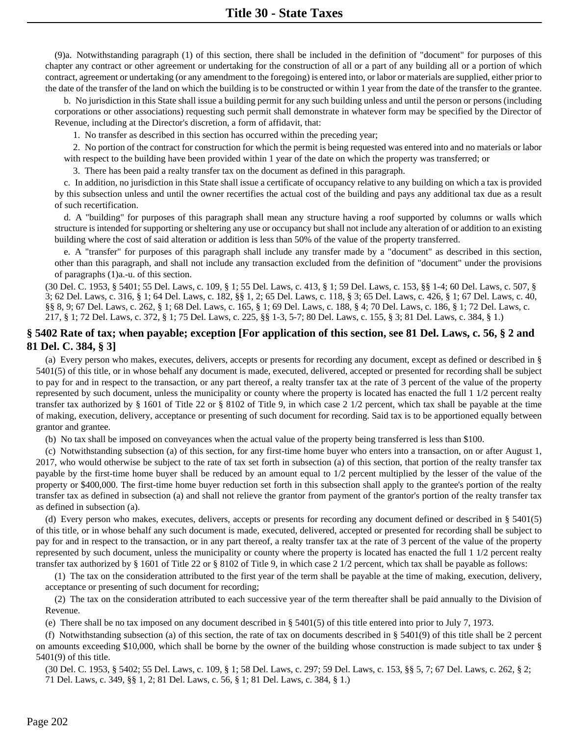(9)a. Notwithstanding paragraph (1) of this section, there shall be included in the definition of "document" for purposes of this chapter any contract or other agreement or undertaking for the construction of all or a part of any building all or a portion of which contract, agreement or undertaking (or any amendment to the foregoing) is entered into, or labor or materials are supplied, either prior to the date of the transfer of the land on which the building is to be constructed or within 1 year from the date of the transfer to the grantee.

b. No jurisdiction in this State shall issue a building permit for any such building unless and until the person or persons (including corporations or other associations) requesting such permit shall demonstrate in whatever form may be specified by the Director of Revenue, including at the Director's discretion, a form of affidavit, that:

1. No transfer as described in this section has occurred within the preceding year;

2. No portion of the contract for construction for which the permit is being requested was entered into and no materials or labor with respect to the building have been provided within 1 year of the date on which the property was transferred; or

3. There has been paid a realty transfer tax on the document as defined in this paragraph.

c. In addition, no jurisdiction in this State shall issue a certificate of occupancy relative to any building on which a tax is provided by this subsection unless and until the owner recertifies the actual cost of the building and pays any additional tax due as a result of such recertification.

d. A "building" for purposes of this paragraph shall mean any structure having a roof supported by columns or walls which structure is intended for supporting or sheltering any use or occupancy but shall not include any alteration of or addition to an existing building where the cost of said alteration or addition is less than 50% of the value of the property transferred.

e. A "transfer" for purposes of this paragraph shall include any transfer made by a "document" as described in this section, other than this paragraph, and shall not include any transaction excluded from the definition of "document" under the provisions of paragraphs (1)a.-u. of this section.

(30 Del. C. 1953, § 5401; 55 Del. Laws, c. 109, § 1; 55 Del. Laws, c. 413, § 1; 59 Del. Laws, c. 153, §§ 1-4; 60 Del. Laws, c. 507, § 3; 62 Del. Laws, c. 316, § 1; 64 Del. Laws, c. 182, §§ 1, 2; 65 Del. Laws, c. 118, § 3; 65 Del. Laws, c. 426, § 1; 67 Del. Laws, c. 40, §§ 8, 9; 67 Del. Laws, c. 262, § 1; 68 Del. Laws, c. 165, § 1; 69 Del. Laws, c. 188, § 4; 70 Del. Laws, c. 186, § 1; 72 Del. Laws, c. 217, § 1; 72 Del. Laws, c. 372, § 1; 75 Del. Laws, c. 225, §§ 1-3, 5-7; 80 Del. Laws, c. 155, § 3; 81 Del. Laws, c. 384, § 1.)

## § 5402 Rate of tax; when payable; exception [For application of this section, see 81 Del. Laws, c. 56, § 2 and 81 Del. C. 384, § 3]

(a) Every person who makes, executes, delivers, accepts or presents for recording any document, except as defined or described in § 5401(5) of this title, or in whose behalf any document is made, executed, delivered, accepted or presented for recording shall be subject to pay for and in respect to the transaction, or any part thereof, a realty transfer tax at the rate of 3 percent of the value of the property represented by such document, unless the municipality or county where the property is located has enacted the full 1 1/2 percent realty transfer tax authorized by § 1601 of Title 22 or § 8102 of Title 9, in which case 2 1/2 percent, which tax shall be payable at the time of making, execution, delivery, acceptance or presenting of such document for recording. Said tax is to be apportioned equally between grantor and grantee.

(b) No tax shall be imposed on conveyances when the actual value of the property being transferred is less than $100.

(c) Notwithstanding subsection (a) of this section, for any first-time home buyer who enters into a transaction, on or after August 1, 2017, who would otherwise be subject to the rate of tax set forth in subsection (a) of this section, that portion of the realty transfer tax payable by the first-time home buyer shall be reduced by an amount equal to 1/2 percent multiplied by the lesser of the value of the property or $400,000. The first-time home buyer reduction set forth in this subsection shall apply to the grantee's portion of the realty transfer tax as defined in subsection (a) and shall not relieve the grantor from payment of the grantor's portion of the realty transfer tax as defined in subsection (a).

(d) Every person who makes, executes, delivers, accepts or presents for recording any document defined or described in § 5401(5) of this title, or in whose behalf any such document is made, executed, delivered, accepted or presented for recording shall be subject to pay for and in respect to the transaction, or in any part thereof, a realty transfer tax at the rate of 3 percent of the value of the property represented by such document, unless the municipality or county where the property is located has enacted the full 1 1/2 percent realty transfer tax authorized by § 1601 of Title 22 or § 8102 of Title 9, in which case 2 1/2 percent, which tax shall be payable as follows:

(1) The tax on the consideration attributed to the first year of the term shall be payable at the time of making, execution, delivery, acceptance or presenting of such document for recording;

(2) The tax on the consideration attributed to each successive year of the term thereafter shall be paid annually to the Division of Revenue.

(e) There shall be no tax imposed on any document described in § 5401(5) of this title entered into prior to July 7, 1973.

(f) Notwithstanding subsection (a) of this section, the rate of tax on documents described in § 5401(9) of this title shall be 2 percent on amounts exceeding $10,000, which shall be borne by the owner of the building whose construction is made subject to tax under § 5401(9) of this title.

(30 Del. C. 1953, § 5402; 55 Del. Laws, c. 109, § 1; 58 Del. Laws, c. 297; 59 Del. Laws, c. 153, §§ 5, 7; 67 Del. Laws, c. 262, § 2; 71 Del. Laws, c. 349, §§ 1, 2; 81 Del. Laws, c. 56, § 1; 81 Del. Laws, c. 384, § 1.)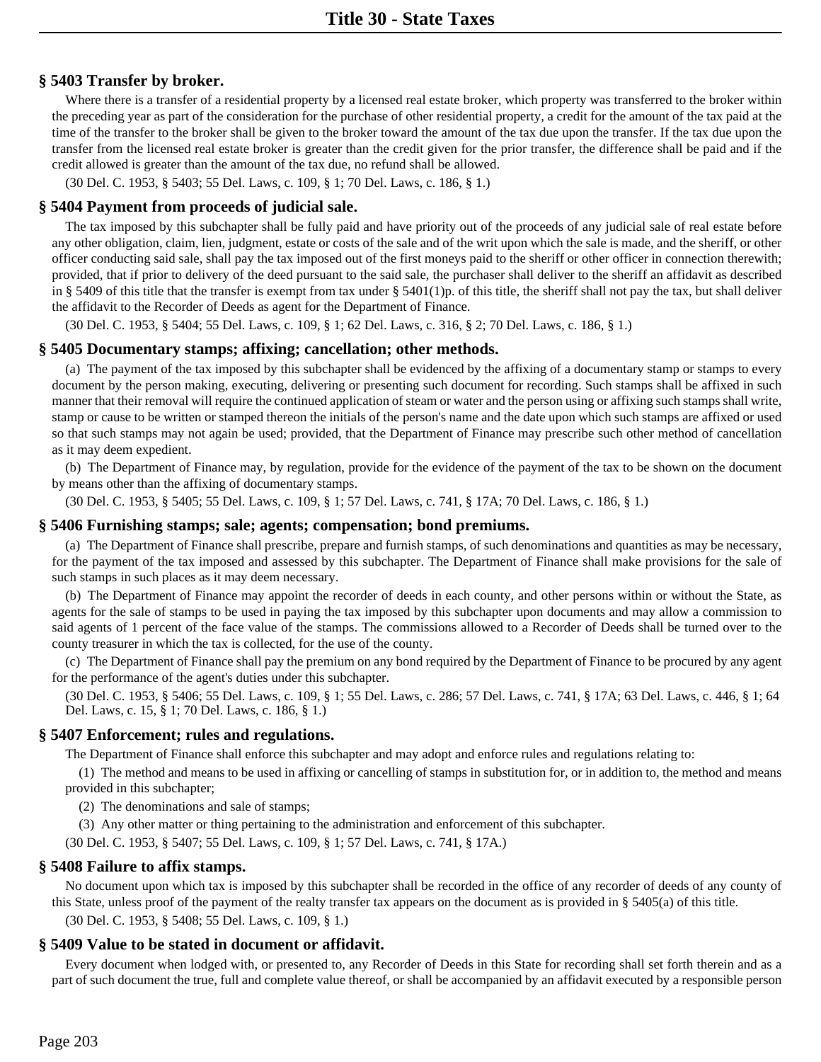### § 5403 Transfer by broker.

Where there is a transfer of a residential property by a licensed real estate broker, which property was transferred to the broker within the preceding year as part of the consideration for the purchase of other residential property, a credit for the amount of the tax paid at the time of the transfer to the broker shall be given to the broker toward the amount of the tax due upon the transfer. If the tax due upon the transfer from the licensed real estate broker is greater than the credit given for the prior transfer, the difference shall be paid and if the credit allowed is greater than the amount of the tax due, no refund shall be allowed.

(30 Del. C. 1953, § 5403; 55 Del. Laws, c. 109, § 1; 70 Del. Laws, c. 186, § 1.)

### § 5404 Payment from proceeds of judicial sale.

The tax imposed by this subchapter shall be fully paid and have priority out of the proceeds of any judicial sale of real estate before any other obligation, claim, lien, judgment, estate or costs of the sale and of the writ upon which the sale is made, and the sheriff, or other officer conducting said sale, shall pay the tax imposed out of the first moneys paid to the sheriff or other officer in connection therewith; provided, that if prior to delivery of the deed pursuant to the said sale, the purchaser shall deliver to the sheriff an affidavit as described in § 5409 of this title that the transfer is exempt from tax under § 5401(1)p. of this title, the sheriff shall not pay the tax, but shall deliver the affidavit to the Recorder of Deeds as agent for the Department of Finance.

(30 Del. C. 1953, § 5404; 55 Del. Laws, c. 109, § 1; 62 Del. Laws, c. 316, § 2; 70 Del. Laws, c. 186, § 1.)

### § 5405 Documentary stamps; affixing; cancellation; other methods.

(a) The payment of the tax imposed by this subchapter shall be evidenced by the affixing of a documentary stamp or stamps to every document by the person making, executing, delivering or presenting such document for recording. Such stamps shall be affixed in such manner that their removal will require the continued application of steam or water and the person using or affixing such stamps shall write, stamp or cause to be written or stamped thereon the initials of the person's name and the date upon which such stamps are affixed or used so that such stamps may not again be used; provided, that the Department of Finance may prescribe such other method of cancellation as it may deem expedient.

(b) The Department of Finance may, by regulation, provide for the evidence of the payment of the tax to be shown on the document by means other than the affixing of documentary stamps.

(30 Del. C. 1953, § 5405; 55 Del. Laws, c. 109, § 1; 57 Del. Laws, c. 741, § 17A; 70 Del. Laws, c. 186, § 1.)

### § 5406 Furnishing stamps; sale; agents; compensation; bond premiums.

(a) The Department of Finance shall prescribe, prepare and furnish stamps, of such denominations and quantities as may be necessary, for the payment of the tax imposed and assessed by this subchapter. The Department of Finance shall make provisions for the sale of such stamps in such places as it may deem necessary.

(b) The Department of Finance may appoint the recorder of deeds in each county, and other persons within or without the State, as agents for the sale of stamps to be used in paying the tax imposed by this subchapter upon documents and may allow a commission to said agents of 1 percent of the face value of the stamps. The commissions allowed to a Recorder of Deeds shall be turned over to the county treasurer in which the tax is collected, for the use of the county.

(c) The Department of Finance shall pay the premium on any bond required by the Department of Finance to be procured by any agent for the performance of the agent's duties under this subchapter.

(30 Del. C. 1953, § 5406; 55 Del. Laws, c. 109, § 1; 55 Del. Laws, c. 286; 57 Del. Laws, c. 741, § 17A; 63 Del. Laws, c. 446, § 1; 64 Del. Laws, c. 15, § 1; 70 Del. Laws, c. 186, § 1.)

### § 5407 Enforcement; rules and regulations.

The Department of Finance shall enforce this subchapter and may adopt and enforce rules and regulations relating to:

(1) The method and means to be used in affixing or cancelling of stamps in substitution for, or in addition to, the method and means provided in this subchapter;

(2) The denominations and sale of stamps;

(3) Any other matter or thing pertaining to the administration and enforcement of this subchapter.

(30 Del. C. 1953, § 5407; 55 Del. Laws, c. 109, § 1; 57 Del. Laws, c. 741, § 17A.)

### § 5408 Failure to affix stamps.

No document upon which tax is imposed by this subchapter shall be recorded in the office of any recorder of deeds of any county of this State, unless proof of the payment of the realty transfer tax appears on the document as is provided in § 5405(a) of this title.

(30 Del. C. 1953, § 5408; 55 Del. Laws, c. 109, § 1.)

### § 5409 Value to be stated in document or affidavit.

Every document when lodged with, or presented to, any Recorder of Deeds in this State for recording shall set forth therein and as a part of such document the true, full and complete value thereof, or shall be accompanied by an affidavit executed by a responsible person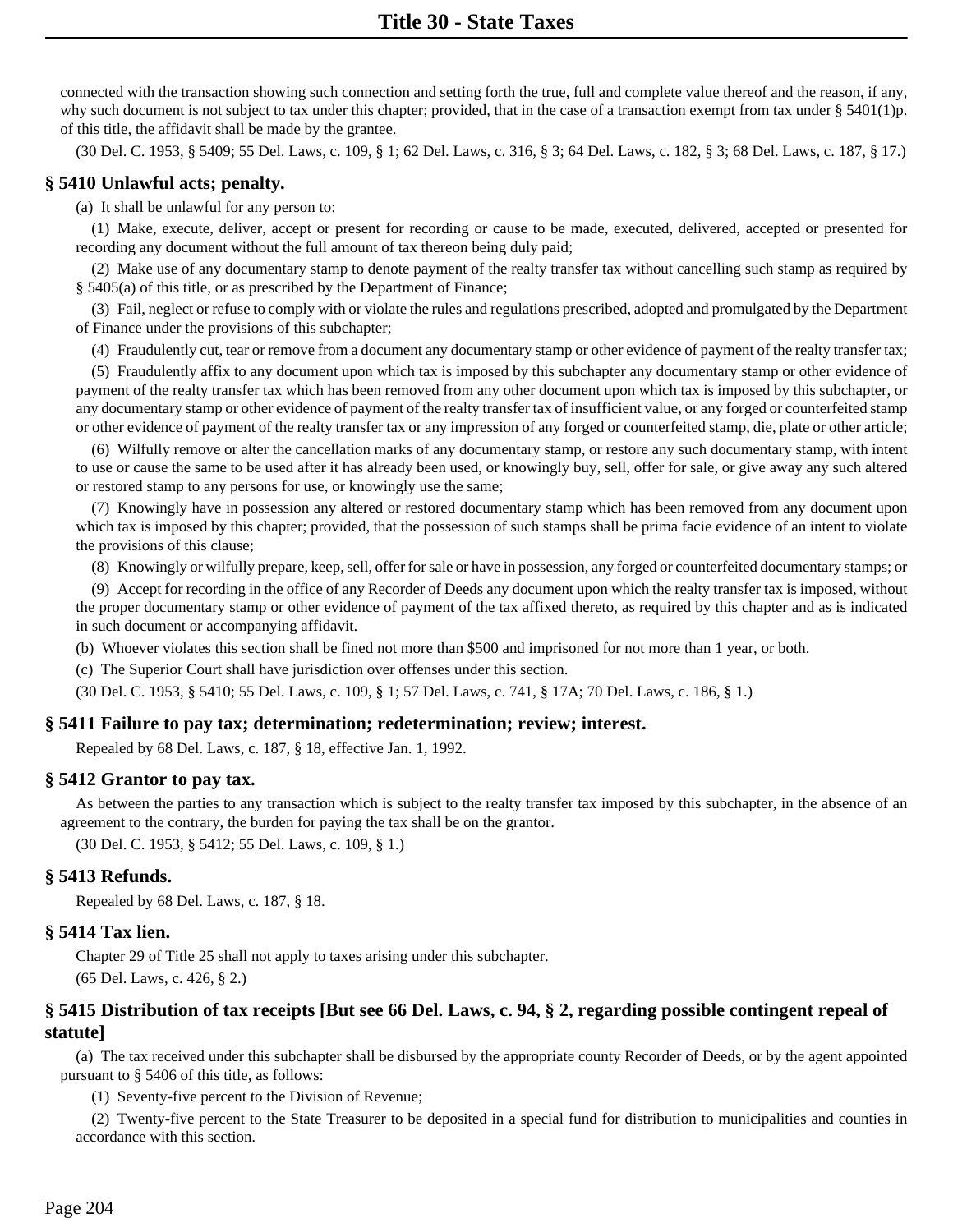connected with the transaction showing such connection and setting forth the true, full and complete value thereof and the reason, if any, why such document is not subject to tax under this chapter; provided, that in the case of a transaction exempt from tax under § 5401(1)p. of this title, the affidavit shall be made by the grantee.

(30 Del. C. 1953, § 5409; 55 Del. Laws, c. 109, § 1; 62 Del. Laws, c. 316, § 3; 64 Del. Laws, c. 182, § 3; 68 Del. Laws, c. 187, § 17.)

### § 5410 Unlawful acts; penalty.

(a) It shall be unlawful for any person to:

(1) Make, execute, deliver, accept or present for recording or cause to be made, executed, delivered, accepted or presented for recording any document without the full amount of tax thereon being duly paid;

(2) Make use of any documentary stamp to denote payment of the realty transfer tax without cancelling such stamp as required by § 5405(a) of this title, or as prescribed by the Department of Finance;

(3) Fail, neglect or refuse to comply with or violate the rules and regulations prescribed, adopted and promulgated by the Department of Finance under the provisions of this subchapter;

(4) Fraudulently cut, tear or remove from a document any documentary stamp or other evidence of payment of the realty transfer tax;

(5) Fraudulently affix to any document upon which tax is imposed by this subchapter any documentary stamp or other evidence of payment of the realty transfer tax which has been removed from any other document upon which tax is imposed by this subchapter, or any documentary stamp or other evidence of payment of the realty transfer tax of insufficient value, or any forged or counterfeited stamp or other evidence of payment of the realty transfer tax or any impression of any forged or counterfeited stamp, die, plate or other article;

(6) Wilfully remove or alter the cancellation marks of any documentary stamp, or restore any such documentary stamp, with intent to use or cause the same to be used after it has already been used, or knowingly buy, sell, offer for sale, or give away any such altered or restored stamp to any persons for use, or knowingly use the same;

(7) Knowingly have in possession any altered or restored documentary stamp which has been removed from any document upon which tax is imposed by this chapter; provided, that the possession of such stamps shall be prima facie evidence of an intent to violate the provisions of this clause;

(8) Knowingly or wilfully prepare, keep, sell, offer for sale or have in possession, any forged or counterfeited documentary stamps; or

(9) Accept for recording in the office of any Recorder of Deeds any document upon which the realty transfer tax is imposed, without the proper documentary stamp or other evidence of payment of the tax affixed thereto, as required by this chapter and as is indicated in such document or accompanying affidavit.

(b) Whoever violates this section shall be fined not more than $500 and imprisoned for not more than 1 year, or both.

(c) The Superior Court shall have jurisdiction over offenses under this section.

(30 Del. C. 1953, § 5410; 55 Del. Laws, c. 109, § 1; 57 Del. Laws, c. 741, § 17A; 70 Del. Laws, c. 186, § 1.)

### § 5411 Failure to pay tax; determination; redetermination; review; interest.

Repealed by 68 Del. Laws, c. 187, § 18, effective Jan. 1, 1992.

### § 5412 Grantor to pay tax.

As between the parties to any transaction which is subject to the realty transfer tax imposed by this subchapter, in the absence of an agreement to the contrary, the burden for paying the tax shall be on the grantor.

(30 Del. C. 1953, § 5412; 55 Del. Laws, c. 109, § 1.)

### § 5413 Refunds.

Repealed by 68 Del. Laws, c. 187, § 18.

### § 5414 Tax lien.

Chapter 29 of Title 25 shall not apply to taxes arising under this subchapter.

(65 Del. Laws, c. 426, § 2.)

### § 5415 Distribution of tax receipts [But see 66 Del. Laws, c. 94, § 2, regarding possible contingent repeal of statute]

(a) The tax received under this subchapter shall be disbursed by the appropriate county Recorder of Deeds, or by the agent appointed pursuant to § 5406 of this title, as follows:

(1) Seventy-five percent to the Division of Revenue;

(2) Twenty-five percent to the State Treasurer to be deposited in a special fund for distribution to municipalities and counties in accordance with this section.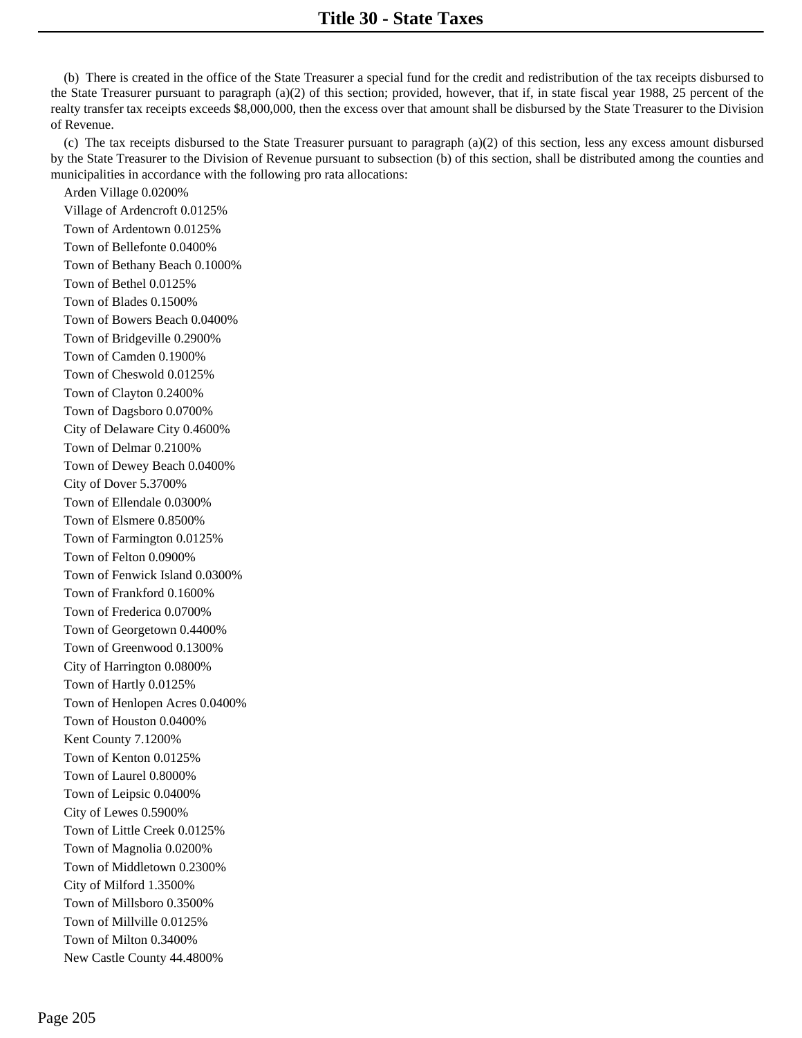(b) There is created in the office of the State Treasurer a special fund for the credit and redistribution of the tax receipts disbursed to the State Treasurer pursuant to paragraph (a)(2) of this section; provided, however, that if, in state fiscal year 1988, 25 percent of the realty transfer tax receipts exceeds $8,000,000, then the excess over that amount shall be disbursed by the State Treasurer to the Division of Revenue.

(c) The tax receipts disbursed to the State Treasurer pursuant to paragraph (a)(2) of this section, less any excess amount disbursed by the State Treasurer to the Division of Revenue pursuant to subsection (b) of this section, shall be distributed among the counties and municipalities in accordance with the following pro rata allocations:

Arden Village 0.0200%

Village of Ardencroft 0.0125%

Town of Ardentown 0.0125%

Town of Bellefonte 0.0400%

Town of Bethany Beach 0.1000%

Town of Bethel 0.0125%

Town of Blades 0.1500%

Town of Bowers Beach 0.0400%

Town of Bridgeville 0.2900%

Town of Camden 0.1900%

Town of Cheswold 0.0125%

Town of Clayton 0.2400%

Town of Dagsboro 0.0700%

City of Delaware City 0.4600%

Town of Delmar 0.2100%

Town of Dewey Beach 0.0400%

City of Dover 5.3700%

Town of Ellendale 0.0300%

Town of Elsmere 0.8500%

Town of Farmington 0.0125%

Town of Felton 0.0900%

Town of Fenwick Island 0.0300%

Town of Frankford 0.1600%

Town of Frederica 0.0700%

Town of Georgetown 0.4400%

Town of Greenwood 0.1300%

City of Harrington 0.0800%

Town of Hartly 0.0125%

Town of Henlopen Acres 0.0400%

Town of Houston 0.0400%

Kent County 7.1200%

Town of Kenton 0.0125%

Town of Laurel 0.8000%

Town of Leipsic 0.0400%

City of Lewes 0.5900%

Town of Little Creek 0.0125%

Town of Magnolia 0.0200%

Town of Middletown 0.2300%

City of Milford 1.3500%

Town of Millsboro 0.3500%

Town of Millville 0.0125%

Town of Milton 0.3400%

New Castle County 44.4800%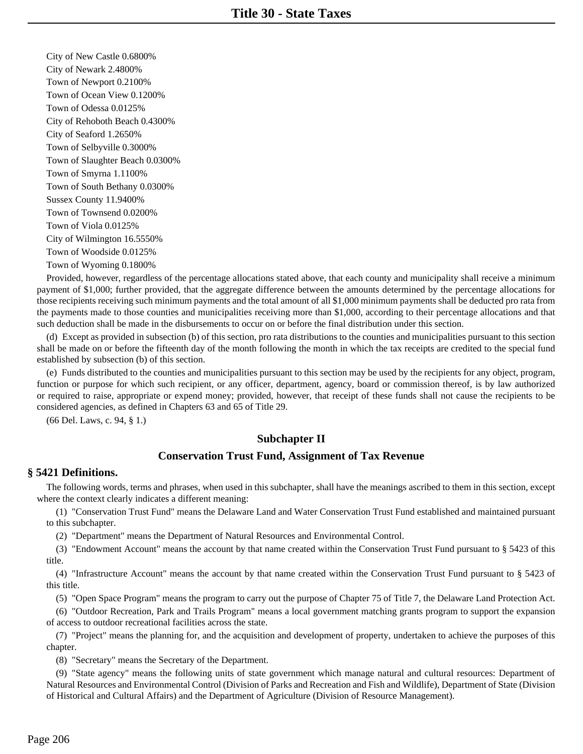City of New Castle 0.6800%
City of Newark 2.4800%
Town of Newport 0.2100%
Town of Ocean View 0.1200%
Town of Odessa 0.0125%
City of Rehoboth Beach 0.4300%
City of Seaford 1.2650%
Town of Selbyville 0.3000%
Town of Slaughter Beach 0.0300%
Town of Smyrna 1.1100%
Town of South Bethany 0.0300%
Sussex County 11.9400%
Town of Townsend 0.0200%
Town of Viola 0.0125%
City of Wilmington 16.5550%
Town of Woodside 0.0125%
Town of Wyoming 0.1800%

Provided, however, regardless of the percentage allocations stated above, that each county and municipality shall receive a minimum payment of $1,000; further provided, that the aggregate difference between the amounts determined by the percentage allocations for those recipients receiving such minimum payments and the total amount of all $1,000 minimum payments shall be deducted pro rata from the payments made to those counties and municipalities receiving more than $1,000, according to their percentage allocations and that such deduction shall be made in the disbursements to occur on or before the final distribution under this section.

(d) Except as provided in subsection (b) of this section, pro rata distributions to the counties and municipalities pursuant to this section shall be made on or before the fifteenth day of the month following the month in which the tax receipts are credited to the special fund established by subsection (b) of this section.

(e) Funds distributed to the counties and municipalities pursuant to this section may be used by the recipients for any object, program, function or purpose for which such recipient, or any officer, department, agency, board or commission thereof, is by law authorized or required to raise, appropriate or expend money; provided, however, that receipt of these funds shall not cause the recipients to be considered agencies, as defined in Chapters 63 and 65 of Title 29.

(66 Del. Laws, c. 94, § 1.)

## Subchapter II

## Conservation Trust Fund, Assignment of Tax Revenue

### § 5421 Definitions.

The following words, terms and phrases, when used in this subchapter, shall have the meanings ascribed to them in this section, except where the context clearly indicates a different meaning:

(1) "Conservation Trust Fund" means the Delaware Land and Water Conservation Trust Fund established and maintained pursuant to this subchapter.

(2) "Department" means the Department of Natural Resources and Environmental Control.

(3) "Endowment Account" means the account by that name created within the Conservation Trust Fund pursuant to § 5423 of this title.

(4) "Infrastructure Account" means the account by that name created within the Conservation Trust Fund pursuant to § 5423 of this title.

(5) "Open Space Program" means the program to carry out the purpose of Chapter 75 of Title 7, the Delaware Land Protection Act.

(6) "Outdoor Recreation, Park and Trails Program" means a local government matching grants program to support the expansion of access to outdoor recreational facilities across the state.

(7) "Project" means the planning for, and the acquisition and development of property, undertaken to achieve the purposes of this chapter.

(8) "Secretary" means the Secretary of the Department.

(9) "State agency" means the following units of state government which manage natural and cultural resources: Department of Natural Resources and Environmental Control (Division of Parks and Recreation and Fish and Wildlife), Department of State (Division of Historical and Cultural Affairs) and the Department of Agriculture (Division of Resource Management).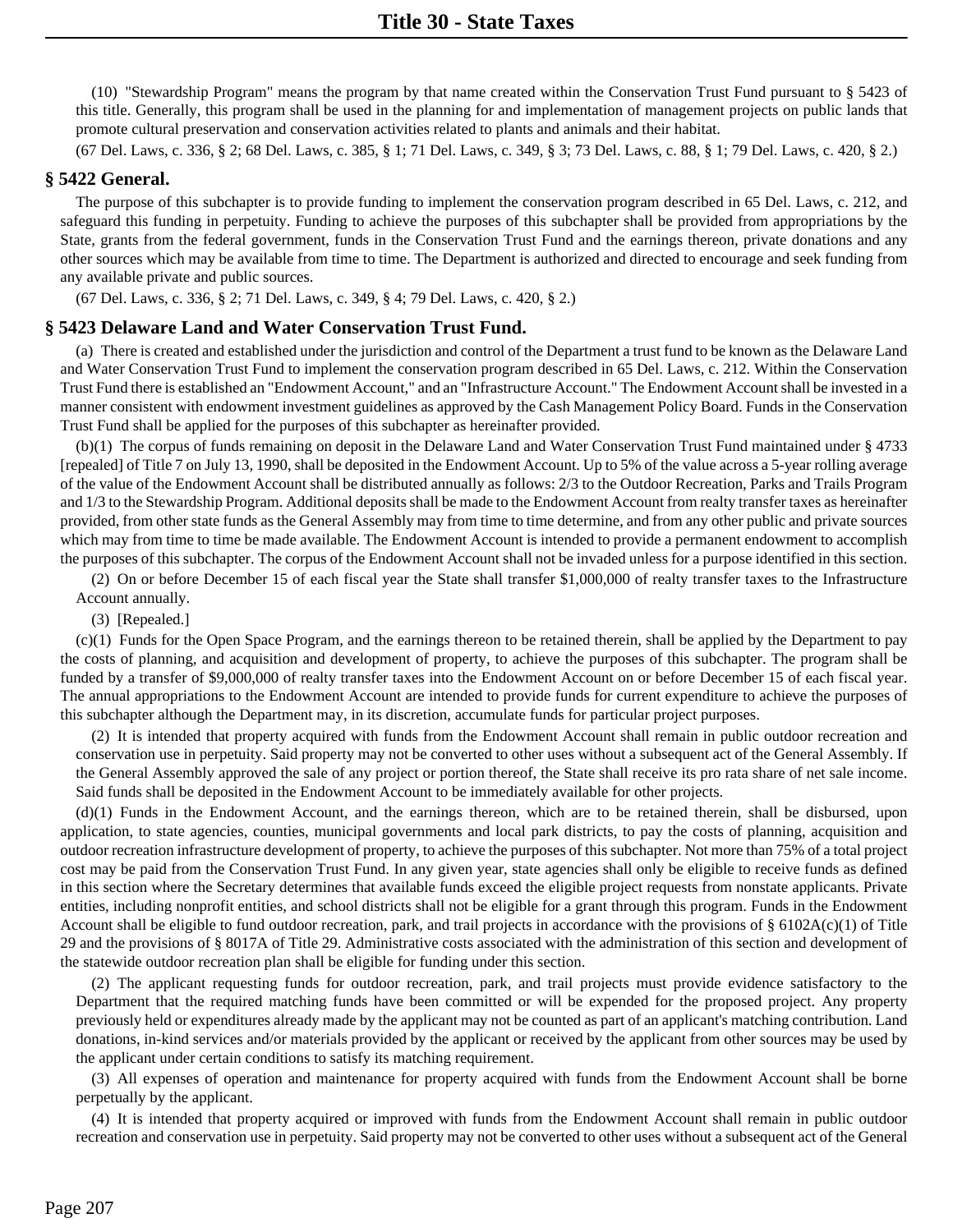(10) "Stewardship Program" means the program by that name created within the Conservation Trust Fund pursuant to § 5423 of this title. Generally, this program shall be used in the planning for and implementation of management projects on public lands that promote cultural preservation and conservation activities related to plants and animals and their habitat.

(67 Del. Laws, c. 336, § 2; 68 Del. Laws, c. 385, § 1; 71 Del. Laws, c. 349, § 3; 73 Del. Laws, c. 88, § 1; 79 Del. Laws, c. 420, § 2.)

### § 5422 General.

The purpose of this subchapter is to provide funding to implement the conservation program described in 65 Del. Laws, c. 212, and safeguard this funding in perpetuity. Funding to achieve the purposes of this subchapter shall be provided from appropriations by the State, grants from the federal government, funds in the Conservation Trust Fund and the earnings thereon, private donations and any other sources which may be available from time to time. The Department is authorized and directed to encourage and seek funding from any available private and public sources.

(67 Del. Laws, c. 336, § 2; 71 Del. Laws, c. 349, § 4; 79 Del. Laws, c. 420, § 2.)

### § 5423 Delaware Land and Water Conservation Trust Fund.

(a) There is created and established under the jurisdiction and control of the Department a trust fund to be known as the Delaware Land and Water Conservation Trust Fund to implement the conservation program described in 65 Del. Laws, c. 212. Within the Conservation Trust Fund there is established an "Endowment Account," and an "Infrastructure Account." The Endowment Account shall be invested in a manner consistent with endowment investment guidelines as approved by the Cash Management Policy Board. Funds in the Conservation Trust Fund shall be applied for the purposes of this subchapter as hereinafter provided.

(b)(1) The corpus of funds remaining on deposit in the Delaware Land and Water Conservation Trust Fund maintained under § 4733 [repealed] of Title 7 on July 13, 1990, shall be deposited in the Endowment Account. Up to 5% of the value across a 5-year rolling average of the value of the Endowment Account shall be distributed annually as follows: 2/3 to the Outdoor Recreation, Parks and Trails Program and 1/3 to the Stewardship Program. Additional deposits shall be made to the Endowment Account from realty transfer taxes as hereinafter provided, from other state funds as the General Assembly may from time to time determine, and from any other public and private sources which may from time to time be made available. The Endowment Account is intended to provide a permanent endowment to accomplish the purposes of this subchapter. The corpus of the Endowment Account shall not be invaded unless for a purpose identified in this section.

(2) On or before December 15 of each fiscal year the State shall transfer $1,000,000 of realty transfer taxes to the Infrastructure Account annually.

(3) [Repealed.]

(c)(1) Funds for the Open Space Program, and the earnings thereon to be retained therein, shall be applied by the Department to pay the costs of planning, and acquisition and development of property, to achieve the purposes of this subchapter. The program shall be funded by a transfer of $9,000,000 of realty transfer taxes into the Endowment Account on or before December 15 of each fiscal year. The annual appropriations to the Endowment Account are intended to provide funds for current expenditure to achieve the purposes of this subchapter although the Department may, in its discretion, accumulate funds for particular project purposes.

(2) It is intended that property acquired with funds from the Endowment Account shall remain in public outdoor recreation and conservation use in perpetuity. Said property may not be converted to other uses without a subsequent act of the General Assembly. If the General Assembly approved the sale of any project or portion thereof, the State shall receive its pro rata share of net sale income. Said funds shall be deposited in the Endowment Account to be immediately available for other projects.

(d)(1) Funds in the Endowment Account, and the earnings thereon, which are to be retained therein, shall be disbursed, upon application, to state agencies, counties, municipal governments and local park districts, to pay the costs of planning, acquisition and outdoor recreation infrastructure development of property, to achieve the purposes of this subchapter. Not more than 75% of a total project cost may be paid from the Conservation Trust Fund. In any given year, state agencies shall only be eligible to receive funds as defined in this section where the Secretary determines that available funds exceed the eligible project requests from nonstate applicants. Private entities, including nonprofit entities, and school districts shall not be eligible for a grant through this program. Funds in the Endowment Account shall be eligible to fund outdoor recreation, park, and trail projects in accordance with the provisions of § 6102A(c)(1) of Title 29 and the provisions of § 8017A of Title 29. Administrative costs associated with the administration of this section and development of the statewide outdoor recreation plan shall be eligible for funding under this section.

(2) The applicant requesting funds for outdoor recreation, park, and trail projects must provide evidence satisfactory to the Department that the required matching funds have been committed or will be expended for the proposed project. Any property previously held or expenditures already made by the applicant may not be counted as part of an applicant's matching contribution. Land donations, in-kind services and/or materials provided by the applicant or received by the applicant from other sources may be used by the applicant under certain conditions to satisfy its matching requirement.

(3) All expenses of operation and maintenance for property acquired with funds from the Endowment Account shall be borne perpetually by the applicant.

(4) It is intended that property acquired or improved with funds from the Endowment Account shall remain in public outdoor recreation and conservation use in perpetuity. Said property may not be converted to other uses without a subsequent act of the General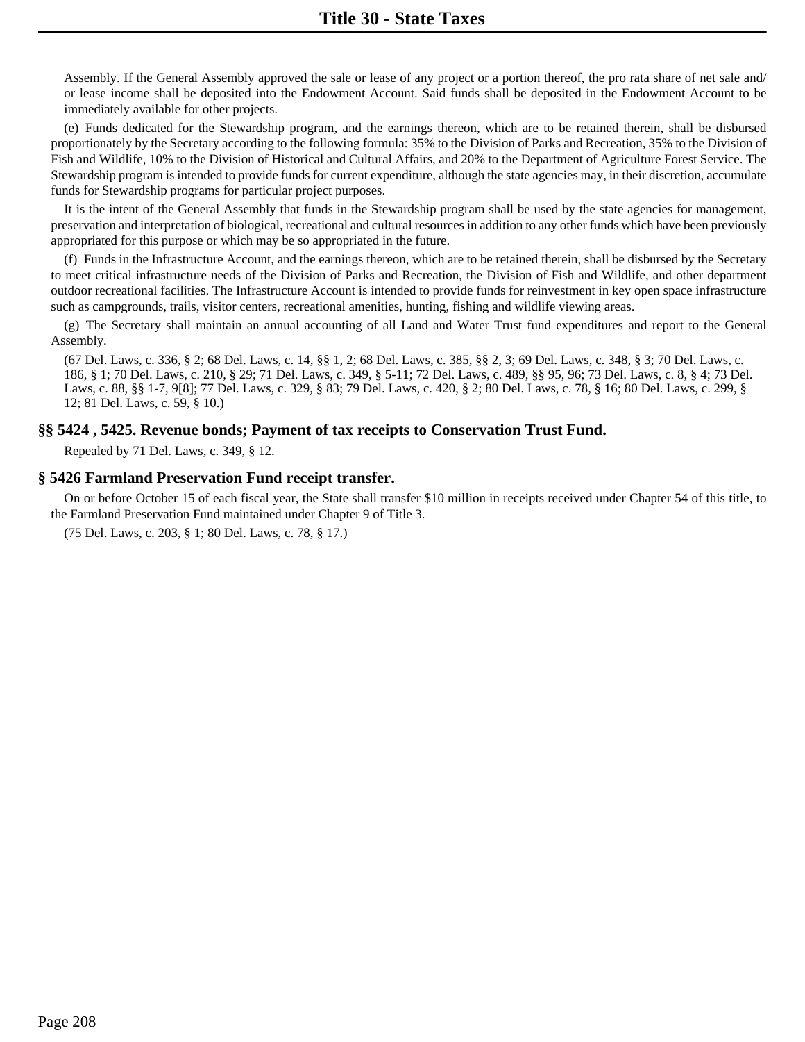Assembly. If the General Assembly approved the sale or lease of any project or a portion thereof, the pro rata share of net sale and/or lease income shall be deposited into the Endowment Account. Said funds shall be deposited in the Endowment Account to be immediately available for other projects.

(e) Funds dedicated for the Stewardship program, and the earnings thereon, which are to be retained therein, shall be disbursed proportionately by the Secretary according to the following formula: 35% to the Division of Parks and Recreation, 35% to the Division of Fish and Wildlife, 10% to the Division of Historical and Cultural Affairs, and 20% to the Department of Agriculture Forest Service. The Stewardship program is intended to provide funds for current expenditure, although the state agencies may, in their discretion, accumulate funds for Stewardship programs for particular project purposes.

It is the intent of the General Assembly that funds in the Stewardship program shall be used by the state agencies for management, preservation and interpretation of biological, recreational and cultural resources in addition to any other funds which have been previously appropriated for this purpose or which may be so appropriated in the future.

(f) Funds in the Infrastructure Account, and the earnings thereon, which are to be retained therein, shall be disbursed by the Secretary to meet critical infrastructure needs of the Division of Parks and Recreation, the Division of Fish and Wildlife, and other department outdoor recreational facilities. The Infrastructure Account is intended to provide funds for reinvestment in key open space infrastructure such as campgrounds, trails, visitor centers, recreational amenities, hunting, fishing and wildlife viewing areas.

(g) The Secretary shall maintain an annual accounting of all Land and Water Trust fund expenditures and report to the General Assembly.

(67 Del. Laws, c. 336, § 2; 68 Del. Laws, c. 14, §§ 1, 2; 68 Del. Laws, c. 385, §§ 2, 3; 69 Del. Laws, c. 348, § 3; 70 Del. Laws, c. 186, § 1; 70 Del. Laws, c. 210, § 29; 71 Del. Laws, c. 349, § 5-11; 72 Del. Laws, c. 489, §§ 95, 96; 73 Del. Laws, c. 8, § 4; 73 Del. Laws, c. 88, §§ 1-7, 9[8]; 77 Del. Laws, c. 329, § 83; 79 Del. Laws, c. 420, § 2; 80 Del. Laws, c. 78, § 16; 80 Del. Laws, c. 299, § 12; 81 Del. Laws, c. 59, § 10.)

### §§ 5424 , 5425. Revenue bonds; Payment of tax receipts to Conservation Trust Fund.

Repealed by 71 Del. Laws, c. 349, § 12.

### § 5426 Farmland Preservation Fund receipt transfer.

On or before October 15 of each fiscal year, the State shall transfer $10 million in receipts received under Chapter 54 of this title, to the Farmland Preservation Fund maintained under Chapter 9 of Title 3.

(75 Del. Laws, c. 203, § 1; 80 Del. Laws, c. 78, § 17.)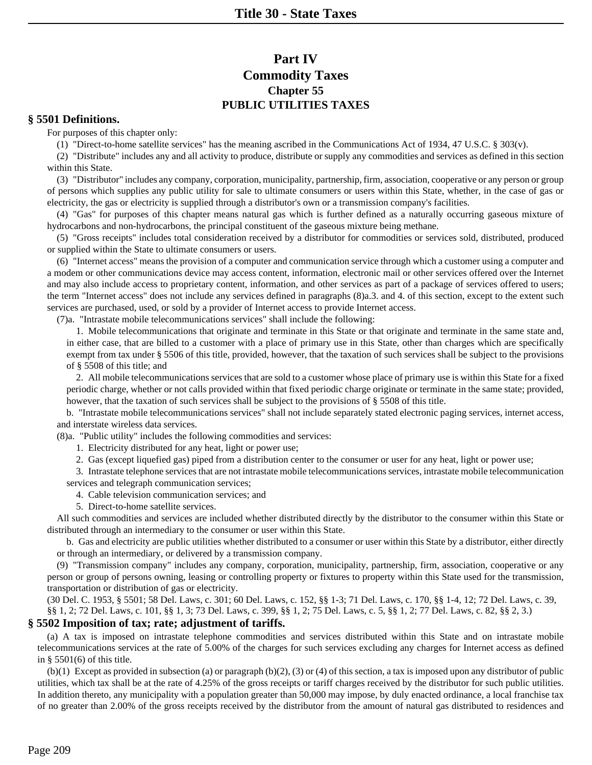# Part IV
# Commodity Taxes
## Chapter 55
## PUBLIC UTILITIES TAXES

### § 5501 Definitions.

For purposes of this chapter only:

(1) "Direct-to-home satellite services" has the meaning ascribed in the Communications Act of 1934, 47 U.S.C. § 303(v).

(2) "Distribute" includes any and all activity to produce, distribute or supply any commodities and services as defined in this section within this State.

(3) "Distributor" includes any company, corporation, municipality, partnership, firm, association, cooperative or any person or group of persons which supplies any public utility for sale to ultimate consumers or users within this State, whether, in the case of gas or electricity, the gas or electricity is supplied through a distributor's own or a transmission company's facilities.

(4) "Gas" for purposes of this chapter means natural gas which is further defined as a naturally occurring gaseous mixture of hydrocarbons and non-hydrocarbons, the principal constituent of the gaseous mixture being methane.

(5) "Gross receipts" includes total consideration received by a distributor for commodities or services sold, distributed, produced or supplied within the State to ultimate consumers or users.

(6) "Internet access" means the provision of a computer and communication service through which a customer using a computer and a modem or other communications device may access content, information, electronic mail or other services offered over the Internet and may also include access to proprietary content, information, and other services as part of a package of services offered to users; the term "Internet access" does not include any services defined in paragraphs (8)a.3. and 4. of this section, except to the extent such services are purchased, used, or sold by a provider of Internet access to provide Internet access.

(7)a. "Intrastate mobile telecommunications services" shall include the following:

1. Mobile telecommunications that originate and terminate in this State or that originate and terminate in the same state and, in either case, that are billed to a customer with a place of primary use in this State, other than charges which are specifically exempt from tax under § 5506 of this title, provided, however, that the taxation of such services shall be subject to the provisions of § 5508 of this title; and

2. All mobile telecommunications services that are sold to a customer whose place of primary use is within this State for a fixed periodic charge, whether or not calls provided within that fixed periodic charge originate or terminate in the same state; provided, however, that the taxation of such services shall be subject to the provisions of § 5508 of this title.

b. "Intrastate mobile telecommunications services" shall not include separately stated electronic paging services, internet access, and interstate wireless data services.

(8)a. "Public utility" includes the following commodities and services:

1. Electricity distributed for any heat, light or power use;

2. Gas (except liquefied gas) piped from a distribution center to the consumer or user for any heat, light or power use;

3. Intrastate telephone services that are not intrastate mobile telecommunications services, intrastate mobile telecommunication services and telegraph communication services;

4. Cable television communication services; and

5. Direct-to-home satellite services.

All such commodities and services are included whether distributed directly by the distributor to the consumer within this State or distributed through an intermediary to the consumer or user within this State.

b. Gas and electricity are public utilities whether distributed to a consumer or user within this State by a distributor, either directly or through an intermediary, or delivered by a transmission company.

(9) "Transmission company" includes any company, corporation, municipality, partnership, firm, association, cooperative or any person or group of persons owning, leasing or controlling property or fixtures to property within this State used for the transmission, transportation or distribution of gas or electricity.

(30 Del. C. 1953, § 5501; 58 Del. Laws, c. 301; 60 Del. Laws, c. 152, §§ 1-3; 71 Del. Laws, c. 170, §§ 1-4, 12; 72 Del. Laws, c. 39, §§ 1, 2; 72 Del. Laws, c. 101, §§ 1, 3; 73 Del. Laws, c. 399, §§ 1, 2; 75 Del. Laws, c. 5, §§ 1, 2; 77 Del. Laws, c. 82, §§ 2, 3.)

### § 5502 Imposition of tax; rate; adjustment of tariffs.

(a) A tax is imposed on intrastate telephone commodities and services distributed within this State and on intrastate mobile telecommunications services at the rate of 5.00% of the charges for such services excluding any charges for Internet access as defined in § 5501(6) of this title.

(b)(1) Except as provided in subsection (a) or paragraph (b)(2), (3) or (4) of this section, a tax is imposed upon any distributor of public utilities, which tax shall be at the rate of 4.25% of the gross receipts or tariff charges received by the distributor for such public utilities. In addition thereto, any municipality with a population greater than 50,000 may impose, by duly enacted ordinance, a local franchise tax of no greater than 2.00% of the gross receipts received by the distributor from the amount of natural gas distributed to residences and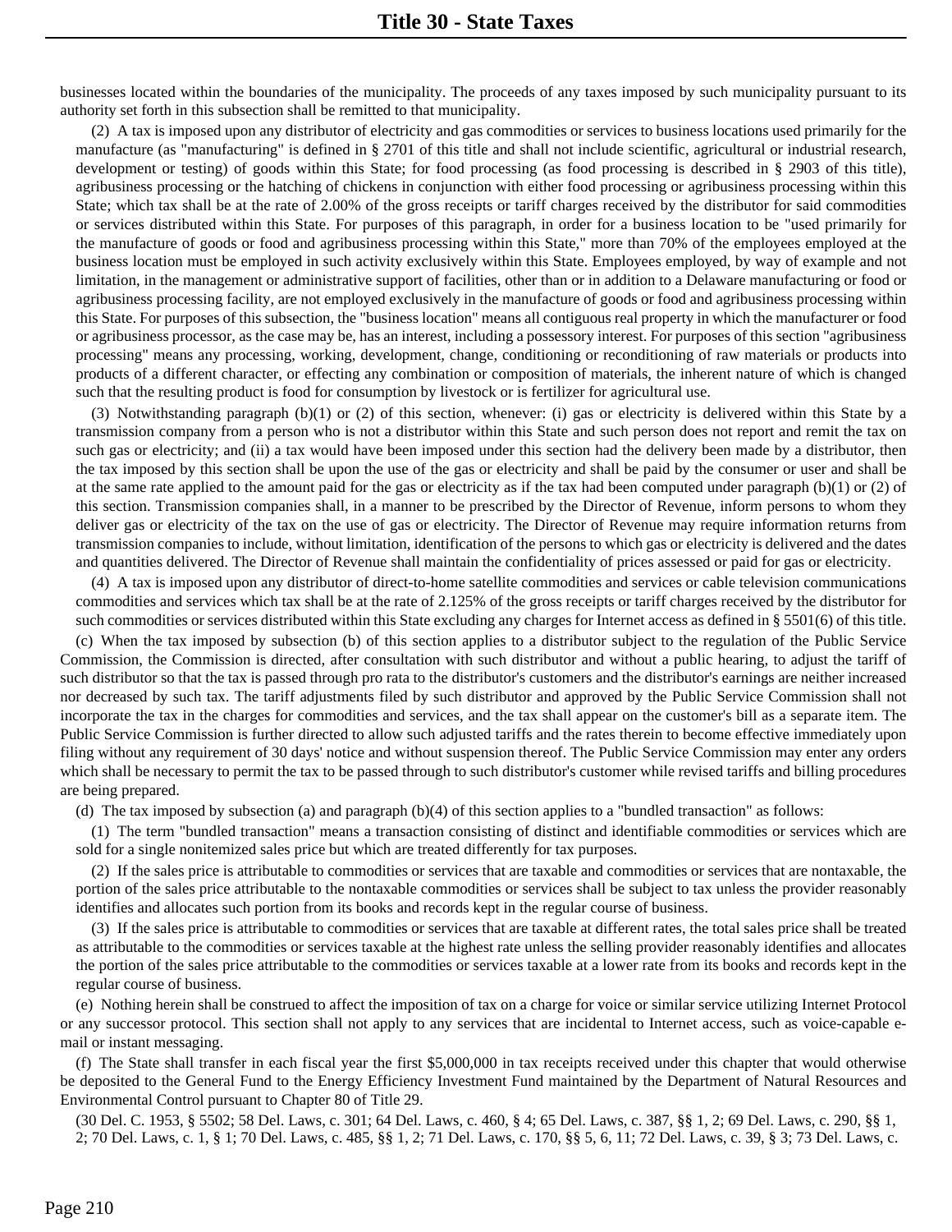businesses located within the boundaries of the municipality. The proceeds of any taxes imposed by such municipality pursuant to its authority set forth in this subsection shall be remitted to that municipality.

(2) A tax is imposed upon any distributor of electricity and gas commodities or services to business locations used primarily for the manufacture (as "manufacturing" is defined in § 2701 of this title and shall not include scientific, agricultural or industrial research, development or testing) of goods within this State; for food processing (as food processing is described in § 2903 of this title), agribusiness processing or the hatching of chickens in conjunction with either food processing or agribusiness processing within this State; which tax shall be at the rate of 2.00% of the gross receipts or tariff charges received by the distributor for said commodities or services distributed within this State. For purposes of this paragraph, in order for a business location to be "used primarily for the manufacture of goods or food and agribusiness processing within this State," more than 70% of the employees employed at the business location must be employed in such activity exclusively within this State. Employees employed, by way of example and not limitation, in the management or administrative support of facilities, other than or in addition to a Delaware manufacturing or food or agribusiness processing facility, are not employed exclusively in the manufacture of goods or food and agribusiness processing within this State. For purposes of this subsection, the "business location" means all contiguous real property in which the manufacturer or food or agribusiness processor, as the case may be, has an interest, including a possessory interest. For purposes of this section "agribusiness processing" means any processing, working, development, change, conditioning or reconditioning of raw materials or products into products of a different character, or effecting any combination or composition of materials, the inherent nature of which is changed such that the resulting product is food for consumption by livestock or is fertilizer for agricultural use.

(3) Notwithstanding paragraph (b)(1) or (2) of this section, whenever: (i) gas or electricity is delivered within this State by a transmission company from a person who is not a distributor within this State and such person does not report and remit the tax on such gas or electricity; and (ii) a tax would have been imposed under this section had the delivery been made by a distributor, then the tax imposed by this section shall be upon the use of the gas or electricity and shall be paid by the consumer or user and shall be at the same rate applied to the amount paid for the gas or electricity as if the tax had been computed under paragraph (b)(1) or (2) of this section. Transmission companies shall, in a manner to be prescribed by the Director of Revenue, inform persons to whom they deliver gas or electricity of the tax on the use of gas or electricity. The Director of Revenue may require information returns from transmission companies to include, without limitation, identification of the persons to which gas or electricity is delivered and the dates and quantities delivered. The Director of Revenue shall maintain the confidentiality of prices assessed or paid for gas or electricity.

(4) A tax is imposed upon any distributor of direct-to-home satellite commodities and services or cable television communications commodities and services which tax shall be at the rate of 2.125% of the gross receipts or tariff charges received by the distributor for such commodities or services distributed within this State excluding any charges for Internet access as defined in § 5501(6) of this title.

(c) When the tax imposed by subsection (b) of this section applies to a distributor subject to the regulation of the Public Service Commission, the Commission is directed, after consultation with such distributor and without a public hearing, to adjust the tariff of such distributor so that the tax is passed through pro rata to the distributor's customers and the distributor's earnings are neither increased nor decreased by such tax. The tariff adjustments filed by such distributor and approved by the Public Service Commission shall not incorporate the tax in the charges for commodities and services, and the tax shall appear on the customer's bill as a separate item. The Public Service Commission is further directed to allow such adjusted tariffs and the rates therein to become effective immediately upon filing without any requirement of 30 days' notice and without suspension thereof. The Public Service Commission may enter any orders which shall be necessary to permit the tax to be passed through to such distributor's customer while revised tariffs and billing procedures are being prepared.

(d) The tax imposed by subsection (a) and paragraph (b)(4) of this section applies to a "bundled transaction" as follows:

(1) The term "bundled transaction" means a transaction consisting of distinct and identifiable commodities or services which are sold for a single nonitemized sales price but which are treated differently for tax purposes.

(2) If the sales price is attributable to commodities or services that are taxable and commodities or services that are nontaxable, the portion of the sales price attributable to the nontaxable commodities or services shall be subject to tax unless the provider reasonably identifies and allocates such portion from its books and records kept in the regular course of business.

(3) If the sales price is attributable to commodities or services that are taxable at different rates, the total sales price shall be treated as attributable to the commodities or services taxable at the highest rate unless the selling provider reasonably identifies and allocates the portion of the sales price attributable to the commodities or services taxable at a lower rate from its books and records kept in the regular course of business.

(e) Nothing herein shall be construed to affect the imposition of tax on a charge for voice or similar service utilizing Internet Protocol or any successor protocol. This section shall not apply to any services that are incidental to Internet access, such as voice-capable e-mail or instant messaging.

(f) The State shall transfer in each fiscal year the first $5,000,000 in tax receipts received under this chapter that would otherwise be deposited to the General Fund to the Energy Efficiency Investment Fund maintained by the Department of Natural Resources and Environmental Control pursuant to Chapter 80 of Title 29.

(30 Del. C. 1953, § 5502; 58 Del. Laws, c. 301; 64 Del. Laws, c. 460, § 4; 65 Del. Laws, c. 387, §§ 1, 2; 69 Del. Laws, c. 290, §§ 1, 2; 70 Del. Laws, c. 1, § 1; 70 Del. Laws, c. 485, §§ 1, 2; 71 Del. Laws, c. 170, §§ 5, 6, 11; 72 Del. Laws, c. 39, § 3; 73 Del. Laws, c.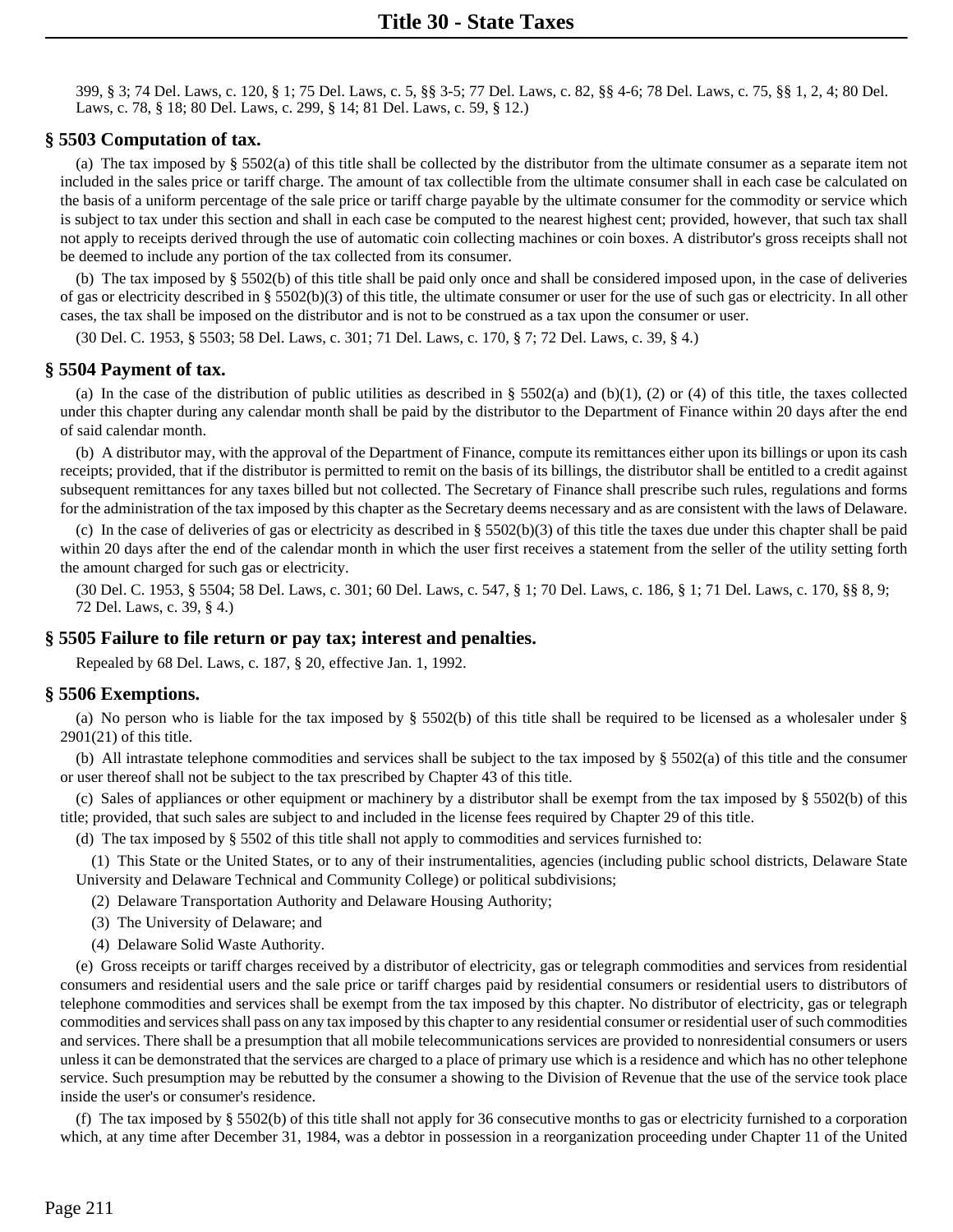399, § 3; 74 Del. Laws, c. 120, § 1; 75 Del. Laws, c. 5, §§ 3-5; 77 Del. Laws, c. 82, §§ 4-6; 78 Del. Laws, c. 75, §§ 1, 2, 4; 80 Del. Laws, c. 78, § 18; 80 Del. Laws, c. 299, § 14; 81 Del. Laws, c. 59, § 12.)

## § 5503 Computation of tax.

(a) The tax imposed by § 5502(a) of this title shall be collected by the distributor from the ultimate consumer as a separate item not included in the sales price or tariff charge. The amount of tax collectible from the ultimate consumer shall in each case be calculated on the basis of a uniform percentage of the sale price or tariff charge payable by the ultimate consumer for the commodity or service which is subject to tax under this section and shall in each case be computed to the nearest highest cent; provided, however, that such tax shall not apply to receipts derived through the use of automatic coin collecting machines or coin boxes. A distributor's gross receipts shall not be deemed to include any portion of the tax collected from its consumer.

(b) The tax imposed by § 5502(b) of this title shall be paid only once and shall be considered imposed upon, in the case of deliveries of gas or electricity described in § 5502(b)(3) of this title, the ultimate consumer or user for the use of such gas or electricity. In all other cases, the tax shall be imposed on the distributor and is not to be construed as a tax upon the consumer or user.

(30 Del. C. 1953, § 5503; 58 Del. Laws, c. 301; 71 Del. Laws, c. 170, § 7; 72 Del. Laws, c. 39, § 4.)

## § 5504 Payment of tax.

(a) In the case of the distribution of public utilities as described in § 5502(a) and (b)(1), (2) or (4) of this title, the taxes collected under this chapter during any calendar month shall be paid by the distributor to the Department of Finance within 20 days after the end of said calendar month.

(b) A distributor may, with the approval of the Department of Finance, compute its remittances either upon its billings or upon its cash receipts; provided, that if the distributor is permitted to remit on the basis of its billings, the distributor shall be entitled to a credit against subsequent remittances for any taxes billed but not collected. The Secretary of Finance shall prescribe such rules, regulations and forms for the administration of the tax imposed by this chapter as the Secretary deems necessary and as are consistent with the laws of Delaware.

(c) In the case of deliveries of gas or electricity as described in § 5502(b)(3) of this title the taxes due under this chapter shall be paid within 20 days after the end of the calendar month in which the user first receives a statement from the seller of the utility setting forth the amount charged for such gas or electricity.

(30 Del. C. 1953, § 5504; 58 Del. Laws, c. 301; 60 Del. Laws, c. 547, § 1; 70 Del. Laws, c. 186, § 1; 71 Del. Laws, c. 170, §§ 8, 9; 72 Del. Laws, c. 39, § 4.)

## § 5505 Failure to file return or pay tax; interest and penalties.

Repealed by 68 Del. Laws, c. 187, § 20, effective Jan. 1, 1992.

## § 5506 Exemptions.

(a) No person who is liable for the tax imposed by § 5502(b) of this title shall be required to be licensed as a wholesaler under § 2901(21) of this title.

(b) All intrastate telephone commodities and services shall be subject to the tax imposed by § 5502(a) of this title and the consumer or user thereof shall not be subject to the tax prescribed by Chapter 43 of this title.

(c) Sales of appliances or other equipment or machinery by a distributor shall be exempt from the tax imposed by § 5502(b) of this title; provided, that such sales are subject to and included in the license fees required by Chapter 29 of this title.

(d) The tax imposed by § 5502 of this title shall not apply to commodities and services furnished to:

(1) This State or the United States, or to any of their instrumentalities, agencies (including public school districts, Delaware State University and Delaware Technical and Community College) or political subdivisions;

(2) Delaware Transportation Authority and Delaware Housing Authority;

(3) The University of Delaware; and

(4) Delaware Solid Waste Authority.

(e) Gross receipts or tariff charges received by a distributor of electricity, gas or telegraph commodities and services from residential consumers and residential users and the sale price or tariff charges paid by residential consumers or residential users to distributors of telephone commodities and services shall be exempt from the tax imposed by this chapter. No distributor of electricity, gas or telegraph commodities and services shall pass on any tax imposed by this chapter to any residential consumer or residential user of such commodities and services. There shall be a presumption that all mobile telecommunications services are provided to nonresidential consumers or users unless it can be demonstrated that the services are charged to a place of primary use which is a residence and which has no other telephone service. Such presumption may be rebutted by the consumer a showing to the Division of Revenue that the use of the service took place inside the user's or consumer's residence.

(f) The tax imposed by § 5502(b) of this title shall not apply for 36 consecutive months to gas or electricity furnished to a corporation which, at any time after December 31, 1984, was a debtor in possession in a reorganization proceeding under Chapter 11 of the United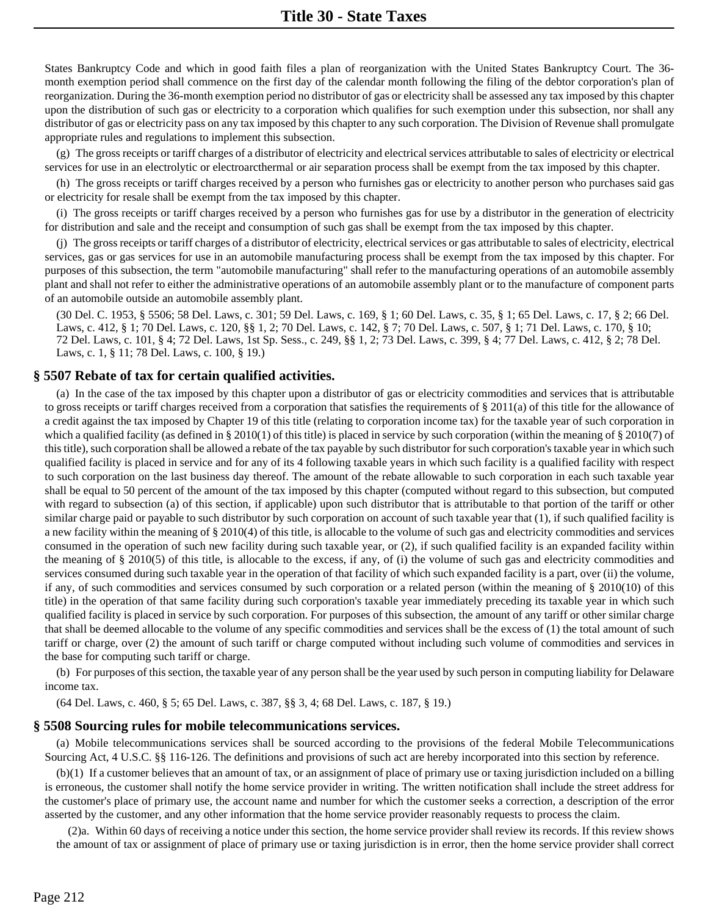States Bankruptcy Code and which in good faith files a plan of reorganization with the United States Bankruptcy Court. The 36-month exemption period shall commence on the first day of the calendar month following the filing of the debtor corporation's plan of reorganization. During the 36-month exemption period no distributor of gas or electricity shall be assessed any tax imposed by this chapter upon the distribution of such gas or electricity to a corporation which qualifies for such exemption under this subsection, nor shall any distributor of gas or electricity pass on any tax imposed by this chapter to any such corporation. The Division of Revenue shall promulgate appropriate rules and regulations to implement this subsection.

(g) The gross receipts or tariff charges of a distributor of electricity and electrical services attributable to sales of electricity or electrical services for use in an electrolytic or electroarcthermal or air separation process shall be exempt from the tax imposed by this chapter.

(h) The gross receipts or tariff charges received by a person who furnishes gas or electricity to another person who purchases said gas or electricity for resale shall be exempt from the tax imposed by this chapter.

(i) The gross receipts or tariff charges received by a person who furnishes gas for use by a distributor in the generation of electricity for distribution and sale and the receipt and consumption of such gas shall be exempt from the tax imposed by this chapter.

(j) The gross receipts or tariff charges of a distributor of electricity, electrical services or gas attributable to sales of electricity, electrical services, gas or gas services for use in an automobile manufacturing process shall be exempt from the tax imposed by this chapter. For purposes of this subsection, the term "automobile manufacturing" shall refer to the manufacturing operations of an automobile assembly plant and shall not refer to either the administrative operations of an automobile assembly plant or to the manufacture of component parts of an automobile outside an automobile assembly plant.

(30 Del. C. 1953, § 5506; 58 Del. Laws, c. 301; 59 Del. Laws, c. 169, § 1; 60 Del. Laws, c. 35, § 1; 65 Del. Laws, c. 17, § 2; 66 Del. Laws, c. 412, § 1; 70 Del. Laws, c. 120, §§ 1, 2; 70 Del. Laws, c. 142, § 7; 70 Del. Laws, c. 507, § 1; 71 Del. Laws, c. 170, § 10; 72 Del. Laws, c. 101, § 4; 72 Del. Laws, 1st Sp. Sess., c. 249, §§ 1, 2; 73 Del. Laws, c. 399, § 4; 77 Del. Laws, c. 412, § 2; 78 Del. Laws, c. 1, § 11; 78 Del. Laws, c. 100, § 19.)

## § 5507 Rebate of tax for certain qualified activities.

(a) In the case of the tax imposed by this chapter upon a distributor of gas or electricity commodities and services that is attributable to gross receipts or tariff charges received from a corporation that satisfies the requirements of § 2011(a) of this title for the allowance of a credit against the tax imposed by Chapter 19 of this title (relating to corporation income tax) for the taxable year of such corporation in which a qualified facility (as defined in § 2010(1) of this title) is placed in service by such corporation (within the meaning of § 2010(7) of this title), such corporation shall be allowed a rebate of the tax payable by such distributor for such corporation's taxable year in which such qualified facility is placed in service and for any of its 4 following taxable years in which such facility is a qualified facility with respect to such corporation on the last business day thereof. The amount of the rebate allowable to such corporation in each such taxable year shall be equal to 50 percent of the amount of the tax imposed by this chapter (computed without regard to this subsection, but computed with regard to subsection (a) of this section, if applicable) upon such distributor that is attributable to that portion of the tariff or other similar charge paid or payable to such distributor by such corporation on account of such taxable year that (1), if such qualified facility is a new facility within the meaning of § 2010(4) of this title, is allocable to the volume of such gas and electricity commodities and services consumed in the operation of such new facility during such taxable year, or (2), if such qualified facility is an expanded facility within the meaning of § 2010(5) of this title, is allocable to the excess, if any, of (i) the volume of such gas and electricity commodities and services consumed during such taxable year in the operation of that facility of which such expanded facility is a part, over (ii) the volume, if any, of such commodities and services consumed by such corporation or a related person (within the meaning of § 2010(10) of this title) in the operation of that same facility during such corporation's taxable year immediately preceding its taxable year in which such qualified facility is placed in service by such corporation. For purposes of this subsection, the amount of any tariff or other similar charge that shall be deemed allocable to the volume of any specific commodities and services shall be the excess of (1) the total amount of such tariff or charge, over (2) the amount of such tariff or charge computed without including such volume of commodities and services in the base for computing such tariff or charge.

(b) For purposes of this section, the taxable year of any person shall be the year used by such person in computing liability for Delaware income tax.

(64 Del. Laws, c. 460, § 5; 65 Del. Laws, c. 387, §§ 3, 4; 68 Del. Laws, c. 187, § 19.)

## § 5508 Sourcing rules for mobile telecommunications services.

(a) Mobile telecommunications services shall be sourced according to the provisions of the federal Mobile Telecommunications Sourcing Act, 4 U.S.C. §§ 116-126. The definitions and provisions of such act are hereby incorporated into this section by reference.

(b)(1) If a customer believes that an amount of tax, or an assignment of place of primary use or taxing jurisdiction included on a billing is erroneous, the customer shall notify the home service provider in writing. The written notification shall include the street address for the customer's place of primary use, the account name and number for which the customer seeks a correction, a description of the error asserted by the customer, and any other information that the home service provider reasonably requests to process the claim.

(2)a. Within 60 days of receiving a notice under this section, the home service provider shall review its records. If this review shows the amount of tax or assignment of place of primary use or taxing jurisdiction is in error, then the home service provider shall correct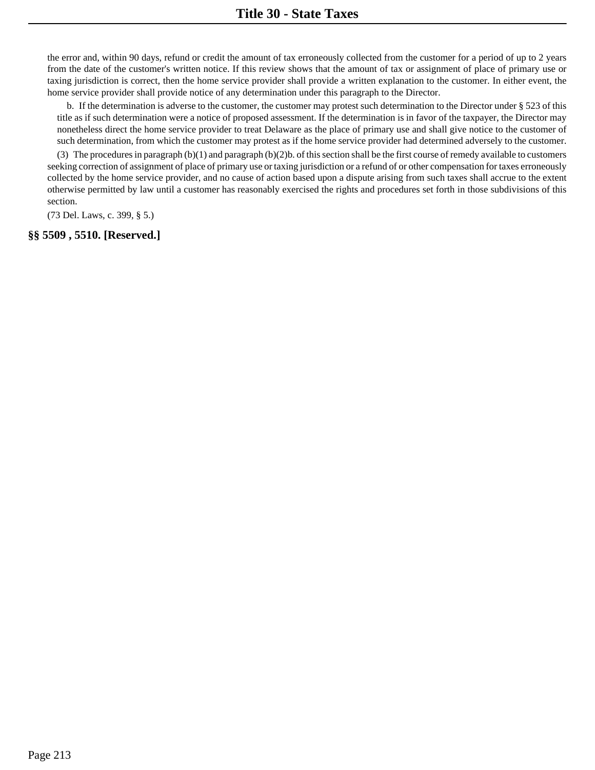the error and, within 90 days, refund or credit the amount of tax erroneously collected from the customer for a period of up to 2 years from the date of the customer's written notice. If this review shows that the amount of tax or assignment of place of primary use or taxing jurisdiction is correct, then the home service provider shall provide a written explanation to the customer. In either event, the home service provider shall provide notice of any determination under this paragraph to the Director.

b. If the determination is adverse to the customer, the customer may protest such determination to the Director under § 523 of this title as if such determination were a notice of proposed assessment. If the determination is in favor of the taxpayer, the Director may nonetheless direct the home service provider to treat Delaware as the place of primary use and shall give notice to the customer of such determination, from which the customer may protest as if the home service provider had determined adversely to the customer.

(3) The procedures in paragraph (b)(1) and paragraph (b)(2)b. of this section shall be the first course of remedy available to customers seeking correction of assignment of place of primary use or taxing jurisdiction or a refund of or other compensation for taxes erroneously collected by the home service provider, and no cause of action based upon a dispute arising from such taxes shall accrue to the extent otherwise permitted by law until a customer has reasonably exercised the rights and procedures set forth in those subdivisions of this section.

(73 Del. Laws, c. 399, § 5.)

### §§ 5509 , 5510. [Reserved.]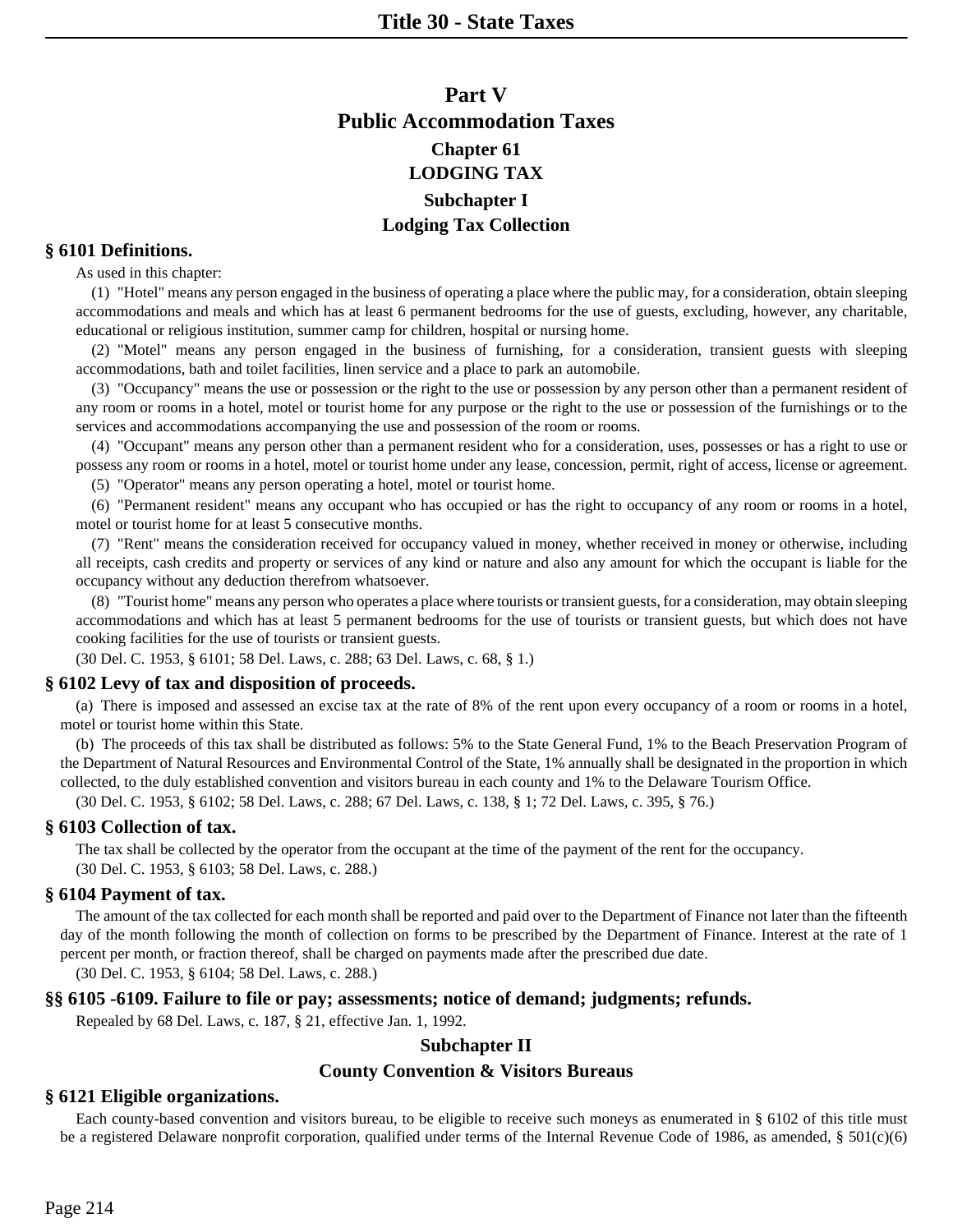# Part V
# Public Accommodation Taxes
## Chapter 61
## LODGING TAX
### Subchapter I
### Lodging Tax Collection

### § 6101 Definitions.

As used in this chapter:

(1) "Hotel" means any person engaged in the business of operating a place where the public may, for a consideration, obtain sleeping accommodations and meals and which has at least 6 permanent bedrooms for the use of guests, excluding, however, any charitable, educational or religious institution, summer camp for children, hospital or nursing home.

(2) "Motel" means any person engaged in the business of furnishing, for a consideration, transient guests with sleeping accommodations, bath and toilet facilities, linen service and a place to park an automobile.

(3) "Occupancy" means the use or possession or the right to the use or possession by any person other than a permanent resident of any room or rooms in a hotel, motel or tourist home for any purpose or the right to the use or possession of the furnishings or to the services and accommodations accompanying the use and possession of the room or rooms.

(4) "Occupant" means any person other than a permanent resident who for a consideration, uses, possesses or has a right to use or possess any room or rooms in a hotel, motel or tourist home under any lease, concession, permit, right of access, license or agreement.

(5) "Operator" means any person operating a hotel, motel or tourist home.

(6) "Permanent resident" means any occupant who has occupied or has the right to occupancy of any room or rooms in a hotel, motel or tourist home for at least 5 consecutive months.

(7) "Rent" means the consideration received for occupancy valued in money, whether received in money or otherwise, including all receipts, cash credits and property or services of any kind or nature and also any amount for which the occupant is liable for the occupancy without any deduction therefrom whatsoever.

(8) "Tourist home" means any person who operates a place where tourists or transient guests, for a consideration, may obtain sleeping accommodations and which has at least 5 permanent bedrooms for the use of tourists or transient guests, but which does not have cooking facilities for the use of tourists or transient guests.

(30 Del. C. 1953, § 6101; 58 Del. Laws, c. 288; 63 Del. Laws, c. 68, § 1.)

### § 6102 Levy of tax and disposition of proceeds.

(a) There is imposed and assessed an excise tax at the rate of 8% of the rent upon every occupancy of a room or rooms in a hotel, motel or tourist home within this State.

(b) The proceeds of this tax shall be distributed as follows: 5% to the State General Fund, 1% to the Beach Preservation Program of the Department of Natural Resources and Environmental Control of the State, 1% annually shall be designated in the proportion in which collected, to the duly established convention and visitors bureau in each county and 1% to the Delaware Tourism Office.

(30 Del. C. 1953, § 6102; 58 Del. Laws, c. 288; 67 Del. Laws, c. 138, § 1; 72 Del. Laws, c. 395, § 76.)

### § 6103 Collection of tax.

The tax shall be collected by the operator from the occupant at the time of the payment of the rent for the occupancy.

(30 Del. C. 1953, § 6103; 58 Del. Laws, c. 288.)

### § 6104 Payment of tax.

The amount of the tax collected for each month shall be reported and paid over to the Department of Finance not later than the fifteenth day of the month following the month of collection on forms to be prescribed by the Department of Finance. Interest at the rate of 1 percent per month, or fraction thereof, shall be charged on payments made after the prescribed due date.

(30 Del. C. 1953, § 6104; 58 Del. Laws, c. 288.)

### §§ 6105 -6109. Failure to file or pay; assessments; notice of demand; judgments; refunds.

Repealed by 68 Del. Laws, c. 187, § 21, effective Jan. 1, 1992.

### Subchapter II
### County Convention & Visitors Bureaus

### § 6121 Eligible organizations.

Each county-based convention and visitors bureau, to be eligible to receive such moneys as enumerated in § 6102 of this title must be a registered Delaware nonprofit corporation, qualified under terms of the Internal Revenue Code of 1986, as amended, § 501(c)(6)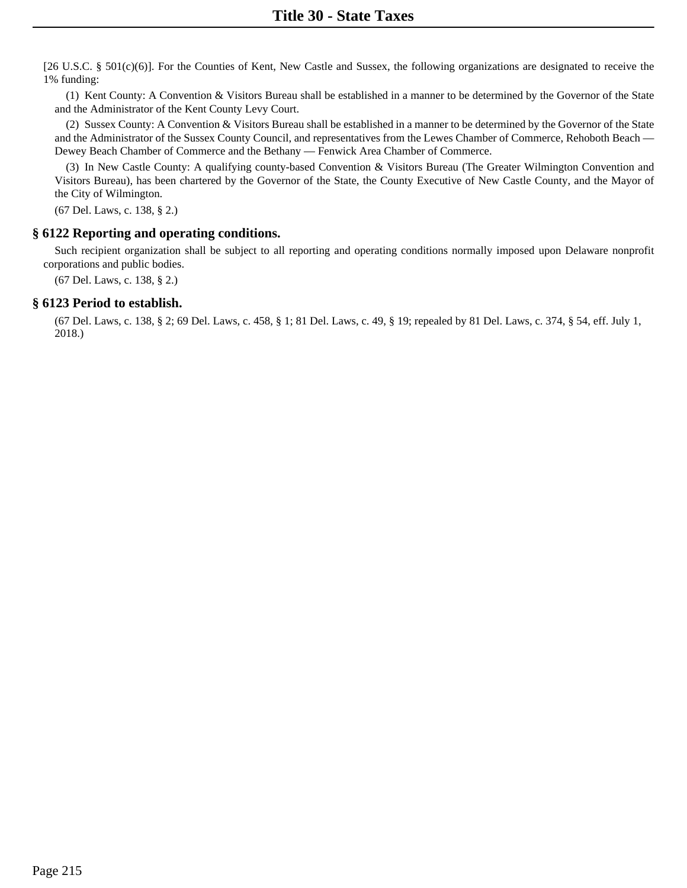[26 U.S.C. § 501(c)(6)]. For the Counties of Kent, New Castle and Sussex, the following organizations are designated to receive the 1% funding:

(1) Kent County: A Convention & Visitors Bureau shall be established in a manner to be determined by the Governor of the State and the Administrator of the Kent County Levy Court.

(2) Sussex County: A Convention & Visitors Bureau shall be established in a manner to be determined by the Governor of the State and the Administrator of the Sussex County Council, and representatives from the Lewes Chamber of Commerce, Rehoboth Beach — Dewey Beach Chamber of Commerce and the Bethany — Fenwick Area Chamber of Commerce.

(3) In New Castle County: A qualifying county-based Convention & Visitors Bureau (The Greater Wilmington Convention and Visitors Bureau), has been chartered by the Governor of the State, the County Executive of New Castle County, and the Mayor of the City of Wilmington.

(67 Del. Laws, c. 138, § 2.)

## § 6122 Reporting and operating conditions.

Such recipient organization shall be subject to all reporting and operating conditions normally imposed upon Delaware nonprofit corporations and public bodies.

(67 Del. Laws, c. 138, § 2.)

## § 6123 Period to establish.

(67 Del. Laws, c. 138, § 2; 69 Del. Laws, c. 458, § 1; 81 Del. Laws, c. 49, § 19; repealed by 81 Del. Laws, c. 374, § 54, eff. July 1, 2018.)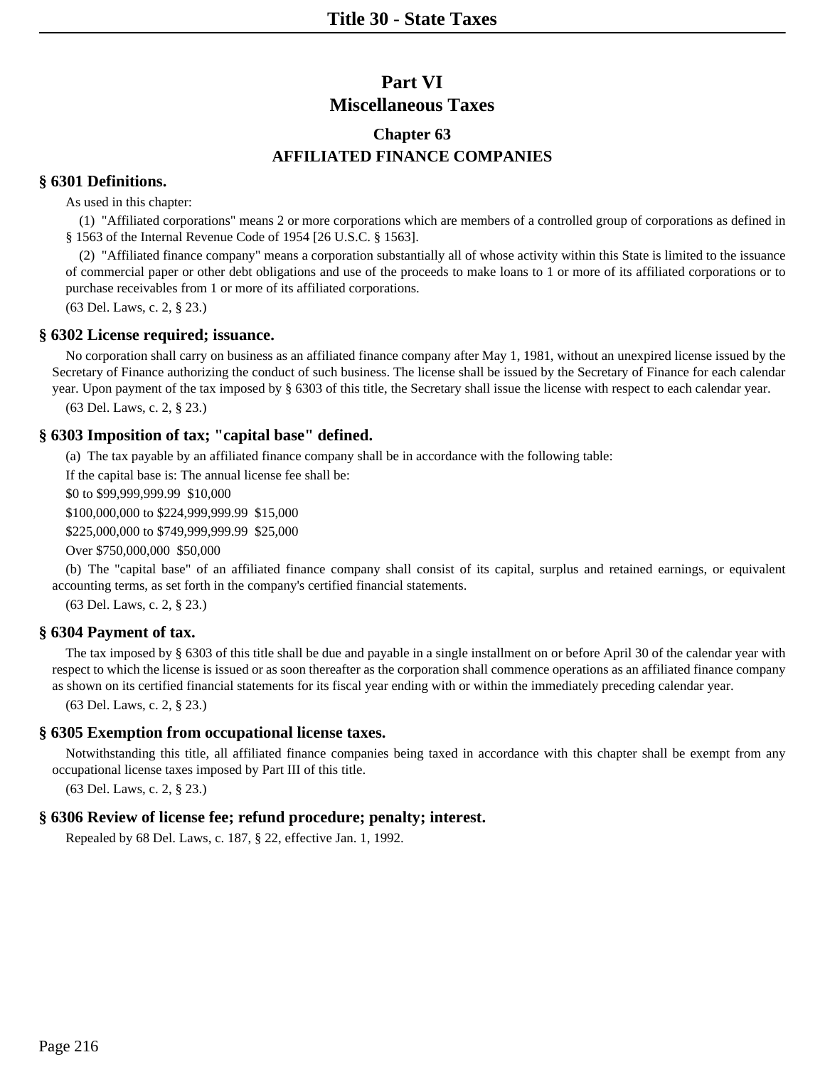# Part VI
# Miscellaneous Taxes

## Chapter 63
## AFFILIATED FINANCE COMPANIES

### § 6301 Definitions.

As used in this chapter:

(1) "Affiliated corporations" means 2 or more corporations which are members of a controlled group of corporations as defined in § 1563 of the Internal Revenue Code of 1954 [26 U.S.C. § 1563].

(2) "Affiliated finance company" means a corporation substantially all of whose activity within this State is limited to the issuance of commercial paper or other debt obligations and use of the proceeds to make loans to 1 or more of its affiliated corporations or to purchase receivables from 1 or more of its affiliated corporations.

(63 Del. Laws, c. 2, § 23.)

### § 6302 License required; issuance.

No corporation shall carry on business as an affiliated finance company after May 1, 1981, without an unexpired license issued by the Secretary of Finance authorizing the conduct of such business. The license shall be issued by the Secretary of Finance for each calendar year. Upon payment of the tax imposed by § 6303 of this title, the Secretary shall issue the license with respect to each calendar year.

(63 Del. Laws, c. 2, § 23.)

### § 6303 Imposition of tax; "capital base" defined.

(a) The tax payable by an affiliated finance company shall be in accordance with the following table:

| If the capital base is: | The annual license fee shall be: |
|---|---|
| $0 to $99,999,999.99 | $10,000 |
| $100,000,000 to $224,999,999.99 | $15,000 |
| $225,000,000 to $749,999,999.99 | $25,000 |
| Over $750,000,000 | $50,000 |

(b) The "capital base" of an affiliated finance company shall consist of its capital, surplus and retained earnings, or equivalent accounting terms, as set forth in the company's certified financial statements.

(63 Del. Laws, c. 2, § 23.)

### § 6304 Payment of tax.

The tax imposed by § 6303 of this title shall be due and payable in a single installment on or before April 30 of the calendar year with respect to which the license is issued or as soon thereafter as the corporation shall commence operations as an affiliated finance company as shown on its certified financial statements for its fiscal year ending with or within the immediately preceding calendar year.

(63 Del. Laws, c. 2, § 23.)

### § 6305 Exemption from occupational license taxes.

Notwithstanding this title, all affiliated finance companies being taxed in accordance with this chapter shall be exempt from any occupational license taxes imposed by Part III of this title.

(63 Del. Laws, c. 2, § 23.)

### § 6306 Review of license fee; refund procedure; penalty; interest.

Repealed by 68 Del. Laws, c. 187, § 22, effective Jan. 1, 1992.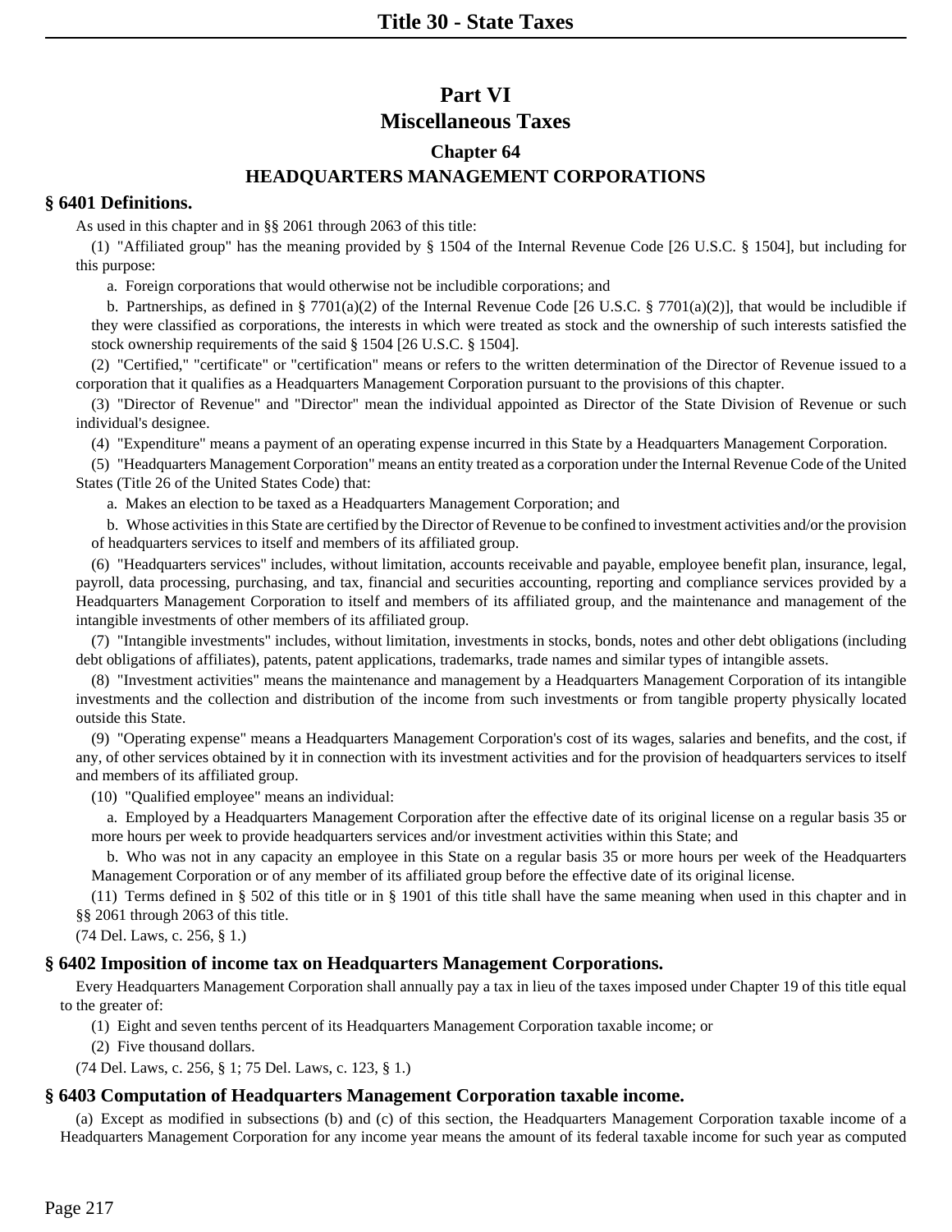# Part VI
# Miscellaneous Taxes

## Chapter 64
## HEADQUARTERS MANAGEMENT CORPORATIONS

### § 6401 Definitions.

As used in this chapter and in §§ 2061 through 2063 of this title:

(1) "Affiliated group" has the meaning provided by § 1504 of the Internal Revenue Code [26 U.S.C. § 1504], but including for this purpose:

a. Foreign corporations that would otherwise not be includible corporations; and

b. Partnerships, as defined in § 7701(a)(2) of the Internal Revenue Code [26 U.S.C. § 7701(a)(2)], that would be includible if they were classified as corporations, the interests in which were treated as stock and the ownership of such interests satisfied the stock ownership requirements of the said § 1504 [26 U.S.C. § 1504].

(2) "Certified," "certificate" or "certification" means or refers to the written determination of the Director of Revenue issued to a corporation that it qualifies as a Headquarters Management Corporation pursuant to the provisions of this chapter.

(3) "Director of Revenue" and "Director" mean the individual appointed as Director of the State Division of Revenue or such individual's designee.

(4) "Expenditure" means a payment of an operating expense incurred in this State by a Headquarters Management Corporation.

(5) "Headquarters Management Corporation" means an entity treated as a corporation under the Internal Revenue Code of the United States (Title 26 of the United States Code) that:

a. Makes an election to be taxed as a Headquarters Management Corporation; and

b. Whose activities in this State are certified by the Director of Revenue to be confined to investment activities and/or the provision of headquarters services to itself and members of its affiliated group.

(6) "Headquarters services" includes, without limitation, accounts receivable and payable, employee benefit plan, insurance, legal, payroll, data processing, purchasing, and tax, financial and securities accounting, reporting and compliance services provided by a Headquarters Management Corporation to itself and members of its affiliated group, and the maintenance and management of the intangible investments of other members of its affiliated group.

(7) "Intangible investments" includes, without limitation, investments in stocks, bonds, notes and other debt obligations (including debt obligations of affiliates), patents, patent applications, trademarks, trade names and similar types of intangible assets.

(8) "Investment activities" means the maintenance and management by a Headquarters Management Corporation of its intangible investments and the collection and distribution of the income from such investments or from tangible property physically located outside this State.

(9) "Operating expense" means a Headquarters Management Corporation's cost of its wages, salaries and benefits, and the cost, if any, of other services obtained by it in connection with its investment activities and for the provision of headquarters services to itself and members of its affiliated group.

(10) "Qualified employee" means an individual:

a. Employed by a Headquarters Management Corporation after the effective date of its original license on a regular basis 35 or more hours per week to provide headquarters services and/or investment activities within this State; and

b. Who was not in any capacity an employee in this State on a regular basis 35 or more hours per week of the Headquarters Management Corporation or of any member of its affiliated group before the effective date of its original license.

(11) Terms defined in § 502 of this title or in § 1901 of this title shall have the same meaning when used in this chapter and in §§ 2061 through 2063 of this title.

(74 Del. Laws, c. 256, § 1.)

### § 6402 Imposition of income tax on Headquarters Management Corporations.

Every Headquarters Management Corporation shall annually pay a tax in lieu of the taxes imposed under Chapter 19 of this title equal to the greater of:

(1) Eight and seven tenths percent of its Headquarters Management Corporation taxable income; or

(2) Five thousand dollars.

(74 Del. Laws, c. 256, § 1; 75 Del. Laws, c. 123, § 1.)

### § 6403 Computation of Headquarters Management Corporation taxable income.

(a) Except as modified in subsections (b) and (c) of this section, the Headquarters Management Corporation taxable income of a Headquarters Management Corporation for any income year means the amount of its federal taxable income for such year as computed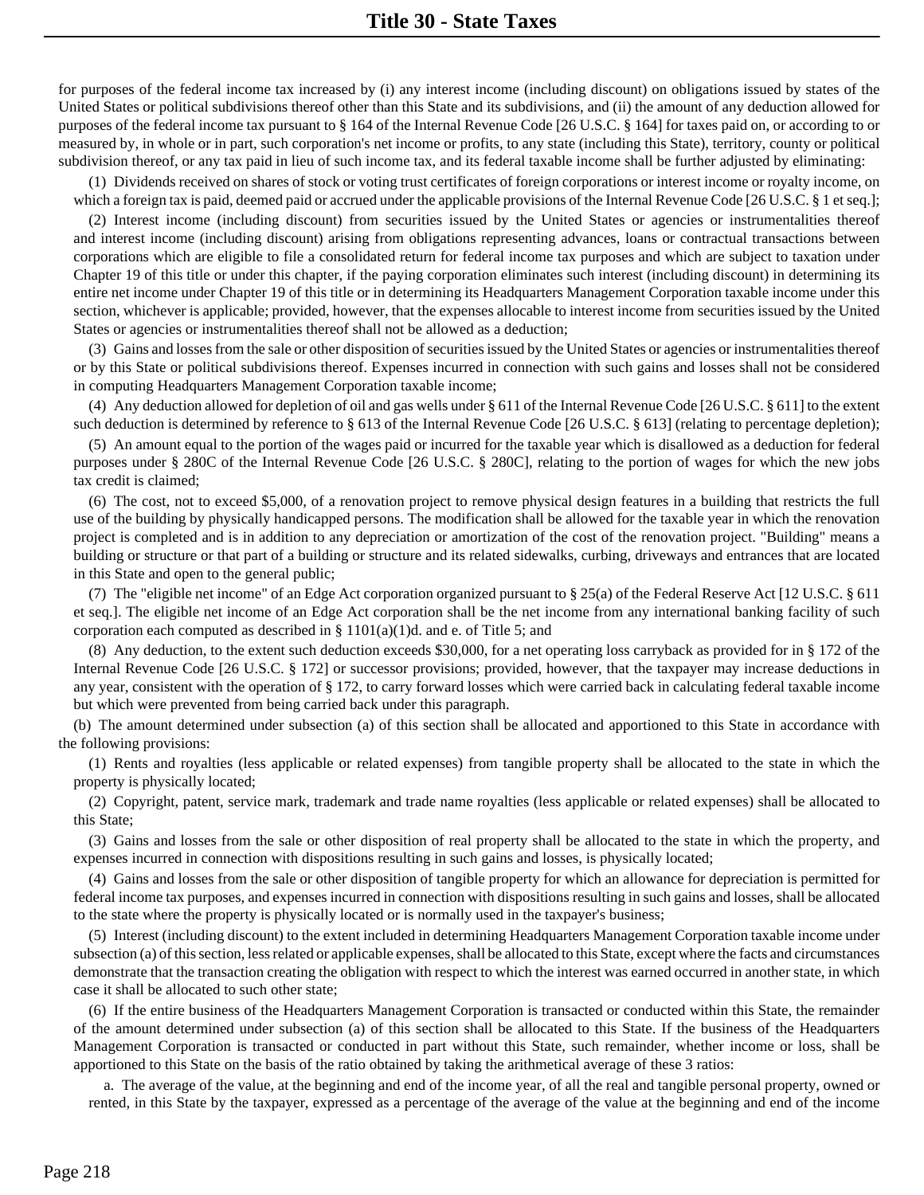for purposes of the federal income tax increased by (i) any interest income (including discount) on obligations issued by states of the United States or political subdivisions thereof other than this State and its subdivisions, and (ii) the amount of any deduction allowed for purposes of the federal income tax pursuant to § 164 of the Internal Revenue Code [26 U.S.C. § 164] for taxes paid on, or according to or measured by, in whole or in part, such corporation's net income or profits, to any state (including this State), territory, county or political subdivision thereof, or any tax paid in lieu of such income tax, and its federal taxable income shall be further adjusted by eliminating:

(1) Dividends received on shares of stock or voting trust certificates of foreign corporations or interest income or royalty income, on which a foreign tax is paid, deemed paid or accrued under the applicable provisions of the Internal Revenue Code [26 U.S.C. § 1 et seq.];

(2) Interest income (including discount) from securities issued by the United States or agencies or instrumentalities thereof and interest income (including discount) arising from obligations representing advances, loans or contractual transactions between corporations which are eligible to file a consolidated return for federal income tax purposes and which are subject to taxation under Chapter 19 of this title or under this chapter, if the paying corporation eliminates such interest (including discount) in determining its entire net income under Chapter 19 of this title or in determining its Headquarters Management Corporation taxable income under this section, whichever is applicable; provided, however, that the expenses allocable to interest income from securities issued by the United States or agencies or instrumentalities thereof shall not be allowed as a deduction;

(3) Gains and losses from the sale or other disposition of securities issued by the United States or agencies or instrumentalities thereof or by this State or political subdivisions thereof. Expenses incurred in connection with such gains and losses shall not be considered in computing Headquarters Management Corporation taxable income;

(4) Any deduction allowed for depletion of oil and gas wells under § 611 of the Internal Revenue Code [26 U.S.C. § 611] to the extent such deduction is determined by reference to § 613 of the Internal Revenue Code [26 U.S.C. § 613] (relating to percentage depletion);

(5) An amount equal to the portion of the wages paid or incurred for the taxable year which is disallowed as a deduction for federal purposes under § 280C of the Internal Revenue Code [26 U.S.C. § 280C], relating to the portion of wages for which the new jobs tax credit is claimed;

(6) The cost, not to exceed $5,000, of a renovation project to remove physical design features in a building that restricts the full use of the building by physically handicapped persons. The modification shall be allowed for the taxable year in which the renovation project is completed and is in addition to any depreciation or amortization of the cost of the renovation project. "Building" means a building or structure or that part of a building or structure and its related sidewalks, curbing, driveways and entrances that are located in this State and open to the general public;

(7) The "eligible net income" of an Edge Act corporation organized pursuant to § 25(a) of the Federal Reserve Act [12 U.S.C. § 611 et seq.]. The eligible net income of an Edge Act corporation shall be the net income from any international banking facility of such corporation each computed as described in § 1101(a)(1)d. and e. of Title 5; and

(8) Any deduction, to the extent such deduction exceeds $30,000, for a net operating loss carryback as provided for in § 172 of the Internal Revenue Code [26 U.S.C. § 172] or successor provisions; provided, however, that the taxpayer may increase deductions in any year, consistent with the operation of § 172, to carry forward losses which were carried back in calculating federal taxable income but which were prevented from being carried back under this paragraph.

(b) The amount determined under subsection (a) of this section shall be allocated and apportioned to this State in accordance with the following provisions:

(1) Rents and royalties (less applicable or related expenses) from tangible property shall be allocated to the state in which the property is physically located;

(2) Copyright, patent, service mark, trademark and trade name royalties (less applicable or related expenses) shall be allocated to this State;

(3) Gains and losses from the sale or other disposition of real property shall be allocated to the state in which the property, and expenses incurred in connection with dispositions resulting in such gains and losses, is physically located;

(4) Gains and losses from the sale or other disposition of tangible property for which an allowance for depreciation is permitted for federal income tax purposes, and expenses incurred in connection with dispositions resulting in such gains and losses, shall be allocated to the state where the property is physically located or is normally used in the taxpayer's business;

(5) Interest (including discount) to the extent included in determining Headquarters Management Corporation taxable income under subsection (a) of this section, less related or applicable expenses, shall be allocated to this State, except where the facts and circumstances demonstrate that the transaction creating the obligation with respect to which the interest was earned occurred in another state, in which case it shall be allocated to such other state;

(6) If the entire business of the Headquarters Management Corporation is transacted or conducted within this State, the remainder of the amount determined under subsection (a) of this section shall be allocated to this State. If the business of the Headquarters Management Corporation is transacted or conducted in part without this State, such remainder, whether income or loss, shall be apportioned to this State on the basis of the ratio obtained by taking the arithmetical average of these 3 ratios:

a. The average of the value, at the beginning and end of the income year, of all the real and tangible personal property, owned or rented, in this State by the taxpayer, expressed as a percentage of the average of the value at the beginning and end of the income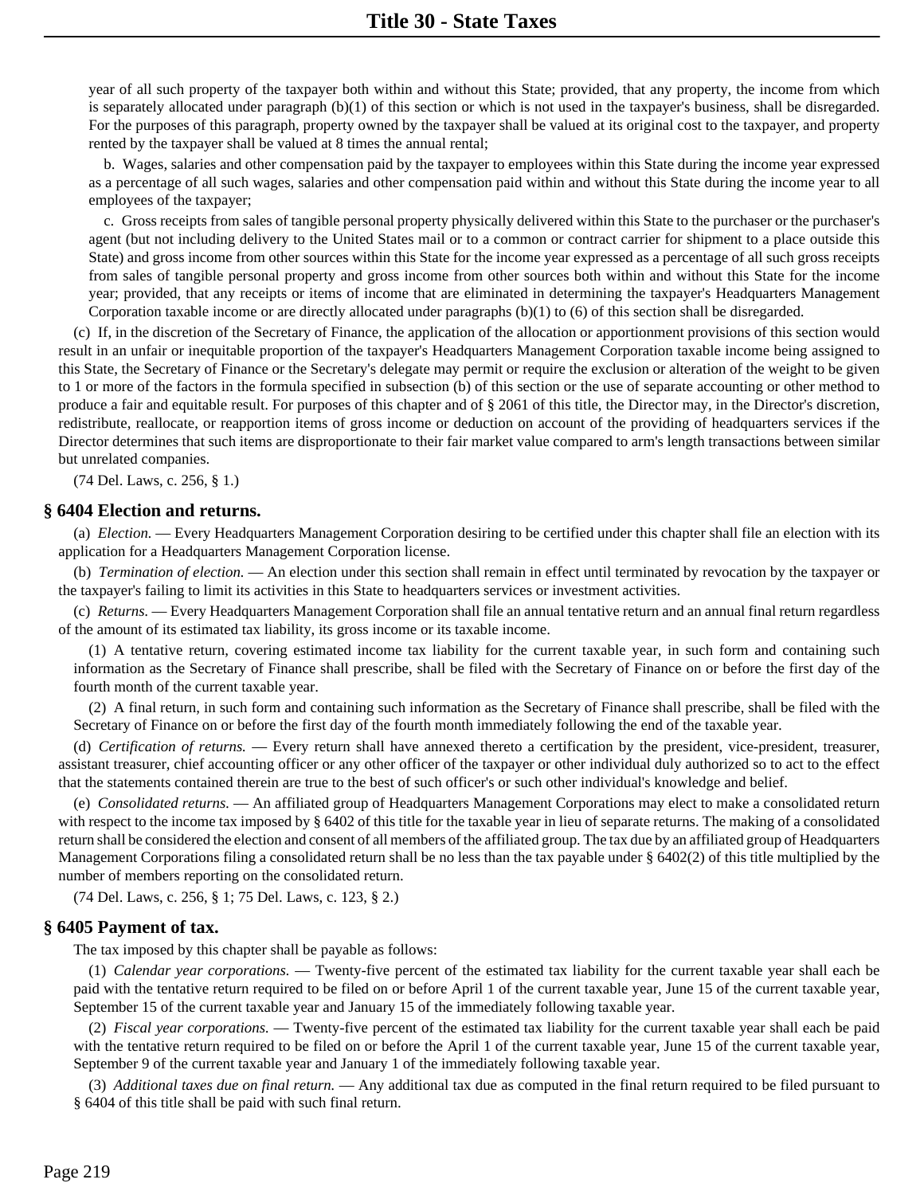year of all such property of the taxpayer both within and without this State; provided, that any property, the income from which is separately allocated under paragraph (b)(1) of this section or which is not used in the taxpayer's business, shall be disregarded. For the purposes of this paragraph, property owned by the taxpayer shall be valued at its original cost to the taxpayer, and property rented by the taxpayer shall be valued at 8 times the annual rental;

b. Wages, salaries and other compensation paid by the taxpayer to employees within this State during the income year expressed as a percentage of all such wages, salaries and other compensation paid within and without this State during the income year to all employees of the taxpayer;

c. Gross receipts from sales of tangible personal property physically delivered within this State to the purchaser or the purchaser's agent (but not including delivery to the United States mail or to a common or contract carrier for shipment to a place outside this State) and gross income from other sources within this State for the income year expressed as a percentage of all such gross receipts from sales of tangible personal property and gross income from other sources both within and without this State for the income year; provided, that any receipts or items of income that are eliminated in determining the taxpayer's Headquarters Management Corporation taxable income or are directly allocated under paragraphs (b)(1) to (6) of this section shall be disregarded.

(c) If, in the discretion of the Secretary of Finance, the application of the allocation or apportionment provisions of this section would result in an unfair or inequitable proportion of the taxpayer's Headquarters Management Corporation taxable income being assigned to this State, the Secretary of Finance or the Secretary's delegate may permit or require the exclusion or alteration of the weight to be given to 1 or more of the factors in the formula specified in subsection (b) of this section or the use of separate accounting or other method to produce a fair and equitable result. For purposes of this chapter and of § 2061 of this title, the Director may, in the Director's discretion, redistribute, reallocate, or reapportion items of gross income or deduction on account of the providing of headquarters services if the Director determines that such items are disproportionate to their fair market value compared to arm's length transactions between similar but unrelated companies.

(74 Del. Laws, c. 256, § 1.)

### § 6404 Election and returns.

(a) *Election.* — Every Headquarters Management Corporation desiring to be certified under this chapter shall file an election with its application for a Headquarters Management Corporation license.

(b) *Termination of election.* — An election under this section shall remain in effect until terminated by revocation by the taxpayer or the taxpayer's failing to limit its activities in this State to headquarters services or investment activities.

(c) *Returns.* — Every Headquarters Management Corporation shall file an annual tentative return and an annual final return regardless of the amount of its estimated tax liability, its gross income or its taxable income.

(1) A tentative return, covering estimated income tax liability for the current taxable year, in such form and containing such information as the Secretary of Finance shall prescribe, shall be filed with the Secretary of Finance on or before the first day of the fourth month of the current taxable year.

(2) A final return, in such form and containing such information as the Secretary of Finance shall prescribe, shall be filed with the Secretary of Finance on or before the first day of the fourth month immediately following the end of the taxable year.

(d) *Certification of returns.* — Every return shall have annexed thereto a certification by the president, vice-president, treasurer, assistant treasurer, chief accounting officer or any other officer of the taxpayer or other individual duly authorized so to act to the effect that the statements contained therein are true to the best of such officer's or such other individual's knowledge and belief.

(e) *Consolidated returns.* — An affiliated group of Headquarters Management Corporations may elect to make a consolidated return with respect to the income tax imposed by § 6402 of this title for the taxable year in lieu of separate returns. The making of a consolidated return shall be considered the election and consent of all members of the affiliated group. The tax due by an affiliated group of Headquarters Management Corporations filing a consolidated return shall be no less than the tax payable under § 6402(2) of this title multiplied by the number of members reporting on the consolidated return.

(74 Del. Laws, c. 256, § 1; 75 Del. Laws, c. 123, § 2.)

### § 6405 Payment of tax.

The tax imposed by this chapter shall be payable as follows:

(1) *Calendar year corporations.* — Twenty-five percent of the estimated tax liability for the current taxable year shall each be paid with the tentative return required to be filed on or before April 1 of the current taxable year, June 15 of the current taxable year, September 15 of the current taxable year and January 15 of the immediately following taxable year.

(2) *Fiscal year corporations.* — Twenty-five percent of the estimated tax liability for the current taxable year shall each be paid with the tentative return required to be filed on or before the April 1 of the current taxable year, June 15 of the current taxable year, September 9 of the current taxable year and January 1 of the immediately following taxable year.

(3) *Additional taxes due on final return.* — Any additional tax due as computed in the final return required to be filed pursuant to § 6404 of this title shall be paid with such final return.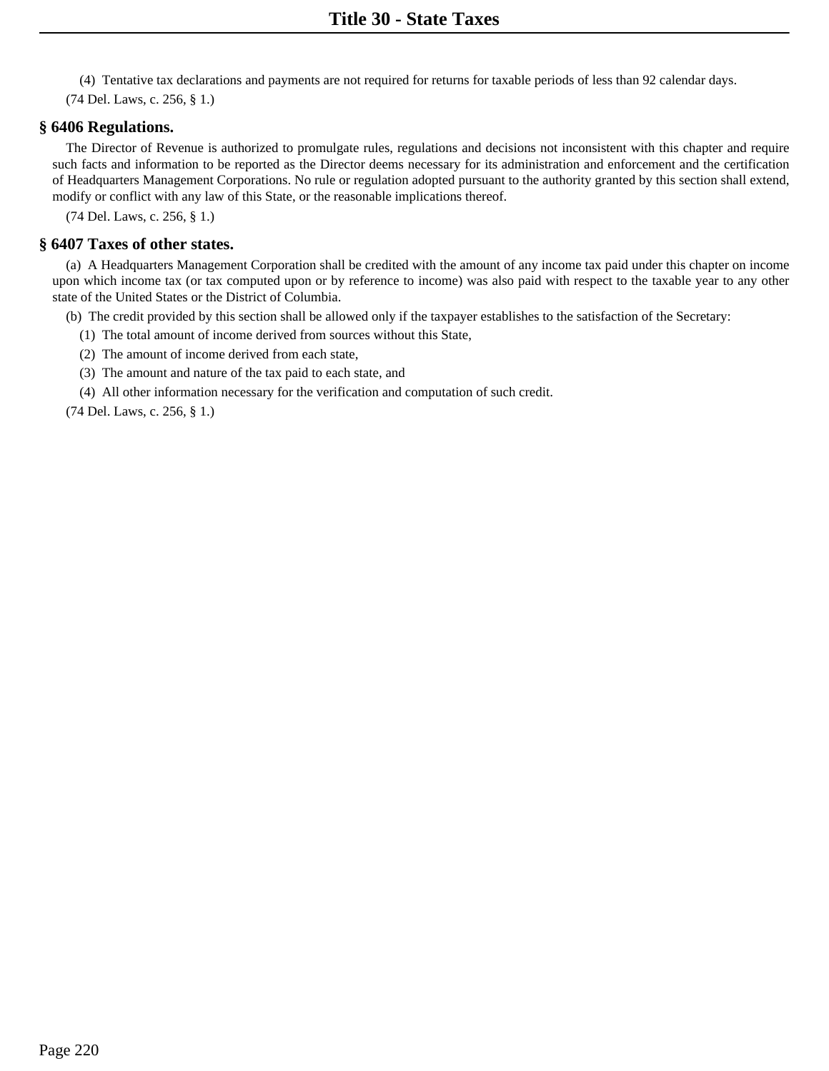(4) Tentative tax declarations and payments are not required for returns for taxable periods of less than 92 calendar days.

(74 Del. Laws, c. 256, § 1.)

### § 6406 Regulations.

The Director of Revenue is authorized to promulgate rules, regulations and decisions not inconsistent with this chapter and require such facts and information to be reported as the Director deems necessary for its administration and enforcement and the certification of Headquarters Management Corporations. No rule or regulation adopted pursuant to the authority granted by this section shall extend, modify or conflict with any law of this State, or the reasonable implications thereof.

(74 Del. Laws, c. 256, § 1.)

### § 6407 Taxes of other states.

(a) A Headquarters Management Corporation shall be credited with the amount of any income tax paid under this chapter on income upon which income tax (or tax computed upon or by reference to income) was also paid with respect to the taxable year to any other state of the United States or the District of Columbia.

(b) The credit provided by this section shall be allowed only if the taxpayer establishes to the satisfaction of the Secretary:

(1) The total amount of income derived from sources without this State,

(2) The amount of income derived from each state,

(3) The amount and nature of the tax paid to each state, and

(4) All other information necessary for the verification and computation of such credit.

(74 Del. Laws, c. 256, § 1.)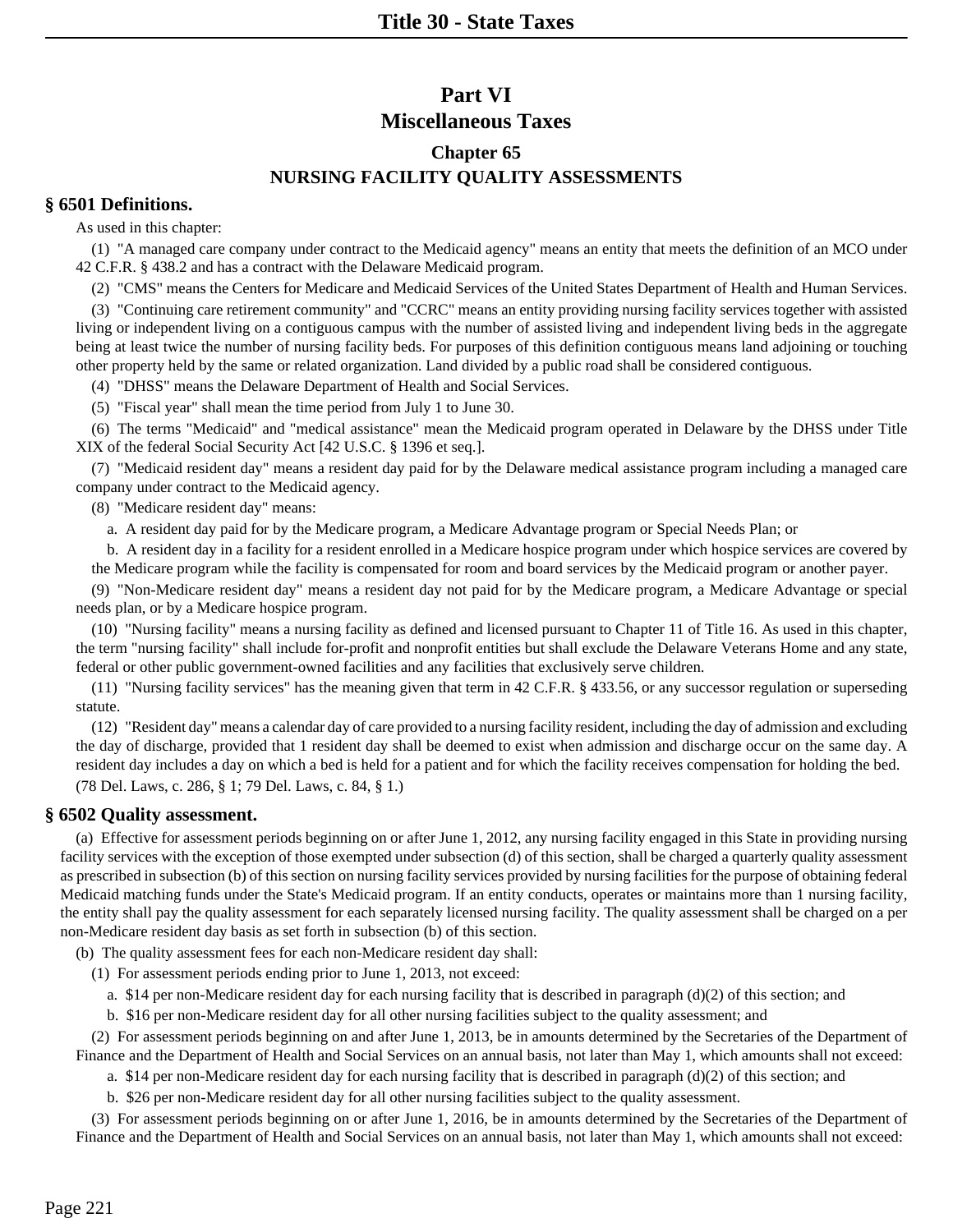# Part VI
# Miscellaneous Taxes

## Chapter 65
## NURSING FACILITY QUALITY ASSESSMENTS

### § 6501 Definitions.

As used in this chapter:

(1) "A managed care company under contract to the Medicaid agency" means an entity that meets the definition of an MCO under 42 C.F.R. § 438.2 and has a contract with the Delaware Medicaid program.

(2) "CMS" means the Centers for Medicare and Medicaid Services of the United States Department of Health and Human Services.

(3) "Continuing care retirement community" and "CCRC" means an entity providing nursing facility services together with assisted living or independent living on a contiguous campus with the number of assisted living and independent living beds in the aggregate being at least twice the number of nursing facility beds. For purposes of this definition contiguous means land adjoining or touching other property held by the same or related organization. Land divided by a public road shall be considered contiguous.

(4) "DHSS" means the Delaware Department of Health and Social Services.

(5) "Fiscal year" shall mean the time period from July 1 to June 30.

(6) The terms "Medicaid" and "medical assistance" mean the Medicaid program operated in Delaware by the DHSS under Title XIX of the federal Social Security Act [42 U.S.C. § 1396 et seq.].

(7) "Medicaid resident day" means a resident day paid for by the Delaware medical assistance program including a managed care company under contract to the Medicaid agency.

(8) "Medicare resident day" means:

a. A resident day paid for by the Medicare program, a Medicare Advantage program or Special Needs Plan; or

b. A resident day in a facility for a resident enrolled in a Medicare hospice program under which hospice services are covered by the Medicare program while the facility is compensated for room and board services by the Medicaid program or another payer.

(9) "Non-Medicare resident day" means a resident day not paid for by the Medicare program, a Medicare Advantage or special needs plan, or by a Medicare hospice program.

(10) "Nursing facility" means a nursing facility as defined and licensed pursuant to Chapter 11 of Title 16. As used in this chapter, the term "nursing facility" shall include for-profit and nonprofit entities but shall exclude the Delaware Veterans Home and any state, federal or other public government-owned facilities and any facilities that exclusively serve children.

(11) "Nursing facility services" has the meaning given that term in 42 C.F.R. § 433.56, or any successor regulation or superseding statute.

(12) "Resident day" means a calendar day of care provided to a nursing facility resident, including the day of admission and excluding the day of discharge, provided that 1 resident day shall be deemed to exist when admission and discharge occur on the same day. A resident day includes a day on which a bed is held for a patient and for which the facility receives compensation for holding the bed.

(78 Del. Laws, c. 286, § 1; 79 Del. Laws, c. 84, § 1.)

### § 6502 Quality assessment.

(a) Effective for assessment periods beginning on or after June 1, 2012, any nursing facility engaged in this State in providing nursing facility services with the exception of those exempted under subsection (d) of this section, shall be charged a quarterly quality assessment as prescribed in subsection (b) of this section on nursing facility services provided by nursing facilities for the purpose of obtaining federal Medicaid matching funds under the State's Medicaid program. If an entity conducts, operates or maintains more than 1 nursing facility, the entity shall pay the quality assessment for each separately licensed nursing facility. The quality assessment shall be charged on a per non-Medicare resident day basis as set forth in subsection (b) of this section.

(b) The quality assessment fees for each non-Medicare resident day shall:

(1) For assessment periods ending prior to June 1, 2013, not exceed:

a. $14 per non-Medicare resident day for each nursing facility that is described in paragraph (d)(2) of this section; and

b. $16 per non-Medicare resident day for all other nursing facilities subject to the quality assessment; and

(2) For assessment periods beginning on and after June 1, 2013, be in amounts determined by the Secretaries of the Department of Finance and the Department of Health and Social Services on an annual basis, not later than May 1, which amounts shall not exceed:

a. $14 per non-Medicare resident day for each nursing facility that is described in paragraph (d)(2) of this section; and

b. $26 per non-Medicare resident day for all other nursing facilities subject to the quality assessment.

(3) For assessment periods beginning on or after June 1, 2016, be in amounts determined by the Secretaries of the Department of Finance and the Department of Health and Social Services on an annual basis, not later than May 1, which amounts shall not exceed: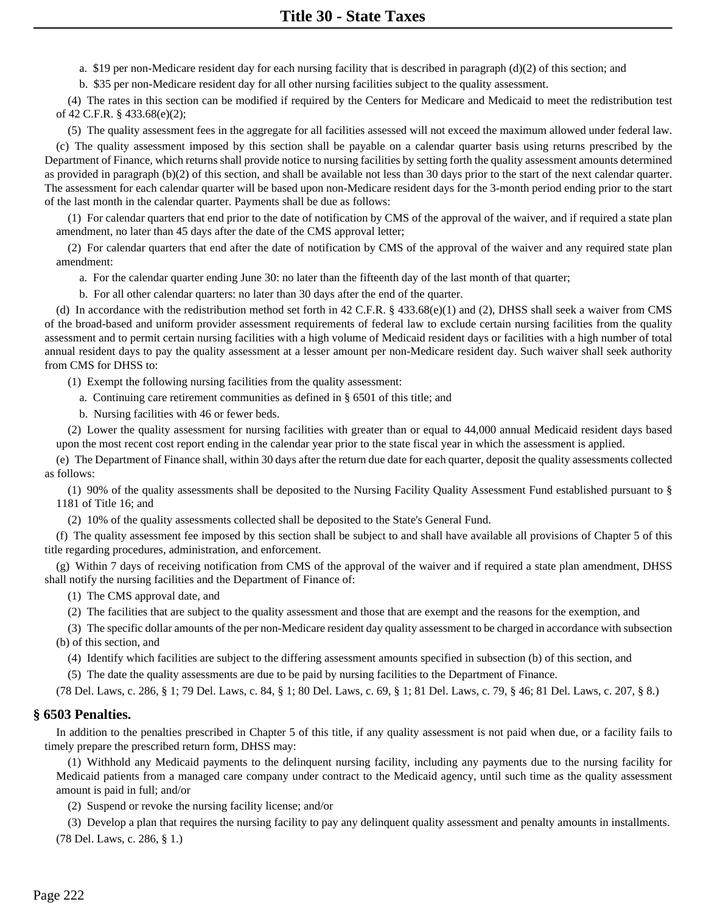a. $19 per non-Medicare resident day for each nursing facility that is described in paragraph (d)(2) of this section; and

b. $35 per non-Medicare resident day for all other nursing facilities subject to the quality assessment.

(4) The rates in this section can be modified if required by the Centers for Medicare and Medicaid to meet the redistribution test of 42 C.F.R. § 433.68(e)(2);

(5) The quality assessment fees in the aggregate for all facilities assessed will not exceed the maximum allowed under federal law.

(c) The quality assessment imposed by this section shall be payable on a calendar quarter basis using returns prescribed by the Department of Finance, which returns shall provide notice to nursing facilities by setting forth the quality assessment amounts determined as provided in paragraph (b)(2) of this section, and shall be available not less than 30 days prior to the start of the next calendar quarter. The assessment for each calendar quarter will be based upon non-Medicare resident days for the 3-month period ending prior to the start of the last month in the calendar quarter. Payments shall be due as follows:

(1) For calendar quarters that end prior to the date of notification by CMS of the approval of the waiver, and if required a state plan amendment, no later than 45 days after the date of the CMS approval letter;

(2) For calendar quarters that end after the date of notification by CMS of the approval of the waiver and any required state plan amendment:

a. For the calendar quarter ending June 30: no later than the fifteenth day of the last month of that quarter;

b. For all other calendar quarters: no later than 30 days after the end of the quarter.

(d) In accordance with the redistribution method set forth in 42 C.F.R. § 433.68(e)(1) and (2), DHSS shall seek a waiver from CMS of the broad-based and uniform provider assessment requirements of federal law to exclude certain nursing facilities from the quality assessment and to permit certain nursing facilities with a high volume of Medicaid resident days or facilities with a high number of total annual resident days to pay the quality assessment at a lesser amount per non-Medicare resident day. Such waiver shall seek authority from CMS for DHSS to:

(1) Exempt the following nursing facilities from the quality assessment:

a. Continuing care retirement communities as defined in § 6501 of this title; and

b. Nursing facilities with 46 or fewer beds.

(2) Lower the quality assessment for nursing facilities with greater than or equal to 44,000 annual Medicaid resident days based upon the most recent cost report ending in the calendar year prior to the state fiscal year in which the assessment is applied.

(e) The Department of Finance shall, within 30 days after the return due date for each quarter, deposit the quality assessments collected as follows:

(1) 90% of the quality assessments shall be deposited to the Nursing Facility Quality Assessment Fund established pursuant to § 1181 of Title 16; and

(2) 10% of the quality assessments collected shall be deposited to the State's General Fund.

(f) The quality assessment fee imposed by this section shall be subject to and shall have available all provisions of Chapter 5 of this title regarding procedures, administration, and enforcement.

(g) Within 7 days of receiving notification from CMS of the approval of the waiver and if required a state plan amendment, DHSS shall notify the nursing facilities and the Department of Finance of:

(1) The CMS approval date, and

(2) The facilities that are subject to the quality assessment and those that are exempt and the reasons for the exemption, and

(3) The specific dollar amounts of the per non-Medicare resident day quality assessment to be charged in accordance with subsection (b) of this section, and

(4) Identify which facilities are subject to the differing assessment amounts specified in subsection (b) of this section, and

(5) The date the quality assessments are due to be paid by nursing facilities to the Department of Finance.

(78 Del. Laws, c. 286, § 1; 79 Del. Laws, c. 84, § 1; 80 Del. Laws, c. 69, § 1; 81 Del. Laws, c. 79, § 46; 81 Del. Laws, c. 207, § 8.)

### § 6503 Penalties.

In addition to the penalties prescribed in Chapter 5 of this title, if any quality assessment is not paid when due, or a facility fails to timely prepare the prescribed return form, DHSS may:

(1) Withhold any Medicaid payments to the delinquent nursing facility, including any payments due to the nursing facility for Medicaid patients from a managed care company under contract to the Medicaid agency, until such time as the quality assessment amount is paid in full; and/or

(2) Suspend or revoke the nursing facility license; and/or

(3) Develop a plan that requires the nursing facility to pay any delinquent quality assessment and penalty amounts in installments.

(78 Del. Laws, c. 286, § 1.)